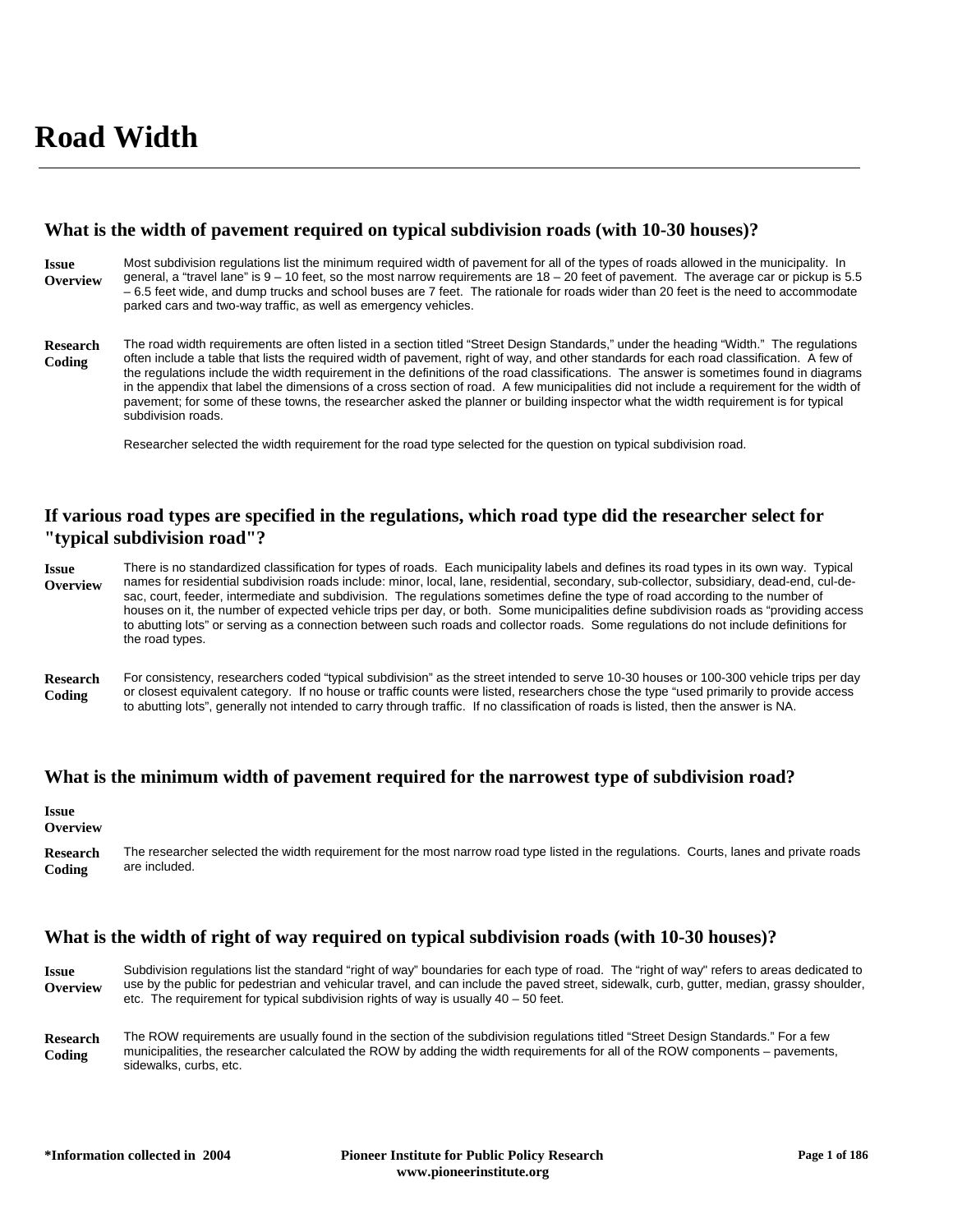# Road Width

## What is the width of pavement required on typical subdivision roads (with 10-30 houses)?

**Issue Overview**

Most subdivision regulations list the minimum required width of pavement for all of the types of roads allowed in the municipality. In general, a "travel lane" is 9 – 10 feet, so the most narrow requirements are 18 – 20 feet of pavement. The average car or pickup is 5.5 – 6.5 feet wide, and dump trucks and school buses are 7 feet. The rationale for roads wider than 20 feet is the need to accommodate parked cars and two-way traffic, as well as emergency vehicles.

**Research Coding**

The road width requirements are often listed in a section titled "Street Design Standards," under the heading "Width." The regulations often include a table that lists the required width of pavement, right of way, and other standards for each road classification. A few of the regulations include the width requirement in the definitions of the road classifications. The answer is sometimes found in diagrams in the appendix that label the dimensions of a cross section of road. A few municipalities did not include a requirement for the width of pavement; for some of these towns, the researcher asked the planner or building inspector what the width requirement is for typical subdivision roads.

Researcher selected the width requirement for the road type selected for the question on typical subdivision road.

## If various road types are specified in the regulations, which road type did the researcher select for "typical subdivision road"?

**Issue Overview**

There is no standardized classification for types of roads. Each municipality labels and defines its road types in its own way. Typical names for residential subdivision roads include: minor, local, lane, residential, secondary, sub-collector, subsidiary, dead-end, cul-de-sac, court, feeder, intermediate and subdivision. The regulations sometimes define the type of road according to the number of houses on it, the number of expected vehicle trips per day, or both. Some municipalities define subdivision roads as "providing access to abutting lots" or serving as a connection between such roads and collector roads. Some regulations do not include definitions for the road types.

**Research Coding**

For consistency, researchers coded "typical subdivision" as the street intended to serve 10-30 houses or 100-300 vehicle trips per day or closest equivalent category. If no house or traffic counts were listed, researchers chose the type "used primarily to provide access to abutting lots", generally not intended to carry through traffic. If no classification of roads is listed, then the answer is NA.

## What is the minimum width of pavement required for the narrowest type of subdivision road?

**Issue Overview**

**Research Coding**

The researcher selected the width requirement for the most narrow road type listed in the regulations. Courts, lanes and private roads are included.

## What is the width of right of way required on typical subdivision roads (with 10-30 houses)?

**Issue Overview**

Subdivision regulations list the standard "right of way" boundaries for each type of road. The "right of way" refers to areas dedicated to use by the public for pedestrian and vehicular travel, and can include the paved street, sidewalk, curb, gutter, median, grassy shoulder, etc. The requirement for typical subdivision rights of way is usually 40 – 50 feet.

**Research Coding**

The ROW requirements are usually found in the section of the subdivision regulations titled "Street Design Standards." For a few municipalities, the researcher calculated the ROW by adding the width requirements for all of the ROW components – pavements, sidewalks, curbs, etc.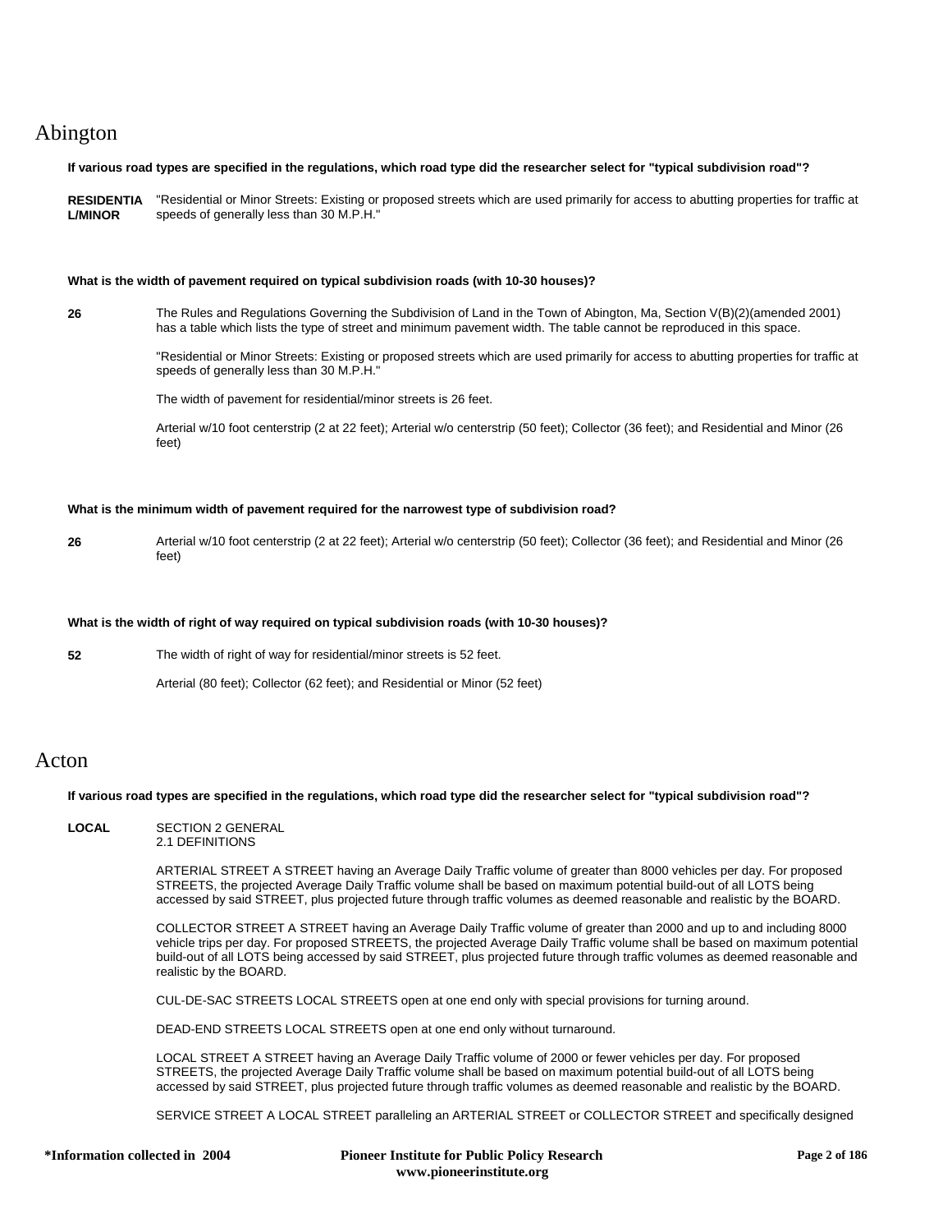# Abington

**If various road types are specified in the regulations, which road type did the researcher select for "typical subdivision road"?**

**RESIDENTIAL/MINOR** "Residential or Minor Streets: Existing or proposed streets which are used primarily for access to abutting properties for traffic at speeds of generally less than 30 M.P.H."

**What is the width of pavement required on typical subdivision roads (with 10-30 houses)?**

**26** The Rules and Regulations Governing the Subdivision of Land in the Town of Abington, Ma, Section V(B)(2)(amended 2001) has a table which lists the type of street and minimum pavement width. The table cannot be reproduced in this space.

"Residential or Minor Streets: Existing or proposed streets which are used primarily for access to abutting properties for traffic at speeds of generally less than 30 M.P.H."

The width of pavement for residential/minor streets is 26 feet.

Arterial w/10 foot centerstrip (2 at 22 feet); Arterial w/o centerstrip (50 feet); Collector (36 feet); and Residential and Minor (26 feet)

**What is the minimum width of pavement required for the narrowest type of subdivision road?**

**26** Arterial w/10 foot centerstrip (2 at 22 feet); Arterial w/o centerstrip (50 feet); Collector (36 feet); and Residential and Minor (26 feet)

**What is the width of right of way required on typical subdivision roads (with 10-30 houses)?**

**52** The width of right of way for residential/minor streets is 52 feet.

Arterial (80 feet); Collector (62 feet); and Residential or Minor (52 feet)

# Acton

**If various road types are specified in the regulations, which road type did the researcher select for "typical subdivision road"?**

**LOCAL** SECTION 2 GENERAL
2.1 DEFINITIONS

ARTERIAL STREET A STREET having an Average Daily Traffic volume of greater than 8000 vehicles per day. For proposed STREETS, the projected Average Daily Traffic volume shall be based on maximum potential build-out of all LOTS being accessed by said STREET, plus projected future through traffic volumes as deemed reasonable and realistic by the BOARD.

COLLECTOR STREET A STREET having an Average Daily Traffic volume of greater than 2000 and up to and including 8000 vehicle trips per day. For proposed STREETS, the projected Average Daily Traffic volume shall be based on maximum potential build-out of all LOTS being accessed by said STREET, plus projected future through traffic volumes as deemed reasonable and realistic by the BOARD.

CUL-DE-SAC STREETS LOCAL STREETS open at one end only with special provisions for turning around.

DEAD-END STREETS LOCAL STREETS open at one end only without turnaround.

LOCAL STREET A STREET having an Average Daily Traffic volume of 2000 or fewer vehicles per day. For proposed STREETS, the projected Average Daily Traffic volume shall be based on maximum potential build-out of all LOTS being accessed by said STREET, plus projected future through traffic volumes as deemed reasonable and realistic by the BOARD.

SERVICE STREET A LOCAL STREET paralleling an ARTERIAL STREET or COLLECTOR STREET and specifically designed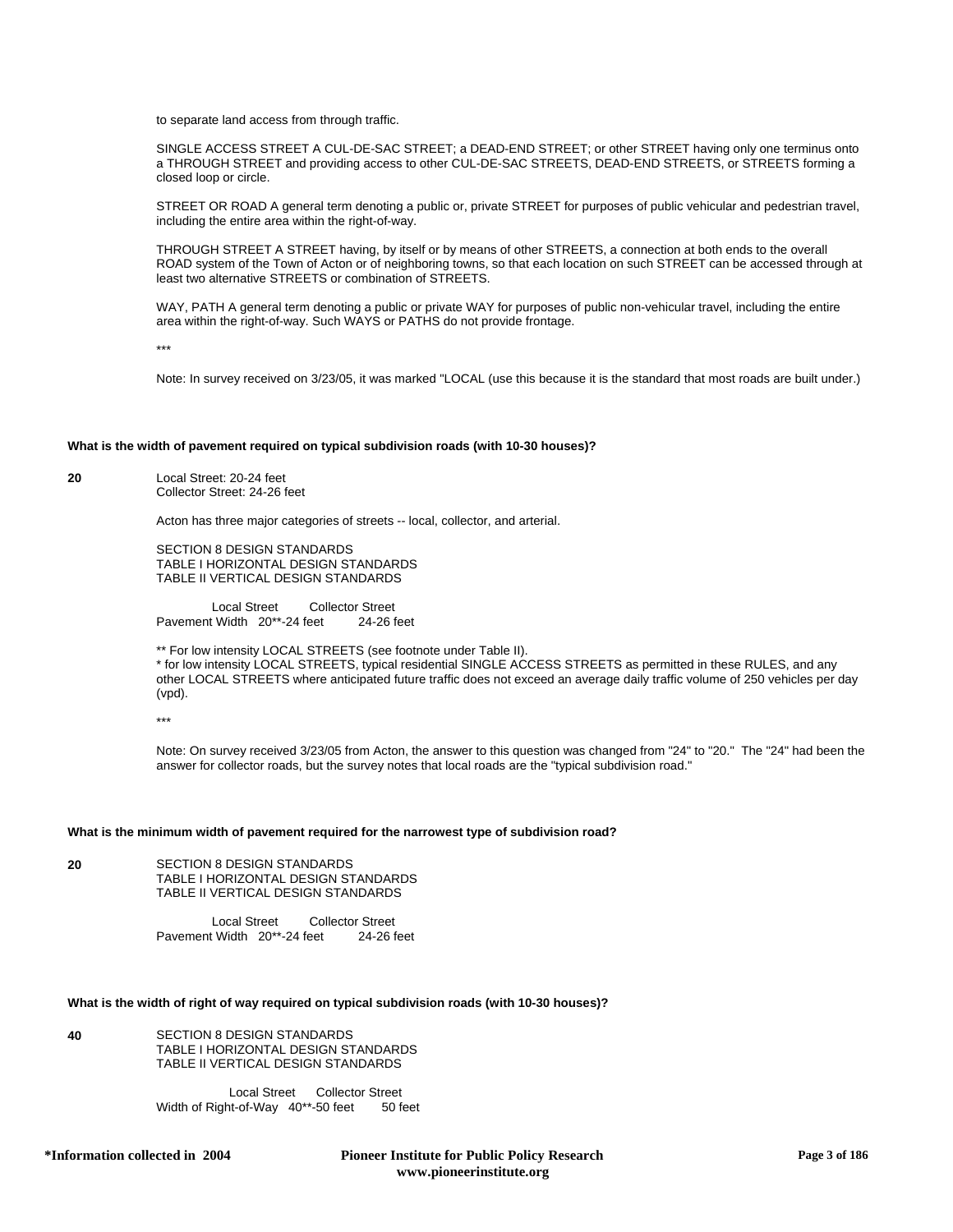to separate land access from through traffic.

SINGLE ACCESS STREET A CUL-DE-SAC STREET; a DEAD-END STREET; or other STREET having only one terminus onto a THROUGH STREET and providing access to other CUL-DE-SAC STREETS, DEAD-END STREETS, or STREETS forming a closed loop or circle.

STREET OR ROAD A general term denoting a public or, private STREET for purposes of public vehicular and pedestrian travel, including the entire area within the right-of-way.

THROUGH STREET A STREET having, by itself or by means of other STREETS, a connection at both ends to the overall ROAD system of the Town of Acton or of neighboring towns, so that each location on such STREET can be accessed through at least two alternative STREETS or combination of STREETS.

WAY, PATH A general term denoting a public or private WAY for purposes of public non-vehicular travel, including the entire area within the right-of-way. Such WAYS or PATHS do not provide frontage.

***

Note: In survey received on 3/23/05, it was marked "LOCAL (use this because it is the standard that most roads are built under.)

**What is the width of pavement required on typical subdivision roads (with 10-30 houses)?**

**20**

Local Street: 20-24 feet
Collector Street: 24-26 feet

Acton has three major categories of streets -- local, collector, and arterial.

SECTION 8 DESIGN STANDARDS
TABLE I HORIZONTAL DESIGN STANDARDS
TABLE II VERTICAL DESIGN STANDARDS

| | Local Street | Collector Street |
|---|---|---|
| Pavement Width | 20**-24 feet | 24-26 feet |

** For low intensity LOCAL STREETS (see footnote under Table II).
* for low intensity LOCAL STREETS, typical residential SINGLE ACCESS STREETS as permitted in these RULES, and any other LOCAL STREETS where anticipated future traffic does not exceed an average daily traffic volume of 250 vehicles per day (vpd).

***

Note: On survey received 3/23/05 from Acton, the answer to this question was changed from "24" to "20." The "24" had been the answer for collector roads, but the survey notes that local roads are the "typical subdivision road."

**What is the minimum width of pavement required for the narrowest type of subdivision road?**

**20**

SECTION 8 DESIGN STANDARDS
TABLE I HORIZONTAL DESIGN STANDARDS
TABLE II VERTICAL DESIGN STANDARDS

| | Local Street | Collector Street |
|---|---|---|
| Pavement Width | 20**-24 feet | 24-26 feet |

**What is the width of right of way required on typical subdivision roads (with 10-30 houses)?**

**40**

SECTION 8 DESIGN STANDARDS
TABLE I HORIZONTAL DESIGN STANDARDS
TABLE II VERTICAL DESIGN STANDARDS

| | Local Street | Collector Street |
|---|---|---|
| Width of Right-of-Way | 40**-50 feet | 50 feet |

*Information collected in 2004

**Pioneer Institute for Public Policy Research**
**www.pioneerinstitute.org**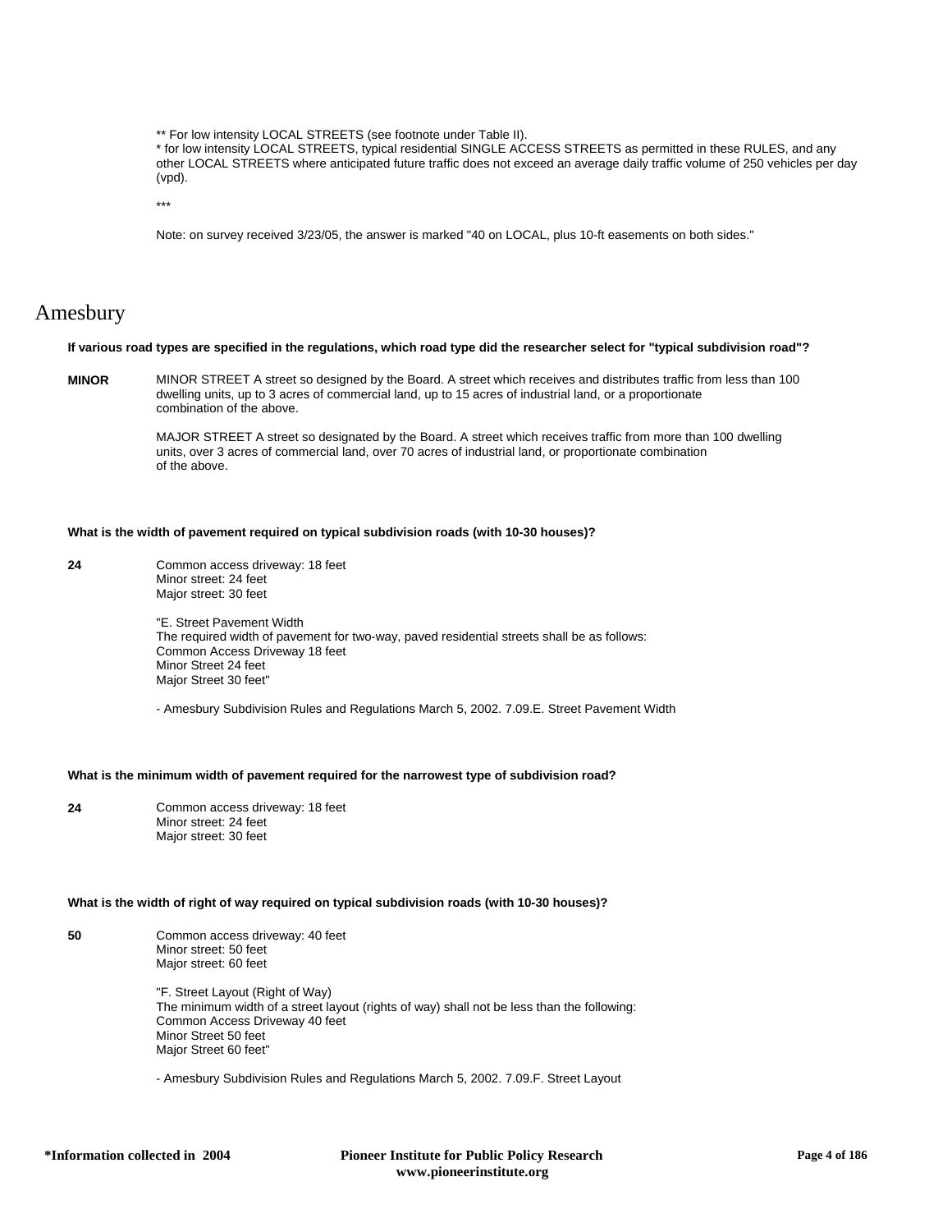** For low intensity LOCAL STREETS (see footnote under Table II).
* for low intensity LOCAL STREETS, typical residential SINGLE ACCESS STREETS as permitted in these RULES, and any other LOCAL STREETS where anticipated future traffic does not exceed an average daily traffic volume of 250 vehicles per day (vpd).

***

Note: on survey received 3/23/05, the answer is marked "40 on LOCAL, plus 10-ft easements on both sides."

# Amesbury

**If various road types are specified in the regulations, which road type did the researcher select for "typical subdivision road"?**

**MINOR**

MINOR STREET A street so designed by the Board. A street which receives and distributes traffic from less than 100 dwelling units, up to 3 acres of commercial land, up to 15 acres of industrial land, or a proportionate combination of the above.

MAJOR STREET A street so designated by the Board. A street which receives traffic from more than 100 dwelling units, over 3 acres of commercial land, over 70 acres of industrial land, or proportionate combination of the above.

**What is the width of pavement required on typical subdivision roads (with 10-30 houses)?**

**24**

Common access driveway: 18 feet
Minor street: 24 feet
Major street: 30 feet

"E. Street Pavement Width
The required width of pavement for two-way, paved residential streets shall be as follows:
Common Access Driveway 18 feet
Minor Street 24 feet
Major Street 30 feet"

- Amesbury Subdivision Rules and Regulations March 5, 2002. 7.09.E. Street Pavement Width

**What is the minimum width of pavement required for the narrowest type of subdivision road?**

**24**

Common access driveway: 18 feet
Minor street: 24 feet
Major street: 30 feet

**What is the width of right of way required on typical subdivision roads (with 10-30 houses)?**

**50**

Common access driveway: 40 feet
Minor street: 50 feet
Major street: 60 feet

"F. Street Layout (Right of Way)
The minimum width of a street layout (rights of way) shall not be less than the following:
Common Access Driveway 40 feet
Minor Street 50 feet
Major Street 60 feet"

- Amesbury Subdivision Rules and Regulations March 5, 2002. 7.09.F. Street Layout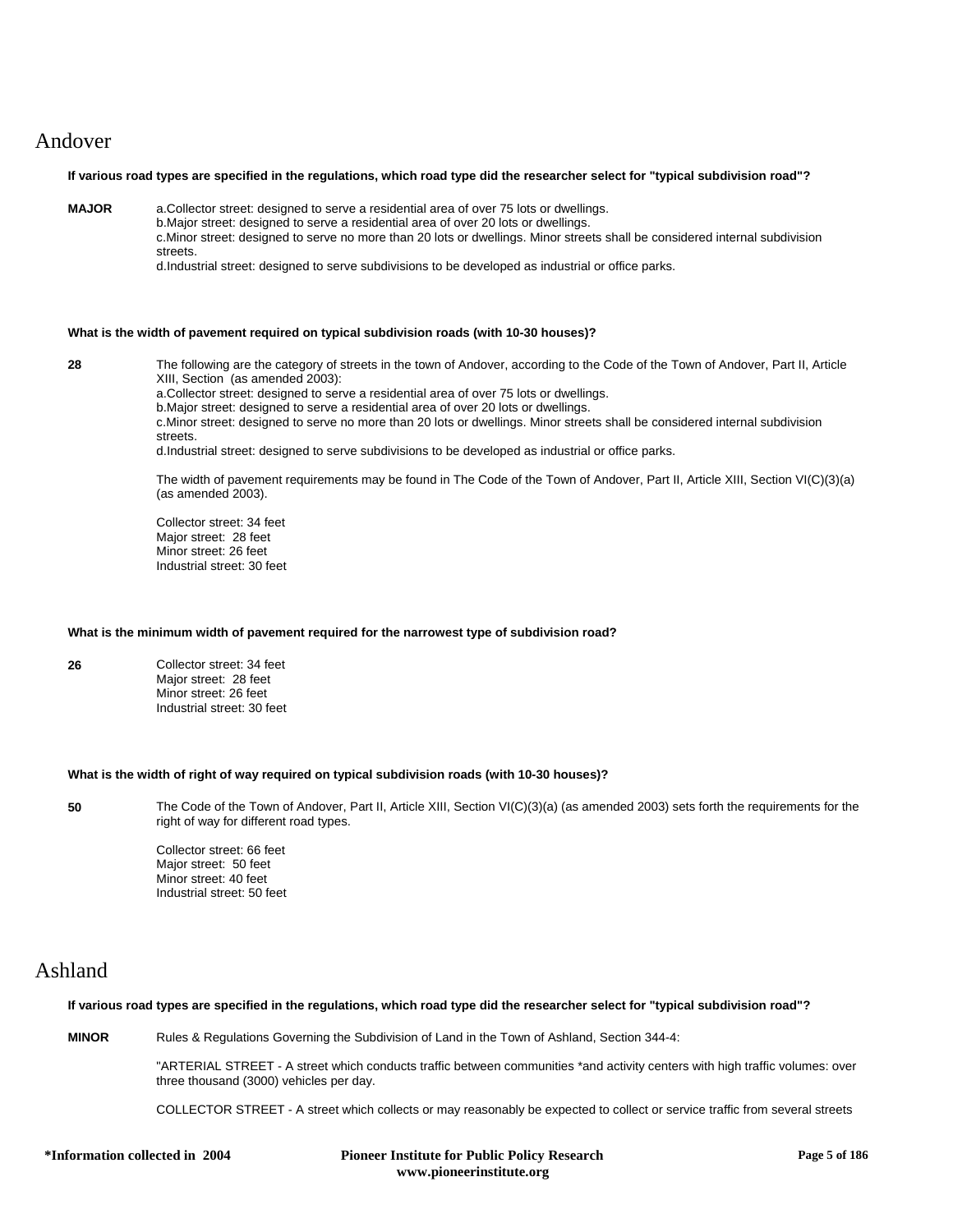# Andover

**If various road types are specified in the regulations, which road type did the researcher select for "typical subdivision road"?**

**MAJOR**

a.Collector street: designed to serve a residential area of over 75 lots or dwellings.
b.Major street: designed to serve a residential area of over 20 lots or dwellings.
c.Minor street: designed to serve no more than 20 lots or dwellings. Minor streets shall be considered internal subdivision streets.
d.Industrial street: designed to serve subdivisions to be developed as industrial or office parks.

**What is the width of pavement required on typical subdivision roads (with 10-30 houses)?**

**28**

The following are the category of streets in the town of Andover, according to the Code of the Town of Andover, Part II, Article XIII, Section (as amended 2003):
a.Collector street: designed to serve a residential area of over 75 lots or dwellings.
b.Major street: designed to serve a residential area of over 20 lots or dwellings.
c.Minor street: designed to serve no more than 20 lots or dwellings. Minor streets shall be considered internal subdivision streets.
d.Industrial street: designed to serve subdivisions to be developed as industrial or office parks.

The width of pavement requirements may be found in The Code of the Town of Andover, Part II, Article XIII, Section VI(C)(3)(a) (as amended 2003).

Collector street: 34 feet
Major street: 28 feet
Minor street: 26 feet
Industrial street: 30 feet

**What is the minimum width of pavement required for the narrowest type of subdivision road?**

**26**

Collector street: 34 feet
Major street: 28 feet
Minor street: 26 feet
Industrial street: 30 feet

**What is the width of right of way required on typical subdivision roads (with 10-30 houses)?**

**50**

The Code of the Town of Andover, Part II, Article XIII, Section VI(C)(3)(a) (as amended 2003) sets forth the requirements for the right of way for different road types.

Collector street: 66 feet
Major street: 50 feet
Minor street: 40 feet
Industrial street: 50 feet

# Ashland

**If various road types are specified in the regulations, which road type did the researcher select for "typical subdivision road"?**

**MINOR**

Rules & Regulations Governing the Subdivision of Land in the Town of Ashland, Section 344-4:

"ARTERIAL STREET - A street which conducts traffic between communities *and activity centers with high traffic volumes: over three thousand (3000) vehicles per day.

COLLECTOR STREET - A street which collects or may reasonably be expected to collect or service traffic from several streets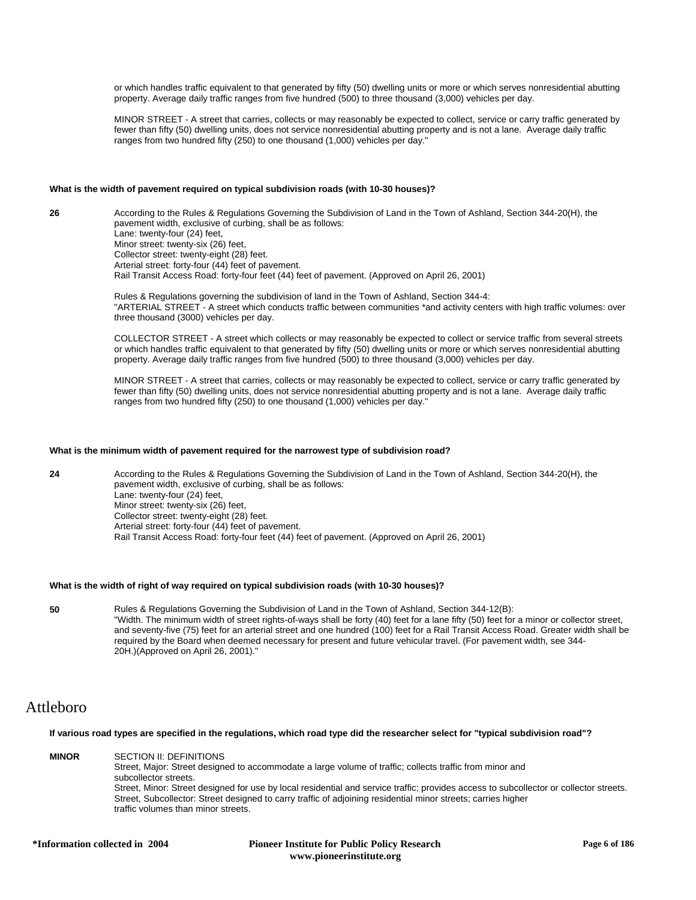or which handles traffic equivalent to that generated by fifty (50) dwelling units or more or which serves nonresidential abutting property. Average daily traffic ranges from five hundred (500) to three thousand (3,000) vehicles per day.

MINOR STREET - A street that carries, collects or may reasonably be expected to collect, service or carry traffic generated by fewer than fifty (50) dwelling units, does not service nonresidential abutting property and is not a lane. Average daily traffic ranges from two hundred fifty (250) to one thousand (1,000) vehicles per day."

**What is the width of pavement required on typical subdivision roads (with 10-30 houses)?**

**26** According to the Rules & Regulations Governing the Subdivision of Land in the Town of Ashland, Section 344-20(H), the pavement width, exclusive of curbing, shall be as follows:
Lane: twenty-four (24) feet,
Minor street: twenty-six (26) feet,
Collector street: twenty-eight (28) feet.
Arterial street: forty-four (44) feet of pavement.
Rail Transit Access Road: forty-four feet (44) feet of pavement. (Approved on April 26, 2001)

Rules & Regulations governing the subdivision of land in the Town of Ashland, Section 344-4:
"ARTERIAL STREET - A street which conducts traffic between communities *and activity centers with high traffic volumes: over three thousand (3000) vehicles per day.

COLLECTOR STREET - A street which collects or may reasonably be expected to collect or service traffic from several streets or which handles traffic equivalent to that generated by fifty (50) dwelling units or more or which serves nonresidential abutting property. Average daily traffic ranges from five hundred (500) to three thousand (3,000) vehicles per day.

MINOR STREET - A street that carries, collects or may reasonably be expected to collect, service or carry traffic generated by fewer than fifty (50) dwelling units, does not service nonresidential abutting property and is not a lane. Average daily traffic ranges from two hundred fifty (250) to one thousand (1,000) vehicles per day."

**What is the minimum width of pavement required for the narrowest type of subdivision road?**

**24** According to the Rules & Regulations Governing the Subdivision of Land in the Town of Ashland, Section 344-20(H), the pavement width, exclusive of curbing, shall be as follows:
Lane: twenty-four (24) feet,
Minor street: twenty-six (26) feet,
Collector street: twenty-eight (28) feet.
Arterial street: forty-four (44) feet of pavement.
Rail Transit Access Road: forty-four feet (44) feet of pavement. (Approved on April 26, 2001)

**What is the width of right of way required on typical subdivision roads (with 10-30 houses)?**

**50** Rules & Regulations Governing the Subdivision of Land in the Town of Ashland, Section 344-12(B):
"Width. The minimum width of street rights-of-ways shall be forty (40) feet for a lane fifty (50) feet for a minor or collector street, and seventy-five (75) feet for an arterial street and one hundred (100) feet for a Rail Transit Access Road. Greater width shall be required by the Board when deemed necessary for present and future vehicular travel. (For pavement width, see 344-20H.)(Approved on April 26, 2001)."

# Attleboro

**If various road types are specified in the regulations, which road type did the researcher select for "typical subdivision road"?**

**MINOR** SECTION II: DEFINITIONS
Street, Major: Street designed to accommodate a large volume of traffic; collects traffic from minor and subcollector streets.
Street, Minor: Street designed for use by local residential and service traffic; provides access to subcollector or collector streets.
Street, Subcollector: Street designed to carry traffic of adjoining residential minor streets; carries higher traffic volumes than minor streets.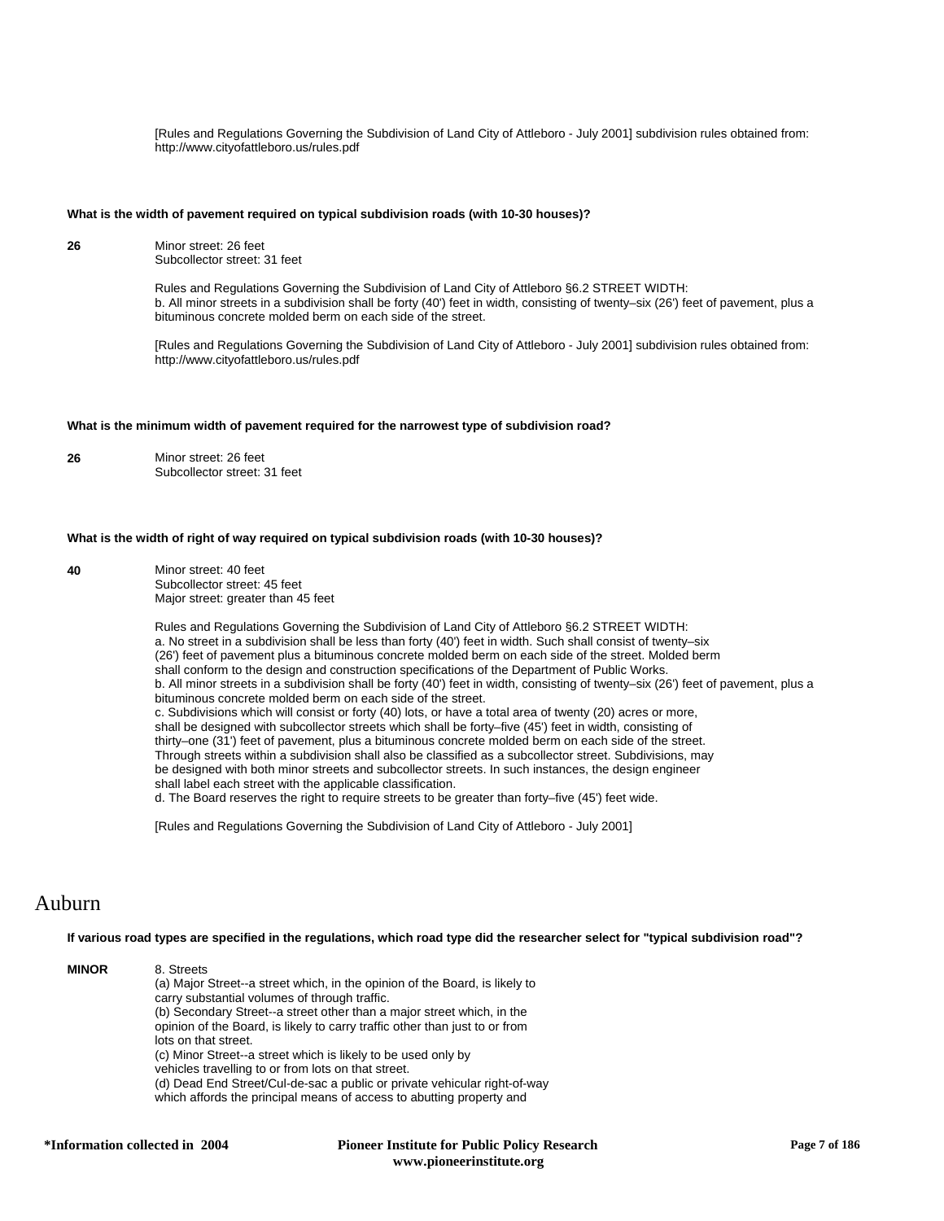[Rules and Regulations Governing the Subdivision of Land City of Attleboro - July 2001] subdivision rules obtained from: http://www.cityofattleboro.us/rules.pdf

**What is the width of pavement required on typical subdivision roads (with 10-30 houses)?**

**26**

Minor street: 26 feet
Subcollector street: 31 feet

Rules and Regulations Governing the Subdivision of Land City of Attleboro §6.2 STREET WIDTH:
b. All minor streets in a subdivision shall be forty (40') feet in width, consisting of twenty–six (26') feet of pavement, plus a bituminous concrete molded berm on each side of the street.

[Rules and Regulations Governing the Subdivision of Land City of Attleboro - July 2001] subdivision rules obtained from: http://www.cityofattleboro.us/rules.pdf

**What is the minimum width of pavement required for the narrowest type of subdivision road?**

**26**

Minor street: 26 feet
Subcollector street: 31 feet

**What is the width of right of way required on typical subdivision roads (with 10-30 houses)?**

**40**

Minor street: 40 feet
Subcollector street: 45 feet
Major street: greater than 45 feet

Rules and Regulations Governing the Subdivision of Land City of Attleboro §6.2 STREET WIDTH:
a. No street in a subdivision shall be less than forty (40') feet in width. Such shall consist of twenty–six (26') feet of pavement plus a bituminous concrete molded berm on each side of the street. Molded berm shall conform to the design and construction specifications of the Department of Public Works.
b. All minor streets in a subdivision shall be forty (40') feet in width, consisting of twenty–six (26') feet of pavement, plus a bituminous concrete molded berm on each side of the street.
c. Subdivisions which will consist or forty (40) lots, or have a total area of twenty (20) acres or more, shall be designed with subcollector streets which shall be forty–five (45') feet in width, consisting of thirty–one (31') feet of pavement, plus a bituminous concrete molded berm on each side of the street. Through streets within a subdivision shall also be classified as a subcollector street. Subdivisions, may be designed with both minor streets and subcollector streets. In such instances, the design engineer shall label each street with the applicable classification.
d. The Board reserves the right to require streets to be greater than forty–five (45') feet wide.

[Rules and Regulations Governing the Subdivision of Land City of Attleboro - July 2001]

# Auburn

**If various road types are specified in the regulations, which road type did the researcher select for "typical subdivision road"?**

**MINOR**

8. Streets
(a) Major Street--a street which, in the opinion of the Board, is likely to carry substantial volumes of through traffic.
(b) Secondary Street--a street other than a major street which, in the opinion of the Board, is likely to carry traffic other than just to or from lots on that street.
(c) Minor Street--a street which is likely to be used only by vehicles travelling to or from lots on that street.
(d) Dead End Street/Cul-de-sac a public or private vehicular right-of-way which affords the principal means of access to abutting property and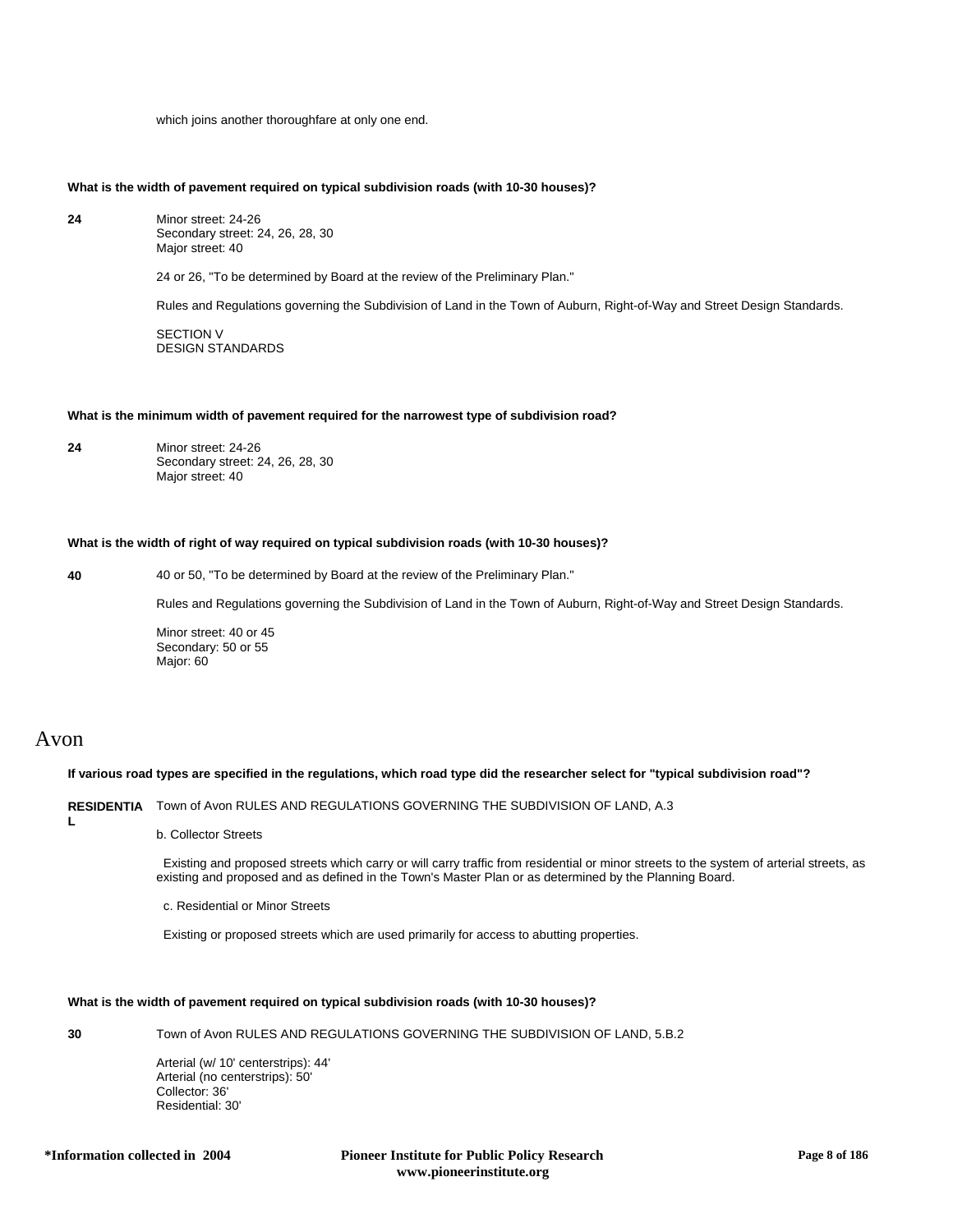which joins another thoroughfare at only one end.

**What is the width of pavement required on typical subdivision roads (with 10-30 houses)?**

**24**

Minor street: 24-26
Secondary street: 24, 26, 28, 30
Major street: 40

24 or 26, "To be determined by Board at the review of the Preliminary Plan."

Rules and Regulations governing the Subdivision of Land in the Town of Auburn, Right-of-Way and Street Design Standards.

SECTION V
DESIGN STANDARDS

**What is the minimum width of pavement required for the narrowest type of subdivision road?**

**24**

Minor street: 24-26
Secondary street: 24, 26, 28, 30
Major street: 40

**What is the width of right of way required on typical subdivision roads (with 10-30 houses)?**

**40**

40 or 50, "To be determined by Board at the review of the Preliminary Plan."

Rules and Regulations governing the Subdivision of Land in the Town of Auburn, Right-of-Way and Street Design Standards.

Minor street: 40 or 45
Secondary: 50 or 55
Major: 60

# Avon

**If various road types are specified in the regulations, which road type did the researcher select for "typical subdivision road"?**

**RESIDENTIAL**

Town of Avon RULES AND REGULATIONS GOVERNING THE SUBDIVISION OF LAND, A.3

b. Collector Streets

Existing and proposed streets which carry or will carry traffic from residential or minor streets to the system of arterial streets, as existing and proposed and as defined in the Town's Master Plan or as determined by the Planning Board.

c. Residential or Minor Streets

Existing or proposed streets which are used primarily for access to abutting properties.

**What is the width of pavement required on typical subdivision roads (with 10-30 houses)?**

**30**

Town of Avon RULES AND REGULATIONS GOVERNING THE SUBDIVISION OF LAND, 5.B.2

Arterial (w/ 10' centerstrips): 44'
Arterial (no centerstrips): 50'
Collector: 36'
Residential: 30'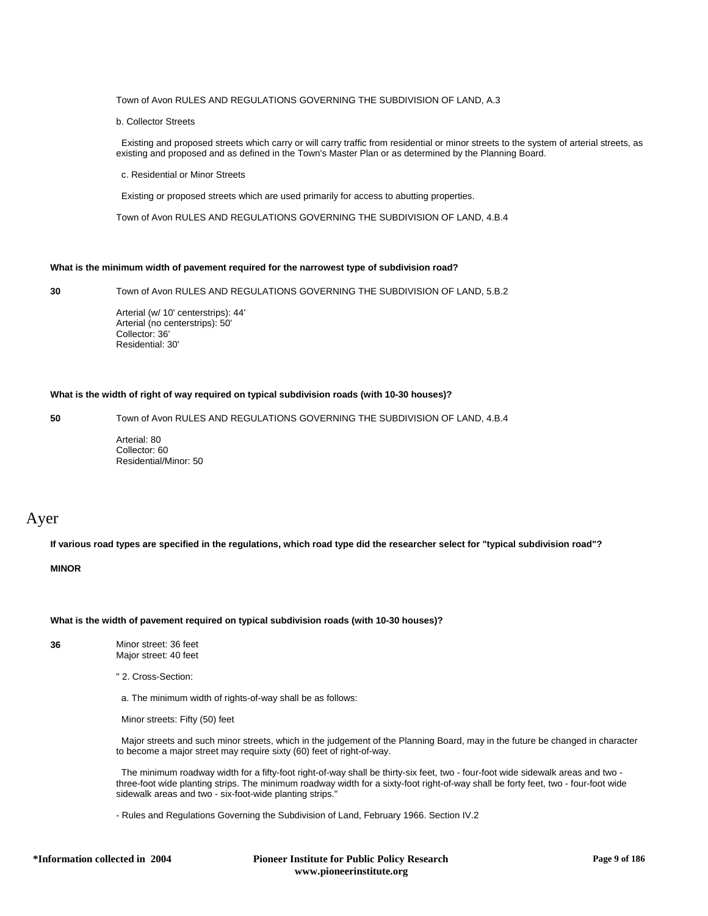Town of Avon RULES AND REGULATIONS GOVERNING THE SUBDIVISION OF LAND, A.3

b. Collector Streets

Existing and proposed streets which carry or will carry traffic from residential or minor streets to the system of arterial streets, as existing and proposed and as defined in the Town's Master Plan or as determined by the Planning Board.

c. Residential or Minor Streets

Existing or proposed streets which are used primarily for access to abutting properties.

Town of Avon RULES AND REGULATIONS GOVERNING THE SUBDIVISION OF LAND, 4.B.4

**What is the minimum width of pavement required for the narrowest type of subdivision road?**

**30**

Town of Avon RULES AND REGULATIONS GOVERNING THE SUBDIVISION OF LAND, 5.B.2

Arterial (w/ 10' centerstrips): 44'
Arterial (no centerstrips): 50'
Collector: 36'
Residential: 30'

**What is the width of right of way required on typical subdivision roads (with 10-30 houses)?**

**50**

Town of Avon RULES AND REGULATIONS GOVERNING THE SUBDIVISION OF LAND, 4.B.4

Arterial: 80
Collector: 60
Residential/Minor: 50

# Ayer

**If various road types are specified in the regulations, which road type did the researcher select for "typical subdivision road"?**

**MINOR**

**What is the width of pavement required on typical subdivision roads (with 10-30 houses)?**

**36**

Minor street: 36 feet
Major street: 40 feet

" 2. Cross-Section:

a. The minimum width of rights-of-way shall be as follows:

Minor streets: Fifty (50) feet

Major streets and such minor streets, which in the judgement of the Planning Board, may in the future be changed in character to become a major street may require sixty (60) feet of right-of-way.

The minimum roadway width for a fifty-foot right-of-way shall be thirty-six feet, two - four-foot wide sidewalk areas and two - three-foot wide planting strips. The minimum roadway width for a sixty-foot right-of-way shall be forty feet, two - four-foot wide sidewalk areas and two - six-foot-wide planting strips."

- Rules and Regulations Governing the Subdivision of Land, February 1966. Section IV.2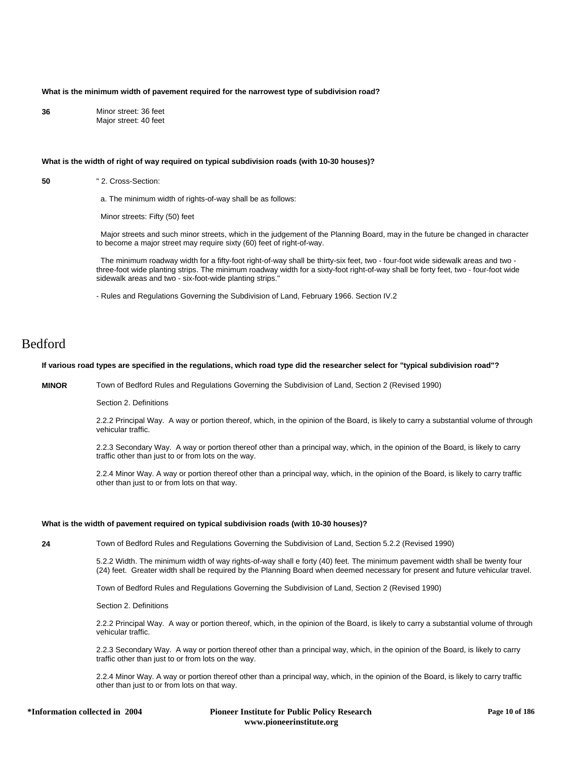**What is the minimum width of pavement required for the narrowest type of subdivision road?**

**36** Minor street: 36 feet
Major street: 40 feet

**What is the width of right of way required on typical subdivision roads (with 10-30 houses)?**

**50** " 2. Cross-Section:

a. The minimum width of rights-of-way shall be as follows:

Minor streets: Fifty (50) feet

Major streets and such minor streets, which in the judgement of the Planning Board, may in the future be changed in character to become a major street may require sixty (60) feet of right-of-way.

The minimum roadway width for a fifty-foot right-of-way shall be thirty-six feet, two - four-foot wide sidewalk areas and two - three-foot wide planting strips. The minimum roadway width for a sixty-foot right-of-way shall be forty feet, two - four-foot wide sidewalk areas and two - six-foot-wide planting strips."

- Rules and Regulations Governing the Subdivision of Land, February 1966. Section IV.2

# Bedford

**If various road types are specified in the regulations, which road type did the researcher select for "typical subdivision road"?**

**MINOR** Town of Bedford Rules and Regulations Governing the Subdivision of Land, Section 2 (Revised 1990)

Section 2. Definitions

2.2.2 Principal Way. A way or portion thereof, which, in the opinion of the Board, is likely to carry a substantial volume of through vehicular traffic.

2.2.3 Secondary Way. A way or portion thereof other than a principal way, which, in the opinion of the Board, is likely to carry traffic other than just to or from lots on the way.

2.2.4 Minor Way. A way or portion thereof other than a principal way, which, in the opinion of the Board, is likely to carry traffic other than just to or from lots on that way.

**What is the width of pavement required on typical subdivision roads (with 10-30 houses)?**

**24** Town of Bedford Rules and Regulations Governing the Subdivision of Land, Section 5.2.2 (Revised 1990)

5.2.2 Width. The minimum width of way rights-of-way shall e forty (40) feet. The minimum pavement width shall be twenty four (24) feet. Greater width shall be required by the Planning Board when deemed necessary for present and future vehicular travel.

Town of Bedford Rules and Regulations Governing the Subdivision of Land, Section 2 (Revised 1990)

Section 2. Definitions

2.2.2 Principal Way. A way or portion thereof, which, in the opinion of the Board, is likely to carry a substantial volume of through vehicular traffic.

2.2.3 Secondary Way. A way or portion thereof other than a principal way, which, in the opinion of the Board, is likely to carry traffic other than just to or from lots on the way.

2.2.4 Minor Way. A way or portion thereof other than a principal way, which, in the opinion of the Board, is likely to carry traffic other than just to or from lots on that way.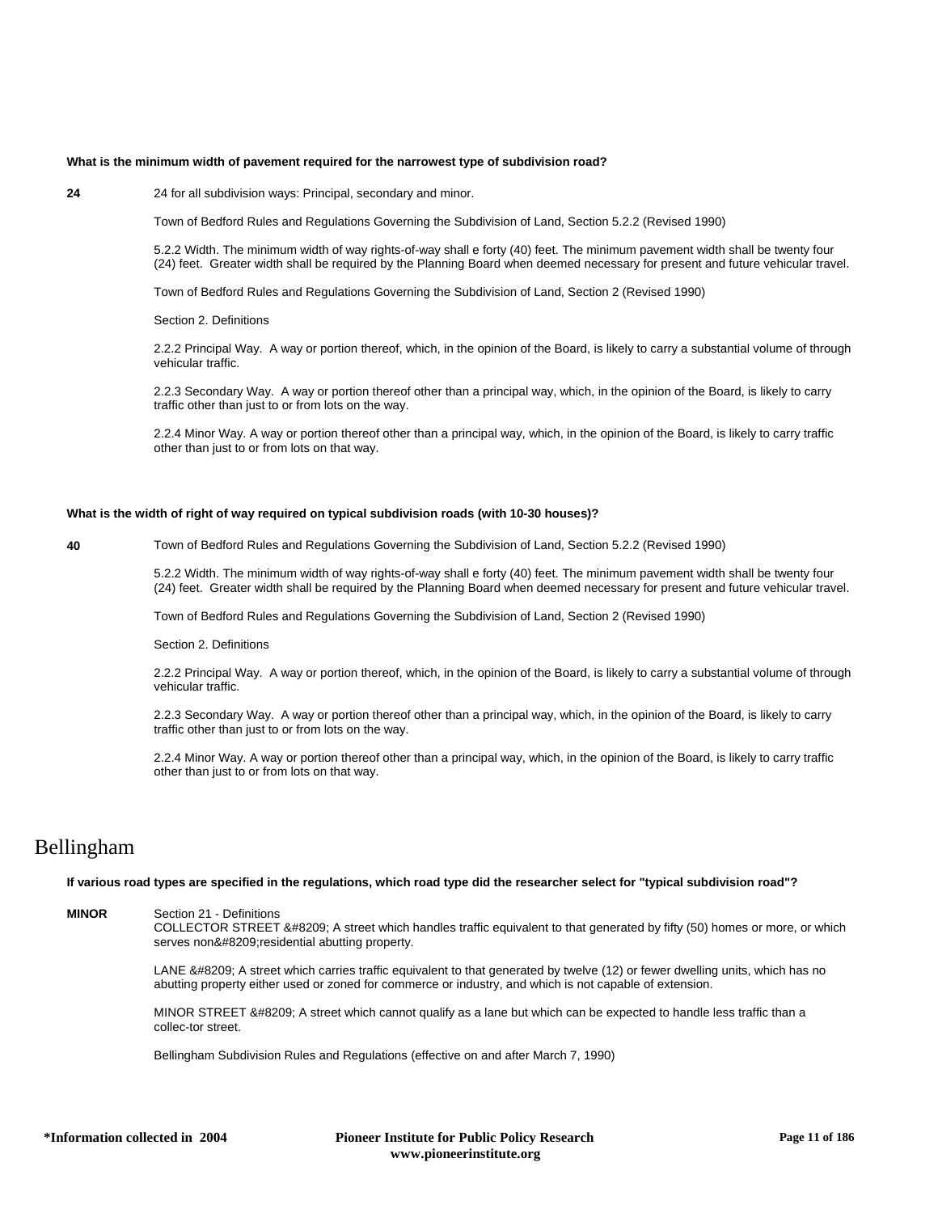**What is the minimum width of pavement required for the narrowest type of subdivision road?**

**24** 24 for all subdivision ways: Principal, secondary and minor.

Town of Bedford Rules and Regulations Governing the Subdivision of Land, Section 5.2.2 (Revised 1990)

5.2.2 Width. The minimum width of way rights-of-way shall e forty (40) feet. The minimum pavement width shall be twenty four (24) feet. Greater width shall be required by the Planning Board when deemed necessary for present and future vehicular travel.

Town of Bedford Rules and Regulations Governing the Subdivision of Land, Section 2 (Revised 1990)

Section 2. Definitions

2.2.2 Principal Way. A way or portion thereof, which, in the opinion of the Board, is likely to carry a substantial volume of through vehicular traffic.

2.2.3 Secondary Way. A way or portion thereof other than a principal way, which, in the opinion of the Board, is likely to carry traffic other than just to or from lots on the way.

2.2.4 Minor Way. A way or portion thereof other than a principal way, which, in the opinion of the Board, is likely to carry traffic other than just to or from lots on that way.

**What is the width of right of way required on typical subdivision roads (with 10-30 houses)?**

**40** Town of Bedford Rules and Regulations Governing the Subdivision of Land, Section 5.2.2 (Revised 1990)

5.2.2 Width. The minimum width of way rights-of-way shall e forty (40) feet. The minimum pavement width shall be twenty four (24) feet. Greater width shall be required by the Planning Board when deemed necessary for present and future vehicular travel.

Town of Bedford Rules and Regulations Governing the Subdivision of Land, Section 2 (Revised 1990)

Section 2. Definitions

2.2.2 Principal Way. A way or portion thereof, which, in the opinion of the Board, is likely to carry a substantial volume of through vehicular traffic.

2.2.3 Secondary Way. A way or portion thereof other than a principal way, which, in the opinion of the Board, is likely to carry traffic other than just to or from lots on the way.

2.2.4 Minor Way. A way or portion thereof other than a principal way, which, in the opinion of the Board, is likely to carry traffic other than just to or from lots on that way.

# Bellingham

**If various road types are specified in the regulations, which road type did the researcher select for "typical subdivision road"?**

**MINOR** Section 21 - Definitions
COLLECTOR STREET &#8209; A street which handles traffic equivalent to that generated by fifty (50) homes or more, or which serves non&#8209;residential abutting property.

LANE &#8209; A street which carries traffic equivalent to that generated by twelve (12) or fewer dwelling units, which has no abutting property either used or zoned for commerce or industry, and which is not capable of extension.

MINOR STREET &#8209; A street which cannot qualify as a lane but which can be expected to handle less traffic than a collec-tor street.

Bellingham Subdivision Rules and Regulations (effective on and after March 7, 1990)

**\*Information collected in 2004** **Pioneer Institute for Public Policy Research www.pioneerinstitute.org**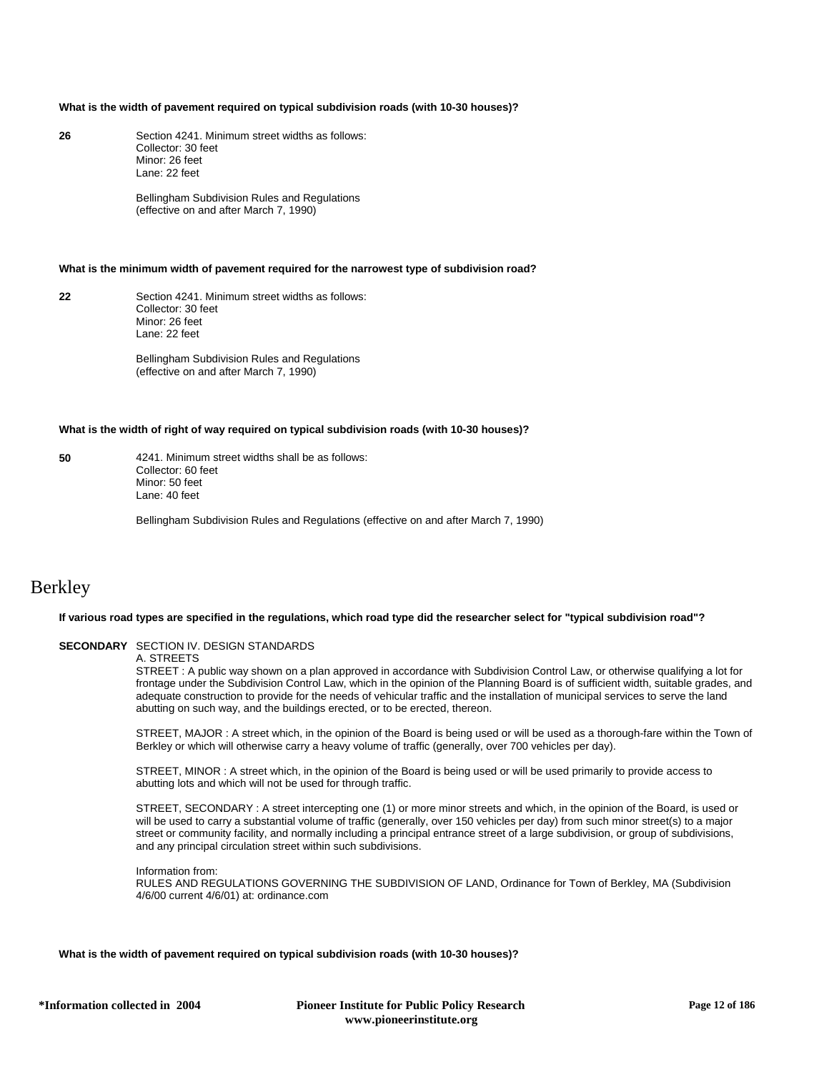**What is the width of pavement required on typical subdivision roads (with 10-30 houses)?**

**26**

Section 4241. Minimum street widths as follows:
Collector: 30 feet
Minor: 26 feet
Lane: 22 feet

Bellingham Subdivision Rules and Regulations
(effective on and after March 7, 1990)

**What is the minimum width of pavement required for the narrowest type of subdivision road?**

**22**

Section 4241. Minimum street widths as follows:
Collector: 30 feet
Minor: 26 feet
Lane: 22 feet

Bellingham Subdivision Rules and Regulations
(effective on and after March 7, 1990)

**What is the width of right of way required on typical subdivision roads (with 10-30 houses)?**

**50**

4241. Minimum street widths shall be as follows:
Collector: 60 feet
Minor: 50 feet
Lane: 40 feet

Bellingham Subdivision Rules and Regulations (effective on and after March 7, 1990)

# Berkley

**If various road types are specified in the regulations, which road type did the researcher select for "typical subdivision road"?**

**SECONDARY**

SECTION IV. DESIGN STANDARDS
A. STREETS
STREET : A public way shown on a plan approved in accordance with Subdivision Control Law, or otherwise qualifying a lot for frontage under the Subdivision Control Law, which in the opinion of the Planning Board is of sufficient width, suitable grades, and adequate construction to provide for the needs of vehicular traffic and the installation of municipal services to serve the land abutting on such way, and the buildings erected, or to be erected, thereon.

STREET, MAJOR : A street which, in the opinion of the Board is being used or will be used as a thorough-fare within the Town of Berkley or which will otherwise carry a heavy volume of traffic (generally, over 700 vehicles per day).

STREET, MINOR : A street which, in the opinion of the Board is being used or will be used primarily to provide access to abutting lots and which will not be used for through traffic.

STREET, SECONDARY : A street intercepting one (1) or more minor streets and which, in the opinion of the Board, is used or will be used to carry a substantial volume of traffic (generally, over 150 vehicles per day) from such minor street(s) to a major street or community facility, and normally including a principal entrance street of a large subdivision, or group of subdivisions, and any principal circulation street within such subdivisions.

Information from:
RULES AND REGULATIONS GOVERNING THE SUBDIVISION OF LAND, Ordinance for Town of Berkley, MA (Subdivision 4/6/00 current 4/6/01) at: ordinance.com

**What is the width of pavement required on typical subdivision roads (with 10-30 houses)?**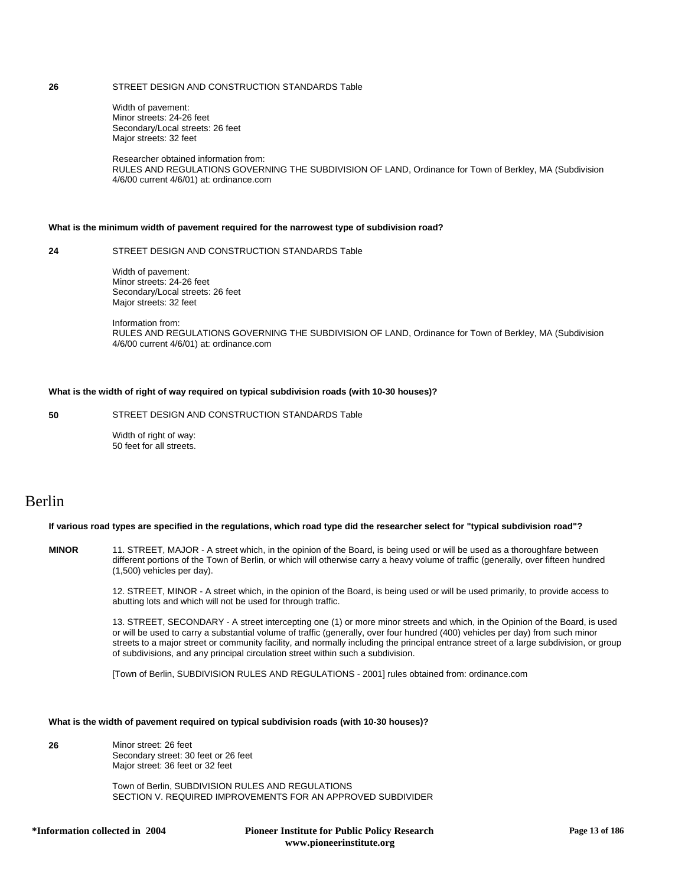**26** STREET DESIGN AND CONSTRUCTION STANDARDS Table

Width of pavement:
Minor streets: 24-26 feet
Secondary/Local streets: 26 feet
Major streets: 32 feet

Researcher obtained information from:
RULES AND REGULATIONS GOVERNING THE SUBDIVISION OF LAND, Ordinance for Town of Berkley, MA (Subdivision 4/6/00 current 4/6/01) at: ordinance.com

**What is the minimum width of pavement required for the narrowest type of subdivision road?**

**24** STREET DESIGN AND CONSTRUCTION STANDARDS Table

Width of pavement:
Minor streets: 24-26 feet
Secondary/Local streets: 26 feet
Major streets: 32 feet

Information from:
RULES AND REGULATIONS GOVERNING THE SUBDIVISION OF LAND, Ordinance for Town of Berkley, MA (Subdivision 4/6/00 current 4/6/01) at: ordinance.com

**What is the width of right of way required on typical subdivision roads (with 10-30 houses)?**

**50** STREET DESIGN AND CONSTRUCTION STANDARDS Table

Width of right of way:
50 feet for all streets.

# Berlin

**If various road types are specified in the regulations, which road type did the researcher select for "typical subdivision road"?**

**MINOR** 11. STREET, MAJOR - A street which, in the opinion of the Board, is being used or will be used as a thoroughfare between different portions of the Town of Berlin, or which will otherwise carry a heavy volume of traffic (generally, over fifteen hundred (1,500) vehicles per day).

12. STREET, MINOR - A street which, in the opinion of the Board, is being used or will be used primarily, to provide access to abutting lots and which will not be used for through traffic.

13. STREET, SECONDARY - A street intercepting one (1) or more minor streets and which, in the Opinion of the Board, is used or will be used to carry a substantial volume of traffic (generally, over four hundred (400) vehicles per day) from such minor streets to a major street or community facility, and normally including the principal entrance street of a large subdivision, or group of subdivisions, and any principal circulation street within such a subdivision.

[Town of Berlin, SUBDIVISION RULES AND REGULATIONS - 2001] rules obtained from: ordinance.com

**What is the width of pavement required on typical subdivision roads (with 10-30 houses)?**

**26** Minor street: 26 feet
Secondary street: 30 feet or 26 feet
Major street: 36 feet or 32 feet

Town of Berlin, SUBDIVISION RULES AND REGULATIONS
SECTION V. REQUIRED IMPROVEMENTS FOR AN APPROVED SUBDIVIDER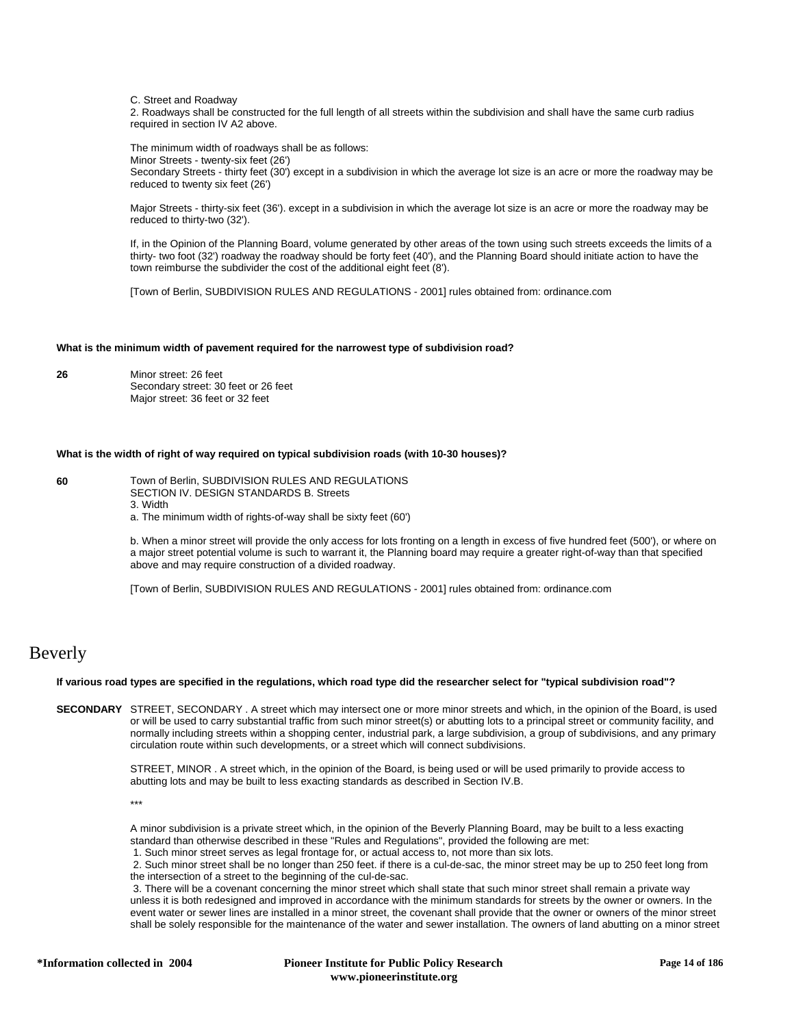C. Street and Roadway

2. Roadways shall be constructed for the full length of all streets within the subdivision and shall have the same curb radius required in section IV A2 above.

The minimum width of roadways shall be as follows:
Minor Streets - twenty-six feet (26')
Secondary Streets - thirty feet (30') except in a subdivision in which the average lot size is an acre or more the roadway may be reduced to twenty six feet (26')

Major Streets - thirty-six feet (36'). except in a subdivision in which the average lot size is an acre or more the roadway may be reduced to thirty-two (32').

If, in the Opinion of the Planning Board, volume generated by other areas of the town using such streets exceeds the limits of a thirty- two foot (32') roadway the roadway should be forty feet (40'), and the Planning Board should initiate action to have the town reimburse the subdivider the cost of the additional eight feet (8').

[Town of Berlin, SUBDIVISION RULES AND REGULATIONS - 2001] rules obtained from: ordinance.com

**What is the minimum width of pavement required for the narrowest type of subdivision road?**

**26**

Minor street: 26 feet
Secondary street: 30 feet or 26 feet
Major street: 36 feet or 32 feet

**What is the width of right of way required on typical subdivision roads (with 10-30 houses)?**

**60**

Town of Berlin, SUBDIVISION RULES AND REGULATIONS
SECTION IV. DESIGN STANDARDS B. Streets
3. Width
a. The minimum width of rights-of-way shall be sixty feet (60')

b. When a minor street will provide the only access for lots fronting on a length in excess of five hundred feet (500'), or where on a major street potential volume is such to warrant it, the Planning board may require a greater right-of-way than that specified above and may require construction of a divided roadway.

[Town of Berlin, SUBDIVISION RULES AND REGULATIONS - 2001] rules obtained from: ordinance.com

# Beverly

**If various road types are specified in the regulations, which road type did the researcher select for "typical subdivision road"?**

**SECONDARY**

STREET, SECONDARY . A street which may intersect one or more minor streets and which, in the opinion of the Board, is used or will be used to carry substantial traffic from such minor street(s) or abutting lots to a principal street or community facility, and normally including streets within a shopping center, industrial park, a large subdivision, a group of subdivisions, and any primary circulation route within such developments, or a street which will connect subdivisions.

STREET, MINOR . A street which, in the opinion of the Board, is being used or will be used primarily to provide access to abutting lots and may be built to less exacting standards as described in Section IV.B.

***

A minor subdivision is a private street which, in the opinion of the Beverly Planning Board, may be built to a less exacting standard than otherwise described in these "Rules and Regulations", provided the following are met:

1. Such minor street serves as legal frontage for, or actual access to, not more than six lots.
2. Such minor street shall be no longer than 250 feet. if there is a cul-de-sac, the minor street may be up to 250 feet long from the intersection of a street to the beginning of the cul-de-sac.
3. There will be a covenant concerning the minor street which shall state that such minor street shall remain a private way unless it is both redesigned and improved in accordance with the minimum standards for streets by the owner or owners. In the event water or sewer lines are installed in a minor street, the covenant shall provide that the owner or owners of the minor street shall be solely responsible for the maintenance of the water and sewer installation. The owners of land abutting on a minor street

*Information collected in 2004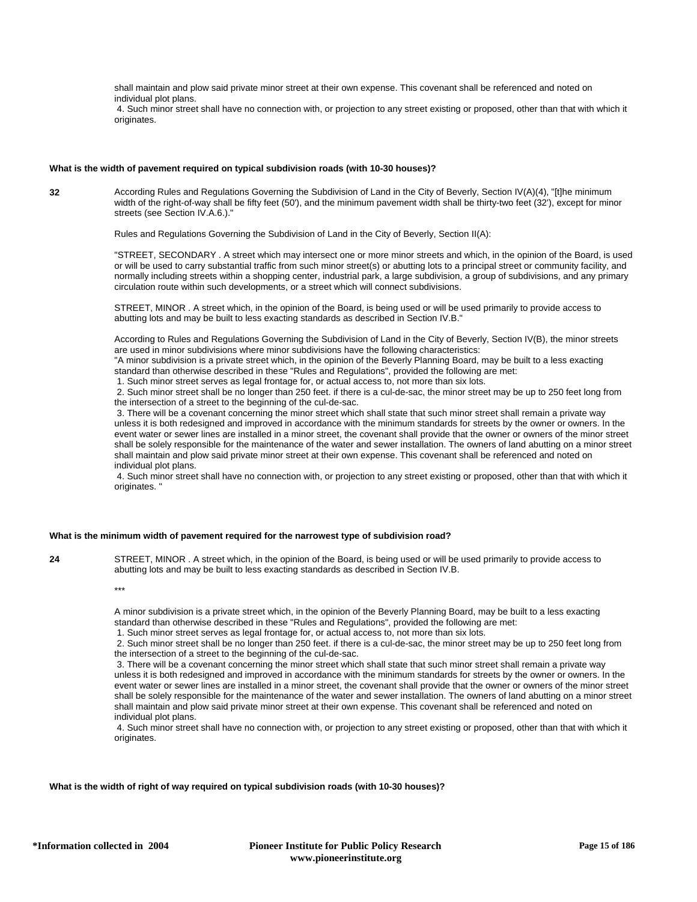shall maintain and plow said private minor street at their own expense. This covenant shall be referenced and noted on individual plot plans.

4. Such minor street shall have no connection with, or projection to any street existing or proposed, other than that with which it originates.

**What is the width of pavement required on typical subdivision roads (with 10-30 houses)?**

**32**

According Rules and Regulations Governing the Subdivision of Land in the City of Beverly, Section IV(A)(4), "[t]he minimum width of the right-of-way shall be fifty feet (50'), and the minimum pavement width shall be thirty-two feet (32'), except for minor streets (see Section IV.A.6.)."

Rules and Regulations Governing the Subdivision of Land in the City of Beverly, Section II(A):

"STREET, SECONDARY . A street which may intersect one or more minor streets and which, in the opinion of the Board, is used or will be used to carry substantial traffic from such minor street(s) or abutting lots to a principal street or community facility, and normally including streets within a shopping center, industrial park, a large subdivision, a group of subdivisions, and any primary circulation route within such developments, or a street which will connect subdivisions.

STREET, MINOR . A street which, in the opinion of the Board, is being used or will be used primarily to provide access to abutting lots and may be built to less exacting standards as described in Section IV.B."

According to Rules and Regulations Governing the Subdivision of Land in the City of Beverly, Section IV(B), the minor streets are used in minor subdivisions where minor subdivisions have the following characteristics:

"A minor subdivision is a private street which, in the opinion of the Beverly Planning Board, may be built to a less exacting standard than otherwise described in these "Rules and Regulations", provided the following are met:

1. Such minor street serves as legal frontage for, or actual access to, not more than six lots.
2. Such minor street shall be no longer than 250 feet. if there is a cul-de-sac, the minor street may be up to 250 feet long from the intersection of a street to the beginning of the cul-de-sac.
3. There will be a covenant concerning the minor street which shall state that such minor street shall remain a private way unless it is both redesigned and improved in accordance with the minimum standards for streets by the owner or owners. In the event water or sewer lines are installed in a minor street, the covenant shall provide that the owner or owners of the minor street shall be solely responsible for the maintenance of the water and sewer installation. The owners of land abutting on a minor street shall maintain and plow said private minor street at their own expense. This covenant shall be referenced and noted on individual plot plans.
4. Such minor street shall have no connection with, or projection to any street existing or proposed, other than that with which it originates. "

**What is the minimum width of pavement required for the narrowest type of subdivision road?**

**24**

STREET, MINOR . A street which, in the opinion of the Board, is being used or will be used primarily to provide access to abutting lots and may be built to less exacting standards as described in Section IV.B.

***

A minor subdivision is a private street which, in the opinion of the Beverly Planning Board, may be built to a less exacting standard than otherwise described in these "Rules and Regulations", provided the following are met:

1. Such minor street serves as legal frontage for, or actual access to, not more than six lots.
2. Such minor street shall be no longer than 250 feet. if there is a cul-de-sac, the minor street may be up to 250 feet long from the intersection of a street to the beginning of the cul-de-sac.
3. There will be a covenant concerning the minor street which shall state that such minor street shall remain a private way unless it is both redesigned and improved in accordance with the minimum standards for streets by the owner or owners. In the event water or sewer lines are installed in a minor street, the covenant shall provide that the owner or owners of the minor street shall be solely responsible for the maintenance of the water and sewer installation. The owners of land abutting on a minor street shall maintain and plow said private minor street at their own expense. This covenant shall be referenced and noted on individual plot plans.
4. Such minor street shall have no connection with, or projection to any street existing or proposed, other than that with which it originates.

**What is the width of right of way required on typical subdivision roads (with 10-30 houses)?**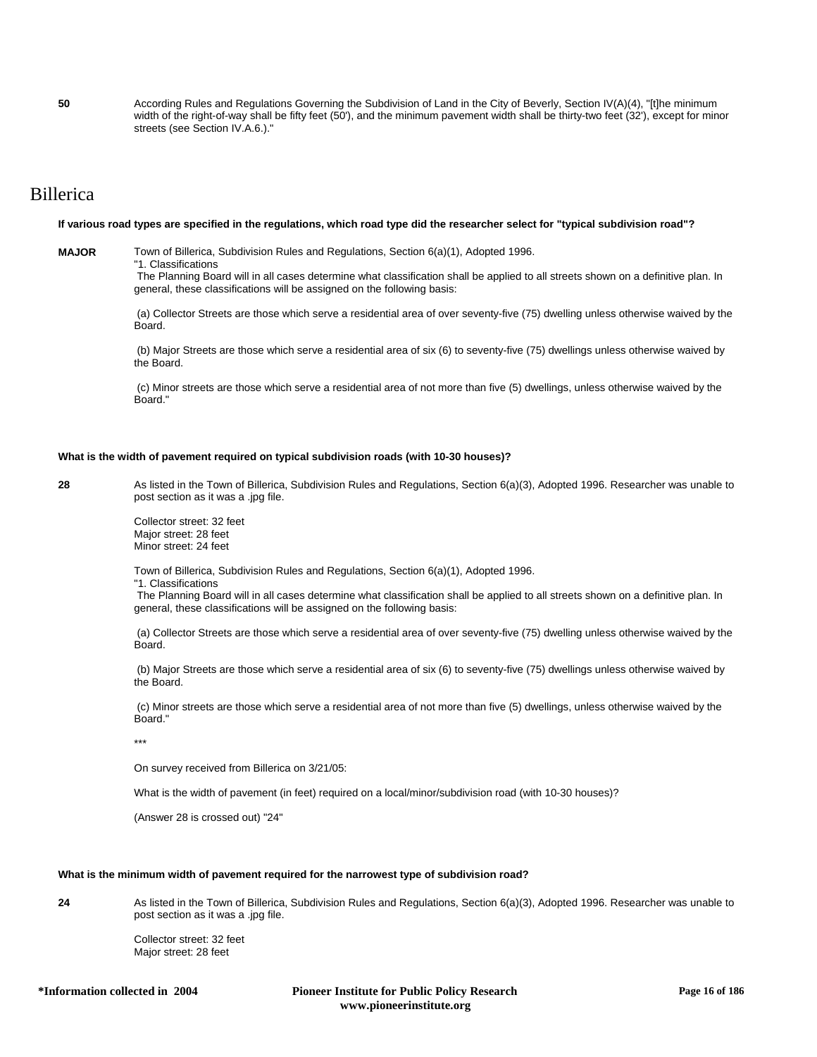**50** According Rules and Regulations Governing the Subdivision of Land in the City of Beverly, Section IV(A)(4), "[t]he minimum width of the right-of-way shall be fifty feet (50'), and the minimum pavement width shall be thirty-two feet (32'), except for minor streets (see Section IV.A.6.)."

# Billerica

**If various road types are specified in the regulations, which road type did the researcher select for "typical subdivision road"?**

**MAJOR** Town of Billerica, Subdivision Rules and Regulations, Section 6(a)(1), Adopted 1996.
"1. Classifications
The Planning Board will in all cases determine what classification shall be applied to all streets shown on a definitive plan. In general, these classifications will be assigned on the following basis:

(a) Collector Streets are those which serve a residential area of over seventy-five (75) dwelling unless otherwise waived by the Board.

(b) Major Streets are those which serve a residential area of six (6) to seventy-five (75) dwellings unless otherwise waived by the Board.

(c) Minor streets are those which serve a residential area of not more than five (5) dwellings, unless otherwise waived by the Board."

**What is the width of pavement required on typical subdivision roads (with 10-30 houses)?**

**28** As listed in the Town of Billerica, Subdivision Rules and Regulations, Section 6(a)(3), Adopted 1996. Researcher was unable to post section as it was a .jpg file.

Collector street: 32 feet
Major street: 28 feet
Minor street: 24 feet

Town of Billerica, Subdivision Rules and Regulations, Section 6(a)(1), Adopted 1996.
"1. Classifications
The Planning Board will in all cases determine what classification shall be applied to all streets shown on a definitive plan. In general, these classifications will be assigned on the following basis:

(a) Collector Streets are those which serve a residential area of over seventy-five (75) dwelling unless otherwise waived by the Board.

(b) Major Streets are those which serve a residential area of six (6) to seventy-five (75) dwellings unless otherwise waived by the Board.

(c) Minor streets are those which serve a residential area of not more than five (5) dwellings, unless otherwise waived by the Board."

***

On survey received from Billerica on 3/21/05:

What is the width of pavement (in feet) required on a local/minor/subdivision road (with 10-30 houses)?

(Answer 28 is crossed out) "24"

**What is the minimum width of pavement required for the narrowest type of subdivision road?**

**24** As listed in the Town of Billerica, Subdivision Rules and Regulations, Section 6(a)(3), Adopted 1996. Researcher was unable to post section as it was a .jpg file.

Collector street: 32 feet
Major street: 28 feet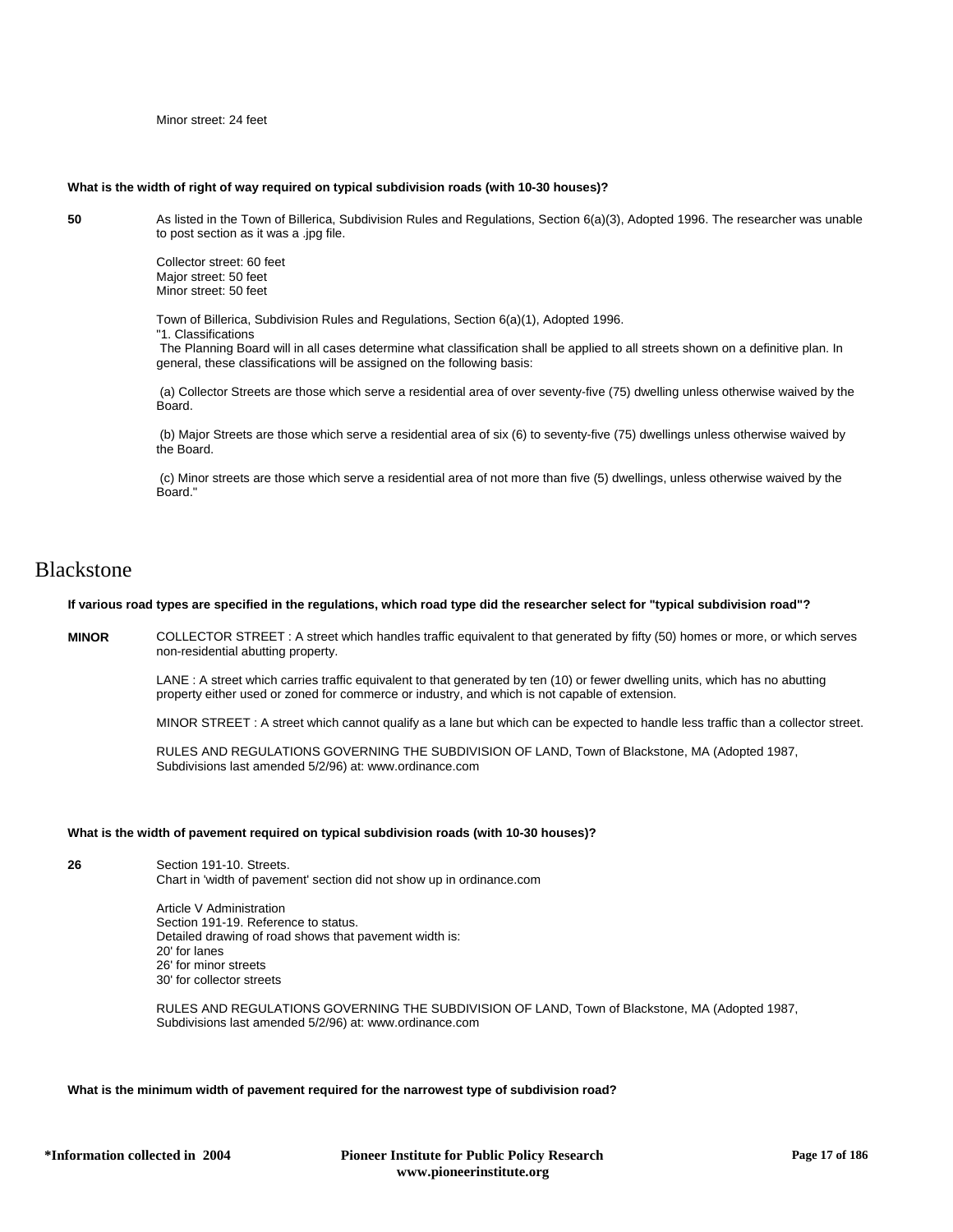Minor street: 24 feet

**What is the width of right of way required on typical subdivision roads (with 10-30 houses)?**

**50**

As listed in the Town of Billerica, Subdivision Rules and Regulations, Section 6(a)(3), Adopted 1996. The researcher was unable to post section as it was a .jpg file.

Collector street: 60 feet
Major street: 50 feet
Minor street: 50 feet

Town of Billerica, Subdivision Rules and Regulations, Section 6(a)(1), Adopted 1996.
"1. Classifications
The Planning Board will in all cases determine what classification shall be applied to all streets shown on a definitive plan. In general, these classifications will be assigned on the following basis:

(a) Collector Streets are those which serve a residential area of over seventy-five (75) dwelling unless otherwise waived by the Board.

(b) Major Streets are those which serve a residential area of six (6) to seventy-five (75) dwellings unless otherwise waived by the Board.

(c) Minor streets are those which serve a residential area of not more than five (5) dwellings, unless otherwise waived by the Board."

# Blackstone

**If various road types are specified in the regulations, which road type did the researcher select for "typical subdivision road"?**

**MINOR**

COLLECTOR STREET : A street which handles traffic equivalent to that generated by fifty (50) homes or more, or which serves non-residential abutting property.

LANE : A street which carries traffic equivalent to that generated by ten (10) or fewer dwelling units, which has no abutting property either used or zoned for commerce or industry, and which is not capable of extension.

MINOR STREET : A street which cannot qualify as a lane but which can be expected to handle less traffic than a collector street.

RULES AND REGULATIONS GOVERNING THE SUBDIVISION OF LAND, Town of Blackstone, MA (Adopted 1987, Subdivisions last amended 5/2/96) at: www.ordinance.com

**What is the width of pavement required on typical subdivision roads (with 10-30 houses)?**

**26**

Section 191-10. Streets.
Chart in 'width of pavement' section did not show up in ordinance.com

Article V Administration
Section 191-19. Reference to status.
Detailed drawing of road shows that pavement width is:
20' for lanes
26' for minor streets
30' for collector streets

RULES AND REGULATIONS GOVERNING THE SUBDIVISION OF LAND, Town of Blackstone, MA (Adopted 1987, Subdivisions last amended 5/2/96) at: www.ordinance.com

**What is the minimum width of pavement required for the narrowest type of subdivision road?**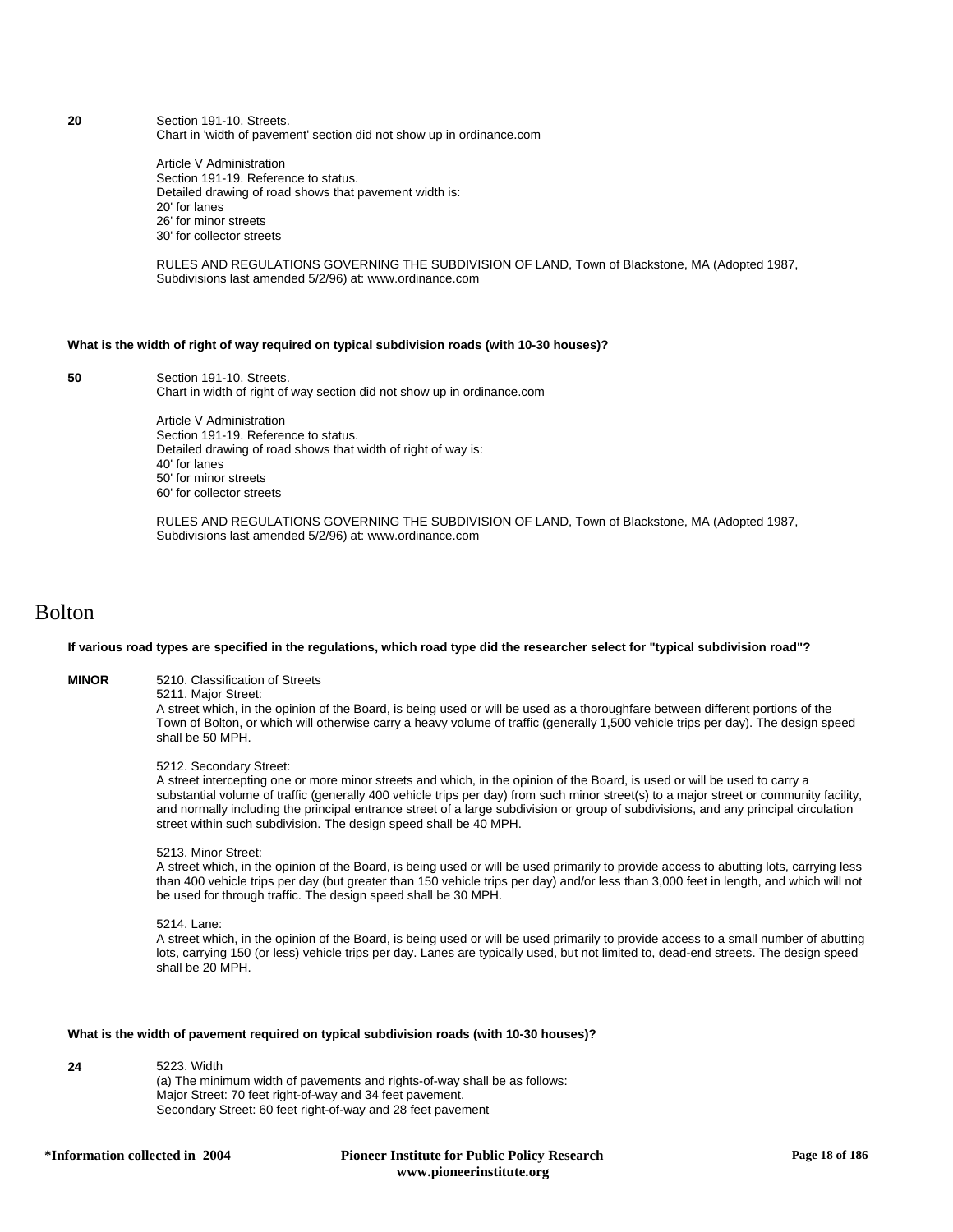**20**

Section 191-10. Streets.
Chart in 'width of pavement' section did not show up in ordinance.com

Article V Administration
Section 191-19. Reference to status.
Detailed drawing of road shows that pavement width is:
20' for lanes
26' for minor streets
30' for collector streets

RULES AND REGULATIONS GOVERNING THE SUBDIVISION OF LAND, Town of Blackstone, MA (Adopted 1987, Subdivisions last amended 5/2/96) at: www.ordinance.com

**What is the width of right of way required on typical subdivision roads (with 10-30 houses)?**

**50**

Section 191-10. Streets.
Chart in width of right of way section did not show up in ordinance.com

Article V Administration
Section 191-19. Reference to status.
Detailed drawing of road shows that width of right of way is:
40' for lanes
50' for minor streets
60' for collector streets

RULES AND REGULATIONS GOVERNING THE SUBDIVISION OF LAND, Town of Blackstone, MA (Adopted 1987, Subdivisions last amended 5/2/96) at: www.ordinance.com

# Bolton

**If various road types are specified in the regulations, which road type did the researcher select for "typical subdivision road"?**

**MINOR**

5210. Classification of Streets
5211. Major Street:
A street which, in the opinion of the Board, is being used or will be used as a thoroughfare between different portions of the Town of Bolton, or which will otherwise carry a heavy volume of traffic (generally 1,500 vehicle trips per day). The design speed shall be 50 MPH.

5212. Secondary Street:
A street intercepting one or more minor streets and which, in the opinion of the Board, is used or will be used to carry a substantial volume of traffic (generally 400 vehicle trips per day) from such minor street(s) to a major street or community facility, and normally including the principal entrance street of a large subdivision or group of subdivisions, and any principal circulation street within such subdivision. The design speed shall be 40 MPH.

5213. Minor Street:
A street which, in the opinion of the Board, is being used or will be used primarily to provide access to abutting lots, carrying less than 400 vehicle trips per day (but greater than 150 vehicle trips per day) and/or less than 3,000 feet in length, and which will not be used for through traffic. The design speed shall be 30 MPH.

5214. Lane:
A street which, in the opinion of the Board, is being used or will be used primarily to provide access to a small number of abutting lots, carrying 150 (or less) vehicle trips per day. Lanes are typically used, but not limited to, dead-end streets. The design speed shall be 20 MPH.

**What is the width of pavement required on typical subdivision roads (with 10-30 houses)?**

**24**

5223. Width
(a) The minimum width of pavements and rights-of-way shall be as follows:
Major Street: 70 feet right-of-way and 34 feet pavement.
Secondary Street: 60 feet right-of-way and 28 feet pavement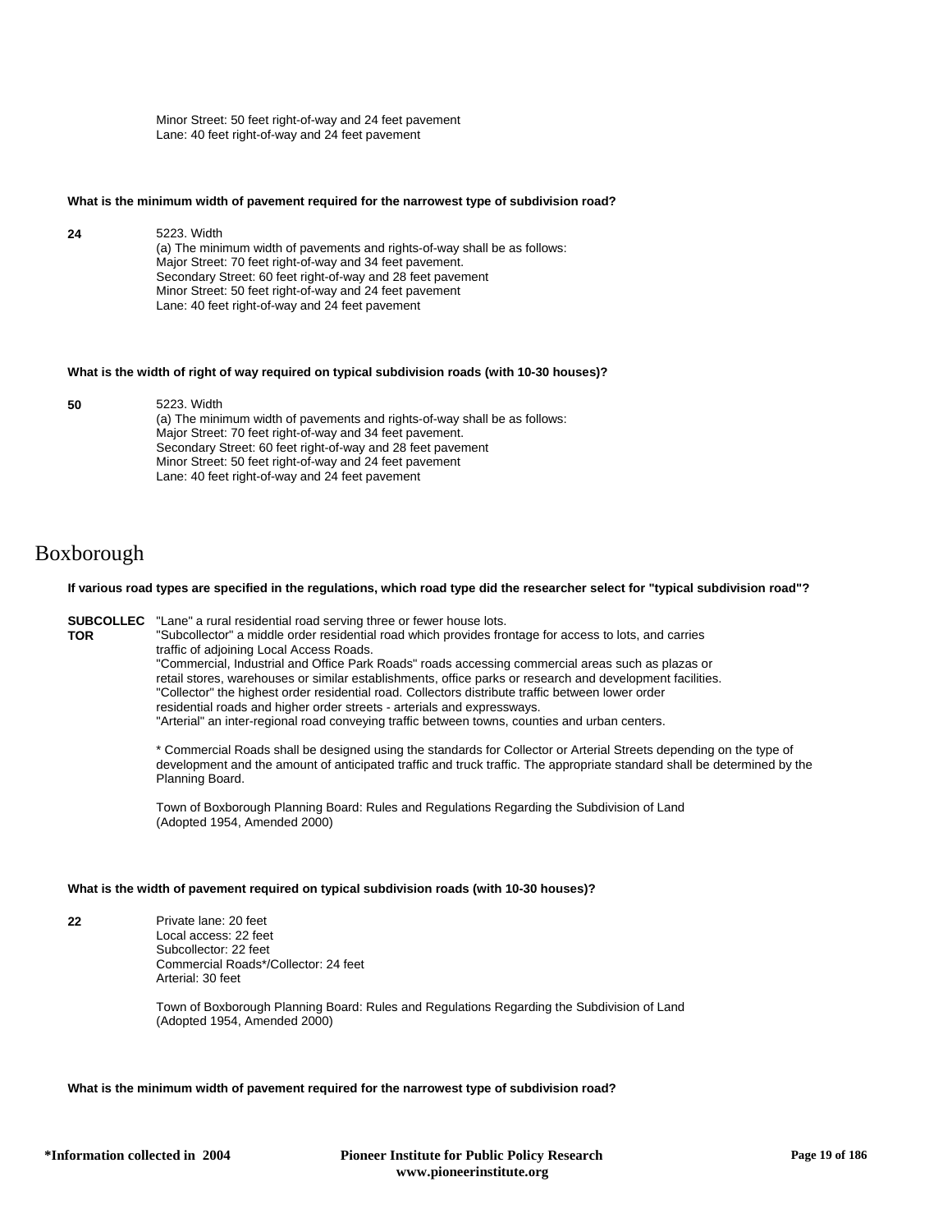Minor Street: 50 feet right-of-way and 24 feet pavement
Lane: 40 feet right-of-way and 24 feet pavement

**What is the minimum width of pavement required for the narrowest type of subdivision road?**

**24**

5223. Width
(a) The minimum width of pavements and rights-of-way shall be as follows:
Major Street: 70 feet right-of-way and 34 feet pavement.
Secondary Street: 60 feet right-of-way and 28 feet pavement
Minor Street: 50 feet right-of-way and 24 feet pavement
Lane: 40 feet right-of-way and 24 feet pavement

**What is the width of right of way required on typical subdivision roads (with 10-30 houses)?**

**50**

5223. Width
(a) The minimum width of pavements and rights-of-way shall be as follows:
Major Street: 70 feet right-of-way and 34 feet pavement.
Secondary Street: 60 feet right-of-way and 28 feet pavement
Minor Street: 50 feet right-of-way and 24 feet pavement
Lane: 40 feet right-of-way and 24 feet pavement

# Boxborough

**If various road types are specified in the regulations, which road type did the researcher select for "typical subdivision road"?**

**SUBCOLLECTOR**

"Lane" a rural residential road serving three or fewer house lots.
"Subcollector" a middle order residential road which provides frontage for access to lots, and carries traffic of adjoining Local Access Roads.
"Commercial, Industrial and Office Park Roads" roads accessing commercial areas such as plazas or retail stores, warehouses or similar establishments, office parks or research and development facilities.
"Collector" the highest order residential road. Collectors distribute traffic between lower order residential roads and higher order streets - arterials and expressways.
"Arterial" an inter-regional road conveying traffic between towns, counties and urban centers.

* Commercial Roads shall be designed using the standards for Collector or Arterial Streets depending on the type of development and the amount of anticipated traffic and truck traffic. The appropriate standard shall be determined by the Planning Board.

Town of Boxborough Planning Board: Rules and Regulations Regarding the Subdivision of Land
(Adopted 1954, Amended 2000)

**What is the width of pavement required on typical subdivision roads (with 10-30 houses)?**

**22**

Private lane: 20 feet
Local access: 22 feet
Subcollector: 22 feet
Commercial Roads*/Collector: 24 feet
Arterial: 30 feet

Town of Boxborough Planning Board: Rules and Regulations Regarding the Subdivision of Land
(Adopted 1954, Amended 2000)

**What is the minimum width of pavement required for the narrowest type of subdivision road?**

*Information collected in 2004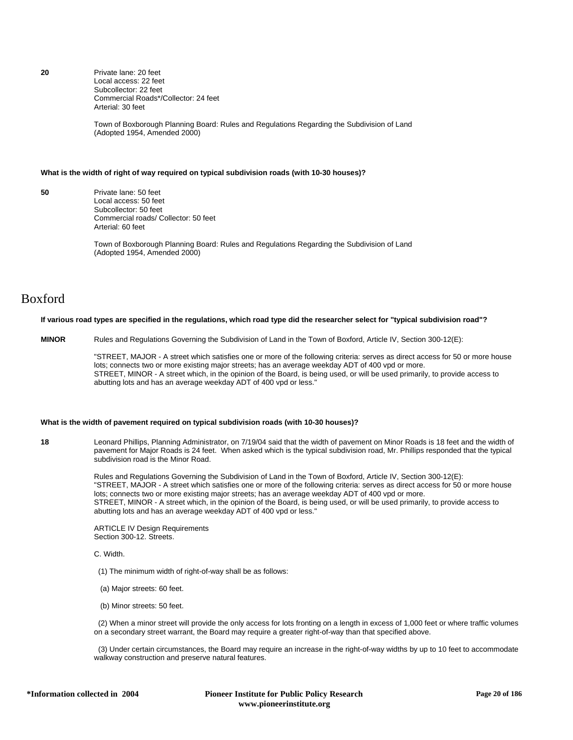**20**

Private lane: 20 feet
Local access: 22 feet
Subcollector: 22 feet
Commercial Roads*/Collector: 24 feet
Arterial: 30 feet

Town of Boxborough Planning Board: Rules and Regulations Regarding the Subdivision of Land (Adopted 1954, Amended 2000)

**What is the width of right of way required on typical subdivision roads (with 10-30 houses)?**

**50**

Private lane: 50 feet
Local access: 50 feet
Subcollector: 50 feet
Commercial roads/ Collector: 50 feet
Arterial: 60 feet

Town of Boxborough Planning Board: Rules and Regulations Regarding the Subdivision of Land (Adopted 1954, Amended 2000)

# Boxford

**If various road types are specified in the regulations, which road type did the researcher select for "typical subdivision road"?**

**MINOR**

Rules and Regulations Governing the Subdivision of Land in the Town of Boxford, Article IV, Section 300-12(E):

"STREET, MAJOR - A street which satisfies one or more of the following criteria: serves as direct access for 50 or more house lots; connects two or more existing major streets; has an average weekday ADT of 400 vpd or more.
STREET, MINOR - A street which, in the opinion of the Board, is being used, or will be used primarily, to provide access to abutting lots and has an average weekday ADT of 400 vpd or less."

**What is the width of pavement required on typical subdivision roads (with 10-30 houses)?**

**18**

Leonard Phillips, Planning Administrator, on 7/19/04 said that the width of pavement on Minor Roads is 18 feet and the width of pavement for Major Roads is 24 feet. When asked which is the typical subdivision road, Mr. Phillips responded that the typical subdivision road is the Minor Road.

Rules and Regulations Governing the Subdivision of Land in the Town of Boxford, Article IV, Section 300-12(E):
"STREET, MAJOR - A street which satisfies one or more of the following criteria: serves as direct access for 50 or more house lots; connects two or more existing major streets; has an average weekday ADT of 400 vpd or more.
STREET, MINOR - A street which, in the opinion of the Board, is being used, or will be used primarily, to provide access to abutting lots and has an average weekday ADT of 400 vpd or less."

ARTICLE IV Design Requirements
Section 300-12. Streets.

C. Width.

(1) The minimum width of right-of-way shall be as follows:

(a) Major streets: 60 feet.

(b) Minor streets: 50 feet.

(2) When a minor street will provide the only access for lots fronting on a length in excess of 1,000 feet or where traffic volumes on a secondary street warrant, the Board may require a greater right-of-way than that specified above.

(3) Under certain circumstances, the Board may require an increase in the right-of-way widths by up to 10 feet to accommodate walkway construction and preserve natural features.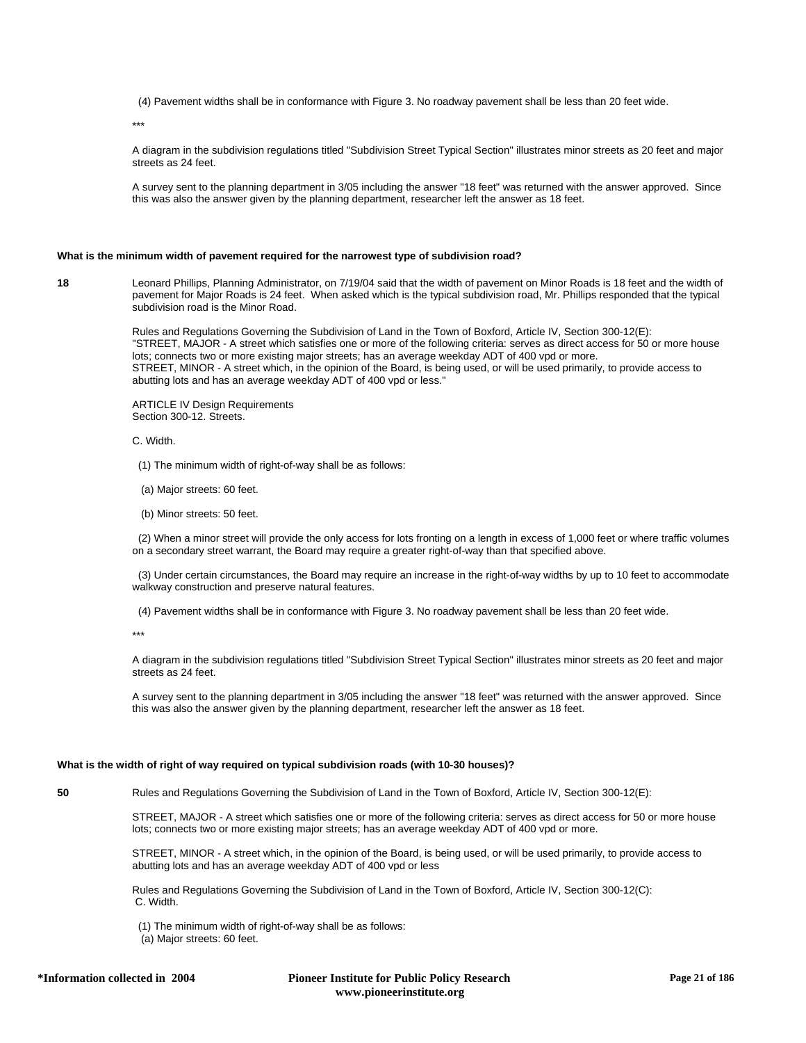(4) Pavement widths shall be in conformance with Figure 3. No roadway pavement shall be less than 20 feet wide.

***

A diagram in the subdivision regulations titled "Subdivision Street Typical Section" illustrates minor streets as 20 feet and major streets as 24 feet.

A survey sent to the planning department in 3/05 including the answer "18 feet" was returned with the answer approved. Since this was also the answer given by the planning department, researcher left the answer as 18 feet.

**What is the minimum width of pavement required for the narrowest type of subdivision road?**

**18**

Leonard Phillips, Planning Administrator, on 7/19/04 said that the width of pavement on Minor Roads is 18 feet and the width of pavement for Major Roads is 24 feet. When asked which is the typical subdivision road, Mr. Phillips responded that the typical subdivision road is the Minor Road.

Rules and Regulations Governing the Subdivision of Land in the Town of Boxford, Article IV, Section 300-12(E):
"STREET, MAJOR - A street which satisfies one or more of the following criteria: serves as direct access for 50 or more house lots; connects two or more existing major streets; has an average weekday ADT of 400 vpd or more.
STREET, MINOR - A street which, in the opinion of the Board, is being used, or will be used primarily, to provide access to abutting lots and has an average weekday ADT of 400 vpd or less."

ARTICLE IV Design Requirements
Section 300-12. Streets.

C. Width.

(1) The minimum width of right-of-way shall be as follows:

(a) Major streets: 60 feet.

(b) Minor streets: 50 feet.

(2) When a minor street will provide the only access for lots fronting on a length in excess of 1,000 feet or where traffic volumes on a secondary street warrant, the Board may require a greater right-of-way than that specified above.

(3) Under certain circumstances, the Board may require an increase in the right-of-way widths by up to 10 feet to accommodate walkway construction and preserve natural features.

(4) Pavement widths shall be in conformance with Figure 3. No roadway pavement shall be less than 20 feet wide.

***

A diagram in the subdivision regulations titled "Subdivision Street Typical Section" illustrates minor streets as 20 feet and major streets as 24 feet.

A survey sent to the planning department in 3/05 including the answer "18 feet" was returned with the answer approved. Since this was also the answer given by the planning department, researcher left the answer as 18 feet.

**What is the width of right of way required on typical subdivision roads (with 10-30 houses)?**

**50**

Rules and Regulations Governing the Subdivision of Land in the Town of Boxford, Article IV, Section 300-12(E):

STREET, MAJOR - A street which satisfies one or more of the following criteria: serves as direct access for 50 or more house lots; connects two or more existing major streets; has an average weekday ADT of 400 vpd or more.

STREET, MINOR - A street which, in the opinion of the Board, is being used, or will be used primarily, to provide access to abutting lots and has an average weekday ADT of 400 vpd or less

Rules and Regulations Governing the Subdivision of Land in the Town of Boxford, Article IV, Section 300-12(C):
C. Width.

(1) The minimum width of right-of-way shall be as follows:
(a) Major streets: 60 feet.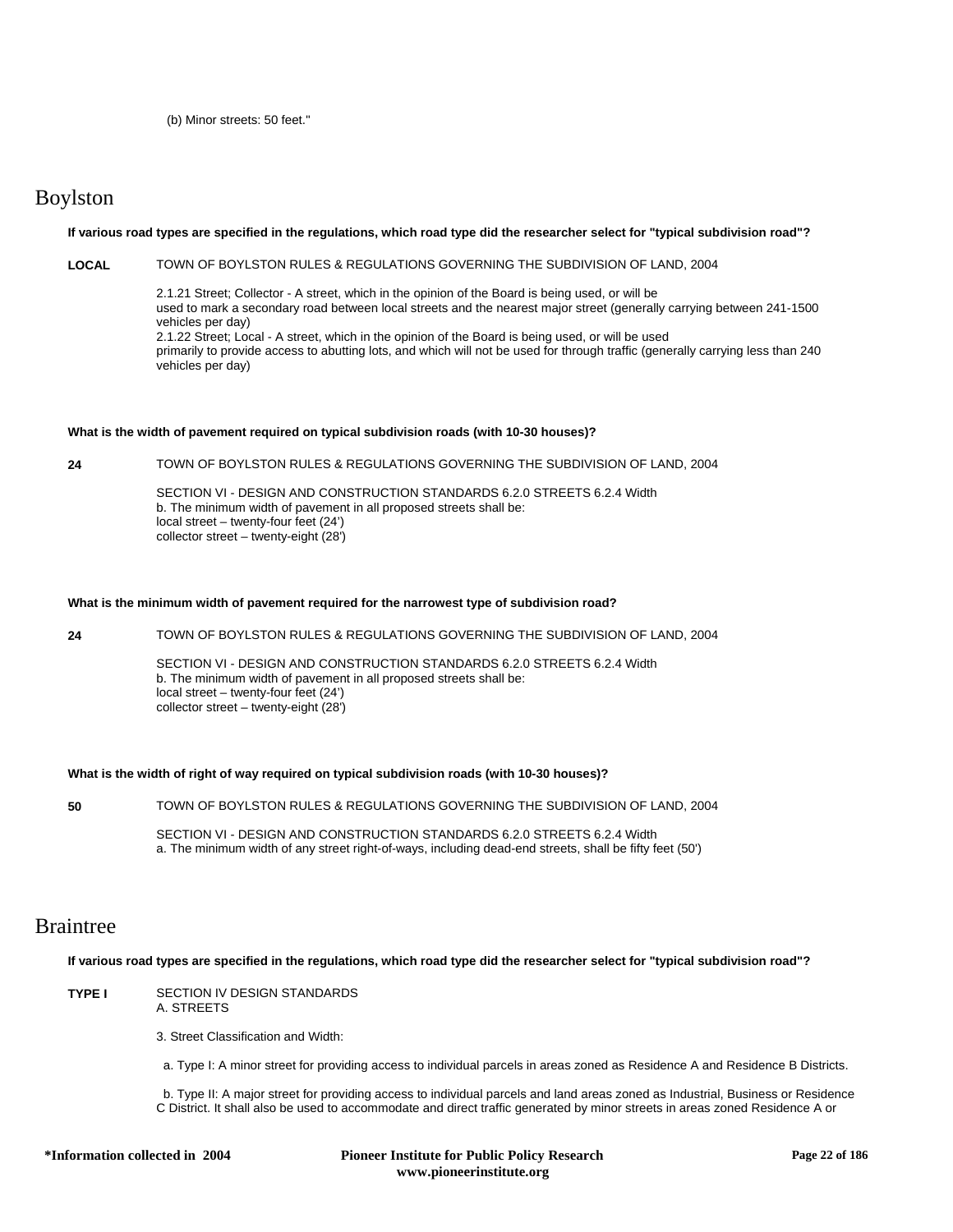(b) Minor streets: 50 feet."

## Boylston

**If various road types are specified in the regulations, which road type did the researcher select for "typical subdivision road"?**

**LOCAL** TOWN OF BOYLSTON RULES & REGULATIONS GOVERNING THE SUBDIVISION OF LAND, 2004

2.1.21 Street; Collector - A street, which in the opinion of the Board is being used, or will be used to mark a secondary road between local streets and the nearest major street (generally carrying between 241-1500 vehicles per day)
2.1.22 Street; Local - A street, which in the opinion of the Board is being used, or will be used primarily to provide access to abutting lots, and which will not be used for through traffic (generally carrying less than 240 vehicles per day)

**What is the width of pavement required on typical subdivision roads (with 10-30 houses)?**

**24** TOWN OF BOYLSTON RULES & REGULATIONS GOVERNING THE SUBDIVISION OF LAND, 2004

SECTION VI - DESIGN AND CONSTRUCTION STANDARDS 6.2.0 STREETS 6.2.4 Width
b. The minimum width of pavement in all proposed streets shall be:
local street – twenty-four feet (24')
collector street – twenty-eight (28')

**What is the minimum width of pavement required for the narrowest type of subdivision road?**

**24** TOWN OF BOYLSTON RULES & REGULATIONS GOVERNING THE SUBDIVISION OF LAND, 2004

SECTION VI - DESIGN AND CONSTRUCTION STANDARDS 6.2.0 STREETS 6.2.4 Width
b. The minimum width of pavement in all proposed streets shall be:
local street – twenty-four feet (24')
collector street – twenty-eight (28')

**What is the width of right of way required on typical subdivision roads (with 10-30 houses)?**

**50** TOWN OF BOYLSTON RULES & REGULATIONS GOVERNING THE SUBDIVISION OF LAND, 2004

SECTION VI - DESIGN AND CONSTRUCTION STANDARDS 6.2.0 STREETS 6.2.4 Width
a. The minimum width of any street right-of-ways, including dead-end streets, shall be fifty feet (50')

## Braintree

**If various road types are specified in the regulations, which road type did the researcher select for "typical subdivision road"?**

**TYPE I** SECTION IV DESIGN STANDARDS
A. STREETS

3. Street Classification and Width:

a. Type I: A minor street for providing access to individual parcels in areas zoned as Residence A and Residence B Districts.

b. Type II: A major street for providing access to individual parcels and land areas zoned as Industrial, Business or Residence C District. It shall also be used to accommodate and direct traffic generated by minor streets in areas zoned Residence A or

*Information collected in 2004 — Pioneer Institute for Public Policy Research, www.pioneerinstitute.org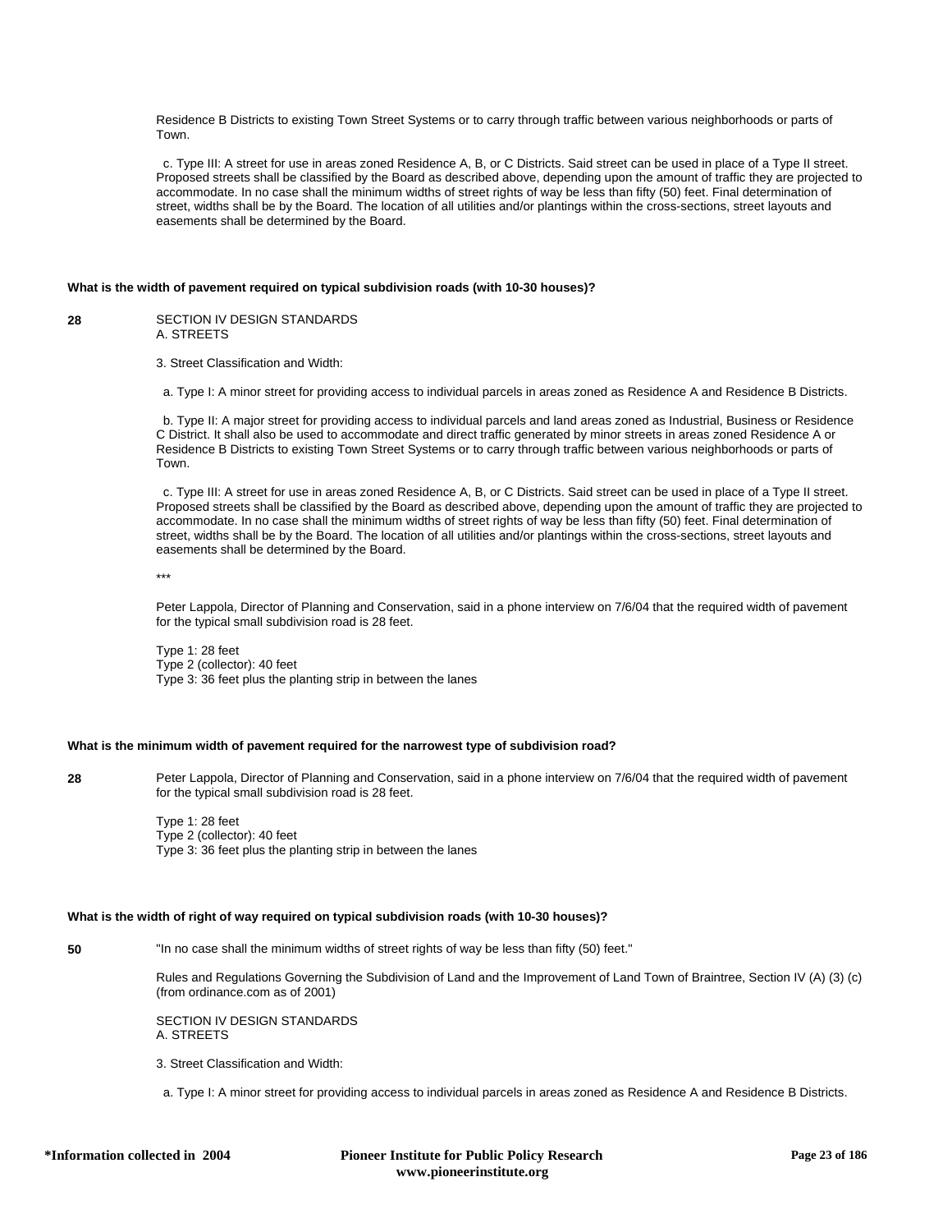Residence B Districts to existing Town Street Systems or to carry through traffic between various neighborhoods or parts of Town.

c. Type III: A street for use in areas zoned Residence A, B, or C Districts. Said street can be used in place of a Type II street. Proposed streets shall be classified by the Board as described above, depending upon the amount of traffic they are projected to accommodate. In no case shall the minimum widths of street rights of way be less than fifty (50) feet. Final determination of street, widths shall be by the Board. The location of all utilities and/or plantings within the cross-sections, street layouts and easements shall be determined by the Board.

**What is the width of pavement required on typical subdivision roads (with 10-30 houses)?**

**28**

SECTION IV DESIGN STANDARDS
A. STREETS

3. Street Classification and Width:

a. Type I: A minor street for providing access to individual parcels in areas zoned as Residence A and Residence B Districts.

b. Type II: A major street for providing access to individual parcels and land areas zoned as Industrial, Business or Residence C District. It shall also be used to accommodate and direct traffic generated by minor streets in areas zoned Residence A or Residence B Districts to existing Town Street Systems or to carry through traffic between various neighborhoods or parts of Town.

c. Type III: A street for use in areas zoned Residence A, B, or C Districts. Said street can be used in place of a Type II street. Proposed streets shall be classified by the Board as described above, depending upon the amount of traffic they are projected to accommodate. In no case shall the minimum widths of street rights of way be less than fifty (50) feet. Final determination of street, widths shall be by the Board. The location of all utilities and/or plantings within the cross-sections, street layouts and easements shall be determined by the Board.

***

Peter Lappola, Director of Planning and Conservation, said in a phone interview on 7/6/04 that the required width of pavement for the typical small subdivision road is 28 feet.

Type 1: 28 feet
Type 2 (collector): 40 feet
Type 3: 36 feet plus the planting strip in between the lanes

**What is the minimum width of pavement required for the narrowest type of subdivision road?**

**28**

Peter Lappola, Director of Planning and Conservation, said in a phone interview on 7/6/04 that the required width of pavement for the typical small subdivision road is 28 feet.

Type 1: 28 feet
Type 2 (collector): 40 feet
Type 3: 36 feet plus the planting strip in between the lanes

**What is the width of right of way required on typical subdivision roads (with 10-30 houses)?**

**50**

"In no case shall the minimum widths of street rights of way be less than fifty (50) feet."

Rules and Regulations Governing the Subdivision of Land and the Improvement of Land Town of Braintree, Section IV (A) (3) (c) (from ordinance.com as of 2001)

SECTION IV DESIGN STANDARDS
A. STREETS

3. Street Classification and Width:

a. Type I: A minor street for providing access to individual parcels in areas zoned as Residence A and Residence B Districts.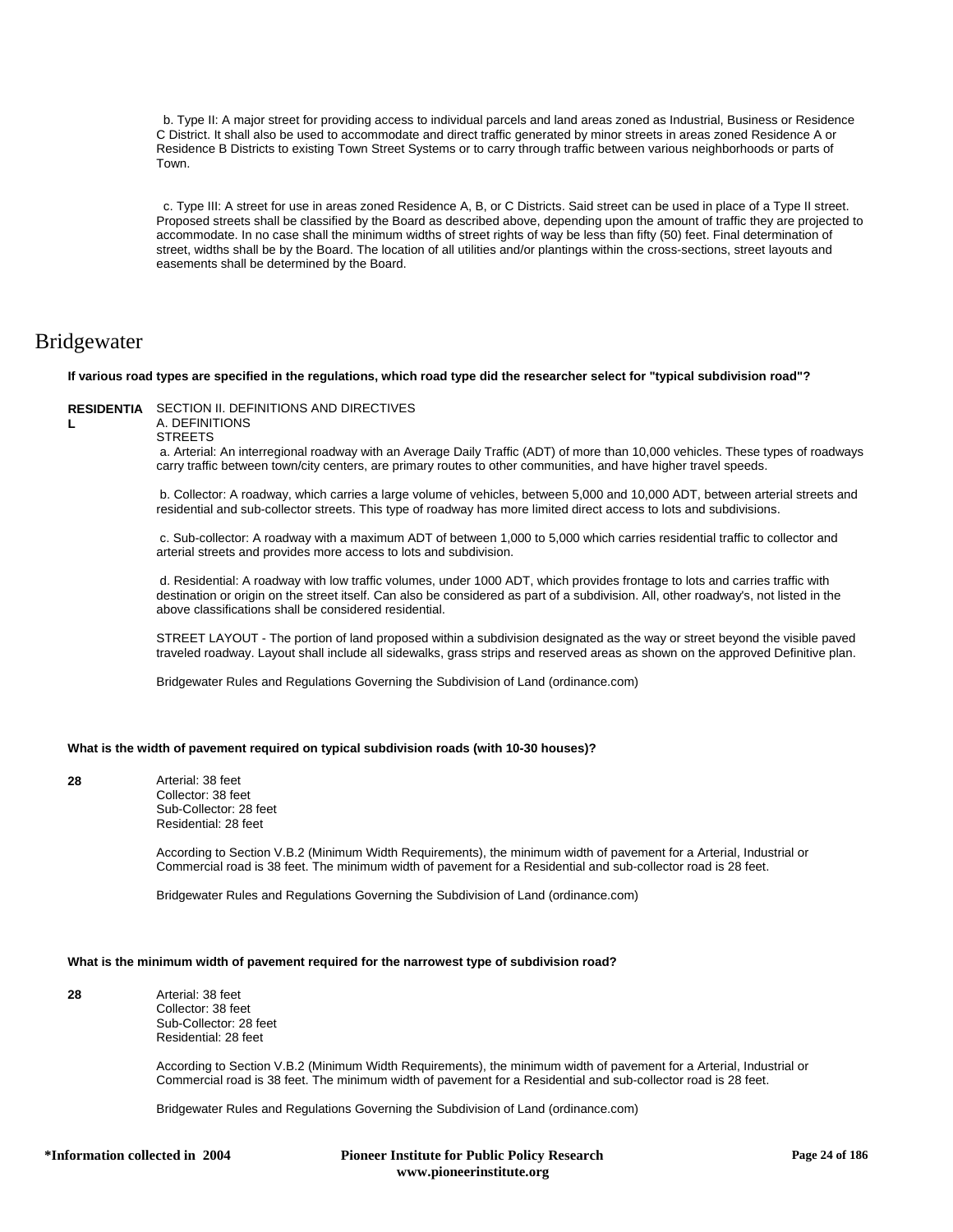b. Type II: A major street for providing access to individual parcels and land areas zoned as Industrial, Business or Residence C District. It shall also be used to accommodate and direct traffic generated by minor streets in areas zoned Residence A or Residence B Districts to existing Town Street Systems or to carry through traffic between various neighborhoods or parts of Town.

c. Type III: A street for use in areas zoned Residence A, B, or C Districts. Said street can be used in place of a Type II street. Proposed streets shall be classified by the Board as described above, depending upon the amount of traffic they are projected to accommodate. In no case shall the minimum widths of street rights of way be less than fifty (50) feet. Final determination of street, widths shall be by the Board. The location of all utilities and/or plantings within the cross-sections, street layouts and easements shall be determined by the Board.

# Bridgewater

**If various road types are specified in the regulations, which road type did the researcher select for "typical subdivision road"?**

**RESIDENTIAL**

SECTION II. DEFINITIONS AND DIRECTIVES
A. DEFINITIONS
STREETS

a. Arterial: An interregional roadway with an Average Daily Traffic (ADT) of more than 10,000 vehicles. These types of roadways carry traffic between town/city centers, are primary routes to other communities, and have higher travel speeds.

b. Collector: A roadway, which carries a large volume of vehicles, between 5,000 and 10,000 ADT, between arterial streets and residential and sub-collector streets. This type of roadway has more limited direct access to lots and subdivisions.

c. Sub-collector: A roadway with a maximum ADT of between 1,000 to 5,000 which carries residential traffic to collector and arterial streets and provides more access to lots and subdivision.

d. Residential: A roadway with low traffic volumes, under 1000 ADT, which provides frontage to lots and carries traffic with destination or origin on the street itself. Can also be considered as part of a subdivision. All, other roadway's, not listed in the above classifications shall be considered residential.

STREET LAYOUT - The portion of land proposed within a subdivision designated as the way or street beyond the visible paved traveled roadway. Layout shall include all sidewalks, grass strips and reserved areas as shown on the approved Definitive plan.

Bridgewater Rules and Regulations Governing the Subdivision of Land (ordinance.com)

**What is the width of pavement required on typical subdivision roads (with 10-30 houses)?**

**28**

Arterial: 38 feet
Collector: 38 feet
Sub-Collector: 28 feet
Residential: 28 feet

According to Section V.B.2 (Minimum Width Requirements), the minimum width of pavement for a Arterial, Industrial or Commercial road is 38 feet. The minimum width of pavement for a Residential and sub-collector road is 28 feet.

Bridgewater Rules and Regulations Governing the Subdivision of Land (ordinance.com)

**What is the minimum width of pavement required for the narrowest type of subdivision road?**

**28**

Arterial: 38 feet
Collector: 38 feet
Sub-Collector: 28 feet
Residential: 28 feet

According to Section V.B.2 (Minimum Width Requirements), the minimum width of pavement for a Arterial, Industrial or Commercial road is 38 feet. The minimum width of pavement for a Residential and sub-collector road is 28 feet.

Bridgewater Rules and Regulations Governing the Subdivision of Land (ordinance.com)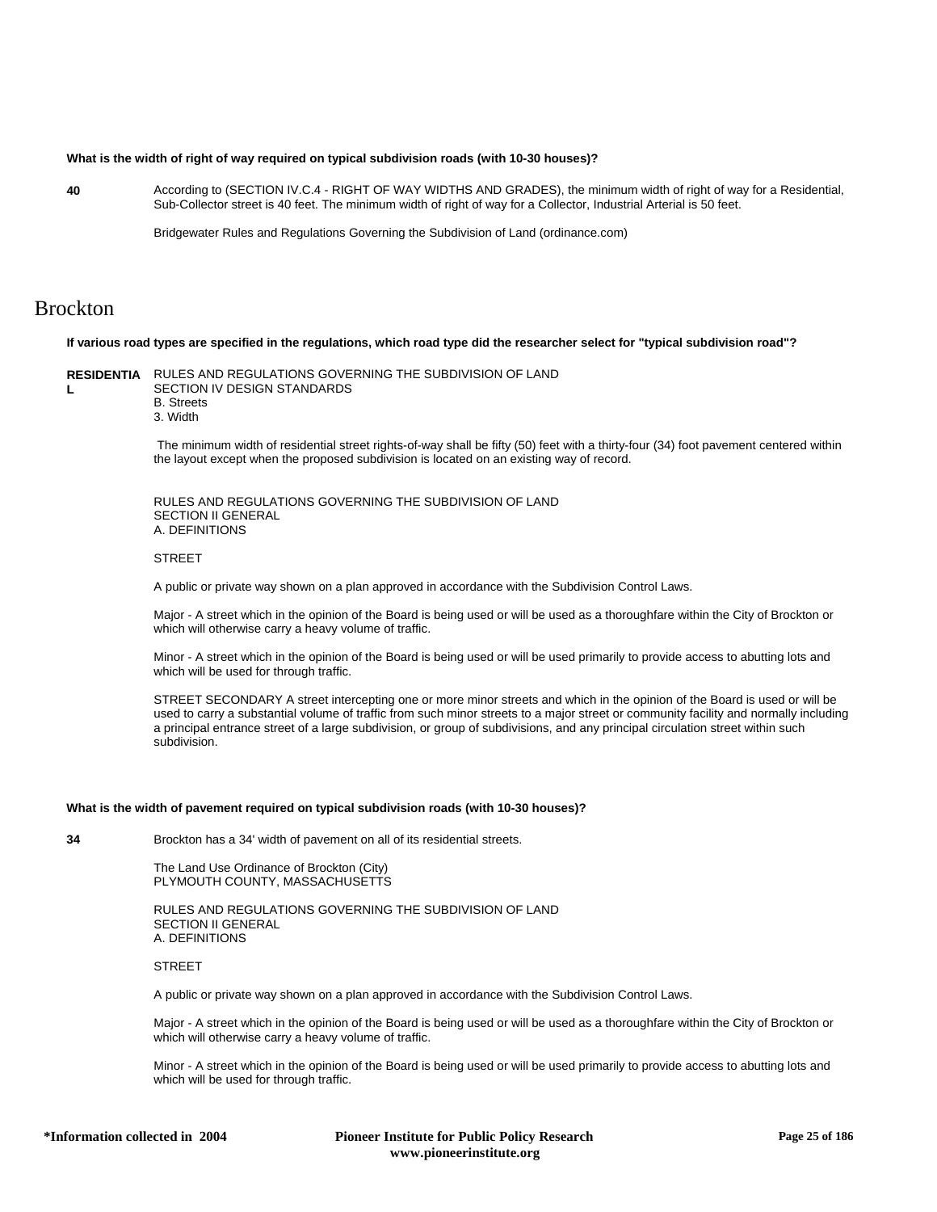**What is the width of right of way required on typical subdivision roads (with 10-30 houses)?**

**40**

According to (SECTION IV.C.4 - RIGHT OF WAY WIDTHS AND GRADES), the minimum width of right of way for a Residential, Sub-Collector street is 40 feet. The minimum width of right of way for a Collector, Industrial Arterial is 50 feet.

Bridgewater Rules and Regulations Governing the Subdivision of Land (ordinance.com)

# Brockton

**If various road types are specified in the regulations, which road type did the researcher select for "typical subdivision road"?**

**RESIDENTIAL**

RULES AND REGULATIONS GOVERNING THE SUBDIVISION OF LAND
SECTION IV DESIGN STANDARDS
B. Streets
3. Width

The minimum width of residential street rights-of-way shall be fifty (50) feet with a thirty-four (34) foot pavement centered within the layout except when the proposed subdivision is located on an existing way of record.

RULES AND REGULATIONS GOVERNING THE SUBDIVISION OF LAND
SECTION II GENERAL
A. DEFINITIONS

STREET

A public or private way shown on a plan approved in accordance with the Subdivision Control Laws.

Major - A street which in the opinion of the Board is being used or will be used as a thoroughfare within the City of Brockton or which will otherwise carry a heavy volume of traffic.

Minor - A street which in the opinion of the Board is being used or will be used primarily to provide access to abutting lots and which will be used for through traffic.

STREET SECONDARY A street intercepting one or more minor streets and which in the opinion of the Board is used or will be used to carry a substantial volume of traffic from such minor streets to a major street or community facility and normally including a principal entrance street of a large subdivision, or group of subdivisions, and any principal circulation street within such subdivision.

**What is the width of pavement required on typical subdivision roads (with 10-30 houses)?**

**34**

Brockton has a 34' width of pavement on all of its residential streets.

The Land Use Ordinance of Brockton (City)
PLYMOUTH COUNTY, MASSACHUSETTS

RULES AND REGULATIONS GOVERNING THE SUBDIVISION OF LAND
SECTION II GENERAL
A. DEFINITIONS

STREET

A public or private way shown on a plan approved in accordance with the Subdivision Control Laws.

Major - A street which in the opinion of the Board is being used or will be used as a thoroughfare within the City of Brockton or which will otherwise carry a heavy volume of traffic.

Minor - A street which in the opinion of the Board is being used or will be used primarily to provide access to abutting lots and which will be used for through traffic.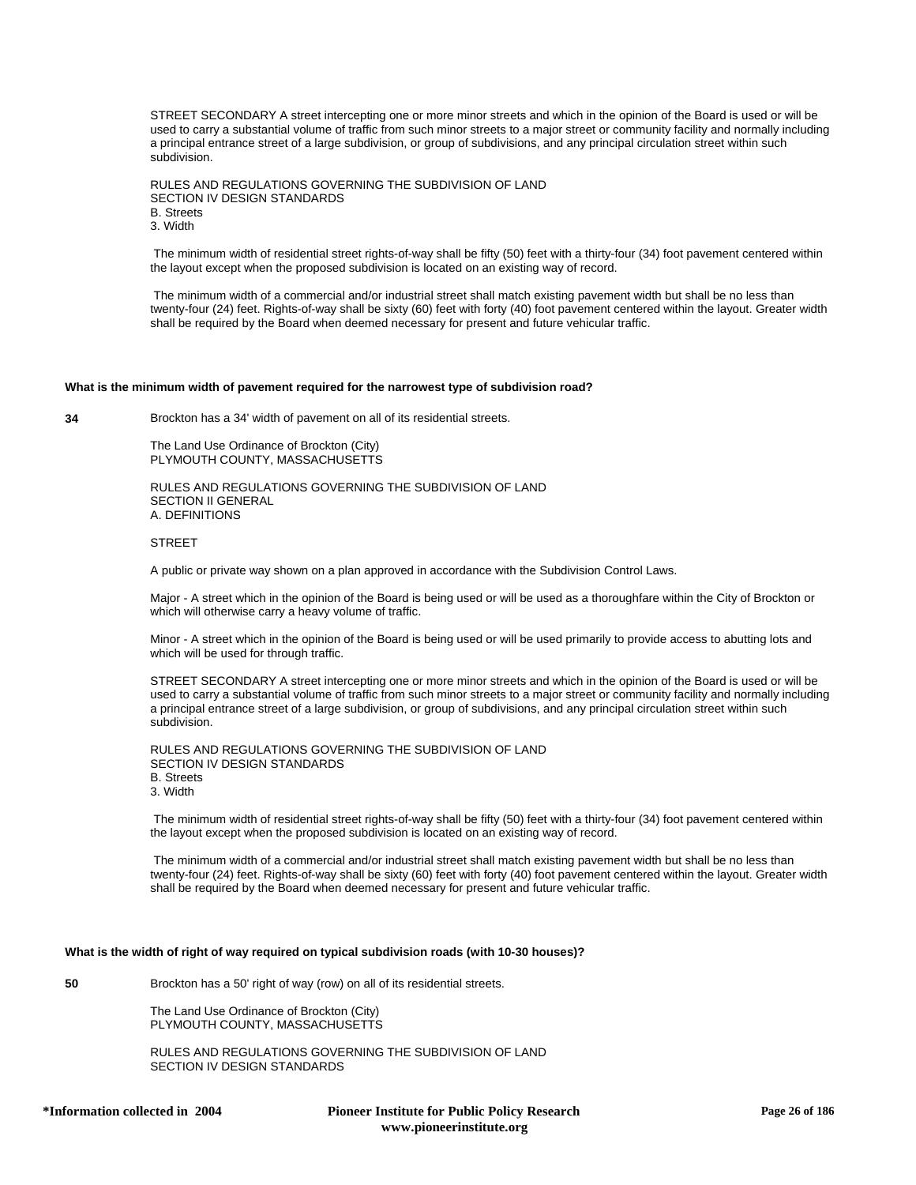STREET SECONDARY A street intercepting one or more minor streets and which in the opinion of the Board is used or will be used to carry a substantial volume of traffic from such minor streets to a major street or community facility and normally including a principal entrance street of a large subdivision, or group of subdivisions, and any principal circulation street within such subdivision.

RULES AND REGULATIONS GOVERNING THE SUBDIVISION OF LAND
SECTION IV DESIGN STANDARDS
B. Streets
3. Width

The minimum width of residential street rights-of-way shall be fifty (50) feet with a thirty-four (34) foot pavement centered within the layout except when the proposed subdivision is located on an existing way of record.

The minimum width of a commercial and/or industrial street shall match existing pavement width but shall be no less than twenty-four (24) feet. Rights-of-way shall be sixty (60) feet with forty (40) foot pavement centered within the layout. Greater width shall be required by the Board when deemed necessary for present and future vehicular traffic.

**What is the minimum width of pavement required for the narrowest type of subdivision road?**

**34**

Brockton has a 34' width of pavement on all of its residential streets.

The Land Use Ordinance of Brockton (City)
PLYMOUTH COUNTY, MASSACHUSETTS

RULES AND REGULATIONS GOVERNING THE SUBDIVISION OF LAND
SECTION II GENERAL
A. DEFINITIONS

STREET

A public or private way shown on a plan approved in accordance with the Subdivision Control Laws.

Major - A street which in the opinion of the Board is being used or will be used as a thoroughfare within the City of Brockton or which will otherwise carry a heavy volume of traffic.

Minor - A street which in the opinion of the Board is being used or will be used primarily to provide access to abutting lots and which will be used for through traffic.

STREET SECONDARY A street intercepting one or more minor streets and which in the opinion of the Board is used or will be used to carry a substantial volume of traffic from such minor streets to a major street or community facility and normally including a principal entrance street of a large subdivision, or group of subdivisions, and any principal circulation street within such subdivision.

RULES AND REGULATIONS GOVERNING THE SUBDIVISION OF LAND
SECTION IV DESIGN STANDARDS
B. Streets
3. Width

The minimum width of residential street rights-of-way shall be fifty (50) feet with a thirty-four (34) foot pavement centered within the layout except when the proposed subdivision is located on an existing way of record.

The minimum width of a commercial and/or industrial street shall match existing pavement width but shall be no less than twenty-four (24) feet. Rights-of-way shall be sixty (60) feet with forty (40) foot pavement centered within the layout. Greater width shall be required by the Board when deemed necessary for present and future vehicular traffic.

**What is the width of right of way required on typical subdivision roads (with 10-30 houses)?**

**50**

Brockton has a 50' right of way (row) on all of its residential streets.

The Land Use Ordinance of Brockton (City)
PLYMOUTH COUNTY, MASSACHUSETTS

RULES AND REGULATIONS GOVERNING THE SUBDIVISION OF LAND
SECTION IV DESIGN STANDARDS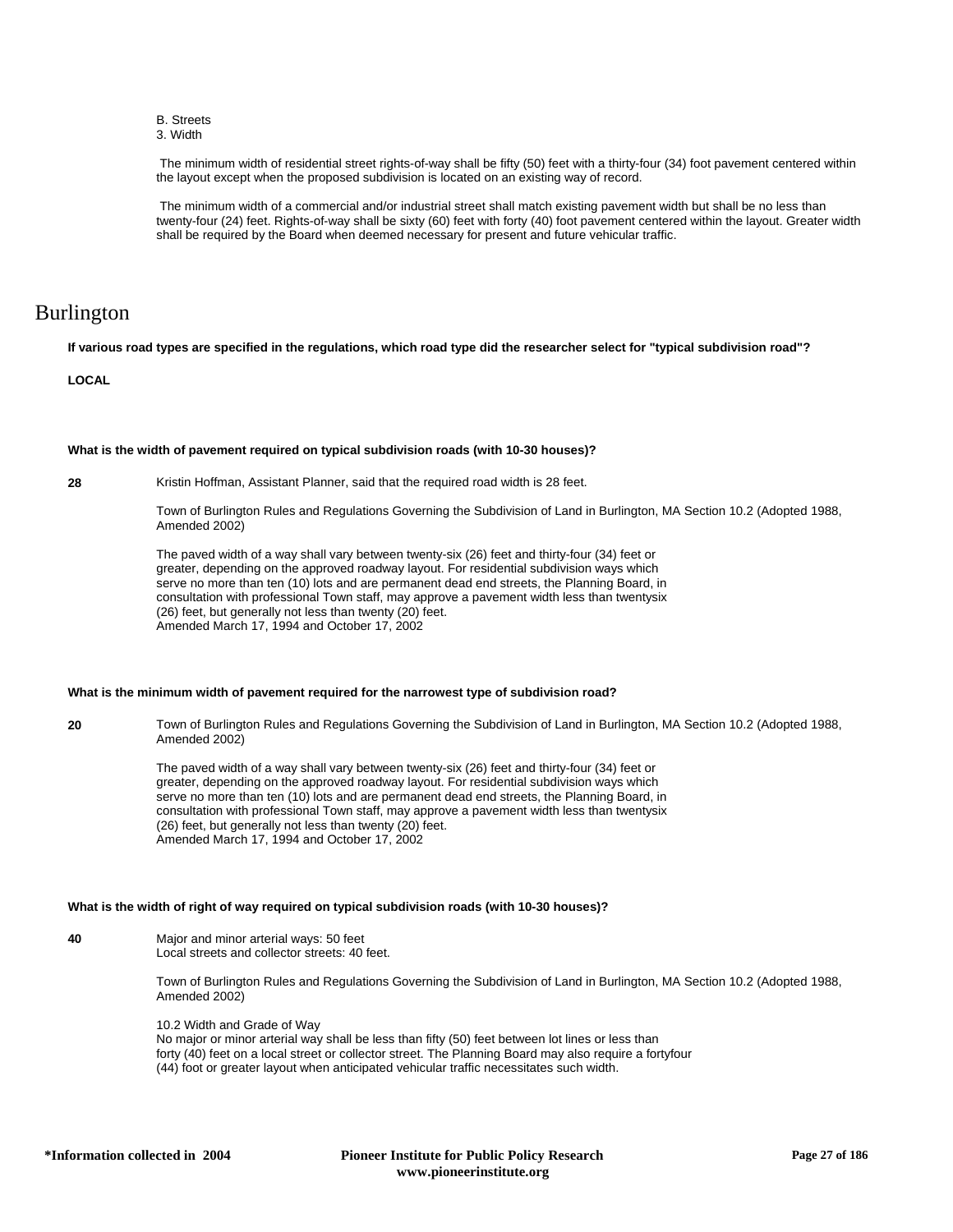B. Streets
3. Width

The minimum width of residential street rights-of-way shall be fifty (50) feet with a thirty-four (34) foot pavement centered within the layout except when the proposed subdivision is located on an existing way of record.

The minimum width of a commercial and/or industrial street shall match existing pavement width but shall be no less than twenty-four (24) feet. Rights-of-way shall be sixty (60) feet with forty (40) foot pavement centered within the layout. Greater width shall be required by the Board when deemed necessary for present and future vehicular traffic.

# Burlington

**If various road types are specified in the regulations, which road type did the researcher select for "typical subdivision road"?**

**LOCAL**

**What is the width of pavement required on typical subdivision roads (with 10-30 houses)?**

**28** Kristin Hoffman, Assistant Planner, said that the required road width is 28 feet.

Town of Burlington Rules and Regulations Governing the Subdivision of Land in Burlington, MA Section 10.2 (Adopted 1988, Amended 2002)

The paved width of a way shall vary between twenty-six (26) feet and thirty-four (34) feet or greater, depending on the approved roadway layout. For residential subdivision ways which serve no more than ten (10) lots and are permanent dead end streets, the Planning Board, in consultation with professional Town staff, may approve a pavement width less than twentysix (26) feet, but generally not less than twenty (20) feet.
Amended March 17, 1994 and October 17, 2002

**What is the minimum width of pavement required for the narrowest type of subdivision road?**

**20** Town of Burlington Rules and Regulations Governing the Subdivision of Land in Burlington, MA Section 10.2 (Adopted 1988, Amended 2002)

The paved width of a way shall vary between twenty-six (26) feet and thirty-four (34) feet or greater, depending on the approved roadway layout. For residential subdivision ways which serve no more than ten (10) lots and are permanent dead end streets, the Planning Board, in consultation with professional Town staff, may approve a pavement width less than twentysix (26) feet, but generally not less than twenty (20) feet.
Amended March 17, 1994 and October 17, 2002

**What is the width of right of way required on typical subdivision roads (with 10-30 houses)?**

**40** Major and minor arterial ways: 50 feet
Local streets and collector streets: 40 feet.

Town of Burlington Rules and Regulations Governing the Subdivision of Land in Burlington, MA Section 10.2 (Adopted 1988, Amended 2002)

10.2 Width and Grade of Way
No major or minor arterial way shall be less than fifty (50) feet between lot lines or less than forty (40) feet on a local street or collector street. The Planning Board may also require a fortyfour (44) foot or greater layout when anticipated vehicular traffic necessitates such width.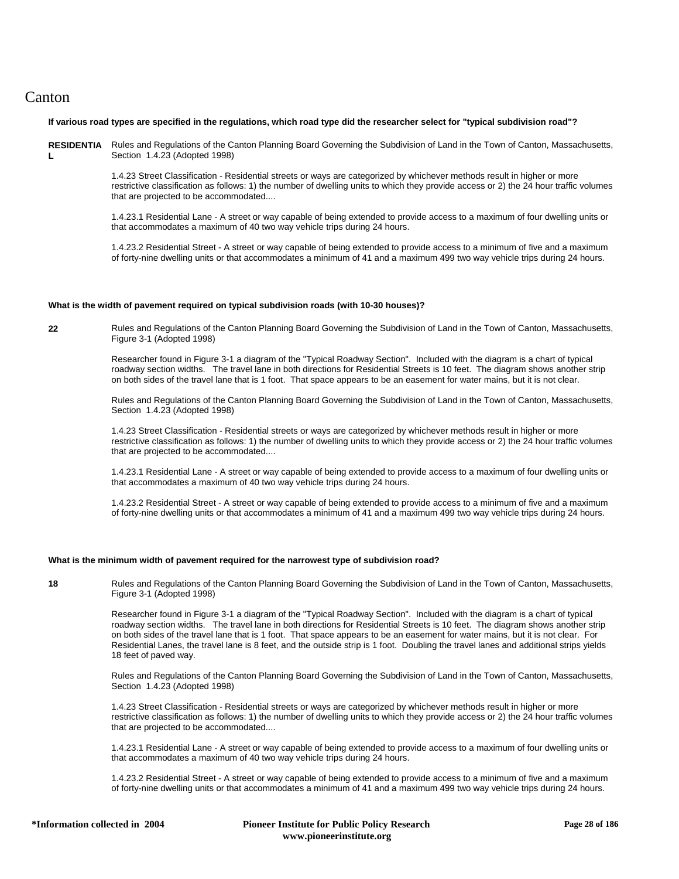# Canton

**If various road types are specified in the regulations, which road type did the researcher select for "typical subdivision road"?**

**RESIDENTIAL**

Rules and Regulations of the Canton Planning Board Governing the Subdivision of Land in the Town of Canton, Massachusetts, Section 1.4.23 (Adopted 1998)

1.4.23 Street Classification - Residential streets or ways are categorized by whichever methods result in higher or more restrictive classification as follows: 1) the number of dwelling units to which they provide access or 2) the 24 hour traffic volumes that are projected to be accommodated....

1.4.23.1 Residential Lane - A street or way capable of being extended to provide access to a maximum of four dwelling units or that accommodates a maximum of 40 two way vehicle trips during 24 hours.

1.4.23.2 Residential Street - A street or way capable of being extended to provide access to a minimum of five and a maximum of forty-nine dwelling units or that accommodates a minimum of 41 and a maximum 499 two way vehicle trips during 24 hours.

**What is the width of pavement required on typical subdivision roads (with 10-30 houses)?**

**22**

Rules and Regulations of the Canton Planning Board Governing the Subdivision of Land in the Town of Canton, Massachusetts, Figure 3-1 (Adopted 1998)

Researcher found in Figure 3-1 a diagram of the "Typical Roadway Section". Included with the diagram is a chart of typical roadway section widths. The travel lane in both directions for Residential Streets is 10 feet. The diagram shows another strip on both sides of the travel lane that is 1 foot. That space appears to be an easement for water mains, but it is not clear.

Rules and Regulations of the Canton Planning Board Governing the Subdivision of Land in the Town of Canton, Massachusetts, Section 1.4.23 (Adopted 1998)

1.4.23 Street Classification - Residential streets or ways are categorized by whichever methods result in higher or more restrictive classification as follows: 1) the number of dwelling units to which they provide access or 2) the 24 hour traffic volumes that are projected to be accommodated....

1.4.23.1 Residential Lane - A street or way capable of being extended to provide access to a maximum of four dwelling units or that accommodates a maximum of 40 two way vehicle trips during 24 hours.

1.4.23.2 Residential Street - A street or way capable of being extended to provide access to a minimum of five and a maximum of forty-nine dwelling units or that accommodates a minimum of 41 and a maximum 499 two way vehicle trips during 24 hours.

**What is the minimum width of pavement required for the narrowest type of subdivision road?**

**18**

Rules and Regulations of the Canton Planning Board Governing the Subdivision of Land in the Town of Canton, Massachusetts, Figure 3-1 (Adopted 1998)

Researcher found in Figure 3-1 a diagram of the "Typical Roadway Section". Included with the diagram is a chart of typical roadway section widths. The travel lane in both directions for Residential Streets is 10 feet. The diagram shows another strip on both sides of the travel lane that is 1 foot. That space appears to be an easement for water mains, but it is not clear. For Residential Lanes, the travel lane is 8 feet, and the outside strip is 1 foot. Doubling the travel lanes and additional strips yields 18 feet of paved way.

Rules and Regulations of the Canton Planning Board Governing the Subdivision of Land in the Town of Canton, Massachusetts, Section 1.4.23 (Adopted 1998)

1.4.23 Street Classification - Residential streets or ways are categorized by whichever methods result in higher or more restrictive classification as follows: 1) the number of dwelling units to which they provide access or 2) the 24 hour traffic volumes that are projected to be accommodated....

1.4.23.1 Residential Lane - A street or way capable of being extended to provide access to a maximum of four dwelling units or that accommodates a maximum of 40 two way vehicle trips during 24 hours.

1.4.23.2 Residential Street - A street or way capable of being extended to provide access to a minimum of five and a maximum of forty-nine dwelling units or that accommodates a minimum of 41 and a maximum 499 two way vehicle trips during 24 hours.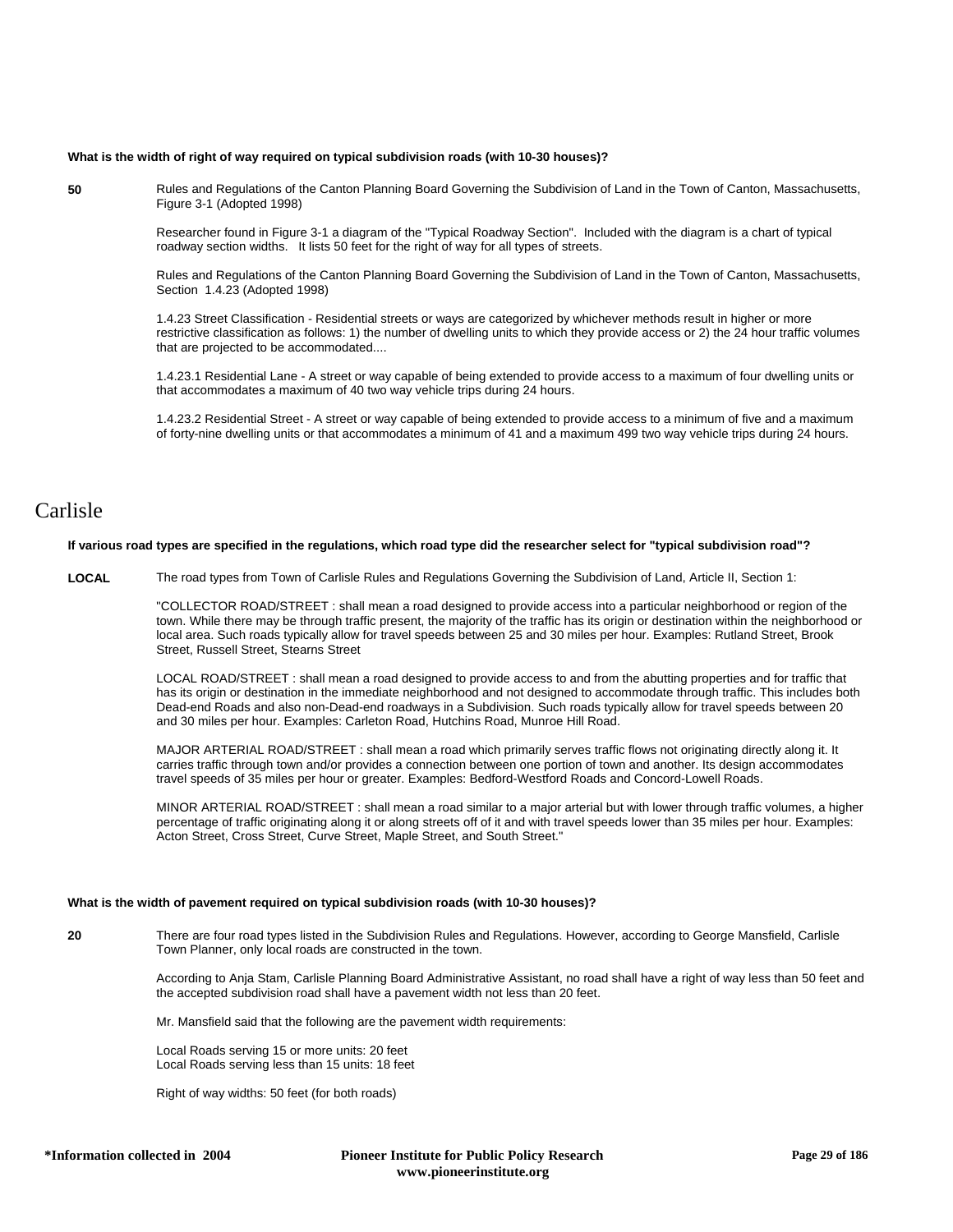**What is the width of right of way required on typical subdivision roads (with 10-30 houses)?**

**50**

Rules and Regulations of the Canton Planning Board Governing the Subdivision of Land in the Town of Canton, Massachusetts, Figure 3-1 (Adopted 1998)

Researcher found in Figure 3-1 a diagram of the "Typical Roadway Section". Included with the diagram is a chart of typical roadway section widths. It lists 50 feet for the right of way for all types of streets.

Rules and Regulations of the Canton Planning Board Governing the Subdivision of Land in the Town of Canton, Massachusetts, Section 1.4.23 (Adopted 1998)

1.4.23 Street Classification - Residential streets or ways are categorized by whichever methods result in higher or more restrictive classification as follows: 1) the number of dwelling units to which they provide access or 2) the 24 hour traffic volumes that are projected to be accommodated....

1.4.23.1 Residential Lane - A street or way capable of being extended to provide access to a maximum of four dwelling units or that accommodates a maximum of 40 two way vehicle trips during 24 hours.

1.4.23.2 Residential Street - A street or way capable of being extended to provide access to a minimum of five and a maximum of forty-nine dwelling units or that accommodates a minimum of 41 and a maximum 499 two way vehicle trips during 24 hours.

# Carlisle

**If various road types are specified in the regulations, which road type did the researcher select for "typical subdivision road"?**

**LOCAL**

The road types from Town of Carlisle Rules and Regulations Governing the Subdivision of Land, Article II, Section 1:

"COLLECTOR ROAD/STREET : shall mean a road designed to provide access into a particular neighborhood or region of the town. While there may be through traffic present, the majority of the traffic has its origin or destination within the neighborhood or local area. Such roads typically allow for travel speeds between 25 and 30 miles per hour. Examples: Rutland Street, Brook Street, Russell Street, Stearns Street

LOCAL ROAD/STREET : shall mean a road designed to provide access to and from the abutting properties and for traffic that has its origin or destination in the immediate neighborhood and not designed to accommodate through traffic. This includes both Dead-end Roads and also non-Dead-end roadways in a Subdivision. Such roads typically allow for travel speeds between 20 and 30 miles per hour. Examples: Carleton Road, Hutchins Road, Munroe Hill Road.

MAJOR ARTERIAL ROAD/STREET : shall mean a road which primarily serves traffic flows not originating directly along it. It carries traffic through town and/or provides a connection between one portion of town and another. Its design accommodates travel speeds of 35 miles per hour or greater. Examples: Bedford-Westford Roads and Concord-Lowell Roads.

MINOR ARTERIAL ROAD/STREET : shall mean a road similar to a major arterial but with lower through traffic volumes, a higher percentage of traffic originating along it or along streets off of it and with travel speeds lower than 35 miles per hour. Examples: Acton Street, Cross Street, Curve Street, Maple Street, and South Street."

**What is the width of pavement required on typical subdivision roads (with 10-30 houses)?**

**20**

There are four road types listed in the Subdivision Rules and Regulations. However, according to George Mansfield, Carlisle Town Planner, only local roads are constructed in the town.

According to Anja Stam, Carlisle Planning Board Administrative Assistant, no road shall have a right of way less than 50 feet and the accepted subdivision road shall have a pavement width not less than 20 feet.

Mr. Mansfield said that the following are the pavement width requirements:

Local Roads serving 15 or more units: 20 feet
Local Roads serving less than 15 units: 18 feet

Right of way widths: 50 feet (for both roads)

*Information collected in 2004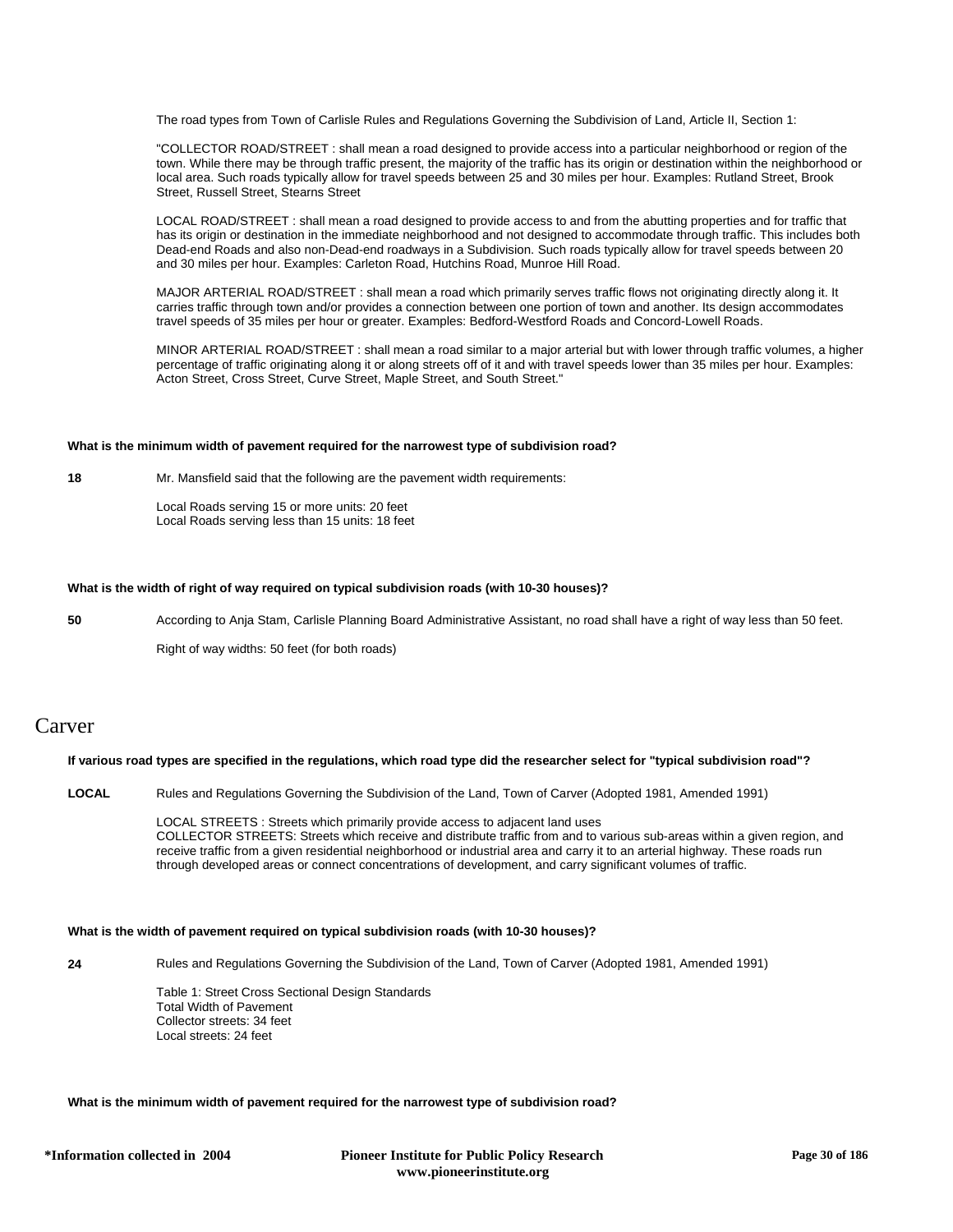The road types from Town of Carlisle Rules and Regulations Governing the Subdivision of Land, Article II, Section 1:

"COLLECTOR ROAD/STREET : shall mean a road designed to provide access into a particular neighborhood or region of the town. While there may be through traffic present, the majority of the traffic has its origin or destination within the neighborhood or local area. Such roads typically allow for travel speeds between 25 and 30 miles per hour. Examples: Rutland Street, Brook Street, Russell Street, Stearns Street

LOCAL ROAD/STREET : shall mean a road designed to provide access to and from the abutting properties and for traffic that has its origin or destination in the immediate neighborhood and not designed to accommodate through traffic. This includes both Dead-end Roads and also non-Dead-end roadways in a Subdivision. Such roads typically allow for travel speeds between 20 and 30 miles per hour. Examples: Carleton Road, Hutchins Road, Munroe Hill Road.

MAJOR ARTERIAL ROAD/STREET : shall mean a road which primarily serves traffic flows not originating directly along it. It carries traffic through town and/or provides a connection between one portion of town and another. Its design accommodates travel speeds of 35 miles per hour or greater. Examples: Bedford-Westford Roads and Concord-Lowell Roads.

MINOR ARTERIAL ROAD/STREET : shall mean a road similar to a major arterial but with lower through traffic volumes, a higher percentage of traffic originating along it or along streets off of it and with travel speeds lower than 35 miles per hour. Examples: Acton Street, Cross Street, Curve Street, Maple Street, and South Street."

**What is the minimum width of pavement required for the narrowest type of subdivision road?**

**18** Mr. Mansfield said that the following are the pavement width requirements:

Local Roads serving 15 or more units: 20 feet
Local Roads serving less than 15 units: 18 feet

**What is the width of right of way required on typical subdivision roads (with 10-30 houses)?**

**50** According to Anja Stam, Carlisle Planning Board Administrative Assistant, no road shall have a right of way less than 50 feet.

Right of way widths: 50 feet (for both roads)

# Carver

**If various road types are specified in the regulations, which road type did the researcher select for "typical subdivision road"?**

**LOCAL** Rules and Regulations Governing the Subdivision of the Land, Town of Carver (Adopted 1981, Amended 1991)

LOCAL STREETS : Streets which primarily provide access to adjacent land uses
COLLECTOR STREETS: Streets which receive and distribute traffic from and to various sub-areas within a given region, and receive traffic from a given residential neighborhood or industrial area and carry it to an arterial highway. These roads run through developed areas or connect concentrations of development, and carry significant volumes of traffic.

**What is the width of pavement required on typical subdivision roads (with 10-30 houses)?**

**24** Rules and Regulations Governing the Subdivision of the Land, Town of Carver (Adopted 1981, Amended 1991)

Table 1: Street Cross Sectional Design Standards
Total Width of Pavement
Collector streets: 34 feet
Local streets: 24 feet

**What is the minimum width of pavement required for the narrowest type of subdivision road?**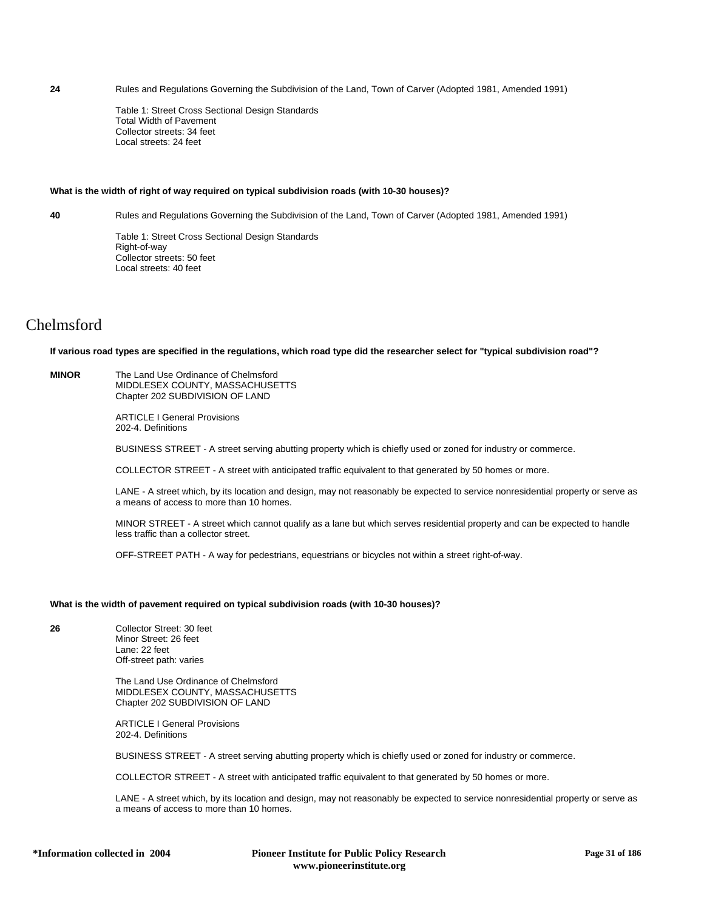**24** Rules and Regulations Governing the Subdivision of the Land, Town of Carver (Adopted 1981, Amended 1991)

Table 1: Street Cross Sectional Design Standards
Total Width of Pavement
Collector streets: 34 feet
Local streets: 24 feet

**What is the width of right of way required on typical subdivision roads (with 10-30 houses)?**

**40** Rules and Regulations Governing the Subdivision of the Land, Town of Carver (Adopted 1981, Amended 1991)

Table 1: Street Cross Sectional Design Standards
Right-of-way
Collector streets: 50 feet
Local streets: 40 feet

# Chelmsford

**If various road types are specified in the regulations, which road type did the researcher select for "typical subdivision road"?**

**MINOR** The Land Use Ordinance of Chelmsford
MIDDLESEX COUNTY, MASSACHUSETTS
Chapter 202 SUBDIVISION OF LAND

ARTICLE I General Provisions
202-4. Definitions

BUSINESS STREET - A street serving abutting property which is chiefly used or zoned for industry or commerce.

COLLECTOR STREET - A street with anticipated traffic equivalent to that generated by 50 homes or more.

LANE - A street which, by its location and design, may not reasonably be expected to service nonresidential property or serve as a means of access to more than 10 homes.

MINOR STREET - A street which cannot qualify as a lane but which serves residential property and can be expected to handle less traffic than a collector street.

OFF-STREET PATH - A way for pedestrians, equestrians or bicycles not within a street right-of-way.

**What is the width of pavement required on typical subdivision roads (with 10-30 houses)?**

**26** Collector Street: 30 feet
Minor Street: 26 feet
Lane: 22 feet
Off-street path: varies

The Land Use Ordinance of Chelmsford
MIDDLESEX COUNTY, MASSACHUSETTS
Chapter 202 SUBDIVISION OF LAND

ARTICLE I General Provisions
202-4. Definitions

BUSINESS STREET - A street serving abutting property which is chiefly used or zoned for industry or commerce.

COLLECTOR STREET - A street with anticipated traffic equivalent to that generated by 50 homes or more.

LANE - A street which, by its location and design, may not reasonably be expected to service nonresidential property or serve as a means of access to more than 10 homes.

**\*Information collected in 2004**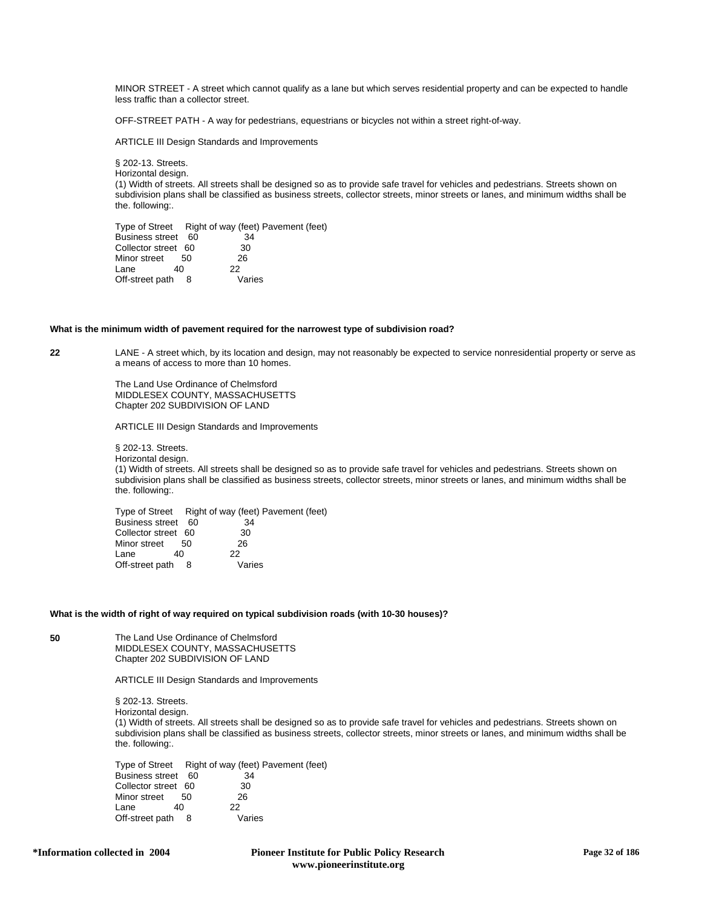MINOR STREET - A street which cannot qualify as a lane but which serves residential property and can be expected to handle less traffic than a collector street.

OFF-STREET PATH - A way for pedestrians, equestrians or bicycles not within a street right-of-way.

ARTICLE III Design Standards and Improvements

§ 202-13. Streets.
Horizontal design.
(1) Width of streets. All streets shall be designed so as to provide safe travel for vehicles and pedestrians. Streets shown on subdivision plans shall be classified as business streets, collector streets, minor streets or lanes, and minimum widths shall be the. following:.

| Type of Street | Right of way (feet) | Pavement (feet) |
|---|---|---|
| Business street | 60 | 34 |
| Collector street | 60 | 30 |
| Minor street | 50 | 26 |
| Lane | 40 | 22 |
| Off-street path | 8 | Varies |

**What is the minimum width of pavement required for the narrowest type of subdivision road?**

**22**

LANE - A street which, by its location and design, may not reasonably be expected to service nonresidential property or serve as a means of access to more than 10 homes.

The Land Use Ordinance of Chelmsford
MIDDLESEX COUNTY, MASSACHUSETTS
Chapter 202 SUBDIVISION OF LAND

ARTICLE III Design Standards and Improvements

§ 202-13. Streets.
Horizontal design.
(1) Width of streets. All streets shall be designed so as to provide safe travel for vehicles and pedestrians. Streets shown on subdivision plans shall be classified as business streets, collector streets, minor streets or lanes, and minimum widths shall be the. following:.

| Type of Street | Right of way (feet) | Pavement (feet) |
|---|---|---|
| Business street | 60 | 34 |
| Collector street | 60 | 30 |
| Minor street | 50 | 26 |
| Lane | 40 | 22 |
| Off-street path | 8 | Varies |

**What is the width of right of way required on typical subdivision roads (with 10-30 houses)?**

**50**

The Land Use Ordinance of Chelmsford
MIDDLESEX COUNTY, MASSACHUSETTS
Chapter 202 SUBDIVISION OF LAND

ARTICLE III Design Standards and Improvements

§ 202-13. Streets.
Horizontal design.
(1) Width of streets. All streets shall be designed so as to provide safe travel for vehicles and pedestrians. Streets shown on subdivision plans shall be classified as business streets, collector streets, minor streets or lanes, and minimum widths shall be the. following:.

| Type of Street | Right of way (feet) | Pavement (feet) |
|---|---|---|
| Business street | 60 | 34 |
| Collector street | 60 | 30 |
| Minor street | 50 | 26 |
| Lane | 40 | 22 |
| Off-street path | 8 | Varies |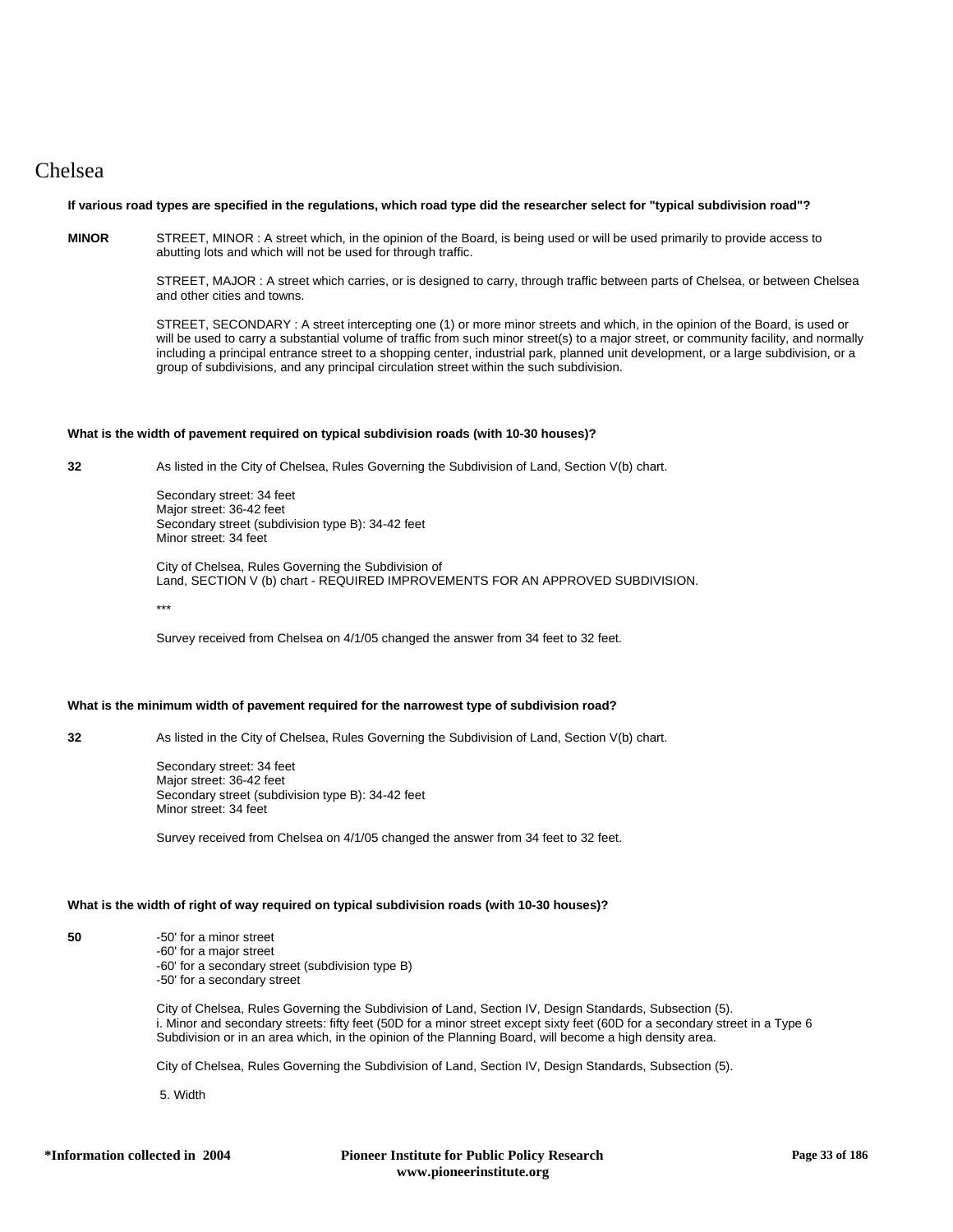# Chelsea

**If various road types are specified in the regulations, which road type did the researcher select for "typical subdivision road"?**

**MINOR**

STREET, MINOR : A street which, in the opinion of the Board, is being used or will be used primarily to provide access to abutting lots and which will not be used for through traffic.

STREET, MAJOR : A street which carries, or is designed to carry, through traffic between parts of Chelsea, or between Chelsea and other cities and towns.

STREET, SECONDARY : A street intercepting one (1) or more minor streets and which, in the opinion of the Board, is used or will be used to carry a substantial volume of traffic from such minor street(s) to a major street, or community facility, and normally including a principal entrance street to a shopping center, industrial park, planned unit development, or a large subdivision, or a group of subdivisions, and any principal circulation street within the such subdivision.

**What is the width of pavement required on typical subdivision roads (with 10-30 houses)?**

**32**

As listed in the City of Chelsea, Rules Governing the Subdivision of Land, Section V(b) chart.

Secondary street: 34 feet
Major street: 36-42 feet
Secondary street (subdivision type B): 34-42 feet
Minor street: 34 feet

City of Chelsea, Rules Governing the Subdivision of
Land, SECTION V (b) chart - REQUIRED IMPROVEMENTS FOR AN APPROVED SUBDIVISION.

***

Survey received from Chelsea on 4/1/05 changed the answer from 34 feet to 32 feet.

**What is the minimum width of pavement required for the narrowest type of subdivision road?**

**32**

As listed in the City of Chelsea, Rules Governing the Subdivision of Land, Section V(b) chart.

Secondary street: 34 feet
Major street: 36-42 feet
Secondary street (subdivision type B): 34-42 feet
Minor street: 34 feet

Survey received from Chelsea on 4/1/05 changed the answer from 34 feet to 32 feet.

**What is the width of right of way required on typical subdivision roads (with 10-30 houses)?**

**50**

-50' for a minor street
-60' for a major street
-60' for a secondary street (subdivision type B)
-50' for a secondary street

City of Chelsea, Rules Governing the Subdivision of Land, Section IV, Design Standards, Subsection (5).
i. Minor and secondary streets: fifty feet (50D for a minor street except sixty feet (60D for a secondary street in a Type 6 Subdivision or in an area which, in the opinion of the Planning Board, will become a high density area.

City of Chelsea, Rules Governing the Subdivision of Land, Section IV, Design Standards, Subsection (5).

5. Width

*Information collected in 2004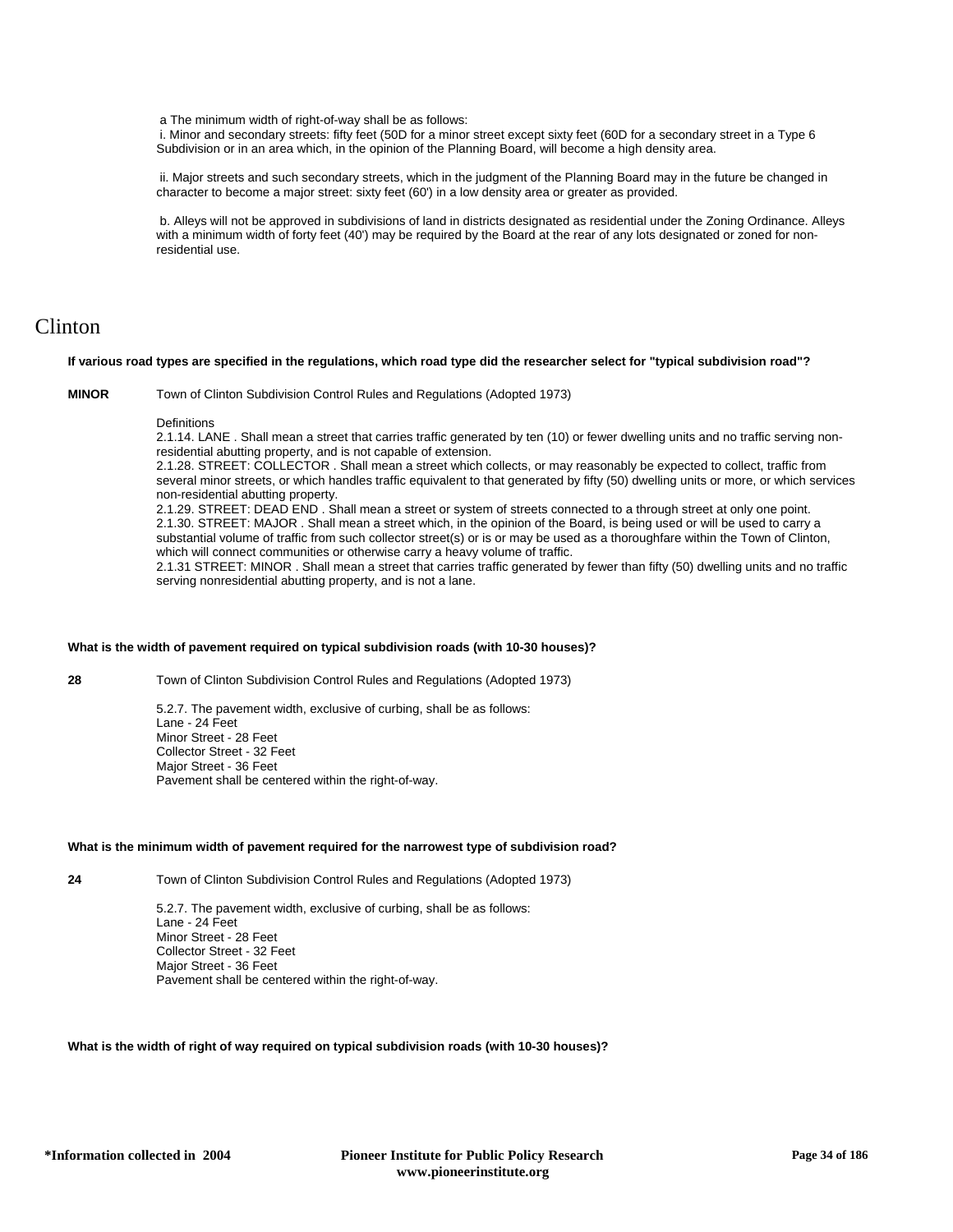a The minimum width of right-of-way shall be as follows:

i. Minor and secondary streets: fifty feet (50D for a minor street except sixty feet (60D for a secondary street in a Type 6 Subdivision or in an area which, in the opinion of the Planning Board, will become a high density area.

ii. Major streets and such secondary streets, which in the judgment of the Planning Board may in the future be changed in character to become a major street: sixty feet (60') in a low density area or greater as provided.

b. Alleys will not be approved in subdivisions of land in districts designated as residential under the Zoning Ordinance. Alleys with a minimum width of forty feet (40') may be required by the Board at the rear of any lots designated or zoned for non-residential use.

# Clinton

**If various road types are specified in the regulations, which road type did the researcher select for "typical subdivision road"?**

**MINOR** Town of Clinton Subdivision Control Rules and Regulations (Adopted 1973)

Definitions

2.1.14. LANE . Shall mean a street that carries traffic generated by ten (10) or fewer dwelling units and no traffic serving non-residential abutting property, and is not capable of extension.

2.1.28. STREET: COLLECTOR . Shall mean a street which collects, or may reasonably be expected to collect, traffic from several minor streets, or which handles traffic equivalent to that generated by fifty (50) dwelling units or more, or which services non-residential abutting property.

2.1.29. STREET: DEAD END . Shall mean a street or system of streets connected to a through street at only one point.

2.1.30. STREET: MAJOR . Shall mean a street which, in the opinion of the Board, is being used or will be used to carry a substantial volume of traffic from such collector street(s) or is or may be used as a thoroughfare within the Town of Clinton, which will connect communities or otherwise carry a heavy volume of traffic.

2.1.31 STREET: MINOR . Shall mean a street that carries traffic generated by fewer than fifty (50) dwelling units and no traffic serving nonresidential abutting property, and is not a lane.

**What is the width of pavement required on typical subdivision roads (with 10-30 houses)?**

**28** Town of Clinton Subdivision Control Rules and Regulations (Adopted 1973)

5.2.7. The pavement width, exclusive of curbing, shall be as follows:
Lane - 24 Feet
Minor Street - 28 Feet
Collector Street - 32 Feet
Major Street - 36 Feet
Pavement shall be centered within the right-of-way.

**What is the minimum width of pavement required for the narrowest type of subdivision road?**

**24** Town of Clinton Subdivision Control Rules and Regulations (Adopted 1973)

5.2.7. The pavement width, exclusive of curbing, shall be as follows:
Lane - 24 Feet
Minor Street - 28 Feet
Collector Street - 32 Feet
Major Street - 36 Feet
Pavement shall be centered within the right-of-way.

**What is the width of right of way required on typical subdivision roads (with 10-30 houses)?**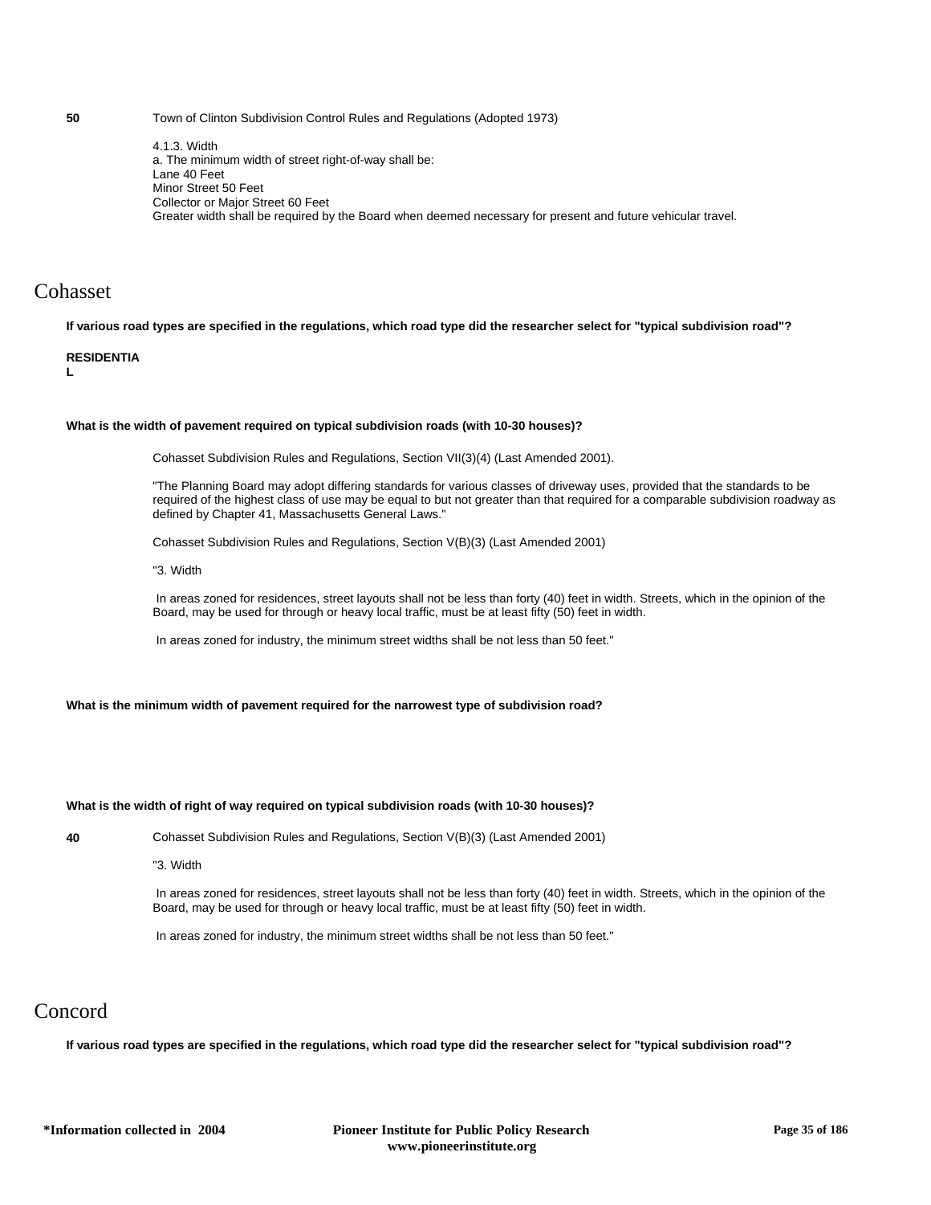**50** Town of Clinton Subdivision Control Rules and Regulations (Adopted 1973)

4.1.3. Width
a. The minimum width of street right-of-way shall be:
Lane 40 Feet
Minor Street 50 Feet
Collector or Major Street 60 Feet
Greater width shall be required by the Board when deemed necessary for present and future vehicular travel.

## Cohasset

**If various road types are specified in the regulations, which road type did the researcher select for "typical subdivision road"?**

**RESIDENTIAL**

**What is the width of pavement required on typical subdivision roads (with 10-30 houses)?**

Cohasset Subdivision Rules and Regulations, Section VII(3)(4) (Last Amended 2001).

"The Planning Board may adopt differing standards for various classes of driveway uses, provided that the standards to be required of the highest class of use may be equal to but not greater than that required for a comparable subdivision roadway as defined by Chapter 41, Massachusetts General Laws."

Cohasset Subdivision Rules and Regulations, Section V(B)(3) (Last Amended 2001)

"3. Width

In areas zoned for residences, street layouts shall not be less than forty (40) feet in width. Streets, which in the opinion of the Board, may be used for through or heavy local traffic, must be at least fifty (50) feet in width.

In areas zoned for industry, the minimum street widths shall be not less than 50 feet."

**What is the minimum width of pavement required for the narrowest type of subdivision road?**

**What is the width of right of way required on typical subdivision roads (with 10-30 houses)?**

**40** Cohasset Subdivision Rules and Regulations, Section V(B)(3) (Last Amended 2001)

"3. Width

In areas zoned for residences, street layouts shall not be less than forty (40) feet in width. Streets, which in the opinion of the Board, may be used for through or heavy local traffic, must be at least fifty (50) feet in width.

In areas zoned for industry, the minimum street widths shall be not less than 50 feet."

## Concord

**If various road types are specified in the regulations, which road type did the researcher select for "typical subdivision road"?**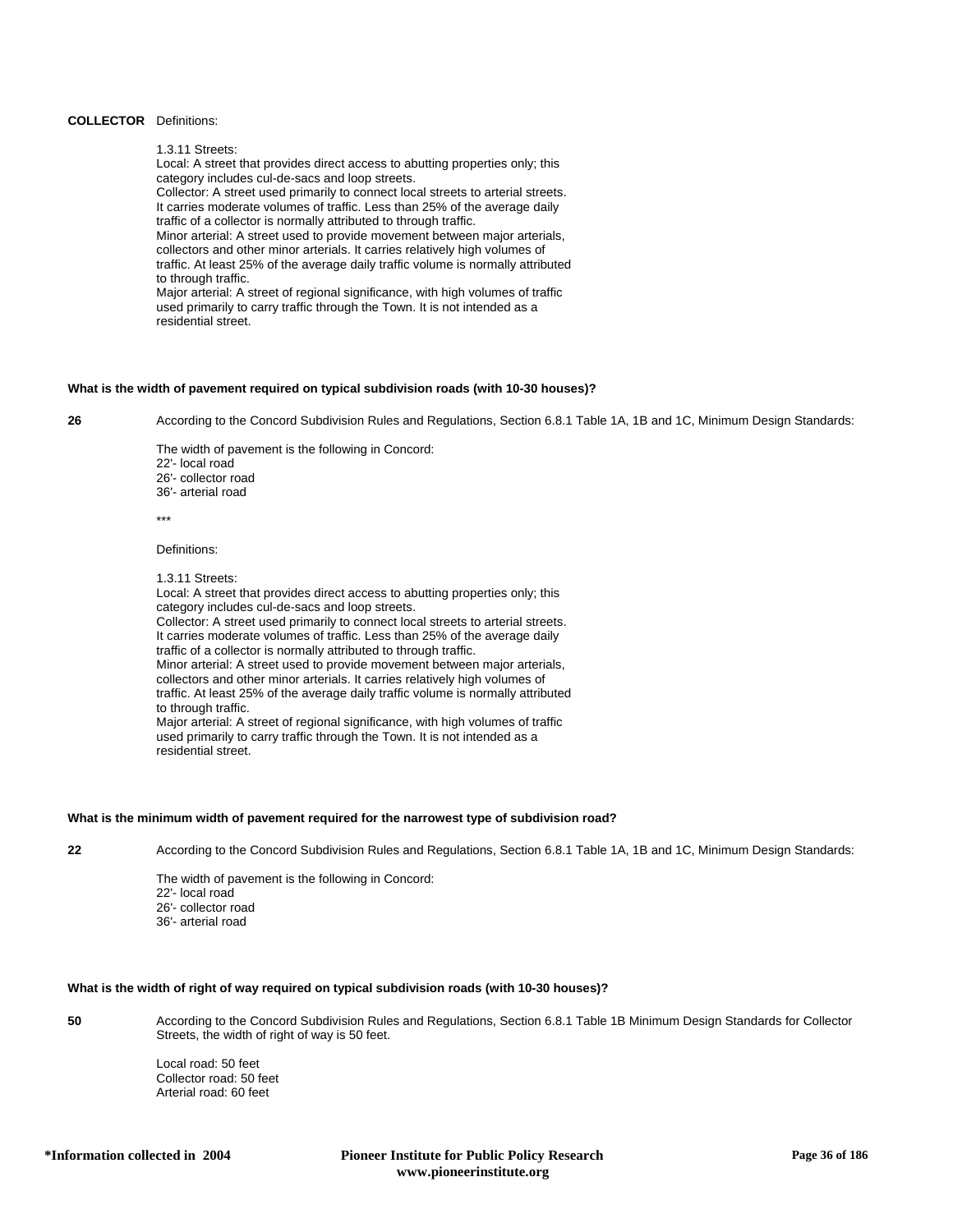**COLLECTOR** Definitions:

1.3.11 Streets:
Local: A street that provides direct access to abutting properties only; this category includes cul-de-sacs and loop streets.
Collector: A street used primarily to connect local streets to arterial streets. It carries moderate volumes of traffic. Less than 25% of the average daily traffic of a collector is normally attributed to through traffic.
Minor arterial: A street used to provide movement between major arterials, collectors and other minor arterials. It carries relatively high volumes of traffic. At least 25% of the average daily traffic volume is normally attributed to through traffic.
Major arterial: A street of regional significance, with high volumes of traffic used primarily to carry traffic through the Town. It is not intended as a residential street.

**What is the width of pavement required on typical subdivision roads (with 10-30 houses)?**

**26** According to the Concord Subdivision Rules and Regulations, Section 6.8.1 Table 1A, 1B and 1C, Minimum Design Standards:

The width of pavement is the following in Concord:
22'- local road
26'- collector road
36'- arterial road

***

Definitions:

1.3.11 Streets:
Local: A street that provides direct access to abutting properties only; this category includes cul-de-sacs and loop streets.
Collector: A street used primarily to connect local streets to arterial streets. It carries moderate volumes of traffic. Less than 25% of the average daily traffic of a collector is normally attributed to through traffic.
Minor arterial: A street used to provide movement between major arterials, collectors and other minor arterials. It carries relatively high volumes of traffic. At least 25% of the average daily traffic volume is normally attributed to through traffic.
Major arterial: A street of regional significance, with high volumes of traffic used primarily to carry traffic through the Town. It is not intended as a residential street.

**What is the minimum width of pavement required for the narrowest type of subdivision road?**

**22** According to the Concord Subdivision Rules and Regulations, Section 6.8.1 Table 1A, 1B and 1C, Minimum Design Standards:

The width of pavement is the following in Concord:
22'- local road
26'- collector road
36'- arterial road

**What is the width of right of way required on typical subdivision roads (with 10-30 houses)?**

**50** According to the Concord Subdivision Rules and Regulations, Section 6.8.1 Table 1B Minimum Design Standards for Collector Streets, the width of right of way is 50 feet.

Local road: 50 feet
Collector road: 50 feet
Arterial road: 60 feet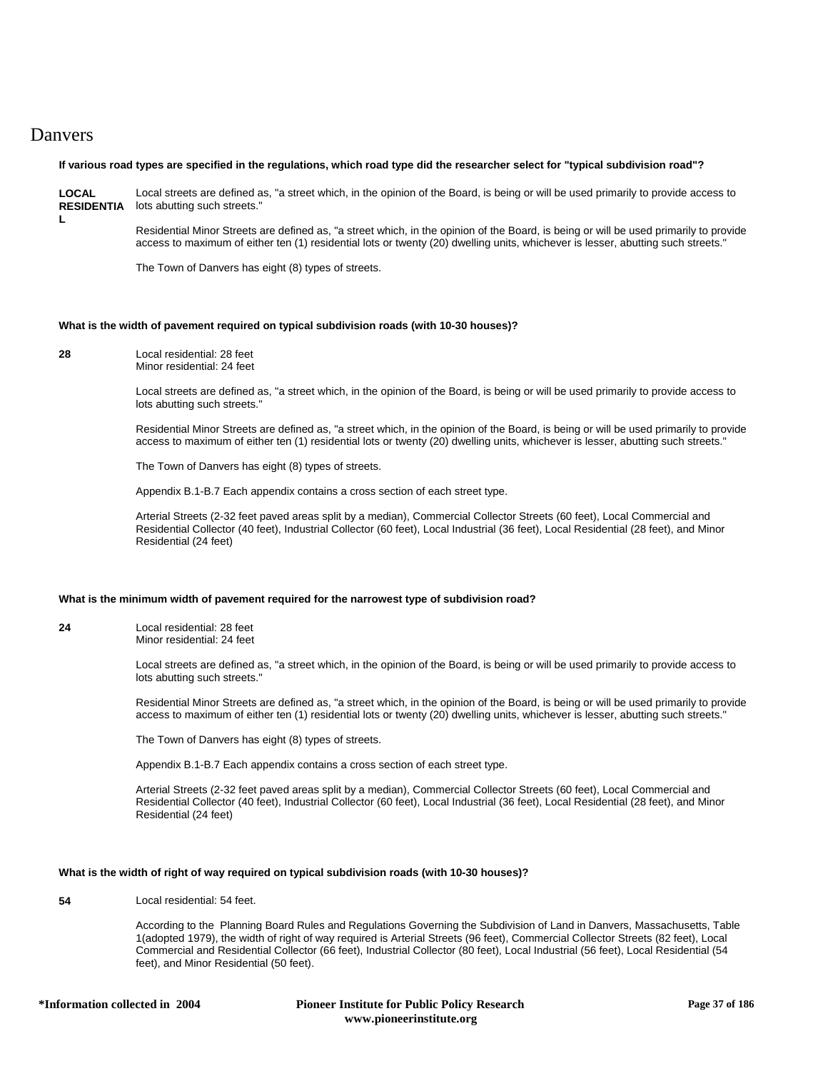# Danvers

**If various road types are specified in the regulations, which road type did the researcher select for "typical subdivision road"?**

**LOCAL RESIDENTIAL**

Local streets are defined as, "a street which, in the opinion of the Board, is being or will be used primarily to provide access to lots abutting such streets."

Residential Minor Streets are defined as, "a street which, in the opinion of the Board, is being or will be used primarily to provide access to maximum of either ten (1) residential lots or twenty (20) dwelling units, whichever is lesser, abutting such streets."

The Town of Danvers has eight (8) types of streets.

**What is the width of pavement required on typical subdivision roads (with 10-30 houses)?**

**28**

Local residential: 28 feet
Minor residential: 24 feet

Local streets are defined as, "a street which, in the opinion of the Board, is being or will be used primarily to provide access to lots abutting such streets."

Residential Minor Streets are defined as, "a street which, in the opinion of the Board, is being or will be used primarily to provide access to maximum of either ten (1) residential lots or twenty (20) dwelling units, whichever is lesser, abutting such streets."

The Town of Danvers has eight (8) types of streets.

Appendix B.1-B.7 Each appendix contains a cross section of each street type.

Arterial Streets (2-32 feet paved areas split by a median), Commercial Collector Streets (60 feet), Local Commercial and Residential Collector (40 feet), Industrial Collector (60 feet), Local Industrial (36 feet), Local Residential (28 feet), and Minor Residential (24 feet)

**What is the minimum width of pavement required for the narrowest type of subdivision road?**

**24**

Local residential: 28 feet
Minor residential: 24 feet

Local streets are defined as, "a street which, in the opinion of the Board, is being or will be used primarily to provide access to lots abutting such streets."

Residential Minor Streets are defined as, "a street which, in the opinion of the Board, is being or will be used primarily to provide access to maximum of either ten (1) residential lots or twenty (20) dwelling units, whichever is lesser, abutting such streets."

The Town of Danvers has eight (8) types of streets.

Appendix B.1-B.7 Each appendix contains a cross section of each street type.

Arterial Streets (2-32 feet paved areas split by a median), Commercial Collector Streets (60 feet), Local Commercial and Residential Collector (40 feet), Industrial Collector (60 feet), Local Industrial (36 feet), Local Residential (28 feet), and Minor Residential (24 feet)

**What is the width of right of way required on typical subdivision roads (with 10-30 houses)?**

**54**

Local residential: 54 feet.

According to the Planning Board Rules and Regulations Governing the Subdivision of Land in Danvers, Massachusetts, Table 1(adopted 1979), the width of right of way required is Arterial Streets (96 feet), Commercial Collector Streets (82 feet), Local Commercial and Residential Collector (66 feet), Industrial Collector (80 feet), Local Industrial (56 feet), Local Residential (54 feet), and Minor Residential (50 feet).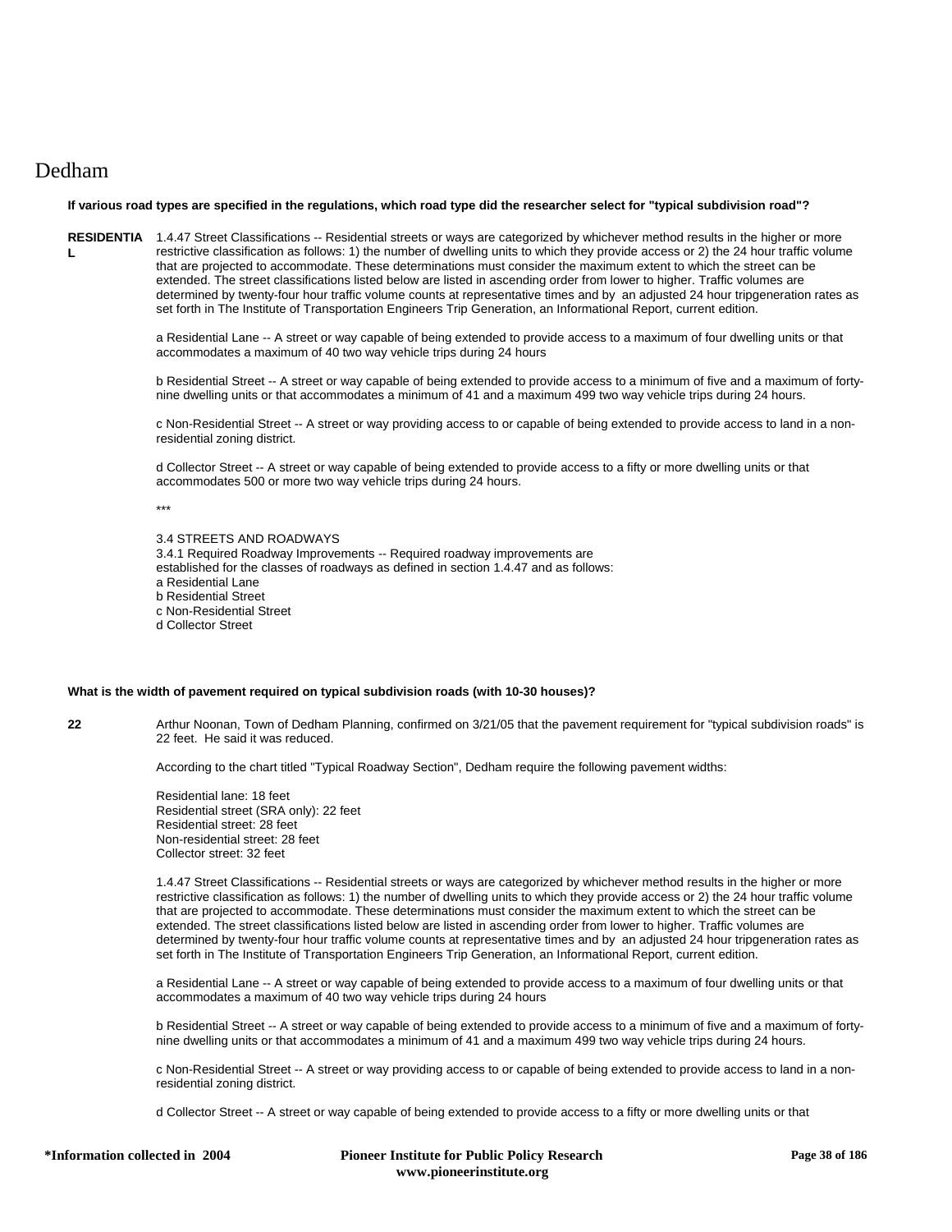# Dedham

**If various road types are specified in the regulations, which road type did the researcher select for "typical subdivision road"?**

**RESIDENTIAL**

1.4.47 Street Classifications -- Residential streets or ways are categorized by whichever method results in the higher or more restrictive classification as follows: 1) the number of dwelling units to which they provide access or 2) the 24 hour traffic volume that are projected to accommodate. These determinations must consider the maximum extent to which the street can be extended. The street classifications listed below are listed in ascending order from lower to higher. Traffic volumes are determined by twenty-four hour traffic volume counts at representative times and by an adjusted 24 hour tripgeneration rates as set forth in The Institute of Transportation Engineers Trip Generation, an Informational Report, current edition.

a Residential Lane -- A street or way capable of being extended to provide access to a maximum of four dwelling units or that accommodates a maximum of 40 two way vehicle trips during 24 hours

b Residential Street -- A street or way capable of being extended to provide access to a minimum of five and a maximum of forty-nine dwelling units or that accommodates a minimum of 41 and a maximum 499 two way vehicle trips during 24 hours.

c Non-Residential Street -- A street or way providing access to or capable of being extended to provide access to land in a non-residential zoning district.

d Collector Street -- A street or way capable of being extended to provide access to a fifty or more dwelling units or that accommodates 500 or more two way vehicle trips during 24 hours.

***

3.4 STREETS AND ROADWAYS
3.4.1 Required Roadway Improvements -- Required roadway improvements are established for the classes of roadways as defined in section 1.4.47 and as follows:
a Residential Lane
b Residential Street
c Non-Residential Street
d Collector Street

**What is the width of pavement required on typical subdivision roads (with 10-30 houses)?**

**22**

Arthur Noonan, Town of Dedham Planning, confirmed on 3/21/05 that the pavement requirement for "typical subdivision roads" is 22 feet. He said it was reduced.

According to the chart titled "Typical Roadway Section", Dedham require the following pavement widths:

Residential lane: 18 feet
Residential street (SRA only): 22 feet
Residential street: 28 feet
Non-residential street: 28 feet
Collector street: 32 feet

1.4.47 Street Classifications -- Residential streets or ways are categorized by whichever method results in the higher or more restrictive classification as follows: 1) the number of dwelling units to which they provide access or 2) the 24 hour traffic volume that are projected to accommodate. These determinations must consider the maximum extent to which the street can be extended. The street classifications listed below are listed in ascending order from lower to higher. Traffic volumes are determined by twenty-four hour traffic volume counts at representative times and by an adjusted 24 hour tripgeneration rates as set forth in The Institute of Transportation Engineers Trip Generation, an Informational Report, current edition.

a Residential Lane -- A street or way capable of being extended to provide access to a maximum of four dwelling units or that accommodates a maximum of 40 two way vehicle trips during 24 hours

b Residential Street -- A street or way capable of being extended to provide access to a minimum of five and a maximum of forty-nine dwelling units or that accommodates a minimum of 41 and a maximum 499 two way vehicle trips during 24 hours.

c Non-Residential Street -- A street or way providing access to or capable of being extended to provide access to land in a non-residential zoning district.

d Collector Street -- A street or way capable of being extended to provide access to a fifty or more dwelling units or that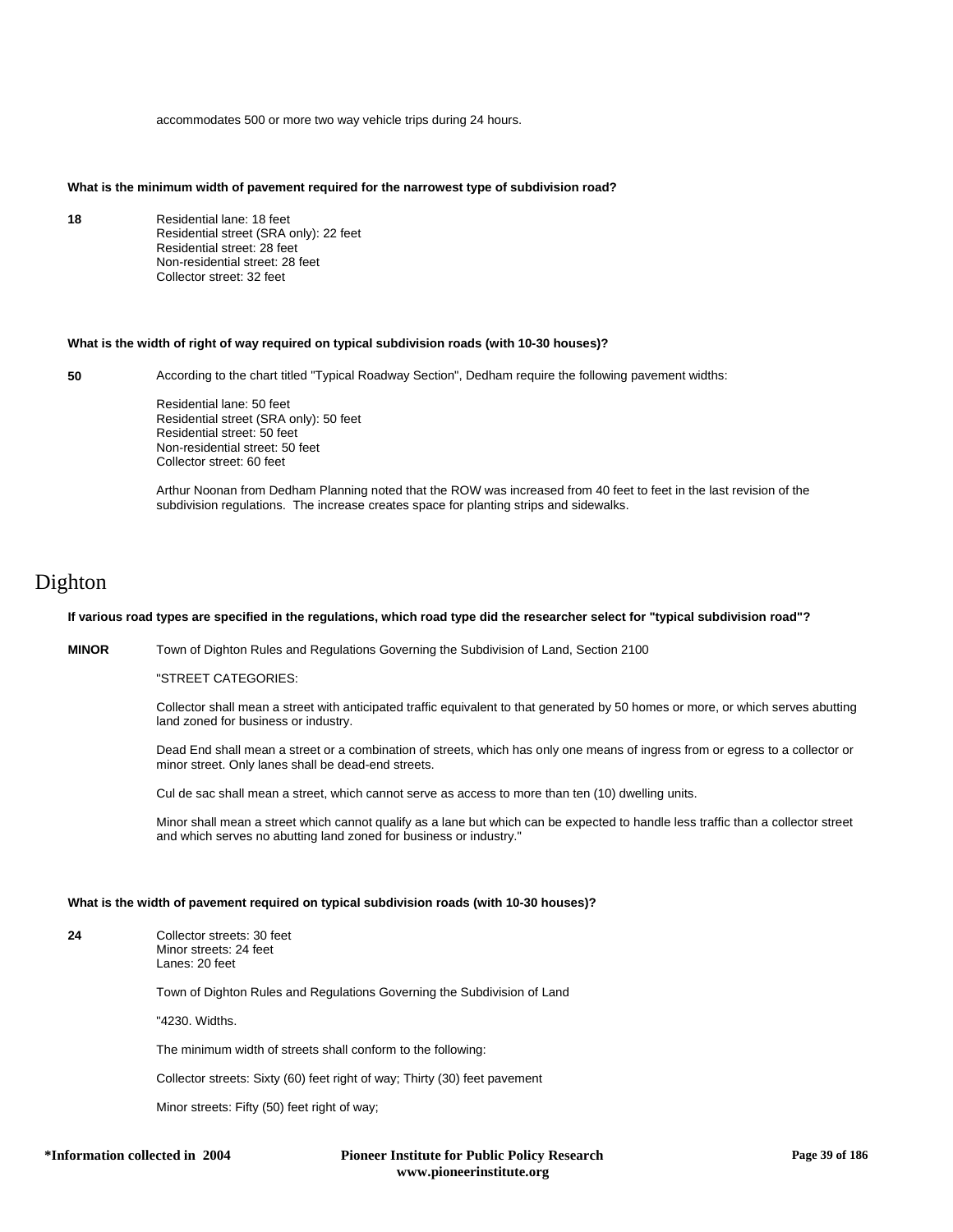accommodates 500 or more two way vehicle trips during 24 hours.

**What is the minimum width of pavement required for the narrowest type of subdivision road?**

**18**

Residential lane: 18 feet
Residential street (SRA only): 22 feet
Residential street: 28 feet
Non-residential street: 28 feet
Collector street: 32 feet

**What is the width of right of way required on typical subdivision roads (with 10-30 houses)?**

**50**

According to the chart titled "Typical Roadway Section", Dedham require the following pavement widths:

Residential lane: 50 feet
Residential street (SRA only): 50 feet
Residential street: 50 feet
Non-residential street: 50 feet
Collector street: 60 feet

Arthur Noonan from Dedham Planning noted that the ROW was increased from 40 feet to feet in the last revision of the subdivision regulations. The increase creates space for planting strips and sidewalks.

# Dighton

**If various road types are specified in the regulations, which road type did the researcher select for "typical subdivision road"?**

**MINOR**

Town of Dighton Rules and Regulations Governing the Subdivision of Land, Section 2100

"STREET CATEGORIES:

Collector shall mean a street with anticipated traffic equivalent to that generated by 50 homes or more, or which serves abutting land zoned for business or industry.

Dead End shall mean a street or a combination of streets, which has only one means of ingress from or egress to a collector or minor street. Only lanes shall be dead-end streets.

Cul de sac shall mean a street, which cannot serve as access to more than ten (10) dwelling units.

Minor shall mean a street which cannot qualify as a lane but which can be expected to handle less traffic than a collector street and which serves no abutting land zoned for business or industry."

**What is the width of pavement required on typical subdivision roads (with 10-30 houses)?**

**24**

Collector streets: 30 feet
Minor streets: 24 feet
Lanes: 20 feet

Town of Dighton Rules and Regulations Governing the Subdivision of Land

"4230. Widths.

The minimum width of streets shall conform to the following:

Collector streets: Sixty (60) feet right of way; Thirty (30) feet pavement

Minor streets: Fifty (50) feet right of way;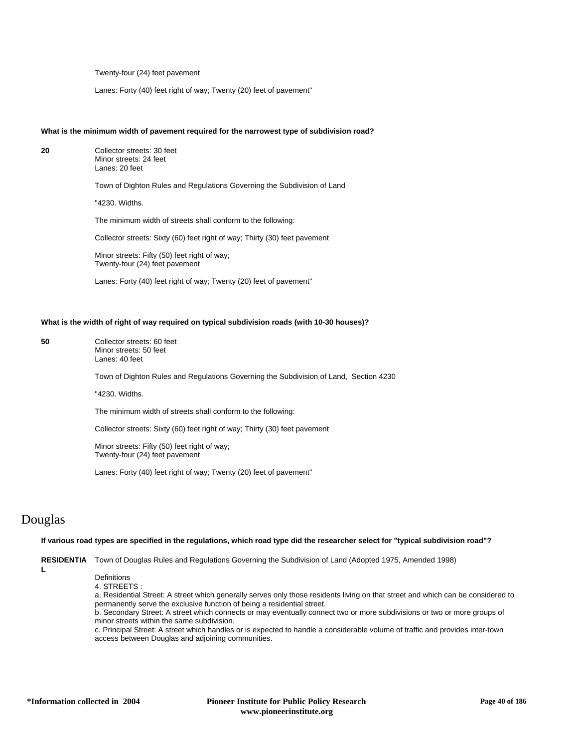Twenty-four (24) feet pavement

Lanes: Forty (40) feet right of way; Twenty (20) feet of pavement"

**What is the minimum width of pavement required for the narrowest type of subdivision road?**

**20**

Collector streets: 30 feet
Minor streets: 24 feet
Lanes: 20 feet

Town of Dighton Rules and Regulations Governing the Subdivision of Land

"4230. Widths.

The minimum width of streets shall conform to the following:

Collector streets: Sixty (60) feet right of way; Thirty (30) feet pavement

Minor streets: Fifty (50) feet right of way;
Twenty-four (24) feet pavement

Lanes: Forty (40) feet right of way; Twenty (20) feet of pavement"

**What is the width of right of way required on typical subdivision roads (with 10-30 houses)?**

**50**

Collector streets: 60 feet
Minor streets: 50 feet
Lanes: 40 feet

Town of Dighton Rules and Regulations Governing the Subdivision of Land, Section 4230

"4230. Widths.

The minimum width of streets shall conform to the following:

Collector streets: Sixty (60) feet right of way; Thirty (30) feet pavement

Minor streets: Fifty (50) feet right of way;
Twenty-four (24) feet pavement

Lanes: Forty (40) feet right of way; Twenty (20) feet of pavement"

# Douglas

**If various road types are specified in the regulations, which road type did the researcher select for "typical subdivision road"?**

**RESIDENTIAL**

Town of Douglas Rules and Regulations Governing the Subdivision of Land (Adopted 1975, Amended 1998)

Definitions
4. STREETS :
a. Residential Street: A street which generally serves only those residents living on that street and which can be considered to permanently serve the exclusive function of being a residential street.
b. Secondary Street: A street which connects or may eventually connect two or more subdivisions or two or more groups of minor streets within the same subdivision.
c. Principal Street: A street which handles or is expected to handle a considerable volume of traffic and provides inter-town access between Douglas and adjoining communities.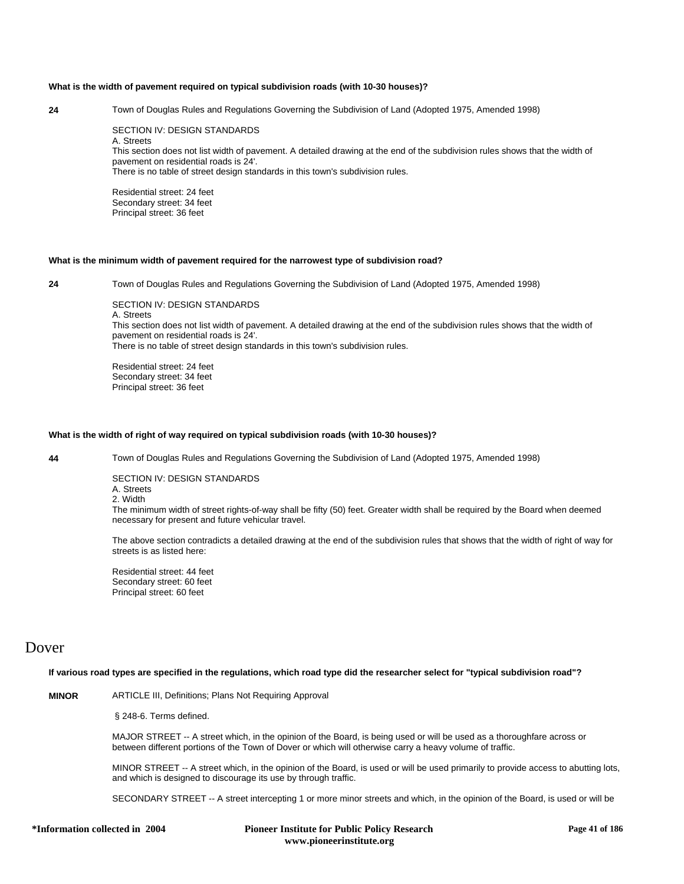**What is the width of pavement required on typical subdivision roads (with 10-30 houses)?**

**24** Town of Douglas Rules and Regulations Governing the Subdivision of Land (Adopted 1975, Amended 1998)

SECTION IV: DESIGN STANDARDS
A. Streets
This section does not list width of pavement. A detailed drawing at the end of the subdivision rules shows that the width of pavement on residential roads is 24'.
There is no table of street design standards in this town's subdivision rules.

Residential street: 24 feet
Secondary street: 34 feet
Principal street: 36 feet

**What is the minimum width of pavement required for the narrowest type of subdivision road?**

**24** Town of Douglas Rules and Regulations Governing the Subdivision of Land (Adopted 1975, Amended 1998)

SECTION IV: DESIGN STANDARDS
A. Streets
This section does not list width of pavement. A detailed drawing at the end of the subdivision rules shows that the width of pavement on residential roads is 24'.
There is no table of street design standards in this town's subdivision rules.

Residential street: 24 feet
Secondary street: 34 feet
Principal street: 36 feet

**What is the width of right of way required on typical subdivision roads (with 10-30 houses)?**

**44** Town of Douglas Rules and Regulations Governing the Subdivision of Land (Adopted 1975, Amended 1998)

SECTION IV: DESIGN STANDARDS
A. Streets
2. Width
The minimum width of street rights-of-way shall be fifty (50) feet. Greater width shall be required by the Board when deemed necessary for present and future vehicular travel.

The above section contradicts a detailed drawing at the end of the subdivision rules that shows that the width of right of way for streets is as listed here:

Residential street: 44 feet
Secondary street: 60 feet
Principal street: 60 feet

# Dover

**If various road types are specified in the regulations, which road type did the researcher select for "typical subdivision road"?**

**MINOR** ARTICLE III, Definitions; Plans Not Requiring Approval

§ 248-6. Terms defined.

MAJOR STREET -- A street which, in the opinion of the Board, is being used or will be used as a thoroughfare across or between different portions of the Town of Dover or which will otherwise carry a heavy volume of traffic.

MINOR STREET -- A street which, in the opinion of the Board, is used or will be used primarily to provide access to abutting lots, and which is designed to discourage its use by through traffic.

SECONDARY STREET -- A street intercepting 1 or more minor streets and which, in the opinion of the Board, is used or will be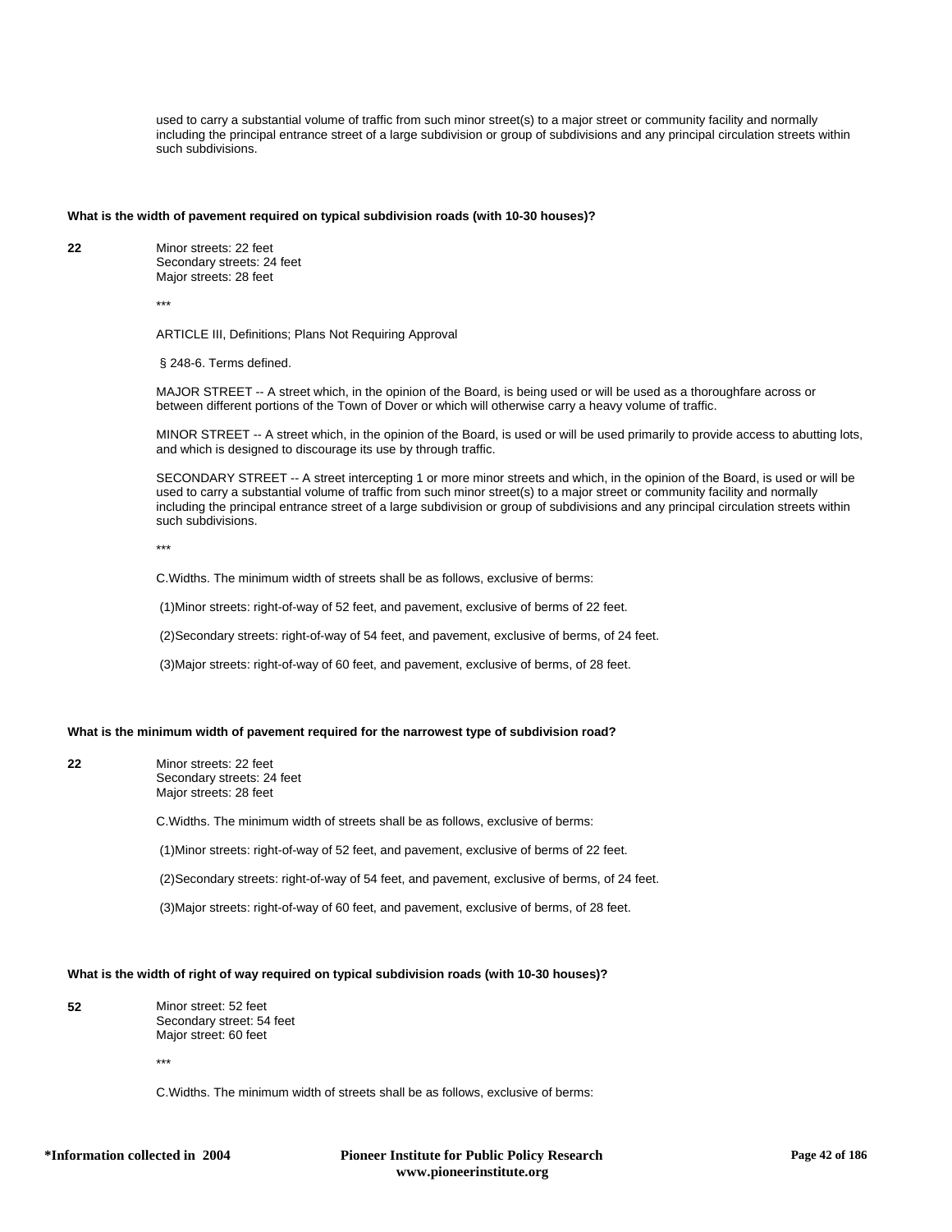used to carry a substantial volume of traffic from such minor street(s) to a major street or community facility and normally including the principal entrance street of a large subdivision or group of subdivisions and any principal circulation streets within such subdivisions.

**What is the width of pavement required on typical subdivision roads (with 10-30 houses)?**

**22**

Minor streets: 22 feet
Secondary streets: 24 feet
Major streets: 28 feet

***

ARTICLE III, Definitions; Plans Not Requiring Approval

§ 248-6. Terms defined.

MAJOR STREET -- A street which, in the opinion of the Board, is being used or will be used as a thoroughfare across or between different portions of the Town of Dover or which will otherwise carry a heavy volume of traffic.

MINOR STREET -- A street which, in the opinion of the Board, is used or will be used primarily to provide access to abutting lots, and which is designed to discourage its use by through traffic.

SECONDARY STREET -- A street intercepting 1 or more minor streets and which, in the opinion of the Board, is used or will be used to carry a substantial volume of traffic from such minor street(s) to a major street or community facility and normally including the principal entrance street of a large subdivision or group of subdivisions and any principal circulation streets within such subdivisions.

***

C.Widths. The minimum width of streets shall be as follows, exclusive of berms:

(1)Minor streets: right-of-way of 52 feet, and pavement, exclusive of berms of 22 feet.

(2)Secondary streets: right-of-way of 54 feet, and pavement, exclusive of berms, of 24 feet.

(3)Major streets: right-of-way of 60 feet, and pavement, exclusive of berms, of 28 feet.

**What is the minimum width of pavement required for the narrowest type of subdivision road?**

**22**

Minor streets: 22 feet
Secondary streets: 24 feet
Major streets: 28 feet

C.Widths. The minimum width of streets shall be as follows, exclusive of berms:

(1)Minor streets: right-of-way of 52 feet, and pavement, exclusive of berms of 22 feet.

(2)Secondary streets: right-of-way of 54 feet, and pavement, exclusive of berms, of 24 feet.

(3)Major streets: right-of-way of 60 feet, and pavement, exclusive of berms, of 28 feet.

**What is the width of right of way required on typical subdivision roads (with 10-30 houses)?**

**52**

Minor street: 52 feet
Secondary street: 54 feet
Major street: 60 feet

***

C.Widths. The minimum width of streets shall be as follows, exclusive of berms: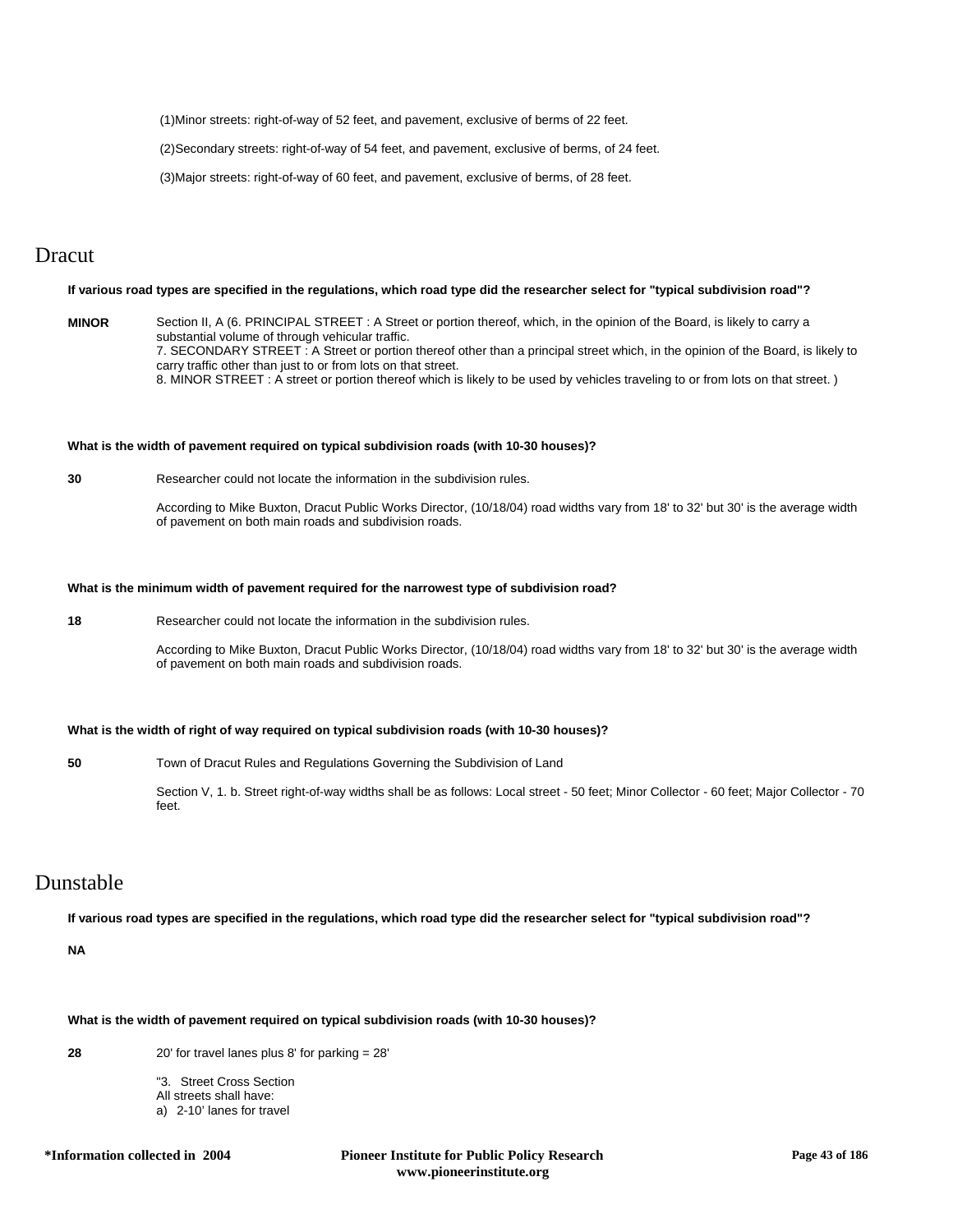(1)Minor streets: right-of-way of 52 feet, and pavement, exclusive of berms of 22 feet.

(2)Secondary streets: right-of-way of 54 feet, and pavement, exclusive of berms, of 24 feet.

(3)Major streets: right-of-way of 60 feet, and pavement, exclusive of berms, of 28 feet.

# Dracut

**If various road types are specified in the regulations, which road type did the researcher select for "typical subdivision road"?**

**MINOR** Section II, A (6. PRINCIPAL STREET : A Street or portion thereof, which, in the opinion of the Board, is likely to carry a substantial volume of through vehicular traffic.
7. SECONDARY STREET : A Street or portion thereof other than a principal street which, in the opinion of the Board, is likely to carry traffic other than just to or from lots on that street.
8. MINOR STREET : A street or portion thereof which is likely to be used by vehicles traveling to or from lots on that street. )

**What is the width of pavement required on typical subdivision roads (with 10-30 houses)?**

**30** Researcher could not locate the information in the subdivision rules.

According to Mike Buxton, Dracut Public Works Director, (10/18/04) road widths vary from 18' to 32' but 30' is the average width of pavement on both main roads and subdivision roads.

**What is the minimum width of pavement required for the narrowest type of subdivision road?**

**18** Researcher could not locate the information in the subdivision rules.

According to Mike Buxton, Dracut Public Works Director, (10/18/04) road widths vary from 18' to 32' but 30' is the average width of pavement on both main roads and subdivision roads.

**What is the width of right of way required on typical subdivision roads (with 10-30 houses)?**

**50** Town of Dracut Rules and Regulations Governing the Subdivision of Land

Section V, 1. b. Street right-of-way widths shall be as follows: Local street - 50 feet; Minor Collector - 60 feet; Major Collector - 70 feet.

# Dunstable

**If various road types are specified in the regulations, which road type did the researcher select for "typical subdivision road"?**

**NA**

**What is the width of pavement required on typical subdivision roads (with 10-30 houses)?**

**28** 20' for travel lanes plus 8' for parking = 28'

"3. Street Cross Section
All streets shall have:
a) 2-10' lanes for travel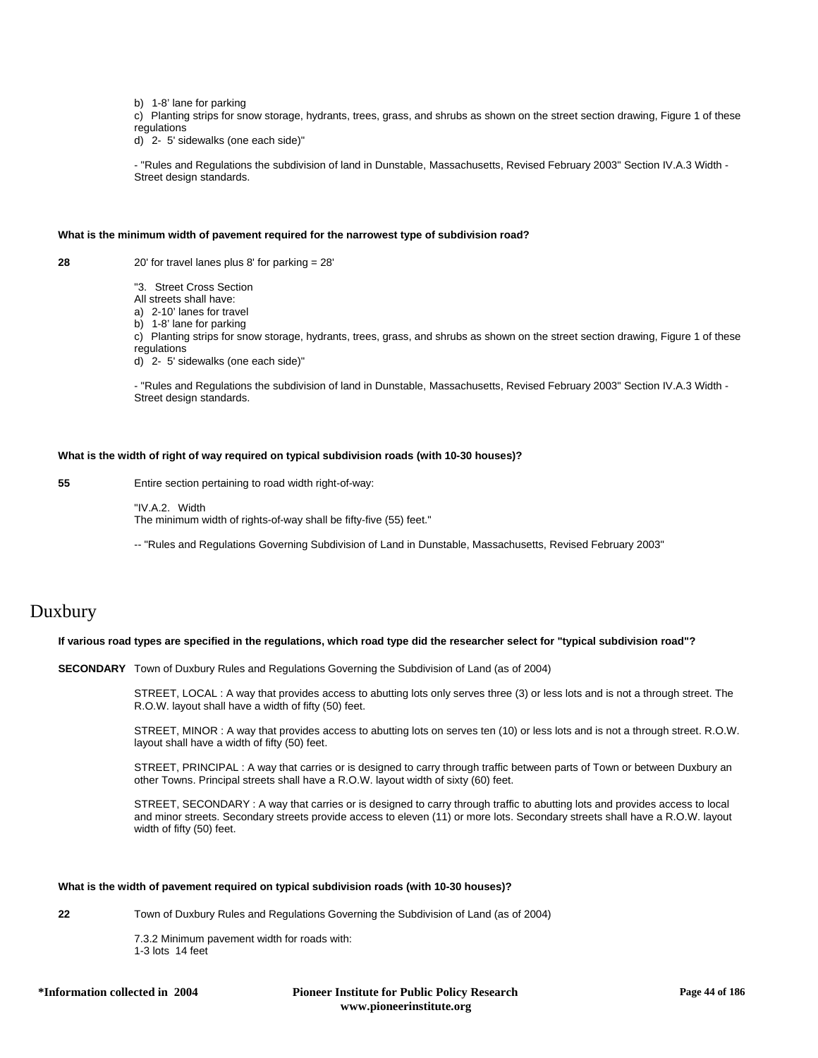b) 1-8' lane for parking

c) Planting strips for snow storage, hydrants, trees, grass, and shrubs as shown on the street section drawing, Figure 1 of these regulations

d) 2- 5' sidewalks (one each side)"

- "Rules and Regulations the subdivision of land in Dunstable, Massachusetts, Revised February 2003" Section IV.A.3 Width - Street design standards.

**What is the minimum width of pavement required for the narrowest type of subdivision road?**

**28** 20' for travel lanes plus 8' for parking = 28'

"3. Street Cross Section
All streets shall have:
a) 2-10' lanes for travel
b) 1-8' lane for parking
c) Planting strips for snow storage, hydrants, trees, grass, and shrubs as shown on the street section drawing, Figure 1 of these regulations
d) 2- 5' sidewalks (one each side)"

- "Rules and Regulations the subdivision of land in Dunstable, Massachusetts, Revised February 2003" Section IV.A.3 Width - Street design standards.

**What is the width of right of way required on typical subdivision roads (with 10-30 houses)?**

**55** Entire section pertaining to road width right-of-way:

"IV.A.2. Width
The minimum width of rights-of-way shall be fifty-five (55) feet."

-- "Rules and Regulations Governing Subdivision of Land in Dunstable, Massachusetts, Revised February 2003"

# Duxbury

**If various road types are specified in the regulations, which road type did the researcher select for "typical subdivision road"?**

**SECONDARY** Town of Duxbury Rules and Regulations Governing the Subdivision of Land (as of 2004)

STREET, LOCAL : A way that provides access to abutting lots only serves three (3) or less lots and is not a through street. The R.O.W. layout shall have a width of fifty (50) feet.

STREET, MINOR : A way that provides access to abutting lots on serves ten (10) or less lots and is not a through street. R.O.W. layout shall have a width of fifty (50) feet.

STREET, PRINCIPAL : A way that carries or is designed to carry through traffic between parts of Town or between Duxbury an other Towns. Principal streets shall have a R.O.W. layout width of sixty (60) feet.

STREET, SECONDARY : A way that carries or is designed to carry through traffic to abutting lots and provides access to local and minor streets. Secondary streets provide access to eleven (11) or more lots. Secondary streets shall have a R.O.W. layout width of fifty (50) feet.

**What is the width of pavement required on typical subdivision roads (with 10-30 houses)?**

**22** Town of Duxbury Rules and Regulations Governing the Subdivision of Land (as of 2004)

7.3.2 Minimum pavement width for roads with:
1-3 lots 14 feet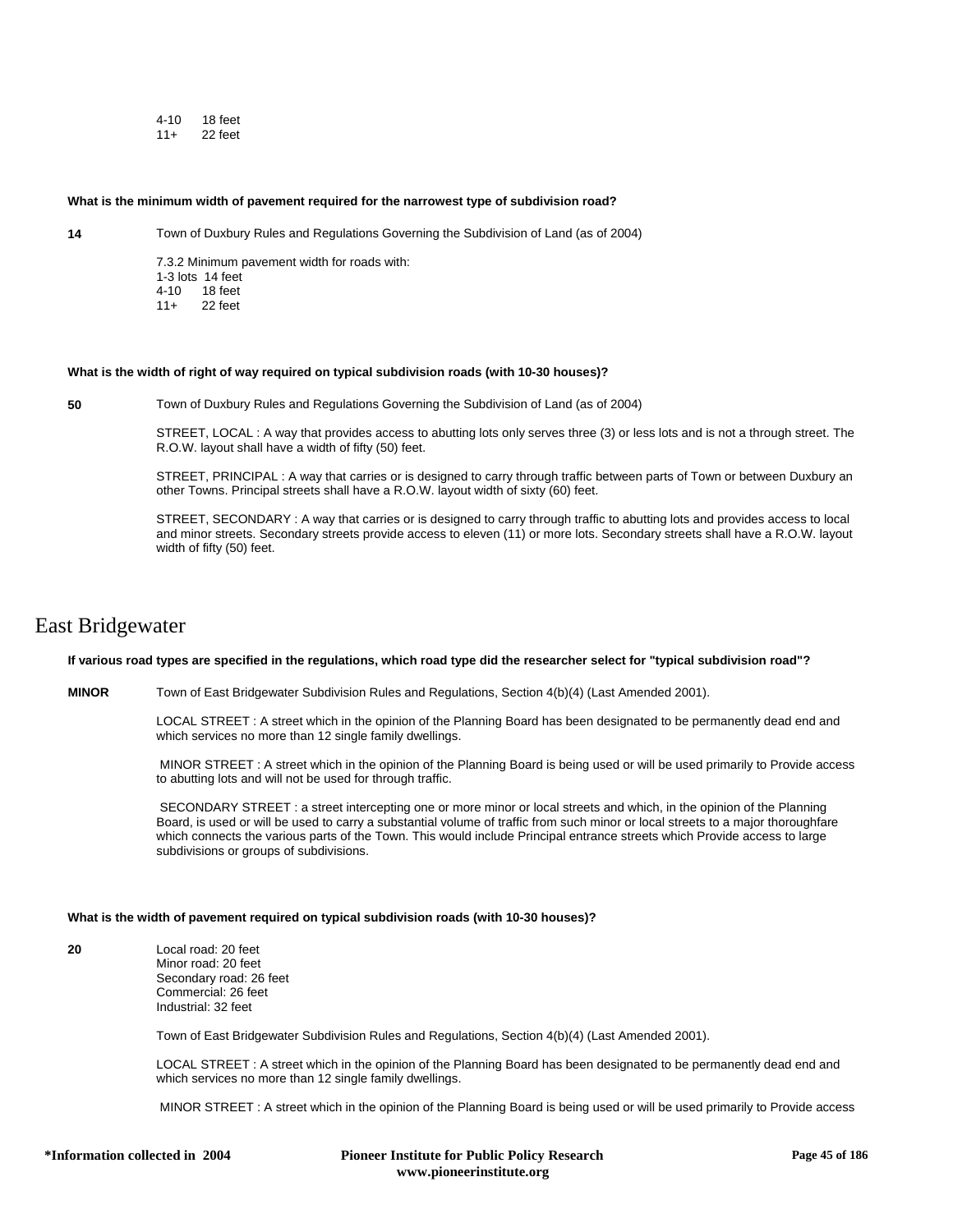4-10 18 feet
11+ 22 feet

**What is the minimum width of pavement required for the narrowest type of subdivision road?**

**14** Town of Duxbury Rules and Regulations Governing the Subdivision of Land (as of 2004)

7.3.2 Minimum pavement width for roads with:
1-3 lots 14 feet
4-10 18 feet
11+ 22 feet

**What is the width of right of way required on typical subdivision roads (with 10-30 houses)?**

**50** Town of Duxbury Rules and Regulations Governing the Subdivision of Land (as of 2004)

STREET, LOCAL : A way that provides access to abutting lots only serves three (3) or less lots and is not a through street. The R.O.W. layout shall have a width of fifty (50) feet.

STREET, PRINCIPAL : A way that carries or is designed to carry through traffic between parts of Town or between Duxbury an other Towns. Principal streets shall have a R.O.W. layout width of sixty (60) feet.

STREET, SECONDARY : A way that carries or is designed to carry through traffic to abutting lots and provides access to local and minor streets. Secondary streets provide access to eleven (11) or more lots. Secondary streets shall have a R.O.W. layout width of fifty (50) feet.

# East Bridgewater

**If various road types are specified in the regulations, which road type did the researcher select for "typical subdivision road"?**

**MINOR** Town of East Bridgewater Subdivision Rules and Regulations, Section 4(b)(4) (Last Amended 2001).

LOCAL STREET : A street which in the opinion of the Planning Board has been designated to be permanently dead end and which services no more than 12 single family dwellings.

MINOR STREET : A street which in the opinion of the Planning Board is being used or will be used primarily to Provide access to abutting lots and will not be used for through traffic.

SECONDARY STREET : a street intercepting one or more minor or local streets and which, in the opinion of the Planning Board, is used or will be used to carry a substantial volume of traffic from such minor or local streets to a major thoroughfare which connects the various parts of the Town. This would include Principal entrance streets which Provide access to large subdivisions or groups of subdivisions.

**What is the width of pavement required on typical subdivision roads (with 10-30 houses)?**

**20** Local road: 20 feet
Minor road: 20 feet
Secondary road: 26 feet
Commercial: 26 feet
Industrial: 32 feet

Town of East Bridgewater Subdivision Rules and Regulations, Section 4(b)(4) (Last Amended 2001).

LOCAL STREET : A street which in the opinion of the Planning Board has been designated to be permanently dead end and which services no more than 12 single family dwellings.

MINOR STREET : A street which in the opinion of the Planning Board is being used or will be used primarily to Provide access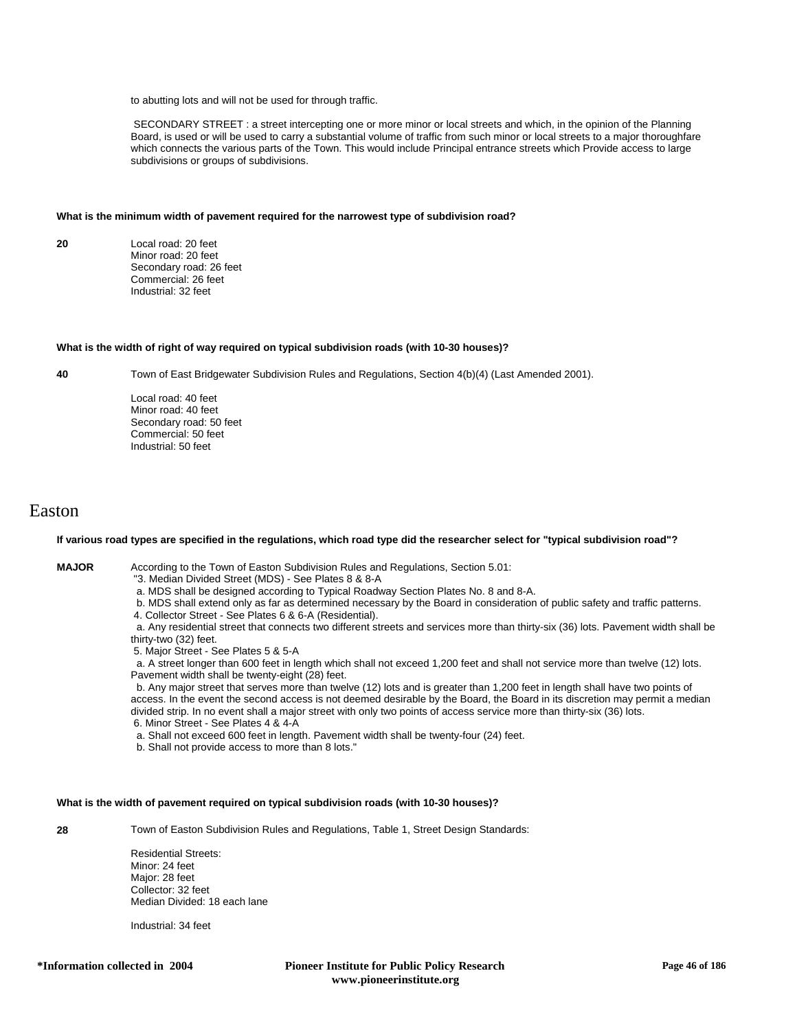to abutting lots and will not be used for through traffic.

SECONDARY STREET : a street intercepting one or more minor or local streets and which, in the opinion of the Planning Board, is used or will be used to carry a substantial volume of traffic from such minor or local streets to a major thoroughfare which connects the various parts of the Town. This would include Principal entrance streets which Provide access to large subdivisions or groups of subdivisions.

**What is the minimum width of pavement required for the narrowest type of subdivision road?**

**20**

Local road: 20 feet
Minor road: 20 feet
Secondary road: 26 feet
Commercial: 26 feet
Industrial: 32 feet

**What is the width of right of way required on typical subdivision roads (with 10-30 houses)?**

**40**

Town of East Bridgewater Subdivision Rules and Regulations, Section 4(b)(4) (Last Amended 2001).

Local road: 40 feet
Minor road: 40 feet
Secondary road: 50 feet
Commercial: 50 feet
Industrial: 50 feet

# Easton

**If various road types are specified in the regulations, which road type did the researcher select for "typical subdivision road"?**

**MAJOR**

According to the Town of Easton Subdivision Rules and Regulations, Section 5.01:
"3. Median Divided Street (MDS) - See Plates 8 & 8-A
a. MDS shall be designed according to Typical Roadway Section Plates No. 8 and 8-A.
b. MDS shall extend only as far as determined necessary by the Board in consideration of public safety and traffic patterns.
4. Collector Street - See Plates 6 & 6-A (Residential).
a. Any residential street that connects two different streets and services more than thirty-six (36) lots. Pavement width shall be thirty-two (32) feet.
5. Major Street - See Plates 5 & 5-A
a. A street longer than 600 feet in length which shall not exceed 1,200 feet and shall not service more than twelve (12) lots. Pavement width shall be twenty-eight (28) feet.
b. Any major street that serves more than twelve (12) lots and is greater than 1,200 feet in length shall have two points of access. In the event the second access is not deemed desirable by the Board, the Board in its discretion may permit a median divided strip. In no event shall a major street with only two points of access service more than thirty-six (36) lots.
6. Minor Street - See Plates 4 & 4-A
a. Shall not exceed 600 feet in length. Pavement width shall be twenty-four (24) feet.
b. Shall not provide access to more than 8 lots."

**What is the width of pavement required on typical subdivision roads (with 10-30 houses)?**

**28**

Town of Easton Subdivision Rules and Regulations, Table 1, Street Design Standards:

Residential Streets:
Minor: 24 feet
Major: 28 feet
Collector: 32 feet
Median Divided: 18 each lane

Industrial: 34 feet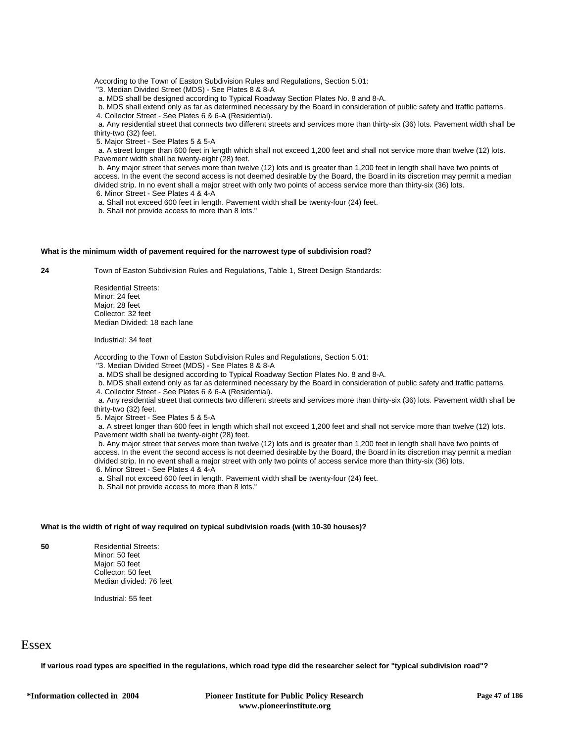According to the Town of Easton Subdivision Rules and Regulations, Section 5.01:
"3. Median Divided Street (MDS) - See Plates 8 & 8-A
a. MDS shall be designed according to Typical Roadway Section Plates No. 8 and 8-A.
b. MDS shall extend only as far as determined necessary by the Board in consideration of public safety and traffic patterns.
4. Collector Street - See Plates 6 & 6-A (Residential).
a. Any residential street that connects two different streets and services more than thirty-six (36) lots. Pavement width shall be thirty-two (32) feet.
5. Major Street - See Plates 5 & 5-A
a. A street longer than 600 feet in length which shall not exceed 1,200 feet and shall not service more than twelve (12) lots. Pavement width shall be twenty-eight (28) feet.
b. Any major street that serves more than twelve (12) lots and is greater than 1,200 feet in length shall have two points of access. In the event the second access is not deemed desirable by the Board, the Board in its discretion may permit a median divided strip. In no event shall a major street with only two points of access service more than thirty-six (36) lots.
6. Minor Street - See Plates 4 & 4-A
a. Shall not exceed 600 feet in length. Pavement width shall be twenty-four (24) feet.
b. Shall not provide access to more than 8 lots."

**What is the minimum width of pavement required for the narrowest type of subdivision road?**

**24**

Town of Easton Subdivision Rules and Regulations, Table 1, Street Design Standards:

Residential Streets:
Minor: 24 feet
Major: 28 feet
Collector: 32 feet
Median Divided: 18 each lane

Industrial: 34 feet

According to the Town of Easton Subdivision Rules and Regulations, Section 5.01:
"3. Median Divided Street (MDS) - See Plates 8 & 8-A
a. MDS shall be designed according to Typical Roadway Section Plates No. 8 and 8-A.
b. MDS shall extend only as far as determined necessary by the Board in consideration of public safety and traffic patterns.
4. Collector Street - See Plates 6 & 6-A (Residential).
a. Any residential street that connects two different streets and services more than thirty-six (36) lots. Pavement width shall be thirty-two (32) feet.
5. Major Street - See Plates 5 & 5-A
a. A street longer than 600 feet in length which shall not exceed 1,200 feet and shall not service more than twelve (12) lots. Pavement width shall be twenty-eight (28) feet.
b. Any major street that serves more than twelve (12) lots and is greater than 1,200 feet in length shall have two points of access. In the event the second access is not deemed desirable by the Board, the Board in its discretion may permit a median divided strip. In no event shall a major street with only two points of access service more than thirty-six (36) lots.
6. Minor Street - See Plates 4 & 4-A
a. Shall not exceed 600 feet in length. Pavement width shall be twenty-four (24) feet.
b. Shall not provide access to more than 8 lots."

**What is the width of right of way required on typical subdivision roads (with 10-30 houses)?**

**50**

Residential Streets:
Minor: 50 feet
Major: 50 feet
Collector: 50 feet
Median divided: 76 feet

Industrial: 55 feet

# Essex

**If various road types are specified in the regulations, which road type did the researcher select for "typical subdivision road"?**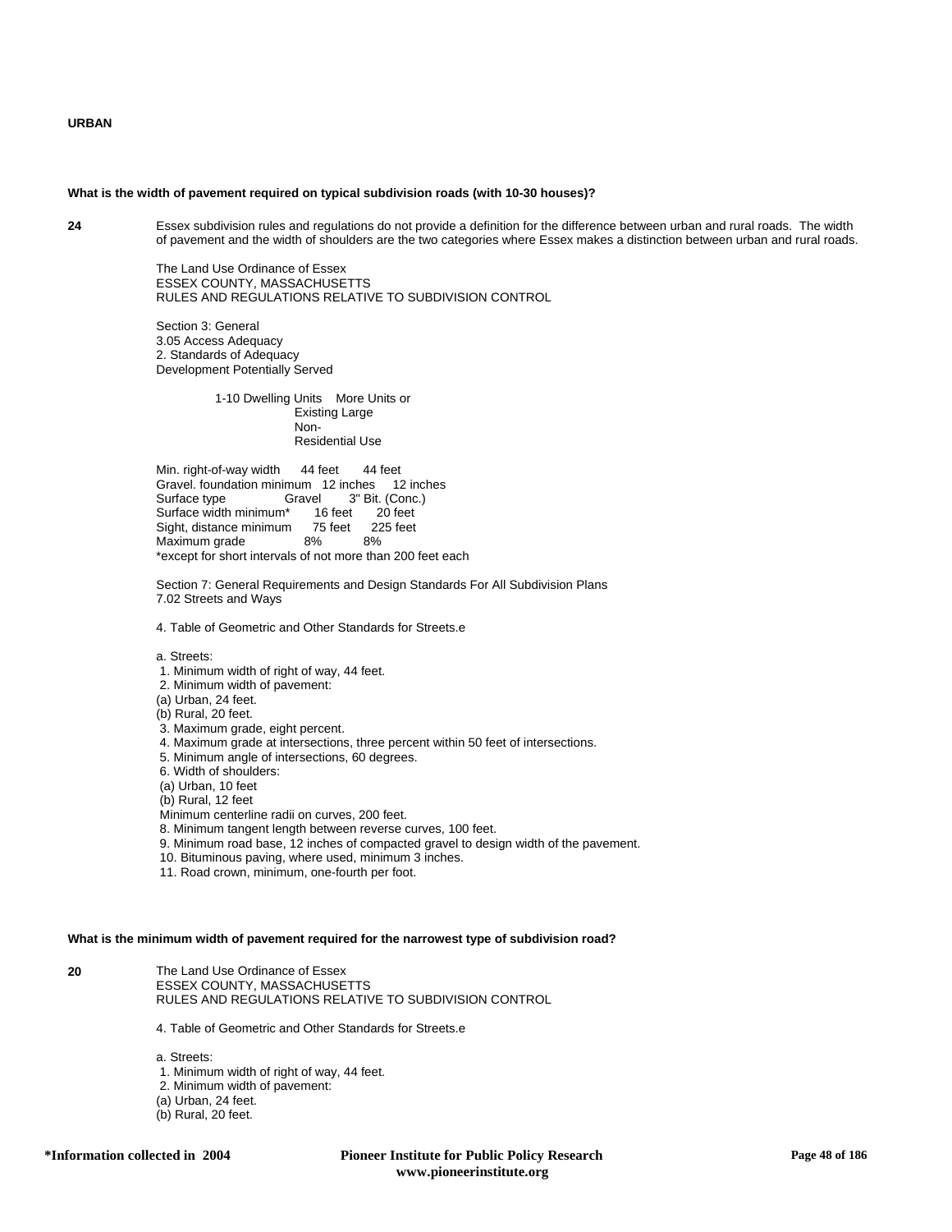**URBAN**

**What is the width of pavement required on typical subdivision roads (with 10-30 houses)?**

**24**

Essex subdivision rules and regulations do not provide a definition for the difference between urban and rural roads. The width of pavement and the width of shoulders are the two categories where Essex makes a distinction between urban and rural roads.

The Land Use Ordinance of Essex
ESSEX COUNTY, MASSACHUSETTS
RULES AND REGULATIONS RELATIVE TO SUBDIVISION CONTROL

Section 3: General
3.05 Access Adequacy
2. Standards of Adequacy
Development Potentially Served

| | 1-10 Dwelling Units | More Units or Existing Large Non-Residential Use |
|---|---|---|
| Min. right-of-way width | 44 feet | 44 feet |
| Gravel. foundation minimum | 12 inches | 12 inches |
| Surface type | Gravel | 3" Bit. (Conc.) |
| Surface width minimum* | 16 feet | 20 feet |
| Sight, distance minimum | 75 feet | 225 feet |
| Maximum grade | 8% | 8% |

*except for short intervals of not more than 200 feet each

Section 7: General Requirements and Design Standards For All Subdivision Plans
7.02 Streets and Ways

4. Table of Geometric and Other Standards for Streets.e

a. Streets:
1. Minimum width of right of way, 44 feet.
2. Minimum width of pavement:
(a) Urban, 24 feet.
(b) Rural, 20 feet.
3. Maximum grade, eight percent.
4. Maximum grade at intersections, three percent within 50 feet of intersections.
5. Minimum angle of intersections, 60 degrees.
6. Width of shoulders:
(a) Urban, 10 feet
(b) Rural, 12 feet
Minimum centerline radii on curves, 200 feet.
8. Minimum tangent length between reverse curves, 100 feet.
9. Minimum road base, 12 inches of compacted gravel to design width of the pavement.
10. Bituminous paving, where used, minimum 3 inches.
11. Road crown, minimum, one-fourth per foot.

**What is the minimum width of pavement required for the narrowest type of subdivision road?**

**20**

The Land Use Ordinance of Essex
ESSEX COUNTY, MASSACHUSETTS
RULES AND REGULATIONS RELATIVE TO SUBDIVISION CONTROL

4. Table of Geometric and Other Standards for Streets.e

a. Streets:
1. Minimum width of right of way, 44 feet.
2. Minimum width of pavement:
(a) Urban, 24 feet.
(b) Rural, 20 feet.

*Information collected in 2004 — Pioneer Institute for Public Policy Research, www.pioneerinstitute.org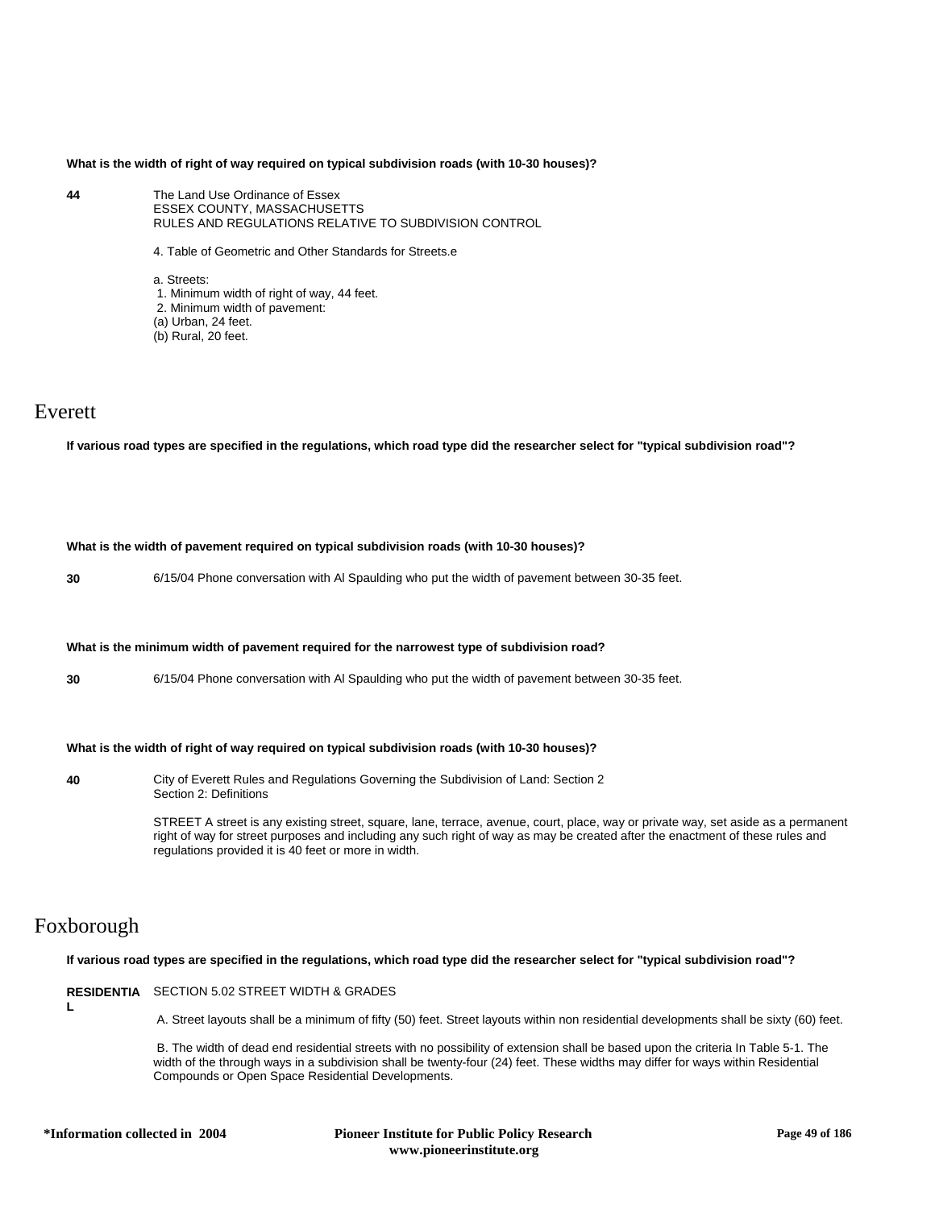**What is the width of right of way required on typical subdivision roads (with 10-30 houses)?**

**44**

The Land Use Ordinance of Essex
ESSEX COUNTY, MASSACHUSETTS
RULES AND REGULATIONS RELATIVE TO SUBDIVISION CONTROL

4. Table of Geometric and Other Standards for Streets.e

a. Streets:
1. Minimum width of right of way, 44 feet.
2. Minimum width of pavement:
(a) Urban, 24 feet.
(b) Rural, 20 feet.

# Everett

**If various road types are specified in the regulations, which road type did the researcher select for "typical subdivision road"?**

**What is the width of pavement required on typical subdivision roads (with 10-30 houses)?**

**30**

6/15/04 Phone conversation with Al Spaulding who put the width of pavement between 30-35 feet.

**What is the minimum width of pavement required for the narrowest type of subdivision road?**

**30**

6/15/04 Phone conversation with Al Spaulding who put the width of pavement between 30-35 feet.

**What is the width of right of way required on typical subdivision roads (with 10-30 houses)?**

**40**

City of Everett Rules and Regulations Governing the Subdivision of Land: Section 2
Section 2: Definitions

STREET A street is any existing street, square, lane, terrace, avenue, court, place, way or private way, set aside as a permanent right of way for street purposes and including any such right of way as may be created after the enactment of these rules and regulations provided it is 40 feet or more in width.

# Foxborough

**If various road types are specified in the regulations, which road type did the researcher select for "typical subdivision road"?**

**RESIDENTIAL**

SECTION 5.02 STREET WIDTH & GRADES

A. Street layouts shall be a minimum of fifty (50) feet. Street layouts within non residential developments shall be sixty (60) feet.

B. The width of dead end residential streets with no possibility of extension shall be based upon the criteria In Table 5-1. The width of the through ways in a subdivision shall be twenty-four (24) feet. These widths may differ for ways within Residential Compounds or Open Space Residential Developments.

*Information collected in 2004

Pioneer Institute for Public Policy Research
www.pioneerinstitute.org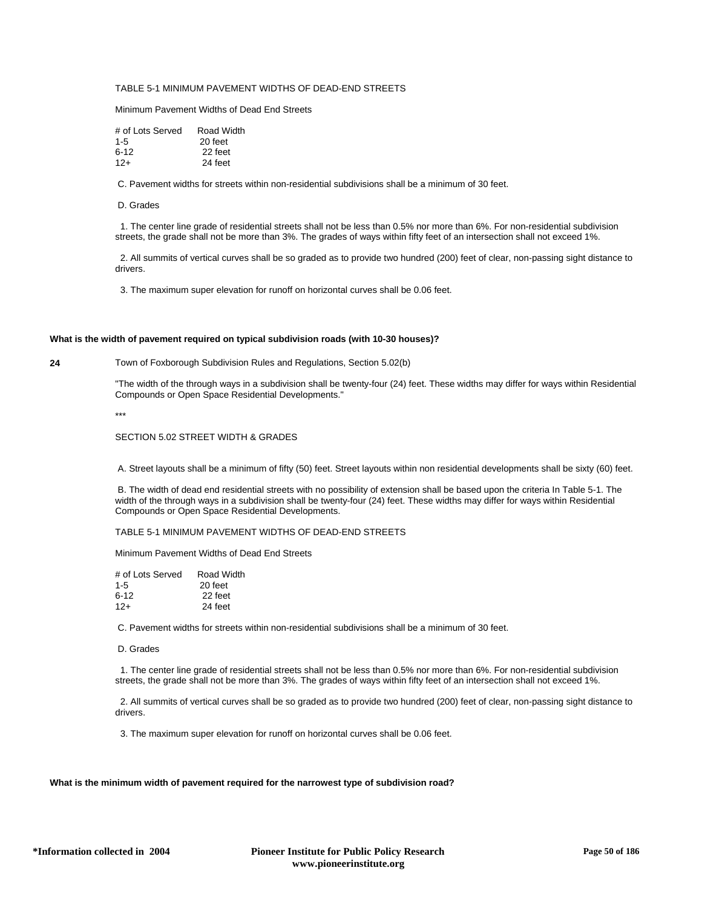TABLE 5-1 MINIMUM PAVEMENT WIDTHS OF DEAD-END STREETS

Minimum Pavement Widths of Dead End Streets

| # of Lots Served | Road Width |
|---|---|
| 1-5 | 20 feet |
| 6-12 | 22 feet |
| 12+ | 24 feet |

C. Pavement widths for streets within non-residential subdivisions shall be a minimum of 30 feet.

D. Grades

1. The center line grade of residential streets shall not be less than 0.5% nor more than 6%. For non-residential subdivision streets, the grade shall not be more than 3%. The grades of ways within fifty feet of an intersection shall not exceed 1%.

2. All summits of vertical curves shall be so graded as to provide two hundred (200) feet of clear, non-passing sight distance to drivers.

3. The maximum super elevation for runoff on horizontal curves shall be 0.06 feet.

**What is the width of pavement required on typical subdivision roads (with 10-30 houses)?**

**24** Town of Foxborough Subdivision Rules and Regulations, Section 5.02(b)

"The width of the through ways in a subdivision shall be twenty-four (24) feet. These widths may differ for ways within Residential Compounds or Open Space Residential Developments."

***

SECTION 5.02 STREET WIDTH & GRADES

A. Street layouts shall be a minimum of fifty (50) feet. Street layouts within non residential developments shall be sixty (60) feet.

B. The width of dead end residential streets with no possibility of extension shall be based upon the criteria In Table 5-1. The width of the through ways in a subdivision shall be twenty-four (24) feet. These widths may differ for ways within Residential Compounds or Open Space Residential Developments.

TABLE 5-1 MINIMUM PAVEMENT WIDTHS OF DEAD-END STREETS

Minimum Pavement Widths of Dead End Streets

| # of Lots Served | Road Width |
|---|---|
| 1-5 | 20 feet |
| 6-12 | 22 feet |
| 12+ | 24 feet |

C. Pavement widths for streets within non-residential subdivisions shall be a minimum of 30 feet.

D. Grades

1. The center line grade of residential streets shall not be less than 0.5% nor more than 6%. For non-residential subdivision streets, the grade shall not be more than 3%. The grades of ways within fifty feet of an intersection shall not exceed 1%.

2. All summits of vertical curves shall be so graded as to provide two hundred (200) feet of clear, non-passing sight distance to drivers.

3. The maximum super elevation for runoff on horizontal curves shall be 0.06 feet.

**What is the minimum width of pavement required for the narrowest type of subdivision road?**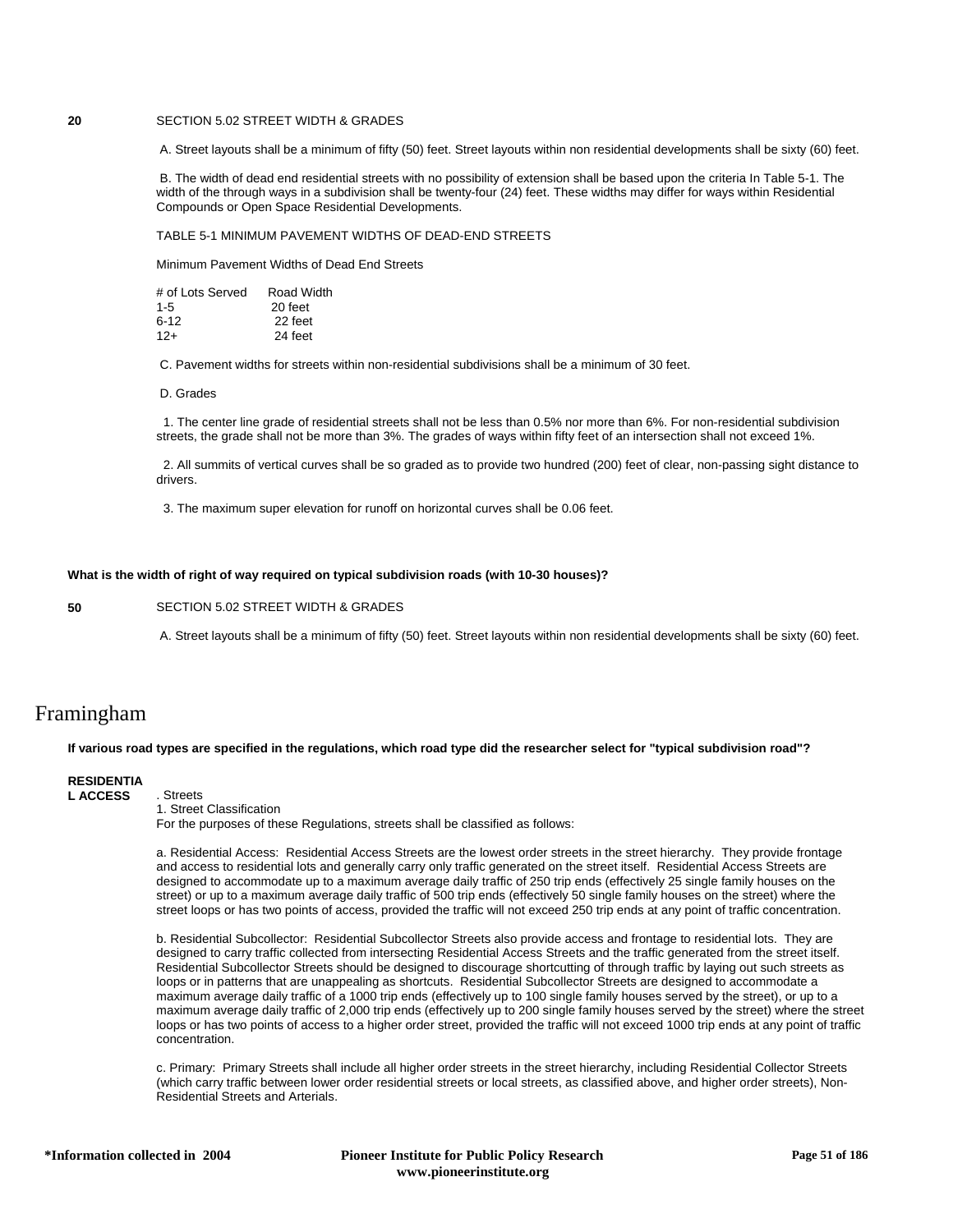**20** SECTION 5.02 STREET WIDTH & GRADES

A. Street layouts shall be a minimum of fifty (50) feet. Street layouts within non residential developments shall be sixty (60) feet.

B. The width of dead end residential streets with no possibility of extension shall be based upon the criteria In Table 5-1. The width of the through ways in a subdivision shall be twenty-four (24) feet. These widths may differ for ways within Residential Compounds or Open Space Residential Developments.

TABLE 5-1 MINIMUM PAVEMENT WIDTHS OF DEAD-END STREETS

Minimum Pavement Widths of Dead End Streets

| # of Lots Served | Road Width |
|---|---|
| 1-5 | 20 feet |
| 6-12 | 22 feet |
| 12+ | 24 feet |

C. Pavement widths for streets within non-residential subdivisions shall be a minimum of 30 feet.

D. Grades

1. The center line grade of residential streets shall not be less than 0.5% nor more than 6%. For non-residential subdivision streets, the grade shall not be more than 3%. The grades of ways within fifty feet of an intersection shall not exceed 1%.

2. All summits of vertical curves shall be so graded as to provide two hundred (200) feet of clear, non-passing sight distance to drivers.

3. The maximum super elevation for runoff on horizontal curves shall be 0.06 feet.

**What is the width of right of way required on typical subdivision roads (with 10-30 houses)?**

**50** SECTION 5.02 STREET WIDTH & GRADES

A. Street layouts shall be a minimum of fifty (50) feet. Street layouts within non residential developments shall be sixty (60) feet.

# Framingham

**If various road types are specified in the regulations, which road type did the researcher select for "typical subdivision road"?**

**RESIDENTIAL ACCESS** . Streets

1. Street Classification

For the purposes of these Regulations, streets shall be classified as follows:

a. Residential Access: Residential Access Streets are the lowest order streets in the street hierarchy. They provide frontage and access to residential lots and generally carry only traffic generated on the street itself. Residential Access Streets are designed to accommodate up to a maximum average daily traffic of 250 trip ends (effectively 25 single family houses on the street) or up to a maximum average daily traffic of 500 trip ends (effectively 50 single family houses on the street) where the street loops or has two points of access, provided the traffic will not exceed 250 trip ends at any point of traffic concentration.

b. Residential Subcollector: Residential Subcollector Streets also provide access and frontage to residential lots. They are designed to carry traffic collected from intersecting Residential Access Streets and the traffic generated from the street itself. Residential Subcollector Streets should be designed to discourage shortcutting of through traffic by laying out such streets as loops or in patterns that are unappealing as shortcuts. Residential Subcollector Streets are designed to accommodate a maximum average daily traffic of a 1000 trip ends (effectively up to 100 single family houses served by the street), or up to a maximum average daily traffic of 2,000 trip ends (effectively up to 200 single family houses served by the street) where the street loops or has two points of access to a higher order street, provided the traffic will not exceed 1000 trip ends at any point of traffic concentration.

c. Primary: Primary Streets shall include all higher order streets in the street hierarchy, including Residential Collector Streets (which carry traffic between lower order residential streets or local streets, as classified above, and higher order streets), Non-Residential Streets and Arterials.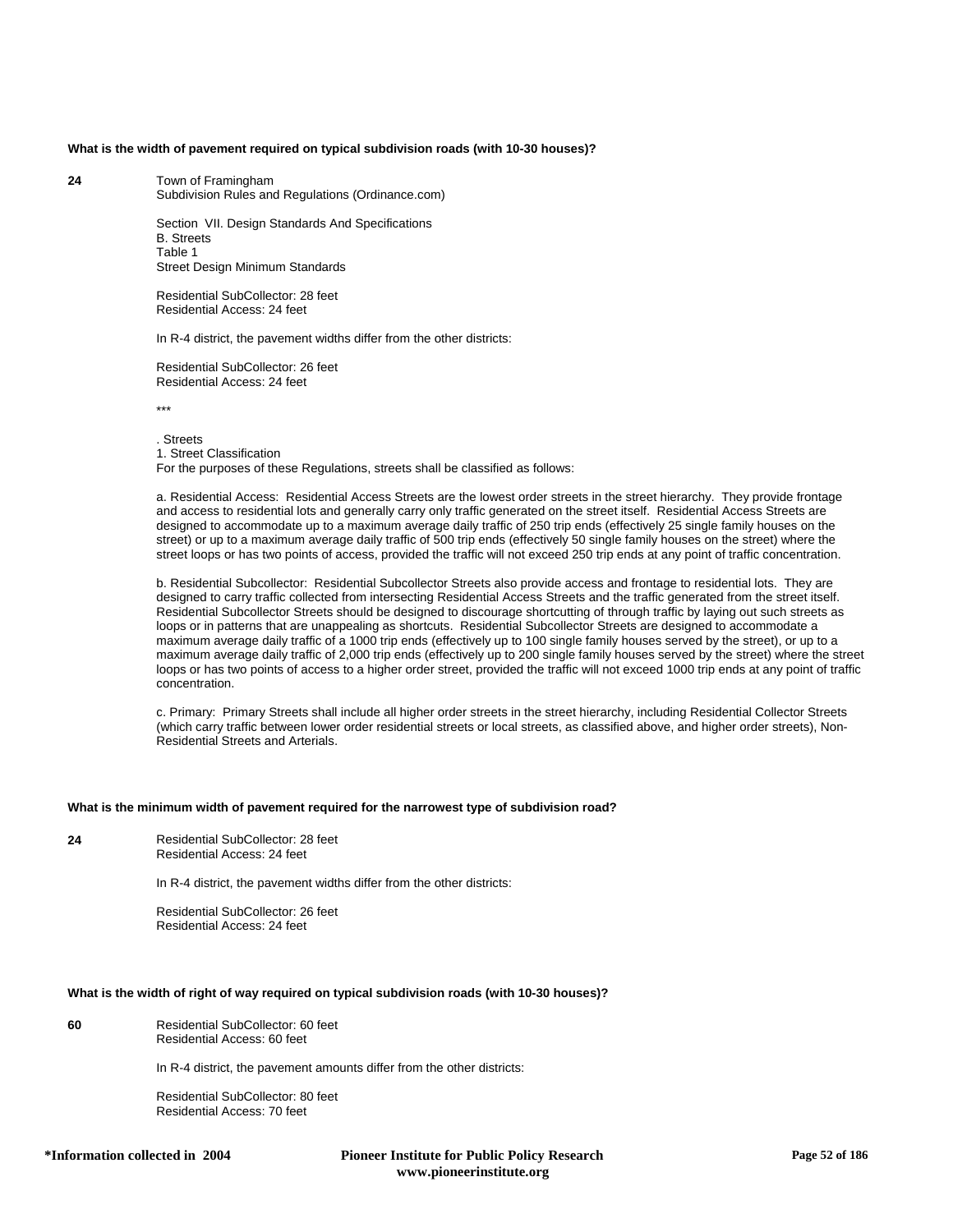**What is the width of pavement required on typical subdivision roads (with 10-30 houses)?**

**24**

Town of Framingham
Subdivision Rules and Regulations (Ordinance.com)

Section VII. Design Standards And Specifications
B. Streets
Table 1
Street Design Minimum Standards

Residential SubCollector: 28 feet
Residential Access: 24 feet

In R-4 district, the pavement widths differ from the other districts:

Residential SubCollector: 26 feet
Residential Access: 24 feet

***

. Streets
1. Street Classification
For the purposes of these Regulations, streets shall be classified as follows:

a. Residential Access: Residential Access Streets are the lowest order streets in the street hierarchy. They provide frontage and access to residential lots and generally carry only traffic generated on the street itself. Residential Access Streets are designed to accommodate up to a maximum average daily traffic of 250 trip ends (effectively 25 single family houses on the street) or up to a maximum average daily traffic of 500 trip ends (effectively 50 single family houses on the street) where the street loops or has two points of access, provided the traffic will not exceed 250 trip ends at any point of traffic concentration.

b. Residential Subcollector: Residential Subcollector Streets also provide access and frontage to residential lots. They are designed to carry traffic collected from intersecting Residential Access Streets and the traffic generated from the street itself. Residential Subcollector Streets should be designed to discourage shortcutting of through traffic by laying out such streets as loops or in patterns that are unappealing as shortcuts. Residential Subcollector Streets are designed to accommodate a maximum average daily traffic of a 1000 trip ends (effectively up to 100 single family houses served by the street), or up to a maximum average daily traffic of 2,000 trip ends (effectively up to 200 single family houses served by the street) where the street loops or has two points of access to a higher order street, provided the traffic will not exceed 1000 trip ends at any point of traffic concentration.

c. Primary: Primary Streets shall include all higher order streets in the street hierarchy, including Residential Collector Streets (which carry traffic between lower order residential streets or local streets, as classified above, and higher order streets), Non-Residential Streets and Arterials.

**What is the minimum width of pavement required for the narrowest type of subdivision road?**

**24**

Residential SubCollector: 28 feet
Residential Access: 24 feet

In R-4 district, the pavement widths differ from the other districts:

Residential SubCollector: 26 feet
Residential Access: 24 feet

**What is the width of right of way required on typical subdivision roads (with 10-30 houses)?**

**60**

Residential SubCollector: 60 feet
Residential Access: 60 feet

In R-4 district, the pavement amounts differ from the other districts:

Residential SubCollector: 80 feet
Residential Access: 70 feet

*Information collected in 2004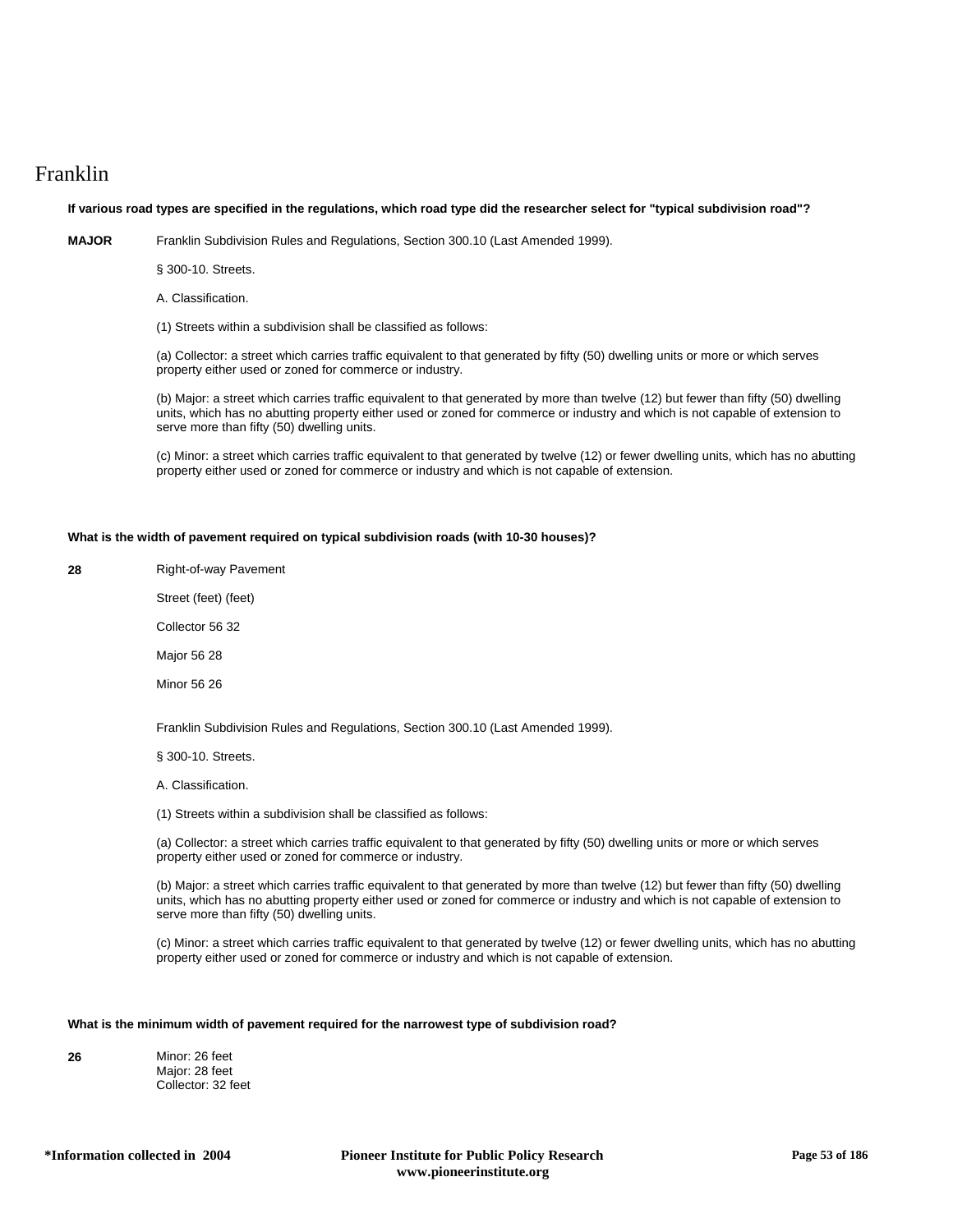# Franklin

**If various road types are specified in the regulations, which road type did the researcher select for "typical subdivision road"?**

**MAJOR** Franklin Subdivision Rules and Regulations, Section 300.10 (Last Amended 1999).

§ 300-10. Streets.

A. Classification.

(1) Streets within a subdivision shall be classified as follows:

(a) Collector: a street which carries traffic equivalent to that generated by fifty (50) dwelling units or more or which serves property either used or zoned for commerce or industry.

(b) Major: a street which carries traffic equivalent to that generated by more than twelve (12) but fewer than fifty (50) dwelling units, which has no abutting property either used or zoned for commerce or industry and which is not capable of extension to serve more than fifty (50) dwelling units.

(c) Minor: a street which carries traffic equivalent to that generated by twelve (12) or fewer dwelling units, which has no abutting property either used or zoned for commerce or industry and which is not capable of extension.

**What is the width of pavement required on typical subdivision roads (with 10-30 houses)?**

**28** Right-of-way Pavement

Street (feet) (feet)

Collector 56 32

Major 56 28

Minor 56 26

Franklin Subdivision Rules and Regulations, Section 300.10 (Last Amended 1999).

§ 300-10. Streets.

A. Classification.

(1) Streets within a subdivision shall be classified as follows:

(a) Collector: a street which carries traffic equivalent to that generated by fifty (50) dwelling units or more or which serves property either used or zoned for commerce or industry.

(b) Major: a street which carries traffic equivalent to that generated by more than twelve (12) but fewer than fifty (50) dwelling units, which has no abutting property either used or zoned for commerce or industry and which is not capable of extension to serve more than fifty (50) dwelling units.

(c) Minor: a street which carries traffic equivalent to that generated by twelve (12) or fewer dwelling units, which has no abutting property either used or zoned for commerce or industry and which is not capable of extension.

**What is the minimum width of pavement required for the narrowest type of subdivision road?**

**26** Minor: 26 feet
Major: 28 feet
Collector: 32 feet

**\*Information collected in 2004** **Pioneer Institute for Public Policy Research www.pioneerinstitute.org**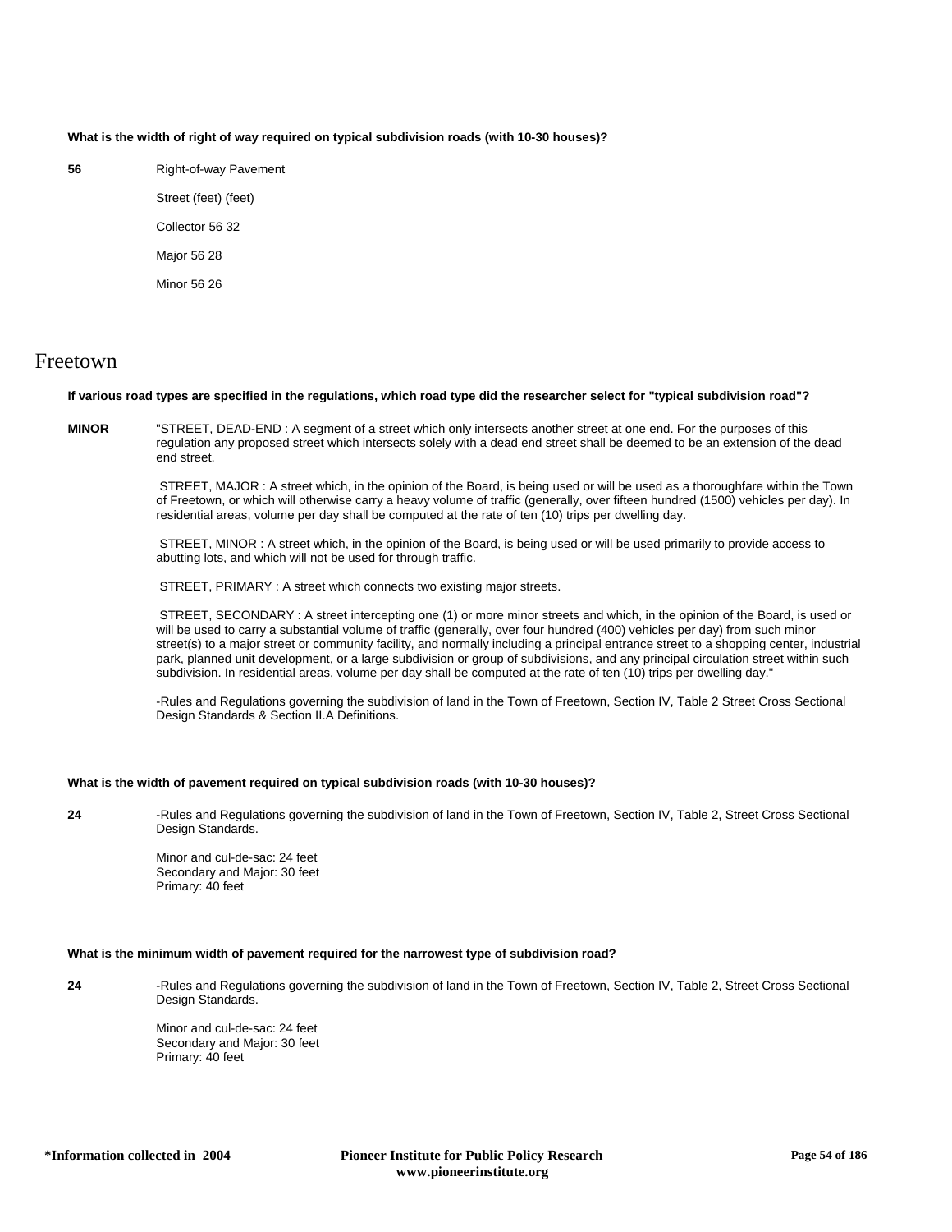**What is the width of right of way required on typical subdivision roads (with 10-30 houses)?**

**56**

Right-of-way Pavement

Street (feet) (feet)

Collector 56 32

Major 56 28

Minor 56 26

## Freetown

**If various road types are specified in the regulations, which road type did the researcher select for "typical subdivision road"?**

**MINOR**

"STREET, DEAD-END : A segment of a street which only intersects another street at one end. For the purposes of this regulation any proposed street which intersects solely with a dead end street shall be deemed to be an extension of the dead end street.

STREET, MAJOR : A street which, in the opinion of the Board, is being used or will be used as a thoroughfare within the Town of Freetown, or which will otherwise carry a heavy volume of traffic (generally, over fifteen hundred (1500) vehicles per day). In residential areas, volume per day shall be computed at the rate of ten (10) trips per dwelling day.

STREET, MINOR : A street which, in the opinion of the Board, is being used or will be used primarily to provide access to abutting lots, and which will not be used for through traffic.

STREET, PRIMARY : A street which connects two existing major streets.

STREET, SECONDARY : A street intercepting one (1) or more minor streets and which, in the opinion of the Board, is used or will be used to carry a substantial volume of traffic (generally, over four hundred (400) vehicles per day) from such minor street(s) to a major street or community facility, and normally including a principal entrance street to a shopping center, industrial park, planned unit development, or a large subdivision or group of subdivisions, and any principal circulation street within such subdivision. In residential areas, volume per day shall be computed at the rate of ten (10) trips per dwelling day."

-Rules and Regulations governing the subdivision of land in the Town of Freetown, Section IV, Table 2 Street Cross Sectional Design Standards & Section II.A Definitions.

**What is the width of pavement required on typical subdivision roads (with 10-30 houses)?**

**24**

-Rules and Regulations governing the subdivision of land in the Town of Freetown, Section IV, Table 2, Street Cross Sectional Design Standards.

Minor and cul-de-sac: 24 feet
Secondary and Major: 30 feet
Primary: 40 feet

**What is the minimum width of pavement required for the narrowest type of subdivision road?**

**24**

-Rules and Regulations governing the subdivision of land in the Town of Freetown, Section IV, Table 2, Street Cross Sectional Design Standards.

Minor and cul-de-sac: 24 feet
Secondary and Major: 30 feet
Primary: 40 feet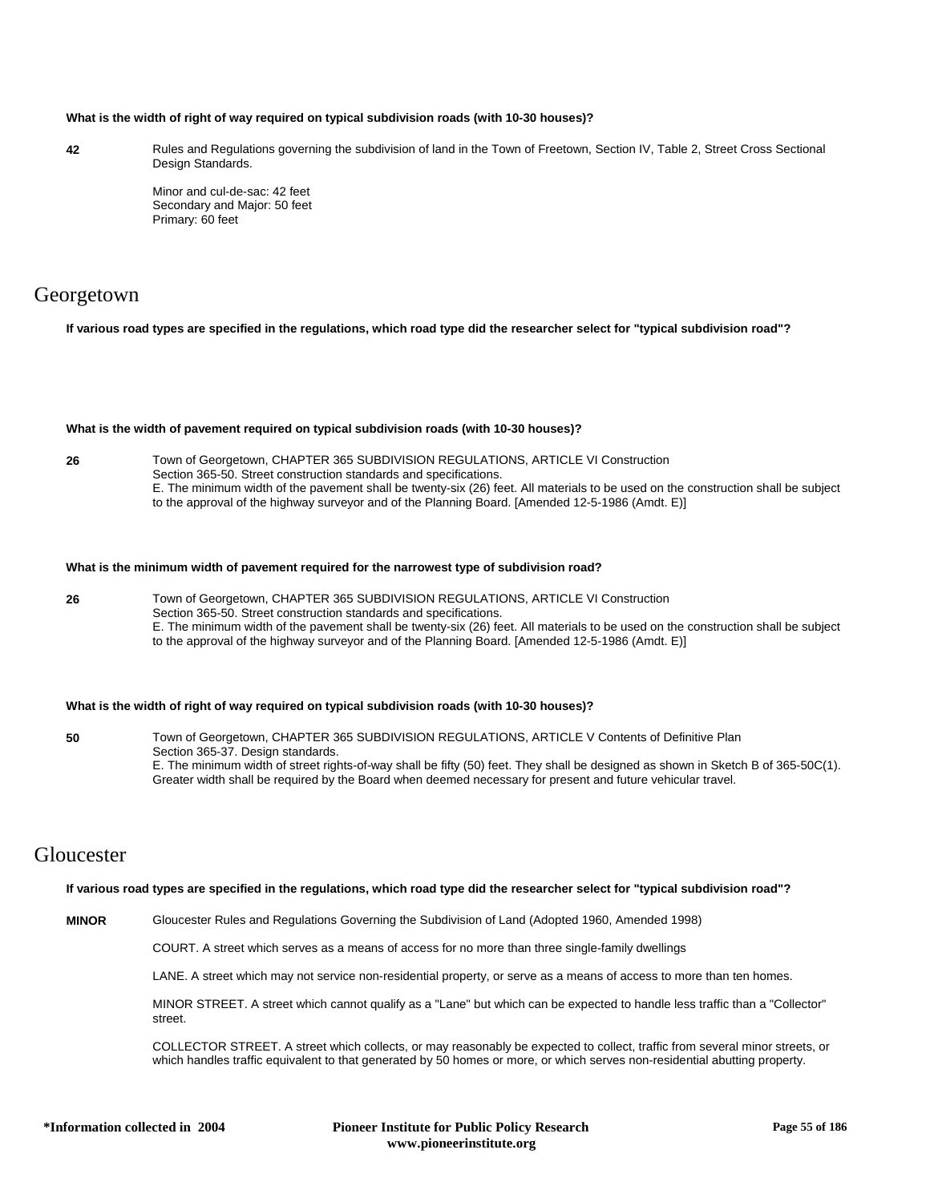**What is the width of right of way required on typical subdivision roads (with 10-30 houses)?**

**42** Rules and Regulations governing the subdivision of land in the Town of Freetown, Section IV, Table 2, Street Cross Sectional Design Standards.

Minor and cul-de-sac: 42 feet
Secondary and Major: 50 feet
Primary: 60 feet

# Georgetown

**If various road types are specified in the regulations, which road type did the researcher select for "typical subdivision road"?**

**What is the width of pavement required on typical subdivision roads (with 10-30 houses)?**

**26** Town of Georgetown, CHAPTER 365 SUBDIVISION REGULATIONS, ARTICLE VI Construction
Section 365-50. Street construction standards and specifications.
E. The minimum width of the pavement shall be twenty-six (26) feet. All materials to be used on the construction shall be subject to the approval of the highway surveyor and of the Planning Board. [Amended 12-5-1986 (Amdt. E)]

**What is the minimum width of pavement required for the narrowest type of subdivision road?**

**26** Town of Georgetown, CHAPTER 365 SUBDIVISION REGULATIONS, ARTICLE VI Construction
Section 365-50. Street construction standards and specifications.
E. The minimum width of the pavement shall be twenty-six (26) feet. All materials to be used on the construction shall be subject to the approval of the highway surveyor and of the Planning Board. [Amended 12-5-1986 (Amdt. E)]

**What is the width of right of way required on typical subdivision roads (with 10-30 houses)?**

**50** Town of Georgetown, CHAPTER 365 SUBDIVISION REGULATIONS, ARTICLE V Contents of Definitive Plan
Section 365-37. Design standards.
E. The minimum width of street rights-of-way shall be fifty (50) feet. They shall be designed as shown in Sketch B of 365-50C(1). Greater width shall be required by the Board when deemed necessary for present and future vehicular travel.

# Gloucester

**If various road types are specified in the regulations, which road type did the researcher select for "typical subdivision road"?**

**MINOR** Gloucester Rules and Regulations Governing the Subdivision of Land (Adopted 1960, Amended 1998)

COURT. A street which serves as a means of access for no more than three single-family dwellings

LANE. A street which may not service non-residential property, or serve as a means of access to more than ten homes.

MINOR STREET. A street which cannot qualify as a "Lane" but which can be expected to handle less traffic than a "Collector" street.

COLLECTOR STREET. A street which collects, or may reasonably be expected to collect, traffic from several minor streets, or which handles traffic equivalent to that generated by 50 homes or more, or which serves non-residential abutting property.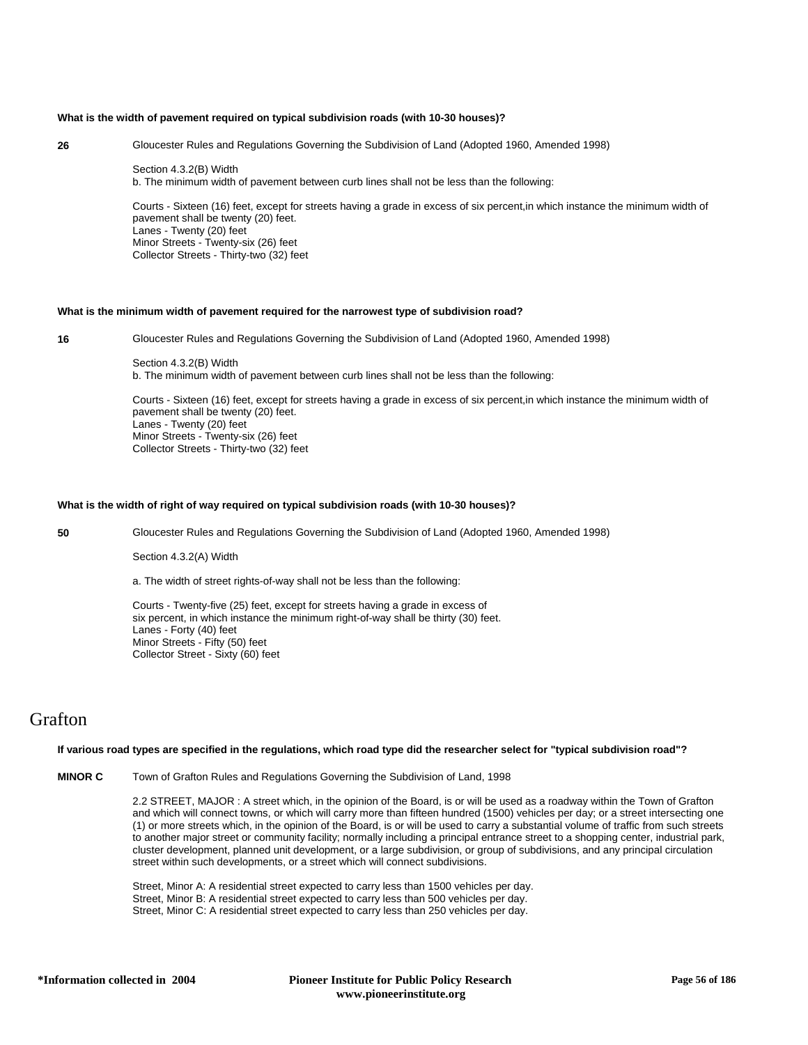**What is the width of pavement required on typical subdivision roads (with 10-30 houses)?**

**26**

Gloucester Rules and Regulations Governing the Subdivision of Land (Adopted 1960, Amended 1998)

Section 4.3.2(B) Width
b. The minimum width of pavement between curb lines shall not be less than the following:

Courts - Sixteen (16) feet, except for streets having a grade in excess of six percent,in which instance the minimum width of pavement shall be twenty (20) feet.
Lanes - Twenty (20) feet
Minor Streets - Twenty-six (26) feet
Collector Streets - Thirty-two (32) feet

**What is the minimum width of pavement required for the narrowest type of subdivision road?**

**16**

Gloucester Rules and Regulations Governing the Subdivision of Land (Adopted 1960, Amended 1998)

Section 4.3.2(B) Width
b. The minimum width of pavement between curb lines shall not be less than the following:

Courts - Sixteen (16) feet, except for streets having a grade in excess of six percent,in which instance the minimum width of pavement shall be twenty (20) feet.
Lanes - Twenty (20) feet
Minor Streets - Twenty-six (26) feet
Collector Streets - Thirty-two (32) feet

**What is the width of right of way required on typical subdivision roads (with 10-30 houses)?**

**50**

Gloucester Rules and Regulations Governing the Subdivision of Land (Adopted 1960, Amended 1998)

Section 4.3.2(A) Width

a. The width of street rights-of-way shall not be less than the following:

Courts - Twenty-five (25) feet, except for streets having a grade in excess of six percent, in which instance the minimum right-of-way shall be thirty (30) feet.
Lanes - Forty (40) feet
Minor Streets - Fifty (50) feet
Collector Street - Sixty (60) feet

# Grafton

**If various road types are specified in the regulations, which road type did the researcher select for "typical subdivision road"?**

**MINOR C**

Town of Grafton Rules and Regulations Governing the Subdivision of Land, 1998

2.2 STREET, MAJOR : A street which, in the opinion of the Board, is or will be used as a roadway within the Town of Grafton and which will connect towns, or which will carry more than fifteen hundred (1500) vehicles per day; or a street intersecting one (1) or more streets which, in the opinion of the Board, is or will be used to carry a substantial volume of traffic from such streets to another major street or community facility; normally including a principal entrance street to a shopping center, industrial park, cluster development, planned unit development, or a large subdivision, or group of subdivisions, and any principal circulation street within such developments, or a street which will connect subdivisions.

Street, Minor A: A residential street expected to carry less than 1500 vehicles per day.
Street, Minor B: A residential street expected to carry less than 500 vehicles per day.
Street, Minor C: A residential street expected to carry less than 250 vehicles per day.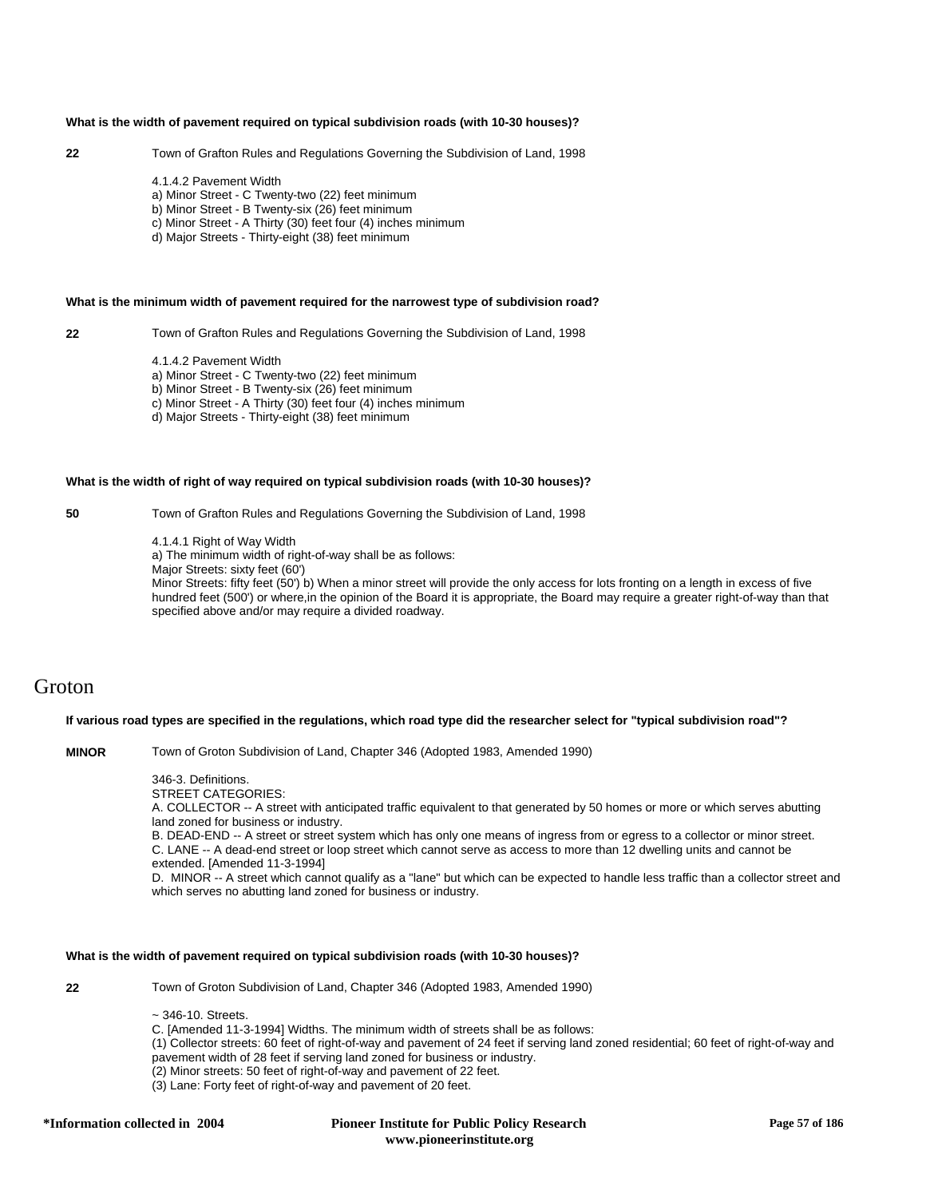**What is the width of pavement required on typical subdivision roads (with 10-30 houses)?**

**22** Town of Grafton Rules and Regulations Governing the Subdivision of Land, 1998

4.1.4.2 Pavement Width
a) Minor Street - C Twenty-two (22) feet minimum
b) Minor Street - B Twenty-six (26) feet minimum
c) Minor Street - A Thirty (30) feet four (4) inches minimum
d) Major Streets - Thirty-eight (38) feet minimum

**What is the minimum width of pavement required for the narrowest type of subdivision road?**

**22** Town of Grafton Rules and Regulations Governing the Subdivision of Land, 1998

4.1.4.2 Pavement Width
a) Minor Street - C Twenty-two (22) feet minimum
b) Minor Street - B Twenty-six (26) feet minimum
c) Minor Street - A Thirty (30) feet four (4) inches minimum
d) Major Streets - Thirty-eight (38) feet minimum

**What is the width of right of way required on typical subdivision roads (with 10-30 houses)?**

**50** Town of Grafton Rules and Regulations Governing the Subdivision of Land, 1998

4.1.4.1 Right of Way Width
a) The minimum width of right-of-way shall be as follows:
Major Streets: sixty feet (60')
Minor Streets: fifty feet (50') b) When a minor street will provide the only access for lots fronting on a length in excess of five hundred feet (500') or where,in the opinion of the Board it is appropriate, the Board may require a greater right-of-way than that specified above and/or may require a divided roadway.

# Groton

**If various road types are specified in the regulations, which road type did the researcher select for "typical subdivision road"?**

**MINOR** Town of Groton Subdivision of Land, Chapter 346 (Adopted 1983, Amended 1990)

346-3. Definitions.
STREET CATEGORIES:
A. COLLECTOR -- A street with anticipated traffic equivalent to that generated by 50 homes or more or which serves abutting land zoned for business or industry.
B. DEAD-END -- A street or street system which has only one means of ingress from or egress to a collector or minor street.
C. LANE -- A dead-end street or loop street which cannot serve as access to more than 12 dwelling units and cannot be extended. [Amended 11-3-1994]
D. MINOR -- A street which cannot qualify as a "lane" but which can be expected to handle less traffic than a collector street and which serves no abutting land zoned for business or industry.

**What is the width of pavement required on typical subdivision roads (with 10-30 houses)?**

**22** Town of Groton Subdivision of Land, Chapter 346 (Adopted 1983, Amended 1990)

~ 346-10. Streets.
C. [Amended 11-3-1994] Widths. The minimum width of streets shall be as follows:
(1) Collector streets: 60 feet of right-of-way and pavement of 24 feet if serving land zoned residential; 60 feet of right-of-way and pavement width of 28 feet if serving land zoned for business or industry.
(2) Minor streets: 50 feet of right-of-way and pavement of 22 feet.
(3) Lane: Forty feet of right-of-way and pavement of 20 feet.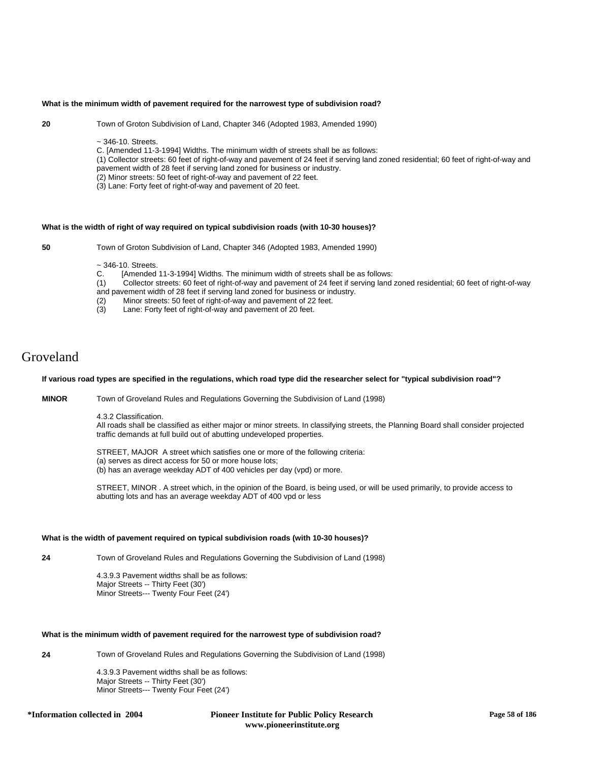**What is the minimum width of pavement required for the narrowest type of subdivision road?**

**20** Town of Groton Subdivision of Land, Chapter 346 (Adopted 1983, Amended 1990)

~ 346-10. Streets.
C. [Amended 11-3-1994] Widths. The minimum width of streets shall be as follows:
(1) Collector streets: 60 feet of right-of-way and pavement of 24 feet if serving land zoned residential; 60 feet of right-of-way and pavement width of 28 feet if serving land zoned for business or industry.
(2) Minor streets: 50 feet of right-of-way and pavement of 22 feet.
(3) Lane: Forty feet of right-of-way and pavement of 20 feet.

**What is the width of right of way required on typical subdivision roads (with 10-30 houses)?**

**50** Town of Groton Subdivision of Land, Chapter 346 (Adopted 1983, Amended 1990)

~ 346-10. Streets.
C. [Amended 11-3-1994] Widths. The minimum width of streets shall be as follows:
(1) Collector streets: 60 feet of right-of-way and pavement of 24 feet if serving land zoned residential; 60 feet of right-of-way and pavement width of 28 feet if serving land zoned for business or industry.
(2) Minor streets: 50 feet of right-of-way and pavement of 22 feet.
(3) Lane: Forty feet of right-of-way and pavement of 20 feet.

# Groveland

**If various road types are specified in the regulations, which road type did the researcher select for "typical subdivision road"?**

**MINOR** Town of Groveland Rules and Regulations Governing the Subdivision of Land (1998)

4.3.2 Classification.
All roads shall be classified as either major or minor streets. In classifying streets, the Planning Board shall consider projected traffic demands at full build out of abutting undeveloped properties.

STREET, MAJOR A street which satisfies one or more of the following criteria:
(a) serves as direct access for 50 or more house lots;
(b) has an average weekday ADT of 400 vehicles per day (vpd) or more.

STREET, MINOR . A street which, in the opinion of the Board, is being used, or will be used primarily, to provide access to abutting lots and has an average weekday ADT of 400 vpd or less

**What is the width of pavement required on typical subdivision roads (with 10-30 houses)?**

**24** Town of Groveland Rules and Regulations Governing the Subdivision of Land (1998)

4.3.9.3 Pavement widths shall be as follows:
Major Streets -- Thirty Feet (30')
Minor Streets--- Twenty Four Feet (24')

**What is the minimum width of pavement required for the narrowest type of subdivision road?**

**24** Town of Groveland Rules and Regulations Governing the Subdivision of Land (1998)

4.3.9.3 Pavement widths shall be as follows:
Major Streets -- Thirty Feet (30')
Minor Streets--- Twenty Four Feet (24')

*Information collected in 2004 | Pioneer Institute for Public Policy Research www.pioneerinstitute.org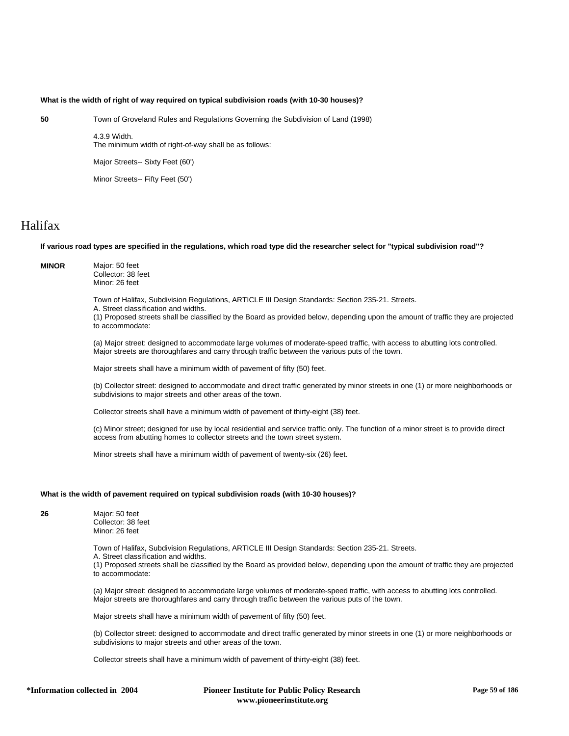**What is the width of right of way required on typical subdivision roads (with 10-30 houses)?**

**50**

Town of Groveland Rules and Regulations Governing the Subdivision of Land (1998)

4.3.9 Width.
The minimum width of right-of-way shall be as follows:

Major Streets-- Sixty Feet (60')

Minor Streets-- Fifty Feet (50')

# Halifax

**If various road types are specified in the regulations, which road type did the researcher select for "typical subdivision road"?**

**MINOR**

Major: 50 feet
Collector: 38 feet
Minor: 26 feet

Town of Halifax, Subdivision Regulations, ARTICLE III Design Standards: Section 235-21. Streets.
A. Street classification and widths.
(1) Proposed streets shall be classified by the Board as provided below, depending upon the amount of traffic they are projected to accommodate:

(a) Major street: designed to accommodate large volumes of moderate-speed traffic, with access to abutting lots controlled. Major streets are thoroughfares and carry through traffic between the various puts of the town.

Major streets shall have a minimum width of pavement of fifty (50) feet.

(b) Collector street: designed to accommodate and direct traffic generated by minor streets in one (1) or more neighborhoods or subdivisions to major streets and other areas of the town.

Collector streets shall have a minimum width of pavement of thirty-eight (38) feet.

(c) Minor street; designed for use by local residential and service traffic only. The function of a minor street is to provide direct access from abutting homes to collector streets and the town street system.

Minor streets shall have a minimum width of pavement of twenty-six (26) feet.

**What is the width of pavement required on typical subdivision roads (with 10-30 houses)?**

**26**

Major: 50 feet
Collector: 38 feet
Minor: 26 feet

Town of Halifax, Subdivision Regulations, ARTICLE III Design Standards: Section 235-21. Streets.
A. Street classification and widths.
(1) Proposed streets shall be classified by the Board as provided below, depending upon the amount of traffic they are projected to accommodate:

(a) Major street: designed to accommodate large volumes of moderate-speed traffic, with access to abutting lots controlled. Major streets are thoroughfares and carry through traffic between the various puts of the town.

Major streets shall have a minimum width of pavement of fifty (50) feet.

(b) Collector street: designed to accommodate and direct traffic generated by minor streets in one (1) or more neighborhoods or subdivisions to major streets and other areas of the town.

Collector streets shall have a minimum width of pavement of thirty-eight (38) feet.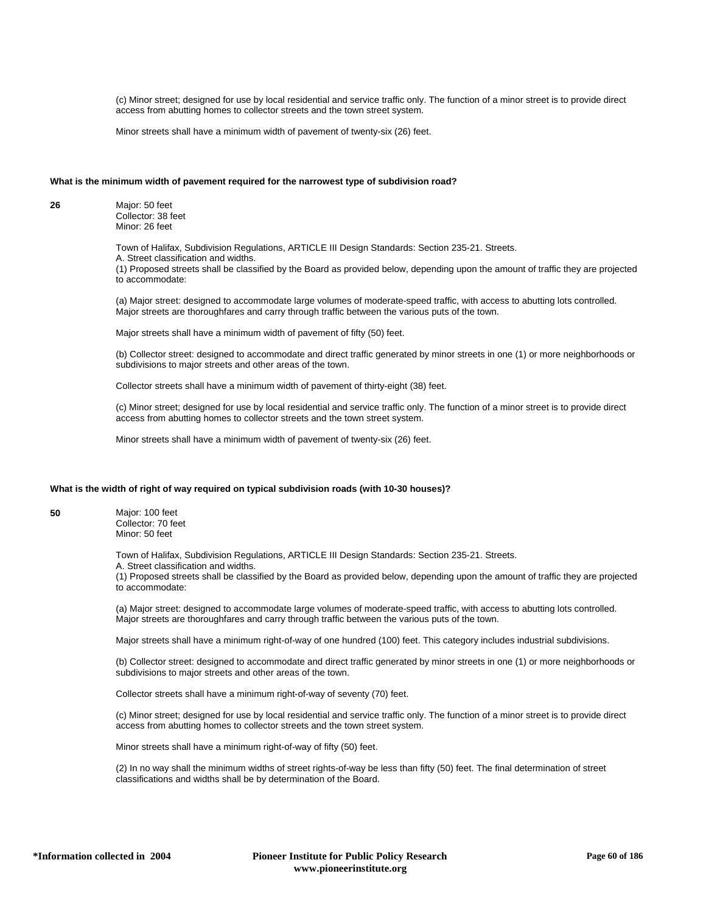(c) Minor street; designed for use by local residential and service traffic only. The function of a minor street is to provide direct access from abutting homes to collector streets and the town street system.

Minor streets shall have a minimum width of pavement of twenty-six (26) feet.

**What is the minimum width of pavement required for the narrowest type of subdivision road?**

**26**

Major: 50 feet
Collector: 38 feet
Minor: 26 feet

Town of Halifax, Subdivision Regulations, ARTICLE III Design Standards: Section 235-21. Streets.
A. Street classification and widths.
(1) Proposed streets shall be classified by the Board as provided below, depending upon the amount of traffic they are projected to accommodate:

(a) Major street: designed to accommodate large volumes of moderate-speed traffic, with access to abutting lots controlled. Major streets are thoroughfares and carry through traffic between the various puts of the town.

Major streets shall have a minimum width of pavement of fifty (50) feet.

(b) Collector street: designed to accommodate and direct traffic generated by minor streets in one (1) or more neighborhoods or subdivisions to major streets and other areas of the town.

Collector streets shall have a minimum width of pavement of thirty-eight (38) feet.

(c) Minor street; designed for use by local residential and service traffic only. The function of a minor street is to provide direct access from abutting homes to collector streets and the town street system.

Minor streets shall have a minimum width of pavement of twenty-six (26) feet.

**What is the width of right of way required on typical subdivision roads (with 10-30 houses)?**

**50**

Major: 100 feet
Collector: 70 feet
Minor: 50 feet

Town of Halifax, Subdivision Regulations, ARTICLE III Design Standards: Section 235-21. Streets.
A. Street classification and widths.
(1) Proposed streets shall be classified by the Board as provided below, depending upon the amount of traffic they are projected to accommodate:

(a) Major street: designed to accommodate large volumes of moderate-speed traffic, with access to abutting lots controlled. Major streets are thoroughfares and carry through traffic between the various puts of the town.

Major streets shall have a minimum right-of-way of one hundred (100) feet. This category includes industrial subdivisions.

(b) Collector street: designed to accommodate and direct traffic generated by minor streets in one (1) or more neighborhoods or subdivisions to major streets and other areas of the town.

Collector streets shall have a minimum right-of-way of seventy (70) feet.

(c) Minor street; designed for use by local residential and service traffic only. The function of a minor street is to provide direct access from abutting homes to collector streets and the town street system.

Minor streets shall have a minimum right-of-way of fifty (50) feet.

(2) In no way shall the minimum widths of street rights-of-way be less than fifty (50) feet. The final determination of street classifications and widths shall be by determination of the Board.

**\*Information collected in 2004** | **Pioneer Institute for Public Policy Research www.pioneerinstitute.org**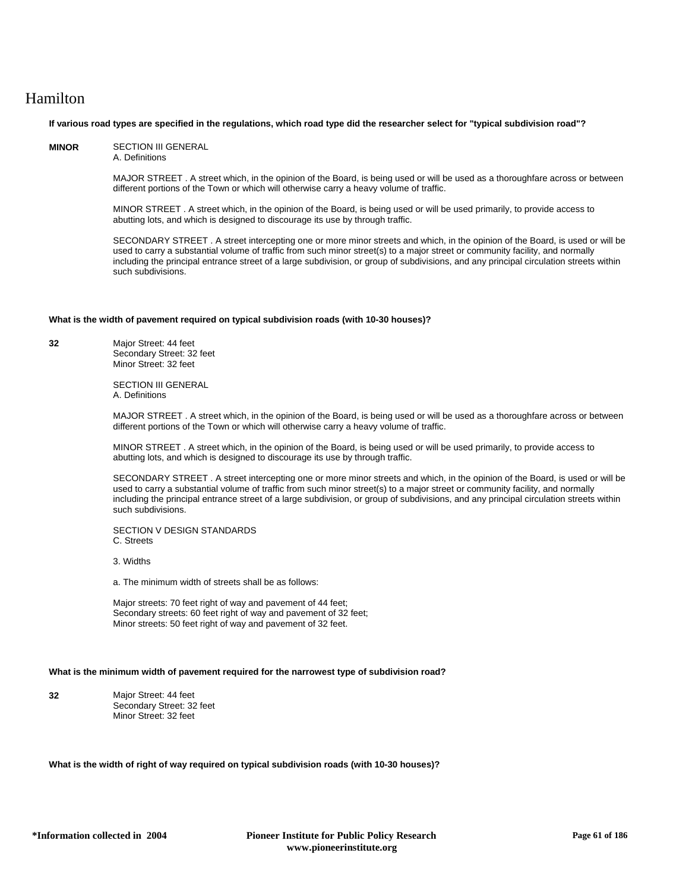# Hamilton

**If various road types are specified in the regulations, which road type did the researcher select for "typical subdivision road"?**

**MINOR**

SECTION III GENERAL
A. Definitions

MAJOR STREET . A street which, in the opinion of the Board, is being used or will be used as a thoroughfare across or between different portions of the Town or which will otherwise carry a heavy volume of traffic.

MINOR STREET . A street which, in the opinion of the Board, is being used or will be used primarily, to provide access to abutting lots, and which is designed to discourage its use by through traffic.

SECONDARY STREET . A street intercepting one or more minor streets and which, in the opinion of the Board, is used or will be used to carry a substantial volume of traffic from such minor street(s) to a major street or community facility, and normally including the principal entrance street of a large subdivision, or group of subdivisions, and any principal circulation streets within such subdivisions.

**What is the width of pavement required on typical subdivision roads (with 10-30 houses)?**

**32**

Major Street: 44 feet
Secondary Street: 32 feet
Minor Street: 32 feet

SECTION III GENERAL
A. Definitions

MAJOR STREET . A street which, in the opinion of the Board, is being used or will be used as a thoroughfare across or between different portions of the Town or which will otherwise carry a heavy volume of traffic.

MINOR STREET . A street which, in the opinion of the Board, is being used or will be used primarily, to provide access to abutting lots, and which is designed to discourage its use by through traffic.

SECONDARY STREET . A street intercepting one or more minor streets and which, in the opinion of the Board, is used or will be used to carry a substantial volume of traffic from such minor street(s) to a major street or community facility, and normally including the principal entrance street of a large subdivision, or group of subdivisions, and any principal circulation streets within such subdivisions.

SECTION V DESIGN STANDARDS
C. Streets

3. Widths

a. The minimum width of streets shall be as follows:

Major streets: 70 feet right of way and pavement of 44 feet;
Secondary streets: 60 feet right of way and pavement of 32 feet;
Minor streets: 50 feet right of way and pavement of 32 feet.

**What is the minimum width of pavement required for the narrowest type of subdivision road?**

**32**

Major Street: 44 feet
Secondary Street: 32 feet
Minor Street: 32 feet

**What is the width of right of way required on typical subdivision roads (with 10-30 houses)?**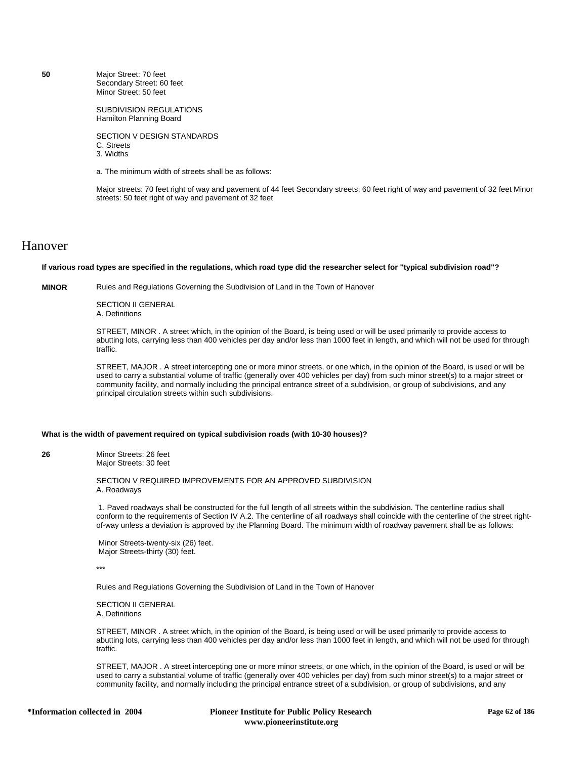**50**

Major Street: 70 feet
Secondary Street: 60 feet
Minor Street: 50 feet

SUBDIVISION REGULATIONS
Hamilton Planning Board

SECTION V DESIGN STANDARDS
C. Streets
3. Widths

a. The minimum width of streets shall be as follows:

Major streets: 70 feet right of way and pavement of 44 feet Secondary streets: 60 feet right of way and pavement of 32 feet Minor streets: 50 feet right of way and pavement of 32 feet

# Hanover

**If various road types are specified in the regulations, which road type did the researcher select for "typical subdivision road"?**

**MINOR**

Rules and Regulations Governing the Subdivision of Land in the Town of Hanover

SECTION II GENERAL
A. Definitions

STREET, MINOR . A street which, in the opinion of the Board, is being used or will be used primarily to provide access to abutting lots, carrying less than 400 vehicles per day and/or less than 1000 feet in length, and which will not be used for through traffic.

STREET, MAJOR . A street intercepting one or more minor streets, or one which, in the opinion of the Board, is used or will be used to carry a substantial volume of traffic (generally over 400 vehicles per day) from such minor street(s) to a major street or community facility, and normally including the principal entrance street of a subdivision, or group of subdivisions, and any principal circulation streets within such subdivisions.

**What is the width of pavement required on typical subdivision roads (with 10-30 houses)?**

**26**

Minor Streets: 26 feet
Major Streets: 30 feet

SECTION V REQUIRED IMPROVEMENTS FOR AN APPROVED SUBDIVISION
A. Roadways

1. Paved roadways shall be constructed for the full length of all streets within the subdivision. The centerline radius shall conform to the requirements of Section IV A.2. The centerline of all roadways shall coincide with the centerline of the street right-of-way unless a deviation is approved by the Planning Board. The minimum width of roadway pavement shall be as follows:

Minor Streets-twenty-six (26) feet.
Major Streets-thirty (30) feet.

***

Rules and Regulations Governing the Subdivision of Land in the Town of Hanover

SECTION II GENERAL
A. Definitions

STREET, MINOR . A street which, in the opinion of the Board, is being used or will be used primarily to provide access to abutting lots, carrying less than 400 vehicles per day and/or less than 1000 feet in length, and which will not be used for through traffic.

STREET, MAJOR . A street intercepting one or more minor streets, or one which, in the opinion of the Board, is used or will be used to carry a substantial volume of traffic (generally over 400 vehicles per day) from such minor street(s) to a major street or community facility, and normally including the principal entrance street of a subdivision, or group of subdivisions, and any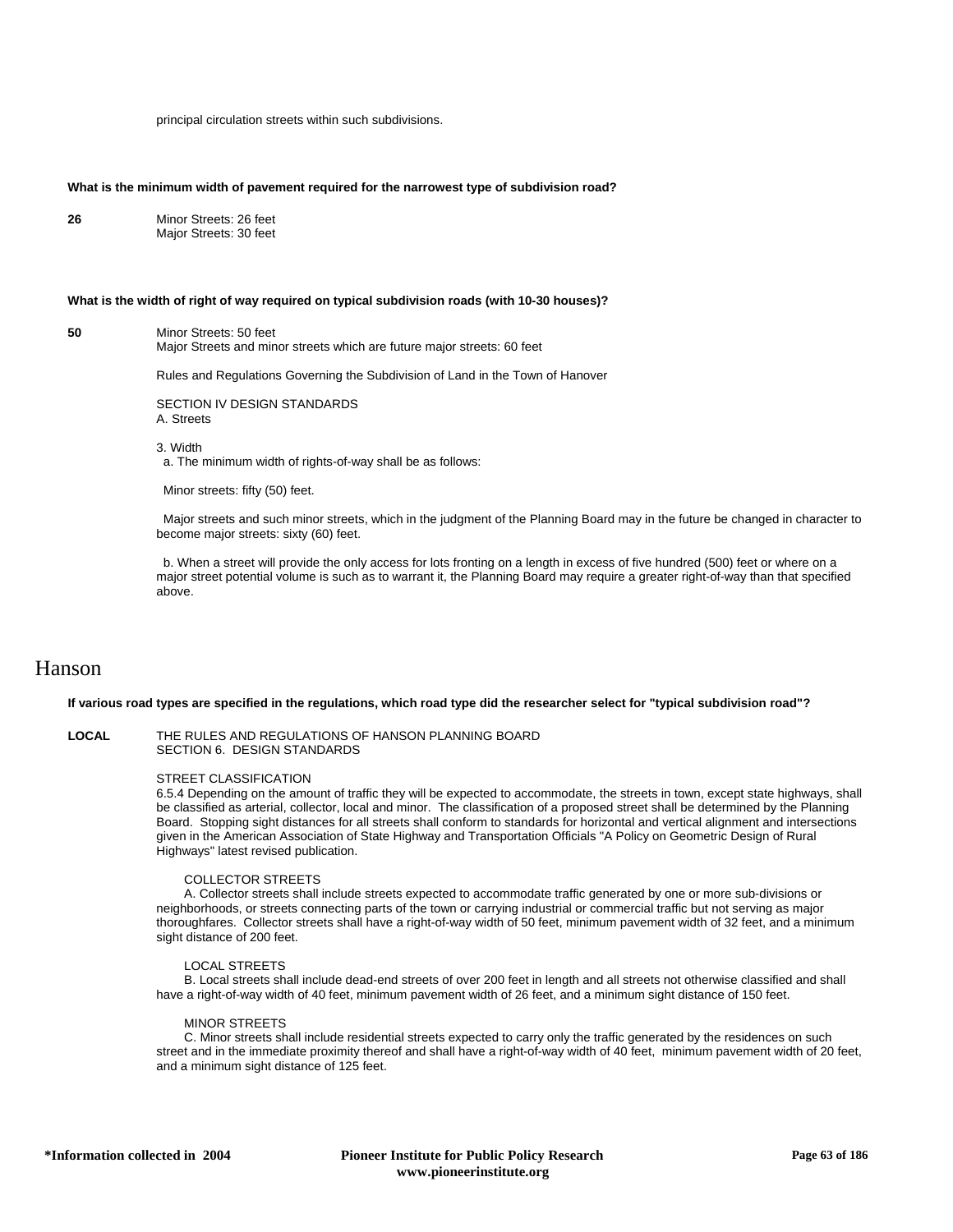principal circulation streets within such subdivisions.

**What is the minimum width of pavement required for the narrowest type of subdivision road?**

**26**

Minor Streets: 26 feet
Major Streets: 30 feet

**What is the width of right of way required on typical subdivision roads (with 10-30 houses)?**

**50**

Minor Streets: 50 feet
Major Streets and minor streets which are future major streets: 60 feet

Rules and Regulations Governing the Subdivision of Land in the Town of Hanover

SECTION IV DESIGN STANDARDS
A. Streets

3. Width
a. The minimum width of rights-of-way shall be as follows:

Minor streets: fifty (50) feet.

Major streets and such minor streets, which in the judgment of the Planning Board may in the future be changed in character to become major streets: sixty (60) feet.

b. When a street will provide the only access for lots fronting on a length in excess of five hundred (500) feet or where on a major street potential volume is such as to warrant it, the Planning Board may require a greater right-of-way than that specified above.

# Hanson

**If various road types are specified in the regulations, which road type did the researcher select for "typical subdivision road"?**

**LOCAL**

THE RULES AND REGULATIONS OF HANSON PLANNING BOARD
SECTION 6. DESIGN STANDARDS

STREET CLASSIFICATION
6.5.4 Depending on the amount of traffic they will be expected to accommodate, the streets in town, except state highways, shall be classified as arterial, collector, local and minor. The classification of a proposed street shall be determined by the Planning Board. Stopping sight distances for all streets shall conform to standards for horizontal and vertical alignment and intersections given in the American Association of State Highway and Transportation Officials "A Policy on Geometric Design of Rural Highways" latest revised publication.

COLLECTOR STREETS
A. Collector streets shall include streets expected to accommodate traffic generated by one or more sub-divisions or neighborhoods, or streets connecting parts of the town or carrying industrial or commercial traffic but not serving as major thoroughfares. Collector streets shall have a right-of-way width of 50 feet, minimum pavement width of 32 feet, and a minimum sight distance of 200 feet.

LOCAL STREETS
B. Local streets shall include dead-end streets of over 200 feet in length and all streets not otherwise classified and shall have a right-of-way width of 40 feet, minimum pavement width of 26 feet, and a minimum sight distance of 150 feet.

MINOR STREETS
C. Minor streets shall include residential streets expected to carry only the traffic generated by the residences on such street and in the immediate proximity thereof and shall have a right-of-way width of 40 feet, minimum pavement width of 20 feet, and a minimum sight distance of 125 feet.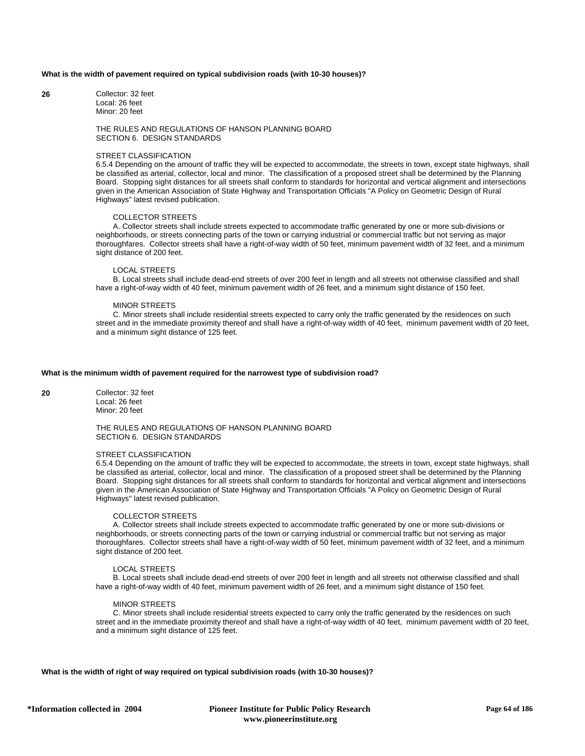**What is the width of pavement required on typical subdivision roads (with 10-30 houses)?**

**26**

Collector: 32 feet
Local: 26 feet
Minor: 20 feet

THE RULES AND REGULATIONS OF HANSON PLANNING BOARD
SECTION 6. DESIGN STANDARDS

STREET CLASSIFICATION
6.5.4 Depending on the amount of traffic they will be expected to accommodate, the streets in town, except state highways, shall be classified as arterial, collector, local and minor. The classification of a proposed street shall be determined by the Planning Board. Stopping sight distances for all streets shall conform to standards for horizontal and vertical alignment and intersections given in the American Association of State Highway and Transportation Officials "A Policy on Geometric Design of Rural Highways" latest revised publication.

COLLECTOR STREETS
A. Collector streets shall include streets expected to accommodate traffic generated by one or more sub-divisions or neighborhoods, or streets connecting parts of the town or carrying industrial or commercial traffic but not serving as major thoroughfares. Collector streets shall have a right-of-way width of 50 feet, minimum pavement width of 32 feet, and a minimum sight distance of 200 feet.

LOCAL STREETS
B. Local streets shall include dead-end streets of over 200 feet in length and all streets not otherwise classified and shall have a right-of-way width of 40 feet, minimum pavement width of 26 feet, and a minimum sight distance of 150 feet.

MINOR STREETS
C. Minor streets shall include residential streets expected to carry only the traffic generated by the residences on such street and in the immediate proximity thereof and shall have a right-of-way width of 40 feet, minimum pavement width of 20 feet, and a minimum sight distance of 125 feet.

**What is the minimum width of pavement required for the narrowest type of subdivision road?**

**20**

Collector: 32 feet
Local: 26 feet
Minor: 20 feet

THE RULES AND REGULATIONS OF HANSON PLANNING BOARD
SECTION 6. DESIGN STANDARDS

STREET CLASSIFICATION
6.5.4 Depending on the amount of traffic they will be expected to accommodate, the streets in town, except state highways, shall be classified as arterial, collector, local and minor. The classification of a proposed street shall be determined by the Planning Board. Stopping sight distances for all streets shall conform to standards for horizontal and vertical alignment and intersections given in the American Association of State Highway and Transportation Officials "A Policy on Geometric Design of Rural Highways" latest revised publication.

COLLECTOR STREETS
A. Collector streets shall include streets expected to accommodate traffic generated by one or more sub-divisions or neighborhoods, or streets connecting parts of the town or carrying industrial or commercial traffic but not serving as major thoroughfares. Collector streets shall have a right-of-way width of 50 feet, minimum pavement width of 32 feet, and a minimum sight distance of 200 feet.

LOCAL STREETS
B. Local streets shall include dead-end streets of over 200 feet in length and all streets not otherwise classified and shall have a right-of-way width of 40 feet, minimum pavement width of 26 feet, and a minimum sight distance of 150 feet.

MINOR STREETS
C. Minor streets shall include residential streets expected to carry only the traffic generated by the residences on such street and in the immediate proximity thereof and shall have a right-of-way width of 40 feet, minimum pavement width of 20 feet, and a minimum sight distance of 125 feet.

**What is the width of right of way required on typical subdivision roads (with 10-30 houses)?**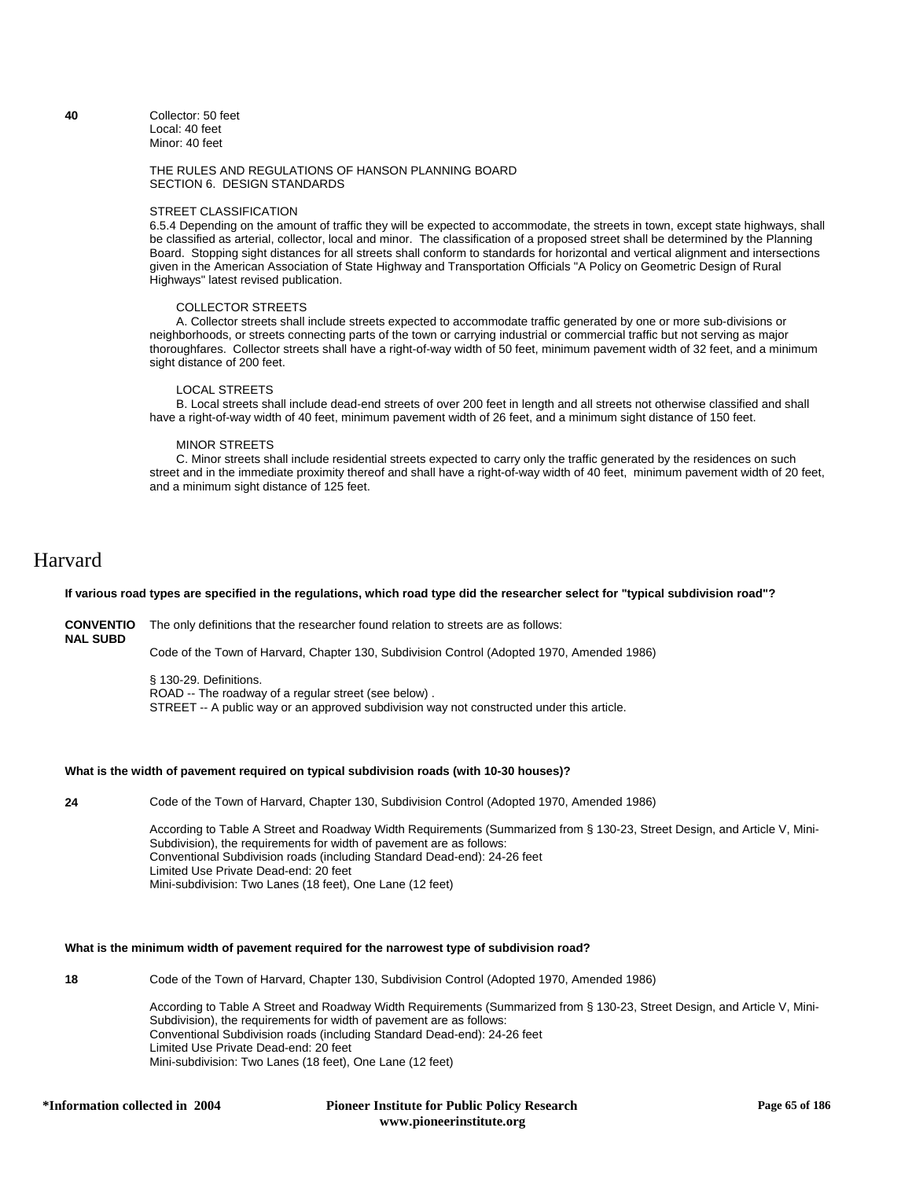**40**

Collector: 50 feet
Local: 40 feet
Minor: 40 feet

THE RULES AND REGULATIONS OF HANSON PLANNING BOARD
SECTION 6. DESIGN STANDARDS

STREET CLASSIFICATION
6.5.4 Depending on the amount of traffic they will be expected to accommodate, the streets in town, except state highways, shall be classified as arterial, collector, local and minor. The classification of a proposed street shall be determined by the Planning Board. Stopping sight distances for all streets shall conform to standards for horizontal and vertical alignment and intersections given in the American Association of State Highway and Transportation Officials "A Policy on Geometric Design of Rural Highways" latest revised publication.

COLLECTOR STREETS
A. Collector streets shall include streets expected to accommodate traffic generated by one or more sub-divisions or neighborhoods, or streets connecting parts of the town or carrying industrial or commercial traffic but not serving as major thoroughfares. Collector streets shall have a right-of-way width of 50 feet, minimum pavement width of 32 feet, and a minimum sight distance of 200 feet.

LOCAL STREETS
B. Local streets shall include dead-end streets of over 200 feet in length and all streets not otherwise classified and shall have a right-of-way width of 40 feet, minimum pavement width of 26 feet, and a minimum sight distance of 150 feet.

MINOR STREETS
C. Minor streets shall include residential streets expected to carry only the traffic generated by the residences on such street and in the immediate proximity thereof and shall have a right-of-way width of 40 feet, minimum pavement width of 20 feet, and a minimum sight distance of 125 feet.

# Harvard

**If various road types are specified in the regulations, which road type did the researcher select for "typical subdivision road"?**

**CONVENTIONAL SUBD**

The only definitions that the researcher found relation to streets are as follows:

Code of the Town of Harvard, Chapter 130, Subdivision Control (Adopted 1970, Amended 1986)

§ 130-29. Definitions.
ROAD -- The roadway of a regular street (see below) .
STREET -- A public way or an approved subdivision way not constructed under this article.

**What is the width of pavement required on typical subdivision roads (with 10-30 houses)?**

**24**

Code of the Town of Harvard, Chapter 130, Subdivision Control (Adopted 1970, Amended 1986)

According to Table A Street and Roadway Width Requirements (Summarized from § 130-23, Street Design, and Article V, Mini-Subdivision), the requirements for width of pavement are as follows:
Conventional Subdivision roads (including Standard Dead-end): 24-26 feet
Limited Use Private Dead-end: 20 feet
Mini-subdivision: Two Lanes (18 feet), One Lane (12 feet)

**What is the minimum width of pavement required for the narrowest type of subdivision road?**

**18**

Code of the Town of Harvard, Chapter 130, Subdivision Control (Adopted 1970, Amended 1986)

According to Table A Street and Roadway Width Requirements (Summarized from § 130-23, Street Design, and Article V, Mini-Subdivision), the requirements for width of pavement are as follows:
Conventional Subdivision roads (including Standard Dead-end): 24-26 feet
Limited Use Private Dead-end: 20 feet
Mini-subdivision: Two Lanes (18 feet), One Lane (12 feet)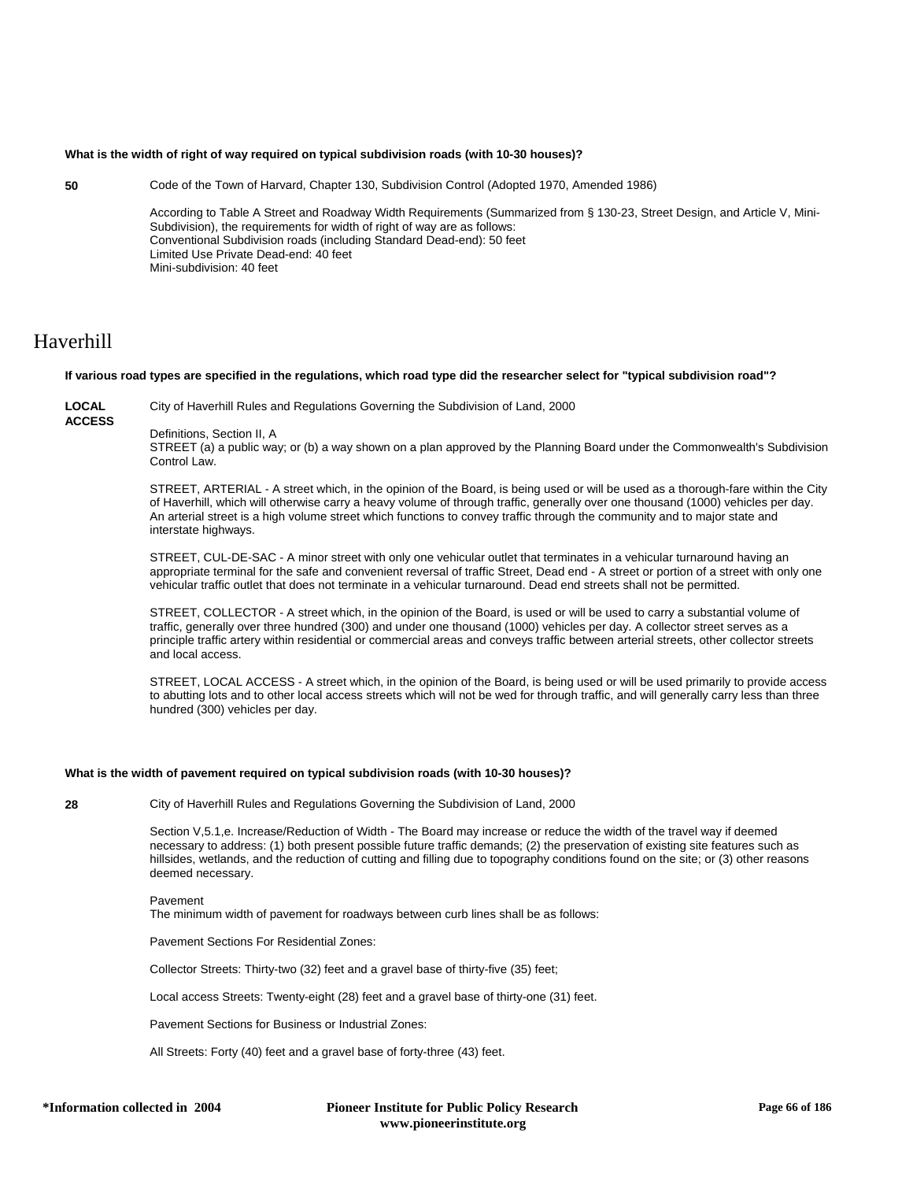**What is the width of right of way required on typical subdivision roads (with 10-30 houses)?**

**50**

Code of the Town of Harvard, Chapter 130, Subdivision Control (Adopted 1970, Amended 1986)

According to Table A Street and Roadway Width Requirements (Summarized from § 130-23, Street Design, and Article V, Mini-Subdivision), the requirements for width of right of way are as follows:
Conventional Subdivision roads (including Standard Dead-end): 50 feet
Limited Use Private Dead-end: 40 feet
Mini-subdivision: 40 feet

# Haverhill

**If various road types are specified in the regulations, which road type did the researcher select for "typical subdivision road"?**

**LOCAL ACCESS**

City of Haverhill Rules and Regulations Governing the Subdivision of Land, 2000

Definitions, Section II, A
STREET (a) a public way; or (b) a way shown on a plan approved by the Planning Board under the Commonwealth's Subdivision Control Law.

STREET, ARTERIAL - A street which, in the opinion of the Board, is being used or will be used as a thorough-fare within the City of Haverhill, which will otherwise carry a heavy volume of through traffic, generally over one thousand (1000) vehicles per day. An arterial street is a high volume street which functions to convey traffic through the community and to major state and interstate highways.

STREET, CUL-DE-SAC - A minor street with only one vehicular outlet that terminates in a vehicular turnaround having an appropriate terminal for the safe and convenient reversal of traffic Street, Dead end - A street or portion of a street with only one vehicular traffic outlet that does not terminate in a vehicular turnaround. Dead end streets shall not be permitted.

STREET, COLLECTOR - A street which, in the opinion of the Board, is used or will be used to carry a substantial volume of traffic, generally over three hundred (300) and under one thousand (1000) vehicles per day. A collector street serves as a principle traffic artery within residential or commercial areas and conveys traffic between arterial streets, other collector streets and local access.

STREET, LOCAL ACCESS - A street which, in the opinion of the Board, is being used or will be used primarily to provide access to abutting lots and to other local access streets which will not be wed for through traffic, and will generally carry less than three hundred (300) vehicles per day.

**What is the width of pavement required on typical subdivision roads (with 10-30 houses)?**

**28**

City of Haverhill Rules and Regulations Governing the Subdivision of Land, 2000

Section V,5.1,e. Increase/Reduction of Width - The Board may increase or reduce the width of the travel way if deemed necessary to address: (1) both present possible future traffic demands; (2) the preservation of existing site features such as hillsides, wetlands, and the reduction of cutting and filling due to topography conditions found on the site; or (3) other reasons deemed necessary.

Pavement
The minimum width of pavement for roadways between curb lines shall be as follows:

Pavement Sections For Residential Zones:

Collector Streets: Thirty-two (32) feet and a gravel base of thirty-five (35) feet;

Local access Streets: Twenty-eight (28) feet and a gravel base of thirty-one (31) feet.

Pavement Sections for Business or Industrial Zones:

All Streets: Forty (40) feet and a gravel base of forty-three (43) feet.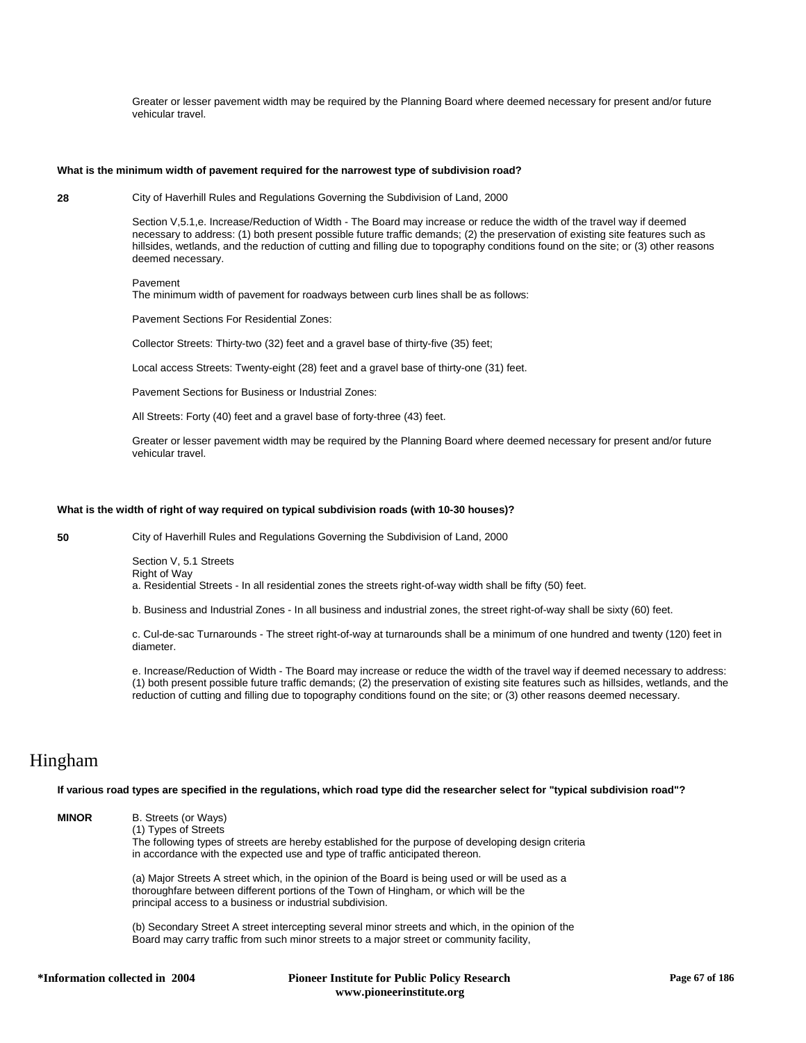Greater or lesser pavement width may be required by the Planning Board where deemed necessary for present and/or future vehicular travel.

**What is the minimum width of pavement required for the narrowest type of subdivision road?**

**28**

City of Haverhill Rules and Regulations Governing the Subdivision of Land, 2000

Section V,5.1,e. Increase/Reduction of Width - The Board may increase or reduce the width of the travel way if deemed necessary to address: (1) both present possible future traffic demands; (2) the preservation of existing site features such as hillsides, wetlands, and the reduction of cutting and filling due to topography conditions found on the site; or (3) other reasons deemed necessary.

Pavement
The minimum width of pavement for roadways between curb lines shall be as follows:

Pavement Sections For Residential Zones:

Collector Streets: Thirty-two (32) feet and a gravel base of thirty-five (35) feet;

Local access Streets: Twenty-eight (28) feet and a gravel base of thirty-one (31) feet.

Pavement Sections for Business or Industrial Zones:

All Streets: Forty (40) feet and a gravel base of forty-three (43) feet.

Greater or lesser pavement width may be required by the Planning Board where deemed necessary for present and/or future vehicular travel.

**What is the width of right of way required on typical subdivision roads (with 10-30 houses)?**

**50**

City of Haverhill Rules and Regulations Governing the Subdivision of Land, 2000

Section V, 5.1 Streets
Right of Way
a. Residential Streets - In all residential zones the streets right-of-way width shall be fifty (50) feet.

b. Business and Industrial Zones - In all business and industrial zones, the street right-of-way shall be sixty (60) feet.

c. Cul-de-sac Turnarounds - The street right-of-way at turnarounds shall be a minimum of one hundred and twenty (120) feet in diameter.

e. Increase/Reduction of Width - The Board may increase or reduce the width of the travel way if deemed necessary to address: (1) both present possible future traffic demands; (2) the preservation of existing site features such as hillsides, wetlands, and the reduction of cutting and filling due to topography conditions found on the site; or (3) other reasons deemed necessary.

# Hingham

**If various road types are specified in the regulations, which road type did the researcher select for "typical subdivision road"?**

**MINOR**

B. Streets (or Ways)
(1) Types of Streets
The following types of streets are hereby established for the purpose of developing design criteria in accordance with the expected use and type of traffic anticipated thereon.

(a) Major Streets A street which, in the opinion of the Board is being used or will be used as a thoroughfare between different portions of the Town of Hingham, or which will be the principal access to a business or industrial subdivision.

(b) Secondary Street A street intercepting several minor streets and which, in the opinion of the Board may carry traffic from such minor streets to a major street or community facility,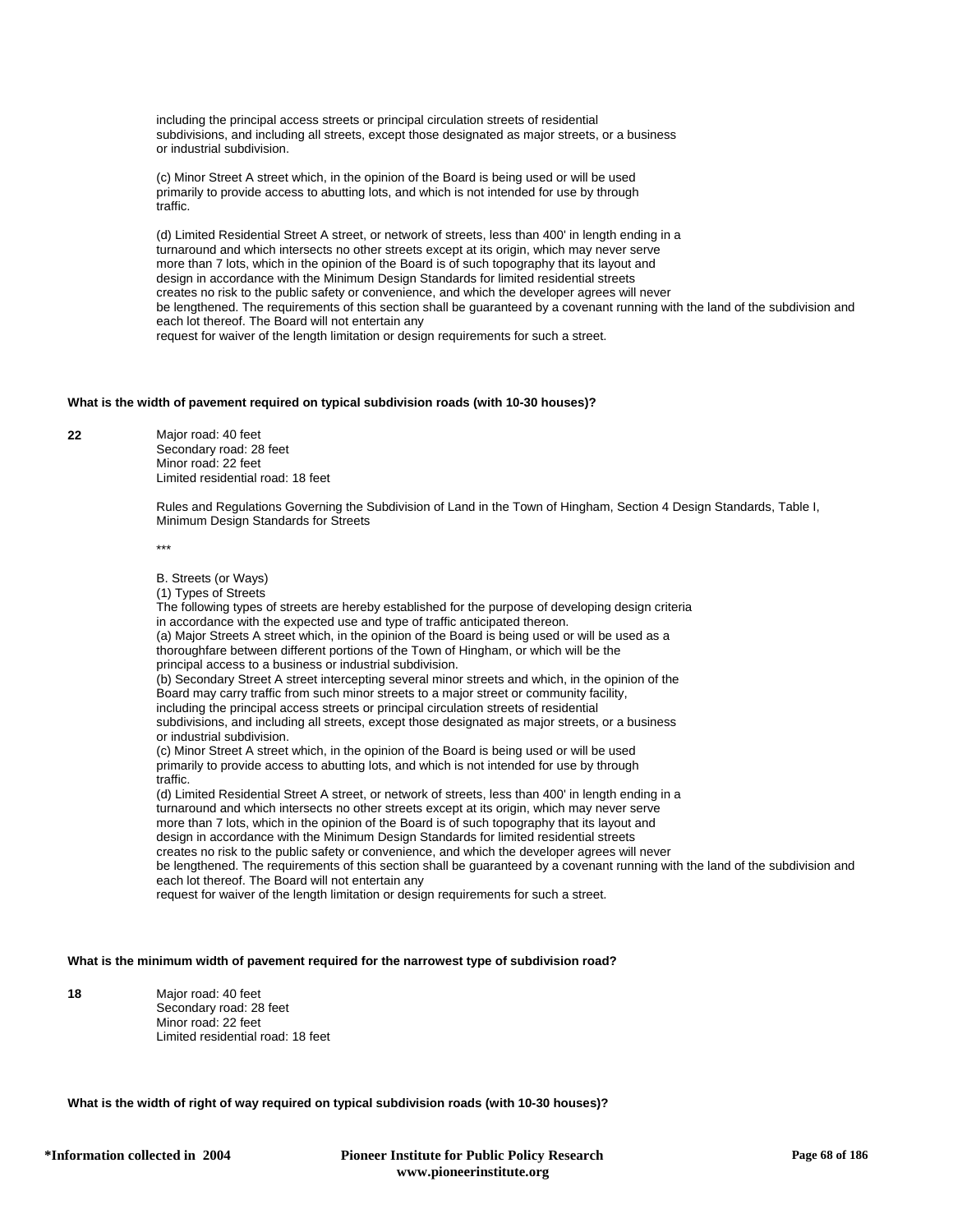including the principal access streets or principal circulation streets of residential subdivisions, and including all streets, except those designated as major streets, or a business or industrial subdivision.

(c) Minor Street A street which, in the opinion of the Board is being used or will be used primarily to provide access to abutting lots, and which is not intended for use by through traffic.

(d) Limited Residential Street A street, or network of streets, less than 400' in length ending in a turnaround and which intersects no other streets except at its origin, which may never serve more than 7 lots, which in the opinion of the Board is of such topography that its layout and design in accordance with the Minimum Design Standards for limited residential streets creates no risk to the public safety or convenience, and which the developer agrees will never be lengthened. The requirements of this section shall be guaranteed by a covenant running with the land of the subdivision and each lot thereof. The Board will not entertain any request for waiver of the length limitation or design requirements for such a street.

**What is the width of pavement required on typical subdivision roads (with 10-30 houses)?**

**22**

Major road: 40 feet
Secondary road: 28 feet
Minor road: 22 feet
Limited residential road: 18 feet

Rules and Regulations Governing the Subdivision of Land in the Town of Hingham, Section 4 Design Standards, Table I, Minimum Design Standards for Streets

***

B. Streets (or Ways)
(1) Types of Streets
The following types of streets are hereby established for the purpose of developing design criteria in accordance with the expected use and type of traffic anticipated thereon.
(a) Major Streets A street which, in the opinion of the Board is being used or will be used as a thoroughfare between different portions of the Town of Hingham, or which will be the principal access to a business or industrial subdivision.
(b) Secondary Street A street intercepting several minor streets and which, in the opinion of the Board may carry traffic from such minor streets to a major street or community facility, including the principal access streets or principal circulation streets of residential subdivisions, and including all streets, except those designated as major streets, or a business or industrial subdivision.
(c) Minor Street A street which, in the opinion of the Board is being used or will be used primarily to provide access to abutting lots, and which is not intended for use by through traffic.
(d) Limited Residential Street A street, or network of streets, less than 400' in length ending in a turnaround and which intersects no other streets except at its origin, which may never serve more than 7 lots, which in the opinion of the Board is of such topography that its layout and design in accordance with the Minimum Design Standards for limited residential streets creates no risk to the public safety or convenience, and which the developer agrees will never be lengthened. The requirements of this section shall be guaranteed by a covenant running with the land of the subdivision and each lot thereof. The Board will not entertain any request for waiver of the length limitation or design requirements for such a street.

**What is the minimum width of pavement required for the narrowest type of subdivision road?**

**18**

Major road: 40 feet
Secondary road: 28 feet
Minor road: 22 feet
Limited residential road: 18 feet

**What is the width of right of way required on typical subdivision roads (with 10-30 houses)?**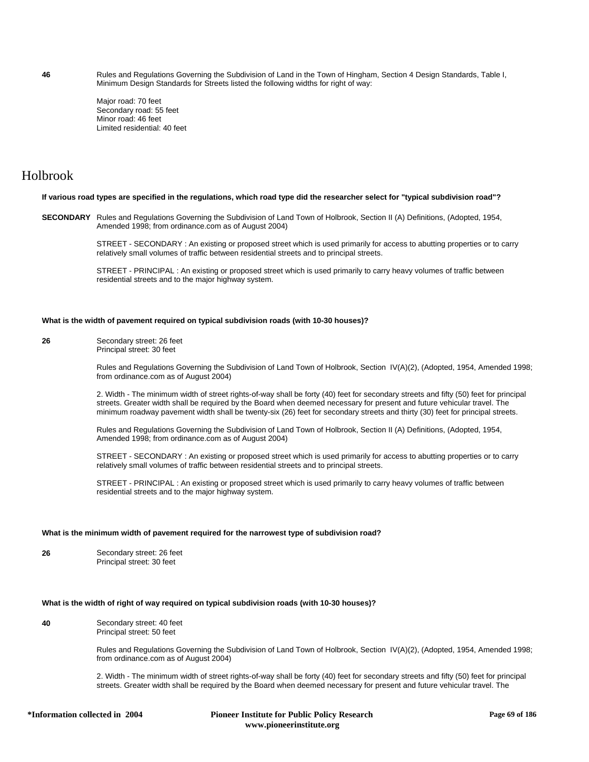**46** Rules and Regulations Governing the Subdivision of Land in the Town of Hingham, Section 4 Design Standards, Table I, Minimum Design Standards for Streets listed the following widths for right of way:

Major road: 70 feet
Secondary road: 55 feet
Minor road: 46 feet
Limited residential: 40 feet

# Holbrook

**If various road types are specified in the regulations, which road type did the researcher select for "typical subdivision road"?**

**SECONDARY** Rules and Regulations Governing the Subdivision of Land Town of Holbrook, Section II (A) Definitions, (Adopted, 1954, Amended 1998; from ordinance.com as of August 2004)

STREET - SECONDARY : An existing or proposed street which is used primarily for access to abutting properties or to carry relatively small volumes of traffic between residential streets and to principal streets.

STREET - PRINCIPAL : An existing or proposed street which is used primarily to carry heavy volumes of traffic between residential streets and to the major highway system.

**What is the width of pavement required on typical subdivision roads (with 10-30 houses)?**

**26** Secondary street: 26 feet
Principal street: 30 feet

Rules and Regulations Governing the Subdivision of Land Town of Holbrook, Section IV(A)(2), (Adopted, 1954, Amended 1998; from ordinance.com as of August 2004)

2. Width - The minimum width of street rights-of-way shall be forty (40) feet for secondary streets and fifty (50) feet for principal streets. Greater width shall be required by the Board when deemed necessary for present and future vehicular travel. The minimum roadway pavement width shall be twenty-six (26) feet for secondary streets and thirty (30) feet for principal streets.

Rules and Regulations Governing the Subdivision of Land Town of Holbrook, Section II (A) Definitions, (Adopted, 1954, Amended 1998; from ordinance.com as of August 2004)

STREET - SECONDARY : An existing or proposed street which is used primarily for access to abutting properties or to carry relatively small volumes of traffic between residential streets and to principal streets.

STREET - PRINCIPAL : An existing or proposed street which is used primarily to carry heavy volumes of traffic between residential streets and to the major highway system.

**What is the minimum width of pavement required for the narrowest type of subdivision road?**

**26** Secondary street: 26 feet
Principal street: 30 feet

**What is the width of right of way required on typical subdivision roads (with 10-30 houses)?**

**40** Secondary street: 40 feet
Principal street: 50 feet

Rules and Regulations Governing the Subdivision of Land Town of Holbrook, Section IV(A)(2), (Adopted, 1954, Amended 1998; from ordinance.com as of August 2004)

2. Width - The minimum width of street rights-of-way shall be forty (40) feet for secondary streets and fifty (50) feet for principal streets. Greater width shall be required by the Board when deemed necessary for present and future vehicular travel. The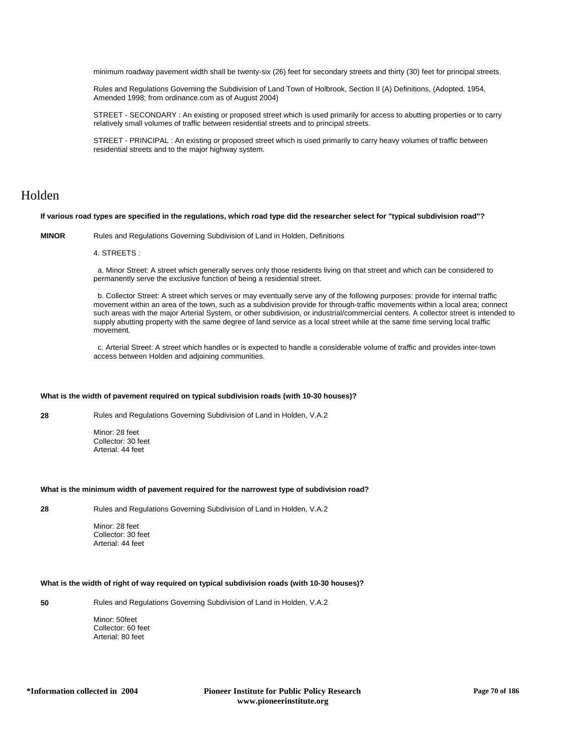minimum roadway pavement width shall be twenty-six (26) feet for secondary streets and thirty (30) feet for principal streets.

Rules and Regulations Governing the Subdivision of Land Town of Holbrook, Section II (A) Definitions, (Adopted, 1954, Amended 1998; from ordinance.com as of August 2004)

STREET - SECONDARY : An existing or proposed street which is used primarily for access to abutting properties or to carry relatively small volumes of traffic between residential streets and to principal streets.

STREET - PRINCIPAL : An existing or proposed street which is used primarily to carry heavy volumes of traffic between residential streets and to the major highway system.

# Holden

**If various road types are specified in the regulations, which road type did the researcher select for "typical subdivision road"?**

**MINOR** Rules and Regulations Governing Subdivision of Land in Holden, Definitions

4. STREETS :

a. Minor Street: A street which generally serves only those residents living on that street and which can be considered to permanently serve the exclusive function of being a residential street.

b. Collector Street: A street which serves or may eventually serve any of the following purposes: provide for internal traffic movement within an area of the town, such as a subdivision provide for through-traffic movements within a local area; connect such areas with the major Arterial System, or other subdivision, or industrial/commercial centers. A collector street is intended to supply abutting property with the same degree of land service as a local street while at the same time serving local traffic movement.

c. Arterial Street: A street which handles or is expected to handle a considerable volume of traffic and provides inter-town access between Holden and adjoining communities.

**What is the width of pavement required on typical subdivision roads (with 10-30 houses)?**

**28** Rules and Regulations Governing Subdivision of Land in Holden, V.A.2

Minor: 28 feet
Collector: 30 feet
Arterial: 44 feet

**What is the minimum width of pavement required for the narrowest type of subdivision road?**

**28** Rules and Regulations Governing Subdivision of Land in Holden, V.A.2

Minor: 28 feet
Collector: 30 feet
Arterial: 44 feet

**What is the width of right of way required on typical subdivision roads (with 10-30 houses)?**

**50** Rules and Regulations Governing Subdivision of Land in Holden, V.A.2

Minor: 50feet
Collector: 60 feet
Arterial: 80 feet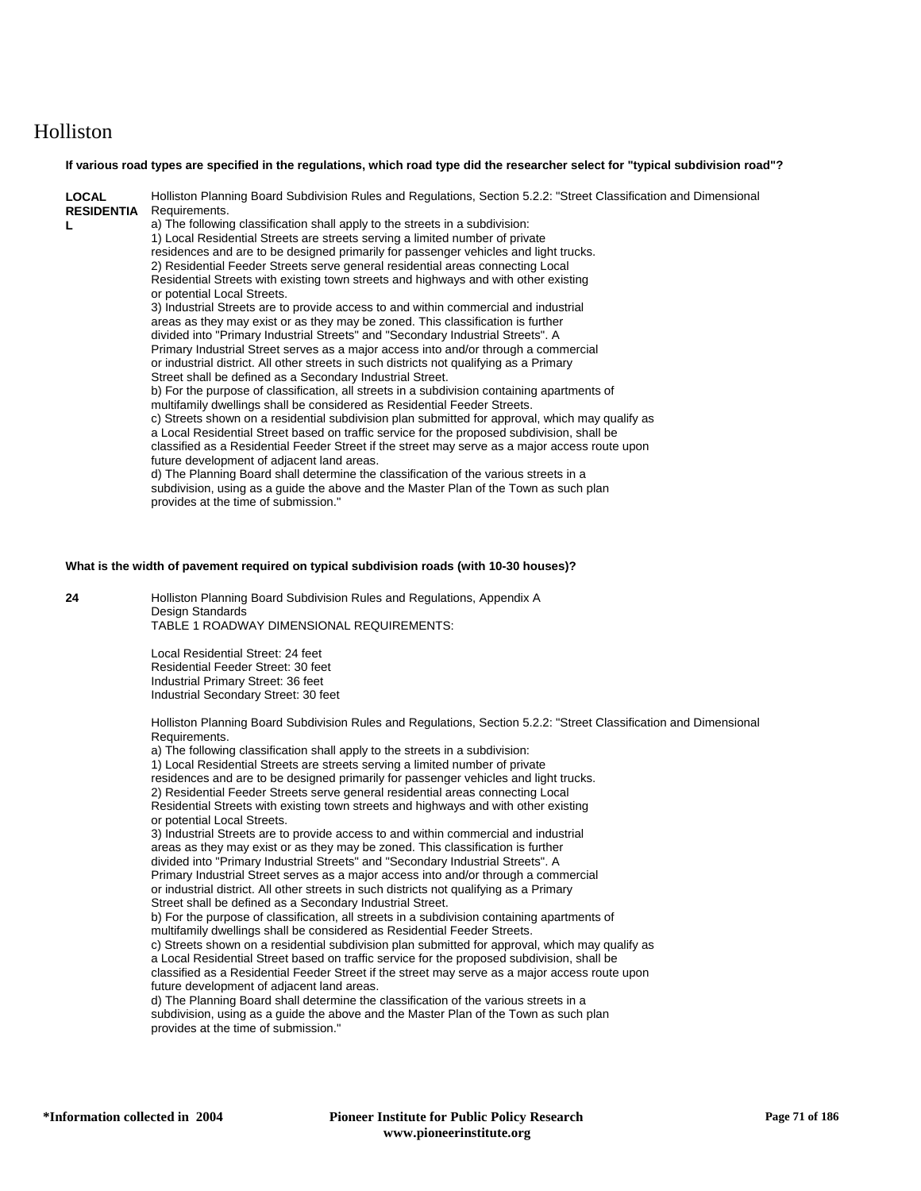# Holliston

**If various road types are specified in the regulations, which road type did the researcher select for "typical subdivision road"?**

**LOCAL RESIDENTIAL**

Holliston Planning Board Subdivision Rules and Regulations, Section 5.2.2: "Street Classification and Dimensional Requirements.
a) The following classification shall apply to the streets in a subdivision:
1) Local Residential Streets are streets serving a limited number of private residences and are to be designed primarily for passenger vehicles and light trucks.
2) Residential Feeder Streets serve general residential areas connecting Local Residential Streets with existing town streets and highways and with other existing or potential Local Streets.
3) Industrial Streets are to provide access to and within commercial and industrial areas as they may exist or as they may be zoned. This classification is further divided into "Primary Industrial Streets" and "Secondary Industrial Streets". A Primary Industrial Street serves as a major access into and/or through a commercial or industrial district. All other streets in such districts not qualifying as a Primary Street shall be defined as a Secondary Industrial Street.
b) For the purpose of classification, all streets in a subdivision containing apartments of multifamily dwellings shall be considered as Residential Feeder Streets.
c) Streets shown on a residential subdivision plan submitted for approval, which may qualify as a Local Residential Street based on traffic service for the proposed subdivision, shall be classified as a Residential Feeder Street if the street may serve as a major access route upon future development of adjacent land areas.
d) The Planning Board shall determine the classification of the various streets in a subdivision, using as a guide the above and the Master Plan of the Town as such plan provides at the time of submission."

**What is the width of pavement required on typical subdivision roads (with 10-30 houses)?**

**24**

Holliston Planning Board Subdivision Rules and Regulations, Appendix A
Design Standards
TABLE 1 ROADWAY DIMENSIONAL REQUIREMENTS:

Local Residential Street: 24 feet
Residential Feeder Street: 30 feet
Industrial Primary Street: 36 feet
Industrial Secondary Street: 30 feet

Holliston Planning Board Subdivision Rules and Regulations, Section 5.2.2: "Street Classification and Dimensional Requirements.
a) The following classification shall apply to the streets in a subdivision:
1) Local Residential Streets are streets serving a limited number of private residences and are to be designed primarily for passenger vehicles and light trucks.
2) Residential Feeder Streets serve general residential areas connecting Local Residential Streets with existing town streets and highways and with other existing or potential Local Streets.
3) Industrial Streets are to provide access to and within commercial and industrial areas as they may exist or as they may be zoned. This classification is further divided into "Primary Industrial Streets" and "Secondary Industrial Streets". A Primary Industrial Street serves as a major access into and/or through a commercial or industrial district. All other streets in such districts not qualifying as a Primary Street shall be defined as a Secondary Industrial Street.
b) For the purpose of classification, all streets in a subdivision containing apartments of multifamily dwellings shall be considered as Residential Feeder Streets.
c) Streets shown on a residential subdivision plan submitted for approval, which may qualify as a Local Residential Street based on traffic service for the proposed subdivision, shall be classified as a Residential Feeder Street if the street may serve as a major access route upon future development of adjacent land areas.
d) The Planning Board shall determine the classification of the various streets in a subdivision, using as a guide the above and the Master Plan of the Town as such plan provides at the time of submission."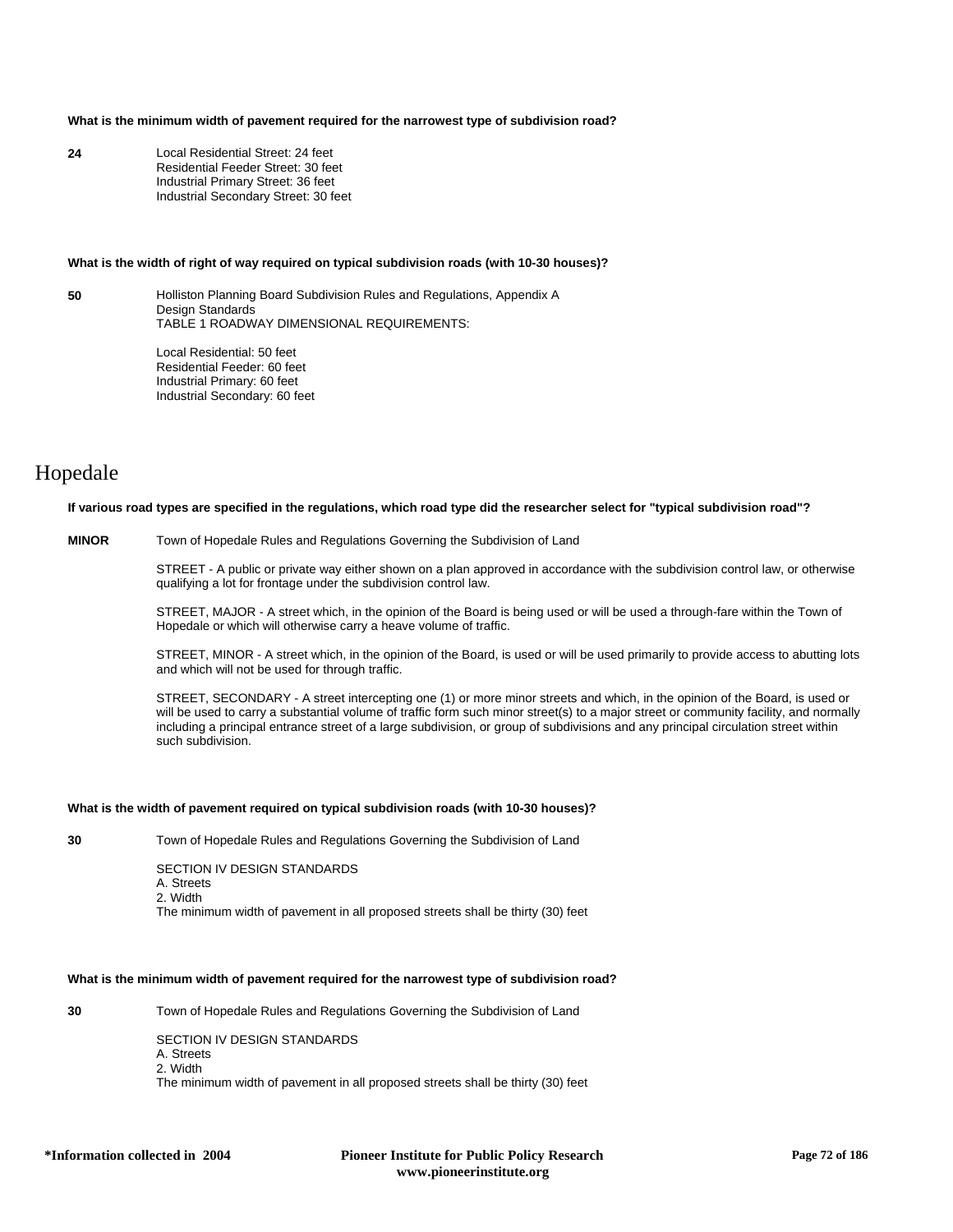**What is the minimum width of pavement required for the narrowest type of subdivision road?**

**24** Local Residential Street: 24 feet
Residential Feeder Street: 30 feet
Industrial Primary Street: 36 feet
Industrial Secondary Street: 30 feet

**What is the width of right of way required on typical subdivision roads (with 10-30 houses)?**

**50** Holliston Planning Board Subdivision Rules and Regulations, Appendix A
Design Standards
TABLE 1 ROADWAY DIMENSIONAL REQUIREMENTS:

Local Residential: 50 feet
Residential Feeder: 60 feet
Industrial Primary: 60 feet
Industrial Secondary: 60 feet

# Hopedale

**If various road types are specified in the regulations, which road type did the researcher select for "typical subdivision road"?**

**MINOR** Town of Hopedale Rules and Regulations Governing the Subdivision of Land

STREET - A public or private way either shown on a plan approved in accordance with the subdivision control law, or otherwise qualifying a lot for frontage under the subdivision control law.

STREET, MAJOR - A street which, in the opinion of the Board is being used or will be used a through-fare within the Town of Hopedale or which will otherwise carry a heave volume of traffic.

STREET, MINOR - A street which, in the opinion of the Board, is used or will be used primarily to provide access to abutting lots and which will not be used for through traffic.

STREET, SECONDARY - A street intercepting one (1) or more minor streets and which, in the opinion of the Board, is used or will be used to carry a substantial volume of traffic form such minor street(s) to a major street or community facility, and normally including a principal entrance street of a large subdivision, or group of subdivisions and any principal circulation street within such subdivision.

**What is the width of pavement required on typical subdivision roads (with 10-30 houses)?**

**30** Town of Hopedale Rules and Regulations Governing the Subdivision of Land

SECTION IV DESIGN STANDARDS
A. Streets
2. Width
The minimum width of pavement in all proposed streets shall be thirty (30) feet

**What is the minimum width of pavement required for the narrowest type of subdivision road?**

**30** Town of Hopedale Rules and Regulations Governing the Subdivision of Land

SECTION IV DESIGN STANDARDS
A. Streets
2. Width
The minimum width of pavement in all proposed streets shall be thirty (30) feet

*Information collected in 2004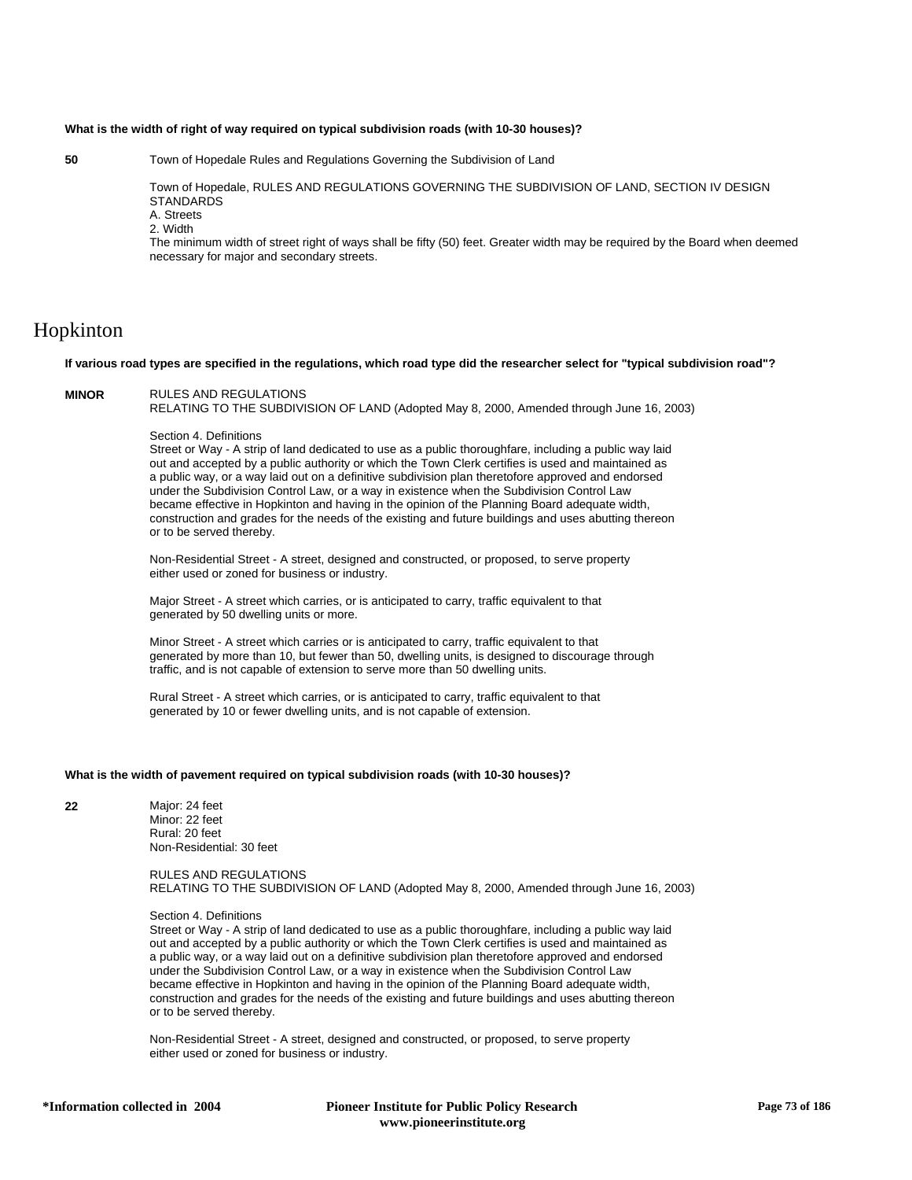**What is the width of right of way required on typical subdivision roads (with 10-30 houses)?**

**50** Town of Hopedale Rules and Regulations Governing the Subdivision of Land

Town of Hopedale, RULES AND REGULATIONS GOVERNING THE SUBDIVISION OF LAND, SECTION IV DESIGN STANDARDS
A. Streets
2. Width
The minimum width of street right of ways shall be fifty (50) feet. Greater width may be required by the Board when deemed necessary for major and secondary streets.

# Hopkinton

**If various road types are specified in the regulations, which road type did the researcher select for "typical subdivision road"?**

**MINOR** RULES AND REGULATIONS
RELATING TO THE SUBDIVISION OF LAND (Adopted May 8, 2000, Amended through June 16, 2003)

Section 4. Definitions
Street or Way - A strip of land dedicated to use as a public thoroughfare, including a public way laid out and accepted by a public authority or which the Town Clerk certifies is used and maintained as a public way, or a way laid out on a definitive subdivision plan theretofore approved and endorsed under the Subdivision Control Law, or a way in existence when the Subdivision Control Law became effective in Hopkinton and having in the opinion of the Planning Board adequate width, construction and grades for the needs of the existing and future buildings and uses abutting thereon or to be served thereby.

Non-Residential Street - A street, designed and constructed, or proposed, to serve property either used or zoned for business or industry.

Major Street - A street which carries, or is anticipated to carry, traffic equivalent to that generated by 50 dwelling units or more.

Minor Street - A street which carries or is anticipated to carry, traffic equivalent to that generated by more than 10, but fewer than 50, dwelling units, is designed to discourage through traffic, and is not capable of extension to serve more than 50 dwelling units.

Rural Street - A street which carries, or is anticipated to carry, traffic equivalent to that generated by 10 or fewer dwelling units, and is not capable of extension.

**What is the width of pavement required on typical subdivision roads (with 10-30 houses)?**

**22** Major: 24 feet
Minor: 22 feet
Rural: 20 feet
Non-Residential: 30 feet

RULES AND REGULATIONS
RELATING TO THE SUBDIVISION OF LAND (Adopted May 8, 2000, Amended through June 16, 2003)

Section 4. Definitions
Street or Way - A strip of land dedicated to use as a public thoroughfare, including a public way laid out and accepted by a public authority or which the Town Clerk certifies is used and maintained as a public way, or a way laid out on a definitive subdivision plan theretofore approved and endorsed under the Subdivision Control Law, or a way in existence when the Subdivision Control Law became effective in Hopkinton and having in the opinion of the Planning Board adequate width, construction and grades for the needs of the existing and future buildings and uses abutting thereon or to be served thereby.

Non-Residential Street - A street, designed and constructed, or proposed, to serve property either used or zoned for business or industry.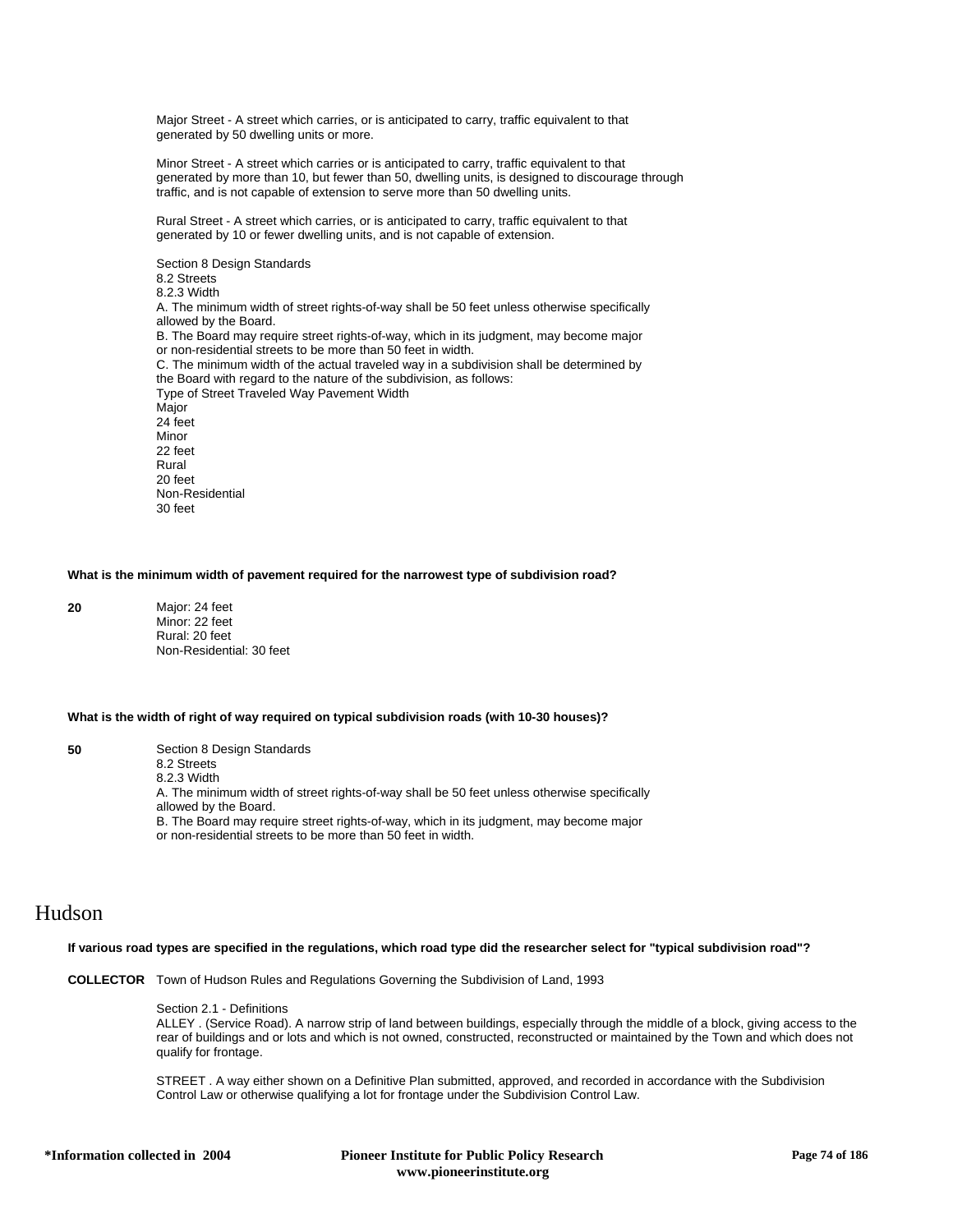Major Street - A street which carries, or is anticipated to carry, traffic equivalent to that generated by 50 dwelling units or more.

Minor Street - A street which carries or is anticipated to carry, traffic equivalent to that generated by more than 10, but fewer than 50, dwelling units, is designed to discourage through traffic, and is not capable of extension to serve more than 50 dwelling units.

Rural Street - A street which carries, or is anticipated to carry, traffic equivalent to that generated by 10 or fewer dwelling units, and is not capable of extension.

Section 8 Design Standards
8.2 Streets
8.2.3 Width
A. The minimum width of street rights-of-way shall be 50 feet unless otherwise specifically allowed by the Board.
B. The Board may require street rights-of-way, which in its judgment, may become major or non-residential streets to be more than 50 feet in width.
C. The minimum width of the actual traveled way in a subdivision shall be determined by the Board with regard to the nature of the subdivision, as follows:
Type of Street Traveled Way Pavement Width
Major
24 feet
Minor
22 feet
Rural
20 feet
Non-Residential
30 feet

**What is the minimum width of pavement required for the narrowest type of subdivision road?**

**20**

Major: 24 feet
Minor: 22 feet
Rural: 20 feet
Non-Residential: 30 feet

**What is the width of right of way required on typical subdivision roads (with 10-30 houses)?**

**50**

Section 8 Design Standards
8.2 Streets
8.2.3 Width
A. The minimum width of street rights-of-way shall be 50 feet unless otherwise specifically allowed by the Board.
B. The Board may require street rights-of-way, which in its judgment, may become major or non-residential streets to be more than 50 feet in width.

# Hudson

**If various road types are specified in the regulations, which road type did the researcher select for "typical subdivision road"?**

**COLLECTOR** Town of Hudson Rules and Regulations Governing the Subdivision of Land, 1993

Section 2.1 - Definitions
ALLEY . (Service Road). A narrow strip of land between buildings, especially through the middle of a block, giving access to the rear of buildings and or lots and which is not owned, constructed, reconstructed or maintained by the Town and which does not qualify for frontage.

STREET . A way either shown on a Definitive Plan submitted, approved, and recorded in accordance with the Subdivision Control Law or otherwise qualifying a lot for frontage under the Subdivision Control Law.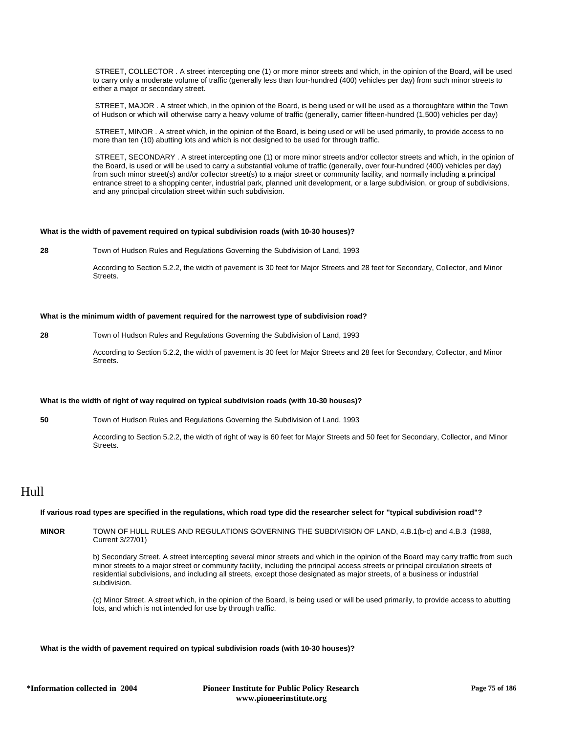STREET, COLLECTOR . A street intercepting one (1) or more minor streets and which, in the opinion of the Board, will be used to carry only a moderate volume of traffic (generally less than four-hundred (400) vehicles per day) from such minor streets to either a major or secondary street.

STREET, MAJOR . A street which, in the opinion of the Board, is being used or will be used as a thoroughfare within the Town of Hudson or which will otherwise carry a heavy volume of traffic (generally, carrier fifteen-hundred (1,500) vehicles per day)

STREET, MINOR . A street which, in the opinion of the Board, is being used or will be used primarily, to provide access to no more than ten (10) abutting lots and which is not designed to be used for through traffic.

STREET, SECONDARY . A street intercepting one (1) or more minor streets and/or collector streets and which, in the opinion of the Board, is used or will be used to carry a substantial volume of traffic (generally, over four-hundred (400) vehicles per day) from such minor street(s) and/or collector street(s) to a major street or community facility, and normally including a principal entrance street to a shopping center, industrial park, planned unit development, or a large subdivision, or group of subdivisions, and any principal circulation street within such subdivision.

**What is the width of pavement required on typical subdivision roads (with 10-30 houses)?**

**28** Town of Hudson Rules and Regulations Governing the Subdivision of Land, 1993

According to Section 5.2.2, the width of pavement is 30 feet for Major Streets and 28 feet for Secondary, Collector, and Minor Streets.

**What is the minimum width of pavement required for the narrowest type of subdivision road?**

**28** Town of Hudson Rules and Regulations Governing the Subdivision of Land, 1993

According to Section 5.2.2, the width of pavement is 30 feet for Major Streets and 28 feet for Secondary, Collector, and Minor Streets.

**What is the width of right of way required on typical subdivision roads (with 10-30 houses)?**

**50** Town of Hudson Rules and Regulations Governing the Subdivision of Land, 1993

According to Section 5.2.2, the width of right of way is 60 feet for Major Streets and 50 feet for Secondary, Collector, and Minor Streets.

# Hull

**If various road types are specified in the regulations, which road type did the researcher select for "typical subdivision road"?**

**MINOR** TOWN OF HULL RULES AND REGULATIONS GOVERNING THE SUBDIVISION OF LAND, 4.B.1(b-c) and 4.B.3 (1988, Current 3/27/01)

b) Secondary Street. A street intercepting several minor streets and which in the opinion of the Board may carry traffic from such minor streets to a major street or community facility, including the principal access streets or principal circulation streets of residential subdivisions, and including all streets, except those designated as major streets, of a business or industrial subdivision.

(c) Minor Street. A street which, in the opinion of the Board, is being used or will be used primarily, to provide access to abutting lots, and which is not intended for use by through traffic.

**What is the width of pavement required on typical subdivision roads (with 10-30 houses)?**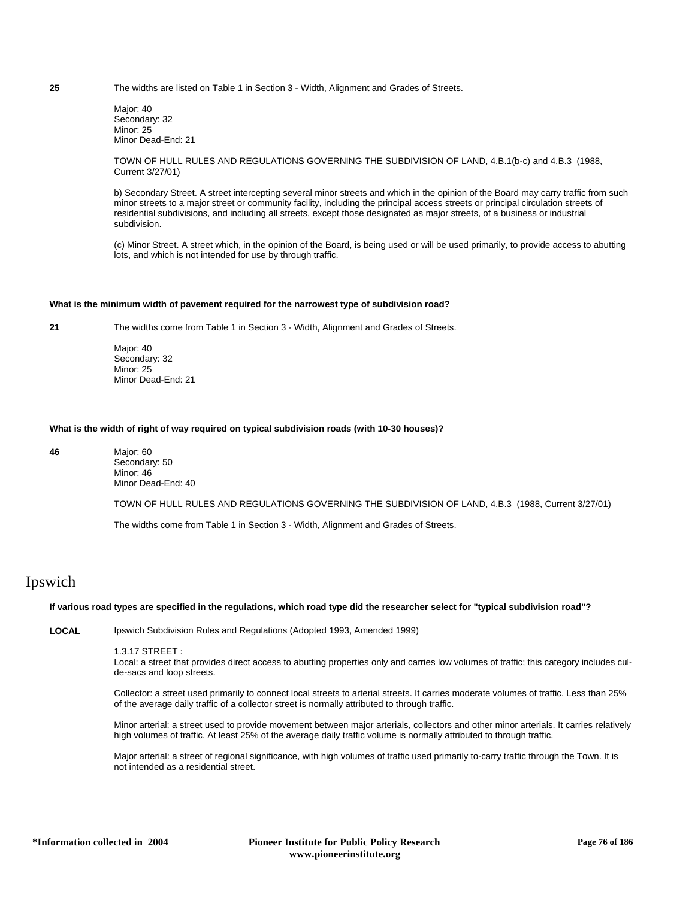**25** The widths are listed on Table 1 in Section 3 - Width, Alignment and Grades of Streets.

Major: 40
Secondary: 32
Minor: 25
Minor Dead-End: 21

TOWN OF HULL RULES AND REGULATIONS GOVERNING THE SUBDIVISION OF LAND, 4.B.1(b-c) and 4.B.3 (1988, Current 3/27/01)

b) Secondary Street. A street intercepting several minor streets and which in the opinion of the Board may carry traffic from such minor streets to a major street or community facility, including the principal access streets or principal circulation streets of residential subdivisions, and including all streets, except those designated as major streets, of a business or industrial subdivision.

(c) Minor Street. A street which, in the opinion of the Board, is being used or will be used primarily, to provide access to abutting lots, and which is not intended for use by through traffic.

**What is the minimum width of pavement required for the narrowest type of subdivision road?**

**21** The widths come from Table 1 in Section 3 - Width, Alignment and Grades of Streets.

Major: 40
Secondary: 32
Minor: 25
Minor Dead-End: 21

**What is the width of right of way required on typical subdivision roads (with 10-30 houses)?**

**46** Major: 60
Secondary: 50
Minor: 46
Minor Dead-End: 40

TOWN OF HULL RULES AND REGULATIONS GOVERNING THE SUBDIVISION OF LAND, 4.B.3 (1988, Current 3/27/01)

The widths come from Table 1 in Section 3 - Width, Alignment and Grades of Streets.

# Ipswich

**If various road types are specified in the regulations, which road type did the researcher select for "typical subdivision road"?**

**LOCAL** Ipswich Subdivision Rules and Regulations (Adopted 1993, Amended 1999)

1.3.17 STREET :
Local: a street that provides direct access to abutting properties only and carries low volumes of traffic; this category includes cul-de-sacs and loop streets.

Collector: a street used primarily to connect local streets to arterial streets. It carries moderate volumes of traffic. Less than 25% of the average daily traffic of a collector street is normally attributed to through traffic.

Minor arterial: a street used to provide movement between major arterials, collectors and other minor arterials. It carries relatively high volumes of traffic. At least 25% of the average daily traffic volume is normally attributed to through traffic.

Major arterial: a street of regional significance, with high volumes of traffic used primarily to-carry traffic through the Town. It is not intended as a residential street.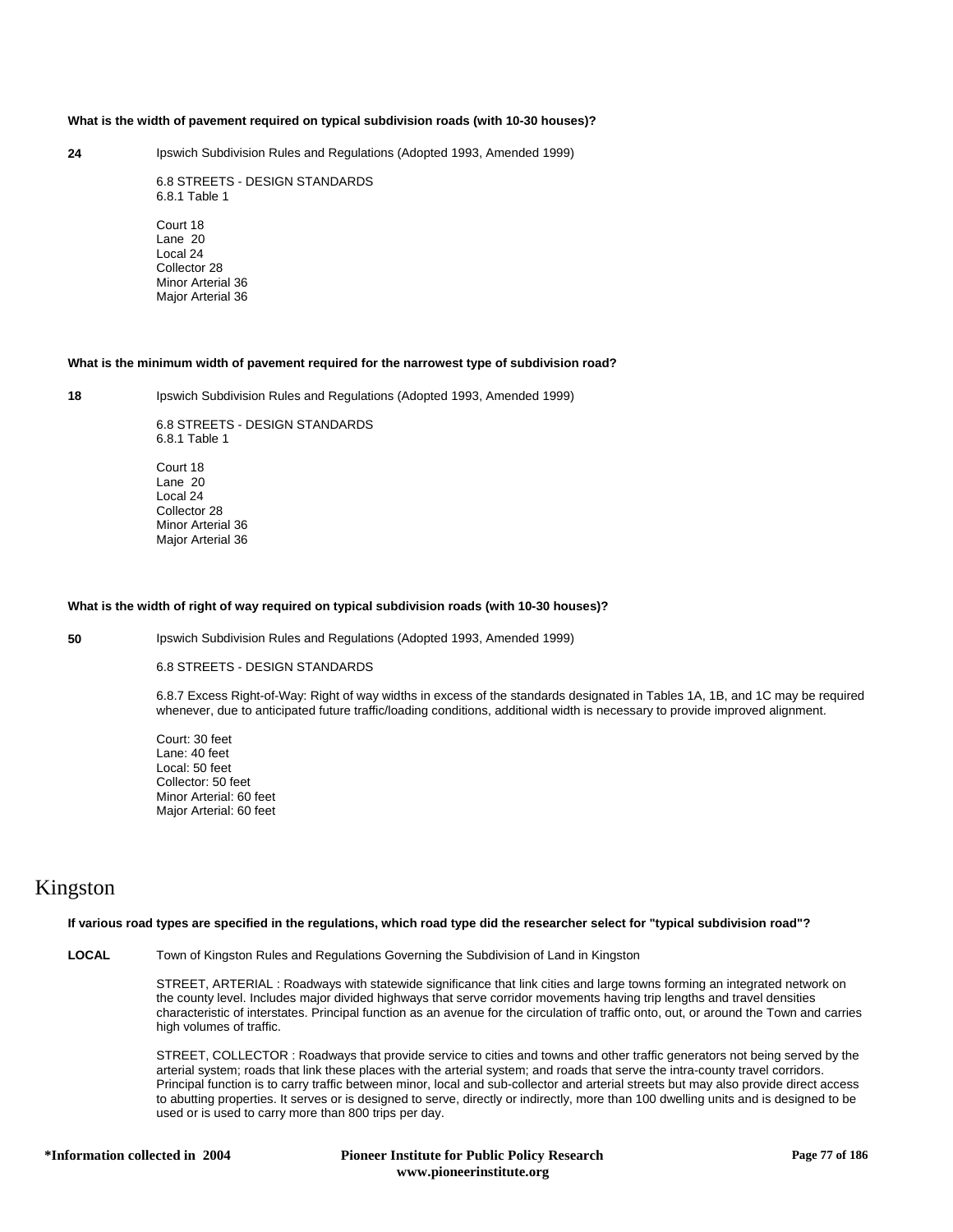**What is the width of pavement required on typical subdivision roads (with 10-30 houses)?**

**24** Ipswich Subdivision Rules and Regulations (Adopted 1993, Amended 1999)

6.8 STREETS - DESIGN STANDARDS
6.8.1 Table 1

Court 18
Lane 20
Local 24
Collector 28
Minor Arterial 36
Major Arterial 36

**What is the minimum width of pavement required for the narrowest type of subdivision road?**

**18** Ipswich Subdivision Rules and Regulations (Adopted 1993, Amended 1999)

6.8 STREETS - DESIGN STANDARDS
6.8.1 Table 1

Court 18
Lane 20
Local 24
Collector 28
Minor Arterial 36
Major Arterial 36

**What is the width of right of way required on typical subdivision roads (with 10-30 houses)?**

**50** Ipswich Subdivision Rules and Regulations (Adopted 1993, Amended 1999)

6.8 STREETS - DESIGN STANDARDS

6.8.7 Excess Right-of-Way: Right of way widths in excess of the standards designated in Tables 1A, 1B, and 1C may be required whenever, due to anticipated future traffic/loading conditions, additional width is necessary to provide improved alignment.

Court: 30 feet
Lane: 40 feet
Local: 50 feet
Collector: 50 feet
Minor Arterial: 60 feet
Major Arterial: 60 feet

# Kingston

**If various road types are specified in the regulations, which road type did the researcher select for "typical subdivision road"?**

**LOCAL** Town of Kingston Rules and Regulations Governing the Subdivision of Land in Kingston

STREET, ARTERIAL : Roadways with statewide significance that link cities and large towns forming an integrated network on the county level. Includes major divided highways that serve corridor movements having trip lengths and travel densities characteristic of interstates. Principal function as an avenue for the circulation of traffic onto, out, or around the Town and carries high volumes of traffic.

STREET, COLLECTOR : Roadways that provide service to cities and towns and other traffic generators not being served by the arterial system; roads that link these places with the arterial system; and roads that serve the intra-county travel corridors. Principal function is to carry traffic between minor, local and sub-collector and arterial streets but may also provide direct access to abutting properties. It serves or is designed to serve, directly or indirectly, more than 100 dwelling units and is designed to be used or is used to carry more than 800 trips per day.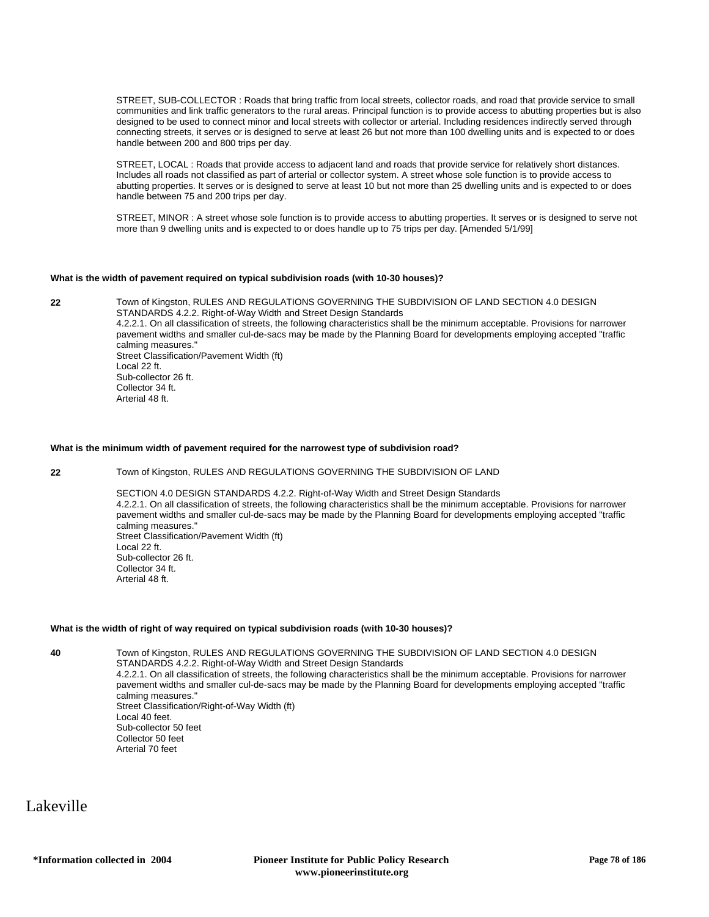STREET, SUB-COLLECTOR : Roads that bring traffic from local streets, collector roads, and road that provide service to small communities and link traffic generators to the rural areas. Principal function is to provide access to abutting properties but is also designed to be used to connect minor and local streets with collector or arterial. Including residences indirectly served through connecting streets, it serves or is designed to serve at least 26 but not more than 100 dwelling units and is expected to or does handle between 200 and 800 trips per day.

STREET, LOCAL : Roads that provide access to adjacent land and roads that provide service for relatively short distances. Includes all roads not classified as part of arterial or collector system. A street whose sole function is to provide access to abutting properties. It serves or is designed to serve at least 10 but not more than 25 dwelling units and is expected to or does handle between 75 and 200 trips per day.

STREET, MINOR : A street whose sole function is to provide access to abutting properties. It serves or is designed to serve not more than 9 dwelling units and is expected to or does handle up to 75 trips per day. [Amended 5/1/99]

**What is the width of pavement required on typical subdivision roads (with 10-30 houses)?**

**22**

Town of Kingston, RULES AND REGULATIONS GOVERNING THE SUBDIVISION OF LAND SECTION 4.0 DESIGN STANDARDS 4.2.2. Right-of-Way Width and Street Design Standards
4.2.2.1. On all classification of streets, the following characteristics shall be the minimum acceptable. Provisions for narrower pavement widths and smaller cul-de-sacs may be made by the Planning Board for developments employing accepted "traffic calming measures."
Street Classification/Pavement Width (ft)
Local 22 ft.
Sub-collector 26 ft.
Collector 34 ft.
Arterial 48 ft.

**What is the minimum width of pavement required for the narrowest type of subdivision road?**

**22**

Town of Kingston, RULES AND REGULATIONS GOVERNING THE SUBDIVISION OF LAND

SECTION 4.0 DESIGN STANDARDS 4.2.2. Right-of-Way Width and Street Design Standards
4.2.2.1. On all classification of streets, the following characteristics shall be the minimum acceptable. Provisions for narrower pavement widths and smaller cul-de-sacs may be made by the Planning Board for developments employing accepted "traffic calming measures."
Street Classification/Pavement Width (ft)
Local 22 ft.
Sub-collector 26 ft.
Collector 34 ft.
Arterial 48 ft.

**What is the width of right of way required on typical subdivision roads (with 10-30 houses)?**

**40**

Town of Kingston, RULES AND REGULATIONS GOVERNING THE SUBDIVISION OF LAND SECTION 4.0 DESIGN STANDARDS 4.2.2. Right-of-Way Width and Street Design Standards
4.2.2.1. On all classification of streets, the following characteristics shall be the minimum acceptable. Provisions for narrower pavement widths and smaller cul-de-sacs may be made by the Planning Board for developments employing accepted "traffic calming measures."
Street Classification/Right-of-Way Width (ft)
Local 40 feet.
Sub-collector 50 feet
Collector 50 feet
Arterial 70 feet

# Lakeville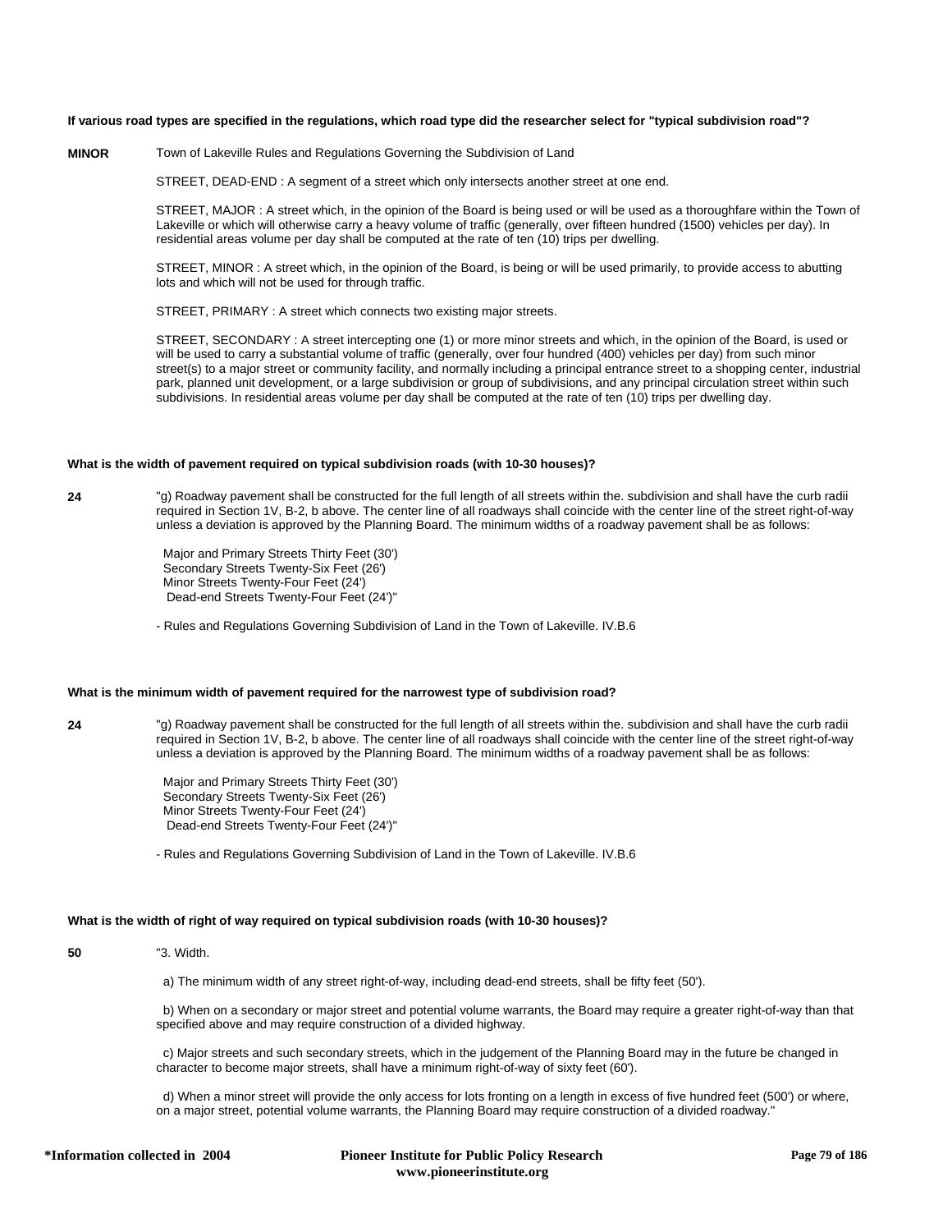**If various road types are specified in the regulations, which road type did the researcher select for "typical subdivision road"?**

**MINOR** Town of Lakeville Rules and Regulations Governing the Subdivision of Land

STREET, DEAD-END : A segment of a street which only intersects another street at one end.

STREET, MAJOR : A street which, in the opinion of the Board is being used or will be used as a thoroughfare within the Town of Lakeville or which will otherwise carry a heavy volume of traffic (generally, over fifteen hundred (1500) vehicles per day). In residential areas volume per day shall be computed at the rate of ten (10) trips per dwelling.

STREET, MINOR : A street which, in the opinion of the Board, is being or will be used primarily, to provide access to abutting lots and which will not be used for through traffic.

STREET, PRIMARY : A street which connects two existing major streets.

STREET, SECONDARY : A street intercepting one (1) or more minor streets and which, in the opinion of the Board, is used or will be used to carry a substantial volume of traffic (generally, over four hundred (400) vehicles per day) from such minor street(s) to a major street or community facility, and normally including a principal entrance street to a shopping center, industrial park, planned unit development, or a large subdivision or group of subdivisions, and any principal circulation street within such subdivisions. In residential areas volume per day shall be computed at the rate of ten (10) trips per dwelling day.

**What is the width of pavement required on typical subdivision roads (with 10-30 houses)?**

**24** "g) Roadway pavement shall be constructed for the full length of all streets within the. subdivision and shall have the curb radii required in Section 1V, B-2, b above. The center line of all roadways shall coincide with the center line of the street right-of-way unless a deviation is approved by the Planning Board. The minimum widths of a roadway pavement shall be as follows:

Major and Primary Streets Thirty Feet (30')
Secondary Streets Twenty-Six Feet (26')
Minor Streets Twenty-Four Feet (24')
Dead-end Streets Twenty-Four Feet (24')"

- Rules and Regulations Governing Subdivision of Land in the Town of Lakeville. IV.B.6

**What is the minimum width of pavement required for the narrowest type of subdivision road?**

**24** "g) Roadway pavement shall be constructed for the full length of all streets within the. subdivision and shall have the curb radii required in Section 1V, B-2, b above. The center line of all roadways shall coincide with the center line of the street right-of-way unless a deviation is approved by the Planning Board. The minimum widths of a roadway pavement shall be as follows:

Major and Primary Streets Thirty Feet (30')
Secondary Streets Twenty-Six Feet (26')
Minor Streets Twenty-Four Feet (24')
Dead-end Streets Twenty-Four Feet (24')"

- Rules and Regulations Governing Subdivision of Land in the Town of Lakeville. IV.B.6

**What is the width of right of way required on typical subdivision roads (with 10-30 houses)?**

**50** "3. Width.

a) The minimum width of any street right-of-way, including dead-end streets, shall be fifty feet (50').

b) When on a secondary or major street and potential volume warrants, the Board may require a greater right-of-way than that specified above and may require construction of a divided highway.

c) Major streets and such secondary streets, which in the judgement of the Planning Board may in the future be changed in character to become major streets, shall have a minimum right-of-way of sixty feet (60').

d) When a minor street will provide the only access for lots fronting on a length in excess of five hundred feet (500') or where, on a major street, potential volume warrants, the Planning Board may require construction of a divided roadway."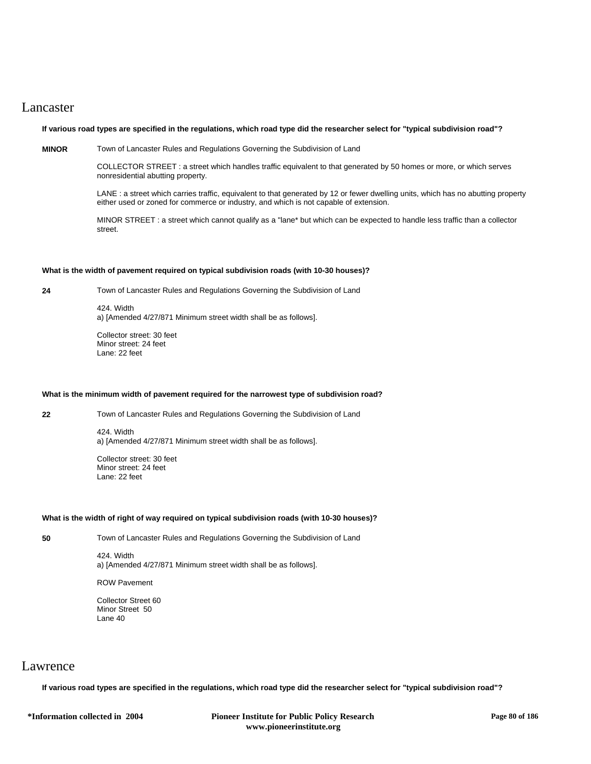## Lancaster

**If various road types are specified in the regulations, which road type did the researcher select for "typical subdivision road"?**

**MINOR** Town of Lancaster Rules and Regulations Governing the Subdivision of Land

COLLECTOR STREET : a street which handles traffic equivalent to that generated by 50 homes or more, or which serves nonresidential abutting property.

LANE : a street which carries traffic, equivalent to that generated by 12 or fewer dwelling units, which has no abutting property either used or zoned for commerce or industry, and which is not capable of extension.

MINOR STREET : a street which cannot qualify as a "lane* but which can be expected to handle less traffic than a collector street.

**What is the width of pavement required on typical subdivision roads (with 10-30 houses)?**

**24** Town of Lancaster Rules and Regulations Governing the Subdivision of Land

424. Width
a) [Amended 4/27/871 Minimum street width shall be as follows].

Collector street: 30 feet
Minor street: 24 feet
Lane: 22 feet

**What is the minimum width of pavement required for the narrowest type of subdivision road?**

**22** Town of Lancaster Rules and Regulations Governing the Subdivision of Land

424. Width
a) [Amended 4/27/871 Minimum street width shall be as follows].

Collector street: 30 feet
Minor street: 24 feet
Lane: 22 feet

**What is the width of right of way required on typical subdivision roads (with 10-30 houses)?**

**50** Town of Lancaster Rules and Regulations Governing the Subdivision of Land

424. Width
a) [Amended 4/27/871 Minimum street width shall be as follows].

ROW Pavement

Collector Street 60
Minor Street 50
Lane 40

## Lawrence

**If various road types are specified in the regulations, which road type did the researcher select for "typical subdivision road"?**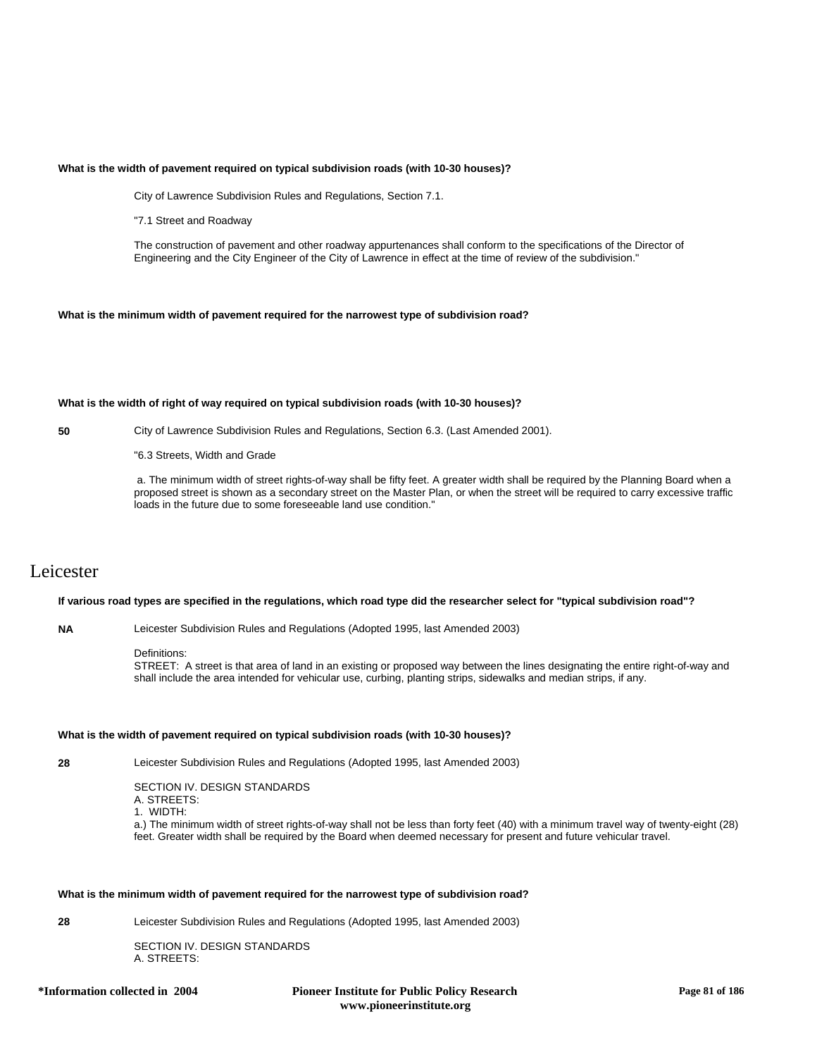**What is the width of pavement required on typical subdivision roads (with 10-30 houses)?**

City of Lawrence Subdivision Rules and Regulations, Section 7.1.

"7.1 Street and Roadway

The construction of pavement and other roadway appurtenances shall conform to the specifications of the Director of Engineering and the City Engineer of the City of Lawrence in effect at the time of review of the subdivision."

**What is the minimum width of pavement required for the narrowest type of subdivision road?**

**What is the width of right of way required on typical subdivision roads (with 10-30 houses)?**

**50**

City of Lawrence Subdivision Rules and Regulations, Section 6.3. (Last Amended 2001).

"6.3 Streets, Width and Grade

a. The minimum width of street rights-of-way shall be fifty feet. A greater width shall be required by the Planning Board when a proposed street is shown as a secondary street on the Master Plan, or when the street will be required to carry excessive traffic loads in the future due to some foreseeable land use condition."

# Leicester

**If various road types are specified in the regulations, which road type did the researcher select for "typical subdivision road"?**

**NA**

Leicester Subdivision Rules and Regulations (Adopted 1995, last Amended 2003)

Definitions:
STREET: A street is that area of land in an existing or proposed way between the lines designating the entire right-of-way and shall include the area intended for vehicular use, curbing, planting strips, sidewalks and median strips, if any.

**What is the width of pavement required on typical subdivision roads (with 10-30 houses)?**

**28**

Leicester Subdivision Rules and Regulations (Adopted 1995, last Amended 2003)

SECTION IV. DESIGN STANDARDS
A. STREETS:
1. WIDTH:
a.) The minimum width of street rights-of-way shall not be less than forty feet (40) with a minimum travel way of twenty-eight (28) feet. Greater width shall be required by the Board when deemed necessary for present and future vehicular travel.

**What is the minimum width of pavement required for the narrowest type of subdivision road?**

**28**

Leicester Subdivision Rules and Regulations (Adopted 1995, last Amended 2003)

SECTION IV. DESIGN STANDARDS
A. STREETS:

*Information collected in 2004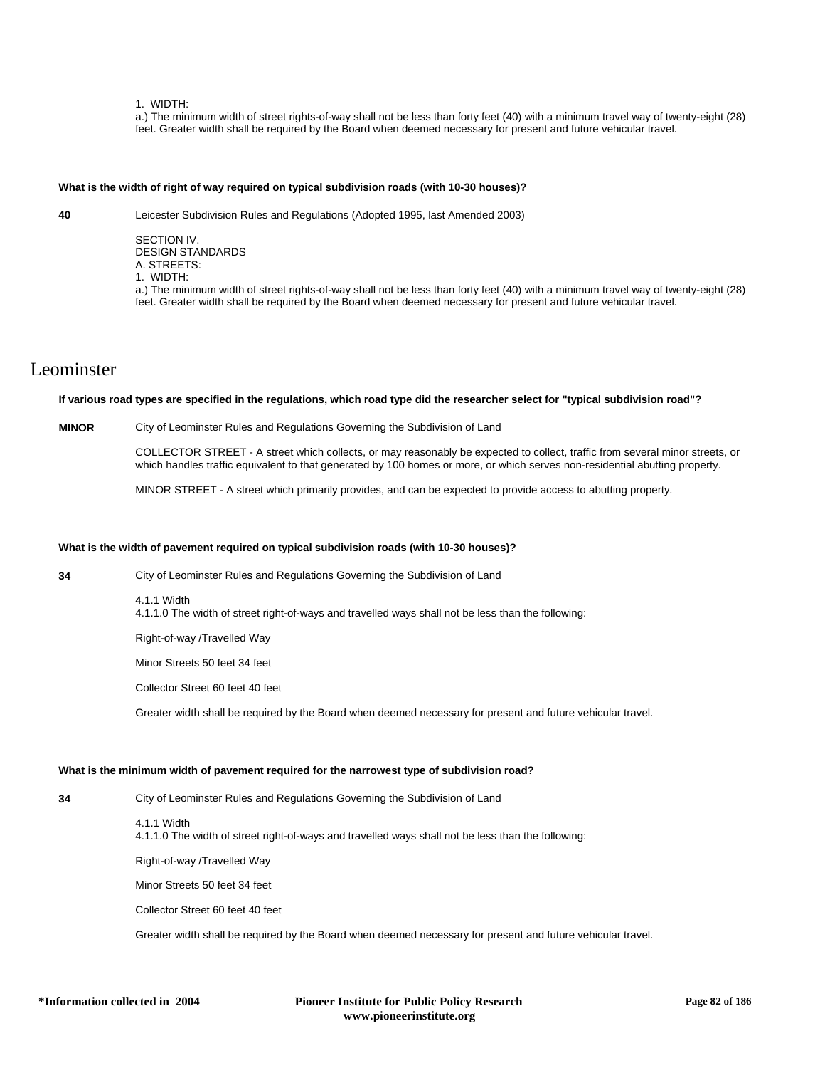1. WIDTH:
a.) The minimum width of street rights-of-way shall not be less than forty feet (40) with a minimum travel way of twenty-eight (28) feet. Greater width shall be required by the Board when deemed necessary for present and future vehicular travel.

**What is the width of right of way required on typical subdivision roads (with 10-30 houses)?**

**40** Leicester Subdivision Rules and Regulations (Adopted 1995, last Amended 2003)

SECTION IV.
DESIGN STANDARDS
A. STREETS:
1. WIDTH:
a.) The minimum width of street rights-of-way shall not be less than forty feet (40) with a minimum travel way of twenty-eight (28) feet. Greater width shall be required by the Board when deemed necessary for present and future vehicular travel.

# Leominster

**If various road types are specified in the regulations, which road type did the researcher select for "typical subdivision road"?**

**MINOR** City of Leominster Rules and Regulations Governing the Subdivision of Land

COLLECTOR STREET - A street which collects, or may reasonably be expected to collect, traffic from several minor streets, or which handles traffic equivalent to that generated by 100 homes or more, or which serves non-residential abutting property.

MINOR STREET - A street which primarily provides, and can be expected to provide access to abutting property.

**What is the width of pavement required on typical subdivision roads (with 10-30 houses)?**

**34** City of Leominster Rules and Regulations Governing the Subdivision of Land

4.1.1 Width
4.1.1.0 The width of street right-of-ways and travelled ways shall not be less than the following:

Right-of-way /Travelled Way

Minor Streets 50 feet 34 feet

Collector Street 60 feet 40 feet

Greater width shall be required by the Board when deemed necessary for present and future vehicular travel.

**What is the minimum width of pavement required for the narrowest type of subdivision road?**

**34** City of Leominster Rules and Regulations Governing the Subdivision of Land

4.1.1 Width
4.1.1.0 The width of street right-of-ways and travelled ways shall not be less than the following:

Right-of-way /Travelled Way

Minor Streets 50 feet 34 feet

Collector Street 60 feet 40 feet

Greater width shall be required by the Board when deemed necessary for present and future vehicular travel.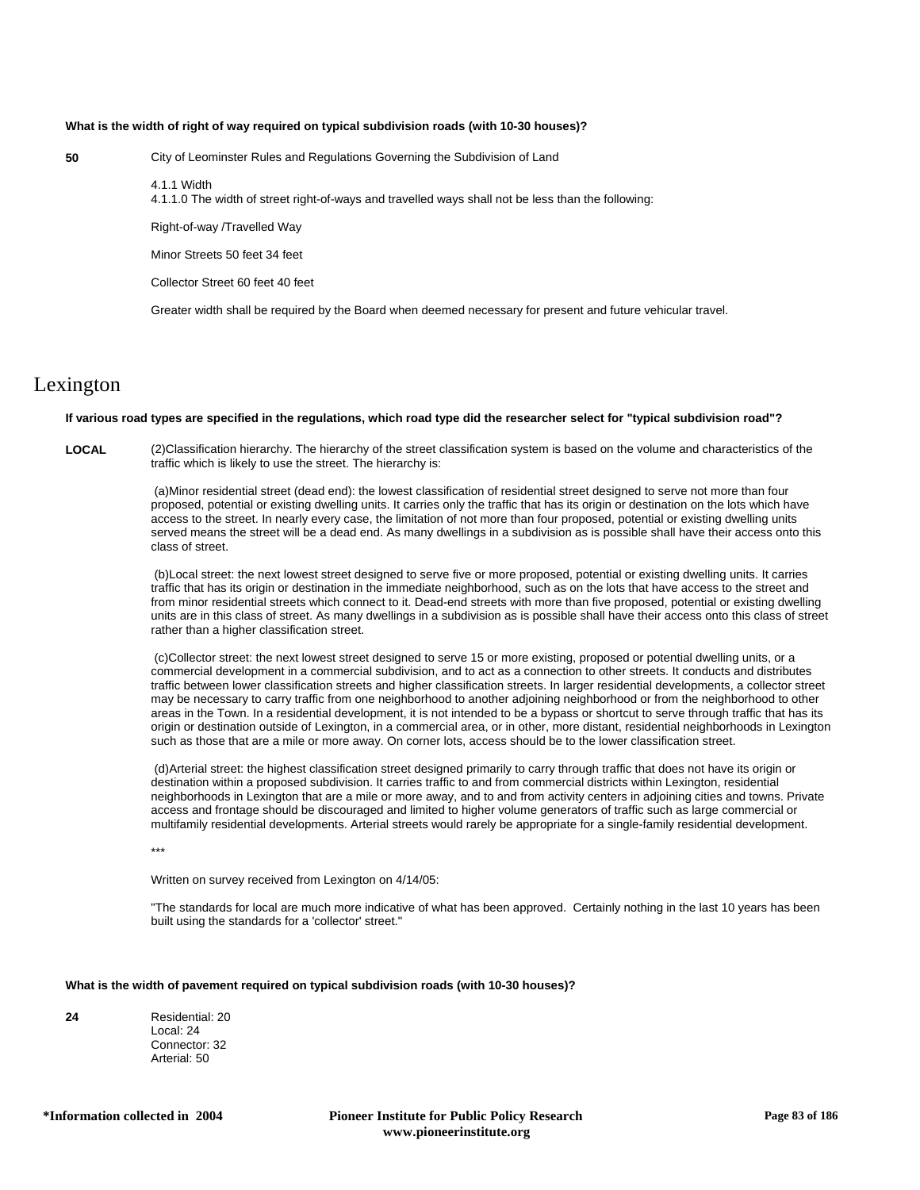**What is the width of right of way required on typical subdivision roads (with 10-30 houses)?**

**50** City of Leominster Rules and Regulations Governing the Subdivision of Land

4.1.1 Width
4.1.1.0 The width of street right-of-ways and travelled ways shall not be less than the following:

Right-of-way /Travelled Way

Minor Streets 50 feet 34 feet

Collector Street 60 feet 40 feet

Greater width shall be required by the Board when deemed necessary for present and future vehicular travel.

# Lexington

**If various road types are specified in the regulations, which road type did the researcher select for "typical subdivision road"?**

**LOCAL** (2)Classification hierarchy. The hierarchy of the street classification system is based on the volume and characteristics of the traffic which is likely to use the street. The hierarchy is:

(a)Minor residential street (dead end): the lowest classification of residential street designed to serve not more than four proposed, potential or existing dwelling units. It carries only the traffic that has its origin or destination on the lots which have access to the street. In nearly every case, the limitation of not more than four proposed, potential or existing dwelling units served means the street will be a dead end. As many dwellings in a subdivision as is possible shall have their access onto this class of street.

(b)Local street: the next lowest street designed to serve five or more proposed, potential or existing dwelling units. It carries traffic that has its origin or destination in the immediate neighborhood, such as on the lots that have access to the street and from minor residential streets which connect to it. Dead-end streets with more than five proposed, potential or existing dwelling units are in this class of street. As many dwellings in a subdivision as is possible shall have their access onto this class of street rather than a higher classification street.

(c)Collector street: the next lowest street designed to serve 15 or more existing, proposed or potential dwelling units, or a commercial development in a commercial subdivision, and to act as a connection to other streets. It conducts and distributes traffic between lower classification streets and higher classification streets. In larger residential developments, a collector street may be necessary to carry traffic from one neighborhood to another adjoining neighborhood or from the neighborhood to other areas in the Town. In a residential development, it is not intended to be a bypass or shortcut to serve through traffic that has its origin or destination outside of Lexington, in a commercial area, or in other, more distant, residential neighborhoods in Lexington such as those that are a mile or more away. On corner lots, access should be to the lower classification street.

(d)Arterial street: the highest classification street designed primarily to carry through traffic that does not have its origin or destination within a proposed subdivision. It carries traffic to and from commercial districts within Lexington, residential neighborhoods in Lexington that are a mile or more away, and to and from activity centers in adjoining cities and towns. Private access and frontage should be discouraged and limited to higher volume generators of traffic such as large commercial or multifamily residential developments. Arterial streets would rarely be appropriate for a single-family residential development.

***

Written on survey received from Lexington on 4/14/05:

"The standards for local are much more indicative of what has been approved. Certainly nothing in the last 10 years has been built using the standards for a 'collector' street."

**What is the width of pavement required on typical subdivision roads (with 10-30 houses)?**

**24** Residential: 20
Local: 24
Connector: 32
Arterial: 50

*Information collected in 2004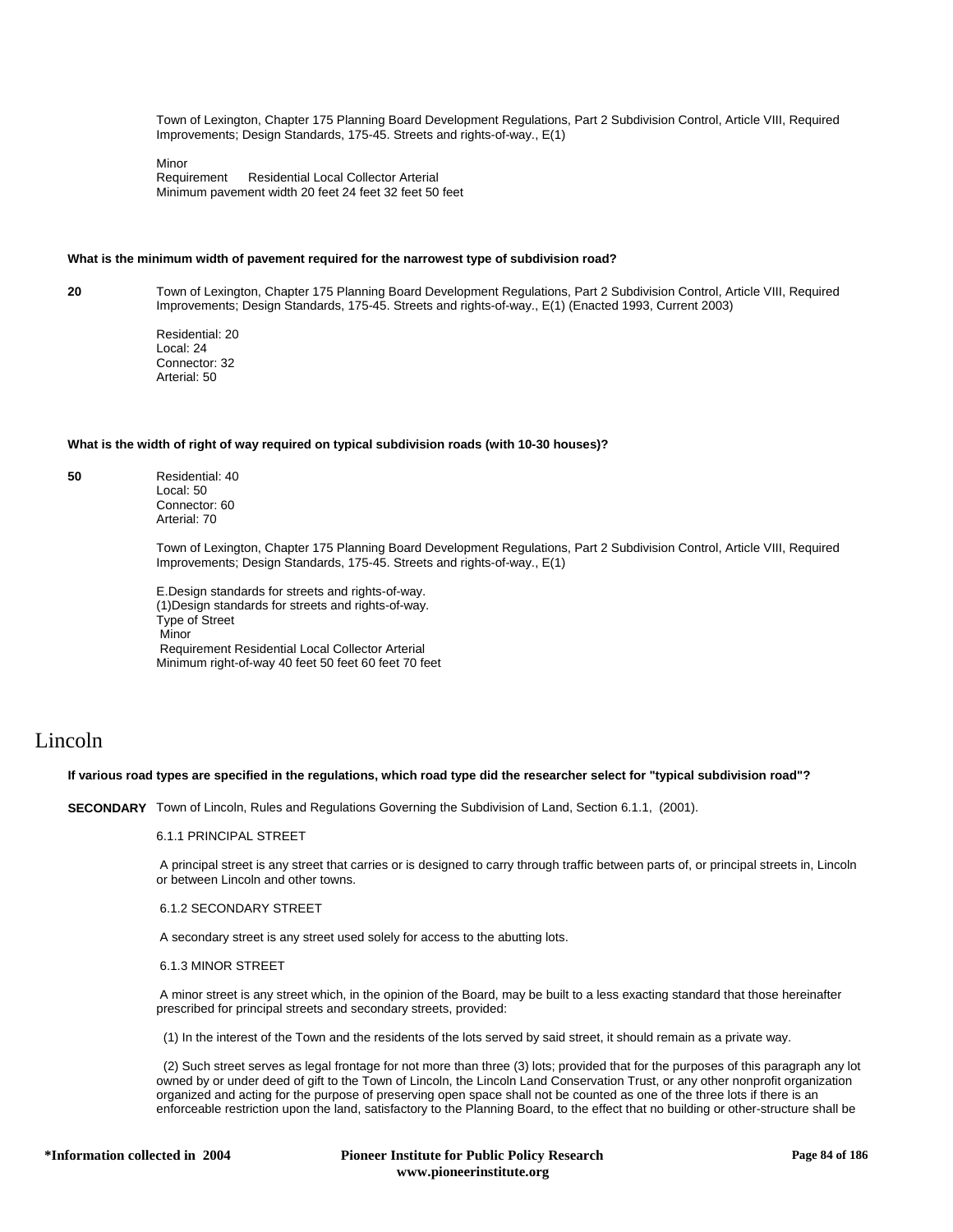Town of Lexington, Chapter 175 Planning Board Development Regulations, Part 2 Subdivision Control, Article VIII, Required Improvements; Design Standards, 175-45. Streets and rights-of-way., E(1)

Minor
Requirement  Residential Local Collector Arterial
Minimum pavement width 20 feet 24 feet 32 feet 50 feet

**What is the minimum width of pavement required for the narrowest type of subdivision road?**

**20**

Town of Lexington, Chapter 175 Planning Board Development Regulations, Part 2 Subdivision Control, Article VIII, Required Improvements; Design Standards, 175-45. Streets and rights-of-way., E(1) (Enacted 1993, Current 2003)

Residential: 20
Local: 24
Connector: 32
Arterial: 50

**What is the width of right of way required on typical subdivision roads (with 10-30 houses)?**

**50**

Residential: 40
Local: 50
Connector: 60
Arterial: 70

Town of Lexington, Chapter 175 Planning Board Development Regulations, Part 2 Subdivision Control, Article VIII, Required Improvements; Design Standards, 175-45. Streets and rights-of-way., E(1)

E.Design standards for streets and rights-of-way.
(1)Design standards for streets and rights-of-way.
Type of Street
Minor
Requirement Residential Local Collector Arterial
Minimum right-of-way 40 feet 50 feet 60 feet 70 feet

# Lincoln

**If various road types are specified in the regulations, which road type did the researcher select for "typical subdivision road"?**

**SECONDARY** Town of Lincoln, Rules and Regulations Governing the Subdivision of Land, Section 6.1.1, (2001).

6.1.1 PRINCIPAL STREET

A principal street is any street that carries or is designed to carry through traffic between parts of, or principal streets in, Lincoln or between Lincoln and other towns.

6.1.2 SECONDARY STREET

A secondary street is any street used solely for access to the abutting lots.

6.1.3 MINOR STREET

A minor street is any street which, in the opinion of the Board, may be built to a less exacting standard that those hereinafter prescribed for principal streets and secondary streets, provided:

(1) In the interest of the Town and the residents of the lots served by said street, it should remain as a private way.

(2) Such street serves as legal frontage for not more than three (3) lots; provided that for the purposes of this paragraph any lot owned by or under deed of gift to the Town of Lincoln, the Lincoln Land Conservation Trust, or any other nonprofit organization organized and acting for the purpose of preserving open space shall not be counted as one of the three lots if there is an enforceable restriction upon the land, satisfactory to the Planning Board, to the effect that no building or other-structure shall be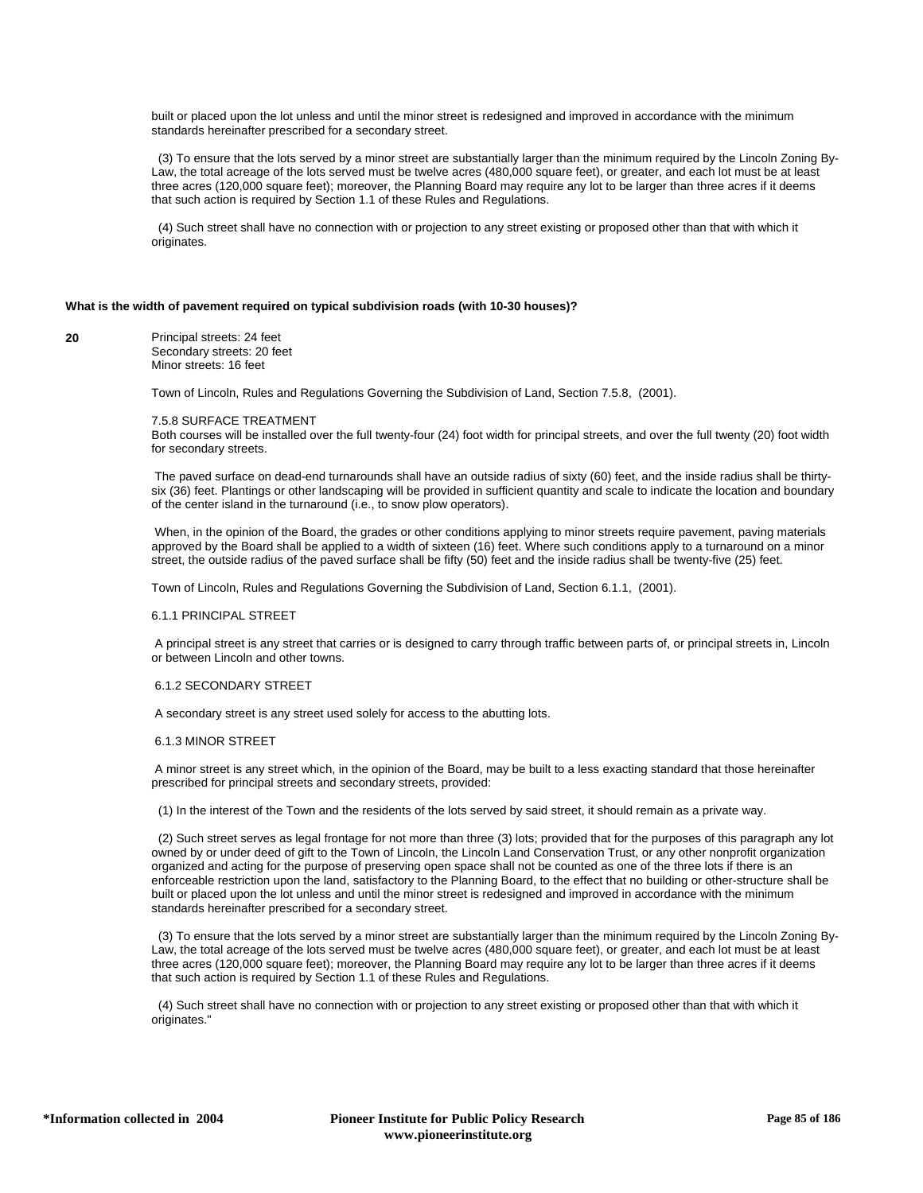built or placed upon the lot unless and until the minor street is redesigned and improved in accordance with the minimum standards hereinafter prescribed for a secondary street.

(3) To ensure that the lots served by a minor street are substantially larger than the minimum required by the Lincoln Zoning By-Law, the total acreage of the lots served must be twelve acres (480,000 square feet), or greater, and each lot must be at least three acres (120,000 square feet); moreover, the Planning Board may require any lot to be larger than three acres if it deems that such action is required by Section 1.1 of these Rules and Regulations.

(4) Such street shall have no connection with or projection to any street existing or proposed other than that with which it originates.

**What is the width of pavement required on typical subdivision roads (with 10-30 houses)?**

**20**

Principal streets: 24 feet
Secondary streets: 20 feet
Minor streets: 16 feet

Town of Lincoln, Rules and Regulations Governing the Subdivision of Land, Section 7.5.8, (2001).

7.5.8 SURFACE TREATMENT
Both courses will be installed over the full twenty-four (24) foot width for principal streets, and over the full twenty (20) foot width for secondary streets.

The paved surface on dead-end turnarounds shall have an outside radius of sixty (60) feet, and the inside radius shall be thirty-six (36) feet. Plantings or other landscaping will be provided in sufficient quantity and scale to indicate the location and boundary of the center island in the turnaround (i.e., to snow plow operators).

When, in the opinion of the Board, the grades or other conditions applying to minor streets require pavement, paving materials approved by the Board shall be applied to a width of sixteen (16) feet. Where such conditions apply to a turnaround on a minor street, the outside radius of the paved surface shall be fifty (50) feet and the inside radius shall be twenty-five (25) feet.

Town of Lincoln, Rules and Regulations Governing the Subdivision of Land, Section 6.1.1, (2001).

6.1.1 PRINCIPAL STREET

A principal street is any street that carries or is designed to carry through traffic between parts of, or principal streets in, Lincoln or between Lincoln and other towns.

6.1.2 SECONDARY STREET

A secondary street is any street used solely for access to the abutting lots.

6.1.3 MINOR STREET

A minor street is any street which, in the opinion of the Board, may be built to a less exacting standard that those hereinafter prescribed for principal streets and secondary streets, provided:

(1) In the interest of the Town and the residents of the lots served by said street, it should remain as a private way.

(2) Such street serves as legal frontage for not more than three (3) lots; provided that for the purposes of this paragraph any lot owned by or under deed of gift to the Town of Lincoln, the Lincoln Land Conservation Trust, or any other nonprofit organization organized and acting for the purpose of preserving open space shall not be counted as one of the three lots if there is an enforceable restriction upon the land, satisfactory to the Planning Board, to the effect that no building or other-structure shall be built or placed upon the lot unless and until the minor street is redesigned and improved in accordance with the minimum standards hereinafter prescribed for a secondary street.

(3) To ensure that the lots served by a minor street are substantially larger than the minimum required by the Lincoln Zoning By-Law, the total acreage of the lots served must be twelve acres (480,000 square feet), or greater, and each lot must be at least three acres (120,000 square feet); moreover, the Planning Board may require any lot to be larger than three acres if it deems that such action is required by Section 1.1 of these Rules and Regulations.

(4) Such street shall have no connection with or projection to any street existing or proposed other than that with which it originates."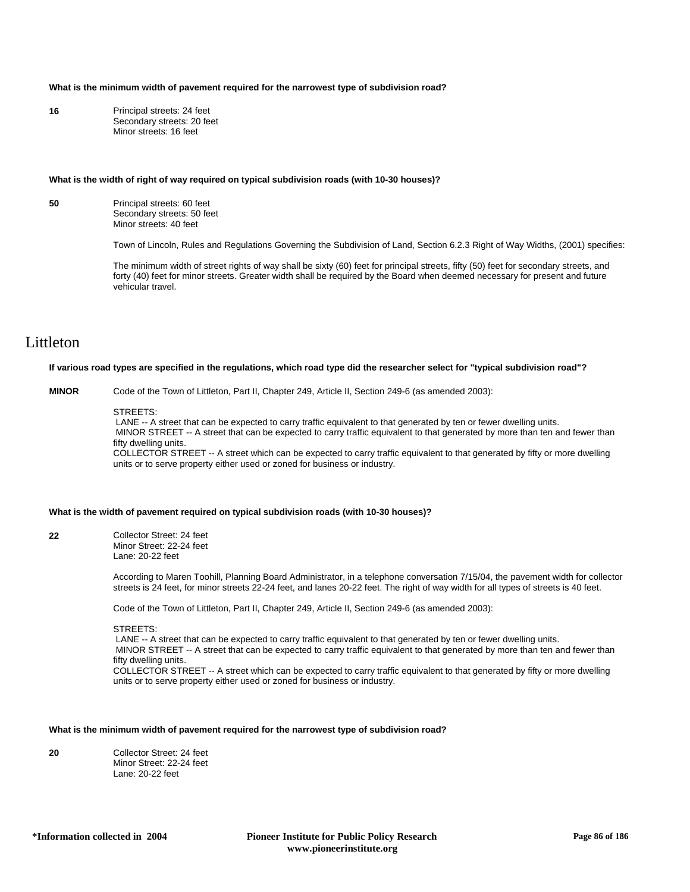**What is the minimum width of pavement required for the narrowest type of subdivision road?**

**16**

Principal streets: 24 feet
Secondary streets: 20 feet
Minor streets: 16 feet

**What is the width of right of way required on typical subdivision roads (with 10-30 houses)?**

**50**

Principal streets: 60 feet
Secondary streets: 50 feet
Minor streets: 40 feet

Town of Lincoln, Rules and Regulations Governing the Subdivision of Land, Section 6.2.3 Right of Way Widths, (2001) specifies:

The minimum width of street rights of way shall be sixty (60) feet for principal streets, fifty (50) feet for secondary streets, and forty (40) feet for minor streets. Greater width shall be required by the Board when deemed necessary for present and future vehicular travel.

# Littleton

**If various road types are specified in the regulations, which road type did the researcher select for "typical subdivision road"?**

**MINOR**

Code of the Town of Littleton, Part II, Chapter 249, Article II, Section 249-6 (as amended 2003):

STREETS:
LANE -- A street that can be expected to carry traffic equivalent to that generated by ten or fewer dwelling units.
MINOR STREET -- A street that can be expected to carry traffic equivalent to that generated by more than ten and fewer than fifty dwelling units.
COLLECTOR STREET -- A street which can be expected to carry traffic equivalent to that generated by fifty or more dwelling units or to serve property either used or zoned for business or industry.

**What is the width of pavement required on typical subdivision roads (with 10-30 houses)?**

**22**

Collector Street: 24 feet
Minor Street: 22-24 feet
Lane: 20-22 feet

According to Maren Toohill, Planning Board Administrator, in a telephone conversation 7/15/04, the pavement width for collector streets is 24 feet, for minor streets 22-24 feet, and lanes 20-22 feet. The right of way width for all types of streets is 40 feet.

Code of the Town of Littleton, Part II, Chapter 249, Article II, Section 249-6 (as amended 2003):

STREETS:
LANE -- A street that can be expected to carry traffic equivalent to that generated by ten or fewer dwelling units.
MINOR STREET -- A street that can be expected to carry traffic equivalent to that generated by more than ten and fewer than fifty dwelling units.
COLLECTOR STREET -- A street which can be expected to carry traffic equivalent to that generated by fifty or more dwelling units or to serve property either used or zoned for business or industry.

**What is the minimum width of pavement required for the narrowest type of subdivision road?**

**20**

Collector Street: 24 feet
Minor Street: 22-24 feet
Lane: 20-22 feet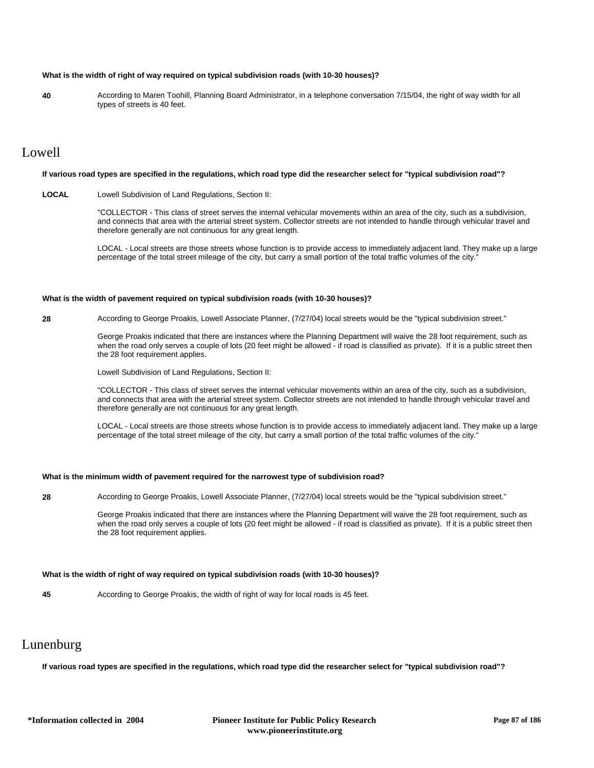**What is the width of right of way required on typical subdivision roads (with 10-30 houses)?**

**40** According to Maren Toohill, Planning Board Administrator, in a telephone conversation 7/15/04, the right of way width for all types of streets is 40 feet.

# Lowell

**If various road types are specified in the regulations, which road type did the researcher select for "typical subdivision road"?**

**LOCAL** Lowell Subdivision of Land Regulations, Section II:

"COLLECTOR - This class of street serves the internal vehicular movements within an area of the city, such as a subdivision, and connects that area with the arterial street system. Collector streets are not intended to handle through vehicular travel and therefore generally are not continuous for any great length.

LOCAL - Local streets are those streets whose function is to provide access to immediately adjacent land. They make up a large percentage of the total street mileage of the city, but carry a small portion of the total traffic volumes of the city."

**What is the width of pavement required on typical subdivision roads (with 10-30 houses)?**

**28** According to George Proakis, Lowell Associate Planner, (7/27/04) local streets would be the "typical subdivision street."

George Proakis indicated that there are instances where the Planning Department will waive the 28 foot requirement, such as when the road only serves a couple of lots (20 feet might be allowed - if road is classified as private). If it is a public street then the 28 foot requirement applies.

Lowell Subdivision of Land Regulations, Section II:

"COLLECTOR - This class of street serves the internal vehicular movements within an area of the city, such as a subdivision, and connects that area with the arterial street system. Collector streets are not intended to handle through vehicular travel and therefore generally are not continuous for any great length.

LOCAL - Local streets are those streets whose function is to provide access to immediately adjacent land. They make up a large percentage of the total street mileage of the city, but carry a small portion of the total traffic volumes of the city."

**What is the minimum width of pavement required for the narrowest type of subdivision road?**

**28** According to George Proakis, Lowell Associate Planner, (7/27/04) local streets would be the "typical subdivision street."

George Proakis indicated that there are instances where the Planning Department will waive the 28 foot requirement, such as when the road only serves a couple of lots (20 feet might be allowed - if road is classified as private). If it is a public street then the 28 foot requirement applies.

**What is the width of right of way required on typical subdivision roads (with 10-30 houses)?**

**45** According to George Proakis, the width of right of way for local roads is 45 feet.

# Lunenburg

**If various road types are specified in the regulations, which road type did the researcher select for "typical subdivision road"?**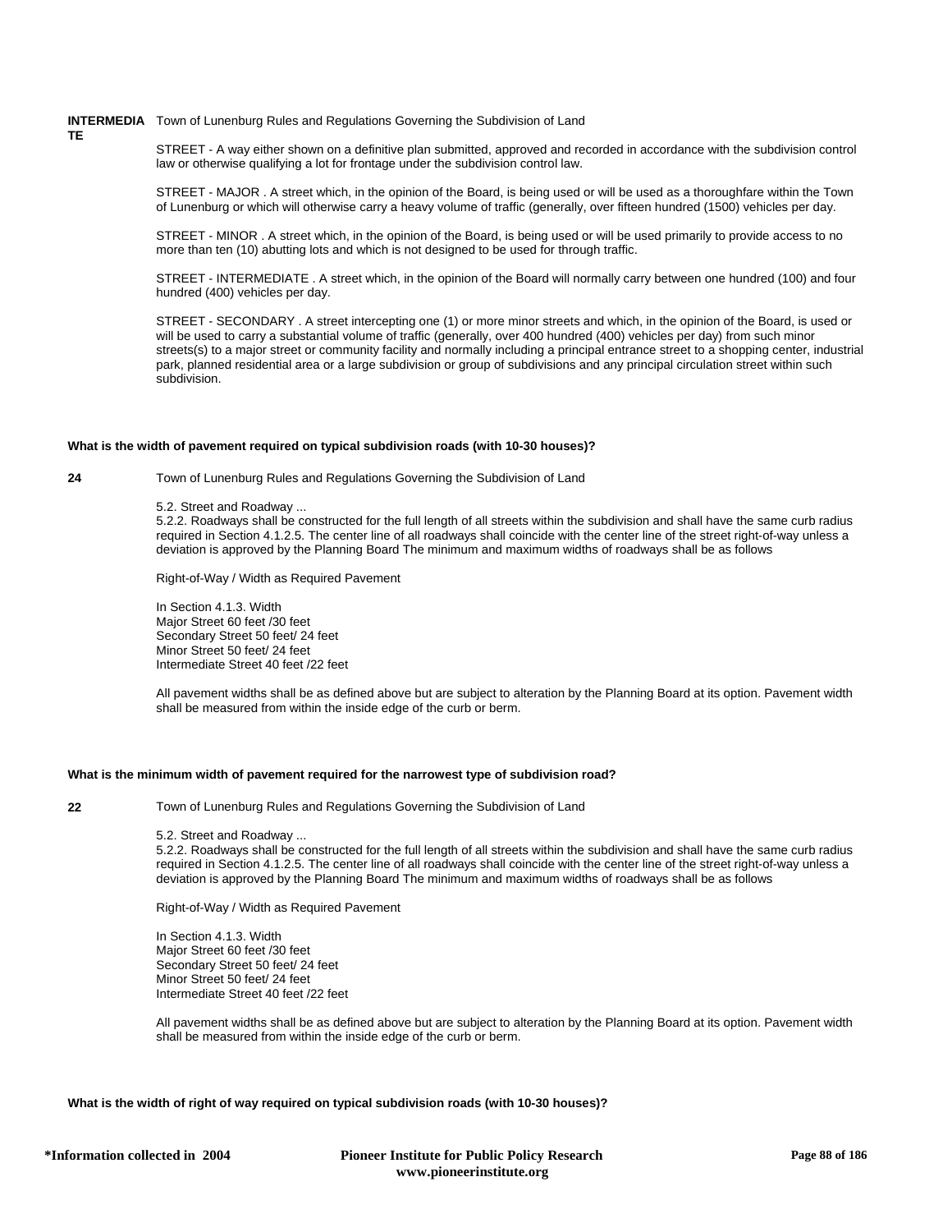**INTERMEDIATE** Town of Lunenburg Rules and Regulations Governing the Subdivision of Land

STREET - A way either shown on a definitive plan submitted, approved and recorded in accordance with the subdivision control law or otherwise qualifying a lot for frontage under the subdivision control law.

STREET - MAJOR . A street which, in the opinion of the Board, is being used or will be used as a thoroughfare within the Town of Lunenburg or which will otherwise carry a heavy volume of traffic (generally, over fifteen hundred (1500) vehicles per day.

STREET - MINOR . A street which, in the opinion of the Board, is being used or will be used primarily to provide access to no more than ten (10) abutting lots and which is not designed to be used for through traffic.

STREET - INTERMEDIATE . A street which, in the opinion of the Board will normally carry between one hundred (100) and four hundred (400) vehicles per day.

STREET - SECONDARY . A street intercepting one (1) or more minor streets and which, in the opinion of the Board, is used or will be used to carry a substantial volume of traffic (generally, over 400 hundred (400) vehicles per day) from such minor streets(s) to a major street or community facility and normally including a principal entrance street to a shopping center, industrial park, planned residential area or a large subdivision or group of subdivisions and any principal circulation street within such subdivision.

**What is the width of pavement required on typical subdivision roads (with 10-30 houses)?**

**24** Town of Lunenburg Rules and Regulations Governing the Subdivision of Land

5.2. Street and Roadway ...
5.2.2. Roadways shall be constructed for the full length of all streets within the subdivision and shall have the same curb radius required in Section 4.1.2.5. The center line of all roadways shall coincide with the center line of the street right-of-way unless a deviation is approved by the Planning Board The minimum and maximum widths of roadways shall be as follows

Right-of-Way / Width as Required Pavement

In Section 4.1.3. Width
Major Street 60 feet /30 feet
Secondary Street 50 feet/ 24 feet
Minor Street 50 feet/ 24 feet
Intermediate Street 40 feet /22 feet

All pavement widths shall be as defined above but are subject to alteration by the Planning Board at its option. Pavement width shall be measured from within the inside edge of the curb or berm.

**What is the minimum width of pavement required for the narrowest type of subdivision road?**

**22** Town of Lunenburg Rules and Regulations Governing the Subdivision of Land

5.2. Street and Roadway ...
5.2.2. Roadways shall be constructed for the full length of all streets within the subdivision and shall have the same curb radius required in Section 4.1.2.5. The center line of all roadways shall coincide with the center line of the street right-of-way unless a deviation is approved by the Planning Board The minimum and maximum widths of roadways shall be as follows

Right-of-Way / Width as Required Pavement

In Section 4.1.3. Width
Major Street 60 feet /30 feet
Secondary Street 50 feet/ 24 feet
Minor Street 50 feet/ 24 feet
Intermediate Street 40 feet /22 feet

All pavement widths shall be as defined above but are subject to alteration by the Planning Board at its option. Pavement width shall be measured from within the inside edge of the curb or berm.

**What is the width of right of way required on typical subdivision roads (with 10-30 houses)?**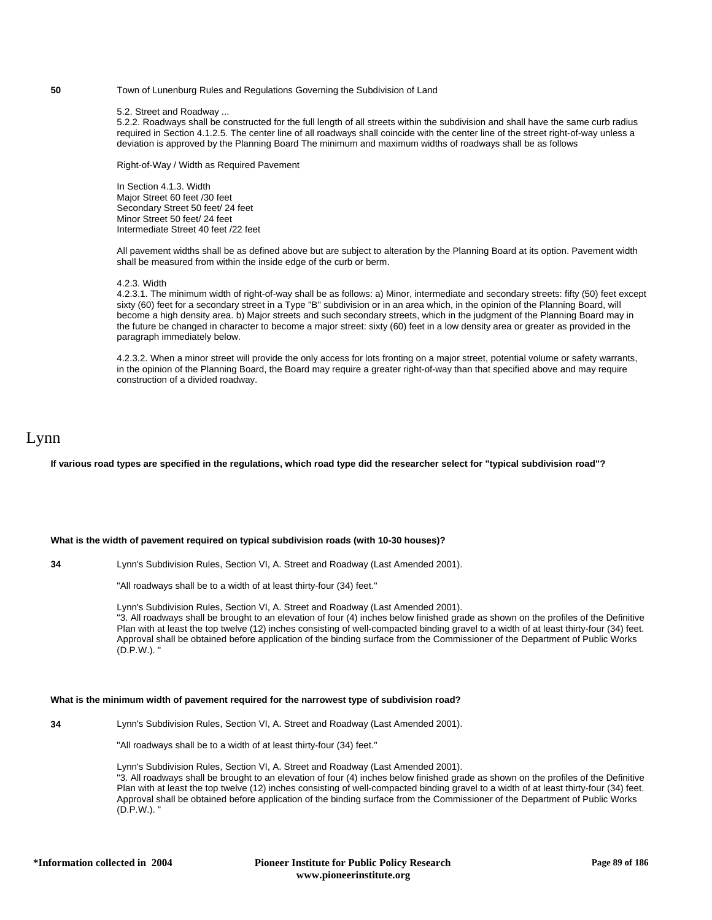**50** Town of Lunenburg Rules and Regulations Governing the Subdivision of Land

5.2. Street and Roadway ...
5.2.2. Roadways shall be constructed for the full length of all streets within the subdivision and shall have the same curb radius required in Section 4.1.2.5. The center line of all roadways shall coincide with the center line of the street right-of-way unless a deviation is approved by the Planning Board The minimum and maximum widths of roadways shall be as follows

Right-of-Way / Width as Required Pavement

In Section 4.1.3. Width
Major Street 60 feet /30 feet
Secondary Street 50 feet/ 24 feet
Minor Street 50 feet/ 24 feet
Intermediate Street 40 feet /22 feet

All pavement widths shall be as defined above but are subject to alteration by the Planning Board at its option. Pavement width shall be measured from within the inside edge of the curb or berm.

4.2.3. Width
4.2.3.1. The minimum width of right-of-way shall be as follows: a) Minor, intermediate and secondary streets: fifty (50) feet except sixty (60) feet for a secondary street in a Type "B" subdivision or in an area which, in the opinion of the Planning Board, will become a high density area. b) Major streets and such secondary streets, which in the judgment of the Planning Board may in the future be changed in character to become a major street: sixty (60) feet in a low density area or greater as provided in the paragraph immediately below.

4.2.3.2. When a minor street will provide the only access for lots fronting on a major street, potential volume or safety warrants, in the opinion of the Planning Board, the Board may require a greater right-of-way than that specified above and may require construction of a divided roadway.

# Lynn

**If various road types are specified in the regulations, which road type did the researcher select for "typical subdivision road"?**

**What is the width of pavement required on typical subdivision roads (with 10-30 houses)?**

**34** Lynn's Subdivision Rules, Section VI, A. Street and Roadway (Last Amended 2001).

"All roadways shall be to a width of at least thirty-four (34) feet."

Lynn's Subdivision Rules, Section VI, A. Street and Roadway (Last Amended 2001).
"3. All roadways shall be brought to an elevation of four (4) inches below finished grade as shown on the profiles of the Definitive Plan with at least the top twelve (12) inches consisting of well-compacted binding gravel to a width of at least thirty-four (34) feet. Approval shall be obtained before application of the binding surface from the Commissioner of the Department of Public Works (D.P.W.). "

**What is the minimum width of pavement required for the narrowest type of subdivision road?**

**34** Lynn's Subdivision Rules, Section VI, A. Street and Roadway (Last Amended 2001).

"All roadways shall be to a width of at least thirty-four (34) feet."

Lynn's Subdivision Rules, Section VI, A. Street and Roadway (Last Amended 2001).
"3. All roadways shall be brought to an elevation of four (4) inches below finished grade as shown on the profiles of the Definitive Plan with at least the top twelve (12) inches consisting of well-compacted binding gravel to a width of at least thirty-four (34) feet. Approval shall be obtained before application of the binding surface from the Commissioner of the Department of Public Works (D.P.W.). "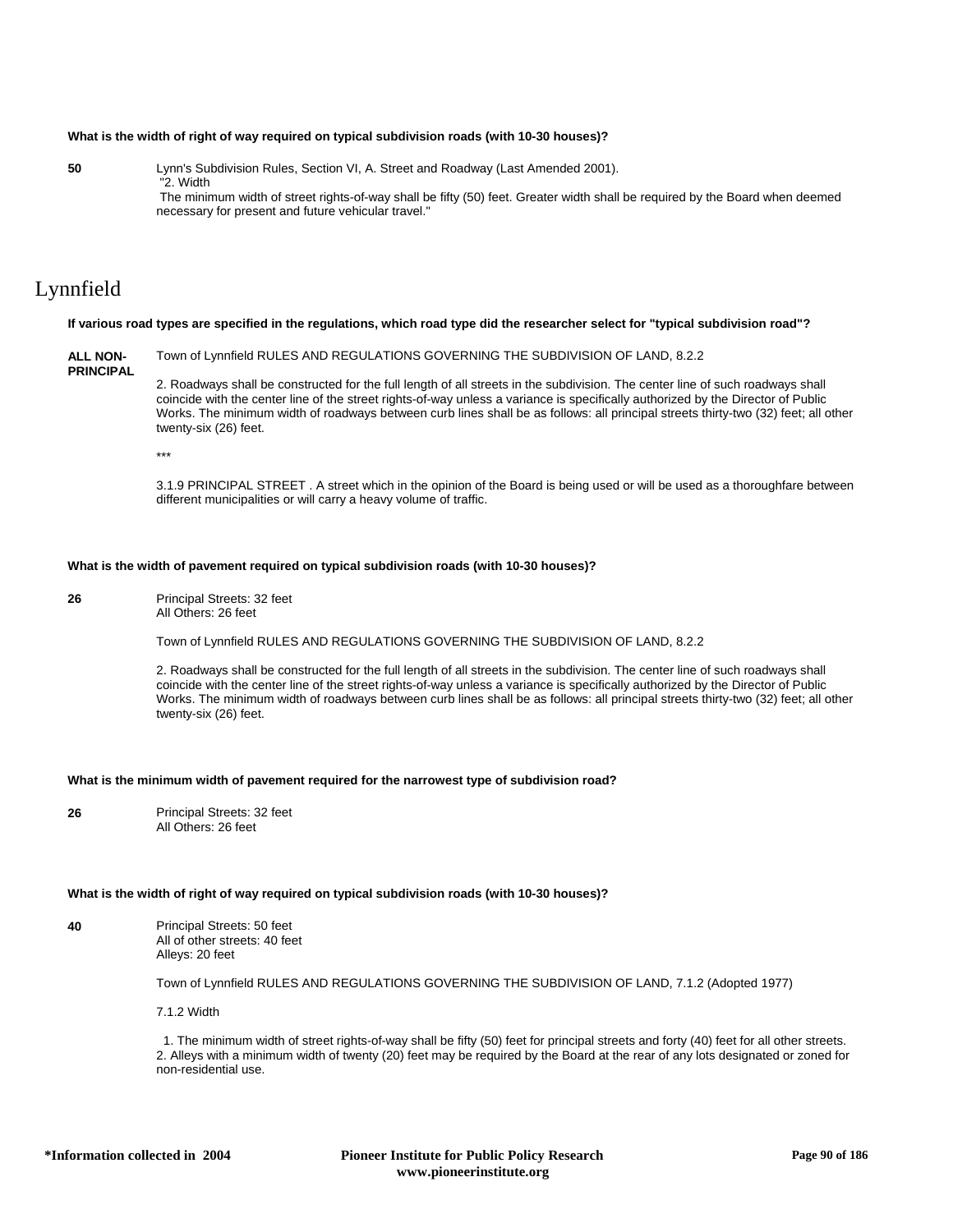**What is the width of right of way required on typical subdivision roads (with 10-30 houses)?**

**50** Lynn's Subdivision Rules, Section VI, A. Street and Roadway (Last Amended 2001).
"2. Width
The minimum width of street rights-of-way shall be fifty (50) feet. Greater width shall be required by the Board when deemed necessary for present and future vehicular travel."

# Lynnfield

**If various road types are specified in the regulations, which road type did the researcher select for "typical subdivision road"?**

**ALL NON-PRINCIPAL** Town of Lynnfield RULES AND REGULATIONS GOVERNING THE SUBDIVISION OF LAND, 8.2.2

2. Roadways shall be constructed for the full length of all streets in the subdivision. The center line of such roadways shall coincide with the center line of the street rights-of-way unless a variance is specifically authorized by the Director of Public Works. The minimum width of roadways between curb lines shall be as follows: all principal streets thirty-two (32) feet; all other twenty-six (26) feet.

***

3.1.9 PRINCIPAL STREET . A street which in the opinion of the Board is being used or will be used as a thoroughfare between different municipalities or will carry a heavy volume of traffic.

**What is the width of pavement required on typical subdivision roads (with 10-30 houses)?**

**26** Principal Streets: 32 feet
All Others: 26 feet

Town of Lynnfield RULES AND REGULATIONS GOVERNING THE SUBDIVISION OF LAND, 8.2.2

2. Roadways shall be constructed for the full length of all streets in the subdivision. The center line of such roadways shall coincide with the center line of the street rights-of-way unless a variance is specifically authorized by the Director of Public Works. The minimum width of roadways between curb lines shall be as follows: all principal streets thirty-two (32) feet; all other twenty-six (26) feet.

**What is the minimum width of pavement required for the narrowest type of subdivision road?**

**26** Principal Streets: 32 feet
All Others: 26 feet

**What is the width of right of way required on typical subdivision roads (with 10-30 houses)?**

**40** Principal Streets: 50 feet
All of other streets: 40 feet
Alleys: 20 feet

Town of Lynnfield RULES AND REGULATIONS GOVERNING THE SUBDIVISION OF LAND, 7.1.2 (Adopted 1977)

7.1.2 Width

1. The minimum width of street rights-of-way shall be fifty (50) feet for principal streets and forty (40) feet for all other streets.
2. Alleys with a minimum width of twenty (20) feet may be required by the Board at the rear of any lots designated or zoned for non-residential use.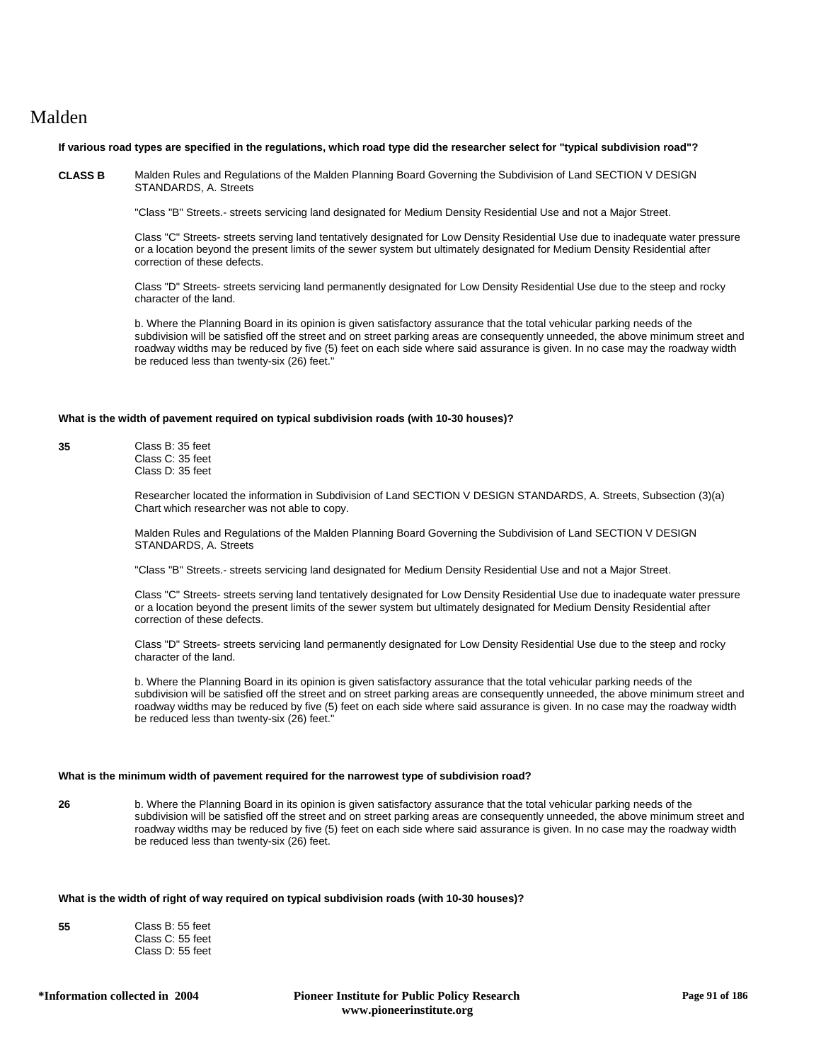# Malden

**If various road types are specified in the regulations, which road type did the researcher select for "typical subdivision road"?**

**CLASS B**

Malden Rules and Regulations of the Malden Planning Board Governing the Subdivision of Land SECTION V DESIGN STANDARDS, A. Streets

"Class "B" Streets.- streets servicing land designated for Medium Density Residential Use and not a Major Street.

Class "C" Streets- streets serving land tentatively designated for Low Density Residential Use due to inadequate water pressure or a location beyond the present limits of the sewer system but ultimately designated for Medium Density Residential after correction of these defects.

Class "D" Streets- streets servicing land permanently designated for Low Density Residential Use due to the steep and rocky character of the land.

b. Where the Planning Board in its opinion is given satisfactory assurance that the total vehicular parking needs of the subdivision will be satisfied off the street and on street parking areas are consequently unneeded, the above minimum street and roadway widths may be reduced by five (5) feet on each side where said assurance is given. In no case may the roadway width be reduced less than twenty-six (26) feet."

**What is the width of pavement required on typical subdivision roads (with 10-30 houses)?**

**35**

Class B: 35 feet
Class C: 35 feet
Class D: 35 feet

Researcher located the information in Subdivision of Land SECTION V DESIGN STANDARDS, A. Streets, Subsection (3)(a) Chart which researcher was not able to copy.

Malden Rules and Regulations of the Malden Planning Board Governing the Subdivision of Land SECTION V DESIGN STANDARDS, A. Streets

"Class "B" Streets.- streets servicing land designated for Medium Density Residential Use and not a Major Street.

Class "C" Streets- streets serving land tentatively designated for Low Density Residential Use due to inadequate water pressure or a location beyond the present limits of the sewer system but ultimately designated for Medium Density Residential after correction of these defects.

Class "D" Streets- streets servicing land permanently designated for Low Density Residential Use due to the steep and rocky character of the land.

b. Where the Planning Board in its opinion is given satisfactory assurance that the total vehicular parking needs of the subdivision will be satisfied off the street and on street parking areas are consequently unneeded, the above minimum street and roadway widths may be reduced by five (5) feet on each side where said assurance is given. In no case may the roadway width be reduced less than twenty-six (26) feet."

**What is the minimum width of pavement required for the narrowest type of subdivision road?**

**26**

b. Where the Planning Board in its opinion is given satisfactory assurance that the total vehicular parking needs of the subdivision will be satisfied off the street and on street parking areas are consequently unneeded, the above minimum street and roadway widths may be reduced by five (5) feet on each side where said assurance is given. In no case may the roadway width be reduced less than twenty-six (26) feet.

**What is the width of right of way required on typical subdivision roads (with 10-30 houses)?**

**55**

Class B: 55 feet
Class C: 55 feet
Class D: 55 feet

**\*Information collected in 2004**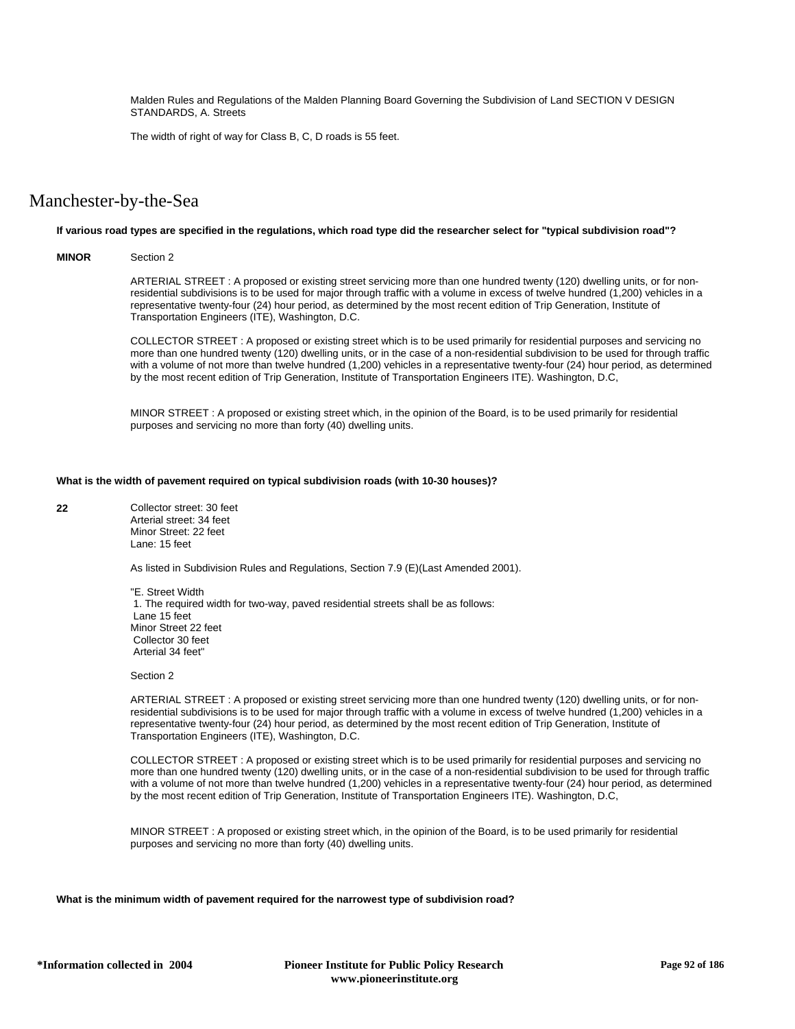Malden Rules and Regulations of the Malden Planning Board Governing the Subdivision of Land SECTION V DESIGN STANDARDS, A. Streets

The width of right of way for Class B, C, D roads is 55 feet.

# Manchester-by-the-Sea

**If various road types are specified in the regulations, which road type did the researcher select for "typical subdivision road"?**

**MINOR** Section 2

ARTERIAL STREET : A proposed or existing street servicing more than one hundred twenty (120) dwelling units, or for non-residential subdivisions is to be used for major through traffic with a volume in excess of twelve hundred (1,200) vehicles in a representative twenty-four (24) hour period, as determined by the most recent edition of Trip Generation, Institute of Transportation Engineers (ITE), Washington, D.C.

COLLECTOR STREET : A proposed or existing street which is to be used primarily for residential purposes and servicing no more than one hundred twenty (120) dwelling units, or in the case of a non-residential subdivision to be used for through traffic with a volume of not more than twelve hundred (1,200) vehicles in a representative twenty-four (24) hour period, as determined by the most recent edition of Trip Generation, Institute of Transportation Engineers ITE). Washington, D.C,

MINOR STREET : A proposed or existing street which, in the opinion of the Board, is to be used primarily for residential purposes and servicing no more than forty (40) dwelling units.

**What is the width of pavement required on typical subdivision roads (with 10-30 houses)?**

**22** Collector street: 30 feet
Arterial street: 34 feet
Minor Street: 22 feet
Lane: 15 feet

As listed in Subdivision Rules and Regulations, Section 7.9 (E)(Last Amended 2001).

"E. Street Width
1. The required width for two-way, paved residential streets shall be as follows:
Lane 15 feet
Minor Street 22 feet
Collector 30 feet
Arterial 34 feet"

Section 2

ARTERIAL STREET : A proposed or existing street servicing more than one hundred twenty (120) dwelling units, or for non-residential subdivisions is to be used for major through traffic with a volume in excess of twelve hundred (1,200) vehicles in a representative twenty-four (24) hour period, as determined by the most recent edition of Trip Generation, Institute of Transportation Engineers (ITE), Washington, D.C.

COLLECTOR STREET : A proposed or existing street which is to be used primarily for residential purposes and servicing no more than one hundred twenty (120) dwelling units, or in the case of a non-residential subdivision to be used for through traffic with a volume of not more than twelve hundred (1,200) vehicles in a representative twenty-four (24) hour period, as determined by the most recent edition of Trip Generation, Institute of Transportation Engineers ITE). Washington, D.C,

MINOR STREET : A proposed or existing street which, in the opinion of the Board, is to be used primarily for residential purposes and servicing no more than forty (40) dwelling units.

**What is the minimum width of pavement required for the narrowest type of subdivision road?**

*Information collected in 2004 — Pioneer Institute for Public Policy Research www.pioneerinstitute.org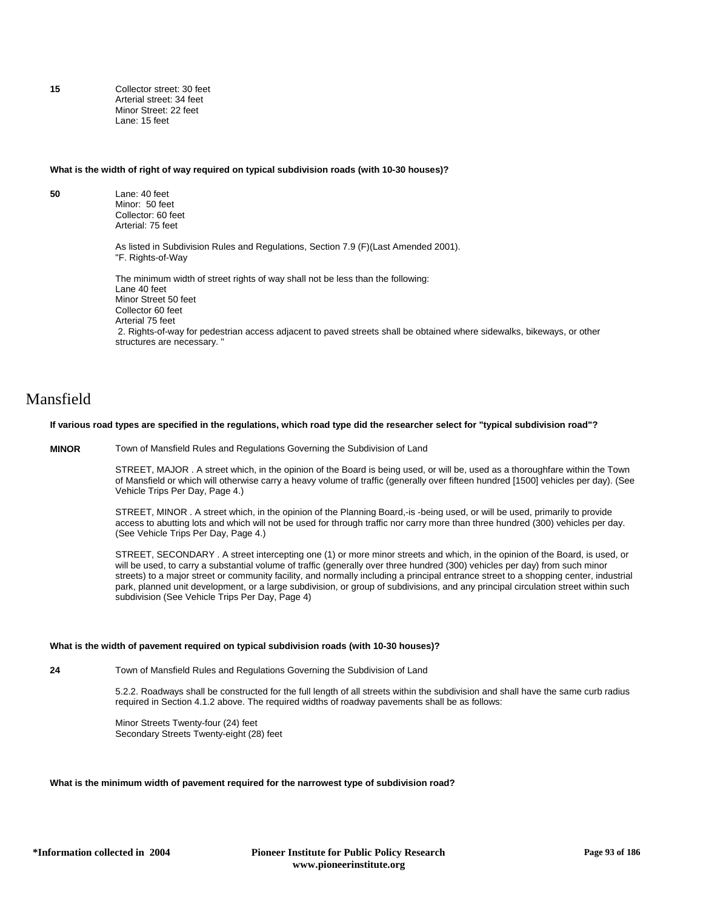**15** Collector street: 30 feet
Arterial street: 34 feet
Minor Street: 22 feet
Lane: 15 feet

**What is the width of right of way required on typical subdivision roads (with 10-30 houses)?**

**50** Lane: 40 feet
Minor: 50 feet
Collector: 60 feet
Arterial: 75 feet

As listed in Subdivision Rules and Regulations, Section 7.9 (F)(Last Amended 2001).
"F. Rights-of-Way

The minimum width of street rights of way shall not be less than the following:
Lane 40 feet
Minor Street 50 feet
Collector 60 feet
Arterial 75 feet
2. Rights-of-way for pedestrian access adjacent to paved streets shall be obtained where sidewalks, bikeways, or other structures are necessary. "

# Mansfield

**If various road types are specified in the regulations, which road type did the researcher select for "typical subdivision road"?**

**MINOR** Town of Mansfield Rules and Regulations Governing the Subdivision of Land

STREET, MAJOR . A street which, in the opinion of the Board is being used, or will be, used as a thoroughfare within the Town of Mansfield or which will otherwise carry a heavy volume of traffic (generally over fifteen hundred [1500] vehicles per day). (See Vehicle Trips Per Day, Page 4.)

STREET, MINOR . A street which, in the opinion of the Planning Board,-is -being used, or will be used, primarily to provide access to abutting lots and which will not be used for through traffic nor carry more than three hundred (300) vehicles per day. (See Vehicle Trips Per Day, Page 4.)

STREET, SECONDARY . A street intercepting one (1) or more minor streets and which, in the opinion of the Board, is used, or will be used, to carry a substantial volume of traffic (generally over three hundred (300) vehicles per day) from such minor streets) to a major street or community facility, and normally including a principal entrance street to a shopping center, industrial park, planned unit development, or a large subdivision, or group of subdivisions, and any principal circulation street within such subdivision (See Vehicle Trips Per Day, Page 4)

**What is the width of pavement required on typical subdivision roads (with 10-30 houses)?**

**24** Town of Mansfield Rules and Regulations Governing the Subdivision of Land

5.2.2. Roadways shall be constructed for the full length of all streets within the subdivision and shall have the same curb radius required in Section 4.1.2 above. The required widths of roadway pavements shall be as follows:

Minor Streets Twenty-four (24) feet
Secondary Streets Twenty-eight (28) feet

**What is the minimum width of pavement required for the narrowest type of subdivision road?**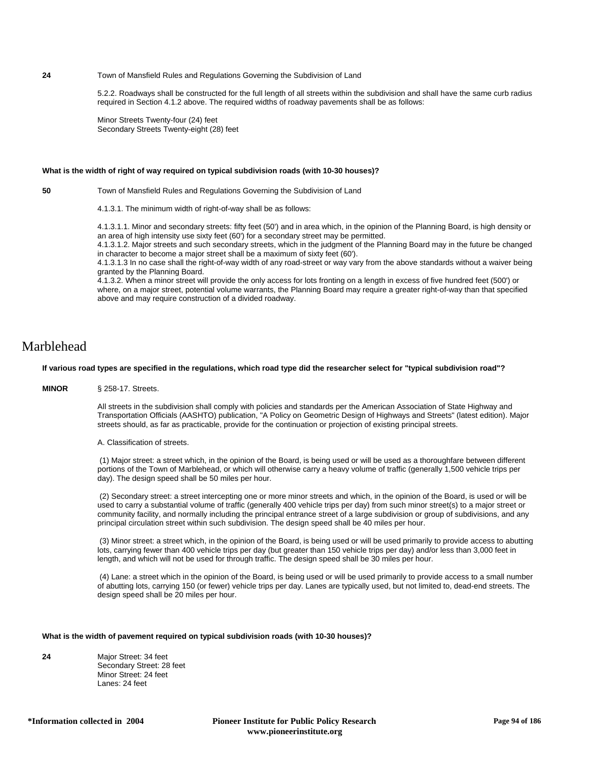**24** Town of Mansfield Rules and Regulations Governing the Subdivision of Land

5.2.2. Roadways shall be constructed for the full length of all streets within the subdivision and shall have the same curb radius required in Section 4.1.2 above. The required widths of roadway pavements shall be as follows:

Minor Streets Twenty-four (24) feet
Secondary Streets Twenty-eight (28) feet

**What is the width of right of way required on typical subdivision roads (with 10-30 houses)?**

**50** Town of Mansfield Rules and Regulations Governing the Subdivision of Land

4.1.3.1. The minimum width of right-of-way shall be as follows:

4.1.3.1.1. Minor and secondary streets: fifty feet (50') and in area which, in the opinion of the Planning Board, is high density or an area of high intensity use sixty feet (60') for a secondary street may be permitted.
4.1.3.1.2. Major streets and such secondary streets, which in the judgment of the Planning Board may in the future be changed in character to become a major street shall be a maximum of sixty feet (60').
4.1.3.1.3 In no case shall the right-of-way width of any road-street or way vary from the above standards without a waiver being granted by the Planning Board.
4.1.3.2. When a minor street will provide the only access for lots fronting on a length in excess of five hundred feet (500') or where, on a major street, potential volume warrants, the Planning Board may require a greater right-of-way than that specified above and may require construction of a divided roadway.

# Marblehead

**If various road types are specified in the regulations, which road type did the researcher select for "typical subdivision road"?**

**MINOR** § 258-17. Streets.

All streets in the subdivision shall comply with policies and standards per the American Association of State Highway and Transportation Officials (AASHTO) publication, "A Policy on Geometric Design of Highways and Streets" (latest edition). Major streets should, as far as practicable, provide for the continuation or projection of existing principal streets.

A. Classification of streets.

(1) Major street: a street which, in the opinion of the Board, is being used or will be used as a thoroughfare between different portions of the Town of Marblehead, or which will otherwise carry a heavy volume of traffic (generally 1,500 vehicle trips per day). The design speed shall be 50 miles per hour.

(2) Secondary street: a street intercepting one or more minor streets and which, in the opinion of the Board, is used or will be used to carry a substantial volume of traffic (generally 400 vehicle trips per day) from such minor street(s) to a major street or community facility, and normally including the principal entrance street of a large subdivision or group of subdivisions, and any principal circulation street within such subdivision. The design speed shall be 40 miles per hour.

(3) Minor street: a street which, in the opinion of the Board, is being used or will be used primarily to provide access to abutting lots, carrying fewer than 400 vehicle trips per day (but greater than 150 vehicle trips per day) and/or less than 3,000 feet in length, and which will not be used for through traffic. The design speed shall be 30 miles per hour.

(4) Lane: a street which in the opinion of the Board, is being used or will be used primarily to provide access to a small number of abutting lots, carrying 150 (or fewer) vehicle trips per day. Lanes are typically used, but not limited to, dead-end streets. The design speed shall be 20 miles per hour.

**What is the width of pavement required on typical subdivision roads (with 10-30 houses)?**

**24** Major Street: 34 feet
Secondary Street: 28 feet
Minor Street: 24 feet
Lanes: 24 feet

*Information collected in 2004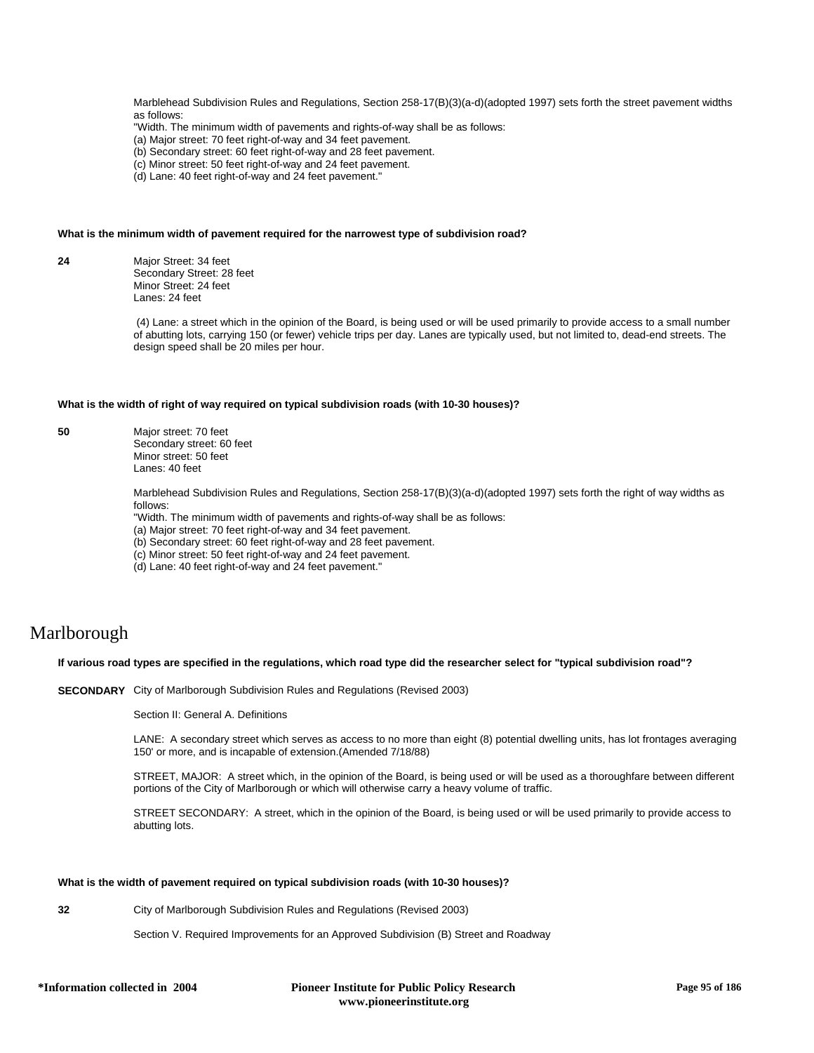Marblehead Subdivision Rules and Regulations, Section 258-17(B)(3)(a-d)(adopted 1997) sets forth the street pavement widths as follows:
"Width. The minimum width of pavements and rights-of-way shall be as follows:
(a) Major street: 70 feet right-of-way and 34 feet pavement.
(b) Secondary street: 60 feet right-of-way and 28 feet pavement.
(c) Minor street: 50 feet right-of-way and 24 feet pavement.
(d) Lane: 40 feet right-of-way and 24 feet pavement."

**What is the minimum width of pavement required for the narrowest type of subdivision road?**

**24**

Major Street: 34 feet
Secondary Street: 28 feet
Minor Street: 24 feet
Lanes: 24 feet

(4) Lane: a street which in the opinion of the Board, is being used or will be used primarily to provide access to a small number of abutting lots, carrying 150 (or fewer) vehicle trips per day. Lanes are typically used, but not limited to, dead-end streets. The design speed shall be 20 miles per hour.

**What is the width of right of way required on typical subdivision roads (with 10-30 houses)?**

**50**

Major street: 70 feet
Secondary street: 60 feet
Minor street: 50 feet
Lanes: 40 feet

Marblehead Subdivision Rules and Regulations, Section 258-17(B)(3)(a-d)(adopted 1997) sets forth the right of way widths as follows:
"Width. The minimum width of pavements and rights-of-way shall be as follows:
(a) Major street: 70 feet right-of-way and 34 feet pavement.
(b) Secondary street: 60 feet right-of-way and 28 feet pavement.
(c) Minor street: 50 feet right-of-way and 24 feet pavement.
(d) Lane: 40 feet right-of-way and 24 feet pavement."

# Marlborough

**If various road types are specified in the regulations, which road type did the researcher select for "typical subdivision road"?**

**SECONDARY**

City of Marlborough Subdivision Rules and Regulations (Revised 2003)

Section II: General A. Definitions

LANE: A secondary street which serves as access to no more than eight (8) potential dwelling units, has lot frontages averaging 150' or more, and is incapable of extension.(Amended 7/18/88)

STREET, MAJOR: A street which, in the opinion of the Board, is being used or will be used as a thoroughfare between different portions of the City of Marlborough or which will otherwise carry a heavy volume of traffic.

STREET SECONDARY: A street, which in the opinion of the Board, is being used or will be used primarily to provide access to abutting lots.

**What is the width of pavement required on typical subdivision roads (with 10-30 houses)?**

**32**

City of Marlborough Subdivision Rules and Regulations (Revised 2003)

Section V. Required Improvements for an Approved Subdivision (B) Street and Roadway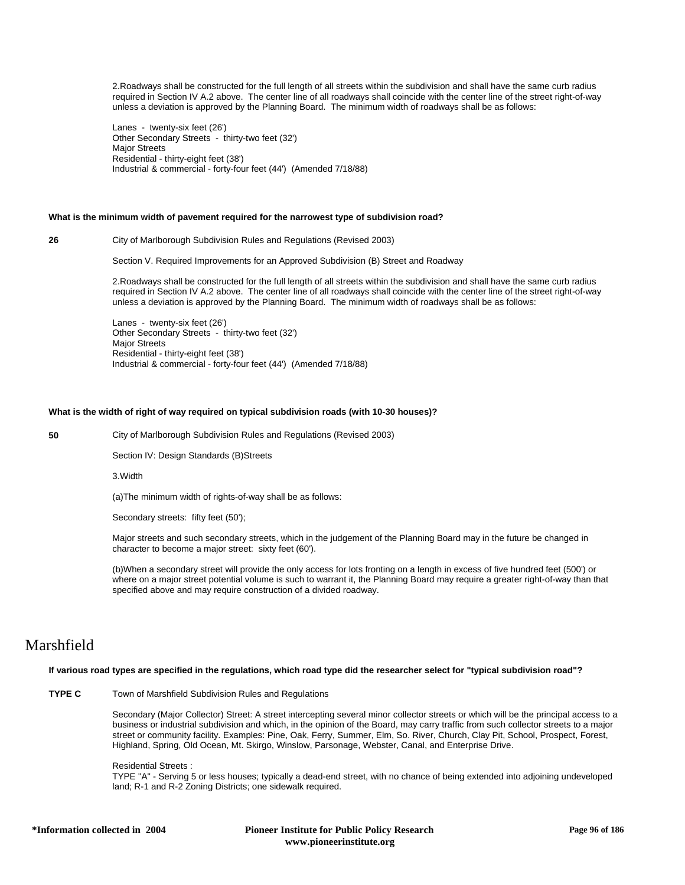2.Roadways shall be constructed for the full length of all streets within the subdivision and shall have the same curb radius required in Section IV A.2 above. The center line of all roadways shall coincide with the center line of the street right-of-way unless a deviation is approved by the Planning Board. The minimum width of roadways shall be as follows:

Lanes - twenty-six feet (26')
Other Secondary Streets - thirty-two feet (32')
Major Streets
Residential - thirty-eight feet (38')
Industrial & commercial - forty-four feet (44') (Amended 7/18/88)

**What is the minimum width of pavement required for the narrowest type of subdivision road?**

**26** City of Marlborough Subdivision Rules and Regulations (Revised 2003)

Section V. Required Improvements for an Approved Subdivision (B) Street and Roadway

2.Roadways shall be constructed for the full length of all streets within the subdivision and shall have the same curb radius required in Section IV A.2 above. The center line of all roadways shall coincide with the center line of the street right-of-way unless a deviation is approved by the Planning Board. The minimum width of roadways shall be as follows:

Lanes - twenty-six feet (26')
Other Secondary Streets - thirty-two feet (32')
Major Streets
Residential - thirty-eight feet (38')
Industrial & commercial - forty-four feet (44') (Amended 7/18/88)

**What is the width of right of way required on typical subdivision roads (with 10-30 houses)?**

**50** City of Marlborough Subdivision Rules and Regulations (Revised 2003)

Section IV: Design Standards (B)Streets

3.Width

(a)The minimum width of rights-of-way shall be as follows:

Secondary streets: fifty feet (50');

Major streets and such secondary streets, which in the judgement of the Planning Board may in the future be changed in character to become a major street: sixty feet (60').

(b)When a secondary street will provide the only access for lots fronting on a length in excess of five hundred feet (500') or where on a major street potential volume is such to warrant it, the Planning Board may require a greater right-of-way than that specified above and may require construction of a divided roadway.

# Marshfield

**If various road types are specified in the regulations, which road type did the researcher select for "typical subdivision road"?**

**TYPE C** Town of Marshfield Subdivision Rules and Regulations

Secondary (Major Collector) Street: A street intercepting several minor collector streets or which will be the principal access to a business or industrial subdivision and which, in the opinion of the Board, may carry traffic from such collector streets to a major street or community facility. Examples: Pine, Oak, Ferry, Summer, Elm, So. River, Church, Clay Pit, School, Prospect, Forest, Highland, Spring, Old Ocean, Mt. Skirgo, Winslow, Parsonage, Webster, Canal, and Enterprise Drive.

Residential Streets :
TYPE "A" - Serving 5 or less houses; typically a dead-end street, with no chance of being extended into adjoining undeveloped land; R-1 and R-2 Zoning Districts; one sidewalk required.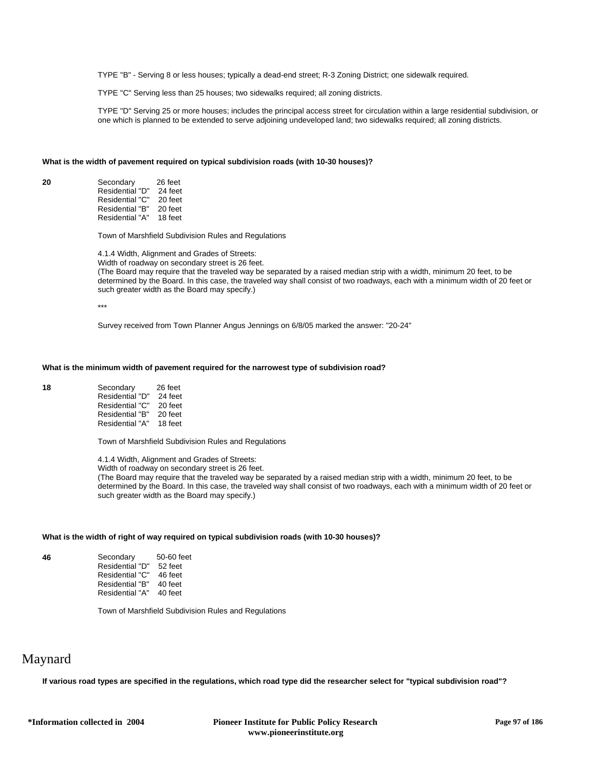TYPE "B" - Serving 8 or less houses; typically a dead-end street; R-3 Zoning District; one sidewalk required.

TYPE "C" Serving less than 25 houses; two sidewalks required; all zoning districts.

TYPE "D" Serving 25 or more houses; includes the principal access street for circulation within a large residential subdivision, or one which is planned to be extended to serve adjoining undeveloped land; two sidewalks required; all zoning districts.

**What is the width of pavement required on typical subdivision roads (with 10-30 houses)?**

**20**

Secondary 26 feet
Residential "D" 24 feet
Residential "C" 20 feet
Residential "B" 20 feet
Residential "A" 18 feet

Town of Marshfield Subdivision Rules and Regulations

4.1.4 Width, Alignment and Grades of Streets:
Width of roadway on secondary street is 26 feet.
(The Board may require that the traveled way be separated by a raised median strip with a width, minimum 20 feet, to be determined by the Board. In this case, the traveled way shall consist of two roadways, each with a minimum width of 20 feet or such greater width as the Board may specify.)

***

Survey received from Town Planner Angus Jennings on 6/8/05 marked the answer: "20-24"

**What is the minimum width of pavement required for the narrowest type of subdivision road?**

**18**

Secondary 26 feet
Residential "D" 24 feet
Residential "C" 20 feet
Residential "B" 20 feet
Residential "A" 18 feet

Town of Marshfield Subdivision Rules and Regulations

4.1.4 Width, Alignment and Grades of Streets:
Width of roadway on secondary street is 26 feet.
(The Board may require that the traveled way be separated by a raised median strip with a width, minimum 20 feet, to be determined by the Board. In this case, the traveled way shall consist of two roadways, each with a minimum width of 20 feet or such greater width as the Board may specify.)

**What is the width of right of way required on typical subdivision roads (with 10-30 houses)?**

**46**

Secondary 50-60 feet
Residential "D" 52 feet
Residential "C" 46 feet
Residential "B" 40 feet
Residential "A" 40 feet

Town of Marshfield Subdivision Rules and Regulations

# Maynard

**If various road types are specified in the regulations, which road type did the researcher select for "typical subdivision road"?**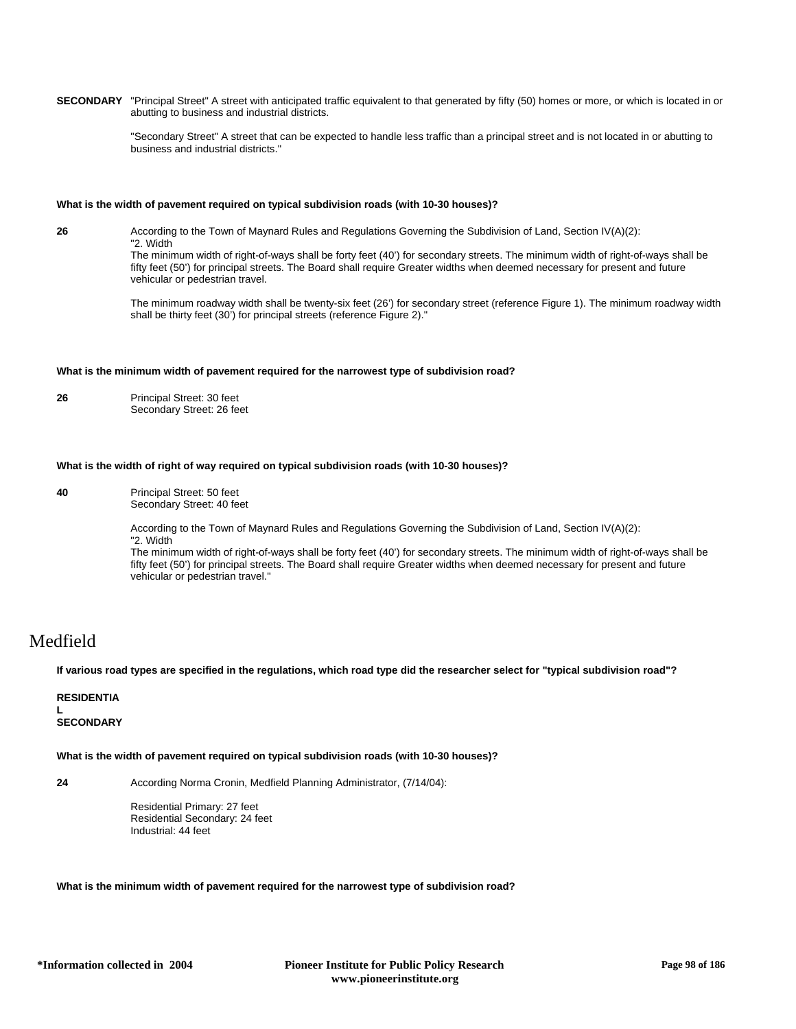**SECONDARY** "Principal Street" A street with anticipated traffic equivalent to that generated by fifty (50) homes or more, or which is located in or abutting to business and industrial districts.

"Secondary Street" A street that can be expected to handle less traffic than a principal street and is not located in or abutting to business and industrial districts."

**What is the width of pavement required on typical subdivision roads (with 10-30 houses)?**

**26** According to the Town of Maynard Rules and Regulations Governing the Subdivision of Land, Section IV(A)(2):
"2. Width
The minimum width of right-of-ways shall be forty feet (40') for secondary streets. The minimum width of right-of-ways shall be fifty feet (50') for principal streets. The Board shall require Greater widths when deemed necessary for present and future vehicular or pedestrian travel.

The minimum roadway width shall be twenty-six feet (26') for secondary street (reference Figure 1). The minimum roadway width shall be thirty feet (30') for principal streets (reference Figure 2)."

**What is the minimum width of pavement required for the narrowest type of subdivision road?**

**26** Principal Street: 30 feet
Secondary Street: 26 feet

**What is the width of right of way required on typical subdivision roads (with 10-30 houses)?**

**40** Principal Street: 50 feet
Secondary Street: 40 feet

According to the Town of Maynard Rules and Regulations Governing the Subdivision of Land, Section IV(A)(2):
"2. Width
The minimum width of right-of-ways shall be forty feet (40') for secondary streets. The minimum width of right-of-ways shall be fifty feet (50') for principal streets. The Board shall require Greater widths when deemed necessary for present and future vehicular or pedestrian travel."

# Medfield

**If various road types are specified in the regulations, which road type did the researcher select for "typical subdivision road"?**

**RESIDENTIAL SECONDARY**

**What is the width of pavement required on typical subdivision roads (with 10-30 houses)?**

**24** According Norma Cronin, Medfield Planning Administrator, (7/14/04):

Residential Primary: 27 feet
Residential Secondary: 24 feet
Industrial: 44 feet

**What is the minimum width of pavement required for the narrowest type of subdivision road?**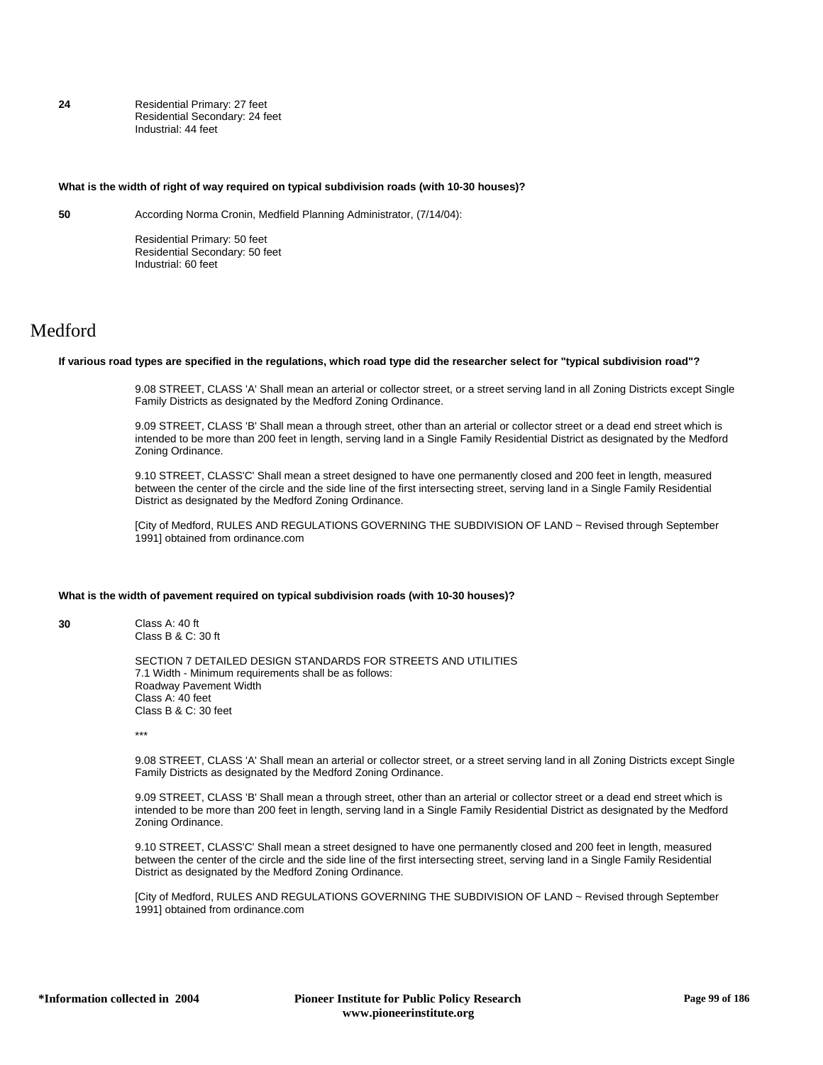**24** Residential Primary: 27 feet
Residential Secondary: 24 feet
Industrial: 44 feet

**What is the width of right of way required on typical subdivision roads (with 10-30 houses)?**

**50** According Norma Cronin, Medfield Planning Administrator, (7/14/04):

Residential Primary: 50 feet
Residential Secondary: 50 feet
Industrial: 60 feet

# Medford

**If various road types are specified in the regulations, which road type did the researcher select for "typical subdivision road"?**

9.08 STREET, CLASS 'A' Shall mean an arterial or collector street, or a street serving land in all Zoning Districts except Single Family Districts as designated by the Medford Zoning Ordinance.

9.09 STREET, CLASS 'B' Shall mean a through street, other than an arterial or collector street or a dead end street which is intended to be more than 200 feet in length, serving land in a Single Family Residential District as designated by the Medford Zoning Ordinance.

9.10 STREET, CLASS'C' Shall mean a street designed to have one permanently closed and 200 feet in length, measured between the center of the circle and the side line of the first intersecting street, serving land in a Single Family Residential District as designated by the Medford Zoning Ordinance.

[City of Medford, RULES AND REGULATIONS GOVERNING THE SUBDIVISION OF LAND ~ Revised through September 1991] obtained from ordinance.com

**What is the width of pavement required on typical subdivision roads (with 10-30 houses)?**

**30** Class A: 40 ft
Class B & C: 30 ft

SECTION 7 DETAILED DESIGN STANDARDS FOR STREETS AND UTILITIES
7.1 Width - Minimum requirements shall be as follows:
Roadway Pavement Width
Class A: 40 feet
Class B & C: 30 feet

***

9.08 STREET, CLASS 'A' Shall mean an arterial or collector street, or a street serving land in all Zoning Districts except Single Family Districts as designated by the Medford Zoning Ordinance.

9.09 STREET, CLASS 'B' Shall mean a through street, other than an arterial or collector street or a dead end street which is intended to be more than 200 feet in length, serving land in a Single Family Residential District as designated by the Medford Zoning Ordinance.

9.10 STREET, CLASS'C' Shall mean a street designed to have one permanently closed and 200 feet in length, measured between the center of the circle and the side line of the first intersecting street, serving land in a Single Family Residential District as designated by the Medford Zoning Ordinance.

[City of Medford, RULES AND REGULATIONS GOVERNING THE SUBDIVISION OF LAND ~ Revised through September 1991] obtained from ordinance.com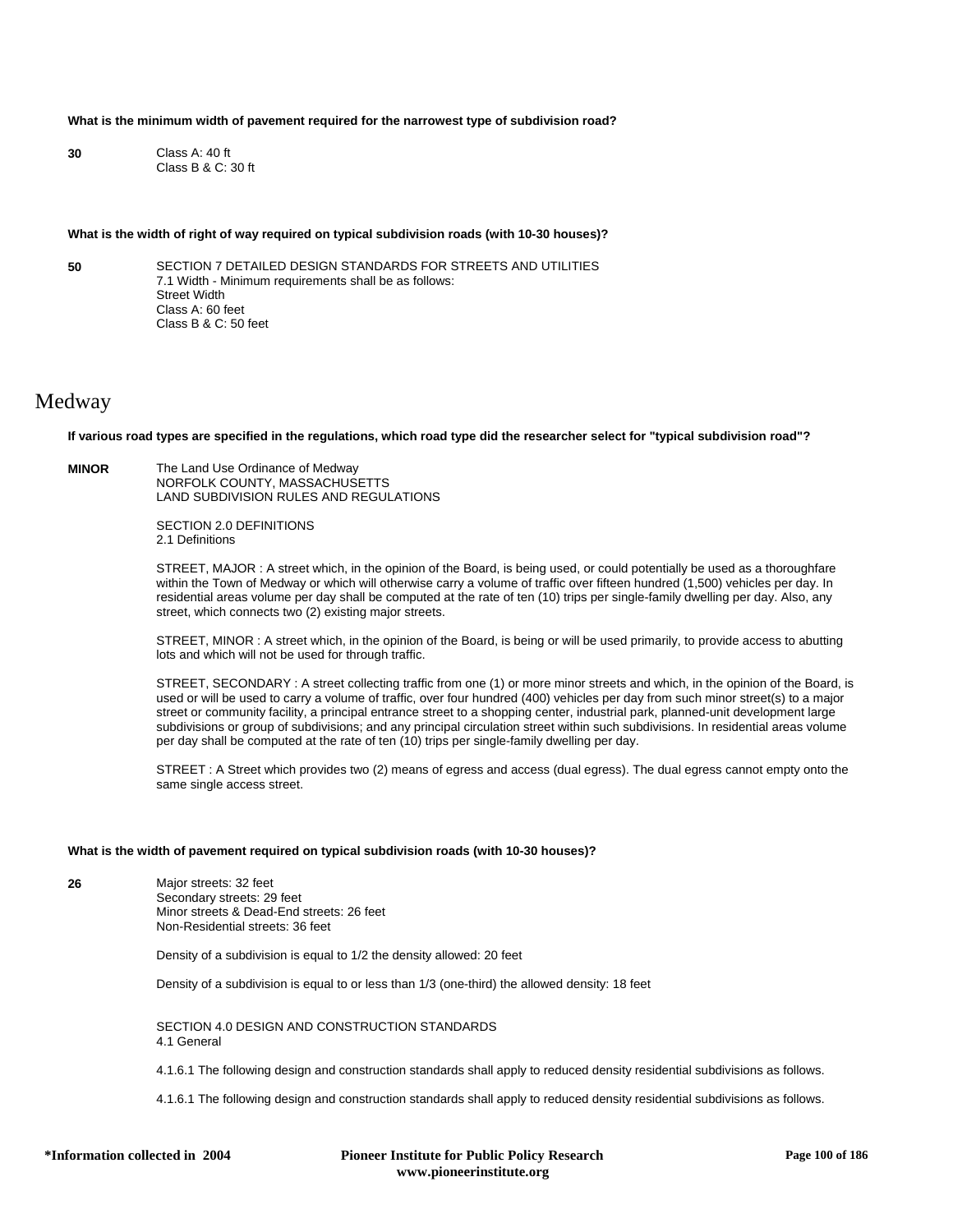**What is the minimum width of pavement required for the narrowest type of subdivision road?**

**30** Class A: 40 ft
Class B & C: 30 ft

**What is the width of right of way required on typical subdivision roads (with 10-30 houses)?**

**50** SECTION 7 DETAILED DESIGN STANDARDS FOR STREETS AND UTILITIES
7.1 Width - Minimum requirements shall be as follows:
Street Width
Class A: 60 feet
Class B & C: 50 feet

# Medway

**If various road types are specified in the regulations, which road type did the researcher select for "typical subdivision road"?**

**MINOR** The Land Use Ordinance of Medway
NORFOLK COUNTY, MASSACHUSETTS
LAND SUBDIVISION RULES AND REGULATIONS

SECTION 2.0 DEFINITIONS
2.1 Definitions

STREET, MAJOR : A street which, in the opinion of the Board, is being used, or could potentially be used as a thoroughfare within the Town of Medway or which will otherwise carry a volume of traffic over fifteen hundred (1,500) vehicles per day. In residential areas volume per day shall be computed at the rate of ten (10) trips per single-family dwelling per day. Also, any street, which connects two (2) existing major streets.

STREET, MINOR : A street which, in the opinion of the Board, is being or will be used primarily, to provide access to abutting lots and which will not be used for through traffic.

STREET, SECONDARY : A street collecting traffic from one (1) or more minor streets and which, in the opinion of the Board, is used or will be used to carry a volume of traffic, over four hundred (400) vehicles per day from such minor street(s) to a major street or community facility, a principal entrance street to a shopping center, industrial park, planned-unit development large subdivisions or group of subdivisions; and any principal circulation street within such subdivisions. In residential areas volume per day shall be computed at the rate of ten (10) trips per single-family dwelling per day.

STREET : A Street which provides two (2) means of egress and access (dual egress). The dual egress cannot empty onto the same single access street.

**What is the width of pavement required on typical subdivision roads (with 10-30 houses)?**

**26** Major streets: 32 feet
Secondary streets: 29 feet
Minor streets & Dead-End streets: 26 feet
Non-Residential streets: 36 feet

Density of a subdivision is equal to 1/2 the density allowed: 20 feet

Density of a subdivision is equal to or less than 1/3 (one-third) the allowed density: 18 feet

SECTION 4.0 DESIGN AND CONSTRUCTION STANDARDS
4.1 General

4.1.6.1 The following design and construction standards shall apply to reduced density residential subdivisions as follows.

4.1.6.1 The following design and construction standards shall apply to reduced density residential subdivisions as follows.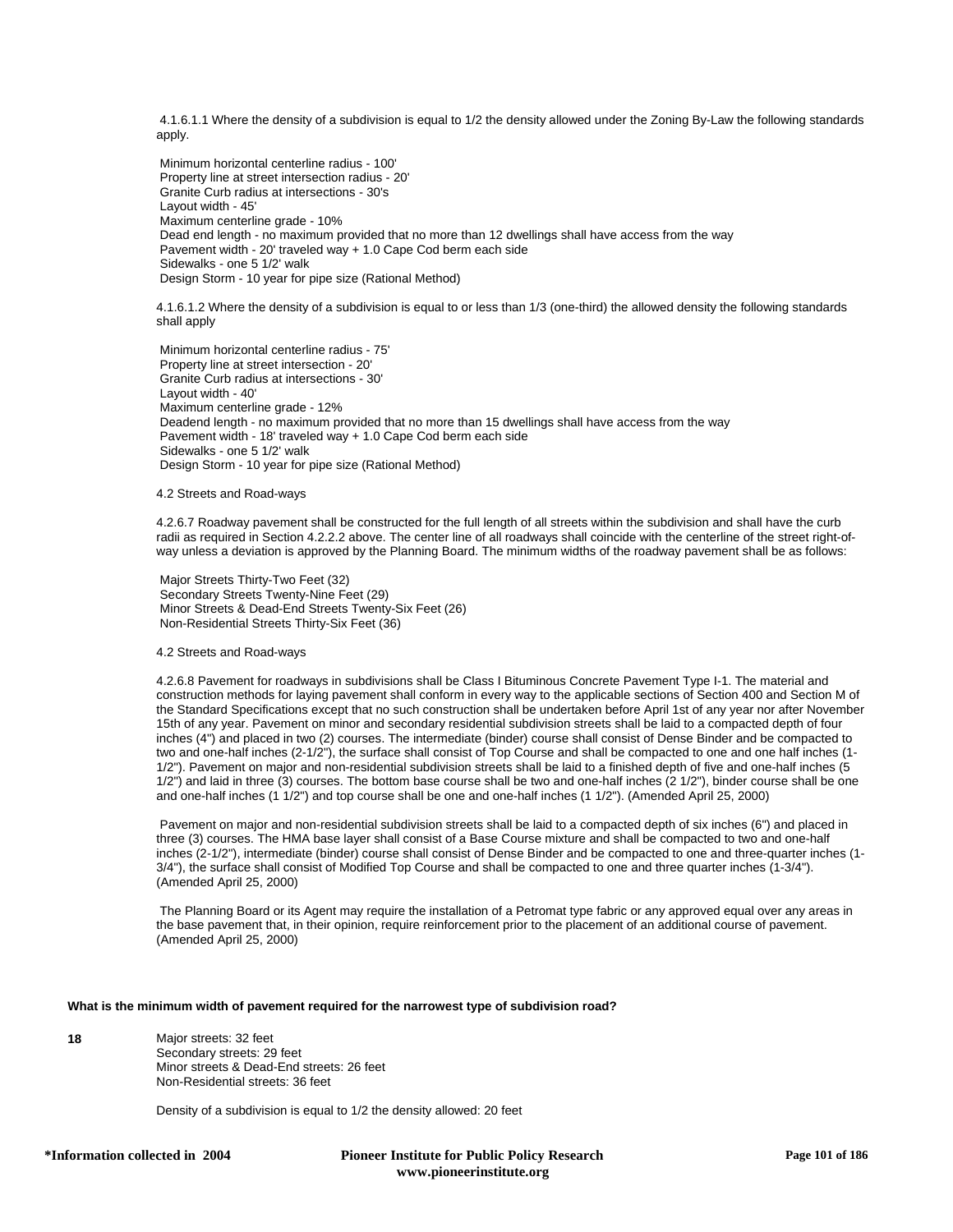4.1.6.1.1 Where the density of a subdivision is equal to 1/2 the density allowed under the Zoning By-Law the following standards apply.

Minimum horizontal centerline radius - 100'
Property line at street intersection radius - 20'
Granite Curb radius at intersections - 30's
Layout width - 45'
Maximum centerline grade - 10%
Dead end length - no maximum provided that no more than 12 dwellings shall have access from the way
Pavement width - 20' traveled way + 1.0 Cape Cod berm each side
Sidewalks - one 5 1/2' walk
Design Storm - 10 year for pipe size (Rational Method)

4.1.6.1.2 Where the density of a subdivision is equal to or less than 1/3 (one-third) the allowed density the following standards shall apply

Minimum horizontal centerline radius - 75'
Property line at street intersection - 20'
Granite Curb radius at intersections - 30'
Layout width - 40'
Maximum centerline grade - 12%
Deadend length - no maximum provided that no more than 15 dwellings shall have access from the way
Pavement width - 18' traveled way + 1.0 Cape Cod berm each side
Sidewalks - one 5 1/2' walk
Design Storm - 10 year for pipe size (Rational Method)

4.2 Streets and Road-ways

4.2.6.7 Roadway pavement shall be constructed for the full length of all streets within the subdivision and shall have the curb radii as required in Section 4.2.2.2 above. The center line of all roadways shall coincide with the centerline of the street right-of-way unless a deviation is approved by the Planning Board. The minimum widths of the roadway pavement shall be as follows:

Major Streets Thirty-Two Feet (32)
Secondary Streets Twenty-Nine Feet (29)
Minor Streets & Dead-End Streets Twenty-Six Feet (26)
Non-Residential Streets Thirty-Six Feet (36)

4.2 Streets and Road-ways

4.2.6.8 Pavement for roadways in subdivisions shall be Class I Bituminous Concrete Pavement Type I-1. The material and construction methods for laying pavement shall conform in every way to the applicable sections of Section 400 and Section M of the Standard Specifications except that no such construction shall be undertaken before April 1st of any year nor after November 15th of any year. Pavement on minor and secondary residential subdivision streets shall be laid to a compacted depth of four inches (4") and placed in two (2) courses. The intermediate (binder) course shall consist of Dense Binder and be compacted to two and one-half inches (2-1/2"), the surface shall consist of Top Course and shall be compacted to one and one half inches (1-1/2"). Pavement on major and non-residential subdivision streets shall be laid to a finished depth of five and one-half inches (5 1/2") and laid in three (3) courses. The bottom base course shall be two and one-half inches (2 1/2"), binder course shall be one and one-half inches (1 1/2") and top course shall be one and one-half inches (1 1/2"). (Amended April 25, 2000)

Pavement on major and non-residential subdivision streets shall be laid to a compacted depth of six inches (6") and placed in three (3) courses. The HMA base layer shall consist of a Base Course mixture and shall be compacted to two and one-half inches (2-1/2"), intermediate (binder) course shall consist of Dense Binder and be compacted to one and three-quarter inches (1-3/4"), the surface shall consist of Modified Top Course and shall be compacted to one and three quarter inches (1-3/4"). (Amended April 25, 2000)

The Planning Board or its Agent may require the installation of a Petromat type fabric or any approved equal over any areas in the base pavement that, in their opinion, require reinforcement prior to the placement of an additional course of pavement. (Amended April 25, 2000)

**What is the minimum width of pavement required for the narrowest type of subdivision road?**

**18**

Major streets: 32 feet
Secondary streets: 29 feet
Minor streets & Dead-End streets: 26 feet
Non-Residential streets: 36 feet

Density of a subdivision is equal to 1/2 the density allowed: 20 feet

**\*Information collected in 2004**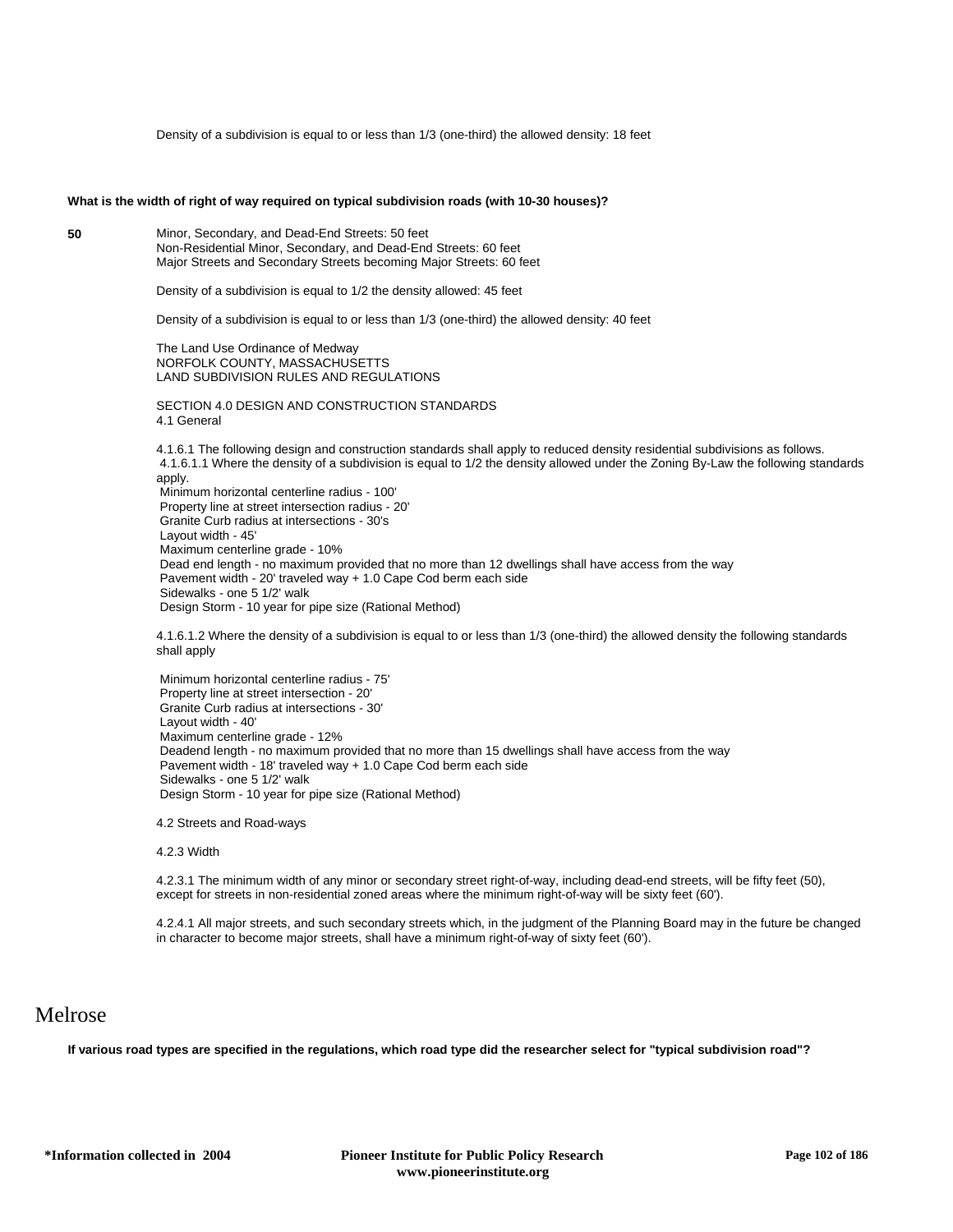Density of a subdivision is equal to or less than 1/3 (one-third) the allowed density: 18 feet

**What is the width of right of way required on typical subdivision roads (with 10-30 houses)?**

**50**

Minor, Secondary, and Dead-End Streets: 50 feet
Non-Residential Minor, Secondary, and Dead-End Streets: 60 feet
Major Streets and Secondary Streets becoming Major Streets: 60 feet

Density of a subdivision is equal to 1/2 the density allowed: 45 feet

Density of a subdivision is equal to or less than 1/3 (one-third) the allowed density: 40 feet

The Land Use Ordinance of Medway
NORFOLK COUNTY, MASSACHUSETTS
LAND SUBDIVISION RULES AND REGULATIONS

SECTION 4.0 DESIGN AND CONSTRUCTION STANDARDS
4.1 General

4.1.6.1 The following design and construction standards shall apply to reduced density residential subdivisions as follows.
4.1.6.1.1 Where the density of a subdivision is equal to 1/2 the density allowed under the Zoning By-Law the following standards apply.
Minimum horizontal centerline radius - 100'
Property line at street intersection radius - 20'
Granite Curb radius at intersections - 30's
Layout width - 45'
Maximum centerline grade - 10%
Dead end length - no maximum provided that no more than 12 dwellings shall have access from the way
Pavement width - 20' traveled way + 1.0 Cape Cod berm each side
Sidewalks - one 5 1/2' walk
Design Storm - 10 year for pipe size (Rational Method)

4.1.6.1.2 Where the density of a subdivision is equal to or less than 1/3 (one-third) the allowed density the following standards shall apply

Minimum horizontal centerline radius - 75'
Property line at street intersection - 20'
Granite Curb radius at intersections - 30'
Layout width - 40'
Maximum centerline grade - 12%
Deadend length - no maximum provided that no more than 15 dwellings shall have access from the way
Pavement width - 18' traveled way + 1.0 Cape Cod berm each side
Sidewalks - one 5 1/2' walk
Design Storm - 10 year for pipe size (Rational Method)

4.2 Streets and Road-ways

4.2.3 Width

4.2.3.1 The minimum width of any minor or secondary street right-of-way, including dead-end streets, will be fifty feet (50), except for streets in non-residential zoned areas where the minimum right-of-way will be sixty feet (60').

4.2.4.1 All major streets, and such secondary streets which, in the judgment of the Planning Board may in the future be changed in character to become major streets, shall have a minimum right-of-way of sixty feet (60').

# Melrose

**If various road types are specified in the regulations, which road type did the researcher select for "typical subdivision road"?**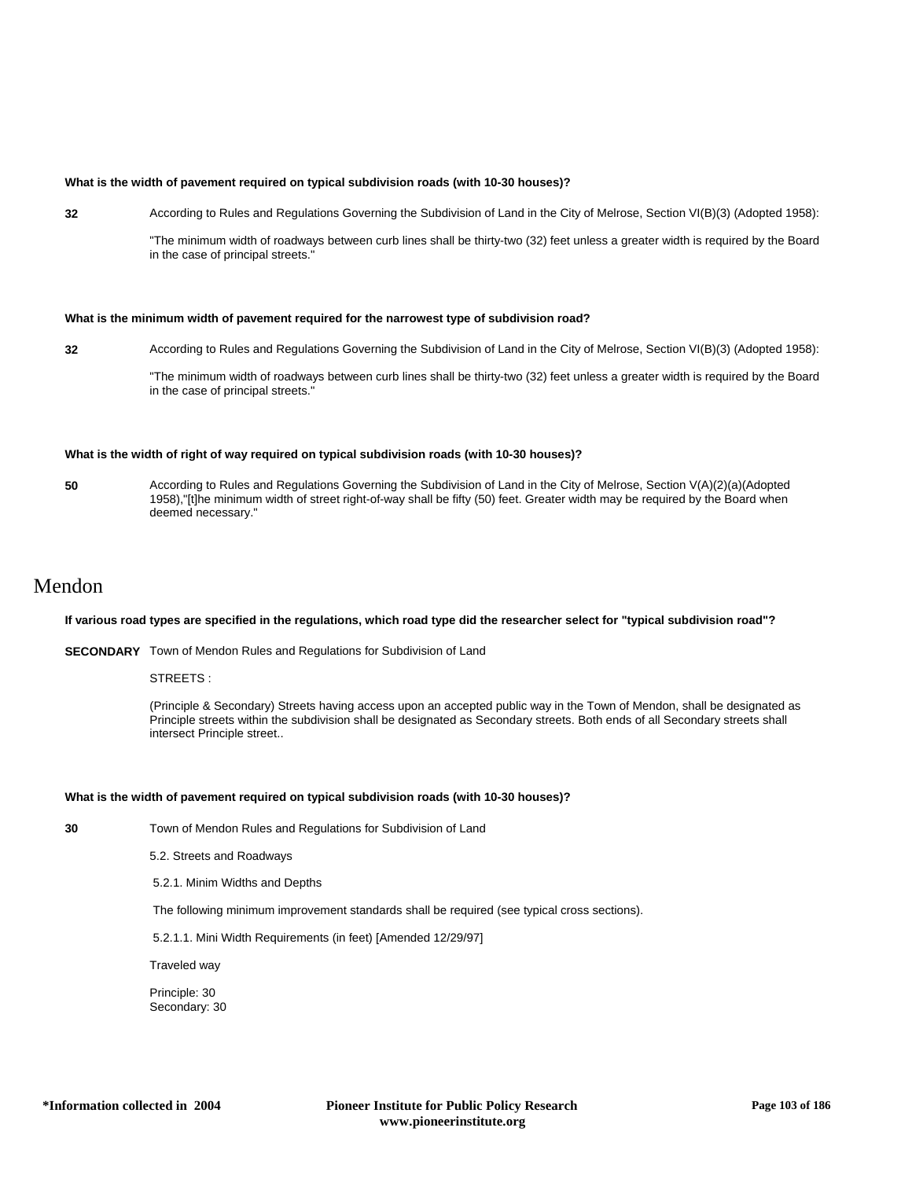**What is the width of pavement required on typical subdivision roads (with 10-30 houses)?**

**32** According to Rules and Regulations Governing the Subdivision of Land in the City of Melrose, Section VI(B)(3) (Adopted 1958):

"The minimum width of roadways between curb lines shall be thirty-two (32) feet unless a greater width is required by the Board in the case of principal streets."

**What is the minimum width of pavement required for the narrowest type of subdivision road?**

**32** According to Rules and Regulations Governing the Subdivision of Land in the City of Melrose, Section VI(B)(3) (Adopted 1958):

"The minimum width of roadways between curb lines shall be thirty-two (32) feet unless a greater width is required by the Board in the case of principal streets."

**What is the width of right of way required on typical subdivision roads (with 10-30 houses)?**

**50** According to Rules and Regulations Governing the Subdivision of Land in the City of Melrose, Section V(A)(2)(a)(Adopted 1958),"[t]he minimum width of street right-of-way shall be fifty (50) feet. Greater width may be required by the Board when deemed necessary."

# Mendon

**If various road types are specified in the regulations, which road type did the researcher select for "typical subdivision road"?**

**SECONDARY** Town of Mendon Rules and Regulations for Subdivision of Land

STREETS :

(Principle & Secondary) Streets having access upon an accepted public way in the Town of Mendon, shall be designated as Principle streets within the subdivision shall be designated as Secondary streets. Both ends of all Secondary streets shall intersect Principle street..

**What is the width of pavement required on typical subdivision roads (with 10-30 houses)?**

**30** Town of Mendon Rules and Regulations for Subdivision of Land

5.2. Streets and Roadways

5.2.1. Minim Widths and Depths

The following minimum improvement standards shall be required (see typical cross sections).

5.2.1.1. Mini Width Requirements (in feet) [Amended 12/29/97]

Traveled way

Principle: 30
Secondary: 30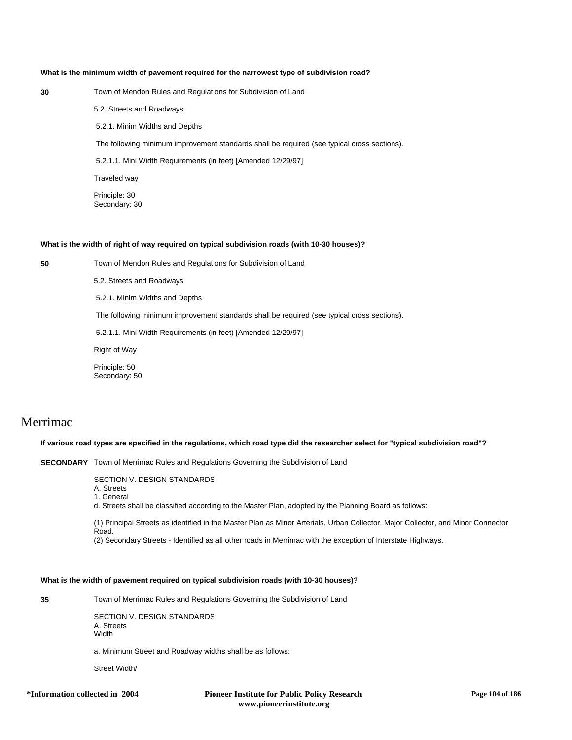**What is the minimum width of pavement required for the narrowest type of subdivision road?**

**30** Town of Mendon Rules and Regulations for Subdivision of Land

5.2. Streets and Roadways

5.2.1. Minim Widths and Depths

The following minimum improvement standards shall be required (see typical cross sections).

5.2.1.1. Mini Width Requirements (in feet) [Amended 12/29/97]

Traveled way

Principle: 30
Secondary: 30

**What is the width of right of way required on typical subdivision roads (with 10-30 houses)?**

**50** Town of Mendon Rules and Regulations for Subdivision of Land

5.2. Streets and Roadways

5.2.1. Minim Widths and Depths

The following minimum improvement standards shall be required (see typical cross sections).

5.2.1.1. Mini Width Requirements (in feet) [Amended 12/29/97]

Right of Way

Principle: 50
Secondary: 50

# Merrimac

**If various road types are specified in the regulations, which road type did the researcher select for "typical subdivision road"?**

**SECONDARY** Town of Merrimac Rules and Regulations Governing the Subdivision of Land

SECTION V. DESIGN STANDARDS
A. Streets
1. General
d. Streets shall be classified according to the Master Plan, adopted by the Planning Board as follows:

(1) Principal Streets as identified in the Master Plan as Minor Arterials, Urban Collector, Major Collector, and Minor Connector Road.
(2) Secondary Streets - Identified as all other roads in Merrimac with the exception of Interstate Highways.

**What is the width of pavement required on typical subdivision roads (with 10-30 houses)?**

**35** Town of Merrimac Rules and Regulations Governing the Subdivision of Land

SECTION V. DESIGN STANDARDS
A. Streets
Width

a. Minimum Street and Roadway widths shall be as follows:

Street Width/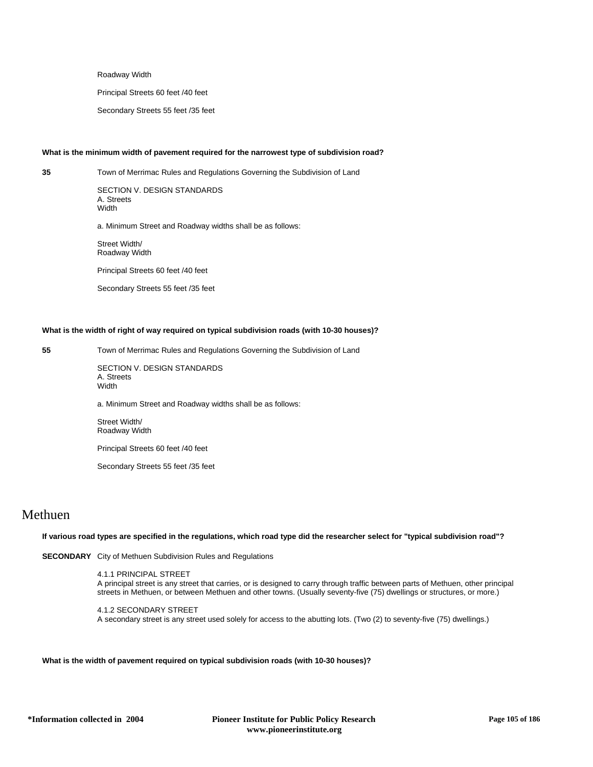Roadway Width

Principal Streets 60 feet /40 feet

Secondary Streets 55 feet /35 feet

**What is the minimum width of pavement required for the narrowest type of subdivision road?**

**35** Town of Merrimac Rules and Regulations Governing the Subdivision of Land

SECTION V. DESIGN STANDARDS
A. Streets
Width

a. Minimum Street and Roadway widths shall be as follows:

Street Width/
Roadway Width

Principal Streets 60 feet /40 feet

Secondary Streets 55 feet /35 feet

**What is the width of right of way required on typical subdivision roads (with 10-30 houses)?**

**55** Town of Merrimac Rules and Regulations Governing the Subdivision of Land

SECTION V. DESIGN STANDARDS
A. Streets
Width

a. Minimum Street and Roadway widths shall be as follows:

Street Width/
Roadway Width

Principal Streets 60 feet /40 feet

Secondary Streets 55 feet /35 feet

# Methuen

**If various road types are specified in the regulations, which road type did the researcher select for "typical subdivision road"?**

**SECONDARY** City of Methuen Subdivision Rules and Regulations

4.1.1 PRINCIPAL STREET
A principal street is any street that carries, or is designed to carry through traffic between parts of Methuen, other principal streets in Methuen, or between Methuen and other towns. (Usually seventy-five (75) dwellings or structures, or more.)

4.1.2 SECONDARY STREET
A secondary street is any street used solely for access to the abutting lots. (Two (2) to seventy-five (75) dwellings.)

**What is the width of pavement required on typical subdivision roads (with 10-30 houses)?**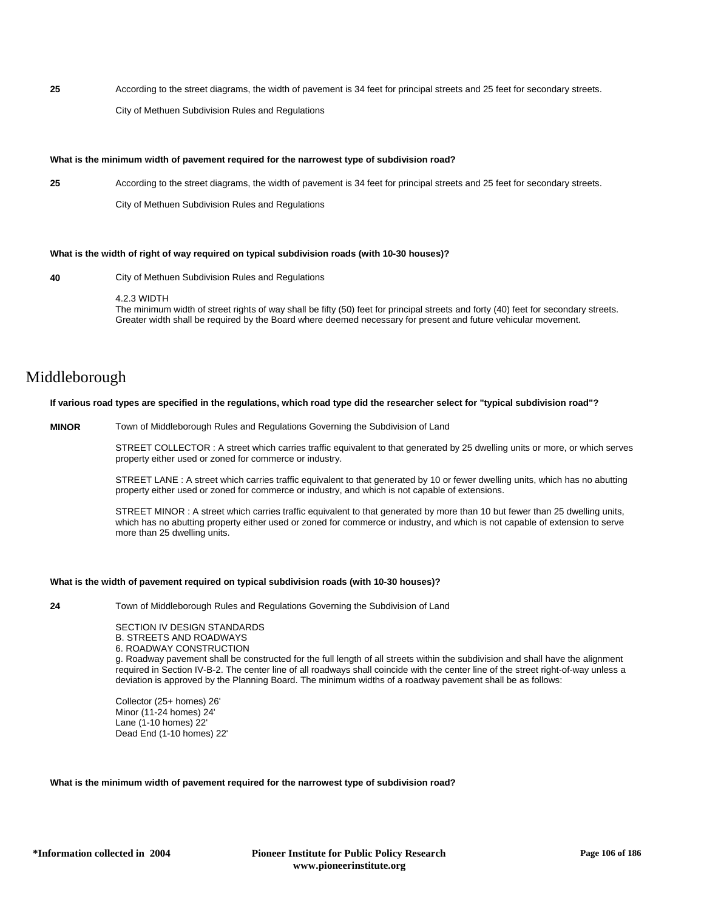**25** According to the street diagrams, the width of pavement is 34 feet for principal streets and 25 feet for secondary streets.

City of Methuen Subdivision Rules and Regulations

**What is the minimum width of pavement required for the narrowest type of subdivision road?**

**25** According to the street diagrams, the width of pavement is 34 feet for principal streets and 25 feet for secondary streets.

City of Methuen Subdivision Rules and Regulations

**What is the width of right of way required on typical subdivision roads (with 10-30 houses)?**

**40** City of Methuen Subdivision Rules and Regulations

4.2.3 WIDTH
The minimum width of street rights of way shall be fifty (50) feet for principal streets and forty (40) feet for secondary streets. Greater width shall be required by the Board where deemed necessary for present and future vehicular movement.

# Middleborough

**If various road types are specified in the regulations, which road type did the researcher select for "typical subdivision road"?**

**MINOR** Town of Middleborough Rules and Regulations Governing the Subdivision of Land

STREET COLLECTOR : A street which carries traffic equivalent to that generated by 25 dwelling units or more, or which serves property either used or zoned for commerce or industry.

STREET LANE : A street which carries traffic equivalent to that generated by 10 or fewer dwelling units, which has no abutting property either used or zoned for commerce or industry, and which is not capable of extensions.

STREET MINOR : A street which carries traffic equivalent to that generated by more than 10 but fewer than 25 dwelling units, which has no abutting property either used or zoned for commerce or industry, and which is not capable of extension to serve more than 25 dwelling units.

**What is the width of pavement required on typical subdivision roads (with 10-30 houses)?**

**24** Town of Middleborough Rules and Regulations Governing the Subdivision of Land

SECTION IV DESIGN STANDARDS
B. STREETS AND ROADWAYS
6. ROADWAY CONSTRUCTION
g. Roadway pavement shall be constructed for the full length of all streets within the subdivision and shall have the alignment required in Section IV-B-2. The center line of all roadways shall coincide with the center line of the street right-of-way unless a deviation is approved by the Planning Board. The minimum widths of a roadway pavement shall be as follows:

Collector (25+ homes) 26'
Minor (11-24 homes) 24'
Lane (1-10 homes) 22'
Dead End (1-10 homes) 22'

**What is the minimum width of pavement required for the narrowest type of subdivision road?**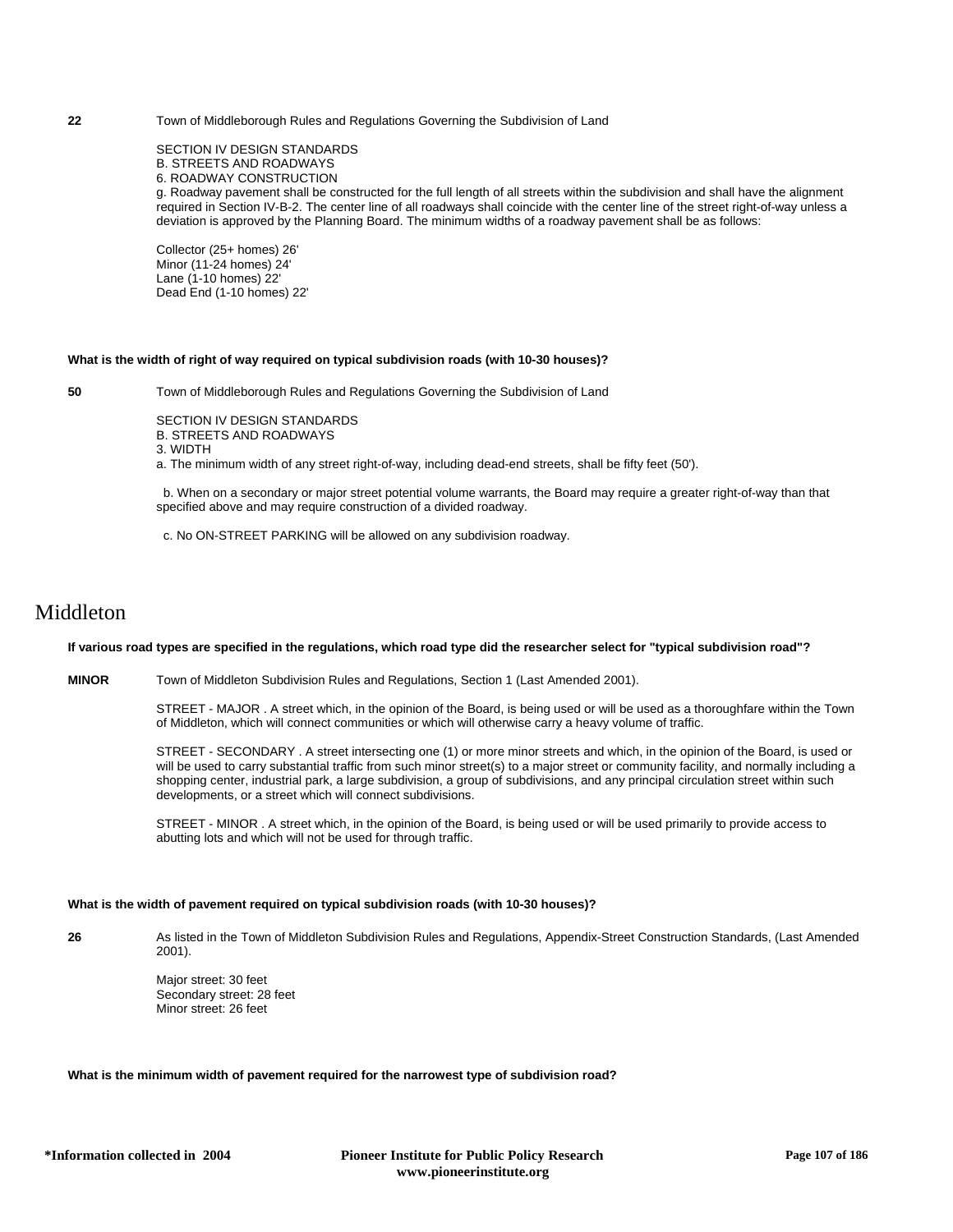**22** Town of Middleborough Rules and Regulations Governing the Subdivision of Land

SECTION IV DESIGN STANDARDS
B. STREETS AND ROADWAYS
6. ROADWAY CONSTRUCTION
g. Roadway pavement shall be constructed for the full length of all streets within the subdivision and shall have the alignment required in Section IV-B-2. The center line of all roadways shall coincide with the center line of the street right-of-way unless a deviation is approved by the Planning Board. The minimum widths of a roadway pavement shall be as follows:

Collector (25+ homes) 26'
Minor (11-24 homes) 24'
Lane (1-10 homes) 22'
Dead End (1-10 homes) 22'

**What is the width of right of way required on typical subdivision roads (with 10-30 houses)?**

**50** Town of Middleborough Rules and Regulations Governing the Subdivision of Land

SECTION IV DESIGN STANDARDS
B. STREETS AND ROADWAYS
3. WIDTH
a. The minimum width of any street right-of-way, including dead-end streets, shall be fifty feet (50').

b. When on a secondary or major street potential volume warrants, the Board may require a greater right-of-way than that specified above and may require construction of a divided roadway.

c. No ON-STREET PARKING will be allowed on any subdivision roadway.

# Middleton

**If various road types are specified in the regulations, which road type did the researcher select for "typical subdivision road"?**

**MINOR** Town of Middleton Subdivision Rules and Regulations, Section 1 (Last Amended 2001).

STREET - MAJOR . A street which, in the opinion of the Board, is being used or will be used as a thoroughfare within the Town of Middleton, which will connect communities or which will otherwise carry a heavy volume of traffic.

STREET - SECONDARY . A street intersecting one (1) or more minor streets and which, in the opinion of the Board, is used or will be used to carry substantial traffic from such minor street(s) to a major street or community facility, and normally including a shopping center, industrial park, a large subdivision, a group of subdivisions, and any principal circulation street within such developments, or a street which will connect subdivisions.

STREET - MINOR . A street which, in the opinion of the Board, is being used or will be used primarily to provide access to abutting lots and which will not be used for through traffic.

**What is the width of pavement required on typical subdivision roads (with 10-30 houses)?**

**26** As listed in the Town of Middleton Subdivision Rules and Regulations, Appendix-Street Construction Standards, (Last Amended 2001).

Major street: 30 feet
Secondary street: 28 feet
Minor street: 26 feet

**What is the minimum width of pavement required for the narrowest type of subdivision road?**

*Information collected in 2004 — Pioneer Institute for Public Policy Research www.pioneerinstitute.org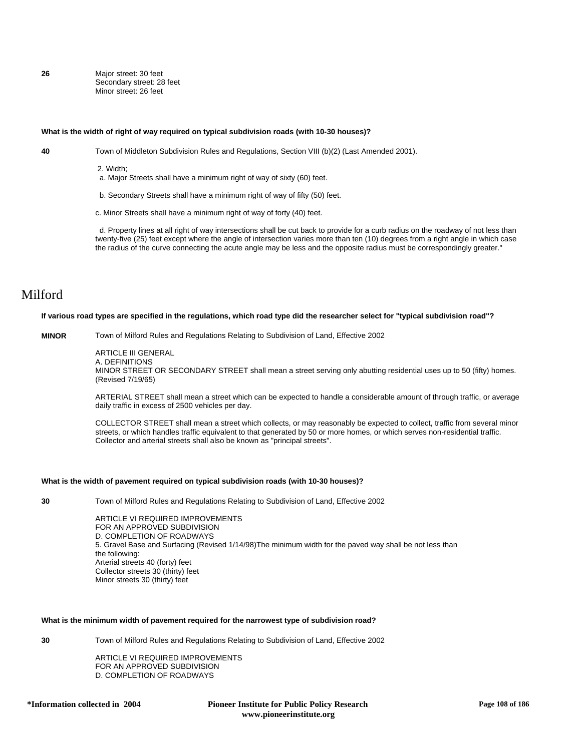**26** Major street: 30 feet
Secondary street: 28 feet
Minor street: 26 feet

**What is the width of right of way required on typical subdivision roads (with 10-30 houses)?**

**40** Town of Middleton Subdivision Rules and Regulations, Section VIII (b)(2) (Last Amended 2001).

2. Width;
a. Major Streets shall have a minimum right of way of sixty (60) feet.

b. Secondary Streets shall have a minimum right of way of fifty (50) feet.

c. Minor Streets shall have a minimum right of way of forty (40) feet.

d. Property lines at all right of way intersections shall be cut back to provide for a curb radius on the roadway of not less than twenty-five (25) feet except where the angle of intersection varies more than ten (10) degrees from a right angle in which case the radius of the curve connecting the acute angle may be less and the opposite radius must be correspondingly greater."

# Milford

**If various road types are specified in the regulations, which road type did the researcher select for "typical subdivision road"?**

**MINOR** Town of Milford Rules and Regulations Relating to Subdivision of Land, Effective 2002

ARTICLE III GENERAL
A. DEFINITIONS
MINOR STREET OR SECONDARY STREET shall mean a street serving only abutting residential uses up to 50 (fifty) homes. (Revised 7/19/65)

ARTERIAL STREET shall mean a street which can be expected to handle a considerable amount of through traffic, or average daily traffic in excess of 2500 vehicles per day.

COLLECTOR STREET shall mean a street which collects, or may reasonably be expected to collect, traffic from several minor streets, or which handles traffic equivalent to that generated by 50 or more homes, or which serves non-residential traffic. Collector and arterial streets shall also be known as "principal streets".

**What is the width of pavement required on typical subdivision roads (with 10-30 houses)?**

**30** Town of Milford Rules and Regulations Relating to Subdivision of Land, Effective 2002

ARTICLE VI REQUIRED IMPROVEMENTS
FOR AN APPROVED SUBDIVISION
D. COMPLETION OF ROADWAYS
5. Gravel Base and Surfacing (Revised 1/14/98)The minimum width for the paved way shall be not less than the following:
Arterial streets 40 (forty) feet
Collector streets 30 (thirty) feet
Minor streets 30 (thirty) feet

**What is the minimum width of pavement required for the narrowest type of subdivision road?**

**30** Town of Milford Rules and Regulations Relating to Subdivision of Land, Effective 2002

ARTICLE VI REQUIRED IMPROVEMENTS
FOR AN APPROVED SUBDIVISION
D. COMPLETION OF ROADWAYS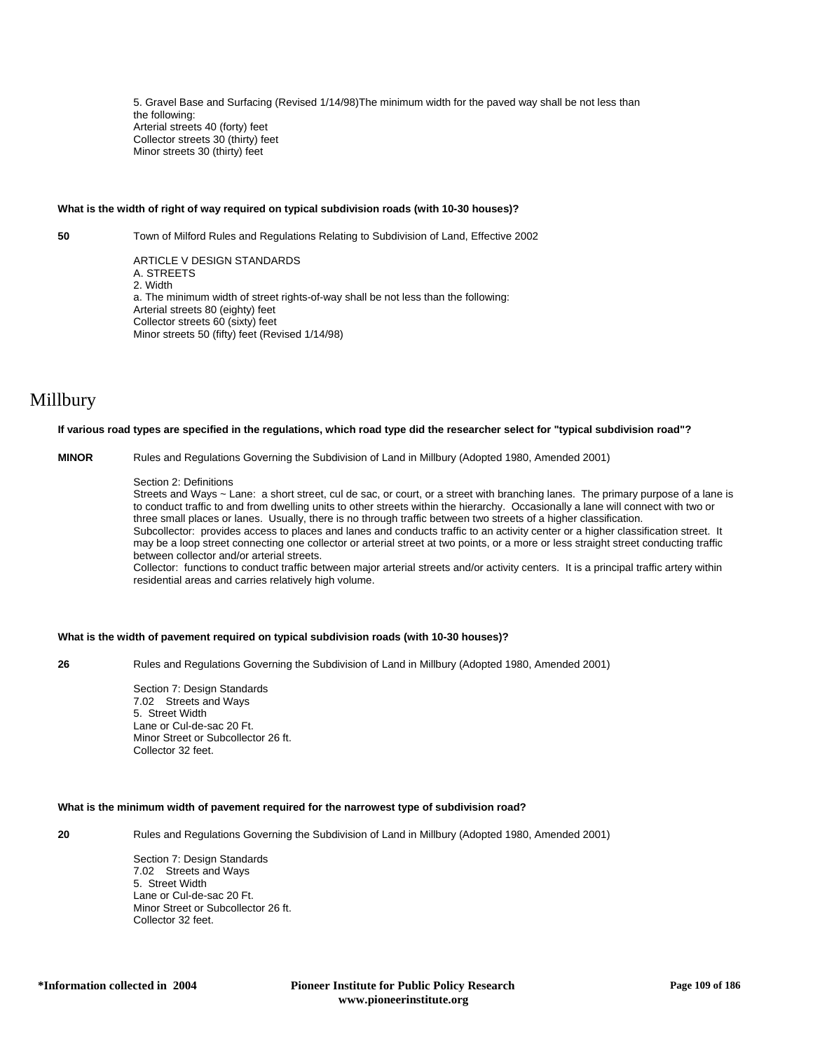5. Gravel Base and Surfacing (Revised 1/14/98)The minimum width for the paved way shall be not less than the following:
Arterial streets 40 (forty) feet
Collector streets 30 (thirty) feet
Minor streets 30 (thirty) feet

**What is the width of right of way required on typical subdivision roads (with 10-30 houses)?**

**50** Town of Milford Rules and Regulations Relating to Subdivision of Land, Effective 2002

ARTICLE V DESIGN STANDARDS
A. STREETS
2. Width
a. The minimum width of street rights-of-way shall be not less than the following:
Arterial streets 80 (eighty) feet
Collector streets 60 (sixty) feet
Minor streets 50 (fifty) feet (Revised 1/14/98)

# Millbury

**If various road types are specified in the regulations, which road type did the researcher select for "typical subdivision road"?**

**MINOR** Rules and Regulations Governing the Subdivision of Land in Millbury (Adopted 1980, Amended 2001)

Section 2: Definitions
Streets and Ways ~ Lane: a short street, cul de sac, or court, or a street with branching lanes. The primary purpose of a lane is to conduct traffic to and from dwelling units to other streets within the hierarchy. Occasionally a lane will connect with two or three small places or lanes. Usually, there is no through traffic between two streets of a higher classification.
Subcollector: provides access to places and lanes and conducts traffic to an activity center or a higher classification street. It may be a loop street connecting one collector or arterial street at two points, or a more or less straight street conducting traffic between collector and/or arterial streets.
Collector: functions to conduct traffic between major arterial streets and/or activity centers. It is a principal traffic artery within residential areas and carries relatively high volume.

**What is the width of pavement required on typical subdivision roads (with 10-30 houses)?**

**26** Rules and Regulations Governing the Subdivision of Land in Millbury (Adopted 1980, Amended 2001)

Section 7: Design Standards
7.02 Streets and Ways
5. Street Width
Lane or Cul-de-sac 20 Ft.
Minor Street or Subcollector 26 ft.
Collector 32 feet.

**What is the minimum width of pavement required for the narrowest type of subdivision road?**

**20** Rules and Regulations Governing the Subdivision of Land in Millbury (Adopted 1980, Amended 2001)

Section 7: Design Standards
7.02 Streets and Ways
5. Street Width
Lane or Cul-de-sac 20 Ft.
Minor Street or Subcollector 26 ft.
Collector 32 feet.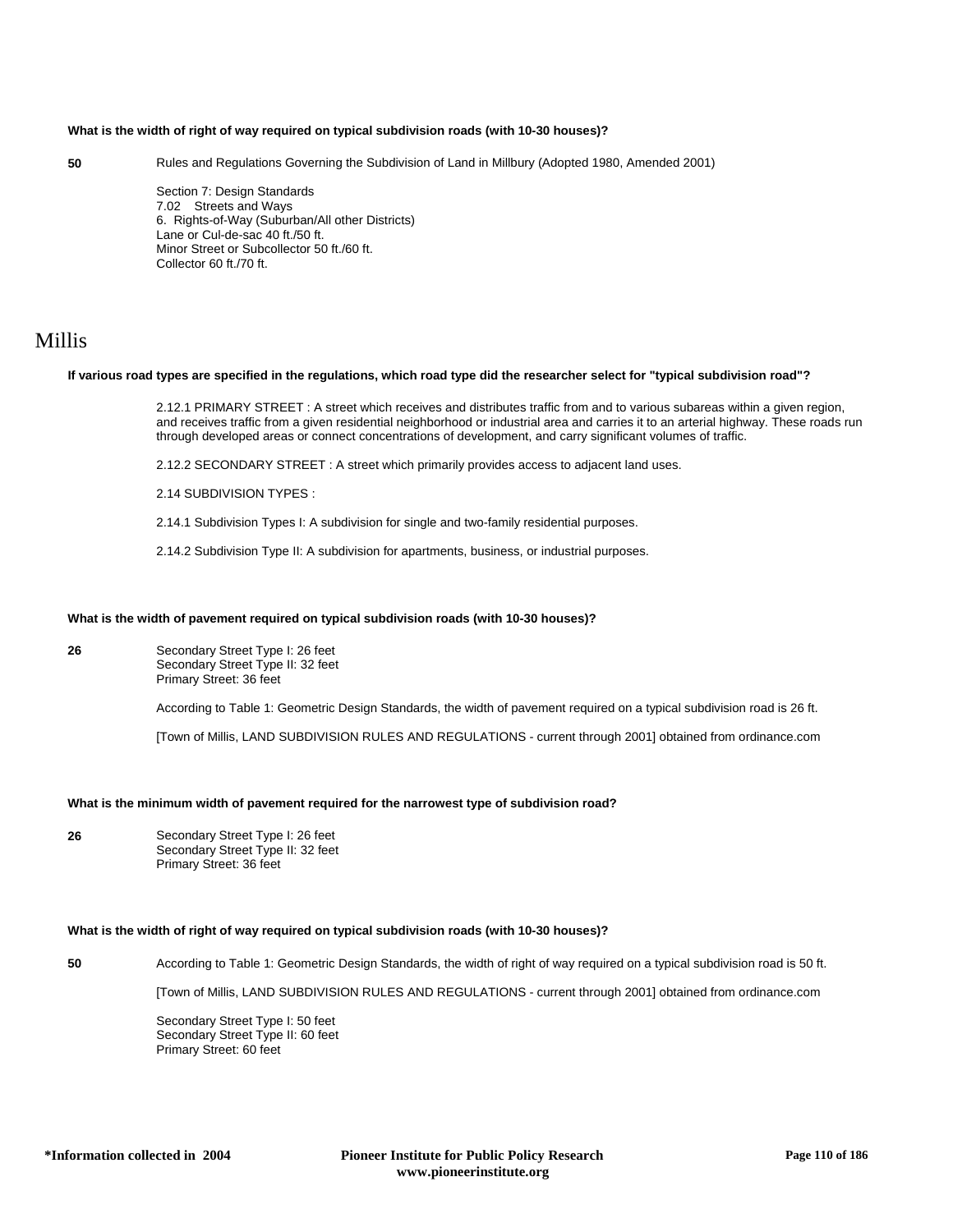**What is the width of right of way required on typical subdivision roads (with 10-30 houses)?**

**50** Rules and Regulations Governing the Subdivision of Land in Millbury (Adopted 1980, Amended 2001)

Section 7: Design Standards
7.02 Streets and Ways
6. Rights-of-Way (Suburban/All other Districts)
Lane or Cul-de-sac 40 ft./50 ft.
Minor Street or Subcollector 50 ft./60 ft.
Collector 60 ft./70 ft.

# Millis

**If various road types are specified in the regulations, which road type did the researcher select for "typical subdivision road"?**

2.12.1 PRIMARY STREET : A street which receives and distributes traffic from and to various subareas within a given region, and receives traffic from a given residential neighborhood or industrial area and carries it to an arterial highway. These roads run through developed areas or connect concentrations of development, and carry significant volumes of traffic.

2.12.2 SECONDARY STREET : A street which primarily provides access to adjacent land uses.

2.14 SUBDIVISION TYPES :

2.14.1 Subdivision Types I: A subdivision for single and two-family residential purposes.

2.14.2 Subdivision Type II: A subdivision for apartments, business, or industrial purposes.

**What is the width of pavement required on typical subdivision roads (with 10-30 houses)?**

**26** Secondary Street Type I: 26 feet
Secondary Street Type II: 32 feet
Primary Street: 36 feet

According to Table 1: Geometric Design Standards, the width of pavement required on a typical subdivision road is 26 ft.

[Town of Millis, LAND SUBDIVISION RULES AND REGULATIONS - current through 2001] obtained from ordinance.com

**What is the minimum width of pavement required for the narrowest type of subdivision road?**

**26** Secondary Street Type I: 26 feet
Secondary Street Type II: 32 feet
Primary Street: 36 feet

**What is the width of right of way required on typical subdivision roads (with 10-30 houses)?**

**50** According to Table 1: Geometric Design Standards, the width of right of way required on a typical subdivision road is 50 ft.

[Town of Millis, LAND SUBDIVISION RULES AND REGULATIONS - current through 2001] obtained from ordinance.com

Secondary Street Type I: 50 feet
Secondary Street Type II: 60 feet
Primary Street: 60 feet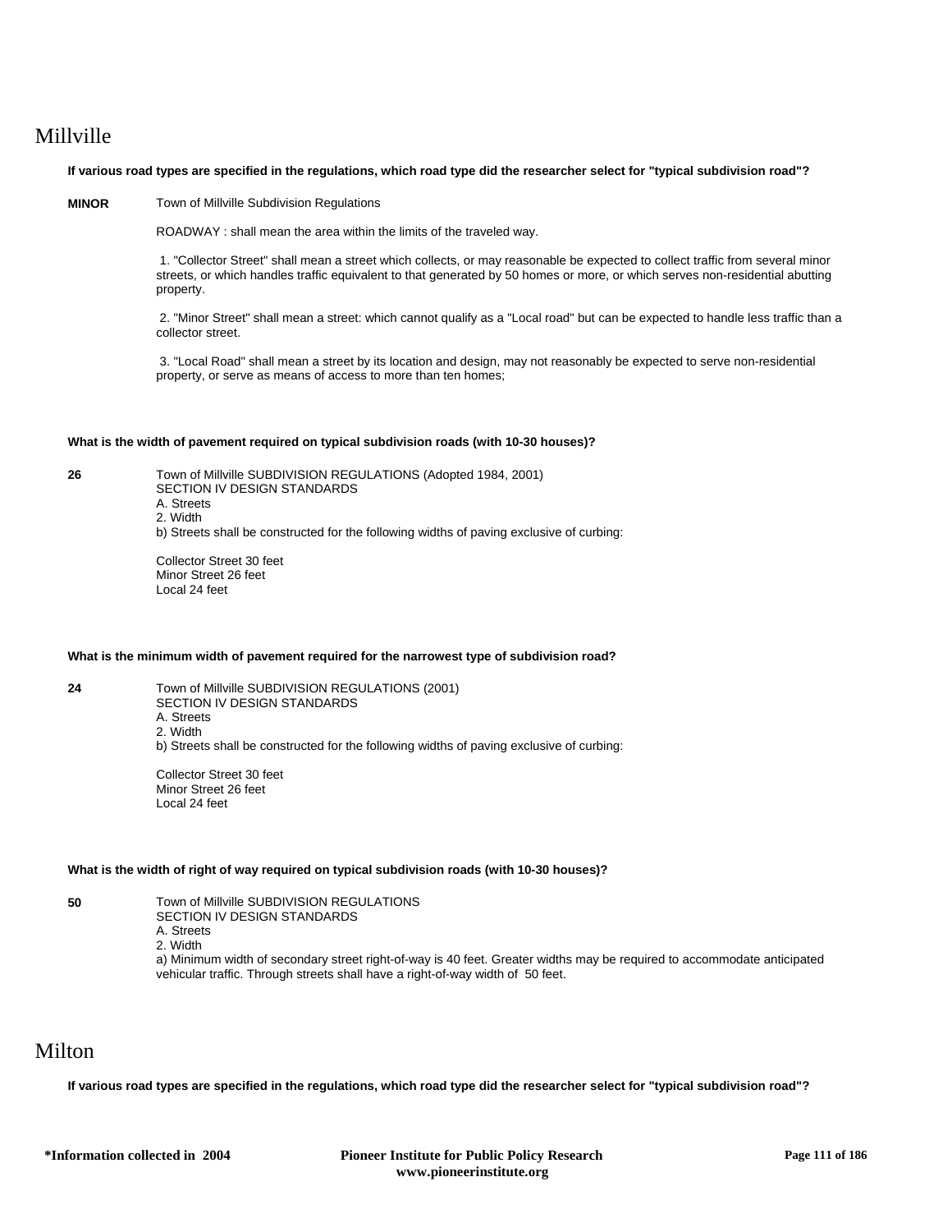# Millville

**If various road types are specified in the regulations, which road type did the researcher select for "typical subdivision road"?**

**MINOR** Town of Millville Subdivision Regulations

ROADWAY : shall mean the area within the limits of the traveled way.

1. "Collector Street" shall mean a street which collects, or may reasonable be expected to collect traffic from several minor streets, or which handles traffic equivalent to that generated by 50 homes or more, or which serves non-residential abutting property.

2. "Minor Street" shall mean a street: which cannot qualify as a "Local road" but can be expected to handle less traffic than a collector street.

3. "Local Road" shall mean a street by its location and design, may not reasonably be expected to serve non-residential property, or serve as means of access to more than ten homes;

**What is the width of pavement required on typical subdivision roads (with 10-30 houses)?**

**26** Town of Millville SUBDIVISION REGULATIONS (Adopted 1984, 2001)
SECTION IV DESIGN STANDARDS
A. Streets
2. Width
b) Streets shall be constructed for the following widths of paving exclusive of curbing:

Collector Street 30 feet
Minor Street 26 feet
Local 24 feet

**What is the minimum width of pavement required for the narrowest type of subdivision road?**

**24** Town of Millville SUBDIVISION REGULATIONS (2001)
SECTION IV DESIGN STANDARDS
A. Streets
2. Width
b) Streets shall be constructed for the following widths of paving exclusive of curbing:

Collector Street 30 feet
Minor Street 26 feet
Local 24 feet

**What is the width of right of way required on typical subdivision roads (with 10-30 houses)?**

**50** Town of Millville SUBDIVISION REGULATIONS
SECTION IV DESIGN STANDARDS
A. Streets
2. Width
a) Minimum width of secondary street right-of-way is 40 feet. Greater widths may be required to accommodate anticipated vehicular traffic. Through streets shall have a right-of-way width of 50 feet.

# Milton

**If various road types are specified in the regulations, which road type did the researcher select for "typical subdivision road"?**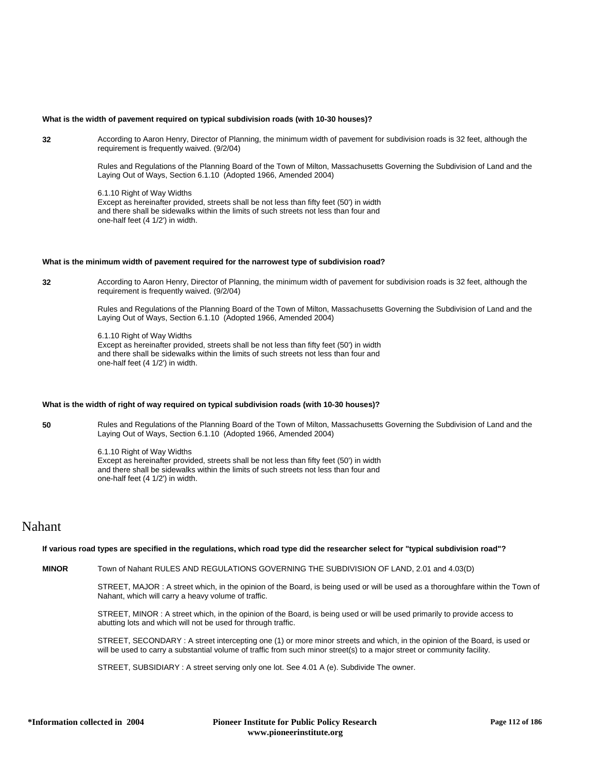**What is the width of pavement required on typical subdivision roads (with 10-30 houses)?**

**32** According to Aaron Henry, Director of Planning, the minimum width of pavement for subdivision roads is 32 feet, although the requirement is frequently waived. (9/2/04)

Rules and Regulations of the Planning Board of the Town of Milton, Massachusetts Governing the Subdivision of Land and the Laying Out of Ways, Section 6.1.10 (Adopted 1966, Amended 2004)

6.1.10 Right of Way Widths
Except as hereinafter provided, streets shall be not less than fifty feet (50') in width and there shall be sidewalks within the limits of such streets not less than four and one-half feet (4 1/2') in width.

**What is the minimum width of pavement required for the narrowest type of subdivision road?**

**32** According to Aaron Henry, Director of Planning, the minimum width of pavement for subdivision roads is 32 feet, although the requirement is frequently waived. (9/2/04)

Rules and Regulations of the Planning Board of the Town of Milton, Massachusetts Governing the Subdivision of Land and the Laying Out of Ways, Section 6.1.10 (Adopted 1966, Amended 2004)

6.1.10 Right of Way Widths
Except as hereinafter provided, streets shall be not less than fifty feet (50') in width and there shall be sidewalks within the limits of such streets not less than four and one-half feet (4 1/2') in width.

**What is the width of right of way required on typical subdivision roads (with 10-30 houses)?**

**50** Rules and Regulations of the Planning Board of the Town of Milton, Massachusetts Governing the Subdivision of Land and the Laying Out of Ways, Section 6.1.10 (Adopted 1966, Amended 2004)

6.1.10 Right of Way Widths
Except as hereinafter provided, streets shall be not less than fifty feet (50') in width and there shall be sidewalks within the limits of such streets not less than four and one-half feet (4 1/2') in width.

# Nahant

**If various road types are specified in the regulations, which road type did the researcher select for "typical subdivision road"?**

**MINOR** Town of Nahant RULES AND REGULATIONS GOVERNING THE SUBDIVISION OF LAND, 2.01 and 4.03(D)

STREET, MAJOR : A street which, in the opinion of the Board, is being used or will be used as a thoroughfare within the Town of Nahant, which will carry a heavy volume of traffic.

STREET, MINOR : A street which, in the opinion of the Board, is being used or will be used primarily to provide access to abutting lots and which will not be used for through traffic.

STREET, SECONDARY : A street intercepting one (1) or more minor streets and which, in the opinion of the Board, is used or will be used to carry a substantial volume of traffic from such minor street(s) to a major street or community facility.

STREET, SUBSIDIARY : A street serving only one lot. See 4.01 A (e). Subdivide The owner.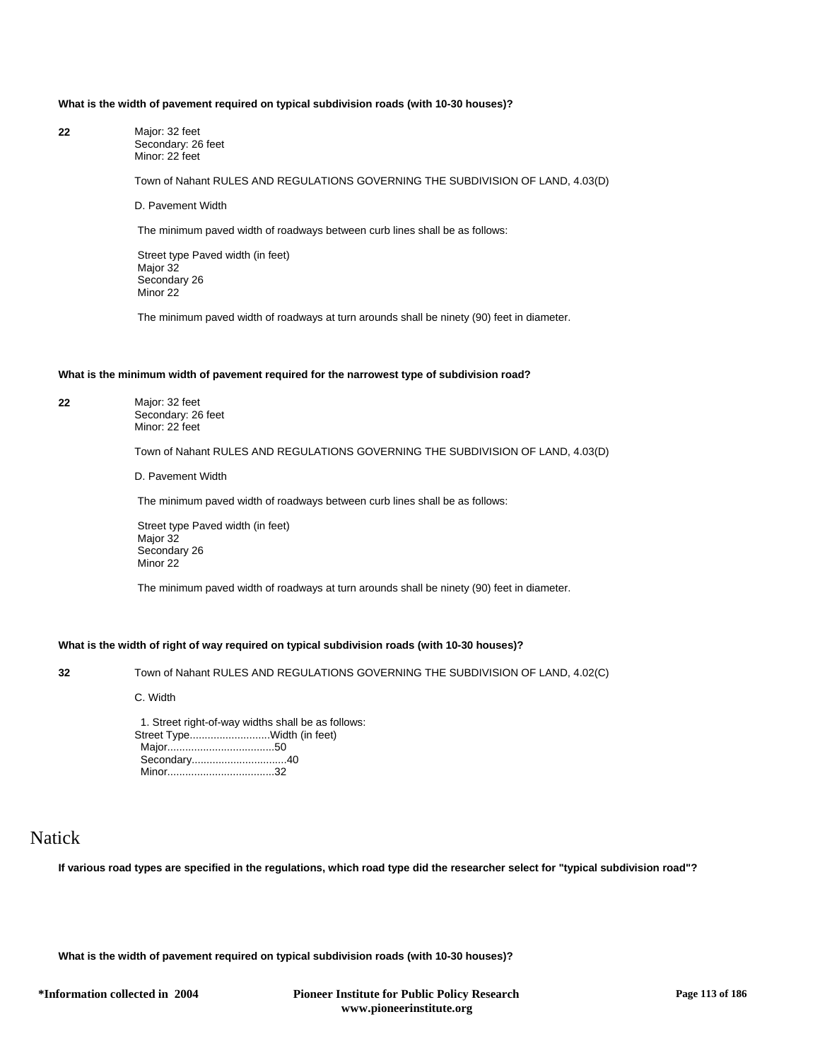**What is the width of pavement required on typical subdivision roads (with 10-30 houses)?**

**22**

Major: 32 feet
Secondary: 26 feet
Minor: 22 feet

Town of Nahant RULES AND REGULATIONS GOVERNING THE SUBDIVISION OF LAND, 4.03(D)

D. Pavement Width

The minimum paved width of roadways between curb lines shall be as follows:

Street type Paved width (in feet)
Major 32
Secondary 26
Minor 22

The minimum paved width of roadways at turn arounds shall be ninety (90) feet in diameter.

**What is the minimum width of pavement required for the narrowest type of subdivision road?**

**22**

Major: 32 feet
Secondary: 26 feet
Minor: 22 feet

Town of Nahant RULES AND REGULATIONS GOVERNING THE SUBDIVISION OF LAND, 4.03(D)

D. Pavement Width

The minimum paved width of roadways between curb lines shall be as follows:

Street type Paved width (in feet)
Major 32
Secondary 26
Minor 22

The minimum paved width of roadways at turn arounds shall be ninety (90) feet in diameter.

**What is the width of right of way required on typical subdivision roads (with 10-30 houses)?**

**32**

Town of Nahant RULES AND REGULATIONS GOVERNING THE SUBDIVISION OF LAND, 4.02(C)

C. Width

1. Street right-of-way widths shall be as follows:
Street Type...........................Width (in feet)
Major....................................50
Secondary................................40
Minor....................................32

# Natick

**If various road types are specified in the regulations, which road type did the researcher select for "typical subdivision road"?**

**What is the width of pavement required on typical subdivision roads (with 10-30 houses)?**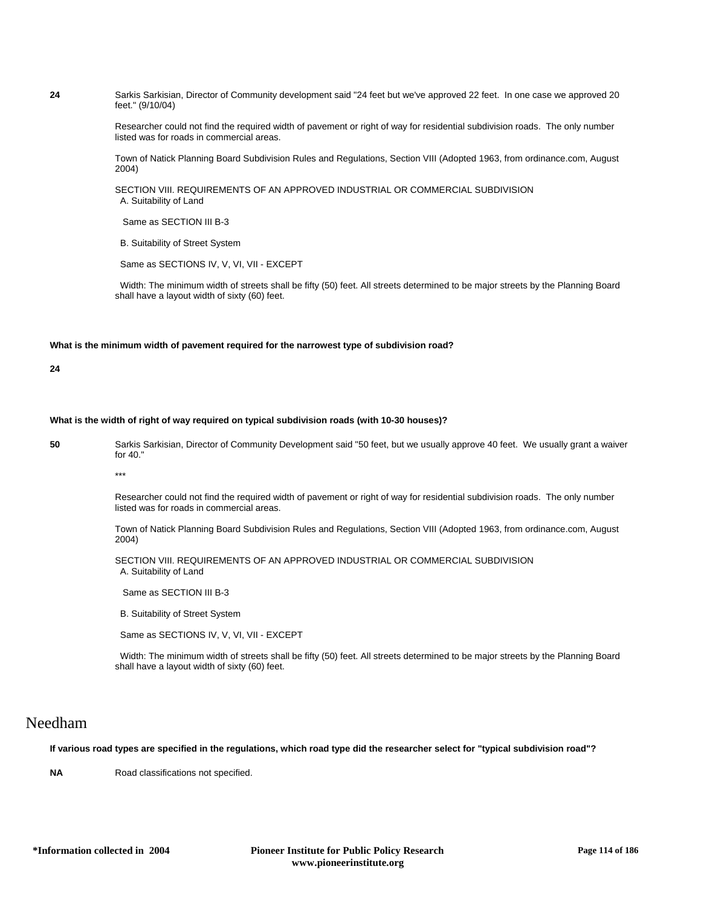**24**

Sarkis Sarkisian, Director of Community development said "24 feet but we've approved 22 feet. In one case we approved 20 feet." (9/10/04)

Researcher could not find the required width of pavement or right of way for residential subdivision roads. The only number listed was for roads in commercial areas.

Town of Natick Planning Board Subdivision Rules and Regulations, Section VIII (Adopted 1963, from ordinance.com, August 2004)

SECTION VIII. REQUIREMENTS OF AN APPROVED INDUSTRIAL OR COMMERCIAL SUBDIVISION
A. Suitability of Land

Same as SECTION III B-3

B. Suitability of Street System

Same as SECTIONS IV, V, VI, VII - EXCEPT

Width: The minimum width of streets shall be fifty (50) feet. All streets determined to be major streets by the Planning Board shall have a layout width of sixty (60) feet.

**What is the minimum width of pavement required for the narrowest type of subdivision road?**

**24**

**What is the width of right of way required on typical subdivision roads (with 10-30 houses)?**

**50**

Sarkis Sarkisian, Director of Community Development said "50 feet, but we usually approve 40 feet. We usually grant a waiver for 40."

***

Researcher could not find the required width of pavement or right of way for residential subdivision roads. The only number listed was for roads in commercial areas.

Town of Natick Planning Board Subdivision Rules and Regulations, Section VIII (Adopted 1963, from ordinance.com, August 2004)

SECTION VIII. REQUIREMENTS OF AN APPROVED INDUSTRIAL OR COMMERCIAL SUBDIVISION
A. Suitability of Land

Same as SECTION III B-3

B. Suitability of Street System

Same as SECTIONS IV, V, VI, VII - EXCEPT

Width: The minimum width of streets shall be fifty (50) feet. All streets determined to be major streets by the Planning Board shall have a layout width of sixty (60) feet.

# Needham

**If various road types are specified in the regulations, which road type did the researcher select for "typical subdivision road"?**

**NA**

Road classifications not specified.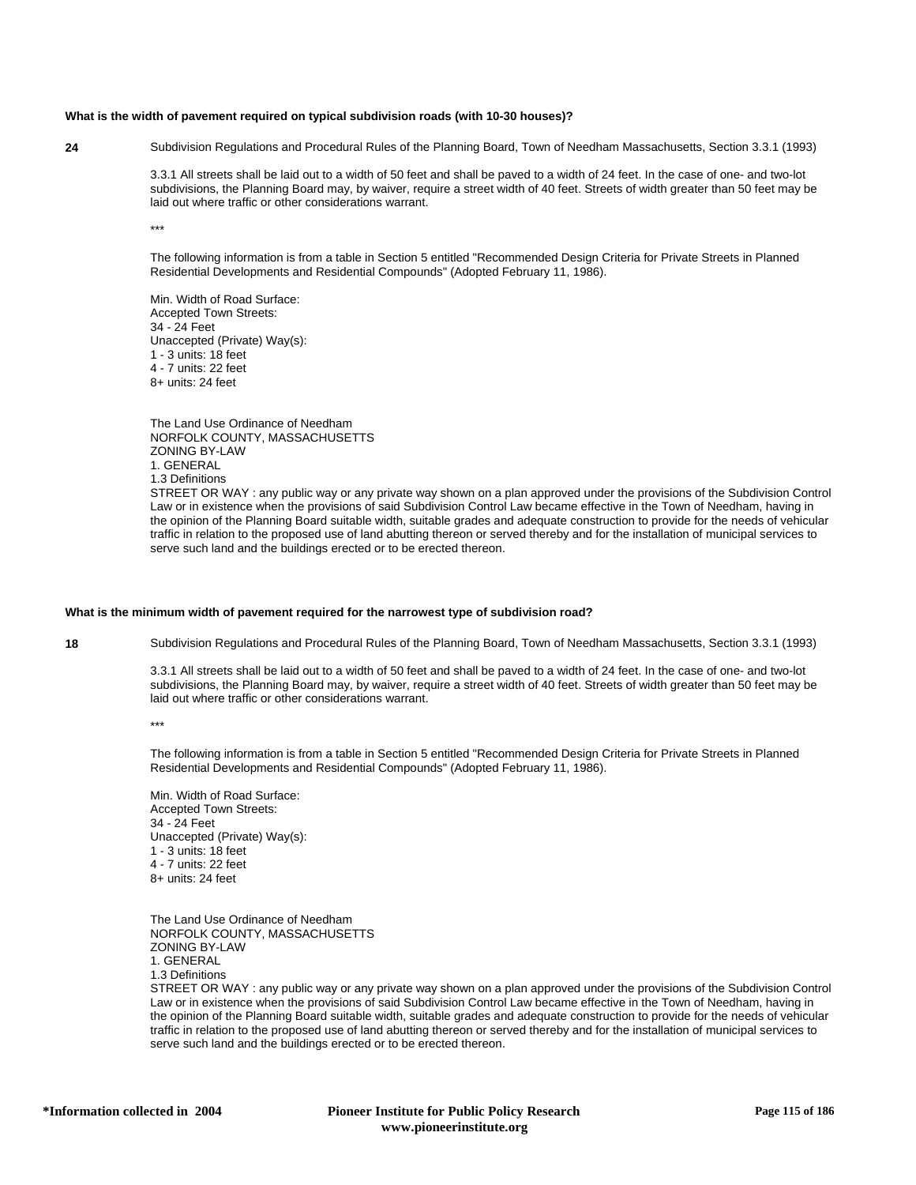**What is the width of pavement required on typical subdivision roads (with 10-30 houses)?**

**24**

Subdivision Regulations and Procedural Rules of the Planning Board, Town of Needham Massachusetts, Section 3.3.1 (1993)

3.3.1 All streets shall be laid out to a width of 50 feet and shall be paved to a width of 24 feet. In the case of one- and two-lot subdivisions, the Planning Board may, by waiver, require a street width of 40 feet. Streets of width greater than 50 feet may be laid out where traffic or other considerations warrant.

***

The following information is from a table in Section 5 entitled "Recommended Design Criteria for Private Streets in Planned Residential Developments and Residential Compounds" (Adopted February 11, 1986).

Min. Width of Road Surface:
Accepted Town Streets:
34 - 24 Feet
Unaccepted (Private) Way(s):
1 - 3 units: 18 feet
4 - 7 units: 22 feet
8+ units: 24 feet

The Land Use Ordinance of Needham
NORFOLK COUNTY, MASSACHUSETTS
ZONING BY-LAW
1. GENERAL
1.3 Definitions
STREET OR WAY : any public way or any private way shown on a plan approved under the provisions of the Subdivision Control Law or in existence when the provisions of said Subdivision Control Law became effective in the Town of Needham, having in the opinion of the Planning Board suitable width, suitable grades and adequate construction to provide for the needs of vehicular traffic in relation to the proposed use of land abutting thereon or served thereby and for the installation of municipal services to serve such land and the buildings erected or to be erected thereon.

**What is the minimum width of pavement required for the narrowest type of subdivision road?**

**18**

Subdivision Regulations and Procedural Rules of the Planning Board, Town of Needham Massachusetts, Section 3.3.1 (1993)

3.3.1 All streets shall be laid out to a width of 50 feet and shall be paved to a width of 24 feet. In the case of one- and two-lot subdivisions, the Planning Board may, by waiver, require a street width of 40 feet. Streets of width greater than 50 feet may be laid out where traffic or other considerations warrant.

***

The following information is from a table in Section 5 entitled "Recommended Design Criteria for Private Streets in Planned Residential Developments and Residential Compounds" (Adopted February 11, 1986).

Min. Width of Road Surface:
Accepted Town Streets:
34 - 24 Feet
Unaccepted (Private) Way(s):
1 - 3 units: 18 feet
4 - 7 units: 22 feet
8+ units: 24 feet

The Land Use Ordinance of Needham
NORFOLK COUNTY, MASSACHUSETTS
ZONING BY-LAW
1. GENERAL
1.3 Definitions
STREET OR WAY : any public way or any private way shown on a plan approved under the provisions of the Subdivision Control Law or in existence when the provisions of said Subdivision Control Law became effective in the Town of Needham, having in the opinion of the Planning Board suitable width, suitable grades and adequate construction to provide for the needs of vehicular traffic in relation to the proposed use of land abutting thereon or served thereby and for the installation of municipal services to serve such land and the buildings erected or to be erected thereon.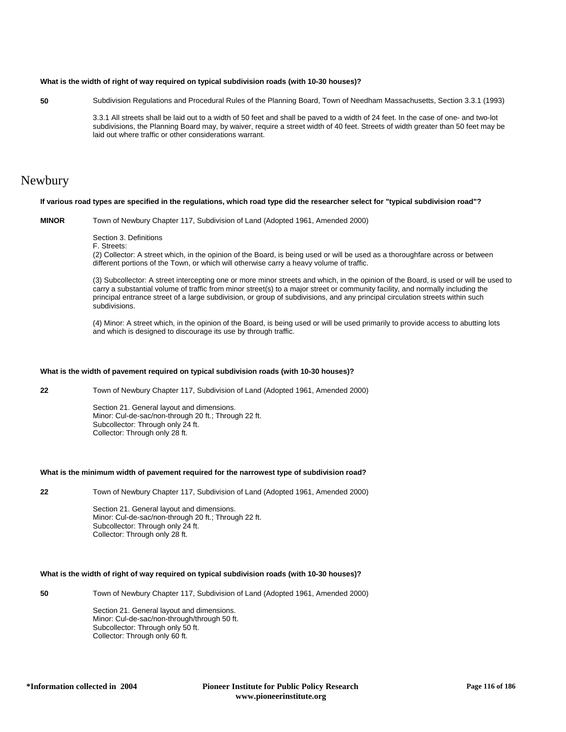**What is the width of right of way required on typical subdivision roads (with 10-30 houses)?**

**50** Subdivision Regulations and Procedural Rules of the Planning Board, Town of Needham Massachusetts, Section 3.3.1 (1993)

3.3.1 All streets shall be laid out to a width of 50 feet and shall be paved to a width of 24 feet. In the case of one- and two-lot subdivisions, the Planning Board may, by waiver, require a street width of 40 feet. Streets of width greater than 50 feet may be laid out where traffic or other considerations warrant.

# Newbury

**If various road types are specified in the regulations, which road type did the researcher select for "typical subdivision road"?**

**MINOR** Town of Newbury Chapter 117, Subdivision of Land (Adopted 1961, Amended 2000)

Section 3. Definitions
F. Streets:
(2) Collector: A street which, in the opinion of the Board, is being used or will be used as a thoroughfare across or between different portions of the Town, or which will otherwise carry a heavy volume of traffic.

(3) Subcollector: A street intercepting one or more minor streets and which, in the opinion of the Board, is used or will be used to carry a substantial volume of traffic from minor street(s) to a major street or community facility, and normally including the principal entrance street of a large subdivision, or group of subdivisions, and any principal circulation streets within such subdivisions.

(4) Minor: A street which, in the opinion of the Board, is being used or will be used primarily to provide access to abutting lots and which is designed to discourage its use by through traffic.

**What is the width of pavement required on typical subdivision roads (with 10-30 houses)?**

**22** Town of Newbury Chapter 117, Subdivision of Land (Adopted 1961, Amended 2000)

Section 21. General layout and dimensions.
Minor: Cul-de-sac/non-through 20 ft.; Through 22 ft.
Subcollector: Through only 24 ft.
Collector: Through only 28 ft.

**What is the minimum width of pavement required for the narrowest type of subdivision road?**

**22** Town of Newbury Chapter 117, Subdivision of Land (Adopted 1961, Amended 2000)

Section 21. General layout and dimensions.
Minor: Cul-de-sac/non-through 20 ft.; Through 22 ft.
Subcollector: Through only 24 ft.
Collector: Through only 28 ft.

**What is the width of right of way required on typical subdivision roads (with 10-30 houses)?**

**50** Town of Newbury Chapter 117, Subdivision of Land (Adopted 1961, Amended 2000)

Section 21. General layout and dimensions.
Minor: Cul-de-sac/non-through/through 50 ft.
Subcollector: Through only 50 ft.
Collector: Through only 60 ft.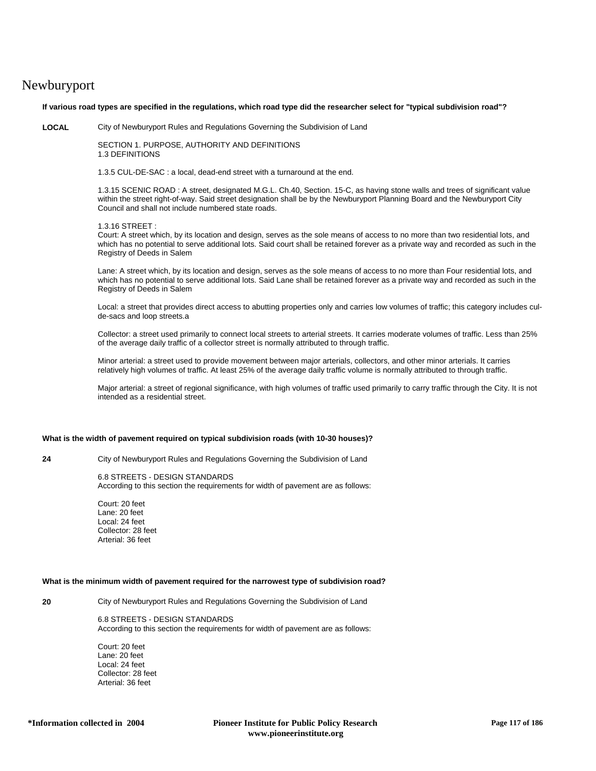# Newburyport

**If various road types are specified in the regulations, which road type did the researcher select for "typical subdivision road"?**

**LOCAL**

City of Newburyport Rules and Regulations Governing the Subdivision of Land

SECTION 1. PURPOSE, AUTHORITY AND DEFINITIONS
1.3 DEFINITIONS

1.3.5 CUL-DE-SAC : a local, dead-end street with a turnaround at the end.

1.3.15 SCENIC ROAD : A street, designated M.G.L. Ch.40, Section. 15-C, as having stone walls and trees of significant value within the street right-of-way. Said street designation shall be by the Newburyport Planning Board and the Newburyport City Council and shall not include numbered state roads.

1.3.16 STREET :
Court: A street which, by its location and design, serves as the sole means of access to no more than two residential lots, and which has no potential to serve additional lots. Said court shall be retained forever as a private way and recorded as such in the Registry of Deeds in Salem

Lane: A street which, by its location and design, serves as the sole means of access to no more than Four residential lots, and which has no potential to serve additional lots. Said Lane shall be retained forever as a private way and recorded as such in the Registry of Deeds in Salem

Local: a street that provides direct access to abutting properties only and carries low volumes of traffic; this category includes cul-de-sacs and loop streets.a

Collector: a street used primarily to connect local streets to arterial streets. It carries moderate volumes of traffic. Less than 25% of the average daily traffic of a collector street is normally attributed to through traffic.

Minor arterial: a street used to provide movement between major arterials, collectors, and other minor arterials. It carries relatively high volumes of traffic. At least 25% of the average daily traffic volume is normally attributed to through traffic.

Major arterial: a street of regional significance, with high volumes of traffic used primarily to carry traffic through the City. It is not intended as a residential street.

**What is the width of pavement required on typical subdivision roads (with 10-30 houses)?**

**24**

City of Newburyport Rules and Regulations Governing the Subdivision of Land

6.8 STREETS - DESIGN STANDARDS
According to this section the requirements for width of pavement are as follows:

Court: 20 feet
Lane: 20 feet
Local: 24 feet
Collector: 28 feet
Arterial: 36 feet

**What is the minimum width of pavement required for the narrowest type of subdivision road?**

**20**

City of Newburyport Rules and Regulations Governing the Subdivision of Land

6.8 STREETS - DESIGN STANDARDS
According to this section the requirements for width of pavement are as follows:

Court: 20 feet
Lane: 20 feet
Local: 24 feet
Collector: 28 feet
Arterial: 36 feet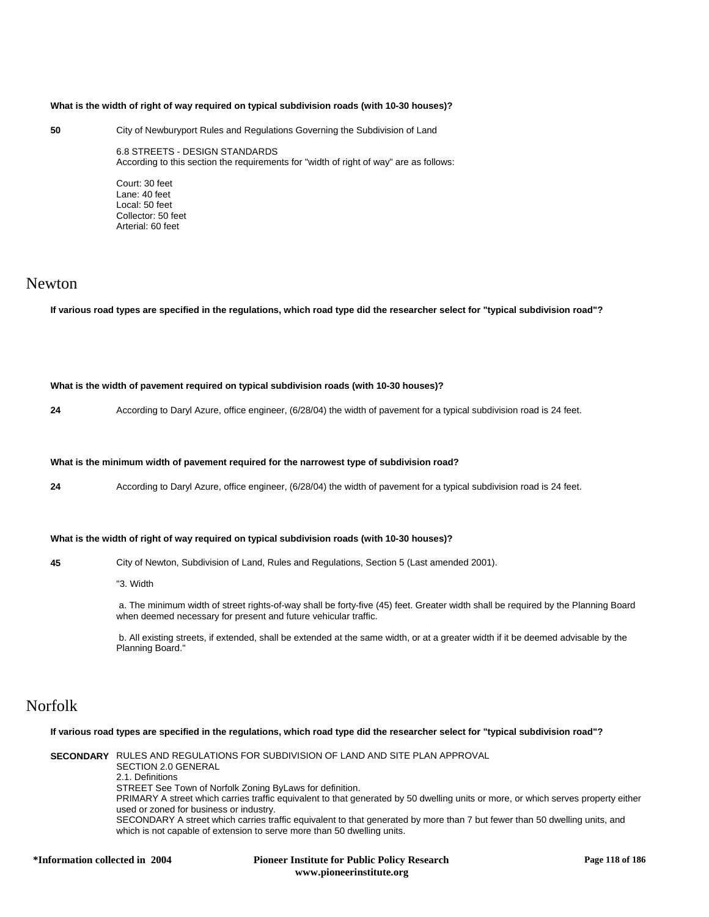**What is the width of right of way required on typical subdivision roads (with 10-30 houses)?**

**50** City of Newburyport Rules and Regulations Governing the Subdivision of Land

6.8 STREETS - DESIGN STANDARDS
According to this section the requirements for "width of right of way" are as follows:

Court: 30 feet
Lane: 40 feet
Local: 50 feet
Collector: 50 feet
Arterial: 60 feet

# Newton

**If various road types are specified in the regulations, which road type did the researcher select for "typical subdivision road"?**

**What is the width of pavement required on typical subdivision roads (with 10-30 houses)?**

**24** According to Daryl Azure, office engineer, (6/28/04) the width of pavement for a typical subdivision road is 24 feet.

**What is the minimum width of pavement required for the narrowest type of subdivision road?**

**24** According to Daryl Azure, office engineer, (6/28/04) the width of pavement for a typical subdivision road is 24 feet.

**What is the width of right of way required on typical subdivision roads (with 10-30 houses)?**

**45** City of Newton, Subdivision of Land, Rules and Regulations, Section 5 (Last amended 2001).

"3. Width

a. The minimum width of street rights-of-way shall be forty-five (45) feet. Greater width shall be required by the Planning Board when deemed necessary for present and future vehicular traffic.

b. All existing streets, if extended, shall be extended at the same width, or at a greater width if it be deemed advisable by the Planning Board."

# Norfolk

**If various road types are specified in the regulations, which road type did the researcher select for "typical subdivision road"?**

**SECONDARY** RULES AND REGULATIONS FOR SUBDIVISION OF LAND AND SITE PLAN APPROVAL
SECTION 2.0 GENERAL
2.1. Definitions
STREET See Town of Norfolk Zoning ByLaws for definition.
PRIMARY A street which carries traffic equivalent to that generated by 50 dwelling units or more, or which serves property either used or zoned for business or industry.
SECONDARY A street which carries traffic equivalent to that generated by more than 7 but fewer than 50 dwelling units, and which is not capable of extension to serve more than 50 dwelling units.

*Information collected in 2004 Pioneer Institute for Public Policy Research www.pioneerinstitute.org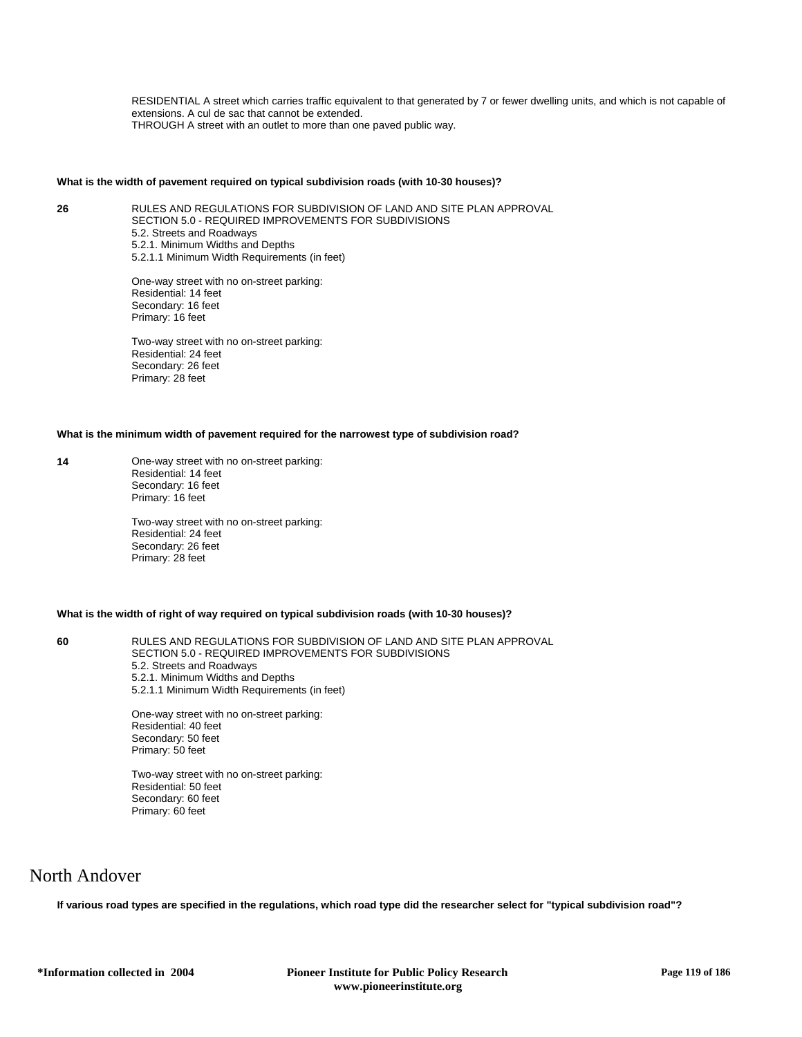RESIDENTIAL A street which carries traffic equivalent to that generated by 7 or fewer dwelling units, and which is not capable of extensions. A cul de sac that cannot be extended.
THROUGH A street with an outlet to more than one paved public way.

**What is the width of pavement required on typical subdivision roads (with 10-30 houses)?**

**26**

RULES AND REGULATIONS FOR SUBDIVISION OF LAND AND SITE PLAN APPROVAL
SECTION 5.0 - REQUIRED IMPROVEMENTS FOR SUBDIVISIONS
5.2. Streets and Roadways
5.2.1. Minimum Widths and Depths
5.2.1.1 Minimum Width Requirements (in feet)

One-way street with no on-street parking:
Residential: 14 feet
Secondary: 16 feet
Primary: 16 feet

Two-way street with no on-street parking:
Residential: 24 feet
Secondary: 26 feet
Primary: 28 feet

**What is the minimum width of pavement required for the narrowest type of subdivision road?**

**14**

One-way street with no on-street parking:
Residential: 14 feet
Secondary: 16 feet
Primary: 16 feet

Two-way street with no on-street parking:
Residential: 24 feet
Secondary: 26 feet
Primary: 28 feet

**What is the width of right of way required on typical subdivision roads (with 10-30 houses)?**

**60**

RULES AND REGULATIONS FOR SUBDIVISION OF LAND AND SITE PLAN APPROVAL
SECTION 5.0 - REQUIRED IMPROVEMENTS FOR SUBDIVISIONS
5.2. Streets and Roadways
5.2.1. Minimum Widths and Depths
5.2.1.1 Minimum Width Requirements (in feet)

One-way street with no on-street parking:
Residential: 40 feet
Secondary: 50 feet
Primary: 50 feet

Two-way street with no on-street parking:
Residential: 50 feet
Secondary: 60 feet
Primary: 60 feet

# North Andover

**If various road types are specified in the regulations, which road type did the researcher select for "typical subdivision road"?**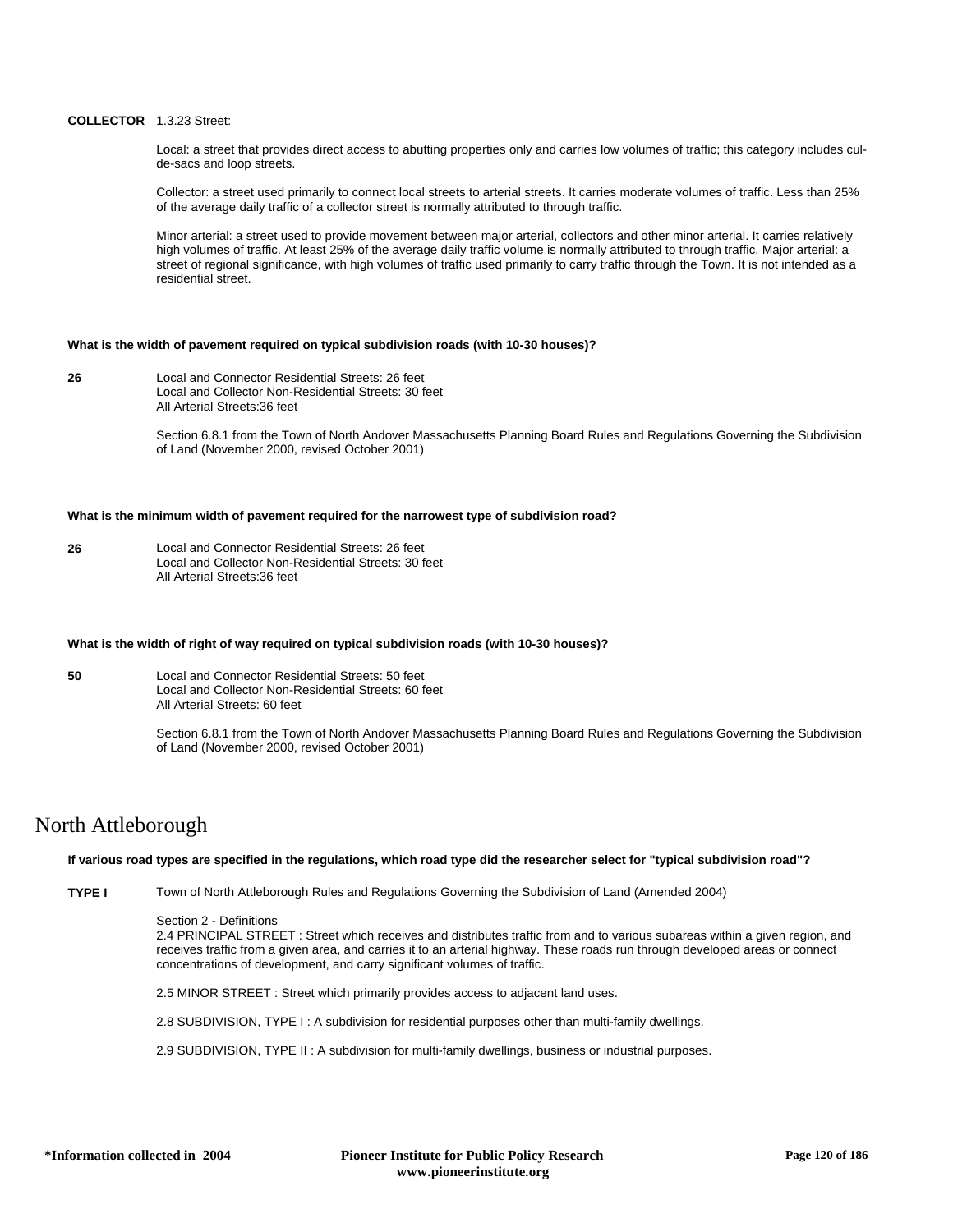**COLLECTOR** 1.3.23 Street:

Local: a street that provides direct access to abutting properties only and carries low volumes of traffic; this category includes cul-de-sacs and loop streets.

Collector: a street used primarily to connect local streets to arterial streets. It carries moderate volumes of traffic. Less than 25% of the average daily traffic of a collector street is normally attributed to through traffic.

Minor arterial: a street used to provide movement between major arterial, collectors and other minor arterial. It carries relatively high volumes of traffic. At least 25% of the average daily traffic volume is normally attributed to through traffic. Major arterial: a street of regional significance, with high volumes of traffic used primarily to carry traffic through the Town. It is not intended as a residential street.

**What is the width of pavement required on typical subdivision roads (with 10-30 houses)?**

**26** Local and Connector Residential Streets: 26 feet
Local and Collector Non-Residential Streets: 30 feet
All Arterial Streets:36 feet

Section 6.8.1 from the Town of North Andover Massachusetts Planning Board Rules and Regulations Governing the Subdivision of Land (November 2000, revised October 2001)

**What is the minimum width of pavement required for the narrowest type of subdivision road?**

**26** Local and Connector Residential Streets: 26 feet
Local and Collector Non-Residential Streets: 30 feet
All Arterial Streets:36 feet

**What is the width of right of way required on typical subdivision roads (with 10-30 houses)?**

**50** Local and Connector Residential Streets: 50 feet
Local and Collector Non-Residential Streets: 60 feet
All Arterial Streets: 60 feet

Section 6.8.1 from the Town of North Andover Massachusetts Planning Board Rules and Regulations Governing the Subdivision of Land (November 2000, revised October 2001)

# North Attleborough

**If various road types are specified in the regulations, which road type did the researcher select for "typical subdivision road"?**

**TYPE I** Town of North Attleborough Rules and Regulations Governing the Subdivision of Land (Amended 2004)

Section 2 - Definitions
2.4 PRINCIPAL STREET : Street which receives and distributes traffic from and to various subareas within a given region, and receives traffic from a given area, and carries it to an arterial highway. These roads run through developed areas or connect concentrations of development, and carry significant volumes of traffic.

2.5 MINOR STREET : Street which primarily provides access to adjacent land uses.

2.8 SUBDIVISION, TYPE I : A subdivision for residential purposes other than multi-family dwellings.

2.9 SUBDIVISION, TYPE II : A subdivision for multi-family dwellings, business or industrial purposes.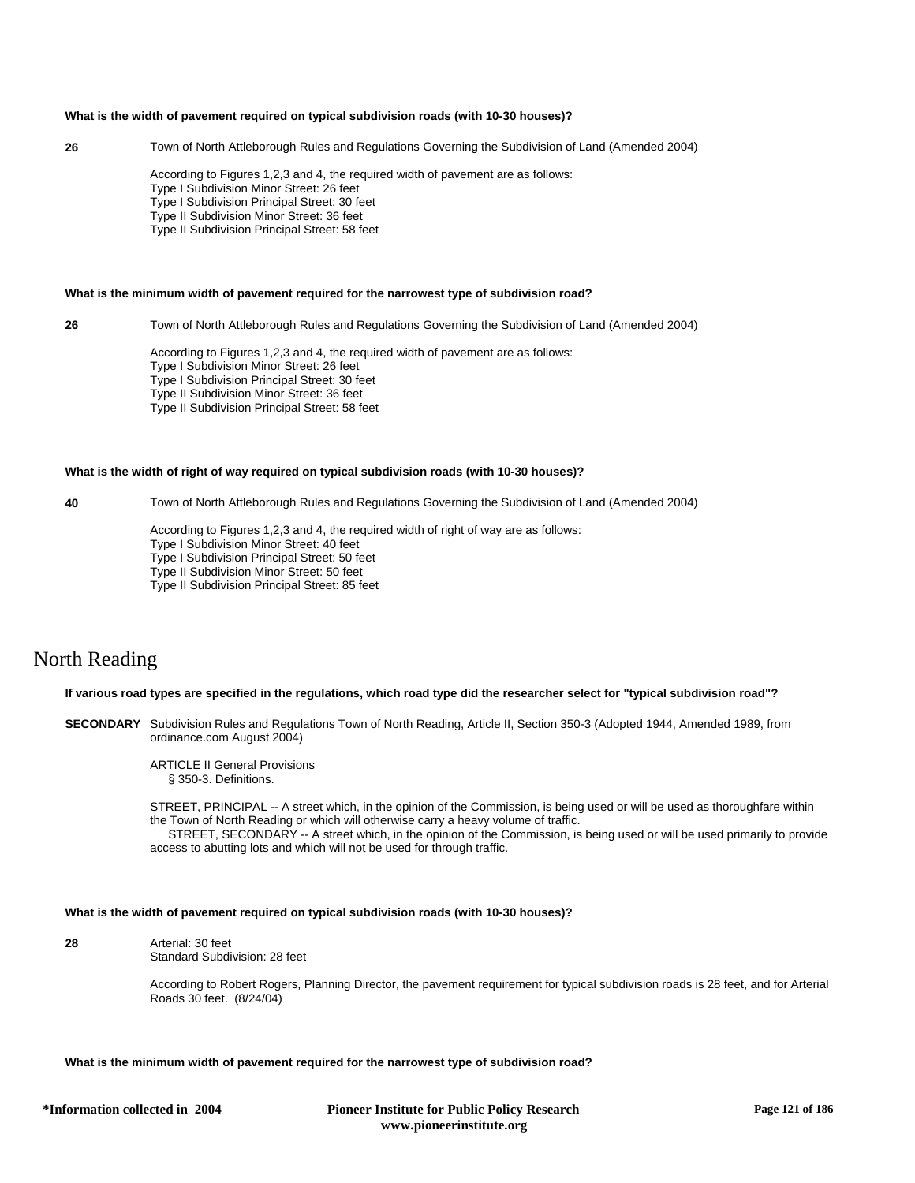**What is the width of pavement required on typical subdivision roads (with 10-30 houses)?**

**26** Town of North Attleborough Rules and Regulations Governing the Subdivision of Land (Amended 2004)

According to Figures 1,2,3 and 4, the required width of pavement are as follows:
Type I Subdivision Minor Street: 26 feet
Type I Subdivision Principal Street: 30 feet
Type II Subdivision Minor Street: 36 feet
Type II Subdivision Principal Street: 58 feet

**What is the minimum width of pavement required for the narrowest type of subdivision road?**

**26** Town of North Attleborough Rules and Regulations Governing the Subdivision of Land (Amended 2004)

According to Figures 1,2,3 and 4, the required width of pavement are as follows:
Type I Subdivision Minor Street: 26 feet
Type I Subdivision Principal Street: 30 feet
Type II Subdivision Minor Street: 36 feet
Type II Subdivision Principal Street: 58 feet

**What is the width of right of way required on typical subdivision roads (with 10-30 houses)?**

**40** Town of North Attleborough Rules and Regulations Governing the Subdivision of Land (Amended 2004)

According to Figures 1,2,3 and 4, the required width of right of way are as follows:
Type I Subdivision Minor Street: 40 feet
Type I Subdivision Principal Street: 50 feet
Type II Subdivision Minor Street: 50 feet
Type II Subdivision Principal Street: 85 feet

# North Reading

**If various road types are specified in the regulations, which road type did the researcher select for "typical subdivision road"?**

**SECONDARY** Subdivision Rules and Regulations Town of North Reading, Article II, Section 350-3 (Adopted 1944, Amended 1989, from ordinance.com August 2004)

ARTICLE II General Provisions
§ 350-3. Definitions.

STREET, PRINCIPAL -- A street which, in the opinion of the Commission, is being used or will be used as thoroughfare within the Town of North Reading or which will otherwise carry a heavy volume of traffic.
STREET, SECONDARY -- A street which, in the opinion of the Commission, is being used or will be used primarily to provide access to abutting lots and which will not be used for through traffic.

**What is the width of pavement required on typical subdivision roads (with 10-30 houses)?**

**28** Arterial: 30 feet
Standard Subdivision: 28 feet

According to Robert Rogers, Planning Director, the pavement requirement for typical subdivision roads is 28 feet, and for Arterial Roads 30 feet. (8/24/04)

**What is the minimum width of pavement required for the narrowest type of subdivision road?**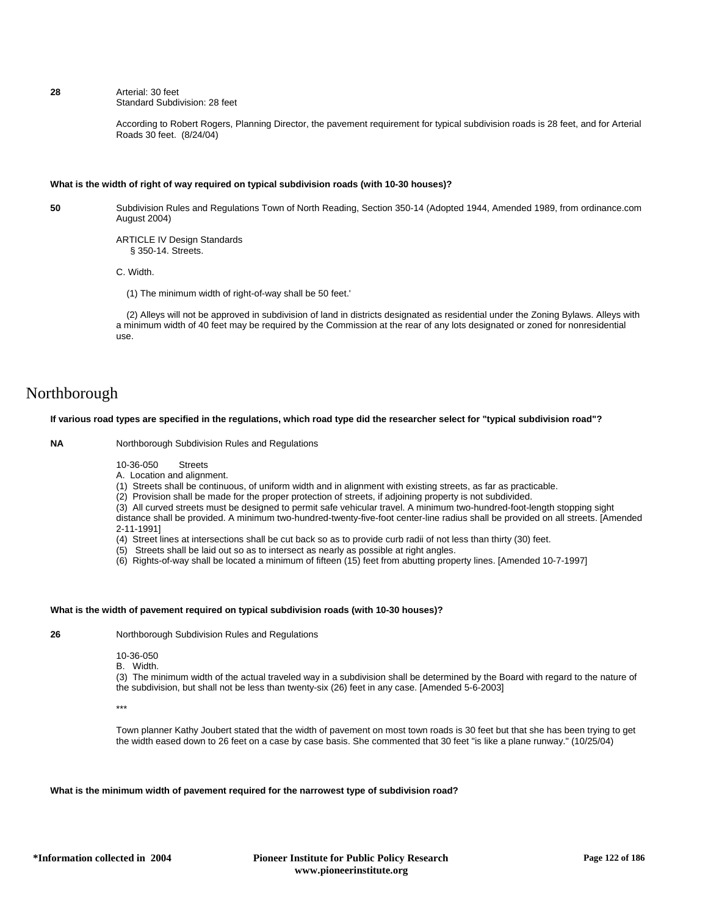**28** Arterial: 30 feet
Standard Subdivision: 28 feet

According to Robert Rogers, Planning Director, the pavement requirement for typical subdivision roads is 28 feet, and for Arterial Roads 30 feet. (8/24/04)

**What is the width of right of way required on typical subdivision roads (with 10-30 houses)?**

**50** Subdivision Rules and Regulations Town of North Reading, Section 350-14 (Adopted 1944, Amended 1989, from ordinance.com August 2004)

ARTICLE IV Design Standards
§ 350-14. Streets.

C. Width.

(1) The minimum width of right-of-way shall be 50 feet.'

(2) Alleys will not be approved in subdivision of land in districts designated as residential under the Zoning Bylaws. Alleys with a minimum width of 40 feet may be required by the Commission at the rear of any lots designated or zoned for nonresidential use.

# Northborough

**If various road types are specified in the regulations, which road type did the researcher select for "typical subdivision road"?**

**NA** Northborough Subdivision Rules and Regulations

10-36-050 Streets
A. Location and alignment.
(1) Streets shall be continuous, of uniform width and in alignment with existing streets, as far as practicable.
(2) Provision shall be made for the proper protection of streets, if adjoining property is not subdivided.
(3) All curved streets must be designed to permit safe vehicular travel. A minimum two-hundred-foot-length stopping sight distance shall be provided. A minimum two-hundred-twenty-five-foot center-line radius shall be provided on all streets. [Amended 2-11-1991]
(4) Street lines at intersections shall be cut back so as to provide curb radii of not less than thirty (30) feet.
(5) Streets shall be laid out so as to intersect as nearly as possible at right angles.
(6) Rights-of-way shall be located a minimum of fifteen (15) feet from abutting property lines. [Amended 10-7-1997]

**What is the width of pavement required on typical subdivision roads (with 10-30 houses)?**

**26** Northborough Subdivision Rules and Regulations

10-36-050
B. Width.
(3) The minimum width of the actual traveled way in a subdivision shall be determined by the Board with regard to the nature of the subdivision, but shall not be less than twenty-six (26) feet in any case. [Amended 5-6-2003]

***

Town planner Kathy Joubert stated that the width of pavement on most town roads is 30 feet but that she has been trying to get the width eased down to 26 feet on a case by case basis. She commented that 30 feet "is like a plane runway." (10/25/04)

**What is the minimum width of pavement required for the narrowest type of subdivision road?**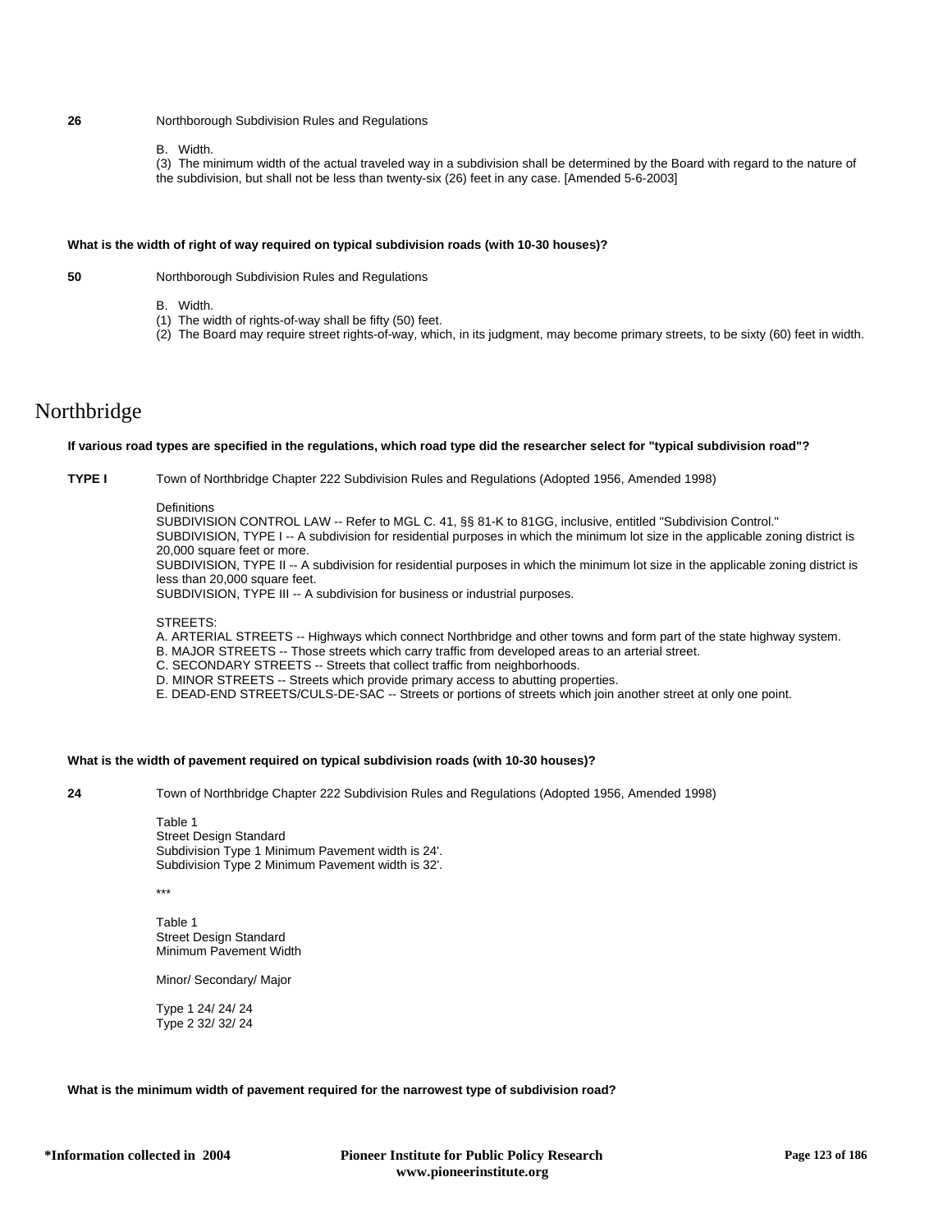**26** Northborough Subdivision Rules and Regulations

B. Width.

(3) The minimum width of the actual traveled way in a subdivision shall be determined by the Board with regard to the nature of the subdivision, but shall not be less than twenty-six (26) feet in any case. [Amended 5-6-2003]

**What is the width of right of way required on typical subdivision roads (with 10-30 houses)?**

**50** Northborough Subdivision Rules and Regulations

B. Width.

(1) The width of rights-of-way shall be fifty (50) feet.

(2) The Board may require street rights-of-way, which, in its judgment, may become primary streets, to be sixty (60) feet in width.

# Northbridge

**If various road types are specified in the regulations, which road type did the researcher select for "typical subdivision road"?**

**TYPE I** Town of Northbridge Chapter 222 Subdivision Rules and Regulations (Adopted 1956, Amended 1998)

Definitions

SUBDIVISION CONTROL LAW -- Refer to MGL C. 41, §§ 81-K to 81GG, inclusive, entitled "Subdivision Control."

SUBDIVISION, TYPE I -- A subdivision for residential purposes in which the minimum lot size in the applicable zoning district is 20,000 square feet or more.

SUBDIVISION, TYPE II -- A subdivision for residential purposes in which the minimum lot size in the applicable zoning district is less than 20,000 square feet.

SUBDIVISION, TYPE III -- A subdivision for business or industrial purposes.

STREETS:

A. ARTERIAL STREETS -- Highways which connect Northbridge and other towns and form part of the state highway system.

B. MAJOR STREETS -- Those streets which carry traffic from developed areas to an arterial street.

C. SECONDARY STREETS -- Streets that collect traffic from neighborhoods.

D. MINOR STREETS -- Streets which provide primary access to abutting properties.

E. DEAD-END STREETS/CULS-DE-SAC -- Streets or portions of streets which join another street at only one point.

**What is the width of pavement required on typical subdivision roads (with 10-30 houses)?**

**24** Town of Northbridge Chapter 222 Subdivision Rules and Regulations (Adopted 1956, Amended 1998)

Table 1

Street Design Standard

Subdivision Type 1 Minimum Pavement width is 24'.

Subdivision Type 2 Minimum Pavement width is 32'.

***

Table 1

Street Design Standard

Minimum Pavement Width

Minor/ Secondary/ Major

Type 1 24/ 24/ 24

Type 2 32/ 32/ 24

**What is the minimum width of pavement required for the narrowest type of subdivision road?**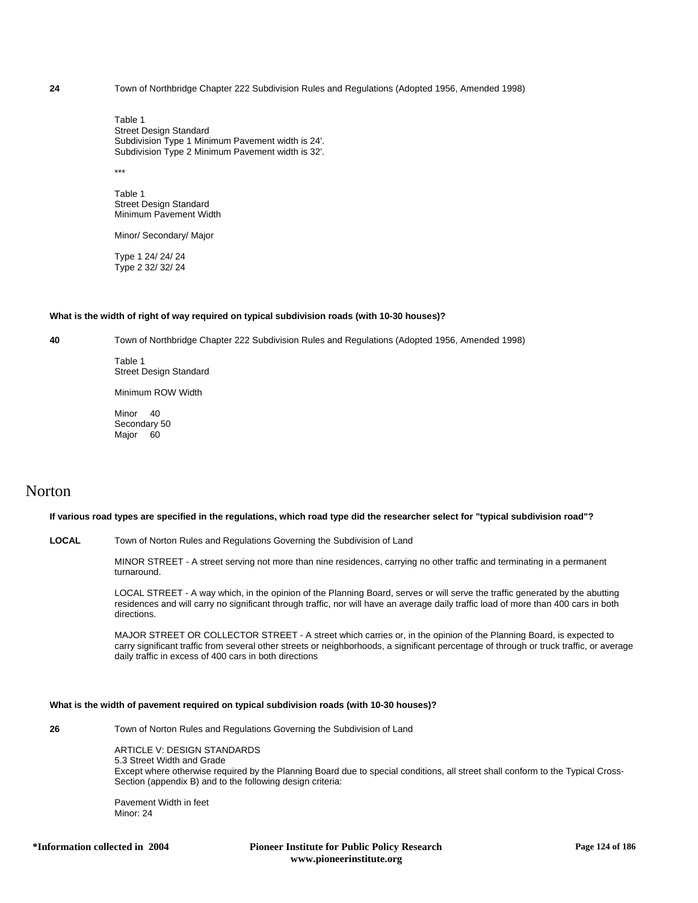**24** Town of Northbridge Chapter 222 Subdivision Rules and Regulations (Adopted 1956, Amended 1998)

Table 1
Street Design Standard
Subdivision Type 1 Minimum Pavement width is 24'.
Subdivision Type 2 Minimum Pavement width is 32'.

***

Table 1
Street Design Standard
Minimum Pavement Width

Minor/ Secondary/ Major

Type 1 24/ 24/ 24
Type 2 32/ 32/ 24

**What is the width of right of way required on typical subdivision roads (with 10-30 houses)?**

**40** Town of Northbridge Chapter 222 Subdivision Rules and Regulations (Adopted 1956, Amended 1998)

Table 1
Street Design Standard

Minimum ROW Width

Minor 40
Secondary 50
Major 60

# Norton

**If various road types are specified in the regulations, which road type did the researcher select for "typical subdivision road"?**

**LOCAL** Town of Norton Rules and Regulations Governing the Subdivision of Land

MINOR STREET - A street serving not more than nine residences, carrying no other traffic and terminating in a permanent turnaround.

LOCAL STREET - A way which, in the opinion of the Planning Board, serves or will serve the traffic generated by the abutting residences and will carry no significant through traffic, nor will have an average daily traffic load of more than 400 cars in both directions.

MAJOR STREET OR COLLECTOR STREET - A street which carries or, in the opinion of the Planning Board, is expected to carry significant traffic from several other streets or neighborhoods, a significant percentage of through or truck traffic, or average daily traffic in excess of 400 cars in both directions

**What is the width of pavement required on typical subdivision roads (with 10-30 houses)?**

**26** Town of Norton Rules and Regulations Governing the Subdivision of Land

ARTICLE V: DESIGN STANDARDS
5.3 Street Width and Grade
Except where otherwise required by the Planning Board due to special conditions, all street shall conform to the Typical Cross-Section (appendix B) and to the following design criteria:

Pavement Width in feet
Minor: 24

\*Information collected in 2004 — Pioneer Institute for Public Policy Research www.pioneerinstitute.org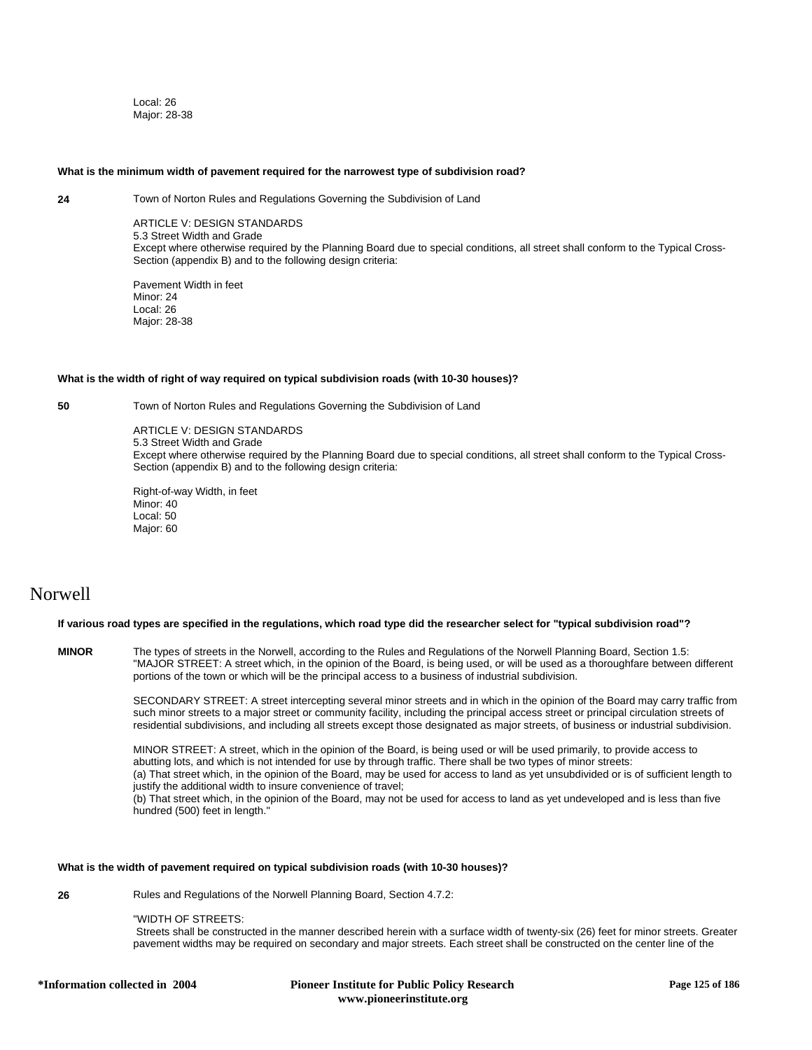Local: 26
Major: 28-38

**What is the minimum width of pavement required for the narrowest type of subdivision road?**

**24** Town of Norton Rules and Regulations Governing the Subdivision of Land

ARTICLE V: DESIGN STANDARDS
5.3 Street Width and Grade
Except where otherwise required by the Planning Board due to special conditions, all street shall conform to the Typical Cross-Section (appendix B) and to the following design criteria:

Pavement Width in feet
Minor: 24
Local: 26
Major: 28-38

**What is the width of right of way required on typical subdivision roads (with 10-30 houses)?**

**50** Town of Norton Rules and Regulations Governing the Subdivision of Land

ARTICLE V: DESIGN STANDARDS
5.3 Street Width and Grade
Except where otherwise required by the Planning Board due to special conditions, all street shall conform to the Typical Cross-Section (appendix B) and to the following design criteria:

Right-of-way Width, in feet
Minor: 40
Local: 50
Major: 60

# Norwell

**If various road types are specified in the regulations, which road type did the researcher select for "typical subdivision road"?**

**MINOR** The types of streets in the Norwell, according to the Rules and Regulations of the Norwell Planning Board, Section 1.5:
"MAJOR STREET: A street which, in the opinion of the Board, is being used, or will be used as a thoroughfare between different portions of the town or which will be the principal access to a business of industrial subdivision.

SECONDARY STREET: A street intercepting several minor streets and in which in the opinion of the Board may carry traffic from such minor streets to a major street or community facility, including the principal access street or principal circulation streets of residential subdivisions, and including all streets except those designated as major streets, of business or industrial subdivision.

MINOR STREET: A street, which in the opinion of the Board, is being used or will be used primarily, to provide access to abutting lots, and which is not intended for use by through traffic. There shall be two types of minor streets:
(a) That street which, in the opinion of the Board, may be used for access to land as yet unsubdivided or is of sufficient length to justify the additional width to insure convenience of travel;
(b) That street which, in the opinion of the Board, may not be used for access to land as yet undeveloped and is less than five hundred (500) feet in length."

**What is the width of pavement required on typical subdivision roads (with 10-30 houses)?**

**26** Rules and Regulations of the Norwell Planning Board, Section 4.7.2:

"WIDTH OF STREETS:
Streets shall be constructed in the manner described herein with a surface width of twenty-six (26) feet for minor streets. Greater pavement widths may be required on secondary and major streets. Each street shall be constructed on the center line of the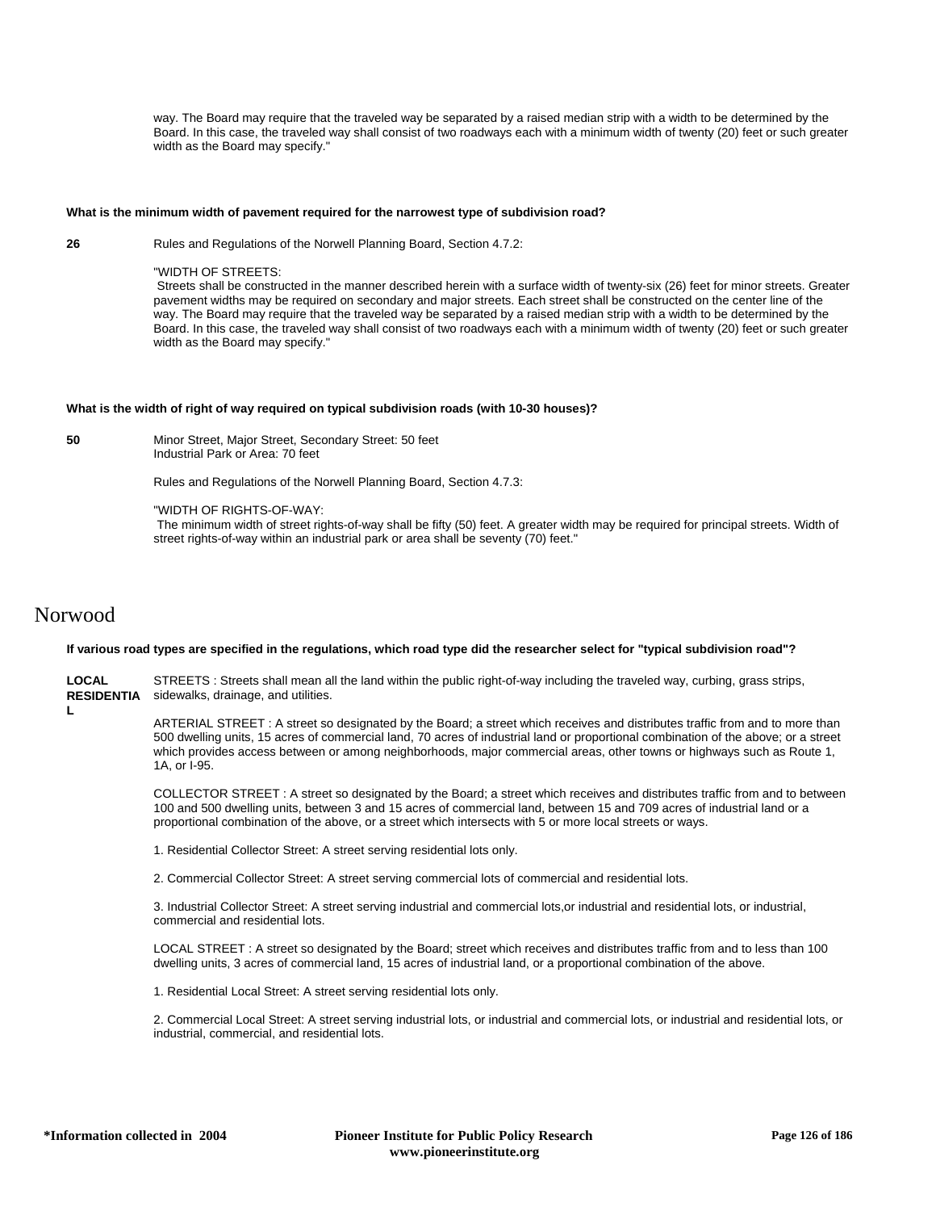way. The Board may require that the traveled way be separated by a raised median strip with a width to be determined by the Board. In this case, the traveled way shall consist of two roadways each with a minimum width of twenty (20) feet or such greater width as the Board may specify."

**What is the minimum width of pavement required for the narrowest type of subdivision road?**

**26**

Rules and Regulations of the Norwell Planning Board, Section 4.7.2:

"WIDTH OF STREETS:
Streets shall be constructed in the manner described herein with a surface width of twenty-six (26) feet for minor streets. Greater pavement widths may be required on secondary and major streets. Each street shall be constructed on the center line of the way. The Board may require that the traveled way be separated by a raised median strip with a width to be determined by the Board. In this case, the traveled way shall consist of two roadways each with a minimum width of twenty (20) feet or such greater width as the Board may specify."

**What is the width of right of way required on typical subdivision roads (with 10-30 houses)?**

**50**

Minor Street, Major Street, Secondary Street: 50 feet
Industrial Park or Area: 70 feet

Rules and Regulations of the Norwell Planning Board, Section 4.7.3:

"WIDTH OF RIGHTS-OF-WAY:
The minimum width of street rights-of-way shall be fifty (50) feet. A greater width may be required for principal streets. Width of street rights-of-way within an industrial park or area shall be seventy (70) feet."

# Norwood

**If various road types are specified in the regulations, which road type did the researcher select for "typical subdivision road"?**

**LOCAL RESIDENTIAL**

STREETS : Streets shall mean all the land within the public right-of-way including the traveled way, curbing, grass strips, sidewalks, drainage, and utilities.

ARTERIAL STREET : A street so designated by the Board; a street which receives and distributes traffic from and to more than 500 dwelling units, 15 acres of commercial land, 70 acres of industrial land or proportional combination of the above; or a street which provides access between or among neighborhoods, major commercial areas, other towns or highways such as Route 1, 1A, or I-95.

COLLECTOR STREET : A street so designated by the Board; a street which receives and distributes traffic from and to between 100 and 500 dwelling units, between 3 and 15 acres of commercial land, between 15 and 709 acres of industrial land or a proportional combination of the above, or a street which intersects with 5 or more local streets or ways.

1. Residential Collector Street: A street serving residential lots only.

2. Commercial Collector Street: A street serving commercial lots of commercial and residential lots.

3. Industrial Collector Street: A street serving industrial and commercial lots,or industrial and residential lots, or industrial, commercial and residential lots.

LOCAL STREET : A street so designated by the Board; street which receives and distributes traffic from and to less than 100 dwelling units, 3 acres of commercial land, 15 acres of industrial land, or a proportional combination of the above.

1. Residential Local Street: A street serving residential lots only.

2. Commercial Local Street: A street serving industrial lots, or industrial and commercial lots, or industrial and residential lots, or industrial, commercial, and residential lots.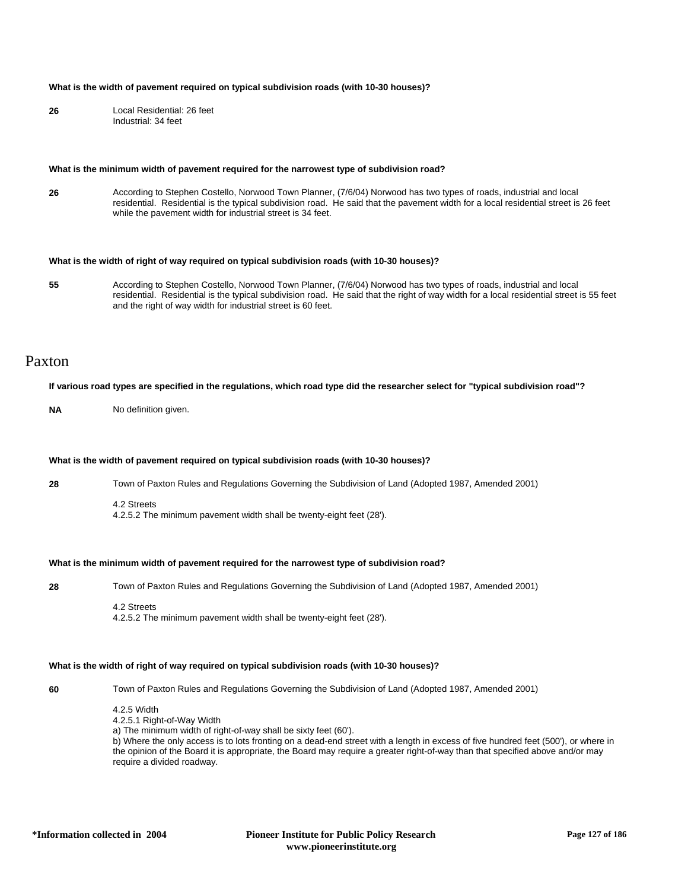**What is the width of pavement required on typical subdivision roads (with 10-30 houses)?**

**26** Local Residential: 26 feet
Industrial: 34 feet

**What is the minimum width of pavement required for the narrowest type of subdivision road?**

**26** According to Stephen Costello, Norwood Town Planner, (7/6/04) Norwood has two types of roads, industrial and local residential. Residential is the typical subdivision road. He said that the pavement width for a local residential street is 26 feet while the pavement width for industrial street is 34 feet.

**What is the width of right of way required on typical subdivision roads (with 10-30 houses)?**

**55** According to Stephen Costello, Norwood Town Planner, (7/6/04) Norwood has two types of roads, industrial and local residential. Residential is the typical subdivision road. He said that the right of way width for a local residential street is 55 feet and the right of way width for industrial street is 60 feet.

# Paxton

**If various road types are specified in the regulations, which road type did the researcher select for "typical subdivision road"?**

**NA** No definition given.

**What is the width of pavement required on typical subdivision roads (with 10-30 houses)?**

**28** Town of Paxton Rules and Regulations Governing the Subdivision of Land (Adopted 1987, Amended 2001)

4.2 Streets
4.2.5.2 The minimum pavement width shall be twenty-eight feet (28').

**What is the minimum width of pavement required for the narrowest type of subdivision road?**

**28** Town of Paxton Rules and Regulations Governing the Subdivision of Land (Adopted 1987, Amended 2001)

4.2 Streets
4.2.5.2 The minimum pavement width shall be twenty-eight feet (28').

**What is the width of right of way required on typical subdivision roads (with 10-30 houses)?**

**60** Town of Paxton Rules and Regulations Governing the Subdivision of Land (Adopted 1987, Amended 2001)

4.2.5 Width
4.2.5.1 Right-of-Way Width
a) The minimum width of right-of-way shall be sixty feet (60').
b) Where the only access is to lots fronting on a dead-end street with a length in excess of five hundred feet (500'), or where in the opinion of the Board it is appropriate, the Board may require a greater right-of-way than that specified above and/or may require a divided roadway.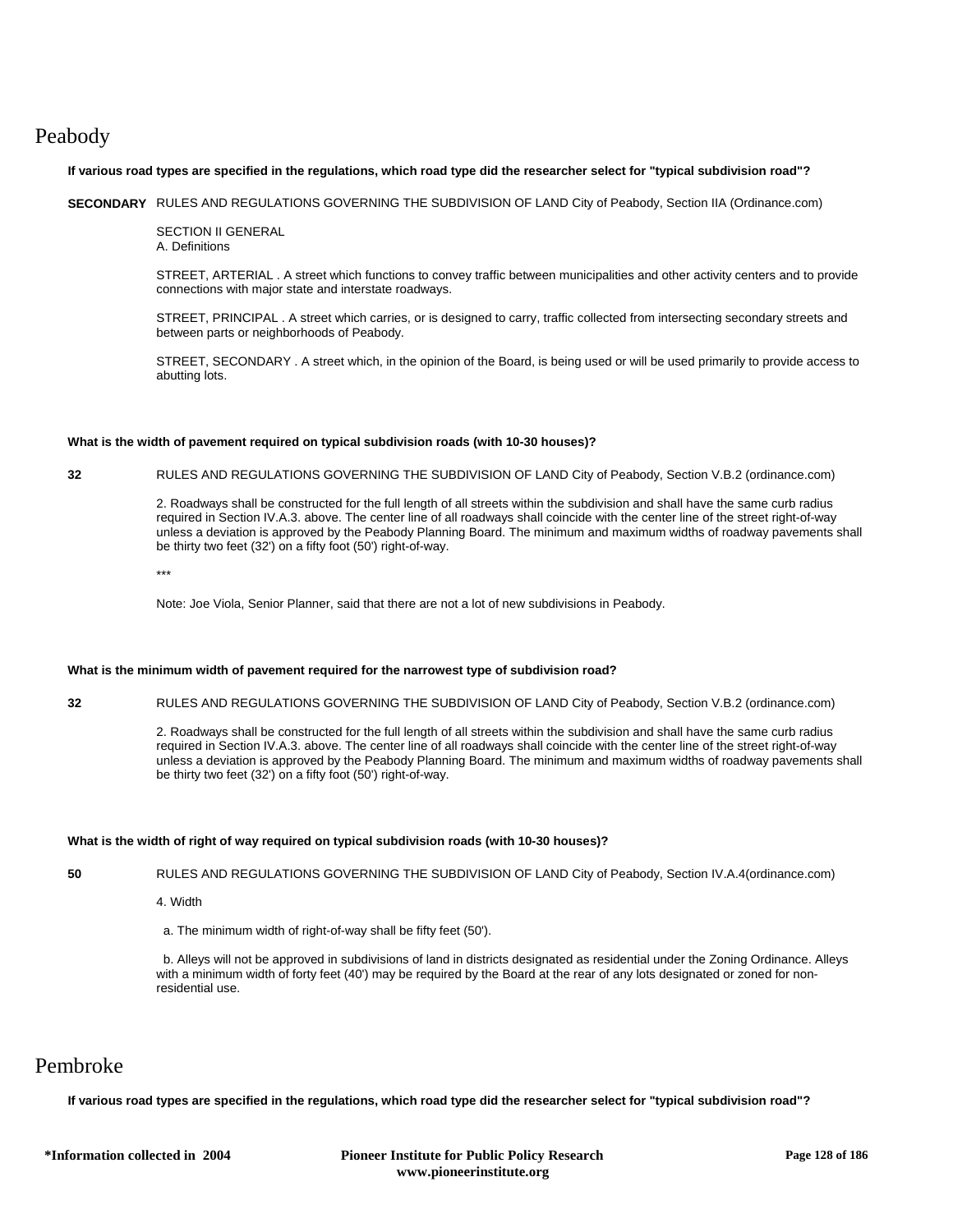# Peabody

**If various road types are specified in the regulations, which road type did the researcher select for "typical subdivision road"?**

**SECONDARY** RULES AND REGULATIONS GOVERNING THE SUBDIVISION OF LAND City of Peabody, Section IIA (Ordinance.com)

SECTION II GENERAL
A. Definitions

STREET, ARTERIAL . A street which functions to convey traffic between municipalities and other activity centers and to provide connections with major state and interstate roadways.

STREET, PRINCIPAL . A street which carries, or is designed to carry, traffic collected from intersecting secondary streets and between parts or neighborhoods of Peabody.

STREET, SECONDARY . A street which, in the opinion of the Board, is being used or will be used primarily to provide access to abutting lots.

**What is the width of pavement required on typical subdivision roads (with 10-30 houses)?**

**32** RULES AND REGULATIONS GOVERNING THE SUBDIVISION OF LAND City of Peabody, Section V.B.2 (ordinance.com)

2. Roadways shall be constructed for the full length of all streets within the subdivision and shall have the same curb radius required in Section IV.A.3. above. The center line of all roadways shall coincide with the center line of the street right-of-way unless a deviation is approved by the Peabody Planning Board. The minimum and maximum widths of roadway pavements shall be thirty two feet (32') on a fifty foot (50') right-of-way.

***

Note: Joe Viola, Senior Planner, said that there are not a lot of new subdivisions in Peabody.

**What is the minimum width of pavement required for the narrowest type of subdivision road?**

**32** RULES AND REGULATIONS GOVERNING THE SUBDIVISION OF LAND City of Peabody, Section V.B.2 (ordinance.com)

2. Roadways shall be constructed for the full length of all streets within the subdivision and shall have the same curb radius required in Section IV.A.3. above. The center line of all roadways shall coincide with the center line of the street right-of-way unless a deviation is approved by the Peabody Planning Board. The minimum and maximum widths of roadway pavements shall be thirty two feet (32') on a fifty foot (50') right-of-way.

**What is the width of right of way required on typical subdivision roads (with 10-30 houses)?**

**50** RULES AND REGULATIONS GOVERNING THE SUBDIVISION OF LAND City of Peabody, Section IV.A.4(ordinance.com)

4. Width

a. The minimum width of right-of-way shall be fifty feet (50').

b. Alleys will not be approved in subdivisions of land in districts designated as residential under the Zoning Ordinance. Alleys with a minimum width of forty feet (40') may be required by the Board at the rear of any lots designated or zoned for non-residential use.

# Pembroke

**If various road types are specified in the regulations, which road type did the researcher select for "typical subdivision road"?**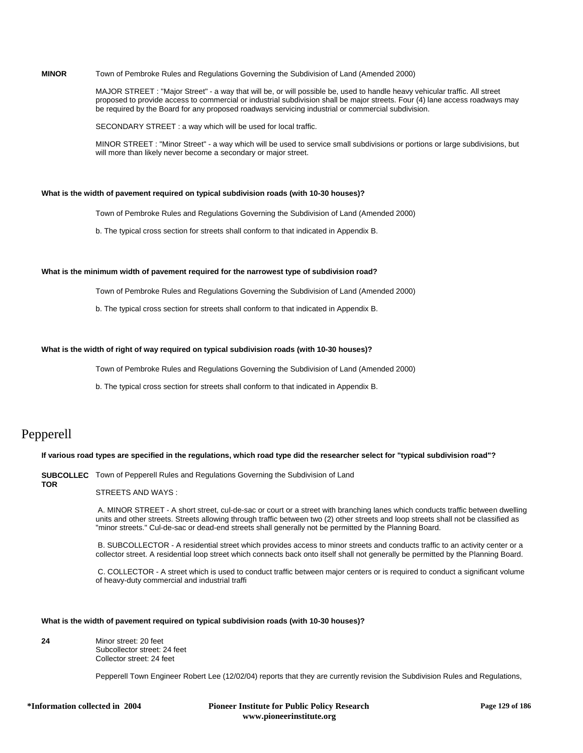**MINOR** Town of Pembroke Rules and Regulations Governing the Subdivision of Land (Amended 2000)

MAJOR STREET : "Major Street" - a way that will be, or will possible be, used to handle heavy vehicular traffic. All street proposed to provide access to commercial or industrial subdivision shall be major streets. Four (4) lane access roadways may be required by the Board for any proposed roadways servicing industrial or commercial subdivision.

SECONDARY STREET : a way which will be used for local traffic.

MINOR STREET : "Minor Street" - a way which will be used to service small subdivisions or portions or large subdivisions, but will more than likely never become a secondary or major street.

**What is the width of pavement required on typical subdivision roads (with 10-30 houses)?**

Town of Pembroke Rules and Regulations Governing the Subdivision of Land (Amended 2000)

b. The typical cross section for streets shall conform to that indicated in Appendix B.

**What is the minimum width of pavement required for the narrowest type of subdivision road?**

Town of Pembroke Rules and Regulations Governing the Subdivision of Land (Amended 2000)

b. The typical cross section for streets shall conform to that indicated in Appendix B.

**What is the width of right of way required on typical subdivision roads (with 10-30 houses)?**

Town of Pembroke Rules and Regulations Governing the Subdivision of Land (Amended 2000)

b. The typical cross section for streets shall conform to that indicated in Appendix B.

# Pepperell

**If various road types are specified in the regulations, which road type did the researcher select for "typical subdivision road"?**

**SUBCOLLECTOR** Town of Pepperell Rules and Regulations Governing the Subdivision of Land

STREETS AND WAYS :

A. MINOR STREET - A short street, cul-de-sac or court or a street with branching lanes which conducts traffic between dwelling units and other streets. Streets allowing through traffic between two (2) other streets and loop streets shall not be classified as "minor streets." Cul-de-sac or dead-end streets shall generally not be permitted by the Planning Board.

B. SUBCOLLECTOR - A residential street which provides access to minor streets and conducts traffic to an activity center or a collector street. A residential loop street which connects back onto itself shall not generally be permitted by the Planning Board.

C. COLLECTOR - A street which is used to conduct traffic between major centers or is required to conduct a significant volume of heavy-duty commercial and industrial traffi

**What is the width of pavement required on typical subdivision roads (with 10-30 houses)?**

**24** Minor street: 20 feet
Subcollector street: 24 feet
Collector street: 24 feet

Pepperell Town Engineer Robert Lee (12/02/04) reports that they are currently revision the Subdivision Rules and Regulations,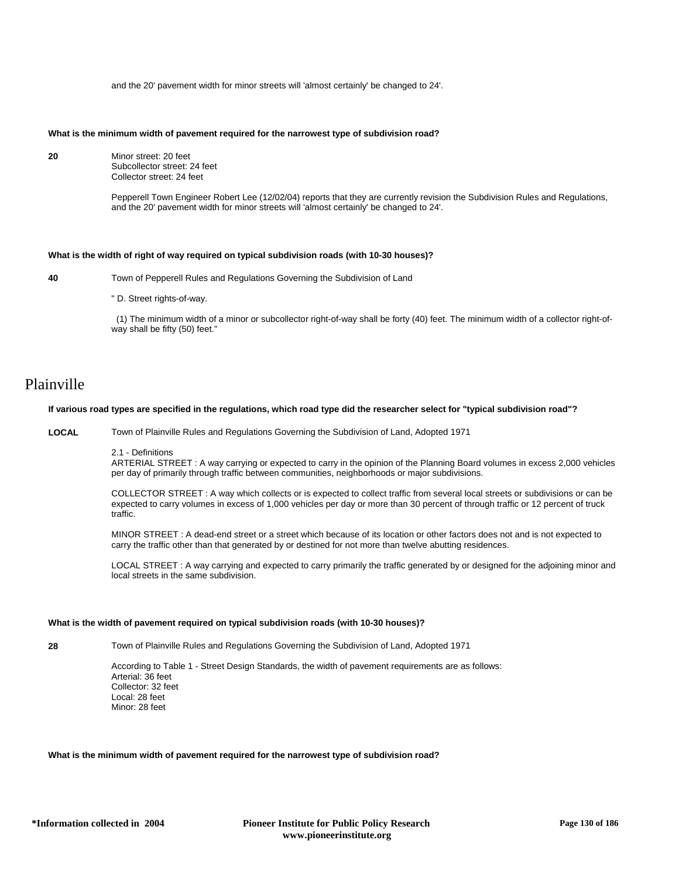and the 20' pavement width for minor streets will 'almost certainly' be changed to 24'.

**What is the minimum width of pavement required for the narrowest type of subdivision road?**

**20**

Minor street: 20 feet
Subcollector street: 24 feet
Collector street: 24 feet

Pepperell Town Engineer Robert Lee (12/02/04) reports that they are currently revision the Subdivision Rules and Regulations, and the 20' pavement width for minor streets will 'almost certainly' be changed to 24'.

**What is the width of right of way required on typical subdivision roads (with 10-30 houses)?**

**40**

Town of Pepperell Rules and Regulations Governing the Subdivision of Land

" D. Street rights-of-way.

(1) The minimum width of a minor or subcollector right-of-way shall be forty (40) feet. The minimum width of a collector right-of-way shall be fifty (50) feet."

# Plainville

**If various road types are specified in the regulations, which road type did the researcher select for "typical subdivision road"?**

**LOCAL**

Town of Plainville Rules and Regulations Governing the Subdivision of Land, Adopted 1971

2.1 - Definitions
ARTERIAL STREET : A way carrying or expected to carry in the opinion of the Planning Board volumes in excess 2,000 vehicles per day of primarily through traffic between communities, neighborhoods or major subdivisions.

COLLECTOR STREET : A way which collects or is expected to collect traffic from several local streets or subdivisions or can be expected to carry volumes in excess of 1,000 vehicles per day or more than 30 percent of through traffic or 12 percent of truck traffic.

MINOR STREET : A dead-end street or a street which because of its location or other factors does not and is not expected to carry the traffic other than that generated by or destined for not more than twelve abutting residences.

LOCAL STREET : A way carrying and expected to carry primarily the traffic generated by or designed for the adjoining minor and local streets in the same subdivision.

**What is the width of pavement required on typical subdivision roads (with 10-30 houses)?**

**28**

Town of Plainville Rules and Regulations Governing the Subdivision of Land, Adopted 1971

According to Table 1 - Street Design Standards, the width of pavement requirements are as follows:
Arterial: 36 feet
Collector: 32 feet
Local: 28 feet
Minor: 28 feet

**What is the minimum width of pavement required for the narrowest type of subdivision road?**

*Information collected in 2004

Pioneer Institute for Public Policy Research
www.pioneerinstitute.org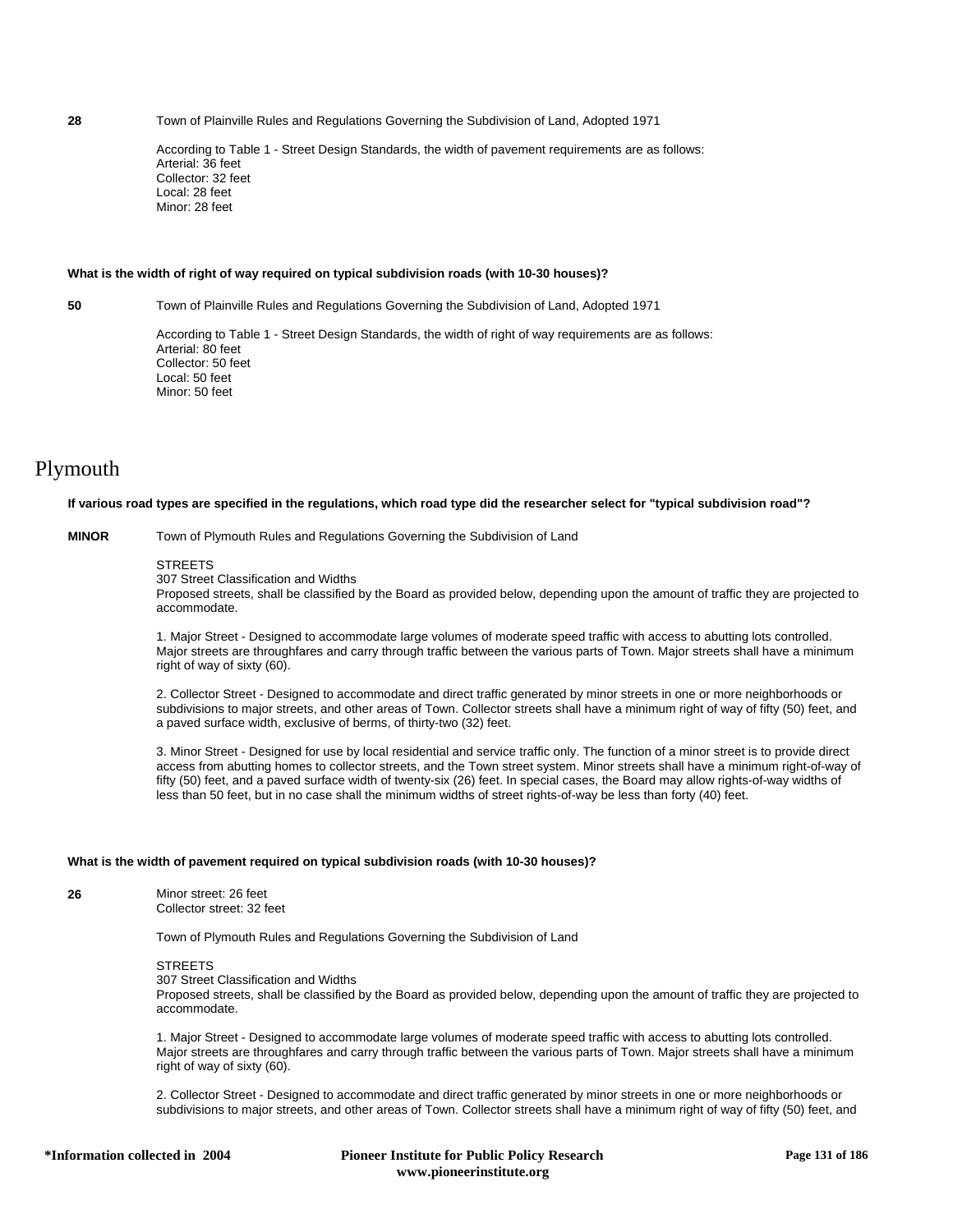**28** Town of Plainville Rules and Regulations Governing the Subdivision of Land, Adopted 1971

According to Table 1 - Street Design Standards, the width of pavement requirements are as follows:
Arterial: 36 feet
Collector: 32 feet
Local: 28 feet
Minor: 28 feet

**What is the width of right of way required on typical subdivision roads (with 10-30 houses)?**

**50** Town of Plainville Rules and Regulations Governing the Subdivision of Land, Adopted 1971

According to Table 1 - Street Design Standards, the width of right of way requirements are as follows:
Arterial: 80 feet
Collector: 50 feet
Local: 50 feet
Minor: 50 feet

# Plymouth

**If various road types are specified in the regulations, which road type did the researcher select for "typical subdivision road"?**

**MINOR** Town of Plymouth Rules and Regulations Governing the Subdivision of Land

STREETS
307 Street Classification and Widths
Proposed streets, shall be classified by the Board as provided below, depending upon the amount of traffic they are projected to accommodate.

1. Major Street - Designed to accommodate large volumes of moderate speed traffic with access to abutting lots controlled. Major streets are throughfares and carry through traffic between the various parts of Town. Major streets shall have a minimum right of way of sixty (60).

2. Collector Street - Designed to accommodate and direct traffic generated by minor streets in one or more neighborhoods or subdivisions to major streets, and other areas of Town. Collector streets shall have a minimum right of way of fifty (50) feet, and a paved surface width, exclusive of berms, of thirty-two (32) feet.

3. Minor Street - Designed for use by local residential and service traffic only. The function of a minor street is to provide direct access from abutting homes to collector streets, and the Town street system. Minor streets shall have a minimum right-of-way of fifty (50) feet, and a paved surface width of twenty-six (26) feet. In special cases, the Board may allow rights-of-way widths of less than 50 feet, but in no case shall the minimum widths of street rights-of-way be less than forty (40) feet.

**What is the width of pavement required on typical subdivision roads (with 10-30 houses)?**

**26** Minor street: 26 feet
Collector street: 32 feet

Town of Plymouth Rules and Regulations Governing the Subdivision of Land

STREETS
307 Street Classification and Widths
Proposed streets, shall be classified by the Board as provided below, depending upon the amount of traffic they are projected to accommodate.

1. Major Street - Designed to accommodate large volumes of moderate speed traffic with access to abutting lots controlled. Major streets are throughfares and carry through traffic between the various parts of Town. Major streets shall have a minimum right of way of sixty (60).

2. Collector Street - Designed to accommodate and direct traffic generated by minor streets in one or more neighborhoods or subdivisions to major streets, and other areas of Town. Collector streets shall have a minimum right of way of fifty (50) feet, and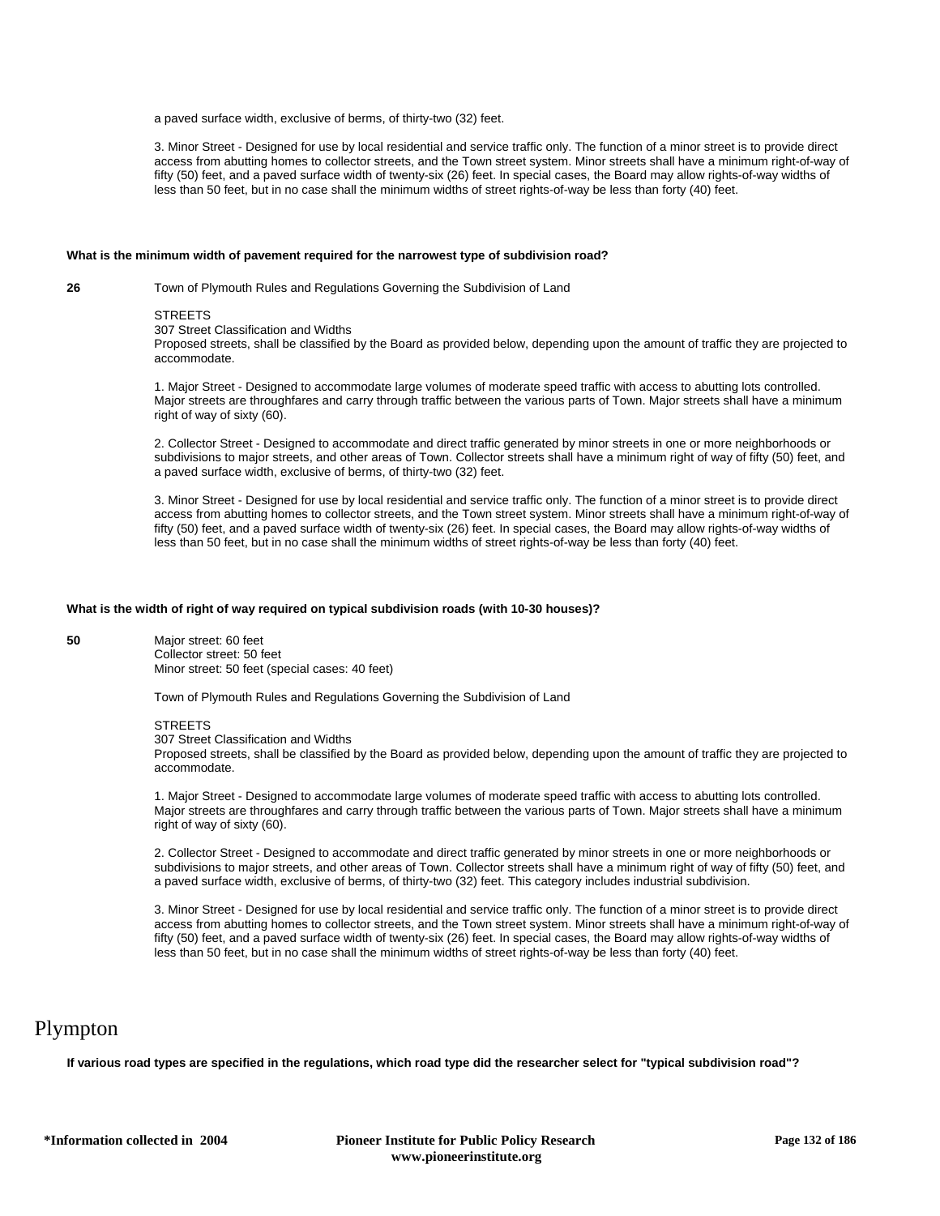a paved surface width, exclusive of berms, of thirty-two (32) feet.

3. Minor Street - Designed for use by local residential and service traffic only. The function of a minor street is to provide direct access from abutting homes to collector streets, and the Town street system. Minor streets shall have a minimum right-of-way of fifty (50) feet, and a paved surface width of twenty-six (26) feet. In special cases, the Board may allow rights-of-way widths of less than 50 feet, but in no case shall the minimum widths of street rights-of-way be less than forty (40) feet.

**What is the minimum width of pavement required for the narrowest type of subdivision road?**

**26**

Town of Plymouth Rules and Regulations Governing the Subdivision of Land

STREETS
307 Street Classification and Widths
Proposed streets, shall be classified by the Board as provided below, depending upon the amount of traffic they are projected to accommodate.

1. Major Street - Designed to accommodate large volumes of moderate speed traffic with access to abutting lots controlled. Major streets are throughfares and carry through traffic between the various parts of Town. Major streets shall have a minimum right of way of sixty (60).

2. Collector Street - Designed to accommodate and direct traffic generated by minor streets in one or more neighborhoods or subdivisions to major streets, and other areas of Town. Collector streets shall have a minimum right of way of fifty (50) feet, and a paved surface width, exclusive of berms, of thirty-two (32) feet.

3. Minor Street - Designed for use by local residential and service traffic only. The function of a minor street is to provide direct access from abutting homes to collector streets, and the Town street system. Minor streets shall have a minimum right-of-way of fifty (50) feet, and a paved surface width of twenty-six (26) feet. In special cases, the Board may allow rights-of-way widths of less than 50 feet, but in no case shall the minimum widths of street rights-of-way be less than forty (40) feet.

**What is the width of right of way required on typical subdivision roads (with 10-30 houses)?**

**50**

Major street: 60 feet
Collector street: 50 feet
Minor street: 50 feet (special cases: 40 feet)

Town of Plymouth Rules and Regulations Governing the Subdivision of Land

STREETS
307 Street Classification and Widths
Proposed streets, shall be classified by the Board as provided below, depending upon the amount of traffic they are projected to accommodate.

1. Major Street - Designed to accommodate large volumes of moderate speed traffic with access to abutting lots controlled. Major streets are throughfares and carry through traffic between the various parts of Town. Major streets shall have a minimum right of way of sixty (60).

2. Collector Street - Designed to accommodate and direct traffic generated by minor streets in one or more neighborhoods or subdivisions to major streets, and other areas of Town. Collector streets shall have a minimum right of way of fifty (50) feet, and a paved surface width, exclusive of berms, of thirty-two (32) feet. This category includes industrial subdivision.

3. Minor Street - Designed for use by local residential and service traffic only. The function of a minor street is to provide direct access from abutting homes to collector streets, and the Town street system. Minor streets shall have a minimum right-of-way of fifty (50) feet, and a paved surface width of twenty-six (26) feet. In special cases, the Board may allow rights-of-way widths of less than 50 feet, but in no case shall the minimum widths of street rights-of-way be less than forty (40) feet.

# Plympton

**If various road types are specified in the regulations, which road type did the researcher select for "typical subdivision road"?**

*Information collected in 2004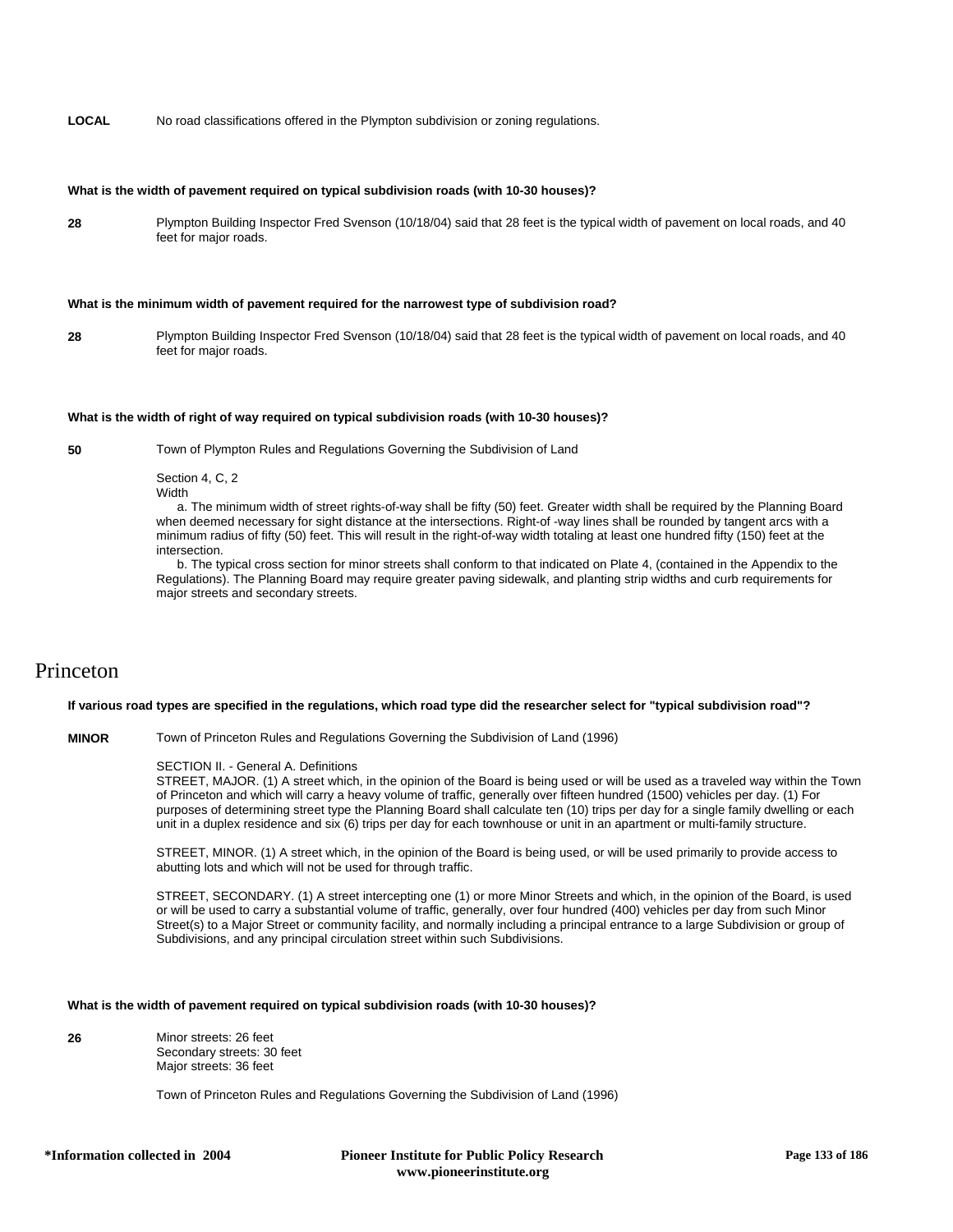**LOCAL** No road classifications offered in the Plympton subdivision or zoning regulations.

**What is the width of pavement required on typical subdivision roads (with 10-30 houses)?**

**28** Plympton Building Inspector Fred Svenson (10/18/04) said that 28 feet is the typical width of pavement on local roads, and 40 feet for major roads.

**What is the minimum width of pavement required for the narrowest type of subdivision road?**

**28** Plympton Building Inspector Fred Svenson (10/18/04) said that 28 feet is the typical width of pavement on local roads, and 40 feet for major roads.

**What is the width of right of way required on typical subdivision roads (with 10-30 houses)?**

**50** Town of Plympton Rules and Regulations Governing the Subdivision of Land

Section 4, C, 2
Width

a. The minimum width of street rights-of-way shall be fifty (50) feet. Greater width shall be required by the Planning Board when deemed necessary for sight distance at the intersections. Right-of -way lines shall be rounded by tangent arcs with a minimum radius of fifty (50) feet. This will result in the right-of-way width totaling at least one hundred fifty (150) feet at the intersection.

b. The typical cross section for minor streets shall conform to that indicated on Plate 4, (contained in the Appendix to the Regulations). The Planning Board may require greater paving sidewalk, and planting strip widths and curb requirements for major streets and secondary streets.

# Princeton

**If various road types are specified in the regulations, which road type did the researcher select for "typical subdivision road"?**

**MINOR** Town of Princeton Rules and Regulations Governing the Subdivision of Land (1996)

SECTION II. - General A. Definitions
STREET, MAJOR. (1) A street which, in the opinion of the Board is being used or will be used as a traveled way within the Town of Princeton and which will carry a heavy volume of traffic, generally over fifteen hundred (1500) vehicles per day. (1) For purposes of determining street type the Planning Board shall calculate ten (10) trips per day for a single family dwelling or each unit in a duplex residence and six (6) trips per day for each townhouse or unit in an apartment or multi-family structure.

STREET, MINOR. (1) A street which, in the opinion of the Board is being used, or will be used primarily to provide access to abutting lots and which will not be used for through traffic.

STREET, SECONDARY. (1) A street intercepting one (1) or more Minor Streets and which, in the opinion of the Board, is used or will be used to carry a substantial volume of traffic, generally, over four hundred (400) vehicles per day from such Minor Street(s) to a Major Street or community facility, and normally including a principal entrance to a large Subdivision or group of Subdivisions, and any principal circulation street within such Subdivisions.

**What is the width of pavement required on typical subdivision roads (with 10-30 houses)?**

**26** Minor streets: 26 feet
Secondary streets: 30 feet
Major streets: 36 feet

Town of Princeton Rules and Regulations Governing the Subdivision of Land (1996)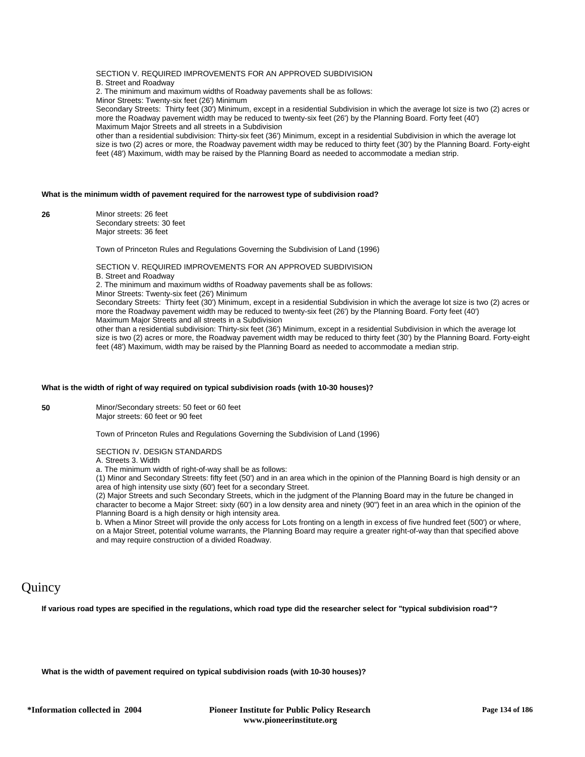SECTION V. REQUIRED IMPROVEMENTS FOR AN APPROVED SUBDIVISION
B. Street and Roadway
2. The minimum and maximum widths of Roadway pavements shall be as follows:
Minor Streets: Twenty-six feet (26') Minimum
Secondary Streets: Thirty feet (30') Minimum, except in a residential Subdivision in which the average lot size is two (2) acres or more the Roadway pavement width may be reduced to twenty-six feet (26') by the Planning Board. Forty feet (40') Maximum Major Streets and all streets in a Subdivision other than a residential subdivision: Thirty-six feet (36') Minimum, except in a residential Subdivision in which the average lot size is two (2) acres or more, the Roadway pavement width may be reduced to thirty feet (30') by the Planning Board. Forty-eight feet (48') Maximum, width may be raised by the Planning Board as needed to accommodate a median strip.

**What is the minimum width of pavement required for the narrowest type of subdivision road?**

**26**

Minor streets: 26 feet
Secondary streets: 30 feet
Major streets: 36 feet

Town of Princeton Rules and Regulations Governing the Subdivision of Land (1996)

SECTION V. REQUIRED IMPROVEMENTS FOR AN APPROVED SUBDIVISION
B. Street and Roadway
2. The minimum and maximum widths of Roadway pavements shall be as follows:
Minor Streets: Twenty-six feet (26') Minimum
Secondary Streets: Thirty feet (30') Minimum, except in a residential Subdivision in which the average lot size is two (2) acres or more the Roadway pavement width may be reduced to twenty-six feet (26') by the Planning Board. Forty feet (40') Maximum Major Streets and all streets in a Subdivision other than a residential subdivision: Thirty-six feet (36') Minimum, except in a residential Subdivision in which the average lot size is two (2) acres or more, the Roadway pavement width may be reduced to thirty feet (30') by the Planning Board. Forty-eight feet (48') Maximum, width may be raised by the Planning Board as needed to accommodate a median strip.

**What is the width of right of way required on typical subdivision roads (with 10-30 houses)?**

**50**

Minor/Secondary streets: 50 feet or 60 feet
Major streets: 60 feet or 90 feet

Town of Princeton Rules and Regulations Governing the Subdivision of Land (1996)

SECTION IV. DESIGN STANDARDS
A. Streets 3. Width
a. The minimum width of right-of-way shall be as follows:
(1) Minor and Secondary Streets: fifty feet (50') and in an area which in the opinion of the Planning Board is high density or an area of high intensity use sixty (60') feet for a secondary Street.
(2) Major Streets and such Secondary Streets, which in the judgment of the Planning Board may in the future be changed in character to become a Major Street: sixty (60') in a low density area and ninety (90") feet in an area which in the opinion of the Planning Board is a high density or high intensity area.
b. When a Minor Street will provide the only access for Lots fronting on a length in excess of five hundred feet (500') or where, on a Major Street, potential volume warrants, the Planning Board may require a greater right-of-way than that specified above and may require construction of a divided Roadway.

# Quincy

**If various road types are specified in the regulations, which road type did the researcher select for "typical subdivision road"?**

**What is the width of pavement required on typical subdivision roads (with 10-30 houses)?**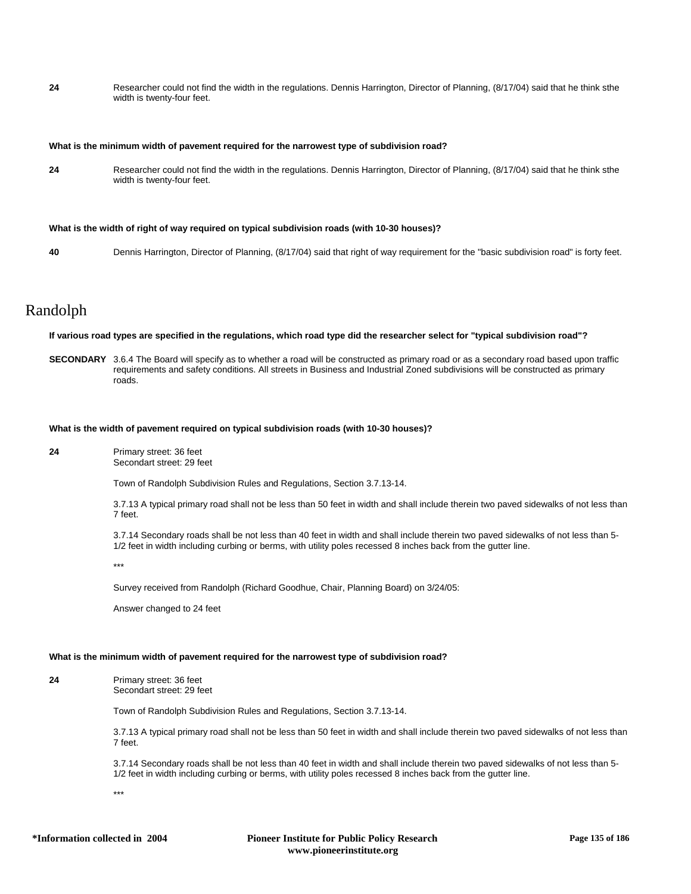**24** Researcher could not find the width in the regulations. Dennis Harrington, Director of Planning, (8/17/04) said that he think sthe width is twenty-four feet.

**What is the minimum width of pavement required for the narrowest type of subdivision road?**

**24** Researcher could not find the width in the regulations. Dennis Harrington, Director of Planning, (8/17/04) said that he think sthe width is twenty-four feet.

**What is the width of right of way required on typical subdivision roads (with 10-30 houses)?**

**40** Dennis Harrington, Director of Planning, (8/17/04) said that right of way requirement for the "basic subdivision road" is forty feet.

# Randolph

**If various road types are specified in the regulations, which road type did the researcher select for "typical subdivision road"?**

**SECONDARY** 3.6.4 The Board will specify as to whether a road will be constructed as primary road or as a secondary road based upon traffic requirements and safety conditions. All streets in Business and Industrial Zoned subdivisions will be constructed as primary roads.

**What is the width of pavement required on typical subdivision roads (with 10-30 houses)?**

**24** Primary street: 36 feet
Secondart street: 29 feet

Town of Randolph Subdivision Rules and Regulations, Section 3.7.13-14.

3.7.13 A typical primary road shall not be less than 50 feet in width and shall include therein two paved sidewalks of not less than 7 feet.

3.7.14 Secondary roads shall be not less than 40 feet in width and shall include therein two paved sidewalks of not less than 5-1/2 feet in width including curbing or berms, with utility poles recessed 8 inches back from the gutter line.

***

Survey received from Randolph (Richard Goodhue, Chair, Planning Board) on 3/24/05:

Answer changed to 24 feet

**What is the minimum width of pavement required for the narrowest type of subdivision road?**

**24** Primary street: 36 feet
Secondart street: 29 feet

Town of Randolph Subdivision Rules and Regulations, Section 3.7.13-14.

3.7.13 A typical primary road shall not be less than 50 feet in width and shall include therein two paved sidewalks of not less than 7 feet.

3.7.14 Secondary roads shall be not less than 40 feet in width and shall include therein two paved sidewalks of not less than 5-1/2 feet in width including curbing or berms, with utility poles recessed 8 inches back from the gutter line.

***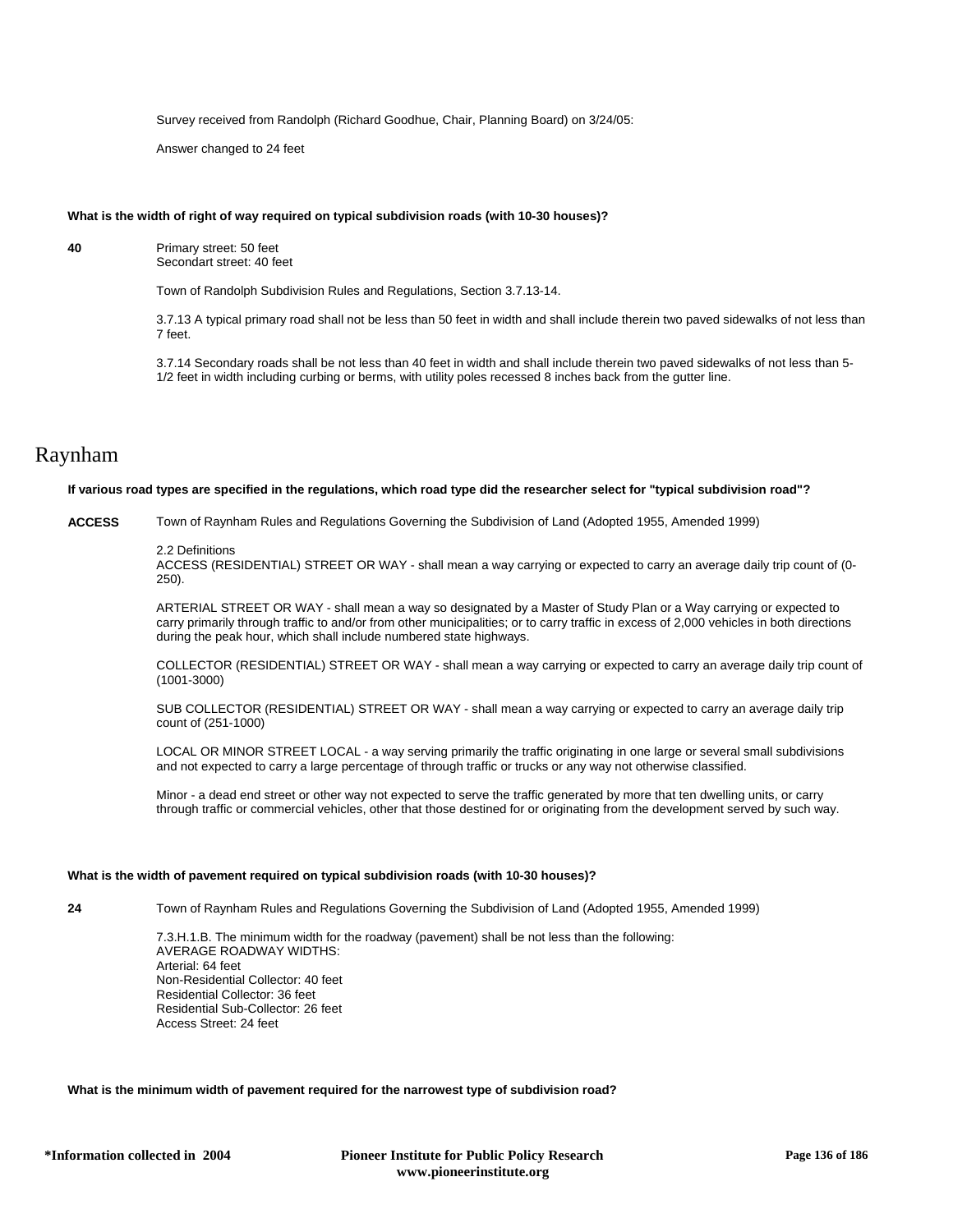Survey received from Randolph (Richard Goodhue, Chair, Planning Board) on 3/24/05:

Answer changed to 24 feet

**What is the width of right of way required on typical subdivision roads (with 10-30 houses)?**

**40**

Primary street: 50 feet
Secondart street: 40 feet

Town of Randolph Subdivision Rules and Regulations, Section 3.7.13-14.

3.7.13 A typical primary road shall not be less than 50 feet in width and shall include therein two paved sidewalks of not less than 7 feet.

3.7.14 Secondary roads shall be not less than 40 feet in width and shall include therein two paved sidewalks of not less than 5-1/2 feet in width including curbing or berms, with utility poles recessed 8 inches back from the gutter line.

# Raynham

**If various road types are specified in the regulations, which road type did the researcher select for "typical subdivision road"?**

**ACCESS**

Town of Raynham Rules and Regulations Governing the Subdivision of Land (Adopted 1955, Amended 1999)

2.2 Definitions
ACCESS (RESIDENTIAL) STREET OR WAY - shall mean a way carrying or expected to carry an average daily trip count of (0-250).

ARTERIAL STREET OR WAY - shall mean a way so designated by a Master of Study Plan or a Way carrying or expected to carry primarily through traffic to and/or from other municipalities; or to carry traffic in excess of 2,000 vehicles in both directions during the peak hour, which shall include numbered state highways.

COLLECTOR (RESIDENTIAL) STREET OR WAY - shall mean a way carrying or expected to carry an average daily trip count of (1001-3000)

SUB COLLECTOR (RESIDENTIAL) STREET OR WAY - shall mean a way carrying or expected to carry an average daily trip count of (251-1000)

LOCAL OR MINOR STREET LOCAL - a way serving primarily the traffic originating in one large or several small subdivisions and not expected to carry a large percentage of through traffic or trucks or any way not otherwise classified.

Minor - a dead end street or other way not expected to serve the traffic generated by more that ten dwelling units, or carry through traffic or commercial vehicles, other that those destined for or originating from the development served by such way.

**What is the width of pavement required on typical subdivision roads (with 10-30 houses)?**

**24**

Town of Raynham Rules and Regulations Governing the Subdivision of Land (Adopted 1955, Amended 1999)

7.3.H.1.B. The minimum width for the roadway (pavement) shall be not less than the following:
AVERAGE ROADWAY WIDTHS:
Arterial: 64 feet
Non-Residential Collector: 40 feet
Residential Collector: 36 feet
Residential Sub-Collector: 26 feet
Access Street: 24 feet

**What is the minimum width of pavement required for the narrowest type of subdivision road?**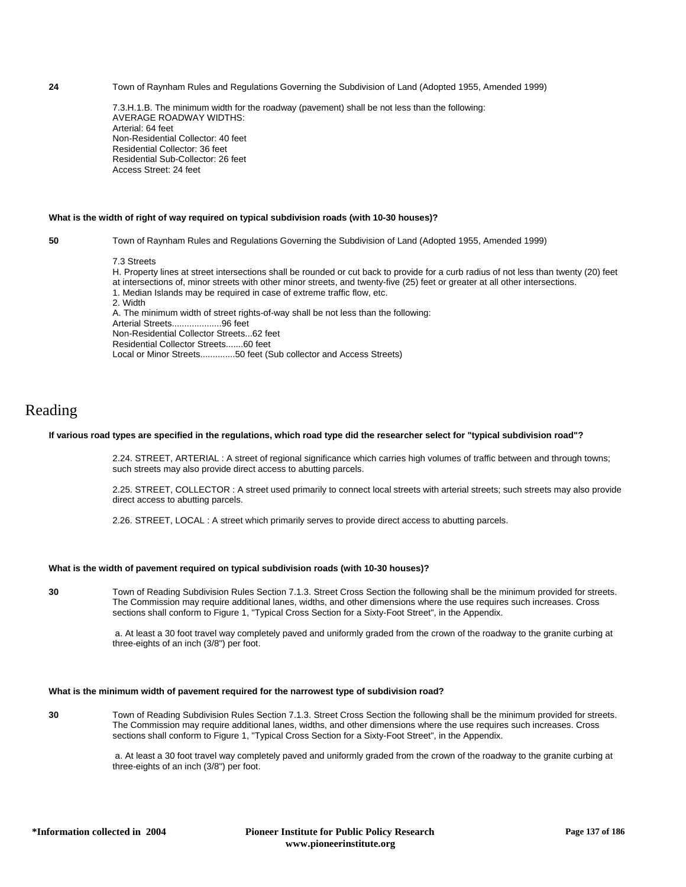**24** Town of Raynham Rules and Regulations Governing the Subdivision of Land (Adopted 1955, Amended 1999)

7.3.H.1.B. The minimum width for the roadway (pavement) shall be not less than the following:
AVERAGE ROADWAY WIDTHS:
Arterial: 64 feet
Non-Residential Collector: 40 feet
Residential Collector: 36 feet
Residential Sub-Collector: 26 feet
Access Street: 24 feet

**What is the width of right of way required on typical subdivision roads (with 10-30 houses)?**

**50** Town of Raynham Rules and Regulations Governing the Subdivision of Land (Adopted 1955, Amended 1999)

7.3 Streets
H. Property lines at street intersections shall be rounded or cut back to provide for a curb radius of not less than twenty (20) feet at intersections of, minor streets with other minor streets, and twenty-five (25) feet or greater at all other intersections.
1. Median Islands may be required in case of extreme traffic flow, etc.
2. Width
A. The minimum width of street rights-of-way shall be not less than the following:
Arterial Streets....................96 feet
Non-Residential Collector Streets...62 feet
Residential Collector Streets.......60 feet
Local or Minor Streets..............50 feet (Sub collector and Access Streets)

# Reading

**If various road types are specified in the regulations, which road type did the researcher select for "typical subdivision road"?**

2.24. STREET, ARTERIAL : A street of regional significance which carries high volumes of traffic between and through towns; such streets may also provide direct access to abutting parcels.

2.25. STREET, COLLECTOR : A street used primarily to connect local streets with arterial streets; such streets may also provide direct access to abutting parcels.

2.26. STREET, LOCAL : A street which primarily serves to provide direct access to abutting parcels.

**What is the width of pavement required on typical subdivision roads (with 10-30 houses)?**

**30** Town of Reading Subdivision Rules Section 7.1.3. Street Cross Section the following shall be the minimum provided for streets. The Commission may require additional lanes, widths, and other dimensions where the use requires such increases. Cross sections shall conform to Figure 1, "Typical Cross Section for a Sixty-Foot Street", in the Appendix.

a. At least a 30 foot travel way completely paved and uniformly graded from the crown of the roadway to the granite curbing at three-eights of an inch (3/8") per foot.

**What is the minimum width of pavement required for the narrowest type of subdivision road?**

**30** Town of Reading Subdivision Rules Section 7.1.3. Street Cross Section the following shall be the minimum provided for streets. The Commission may require additional lanes, widths, and other dimensions where the use requires such increases. Cross sections shall conform to Figure 1, "Typical Cross Section for a Sixty-Foot Street", in the Appendix.

a. At least a 30 foot travel way completely paved and uniformly graded from the crown of the roadway to the granite curbing at three-eights of an inch (3/8") per foot.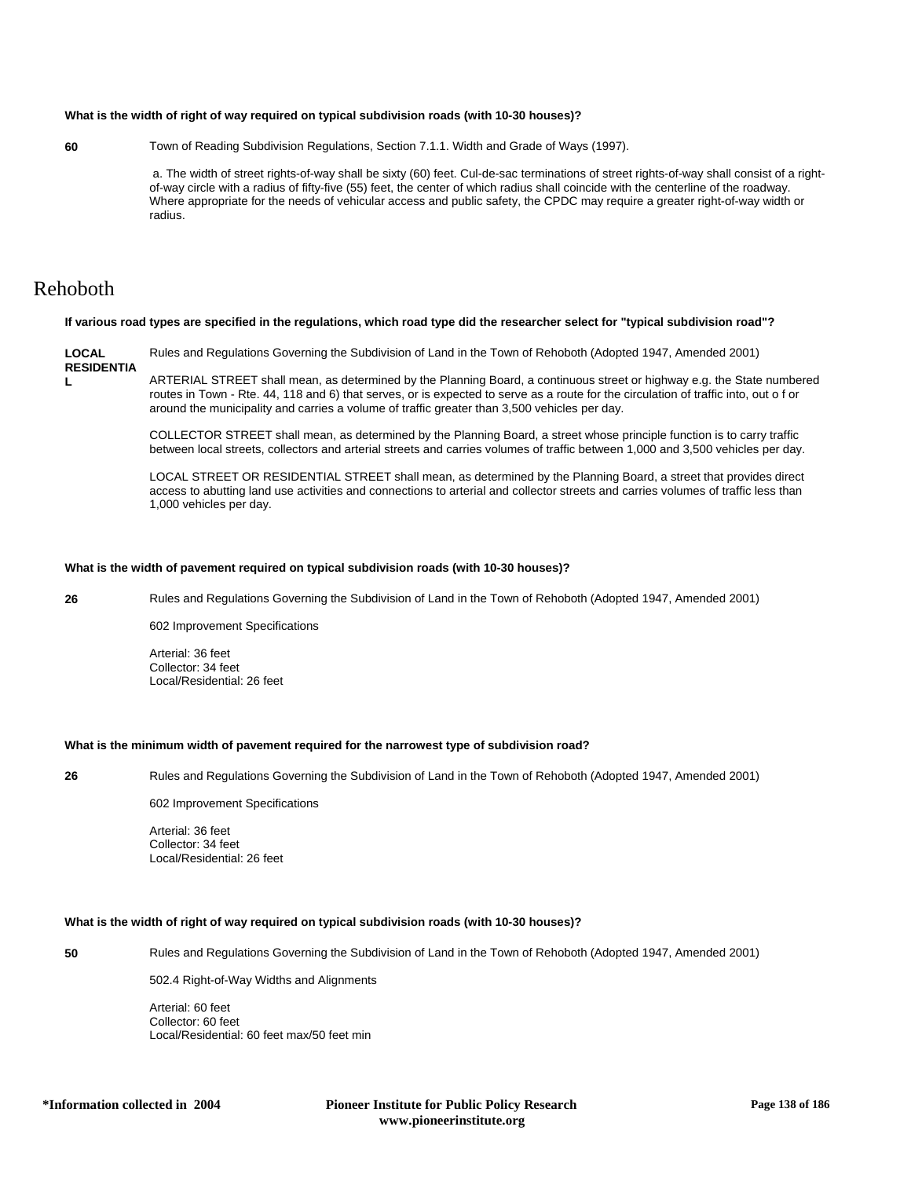**What is the width of right of way required on typical subdivision roads (with 10-30 houses)?**

**60**

Town of Reading Subdivision Regulations, Section 7.1.1. Width and Grade of Ways (1997).

a. The width of street rights-of-way shall be sixty (60) feet. Cul-de-sac terminations of street rights-of-way shall consist of a right-of-way circle with a radius of fifty-five (55) feet, the center of which radius shall coincide with the centerline of the roadway. Where appropriate for the needs of vehicular access and public safety, the CPDC may require a greater right-of-way width or radius.

# Rehoboth

**If various road types are specified in the regulations, which road type did the researcher select for "typical subdivision road"?**

**LOCAL RESIDENTIAL**

Rules and Regulations Governing the Subdivision of Land in the Town of Rehoboth (Adopted 1947, Amended 2001)

ARTERIAL STREET shall mean, as determined by the Planning Board, a continuous street or highway e.g. the State numbered routes in Town - Rte. 44, 118 and 6) that serves, or is expected to serve as a route for the circulation of traffic into, out o f or around the municipality and carries a volume of traffic greater than 3,500 vehicles per day.

COLLECTOR STREET shall mean, as determined by the Planning Board, a street whose principle function is to carry traffic between local streets, collectors and arterial streets and carries volumes of traffic between 1,000 and 3,500 vehicles per day.

LOCAL STREET OR RESIDENTIAL STREET shall mean, as determined by the Planning Board, a street that provides direct access to abutting land use activities and connections to arterial and collector streets and carries volumes of traffic less than 1,000 vehicles per day.

**What is the width of pavement required on typical subdivision roads (with 10-30 houses)?**

**26**

Rules and Regulations Governing the Subdivision of Land in the Town of Rehoboth (Adopted 1947, Amended 2001)

602 Improvement Specifications

Arterial: 36 feet
Collector: 34 feet
Local/Residential: 26 feet

**What is the minimum width of pavement required for the narrowest type of subdivision road?**

**26**

Rules and Regulations Governing the Subdivision of Land in the Town of Rehoboth (Adopted 1947, Amended 2001)

602 Improvement Specifications

Arterial: 36 feet
Collector: 34 feet
Local/Residential: 26 feet

**What is the width of right of way required on typical subdivision roads (with 10-30 houses)?**

**50**

Rules and Regulations Governing the Subdivision of Land in the Town of Rehoboth (Adopted 1947, Amended 2001)

502.4 Right-of-Way Widths and Alignments

Arterial: 60 feet
Collector: 60 feet
Local/Residential: 60 feet max/50 feet min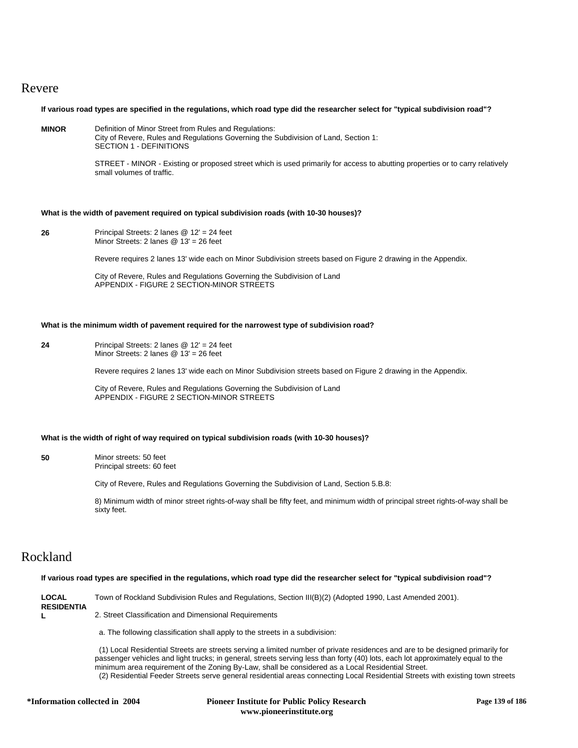# Revere

**If various road types are specified in the regulations, which road type did the researcher select for "typical subdivision road"?**

**MINOR**

Definition of Minor Street from Rules and Regulations:
City of Revere, Rules and Regulations Governing the Subdivision of Land, Section 1:
SECTION 1 - DEFINITIONS

STREET - MINOR - Existing or proposed street which is used primarily for access to abutting properties or to carry relatively small volumes of traffic.

**What is the width of pavement required on typical subdivision roads (with 10-30 houses)?**

**26**

Principal Streets: 2 lanes @ 12' = 24 feet
Minor Streets: 2 lanes @ 13' = 26 feet

Revere requires 2 lanes 13' wide each on Minor Subdivision streets based on Figure 2 drawing in the Appendix.

City of Revere, Rules and Regulations Governing the Subdivision of Land
APPENDIX - FIGURE 2 SECTION-MINOR STREETS

**What is the minimum width of pavement required for the narrowest type of subdivision road?**

**24**

Principal Streets: 2 lanes @ 12' = 24 feet
Minor Streets: 2 lanes @ 13' = 26 feet

Revere requires 2 lanes 13' wide each on Minor Subdivision streets based on Figure 2 drawing in the Appendix.

City of Revere, Rules and Regulations Governing the Subdivision of Land
APPENDIX - FIGURE 2 SECTION-MINOR STREETS

**What is the width of right of way required on typical subdivision roads (with 10-30 houses)?**

**50**

Minor streets: 50 feet
Principal streets: 60 feet

City of Revere, Rules and Regulations Governing the Subdivision of Land, Section 5.B.8:

8) Minimum width of minor street rights-of-way shall be fifty feet, and minimum width of principal street rights-of-way shall be sixty feet.

# Rockland

**If various road types are specified in the regulations, which road type did the researcher select for "typical subdivision road"?**

**LOCAL RESIDENTIAL**

Town of Rockland Subdivision Rules and Regulations, Section III(B)(2) (Adopted 1990, Last Amended 2001).

2. Street Classification and Dimensional Requirements

a. The following classification shall apply to the streets in a subdivision:

(1) Local Residential Streets are streets serving a limited number of private residences and are to be designed primarily for passenger vehicles and light trucks; in general, streets serving less than forty (40) lots, each lot approximately equal to the minimum area requirement of the Zoning By-Law, shall be considered as a Local Residential Street.
(2) Residential Feeder Streets serve general residential areas connecting Local Residential Streets with existing town streets

*Information collected in 2004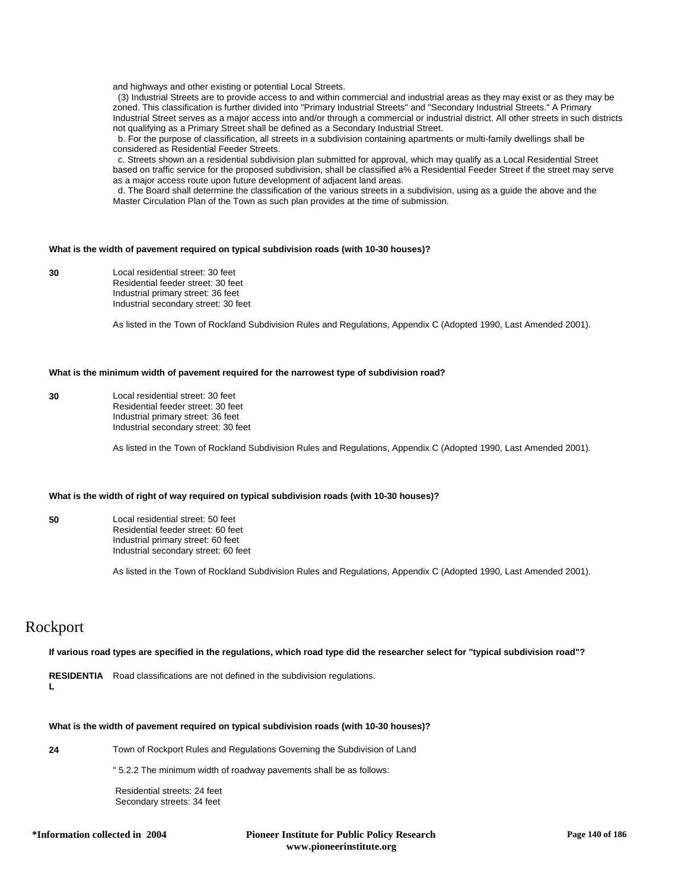and highways and other existing or potential Local Streets.

(3) Industrial Streets are to provide access to and within commercial and industrial areas as they may exist or as they may be zoned. This classification is further divided into "Primary Industrial Streets" and "Secondary Industrial Streets." A Primary Industrial Street serves as a major access into and/or through a commercial or industrial district. All other streets in such districts not qualifying as a Primary Street shall be defined as a Secondary Industrial Street.

b. For the purpose of classification, all streets in a subdivision containing apartments or multi-family dwellings shall be considered as Residential Feeder Streets.

c. Streets shown an a residential subdivision plan submitted for approval, which may qualify as a Local Residential Street based on traffic service for the proposed subdivision, shall be classified a% a Residential Feeder Street if the street may serve as a major access route upon future development of adjacent land areas.

d. The Board shall determine the classification of the various streets in a subdivision, using as a guide the above and the Master Circulation Plan of the Town as such plan provides at the time of submission.

**What is the width of pavement required on typical subdivision roads (with 10-30 houses)?**

**30**

Local residential street: 30 feet
Residential feeder street: 30 feet
Industrial primary street: 36 feet
Industrial secondary street: 30 feet

As listed in the Town of Rockland Subdivision Rules and Regulations, Appendix C (Adopted 1990, Last Amended 2001).

**What is the minimum width of pavement required for the narrowest type of subdivision road?**

**30**

Local residential street: 30 feet
Residential feeder street: 30 feet
Industrial primary street: 36 feet
Industrial secondary street: 30 feet

As listed in the Town of Rockland Subdivision Rules and Regulations, Appendix C (Adopted 1990, Last Amended 2001).

**What is the width of right of way required on typical subdivision roads (with 10-30 houses)?**

**50**

Local residential street: 50 feet
Residential feeder street: 60 feet
Industrial primary street: 60 feet
Industrial secondary street: 60 feet

As listed in the Town of Rockland Subdivision Rules and Regulations, Appendix C (Adopted 1990, Last Amended 2001).

# Rockport

**If various road types are specified in the regulations, which road type did the researcher select for "typical subdivision road"?**

**RESIDENTIAL**

Road classifications are not defined in the subdivision regulations.

**What is the width of pavement required on typical subdivision roads (with 10-30 houses)?**

**24**

Town of Rockport Rules and Regulations Governing the Subdivision of Land

" 5.2.2 The minimum width of roadway pavements shall be as follows:

Residential streets: 24 feet
Secondary streets: 34 feet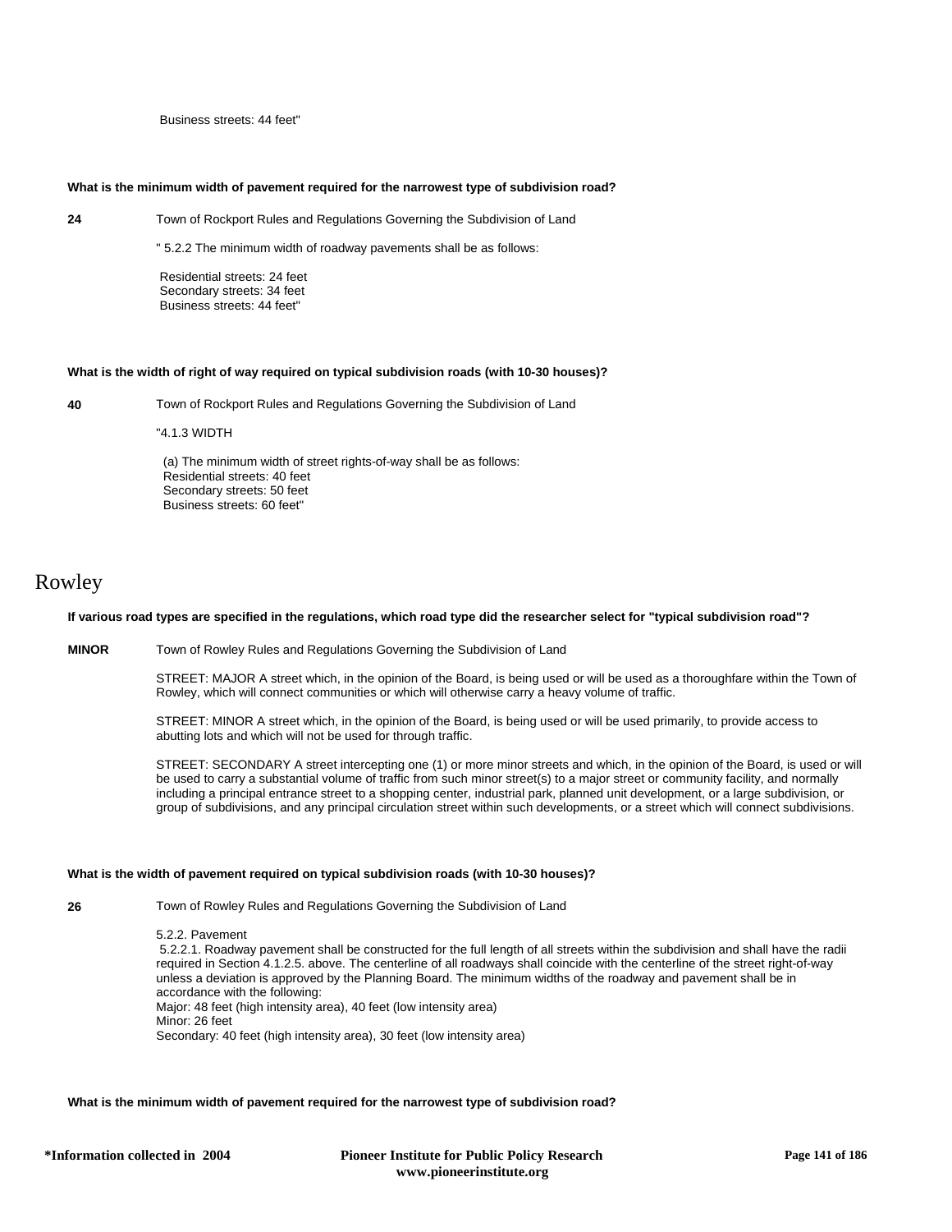Business streets: 44 feet"

**What is the minimum width of pavement required for the narrowest type of subdivision road?**

**24** Town of Rockport Rules and Regulations Governing the Subdivision of Land

" 5.2.2 The minimum width of roadway pavements shall be as follows:

Residential streets: 24 feet
Secondary streets: 34 feet
Business streets: 44 feet"

**What is the width of right of way required on typical subdivision roads (with 10-30 houses)?**

**40** Town of Rockport Rules and Regulations Governing the Subdivision of Land

"4.1.3 WIDTH

(a) The minimum width of street rights-of-way shall be as follows:
Residential streets: 40 feet
Secondary streets: 50 feet
Business streets: 60 feet"

# Rowley

**If various road types are specified in the regulations, which road type did the researcher select for "typical subdivision road"?**

**MINOR** Town of Rowley Rules and Regulations Governing the Subdivision of Land

STREET: MAJOR A street which, in the opinion of the Board, is being used or will be used as a thoroughfare within the Town of Rowley, which will connect communities or which will otherwise carry a heavy volume of traffic.

STREET: MINOR A street which, in the opinion of the Board, is being used or will be used primarily, to provide access to abutting lots and which will not be used for through traffic.

STREET: SECONDARY A street intercepting one (1) or more minor streets and which, in the opinion of the Board, is used or will be used to carry a substantial volume of traffic from such minor street(s) to a major street or community facility, and normally including a principal entrance street to a shopping center, industrial park, planned unit development, or a large subdivision, or group of subdivisions, and any principal circulation street within such developments, or a street which will connect subdivisions.

**What is the width of pavement required on typical subdivision roads (with 10-30 houses)?**

**26** Town of Rowley Rules and Regulations Governing the Subdivision of Land

5.2.2. Pavement
5.2.2.1. Roadway pavement shall be constructed for the full length of all streets within the subdivision and shall have the radii required in Section 4.1.2.5. above. The centerline of all roadways shall coincide with the centerline of the street right-of-way unless a deviation is approved by the Planning Board. The minimum widths of the roadway and pavement shall be in accordance with the following:
Major: 48 feet (high intensity area), 40 feet (low intensity area)
Minor: 26 feet
Secondary: 40 feet (high intensity area), 30 feet (low intensity area)

**What is the minimum width of pavement required for the narrowest type of subdivision road?**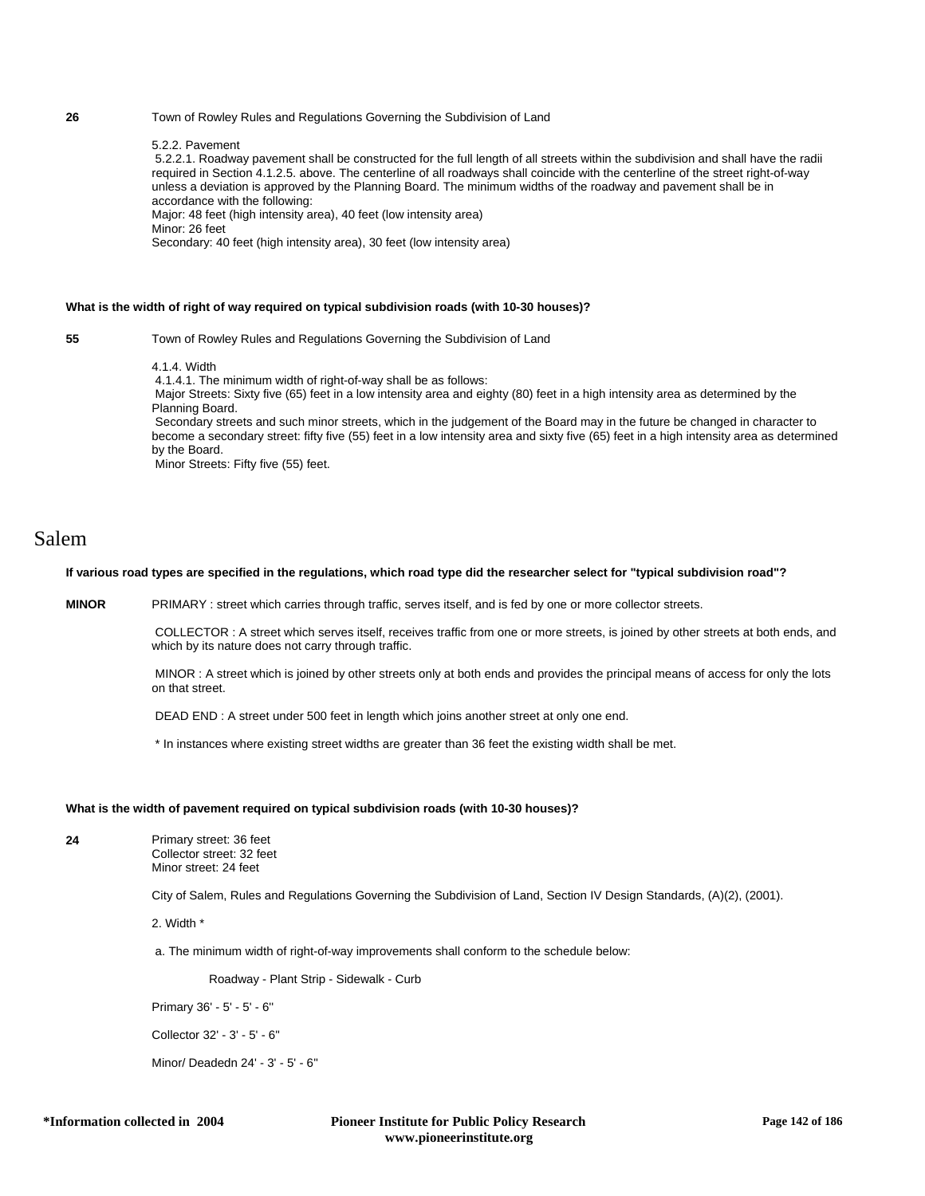**26** Town of Rowley Rules and Regulations Governing the Subdivision of Land

5.2.2. Pavement

5.2.2.1. Roadway pavement shall be constructed for the full length of all streets within the subdivision and shall have the radii required in Section 4.1.2.5. above. The centerline of all roadways shall coincide with the centerline of the street right-of-way unless a deviation is approved by the Planning Board. The minimum widths of the roadway and pavement shall be in accordance with the following:

Major: 48 feet (high intensity area), 40 feet (low intensity area)

Minor: 26 feet

Secondary: 40 feet (high intensity area), 30 feet (low intensity area)

**What is the width of right of way required on typical subdivision roads (with 10-30 houses)?**

**55** Town of Rowley Rules and Regulations Governing the Subdivision of Land

4.1.4. Width

4.1.4.1. The minimum width of right-of-way shall be as follows:

Major Streets: Sixty five (65) feet in a low intensity area and eighty (80) feet in a high intensity area as determined by the Planning Board.

Secondary streets and such minor streets, which in the judgement of the Board may in the future be changed in character to become a secondary street: fifty five (55) feet in a low intensity area and sixty five (65) feet in a high intensity area as determined by the Board.

Minor Streets: Fifty five (55) feet.

# Salem

**If various road types are specified in the regulations, which road type did the researcher select for "typical subdivision road"?**

**MINOR** PRIMARY : street which carries through traffic, serves itself, and is fed by one or more collector streets.

COLLECTOR : A street which serves itself, receives traffic from one or more streets, is joined by other streets at both ends, and which by its nature does not carry through traffic.

MINOR : A street which is joined by other streets only at both ends and provides the principal means of access for only the lots on that street.

DEAD END : A street under 500 feet in length which joins another street at only one end.

* In instances where existing street widths are greater than 36 feet the existing width shall be met.

**What is the width of pavement required on typical subdivision roads (with 10-30 houses)?**

**24** Primary street: 36 feet
Collector street: 32 feet
Minor street: 24 feet

City of Salem, Rules and Regulations Governing the Subdivision of Land, Section IV Design Standards, (A)(2), (2001).

2. Width *

a. The minimum width of right-of-way improvements shall conform to the schedule below:

Roadway - Plant Strip - Sidewalk - Curb

Primary 36' - 5' - 5' - 6"

Collector 32' - 3' - 5' - 6"

Minor/ Deadedn 24' - 3' - 5' - 6"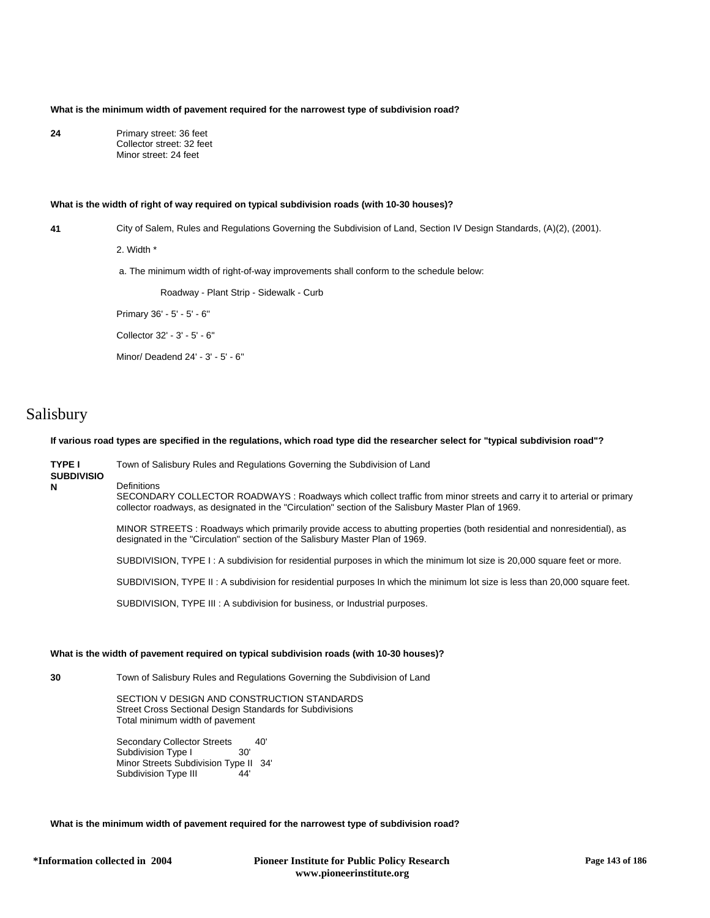**What is the minimum width of pavement required for the narrowest type of subdivision road?**

**24** Primary street: 36 feet
Collector street: 32 feet
Minor street: 24 feet

**What is the width of right of way required on typical subdivision roads (with 10-30 houses)?**

**41** City of Salem, Rules and Regulations Governing the Subdivision of Land, Section IV Design Standards, (A)(2), (2001).

2. Width *

a. The minimum width of right-of-way improvements shall conform to the schedule below:

Roadway - Plant Strip - Sidewalk - Curb

Primary 36' - 5' - 5' - 6"

Collector 32' - 3' - 5' - 6"

Minor/ Deadend 24' - 3' - 5' - 6"

# Salisbury

**If various road types are specified in the regulations, which road type did the researcher select for "typical subdivision road"?**

**TYPE I SUBDIVISION** Town of Salisbury Rules and Regulations Governing the Subdivision of Land

Definitions
SECONDARY COLLECTOR ROADWAYS : Roadways which collect traffic from minor streets and carry it to arterial or primary collector roadways, as designated in the "Circulation" section of the Salisbury Master Plan of 1969.

MINOR STREETS : Roadways which primarily provide access to abutting properties (both residential and nonresidential), as designated in the "Circulation" section of the Salisbury Master Plan of 1969.

SUBDIVISION, TYPE I : A subdivision for residential purposes in which the minimum lot size is 20,000 square feet or more.

SUBDIVISION, TYPE II : A subdivision for residential purposes In which the minimum lot size is less than 20,000 square feet.

SUBDIVISION, TYPE III : A subdivision for business, or Industrial purposes.

**What is the width of pavement required on typical subdivision roads (with 10-30 houses)?**

**30** Town of Salisbury Rules and Regulations Governing the Subdivision of Land

SECTION V DESIGN AND CONSTRUCTION STANDARDS
Street Cross Sectional Design Standards for Subdivisions
Total minimum width of pavement

Secondary Collector Streets 40'
Subdivision Type I 30'
Minor Streets Subdivision Type II 34'
Subdivision Type III 44'

**What is the minimum width of pavement required for the narrowest type of subdivision road?**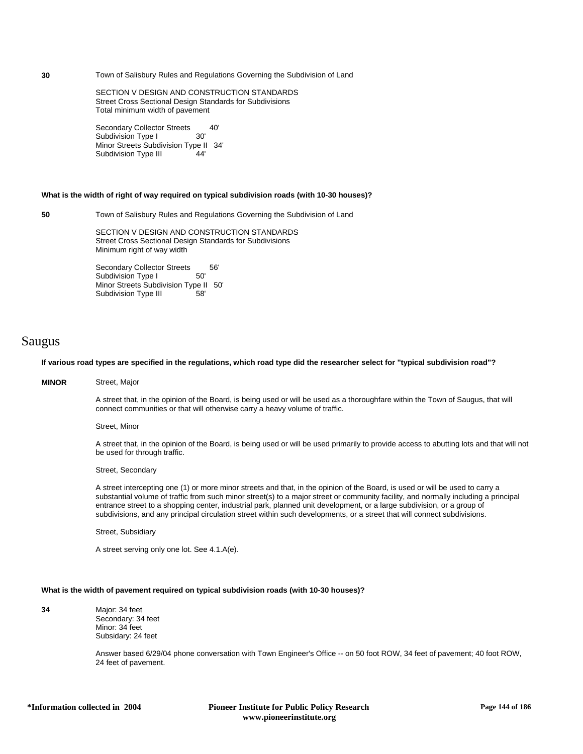**30** Town of Salisbury Rules and Regulations Governing the Subdivision of Land

SECTION V DESIGN AND CONSTRUCTION STANDARDS
Street Cross Sectional Design Standards for Subdivisions
Total minimum width of pavement

| | |
|---|---|
| Secondary Collector Streets | 40' |
| Subdivision Type I | 30' |
| Minor Streets Subdivision Type II | 34' |
| Subdivision Type III | 44' |

**What is the width of right of way required on typical subdivision roads (with 10-30 houses)?**

**50** Town of Salisbury Rules and Regulations Governing the Subdivision of Land

SECTION V DESIGN AND CONSTRUCTION STANDARDS
Street Cross Sectional Design Standards for Subdivisions
Minimum right of way width

| | |
|---|---|
| Secondary Collector Streets | 56' |
| Subdivision Type I | 50' |
| Minor Streets Subdivision Type II | 50' |
| Subdivision Type III | 58' |

# Saugus

**If various road types are specified in the regulations, which road type did the researcher select for "typical subdivision road"?**

**MINOR** Street, Major

A street that, in the opinion of the Board, is being used or will be used as a thoroughfare within the Town of Saugus, that will connect communities or that will otherwise carry a heavy volume of traffic.

Street, Minor

A street that, in the opinion of the Board, is being used or will be used primarily to provide access to abutting lots and that will not be used for through traffic.

Street, Secondary

A street intercepting one (1) or more minor streets and that, in the opinion of the Board, is used or will be used to carry a substantial volume of traffic from such minor street(s) to a major street or community facility, and normally including a principal entrance street to a shopping center, industrial park, planned unit development, or a large subdivision, or a group of subdivisions, and any principal circulation street within such developments, or a street that will connect subdivisions.

Street, Subsidiary

A street serving only one lot. See 4.1.A(e).

**What is the width of pavement required on typical subdivision roads (with 10-30 houses)?**

**34** Major: 34 feet
Secondary: 34 feet
Minor: 34 feet
Subsidary: 24 feet

Answer based 6/29/04 phone conversation with Town Engineer's Office -- on 50 foot ROW, 34 feet of pavement; 40 foot ROW, 24 feet of pavement.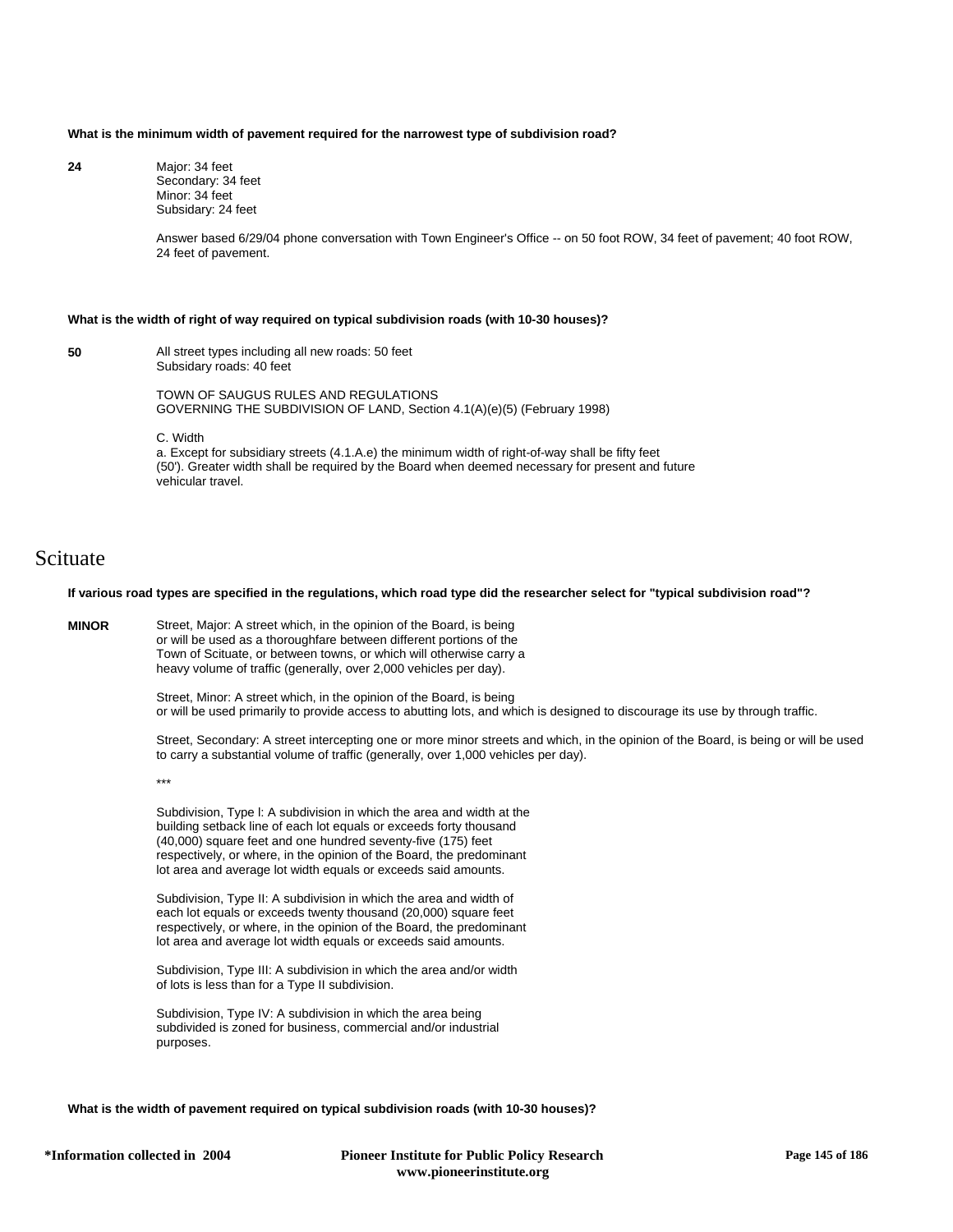**What is the minimum width of pavement required for the narrowest type of subdivision road?**

**24**

Major: 34 feet
Secondary: 34 feet
Minor: 34 feet
Subsidary: 24 feet

Answer based 6/29/04 phone conversation with Town Engineer's Office -- on 50 foot ROW, 34 feet of pavement; 40 foot ROW, 24 feet of pavement.

**What is the width of right of way required on typical subdivision roads (with 10-30 houses)?**

**50**

All street types including all new roads: 50 feet
Subsidary roads: 40 feet

TOWN OF SAUGUS RULES AND REGULATIONS
GOVERNING THE SUBDIVISION OF LAND, Section 4.1(A)(e)(5) (February 1998)

C. Width
a. Except for subsidiary streets (4.1.A.e) the minimum width of right-of-way shall be fifty feet (50'). Greater width shall be required by the Board when deemed necessary for present and future vehicular travel.

# Scituate

**If various road types are specified in the regulations, which road type did the researcher select for "typical subdivision road"?**

**MINOR**

Street, Major: A street which, in the opinion of the Board, is being or will be used as a thoroughfare between different portions of the Town of Scituate, or between towns, or which will otherwise carry a heavy volume of traffic (generally, over 2,000 vehicles per day).

Street, Minor: A street which, in the opinion of the Board, is being or will be used primarily to provide access to abutting lots, and which is designed to discourage its use by through traffic.

Street, Secondary: A street intercepting one or more minor streets and which, in the opinion of the Board, is being or will be used to carry a substantial volume of traffic (generally, over 1,000 vehicles per day).

***

Subdivision, Type I: A subdivision in which the area and width at the building setback line of each lot equals or exceeds forty thousand (40,000) square feet and one hundred seventy-five (175) feet respectively, or where, in the opinion of the Board, the predominant lot area and average lot width equals or exceeds said amounts.

Subdivision, Type II: A subdivision in which the area and width of each lot equals or exceeds twenty thousand (20,000) square feet respectively, or where, in the opinion of the Board, the predominant lot area and average lot width equals or exceeds said amounts.

Subdivision, Type III: A subdivision in which the area and/or width of lots is less than for a Type II subdivision.

Subdivision, Type IV: A subdivision in which the area being subdivided is zoned for business, commercial and/or industrial purposes.

**What is the width of pavement required on typical subdivision roads (with 10-30 houses)?**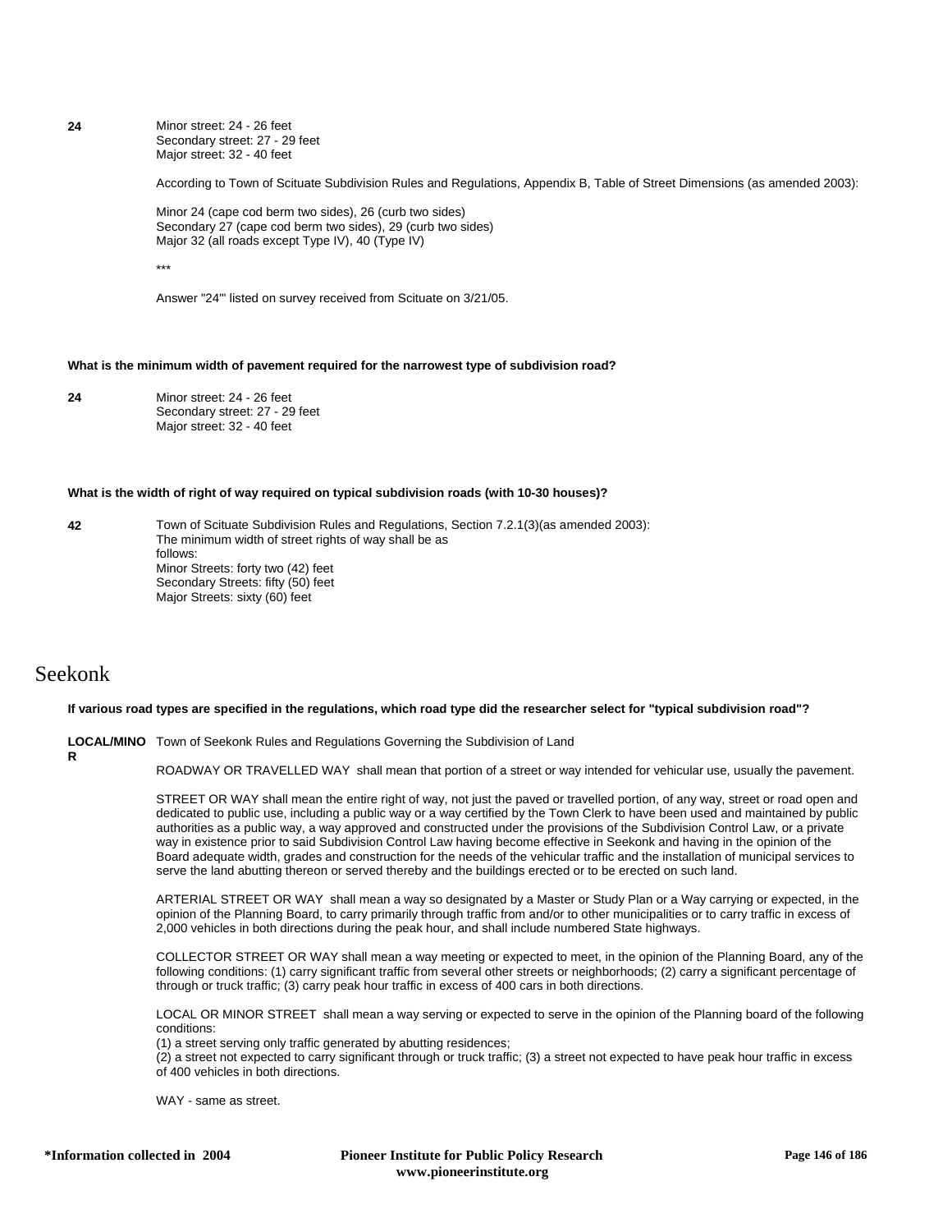**24** Minor street: 24 - 26 feet
Secondary street: 27 - 29 feet
Major street: 32 - 40 feet

According to Town of Scituate Subdivision Rules and Regulations, Appendix B, Table of Street Dimensions (as amended 2003):

Minor 24 (cape cod berm two sides), 26 (curb two sides)
Secondary 27 (cape cod berm two sides), 29 (curb two sides)
Major 32 (all roads except Type IV), 40 (Type IV)

***

Answer "24"' listed on survey received from Scituate on 3/21/05.

**What is the minimum width of pavement required for the narrowest type of subdivision road?**

**24** Minor street: 24 - 26 feet
Secondary street: 27 - 29 feet
Major street: 32 - 40 feet

**What is the width of right of way required on typical subdivision roads (with 10-30 houses)?**

**42** Town of Scituate Subdivision Rules and Regulations, Section 7.2.1(3)(as amended 2003):
The minimum width of street rights of way shall be as follows:
Minor Streets: forty two (42) feet
Secondary Streets: fifty (50) feet
Major Streets: sixty (60) feet

# Seekonk

**If various road types are specified in the regulations, which road type did the researcher select for "typical subdivision road"?**

**LOCAL/MINOR** Town of Seekonk Rules and Regulations Governing the Subdivision of Land

ROADWAY OR TRAVELLED WAY shall mean that portion of a street or way intended for vehicular use, usually the pavement.

STREET OR WAY shall mean the entire right of way, not just the paved or travelled portion, of any way, street or road open and dedicated to public use, including a public way or a way certified by the Town Clerk to have been used and maintained by public authorities as a public way, a way approved and constructed under the provisions of the Subdivision Control Law, or a private way in existence prior to said Subdivision Control Law having become effective in Seekonk and having in the opinion of the Board adequate width, grades and construction for the needs of the vehicular traffic and the installation of municipal services to serve the land abutting thereon or served thereby and the buildings erected or to be erected on such land.

ARTERIAL STREET OR WAY shall mean a way so designated by a Master or Study Plan or a Way carrying or expected, in the opinion of the Planning Board, to carry primarily through traffic from and/or to other municipalities or to carry traffic in excess of 2,000 vehicles in both directions during the peak hour, and shall include numbered State highways.

COLLECTOR STREET OR WAY shall mean a way meeting or expected to meet, in the opinion of the Planning Board, any of the following conditions: (1) carry significant traffic from several other streets or neighborhoods; (2) carry a significant percentage of through or truck traffic; (3) carry peak hour traffic in excess of 400 cars in both directions.

LOCAL OR MINOR STREET shall mean a way serving or expected to serve in the opinion of the Planning board of the following conditions:
(1) a street serving only traffic generated by abutting residences;
(2) a street not expected to carry significant through or truck traffic; (3) a street not expected to have peak hour traffic in excess of 400 vehicles in both directions.

WAY - same as street.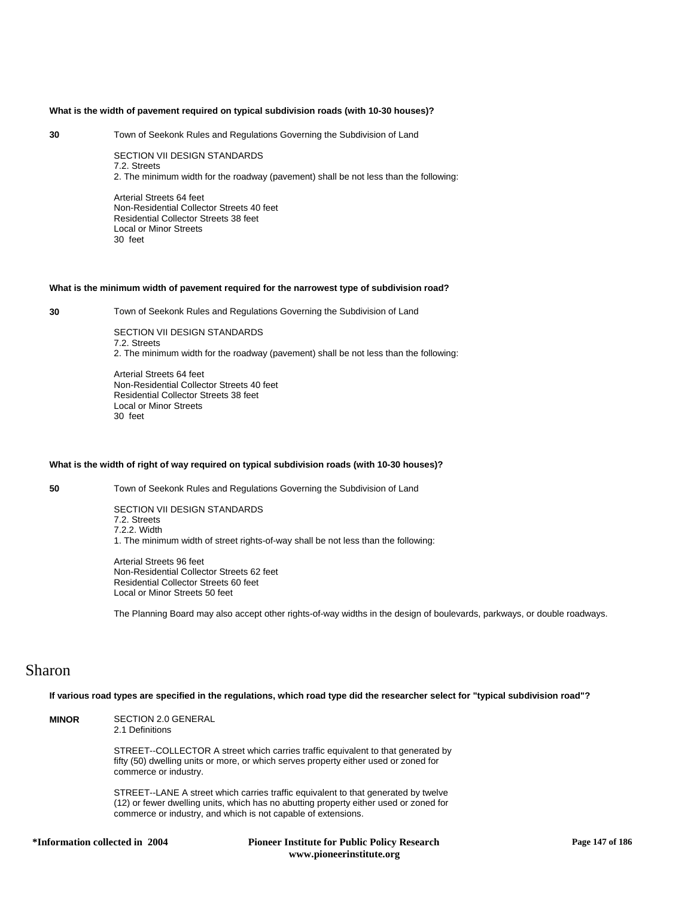**What is the width of pavement required on typical subdivision roads (with 10-30 houses)?**

**30** Town of Seekonk Rules and Regulations Governing the Subdivision of Land

SECTION VII DESIGN STANDARDS
7.2. Streets
2. The minimum width for the roadway (pavement) shall be not less than the following:

Arterial Streets 64 feet
Non-Residential Collector Streets 40 feet
Residential Collector Streets 38 feet
Local or Minor Streets
30 feet

**What is the minimum width of pavement required for the narrowest type of subdivision road?**

**30** Town of Seekonk Rules and Regulations Governing the Subdivision of Land

SECTION VII DESIGN STANDARDS
7.2. Streets
2. The minimum width for the roadway (pavement) shall be not less than the following:

Arterial Streets 64 feet
Non-Residential Collector Streets 40 feet
Residential Collector Streets 38 feet
Local or Minor Streets
30 feet

**What is the width of right of way required on typical subdivision roads (with 10-30 houses)?**

**50** Town of Seekonk Rules and Regulations Governing the Subdivision of Land

SECTION VII DESIGN STANDARDS
7.2. Streets
7.2.2. Width
1. The minimum width of street rights-of-way shall be not less than the following:

Arterial Streets 96 feet
Non-Residential Collector Streets 62 feet
Residential Collector Streets 60 feet
Local or Minor Streets 50 feet

The Planning Board may also accept other rights-of-way widths in the design of boulevards, parkways, or double roadways.

# Sharon

**If various road types are specified in the regulations, which road type did the researcher select for "typical subdivision road"?**

**MINOR** SECTION 2.0 GENERAL
2.1 Definitions

STREET--COLLECTOR A street which carries traffic equivalent to that generated by fifty (50) dwelling units or more, or which serves property either used or zoned for commerce or industry.

STREET--LANE A street which carries traffic equivalent to that generated by twelve (12) or fewer dwelling units, which has no abutting property either used or zoned for commerce or industry, and which is not capable of extensions.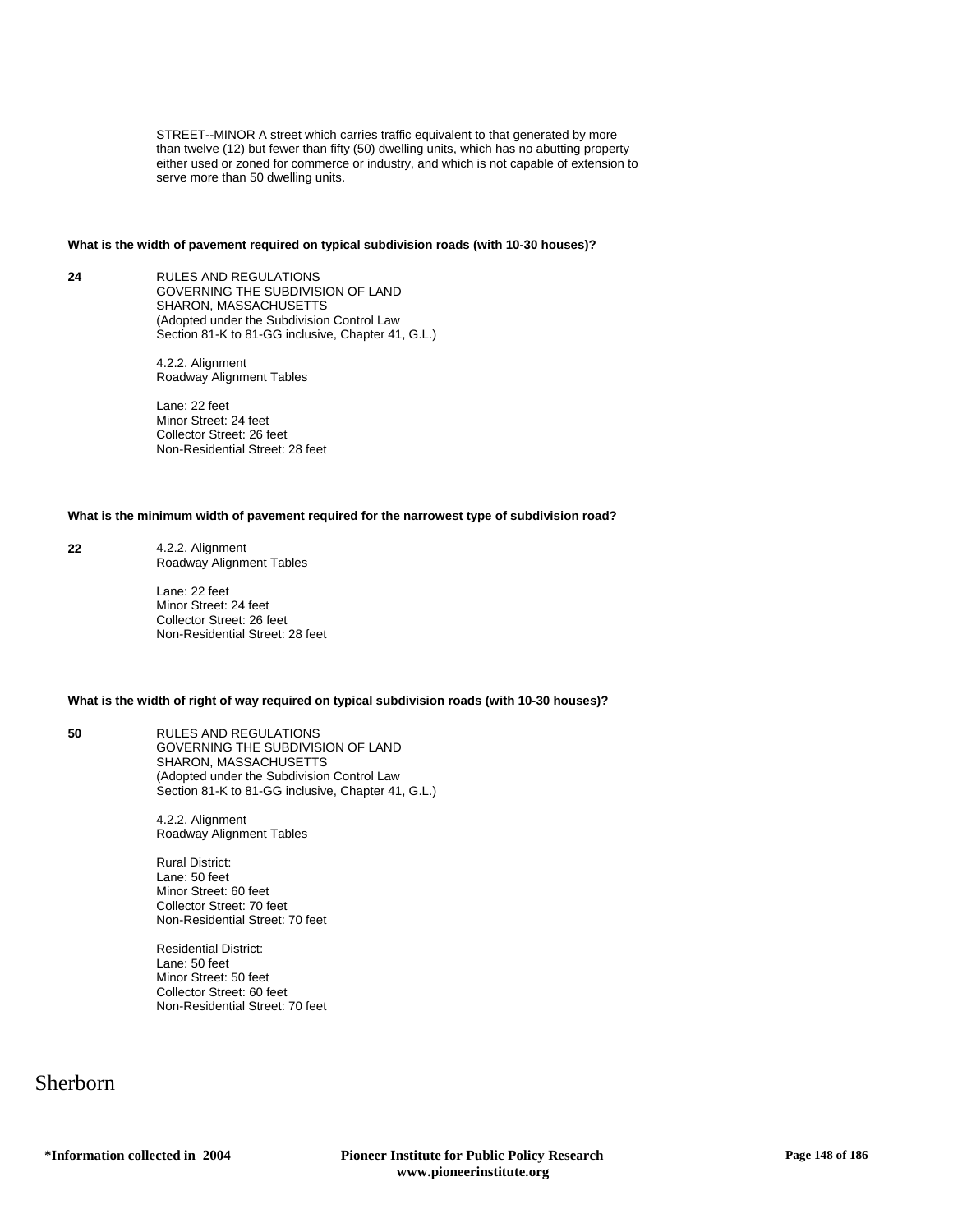STREET--MINOR A street which carries traffic equivalent to that generated by more than twelve (12) but fewer than fifty (50) dwelling units, which has no abutting property either used or zoned for commerce or industry, and which is not capable of extension to serve more than 50 dwelling units.

**What is the width of pavement required on typical subdivision roads (with 10-30 houses)?**

**24**

RULES AND REGULATIONS
GOVERNING THE SUBDIVISION OF LAND
SHARON, MASSACHUSETTS
(Adopted under the Subdivision Control Law
Section 81-K to 81-GG inclusive, Chapter 41, G.L.)

4.2.2. Alignment
Roadway Alignment Tables

Lane: 22 feet
Minor Street: 24 feet
Collector Street: 26 feet
Non-Residential Street: 28 feet

**What is the minimum width of pavement required for the narrowest type of subdivision road?**

**22**

4.2.2. Alignment
Roadway Alignment Tables

Lane: 22 feet
Minor Street: 24 feet
Collector Street: 26 feet
Non-Residential Street: 28 feet

**What is the width of right of way required on typical subdivision roads (with 10-30 houses)?**

**50**

RULES AND REGULATIONS
GOVERNING THE SUBDIVISION OF LAND
SHARON, MASSACHUSETTS
(Adopted under the Subdivision Control Law
Section 81-K to 81-GG inclusive, Chapter 41, G.L.)

4.2.2. Alignment
Roadway Alignment Tables

Rural District:
Lane: 50 feet
Minor Street: 60 feet
Collector Street: 70 feet
Non-Residential Street: 70 feet

Residential District:
Lane: 50 feet
Minor Street: 50 feet
Collector Street: 60 feet
Non-Residential Street: 70 feet

# Sherborn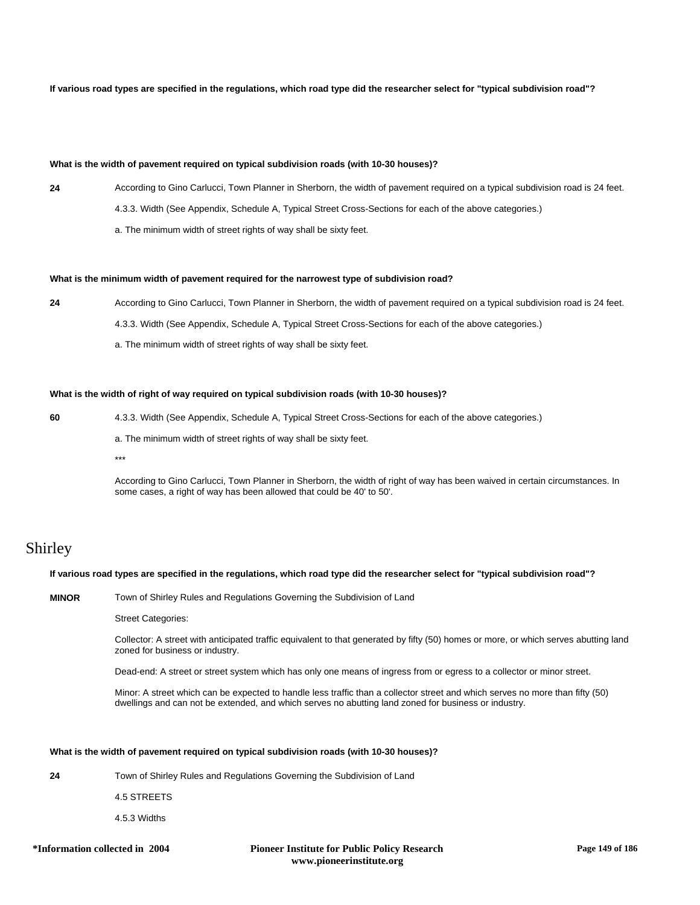**If various road types are specified in the regulations, which road type did the researcher select for "typical subdivision road"?**

**What is the width of pavement required on typical subdivision roads (with 10-30 houses)?**

**24** According to Gino Carlucci, Town Planner in Sherborn, the width of pavement required on a typical subdivision road is 24 feet.

4.3.3. Width (See Appendix, Schedule A, Typical Street Cross-Sections for each of the above categories.)

a. The minimum width of street rights of way shall be sixty feet.

**What is the minimum width of pavement required for the narrowest type of subdivision road?**

**24** According to Gino Carlucci, Town Planner in Sherborn, the width of pavement required on a typical subdivision road is 24 feet.

4.3.3. Width (See Appendix, Schedule A, Typical Street Cross-Sections for each of the above categories.)

a. The minimum width of street rights of way shall be sixty feet.

**What is the width of right of way required on typical subdivision roads (with 10-30 houses)?**

**60** 4.3.3. Width (See Appendix, Schedule A, Typical Street Cross-Sections for each of the above categories.)

a. The minimum width of street rights of way shall be sixty feet.

***

According to Gino Carlucci, Town Planner in Sherborn, the width of right of way has been waived in certain circumstances. In some cases, a right of way has been allowed that could be 40' to 50'.

# Shirley

**If various road types are specified in the regulations, which road type did the researcher select for "typical subdivision road"?**

**MINOR** Town of Shirley Rules and Regulations Governing the Subdivision of Land

Street Categories:

Collector: A street with anticipated traffic equivalent to that generated by fifty (50) homes or more, or which serves abutting land zoned for business or industry.

Dead-end: A street or street system which has only one means of ingress from or egress to a collector or minor street.

Minor: A street which can be expected to handle less traffic than a collector street and which serves no more than fifty (50) dwellings and can not be extended, and which serves no abutting land zoned for business or industry.

**What is the width of pavement required on typical subdivision roads (with 10-30 houses)?**

**24** Town of Shirley Rules and Regulations Governing the Subdivision of Land

4.5 STREETS

4.5.3 Widths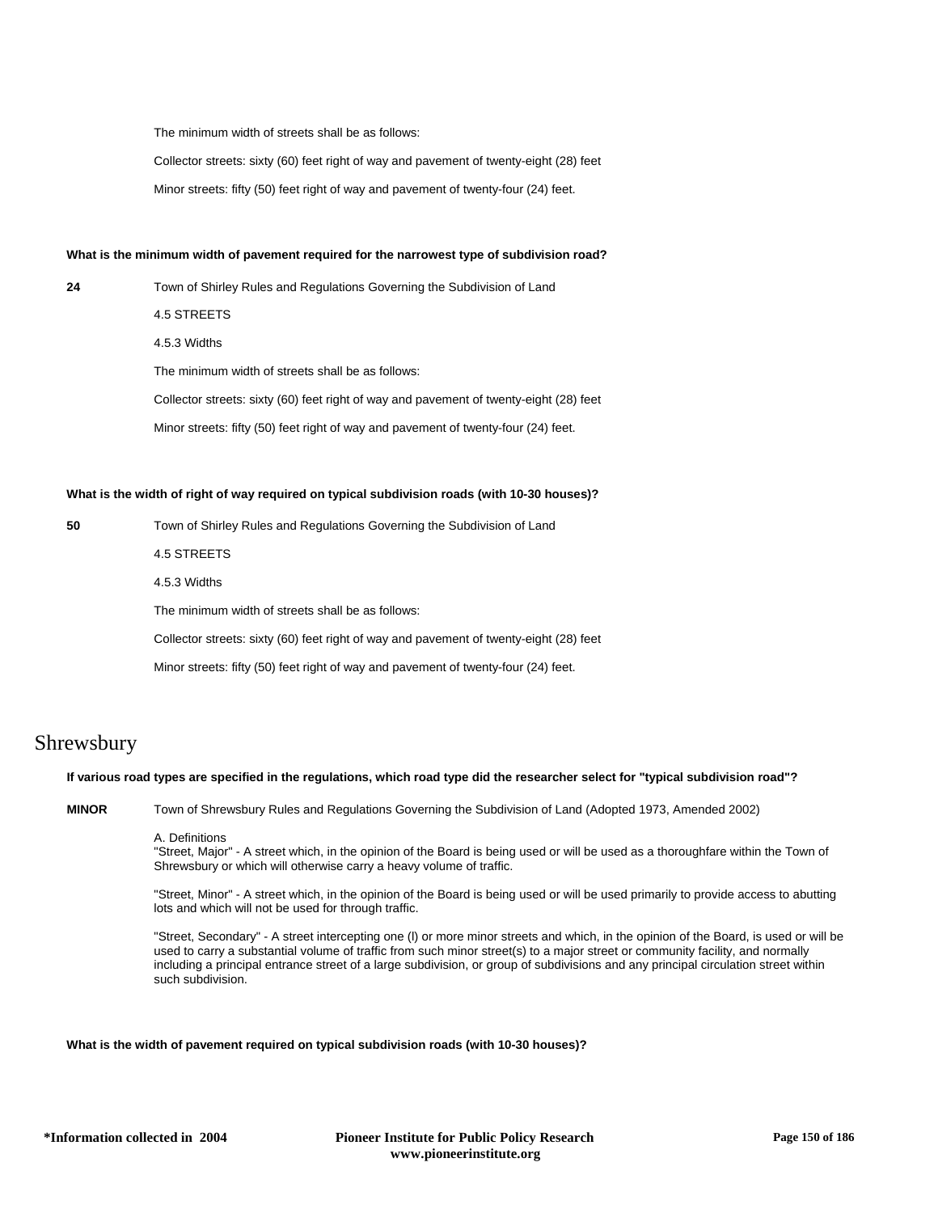The minimum width of streets shall be as follows:

Collector streets: sixty (60) feet right of way and pavement of twenty-eight (28) feet

Minor streets: fifty (50) feet right of way and pavement of twenty-four (24) feet.

**What is the minimum width of pavement required for the narrowest type of subdivision road?**

**24** Town of Shirley Rules and Regulations Governing the Subdivision of Land

4.5 STREETS

4.5.3 Widths

The minimum width of streets shall be as follows:

Collector streets: sixty (60) feet right of way and pavement of twenty-eight (28) feet

Minor streets: fifty (50) feet right of way and pavement of twenty-four (24) feet.

**What is the width of right of way required on typical subdivision roads (with 10-30 houses)?**

**50** Town of Shirley Rules and Regulations Governing the Subdivision of Land

4.5 STREETS

4.5.3 Widths

The minimum width of streets shall be as follows:

Collector streets: sixty (60) feet right of way and pavement of twenty-eight (28) feet

Minor streets: fifty (50) feet right of way and pavement of twenty-four (24) feet.

# Shrewsbury

**If various road types are specified in the regulations, which road type did the researcher select for "typical subdivision road"?**

**MINOR** Town of Shrewsbury Rules and Regulations Governing the Subdivision of Land (Adopted 1973, Amended 2002)

A. Definitions
"Street, Major" - A street which, in the opinion of the Board is being used or will be used as a thoroughfare within the Town of Shrewsbury or which will otherwise carry a heavy volume of traffic.

"Street, Minor" - A street which, in the opinion of the Board is being used or will be used primarily to provide access to abutting lots and which will not be used for through traffic.

"Street, Secondary" - A street intercepting one (l) or more minor streets and which, in the opinion of the Board, is used or will be used to carry a substantial volume of traffic from such minor street(s) to a major street or community facility, and normally including a principal entrance street of a large subdivision, or group of subdivisions and any principal circulation street within such subdivision.

**What is the width of pavement required on typical subdivision roads (with 10-30 houses)?**

*Information collected in 2004

Pioneer Institute for Public Policy Research
www.pioneerinstitute.org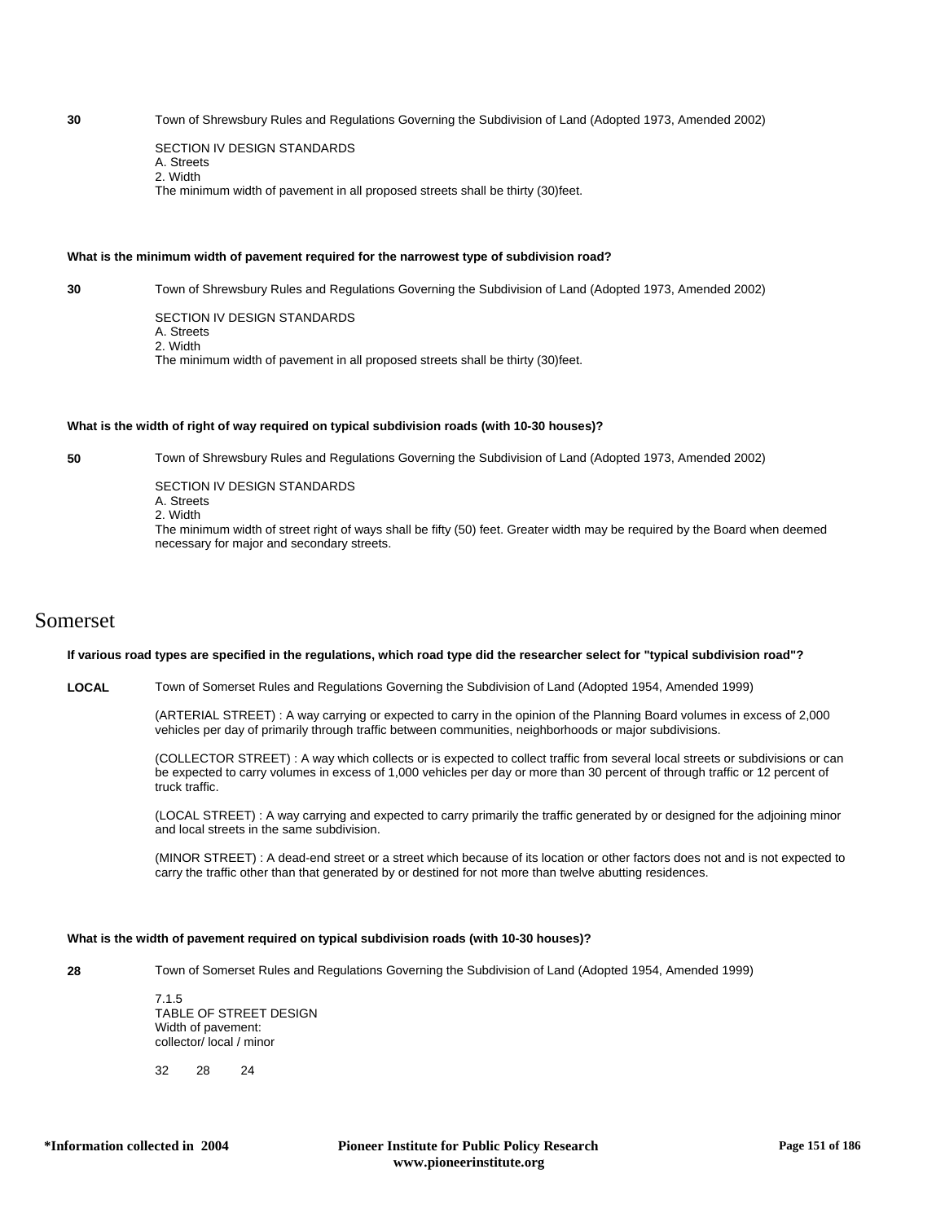**30** Town of Shrewsbury Rules and Regulations Governing the Subdivision of Land (Adopted 1973, Amended 2002)

SECTION IV DESIGN STANDARDS
A. Streets
2. Width
The minimum width of pavement in all proposed streets shall be thirty (30)feet.

**What is the minimum width of pavement required for the narrowest type of subdivision road?**

**30** Town of Shrewsbury Rules and Regulations Governing the Subdivision of Land (Adopted 1973, Amended 2002)

SECTION IV DESIGN STANDARDS
A. Streets
2. Width
The minimum width of pavement in all proposed streets shall be thirty (30)feet.

**What is the width of right of way required on typical subdivision roads (with 10-30 houses)?**

**50** Town of Shrewsbury Rules and Regulations Governing the Subdivision of Land (Adopted 1973, Amended 2002)

SECTION IV DESIGN STANDARDS
A. Streets
2. Width
The minimum width of street right of ways shall be fifty (50) feet. Greater width may be required by the Board when deemed necessary for major and secondary streets.

# Somerset

**If various road types are specified in the regulations, which road type did the researcher select for "typical subdivision road"?**

**LOCAL** Town of Somerset Rules and Regulations Governing the Subdivision of Land (Adopted 1954, Amended 1999)

(ARTERIAL STREET) : A way carrying or expected to carry in the opinion of the Planning Board volumes in excess of 2,000 vehicles per day of primarily through traffic between communities, neighborhoods or major subdivisions.

(COLLECTOR STREET) : A way which collects or is expected to collect traffic from several local streets or subdivisions or can be expected to carry volumes in excess of 1,000 vehicles per day or more than 30 percent of through traffic or 12 percent of truck traffic.

(LOCAL STREET) : A way carrying and expected to carry primarily the traffic generated by or designed for the adjoining minor and local streets in the same subdivision.

(MINOR STREET) : A dead-end street or a street which because of its location or other factors does not and is not expected to carry the traffic other than that generated by or destined for not more than twelve abutting residences.

**What is the width of pavement required on typical subdivision roads (with 10-30 houses)?**

**28** Town of Somerset Rules and Regulations Governing the Subdivision of Land (Adopted 1954, Amended 1999)

7.1.5
TABLE OF STREET DESIGN
Width of pavement:
collector/ local / minor

32 28 24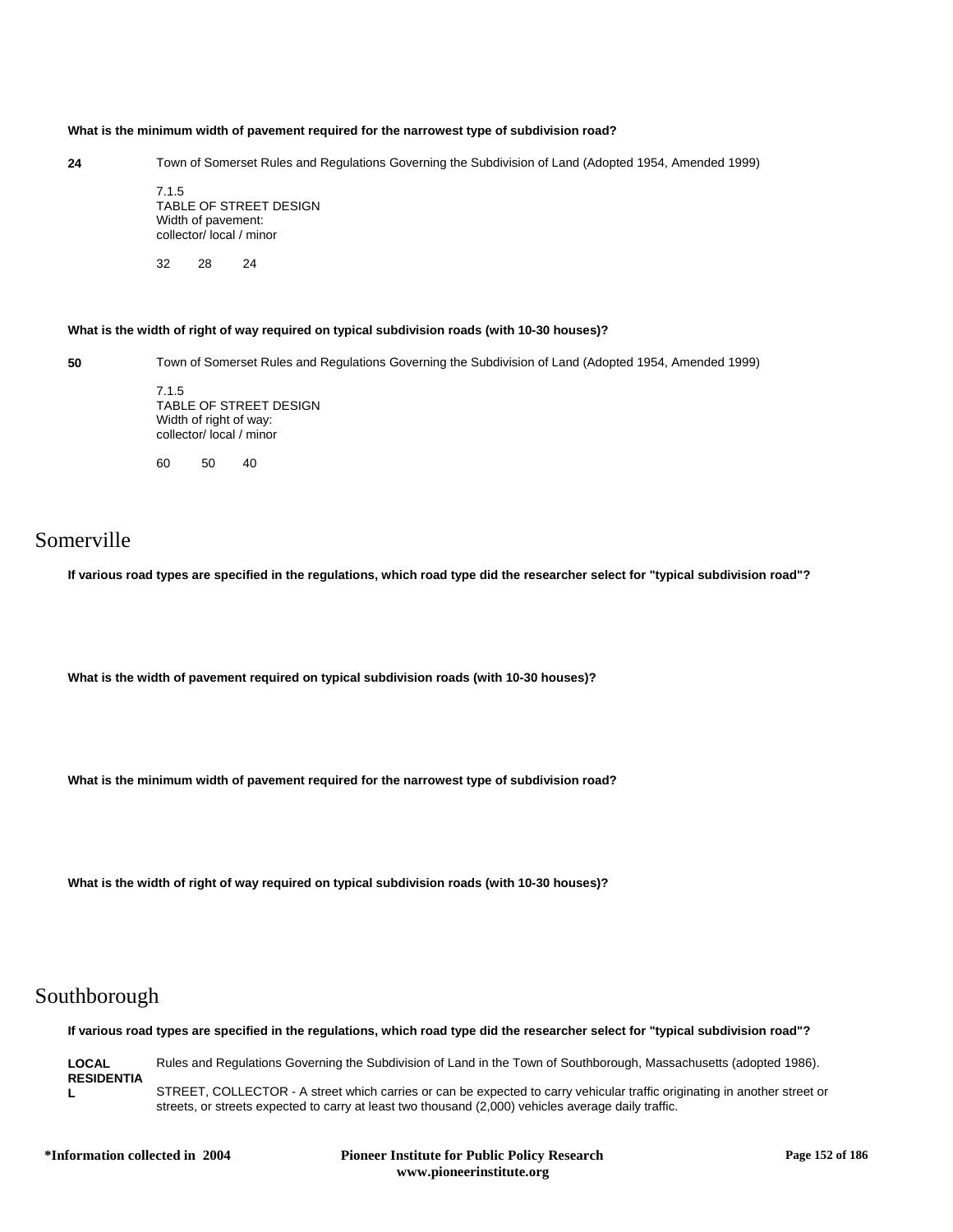**What is the minimum width of pavement required for the narrowest type of subdivision road?**

**24**

Town of Somerset Rules and Regulations Governing the Subdivision of Land (Adopted 1954, Amended 1999)

7.1.5
TABLE OF STREET DESIGN
Width of pavement:
collector/ local / minor

32 28 24

**What is the width of right of way required on typical subdivision roads (with 10-30 houses)?**

**50**

Town of Somerset Rules and Regulations Governing the Subdivision of Land (Adopted 1954, Amended 1999)

7.1.5
TABLE OF STREET DESIGN
Width of right of way:
collector/ local / minor

60 50 40

# Somerville

**If various road types are specified in the regulations, which road type did the researcher select for "typical subdivision road"?**

**What is the width of pavement required on typical subdivision roads (with 10-30 houses)?**

**What is the minimum width of pavement required for the narrowest type of subdivision road?**

**What is the width of right of way required on typical subdivision roads (with 10-30 houses)?**

# Southborough

**If various road types are specified in the regulations, which road type did the researcher select for "typical subdivision road"?**

**LOCAL RESIDENTIAL**

Rules and Regulations Governing the Subdivision of Land in the Town of Southborough, Massachusetts (adopted 1986).

STREET, COLLECTOR - A street which carries or can be expected to carry vehicular traffic originating in another street or streets, or streets expected to carry at least two thousand (2,000) vehicles average daily traffic.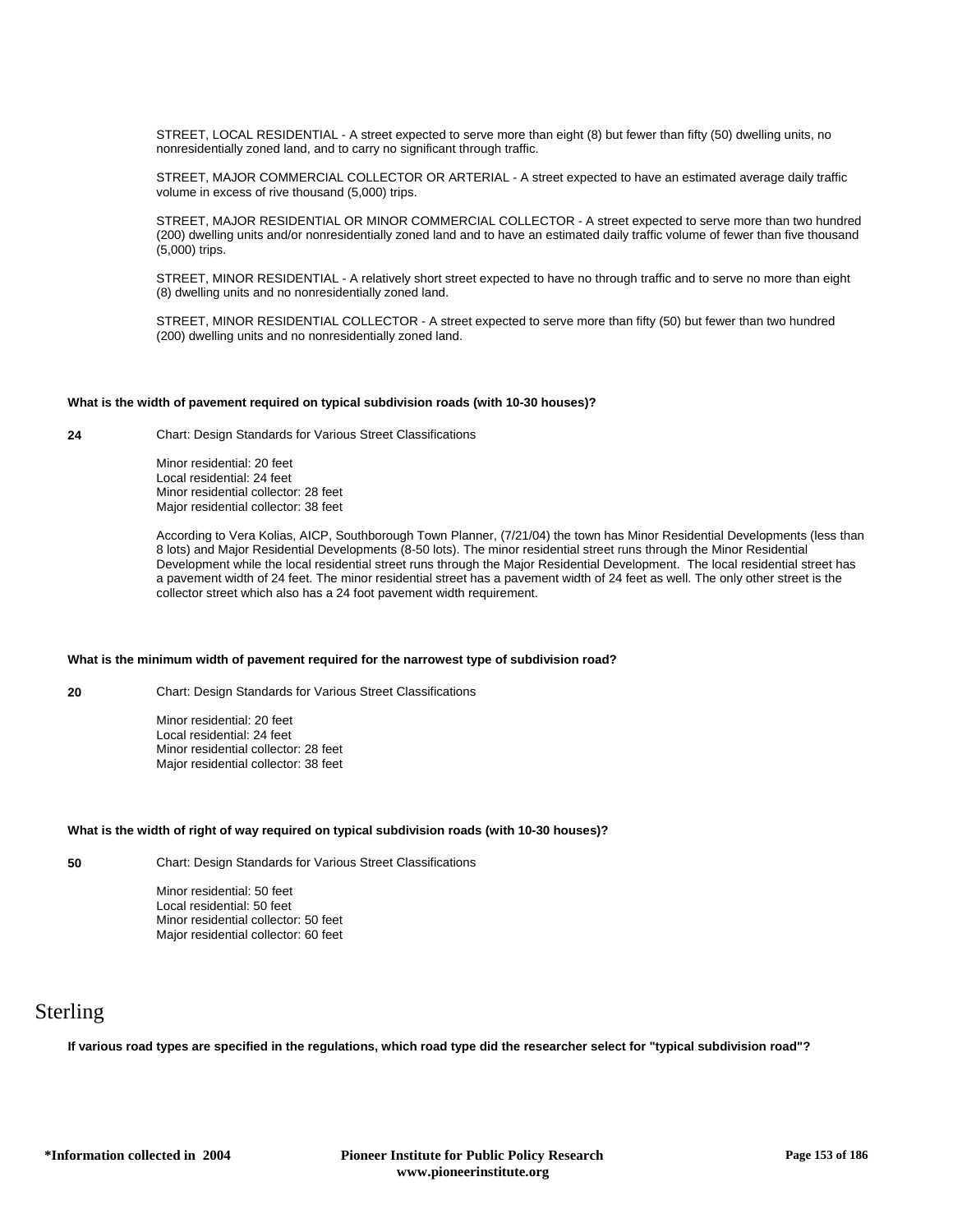STREET, LOCAL RESIDENTIAL - A street expected to serve more than eight (8) but fewer than fifty (50) dwelling units, no nonresidentially zoned land, and to carry no significant through traffic.

STREET, MAJOR COMMERCIAL COLLECTOR OR ARTERIAL - A street expected to have an estimated average daily traffic volume in excess of rive thousand (5,000) trips.

STREET, MAJOR RESIDENTIAL OR MINOR COMMERCIAL COLLECTOR - A street expected to serve more than two hundred (200) dwelling units and/or nonresidentially zoned land and to have an estimated daily traffic volume of fewer than five thousand (5,000) trips.

STREET, MINOR RESIDENTIAL - A relatively short street expected to have no through traffic and to serve no more than eight (8) dwelling units and no nonresidentially zoned land.

STREET, MINOR RESIDENTIAL COLLECTOR - A street expected to serve more than fifty (50) but fewer than two hundred (200) dwelling units and no nonresidentially zoned land.

**What is the width of pavement required on typical subdivision roads (with 10-30 houses)?**

**24**

Chart: Design Standards for Various Street Classifications

Minor residential: 20 feet
Local residential: 24 feet
Minor residential collector: 28 feet
Major residential collector: 38 feet

According to Vera Kolias, AICP, Southborough Town Planner, (7/21/04) the town has Minor Residential Developments (less than 8 lots) and Major Residential Developments (8-50 lots). The minor residential street runs through the Minor Residential Development while the local residential street runs through the Major Residential Development. The local residential street has a pavement width of 24 feet. The minor residential street has a pavement width of 24 feet as well. The only other street is the collector street which also has a 24 foot pavement width requirement.

**What is the minimum width of pavement required for the narrowest type of subdivision road?**

**20**

Chart: Design Standards for Various Street Classifications

Minor residential: 20 feet
Local residential: 24 feet
Minor residential collector: 28 feet
Major residential collector: 38 feet

**What is the width of right of way required on typical subdivision roads (with 10-30 houses)?**

**50**

Chart: Design Standards for Various Street Classifications

Minor residential: 50 feet
Local residential: 50 feet
Minor residential collector: 50 feet
Major residential collector: 60 feet

# Sterling

**If various road types are specified in the regulations, which road type did the researcher select for "typical subdivision road"?**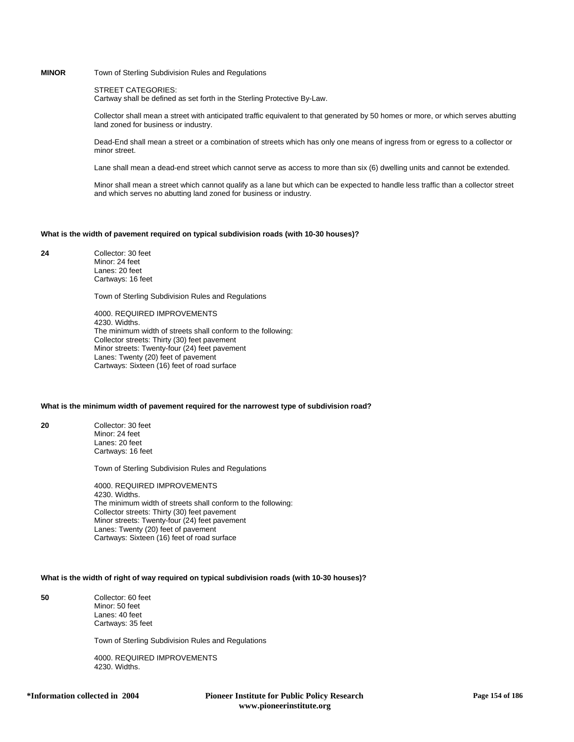**MINOR** Town of Sterling Subdivision Rules and Regulations

STREET CATEGORIES:
Cartway shall be defined as set forth in the Sterling Protective By-Law.

Collector shall mean a street with anticipated traffic equivalent to that generated by 50 homes or more, or which serves abutting land zoned for business or industry.

Dead-End shall mean a street or a combination of streets which has only one means of ingress from or egress to a collector or minor street.

Lane shall mean a dead-end street which cannot serve as access to more than six (6) dwelling units and cannot be extended.

Minor shall mean a street which cannot qualify as a lane but which can be expected to handle less traffic than a collector street and which serves no abutting land zoned for business or industry.

**What is the width of pavement required on typical subdivision roads (with 10-30 houses)?**

**24** Collector: 30 feet
Minor: 24 feet
Lanes: 20 feet
Cartways: 16 feet

Town of Sterling Subdivision Rules and Regulations

4000. REQUIRED IMPROVEMENTS
4230. Widths.
The minimum width of streets shall conform to the following:
Collector streets: Thirty (30) feet pavement
Minor streets: Twenty-four (24) feet pavement
Lanes: Twenty (20) feet of pavement
Cartways: Sixteen (16) feet of road surface

**What is the minimum width of pavement required for the narrowest type of subdivision road?**

**20** Collector: 30 feet
Minor: 24 feet
Lanes: 20 feet
Cartways: 16 feet

Town of Sterling Subdivision Rules and Regulations

4000. REQUIRED IMPROVEMENTS
4230. Widths.
The minimum width of streets shall conform to the following:
Collector streets: Thirty (30) feet pavement
Minor streets: Twenty-four (24) feet pavement
Lanes: Twenty (20) feet of pavement
Cartways: Sixteen (16) feet of road surface

**What is the width of right of way required on typical subdivision roads (with 10-30 houses)?**

**50** Collector: 60 feet
Minor: 50 feet
Lanes: 40 feet
Cartways: 35 feet

Town of Sterling Subdivision Rules and Regulations

4000. REQUIRED IMPROVEMENTS
4230. Widths.

*Information collected in 2004 — Pioneer Institute for Public Policy Research www.pioneerinstitute.org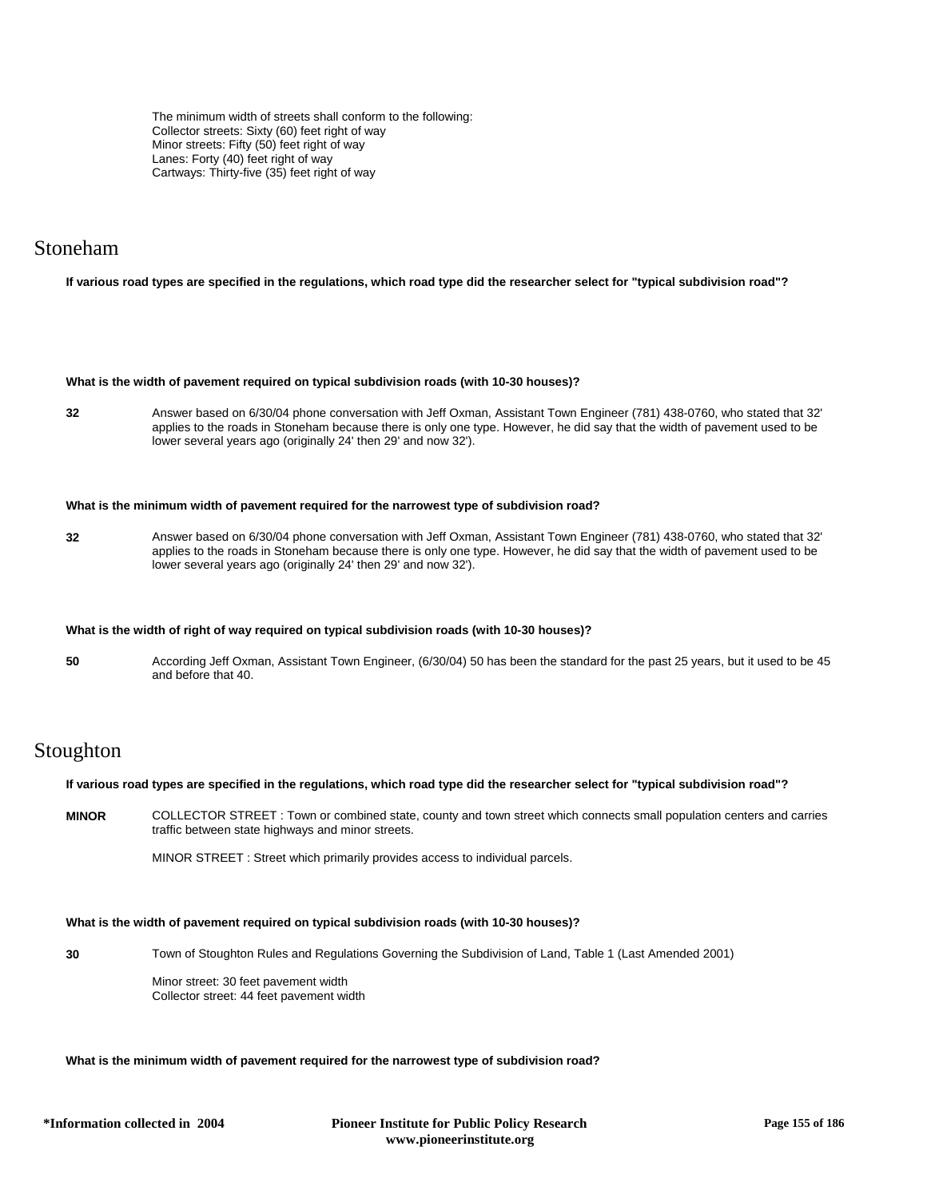The minimum width of streets shall conform to the following:
Collector streets: Sixty (60) feet right of way
Minor streets: Fifty (50) feet right of way
Lanes: Forty (40) feet right of way
Cartways: Thirty-five (35) feet right of way

## Stoneham

**If various road types are specified in the regulations, which road type did the researcher select for "typical subdivision road"?**

**What is the width of pavement required on typical subdivision roads (with 10-30 houses)?**

**32** Answer based on 6/30/04 phone conversation with Jeff Oxman, Assistant Town Engineer (781) 438-0760, who stated that 32' applies to the roads in Stoneham because there is only one type. However, he did say that the width of pavement used to be lower several years ago (originally 24' then 29' and now 32').

**What is the minimum width of pavement required for the narrowest type of subdivision road?**

**32** Answer based on 6/30/04 phone conversation with Jeff Oxman, Assistant Town Engineer (781) 438-0760, who stated that 32' applies to the roads in Stoneham because there is only one type. However, he did say that the width of pavement used to be lower several years ago (originally 24' then 29' and now 32').

**What is the width of right of way required on typical subdivision roads (with 10-30 houses)?**

**50** According Jeff Oxman, Assistant Town Engineer, (6/30/04) 50 has been the standard for the past 25 years, but it used to be 45 and before that 40.

## Stoughton

**If various road types are specified in the regulations, which road type did the researcher select for "typical subdivision road"?**

**MINOR** COLLECTOR STREET : Town or combined state, county and town street which connects small population centers and carries traffic between state highways and minor streets.

MINOR STREET : Street which primarily provides access to individual parcels.

**What is the width of pavement required on typical subdivision roads (with 10-30 houses)?**

**30** Town of Stoughton Rules and Regulations Governing the Subdivision of Land, Table 1 (Last Amended 2001)

Minor street: 30 feet pavement width
Collector street: 44 feet pavement width

**What is the minimum width of pavement required for the narrowest type of subdivision road?**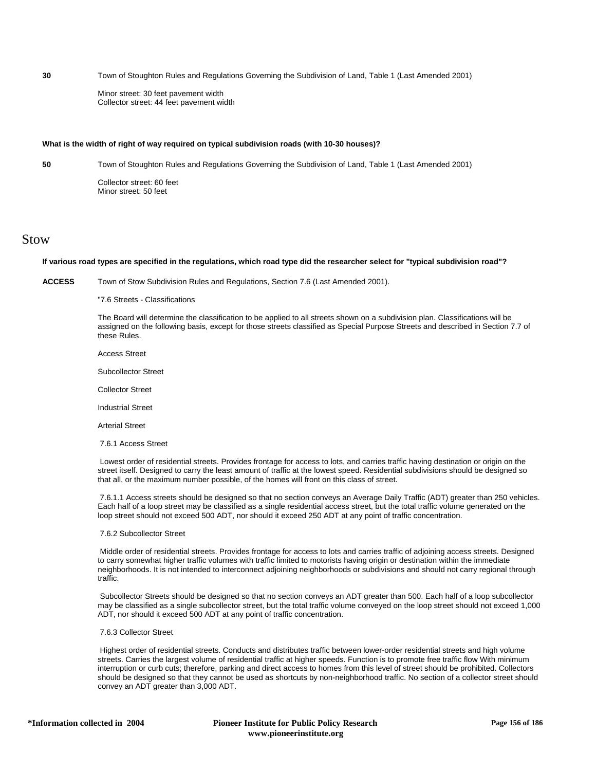**30** Town of Stoughton Rules and Regulations Governing the Subdivision of Land, Table 1 (Last Amended 2001)

Minor street: 30 feet pavement width
Collector street: 44 feet pavement width

**What is the width of right of way required on typical subdivision roads (with 10-30 houses)?**

**50** Town of Stoughton Rules and Regulations Governing the Subdivision of Land, Table 1 (Last Amended 2001)

Collector street: 60 feet
Minor street: 50 feet

# Stow

**If various road types are specified in the regulations, which road type did the researcher select for "typical subdivision road"?**

**ACCESS** Town of Stow Subdivision Rules and Regulations, Section 7.6 (Last Amended 2001).

"7.6 Streets - Classifications

The Board will determine the classification to be applied to all streets shown on a subdivision plan. Classifications will be assigned on the following basis, except for those streets classified as Special Purpose Streets and described in Section 7.7 of these Rules.

Access Street

Subcollector Street

Collector Street

Industrial Street

Arterial Street

7.6.1 Access Street

Lowest order of residential streets. Provides frontage for access to lots, and carries traffic having destination or origin on the street itself. Designed to carry the least amount of traffic at the lowest speed. Residential subdivisions should be designed so that all, or the maximum number possible, of the homes will front on this class of street.

7.6.1.1 Access streets should be designed so that no section conveys an Average Daily Traffic (ADT) greater than 250 vehicles. Each half of a loop street may be classified as a single residential access street, but the total traffic volume generated on the loop street should not exceed 500 ADT, nor should it exceed 250 ADT at any point of traffic concentration.

7.6.2 Subcollector Street

Middle order of residential streets. Provides frontage for access to lots and carries traffic of adjoining access streets. Designed to carry somewhat higher traffic volumes with traffic limited to motorists having origin or destination within the immediate neighborhoods. It is not intended to interconnect adjoining neighborhoods or subdivisions and should not carry regional through traffic.

Subcollector Streets should be designed so that no section conveys an ADT greater than 500. Each half of a loop subcollector may be classified as a single subcollector street, but the total traffic volume conveyed on the loop street should not exceed 1,000 ADT, nor should it exceed 500 ADT at any point of traffic concentration.

7.6.3 Collector Street

Highest order of residential streets. Conducts and distributes traffic between lower-order residential streets and high volume streets. Carries the largest volume of residential traffic at higher speeds. Function is to promote free traffic flow With minimum interruption or curb cuts; therefore, parking and direct access to homes from this level of street should be prohibited. Collectors should be designed so that they cannot be used as shortcuts by non-neighborhood traffic. No section of a collector street should convey an ADT greater than 3,000 ADT.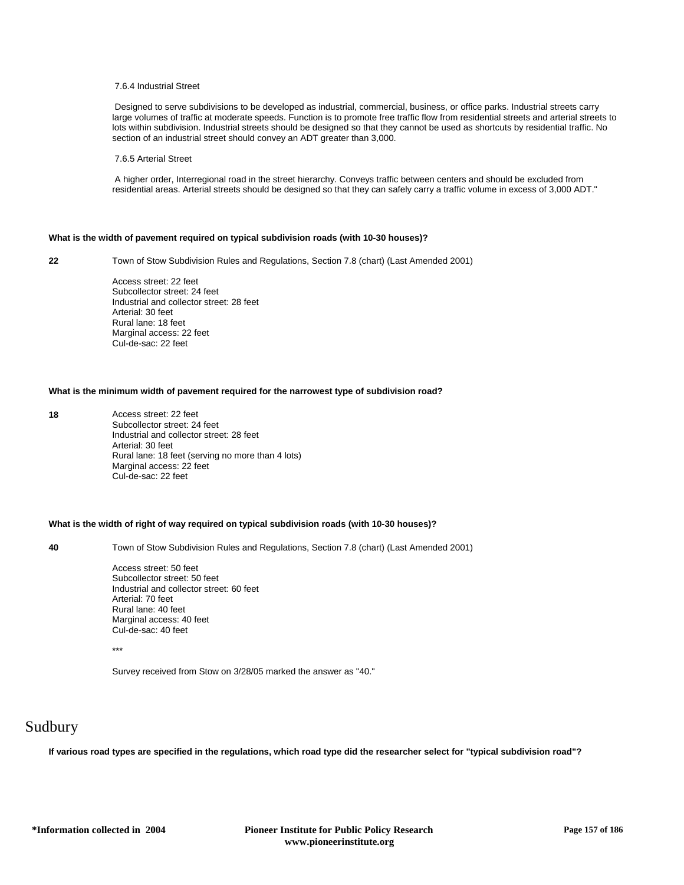7.6.4 Industrial Street

Designed to serve subdivisions to be developed as industrial, commercial, business, or office parks. Industrial streets carry large volumes of traffic at moderate speeds. Function is to promote free traffic flow from residential streets and arterial streets to lots within subdivision. Industrial streets should be designed so that they cannot be used as shortcuts by residential traffic. No section of an industrial street should convey an ADT greater than 3,000.

7.6.5 Arterial Street

A higher order, Interregional road in the street hierarchy. Conveys traffic between centers and should be excluded from residential areas. Arterial streets should be designed so that they can safely carry a traffic volume in excess of 3,000 ADT."

**What is the width of pavement required on typical subdivision roads (with 10-30 houses)?**

**22** Town of Stow Subdivision Rules and Regulations, Section 7.8 (chart) (Last Amended 2001)

Access street: 22 feet
Subcollector street: 24 feet
Industrial and collector street: 28 feet
Arterial: 30 feet
Rural lane: 18 feet
Marginal access: 22 feet
Cul-de-sac: 22 feet

**What is the minimum width of pavement required for the narrowest type of subdivision road?**

**18** Access street: 22 feet
Subcollector street: 24 feet
Industrial and collector street: 28 feet
Arterial: 30 feet
Rural lane: 18 feet (serving no more than 4 lots)
Marginal access: 22 feet
Cul-de-sac: 22 feet

**What is the width of right of way required on typical subdivision roads (with 10-30 houses)?**

**40** Town of Stow Subdivision Rules and Regulations, Section 7.8 (chart) (Last Amended 2001)

Access street: 50 feet
Subcollector street: 50 feet
Industrial and collector street: 60 feet
Arterial: 70 feet
Rural lane: 40 feet
Marginal access: 40 feet
Cul-de-sac: 40 feet

***

Survey received from Stow on 3/28/05 marked the answer as "40."

# Sudbury

**If various road types are specified in the regulations, which road type did the researcher select for "typical subdivision road"?**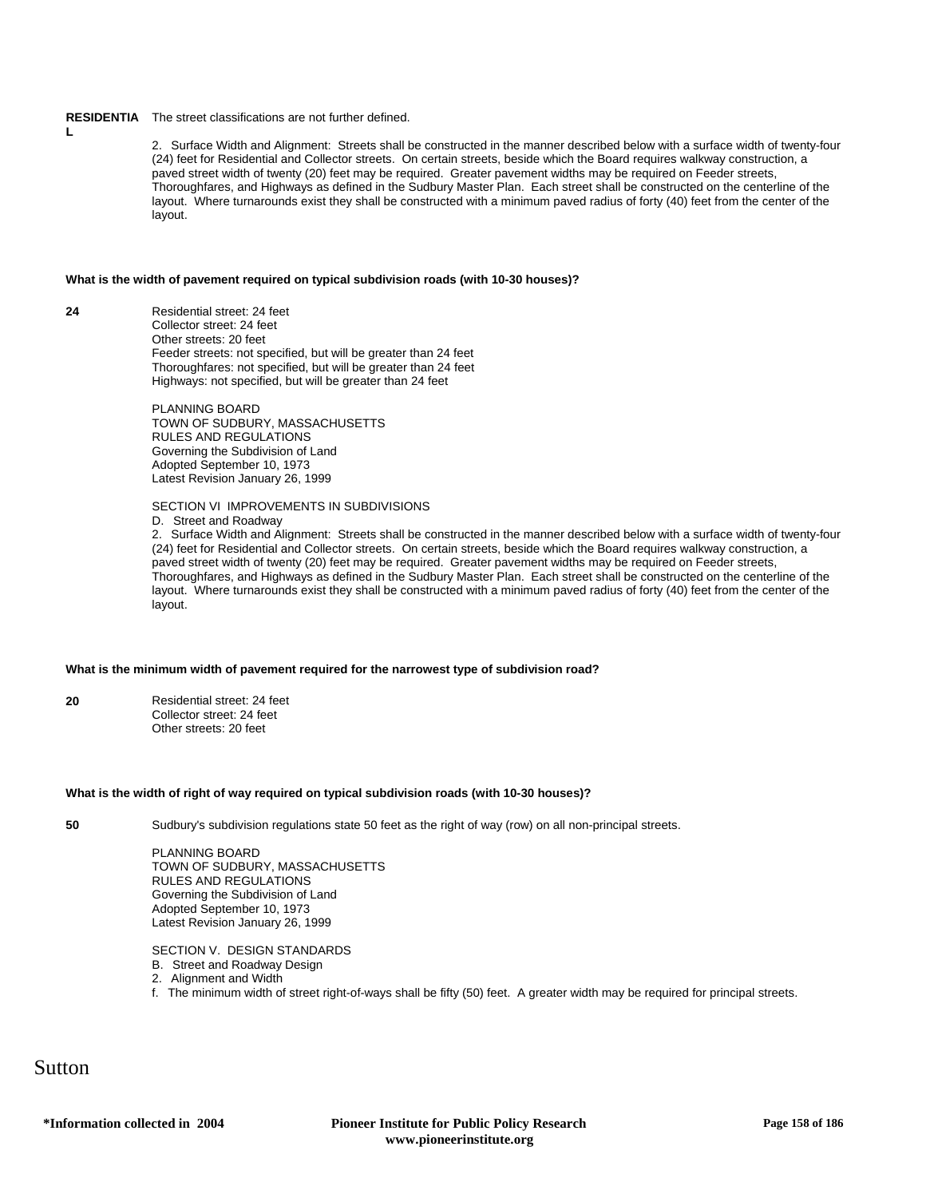**RESIDENTIAL** The street classifications are not further defined.

2. Surface Width and Alignment: Streets shall be constructed in the manner described below with a surface width of twenty-four (24) feet for Residential and Collector streets. On certain streets, beside which the Board requires walkway construction, a paved street width of twenty (20) feet may be required. Greater pavement widths may be required on Feeder streets, Thoroughfares, and Highways as defined in the Sudbury Master Plan. Each street shall be constructed on the centerline of the layout. Where turnarounds exist they shall be constructed with a minimum paved radius of forty (40) feet from the center of the layout.

**What is the width of pavement required on typical subdivision roads (with 10-30 houses)?**

**24**

Residential street: 24 feet
Collector street: 24 feet
Other streets: 20 feet
Feeder streets: not specified, but will be greater than 24 feet
Thoroughfares: not specified, but will be greater than 24 feet
Highways: not specified, but will be greater than 24 feet

PLANNING BOARD
TOWN OF SUDBURY, MASSACHUSETTS
RULES AND REGULATIONS
Governing the Subdivision of Land
Adopted September 10, 1973
Latest Revision January 26, 1999

SECTION VI IMPROVEMENTS IN SUBDIVISIONS
D. Street and Roadway
2. Surface Width and Alignment: Streets shall be constructed in the manner described below with a surface width of twenty-four (24) feet for Residential and Collector streets. On certain streets, beside which the Board requires walkway construction, a paved street width of twenty (20) feet may be required. Greater pavement widths may be required on Feeder streets, Thoroughfares, and Highways as defined in the Sudbury Master Plan. Each street shall be constructed on the centerline of the layout. Where turnarounds exist they shall be constructed with a minimum paved radius of forty (40) feet from the center of the layout.

**What is the minimum width of pavement required for the narrowest type of subdivision road?**

**20**

Residential street: 24 feet
Collector street: 24 feet
Other streets: 20 feet

**What is the width of right of way required on typical subdivision roads (with 10-30 houses)?**

**50**

Sudbury's subdivision regulations state 50 feet as the right of way (row) on all non-principal streets.

PLANNING BOARD
TOWN OF SUDBURY, MASSACHUSETTS
RULES AND REGULATIONS
Governing the Subdivision of Land
Adopted September 10, 1973
Latest Revision January 26, 1999

SECTION V. DESIGN STANDARDS
B. Street and Roadway Design
2. Alignment and Width
f. The minimum width of street right-of-ways shall be fifty (50) feet. A greater width may be required for principal streets.

# Sutton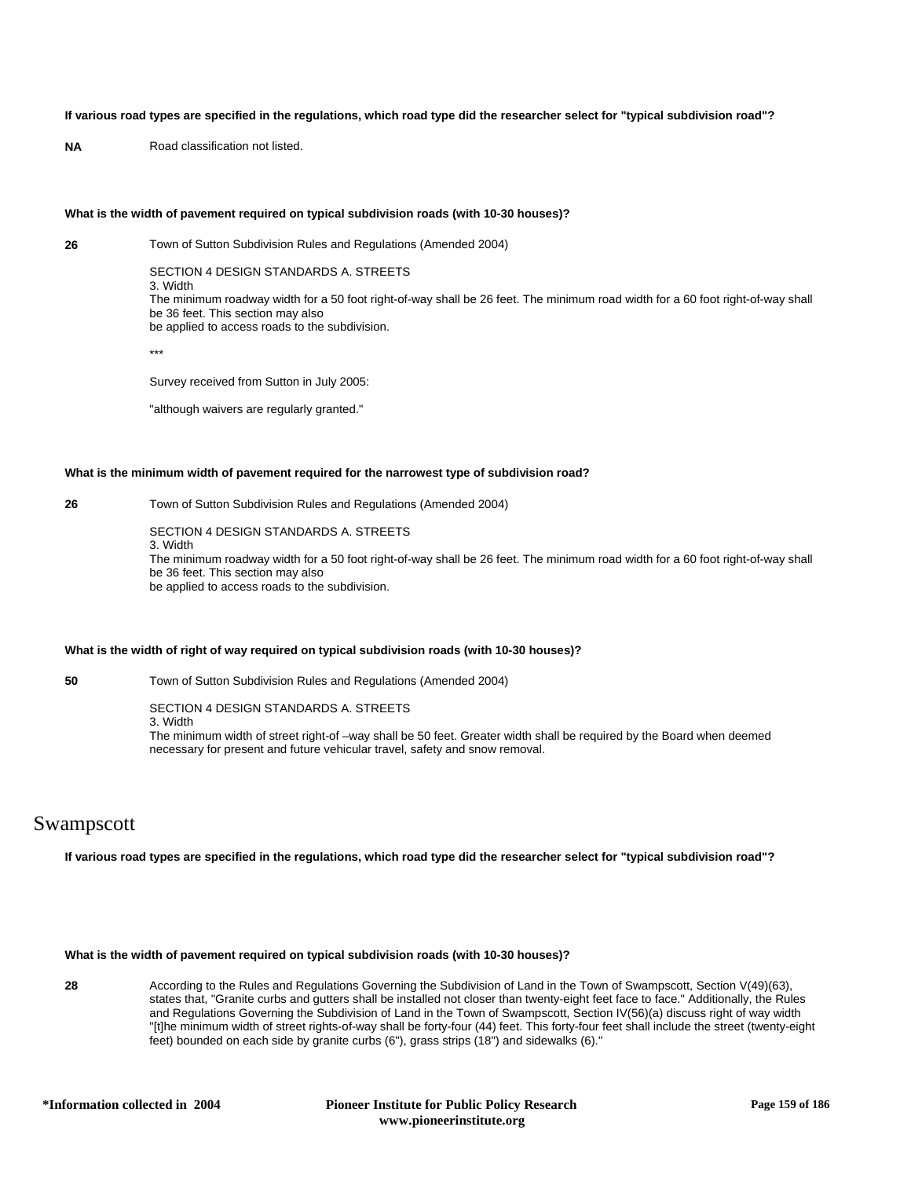**If various road types are specified in the regulations, which road type did the researcher select for "typical subdivision road"?**

**NA** Road classification not listed.

**What is the width of pavement required on typical subdivision roads (with 10-30 houses)?**

**26** Town of Sutton Subdivision Rules and Regulations (Amended 2004)

SECTION 4 DESIGN STANDARDS A. STREETS
3. Width
The minimum roadway width for a 50 foot right-of-way shall be 26 feet. The minimum road width for a 60 foot right-of-way shall be 36 feet. This section may also
be applied to access roads to the subdivision.

***

Survey received from Sutton in July 2005:

"although waivers are regularly granted."

**What is the minimum width of pavement required for the narrowest type of subdivision road?**

**26** Town of Sutton Subdivision Rules and Regulations (Amended 2004)

SECTION 4 DESIGN STANDARDS A. STREETS
3. Width
The minimum roadway width for a 50 foot right-of-way shall be 26 feet. The minimum road width for a 60 foot right-of-way shall be 36 feet. This section may also
be applied to access roads to the subdivision.

**What is the width of right of way required on typical subdivision roads (with 10-30 houses)?**

**50** Town of Sutton Subdivision Rules and Regulations (Amended 2004)

SECTION 4 DESIGN STANDARDS A. STREETS
3. Width
The minimum width of street right-of –way shall be 50 feet. Greater width shall be required by the Board when deemed necessary for present and future vehicular travel, safety and snow removal.

# Swampscott

**If various road types are specified in the regulations, which road type did the researcher select for "typical subdivision road"?**

**What is the width of pavement required on typical subdivision roads (with 10-30 houses)?**

**28** According to the Rules and Regulations Governing the Subdivision of Land in the Town of Swampscott, Section V(49)(63), states that, "Granite curbs and gutters shall be installed not closer than twenty-eight feet face to face." Additionally, the Rules and Regulations Governing the Subdivision of Land in the Town of Swampscott, Section IV(56)(a) discuss right of way width "[t]he minimum width of street rights-of-way shall be forty-four (44) feet. This forty-four feet shall include the street (twenty-eight feet) bounded on each side by granite curbs (6"), grass strips (18") and sidewalks (6)."

*Information collected in 2004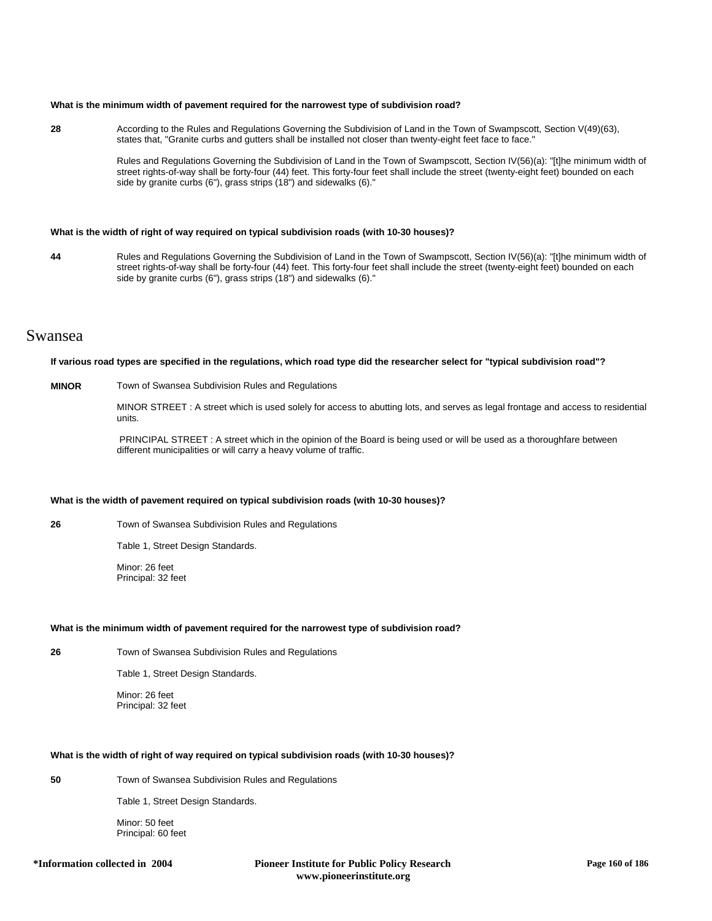**What is the minimum width of pavement required for the narrowest type of subdivision road?**

**28** According to the Rules and Regulations Governing the Subdivision of Land in the Town of Swampscott, Section V(49)(63), states that, "Granite curbs and gutters shall be installed not closer than twenty-eight feet face to face."

Rules and Regulations Governing the Subdivision of Land in the Town of Swampscott, Section IV(56)(a): "[t]he minimum width of street rights-of-way shall be forty-four (44) feet. This forty-four feet shall include the street (twenty-eight feet) bounded on each side by granite curbs (6"), grass strips (18") and sidewalks (6)."

**What is the width of right of way required on typical subdivision roads (with 10-30 houses)?**

**44** Rules and Regulations Governing the Subdivision of Land in the Town of Swampscott, Section IV(56)(a): "[t]he minimum width of street rights-of-way shall be forty-four (44) feet. This forty-four feet shall include the street (twenty-eight feet) bounded on each side by granite curbs (6"), grass strips (18") and sidewalks (6)."

# Swansea

**If various road types are specified in the regulations, which road type did the researcher select for "typical subdivision road"?**

**MINOR** Town of Swansea Subdivision Rules and Regulations

MINOR STREET : A street which is used solely for access to abutting lots, and serves as legal frontage and access to residential units.

PRINCIPAL STREET : A street which in the opinion of the Board is being used or will be used as a thoroughfare between different municipalities or will carry a heavy volume of traffic.

**What is the width of pavement required on typical subdivision roads (with 10-30 houses)?**

**26** Town of Swansea Subdivision Rules and Regulations

Table 1, Street Design Standards.

Minor: 26 feet
Principal: 32 feet

**What is the minimum width of pavement required for the narrowest type of subdivision road?**

**26** Town of Swansea Subdivision Rules and Regulations

Table 1, Street Design Standards.

Minor: 26 feet
Principal: 32 feet

**What is the width of right of way required on typical subdivision roads (with 10-30 houses)?**

**50** Town of Swansea Subdivision Rules and Regulations

Table 1, Street Design Standards.

Minor: 50 feet
Principal: 60 feet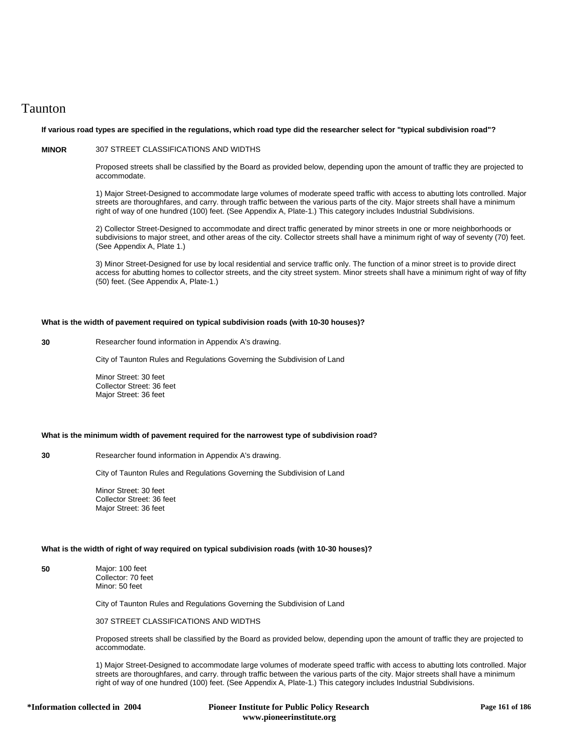# Taunton

**If various road types are specified in the regulations, which road type did the researcher select for "typical subdivision road"?**

**MINOR**

307 STREET CLASSIFICATIONS AND WIDTHS

Proposed streets shall be classified by the Board as provided below, depending upon the amount of traffic they are projected to accommodate.

1) Major Street-Designed to accommodate large volumes of moderate speed traffic with access to abutting lots controlled. Major streets are thoroughfares, and carry. through traffic between the various parts of the city. Major streets shall have a minimum right of way of one hundred (100) feet. (See Appendix A, Plate-1.) This category includes Industrial Subdivisions.

2) Collector Street-Designed to accommodate and direct traffic generated by minor streets in one or more neighborhoods or subdivisions to major street, and other areas of the city. Collector streets shall have a minimum right of way of seventy (70) feet. (See Appendix A, Plate 1.)

3) Minor Street-Designed for use by local residential and service traffic only. The function of a minor street is to provide direct access for abutting homes to collector streets, and the city street system. Minor streets shall have a minimum right of way of fifty (50) feet. (See Appendix A, Plate-1.)

**What is the width of pavement required on typical subdivision roads (with 10-30 houses)?**

**30**

Researcher found information in Appendix A's drawing.

City of Taunton Rules and Regulations Governing the Subdivision of Land

Minor Street: 30 feet
Collector Street: 36 feet
Major Street: 36 feet

**What is the minimum width of pavement required for the narrowest type of subdivision road?**

**30**

Researcher found information in Appendix A's drawing.

City of Taunton Rules and Regulations Governing the Subdivision of Land

Minor Street: 30 feet
Collector Street: 36 feet
Major Street: 36 feet

**What is the width of right of way required on typical subdivision roads (with 10-30 houses)?**

**50**

Major: 100 feet
Collector: 70 feet
Minor: 50 feet

City of Taunton Rules and Regulations Governing the Subdivision of Land

307 STREET CLASSIFICATIONS AND WIDTHS

Proposed streets shall be classified by the Board as provided below, depending upon the amount of traffic they are projected to accommodate.

1) Major Street-Designed to accommodate large volumes of moderate speed traffic with access to abutting lots controlled. Major streets are thoroughfares, and carry. through traffic between the various parts of the city. Major streets shall have a minimum right of way of one hundred (100) feet. (See Appendix A, Plate-1.) This category includes Industrial Subdivisions.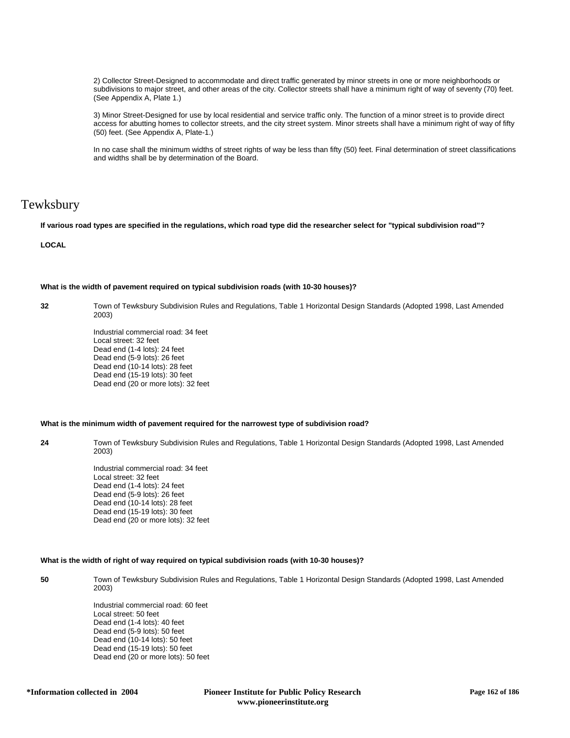2) Collector Street-Designed to accommodate and direct traffic generated by minor streets in one or more neighborhoods or subdivisions to major street, and other areas of the city. Collector streets shall have a minimum right of way of seventy (70) feet. (See Appendix A, Plate 1.)

3) Minor Street-Designed for use by local residential and service traffic only. The function of a minor street is to provide direct access for abutting homes to collector streets, and the city street system. Minor streets shall have a minimum right of way of fifty (50) feet. (See Appendix A, Plate-1.)

In no case shall the minimum widths of street rights of way be less than fifty (50) feet. Final determination of street classifications and widths shall be by determination of the Board.

# Tewksbury

**If various road types are specified in the regulations, which road type did the researcher select for "typical subdivision road"?**

**LOCAL**

**What is the width of pavement required on typical subdivision roads (with 10-30 houses)?**

**32**

Town of Tewksbury Subdivision Rules and Regulations, Table 1 Horizontal Design Standards (Adopted 1998, Last Amended 2003)

Industrial commercial road: 34 feet
Local street: 32 feet
Dead end (1-4 lots): 24 feet
Dead end (5-9 lots): 26 feet
Dead end (10-14 lots): 28 feet
Dead end (15-19 lots): 30 feet
Dead end (20 or more lots): 32 feet

**What is the minimum width of pavement required for the narrowest type of subdivision road?**

**24**

Town of Tewksbury Subdivision Rules and Regulations, Table 1 Horizontal Design Standards (Adopted 1998, Last Amended 2003)

Industrial commercial road: 34 feet
Local street: 32 feet
Dead end (1-4 lots): 24 feet
Dead end (5-9 lots): 26 feet
Dead end (10-14 lots): 28 feet
Dead end (15-19 lots): 30 feet
Dead end (20 or more lots): 32 feet

**What is the width of right of way required on typical subdivision roads (with 10-30 houses)?**

**50**

Town of Tewksbury Subdivision Rules and Regulations, Table 1 Horizontal Design Standards (Adopted 1998, Last Amended 2003)

Industrial commercial road: 60 feet
Local street: 50 feet
Dead end (1-4 lots): 40 feet
Dead end (5-9 lots): 50 feet
Dead end (10-14 lots): 50 feet
Dead end (15-19 lots): 50 feet
Dead end (20 or more lots): 50 feet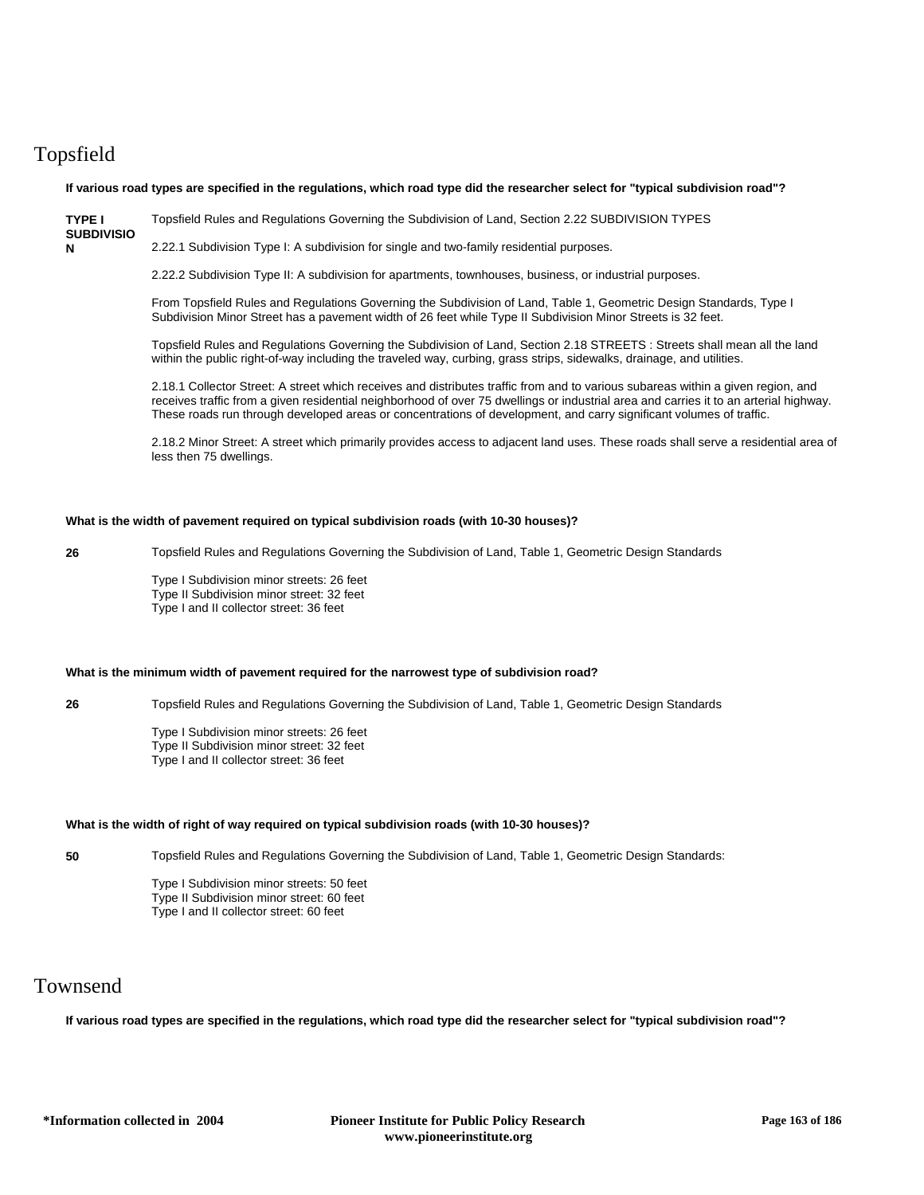# Topsfield

**If various road types are specified in the regulations, which road type did the researcher select for "typical subdivision road"?**

**TYPE I SUBDIVISION**

Topsfield Rules and Regulations Governing the Subdivision of Land, Section 2.22 SUBDIVISION TYPES

2.22.1 Subdivision Type I: A subdivision for single and two-family residential purposes.

2.22.2 Subdivision Type II: A subdivision for apartments, townhouses, business, or industrial purposes.

From Topsfield Rules and Regulations Governing the Subdivision of Land, Table 1, Geometric Design Standards, Type I Subdivision Minor Street has a pavement width of 26 feet while Type II Subdivision Minor Streets is 32 feet.

Topsfield Rules and Regulations Governing the Subdivision of Land, Section 2.18 STREETS : Streets shall mean all the land within the public right-of-way including the traveled way, curbing, grass strips, sidewalks, drainage, and utilities.

2.18.1 Collector Street: A street which receives and distributes traffic from and to various subareas within a given region, and receives traffic from a given residential neighborhood of over 75 dwellings or industrial area and carries it to an arterial highway. These roads run through developed areas or concentrations of development, and carry significant volumes of traffic.

2.18.2 Minor Street: A street which primarily provides access to adjacent land uses. These roads shall serve a residential area of less then 75 dwellings.

**What is the width of pavement required on typical subdivision roads (with 10-30 houses)?**

**26**

Topsfield Rules and Regulations Governing the Subdivision of Land, Table 1, Geometric Design Standards

Type I Subdivision minor streets: 26 feet
Type II Subdivision minor street: 32 feet
Type I and II collector street: 36 feet

**What is the minimum width of pavement required for the narrowest type of subdivision road?**

**26**

Topsfield Rules and Regulations Governing the Subdivision of Land, Table 1, Geometric Design Standards

Type I Subdivision minor streets: 26 feet
Type II Subdivision minor street: 32 feet
Type I and II collector street: 36 feet

**What is the width of right of way required on typical subdivision roads (with 10-30 houses)?**

**50**

Topsfield Rules and Regulations Governing the Subdivision of Land, Table 1, Geometric Design Standards:

Type I Subdivision minor streets: 50 feet
Type II Subdivision minor street: 60 feet
Type I and II collector street: 60 feet

# Townsend

**If various road types are specified in the regulations, which road type did the researcher select for "typical subdivision road"?**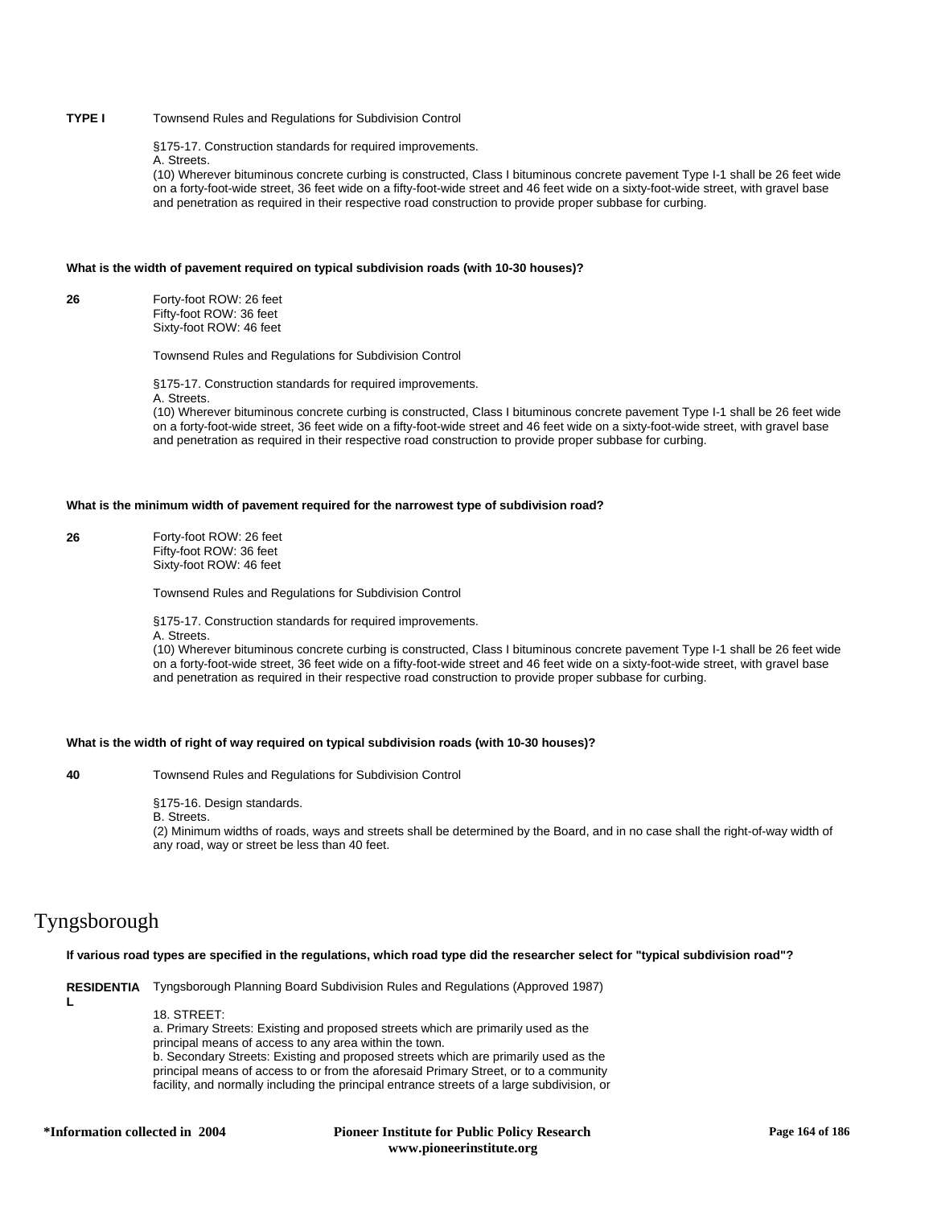**TYPE I** Townsend Rules and Regulations for Subdivision Control

§175-17. Construction standards for required improvements.
A. Streets.
(10) Wherever bituminous concrete curbing is constructed, Class I bituminous concrete pavement Type I-1 shall be 26 feet wide on a forty-foot-wide street, 36 feet wide on a fifty-foot-wide street and 46 feet wide on a sixty-foot-wide street, with gravel base and penetration as required in their respective road construction to provide proper subbase for curbing.

**What is the width of pavement required on typical subdivision roads (with 10-30 houses)?**

**26** Forty-foot ROW: 26 feet
Fifty-foot ROW: 36 feet
Sixty-foot ROW: 46 feet

Townsend Rules and Regulations for Subdivision Control

§175-17. Construction standards for required improvements.
A. Streets.
(10) Wherever bituminous concrete curbing is constructed, Class I bituminous concrete pavement Type I-1 shall be 26 feet wide on a forty-foot-wide street, 36 feet wide on a fifty-foot-wide street and 46 feet wide on a sixty-foot-wide street, with gravel base and penetration as required in their respective road construction to provide proper subbase for curbing.

**What is the minimum width of pavement required for the narrowest type of subdivision road?**

**26** Forty-foot ROW: 26 feet
Fifty-foot ROW: 36 feet
Sixty-foot ROW: 46 feet

Townsend Rules and Regulations for Subdivision Control

§175-17. Construction standards for required improvements.
A. Streets.
(10) Wherever bituminous concrete curbing is constructed, Class I bituminous concrete pavement Type I-1 shall be 26 feet wide on a forty-foot-wide street, 36 feet wide on a fifty-foot-wide street and 46 feet wide on a sixty-foot-wide street, with gravel base and penetration as required in their respective road construction to provide proper subbase for curbing.

**What is the width of right of way required on typical subdivision roads (with 10-30 houses)?**

**40** Townsend Rules and Regulations for Subdivision Control

§175-16. Design standards.
B. Streets.
(2) Minimum widths of roads, ways and streets shall be determined by the Board, and in no case shall the right-of-way width of any road, way or street be less than 40 feet.

# Tyngsborough

**If various road types are specified in the regulations, which road type did the researcher select for "typical subdivision road"?**

**RESIDENTIAL** Tyngsborough Planning Board Subdivision Rules and Regulations (Approved 1987)

18. STREET:
a. Primary Streets: Existing and proposed streets which are primarily used as the principal means of access to any area within the town.
b. Secondary Streets: Existing and proposed streets which are primarily used as the principal means of access to or from the aforesaid Primary Street, or to a community facility, and normally including the principal entrance streets of a large subdivision, or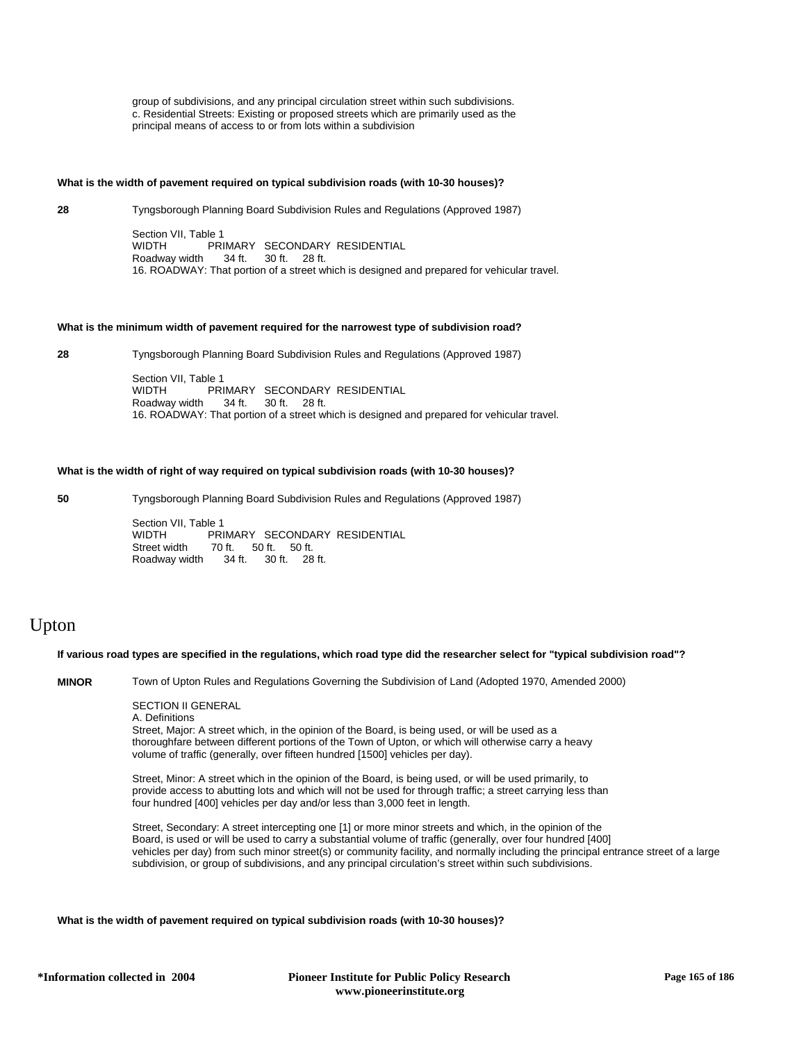group of subdivisions, and any principal circulation street within such subdivisions.
c. Residential Streets: Existing or proposed streets which are primarily used as the principal means of access to or from lots within a subdivision

**What is the width of pavement required on typical subdivision roads (with 10-30 houses)?**

**28** Tyngsborough Planning Board Subdivision Rules and Regulations (Approved 1987)

Section VII, Table 1

| WIDTH | PRIMARY | SECONDARY | RESIDENTIAL |
|---|---|---|---|
| Roadway width | 34 ft. | 30 ft. | 28 ft. |

16. ROADWAY: That portion of a street which is designed and prepared for vehicular travel.

**What is the minimum width of pavement required for the narrowest type of subdivision road?**

**28** Tyngsborough Planning Board Subdivision Rules and Regulations (Approved 1987)

Section VII, Table 1

| WIDTH | PRIMARY | SECONDARY | RESIDENTIAL |
|---|---|---|---|
| Roadway width | 34 ft. | 30 ft. | 28 ft. |

16. ROADWAY: That portion of a street which is designed and prepared for vehicular travel.

**What is the width of right of way required on typical subdivision roads (with 10-30 houses)?**

**50** Tyngsborough Planning Board Subdivision Rules and Regulations (Approved 1987)

Section VII, Table 1

| WIDTH | PRIMARY | SECONDARY | RESIDENTIAL |
|---|---|---|---|
| Street width | 70 ft. | 50 ft. | 50 ft. |
| Roadway width | 34 ft. | 30 ft. | 28 ft. |

# Upton

**If various road types are specified in the regulations, which road type did the researcher select for "typical subdivision road"?**

**MINOR** Town of Upton Rules and Regulations Governing the Subdivision of Land (Adopted 1970, Amended 2000)

SECTION II GENERAL
A. Definitions
Street, Major: A street which, in the opinion of the Board, is being used, or will be used as a thoroughfare between different portions of the Town of Upton, or which will otherwise carry a heavy volume of traffic (generally, over fifteen hundred [1500] vehicles per day).

Street, Minor: A street which in the opinion of the Board, is being used, or will be used primarily, to provide access to abutting lots and which will not be used for through traffic; a street carrying less than four hundred [400] vehicles per day and/or less than 3,000 feet in length.

Street, Secondary: A street intercepting one [1] or more minor streets and which, in the opinion of the Board, is used or will be used to carry a substantial volume of traffic (generally, over four hundred [400] vehicles per day) from such minor street(s) or community facility, and normally including the principal entrance street of a large subdivision, or group of subdivisions, and any principal circulation's street within such subdivisions.

**What is the width of pavement required on typical subdivision roads (with 10-30 houses)?**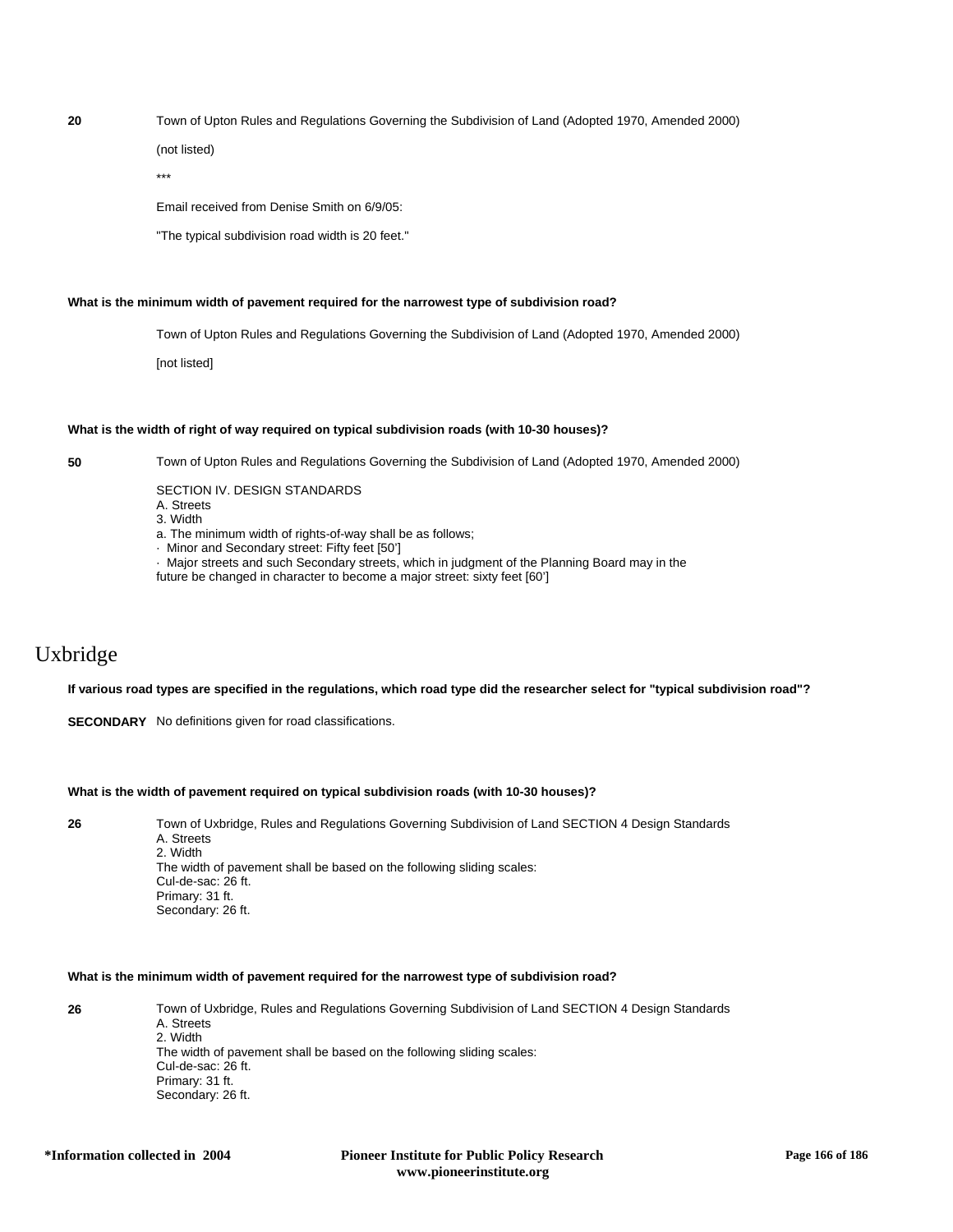**20** Town of Upton Rules and Regulations Governing the Subdivision of Land (Adopted 1970, Amended 2000)

(not listed)

***

Email received from Denise Smith on 6/9/05:

"The typical subdivision road width is 20 feet."

**What is the minimum width of pavement required for the narrowest type of subdivision road?**

Town of Upton Rules and Regulations Governing the Subdivision of Land (Adopted 1970, Amended 2000)

[not listed]

**What is the width of right of way required on typical subdivision roads (with 10-30 houses)?**

**50** Town of Upton Rules and Regulations Governing the Subdivision of Land (Adopted 1970, Amended 2000)

SECTION IV. DESIGN STANDARDS
A. Streets
3. Width
a. The minimum width of rights-of-way shall be as follows;
· Minor and Secondary street: Fifty feet [50']
· Major streets and such Secondary streets, which in judgment of the Planning Board may in the future be changed in character to become a major street: sixty feet [60']

# Uxbridge

**If various road types are specified in the regulations, which road type did the researcher select for "typical subdivision road"?**

**SECONDARY** No definitions given for road classifications.

**What is the width of pavement required on typical subdivision roads (with 10-30 houses)?**

**26** Town of Uxbridge, Rules and Regulations Governing Subdivision of Land SECTION 4 Design Standards
A. Streets
2. Width
The width of pavement shall be based on the following sliding scales:
Cul-de-sac: 26 ft.
Primary: 31 ft.
Secondary: 26 ft.

**What is the minimum width of pavement required for the narrowest type of subdivision road?**

**26** Town of Uxbridge, Rules and Regulations Governing Subdivision of Land SECTION 4 Design Standards
A. Streets
2. Width
The width of pavement shall be based on the following sliding scales:
Cul-de-sac: 26 ft.
Primary: 31 ft.
Secondary: 26 ft.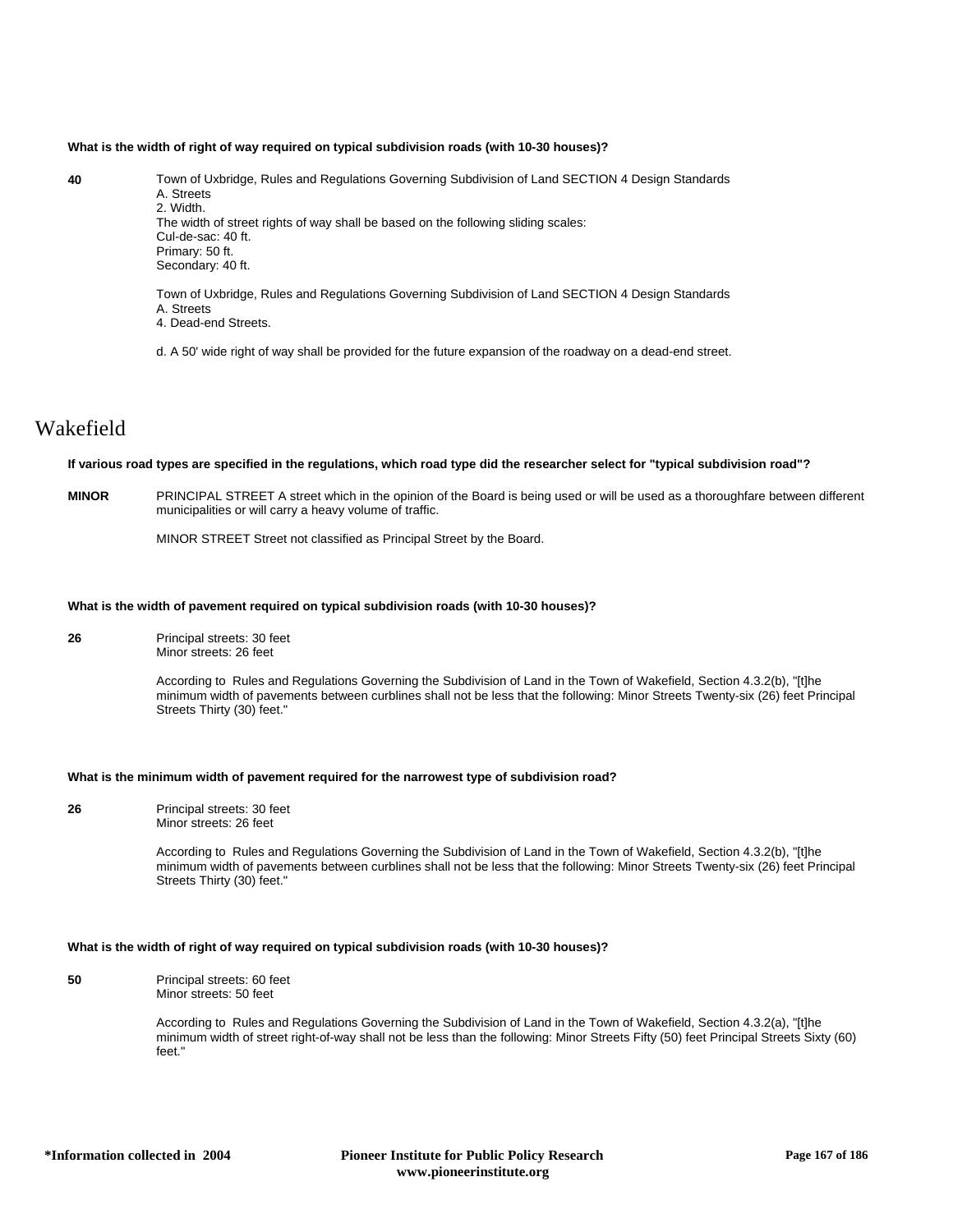**What is the width of right of way required on typical subdivision roads (with 10-30 houses)?**

**40**

Town of Uxbridge, Rules and Regulations Governing Subdivision of Land SECTION 4 Design Standards
A. Streets
2. Width.
The width of street rights of way shall be based on the following sliding scales:
Cul-de-sac: 40 ft.
Primary: 50 ft.
Secondary: 40 ft.

Town of Uxbridge, Rules and Regulations Governing Subdivision of Land SECTION 4 Design Standards
A. Streets
4. Dead-end Streets.

d. A 50' wide right of way shall be provided for the future expansion of the roadway on a dead-end street.

# Wakefield

**If various road types are specified in the regulations, which road type did the researcher select for "typical subdivision road"?**

**MINOR**

PRINCIPAL STREET A street which in the opinion of the Board is being used or will be used as a thoroughfare between different municipalities or will carry a heavy volume of traffic.

MINOR STREET Street not classified as Principal Street by the Board.

**What is the width of pavement required on typical subdivision roads (with 10-30 houses)?**

**26**

Principal streets: 30 feet
Minor streets: 26 feet

According to Rules and Regulations Governing the Subdivision of Land in the Town of Wakefield, Section 4.3.2(b), "[t]he minimum width of pavements between curblines shall not be less that the following: Minor Streets Twenty-six (26) feet Principal Streets Thirty (30) feet."

**What is the minimum width of pavement required for the narrowest type of subdivision road?**

**26**

Principal streets: 30 feet
Minor streets: 26 feet

According to Rules and Regulations Governing the Subdivision of Land in the Town of Wakefield, Section 4.3.2(b), "[t]he minimum width of pavements between curblines shall not be less that the following: Minor Streets Twenty-six (26) feet Principal Streets Thirty (30) feet."

**What is the width of right of way required on typical subdivision roads (with 10-30 houses)?**

**50**

Principal streets: 60 feet
Minor streets: 50 feet

According to Rules and Regulations Governing the Subdivision of Land in the Town of Wakefield, Section 4.3.2(a), "[t]he minimum width of street right-of-way shall not be less than the following: Minor Streets Fifty (50) feet Principal Streets Sixty (60) feet."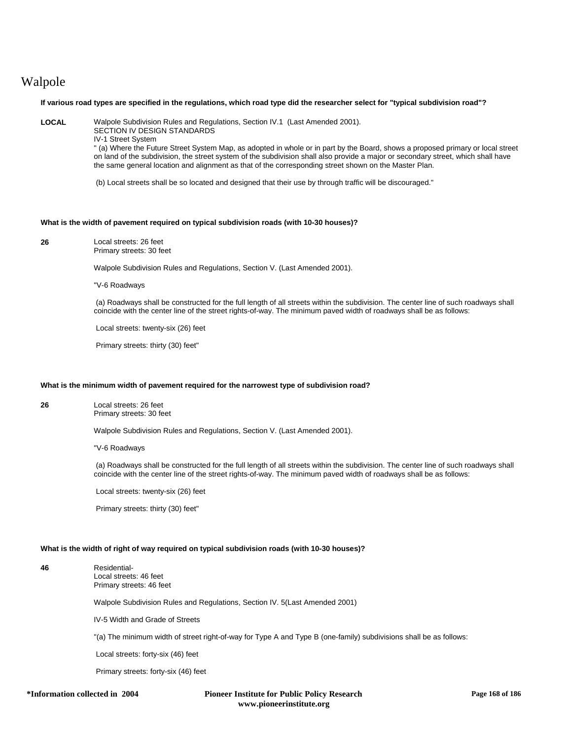# Walpole

**If various road types are specified in the regulations, which road type did the researcher select for "typical subdivision road"?**

**LOCAL**

Walpole Subdivision Rules and Regulations, Section IV.1 (Last Amended 2001).
SECTION IV DESIGN STANDARDS
IV-1 Street System
" (a) Where the Future Street System Map, as adopted in whole or in part by the Board, shows a proposed primary or local street on land of the subdivision, the street system of the subdivision shall also provide a major or secondary street, which shall have the same general location and alignment as that of the corresponding street shown on the Master Plan.

(b) Local streets shall be so located and designed that their use by through traffic will be discouraged."

**What is the width of pavement required on typical subdivision roads (with 10-30 houses)?**

**26**

Local streets: 26 feet
Primary streets: 30 feet

Walpole Subdivision Rules and Regulations, Section V. (Last Amended 2001).

"V-6 Roadways

(a) Roadways shall be constructed for the full length of all streets within the subdivision. The center line of such roadways shall coincide with the center line of the street rights-of-way. The minimum paved width of roadways shall be as follows:

Local streets: twenty-six (26) feet

Primary streets: thirty (30) feet"

**What is the minimum width of pavement required for the narrowest type of subdivision road?**

**26**

Local streets: 26 feet
Primary streets: 30 feet

Walpole Subdivision Rules and Regulations, Section V. (Last Amended 2001).

"V-6 Roadways

(a) Roadways shall be constructed for the full length of all streets within the subdivision. The center line of such roadways shall coincide with the center line of the street rights-of-way. The minimum paved width of roadways shall be as follows:

Local streets: twenty-six (26) feet

Primary streets: thirty (30) feet"

**What is the width of right of way required on typical subdivision roads (with 10-30 houses)?**

**46**

Residential-
Local streets: 46 feet
Primary streets: 46 feet

Walpole Subdivision Rules and Regulations, Section IV. 5(Last Amended 2001)

IV-5 Width and Grade of Streets

"(a) The minimum width of street right-of-way for Type A and Type B (one-family) subdivisions shall be as follows:

Local streets: forty-six (46) feet

Primary streets: forty-six (46) feet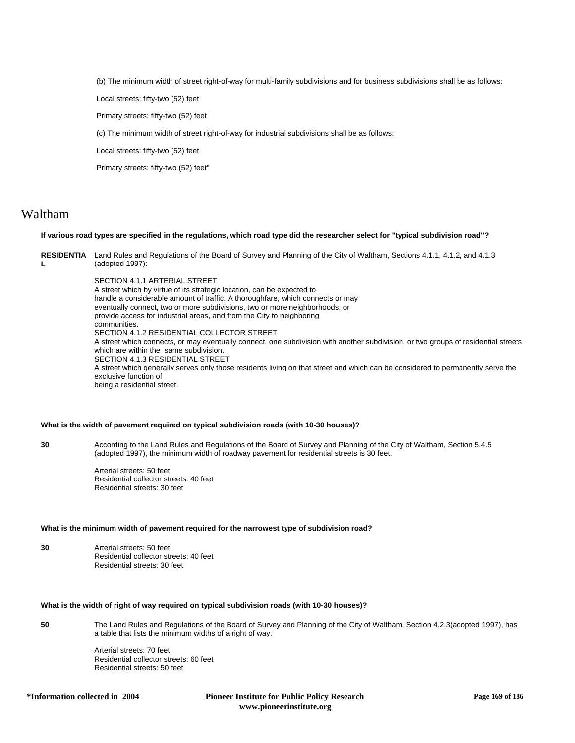(b) The minimum width of street right-of-way for multi-family subdivisions and for business subdivisions shall be as follows:

Local streets: fifty-two (52) feet

Primary streets: fifty-two (52) feet

(c) The minimum width of street right-of-way for industrial subdivisions shall be as follows:

Local streets: fifty-two (52) feet

Primary streets: fifty-two (52) feet"

# Waltham

**If various road types are specified in the regulations, which road type did the researcher select for "typical subdivision road"?**

**RESIDENTIAL** Land Rules and Regulations of the Board of Survey and Planning of the City of Waltham, Sections 4.1.1, 4.1.2, and 4.1.3 (adopted 1997):

SECTION 4.1.1 ARTERIAL STREET
A street which by virtue of its strategic location, can be expected to handle a considerable amount of traffic. A thoroughfare, which connects or may eventually connect, two or more subdivisions, two or more neighborhoods, or provide access for industrial areas, and from the City to neighboring communities.
SECTION 4.1.2 RESIDENTIAL COLLECTOR STREET
A street which connects, or may eventually connect, one subdivision with another subdivision, or two groups of residential streets which are within the same subdivision.
SECTION 4.1.3 RESIDENTIAL STREET
A street which generally serves only those residents living on that street and which can be considered to permanently serve the exclusive function of being a residential street.

**What is the width of pavement required on typical subdivision roads (with 10-30 houses)?**

**30** According to the Land Rules and Regulations of the Board of Survey and Planning of the City of Waltham, Section 5.4.5 (adopted 1997), the minimum width of roadway pavement for residential streets is 30 feet.

Arterial streets: 50 feet
Residential collector streets: 40 feet
Residential streets: 30 feet

**What is the minimum width of pavement required for the narrowest type of subdivision road?**

**30** Arterial streets: 50 feet
Residential collector streets: 40 feet
Residential streets: 30 feet

**What is the width of right of way required on typical subdivision roads (with 10-30 houses)?**

**50** The Land Rules and Regulations of the Board of Survey and Planning of the City of Waltham, Section 4.2.3(adopted 1997), has a table that lists the minimum widths of a right of way.

Arterial streets: 70 feet
Residential collector streets: 60 feet
Residential streets: 50 feet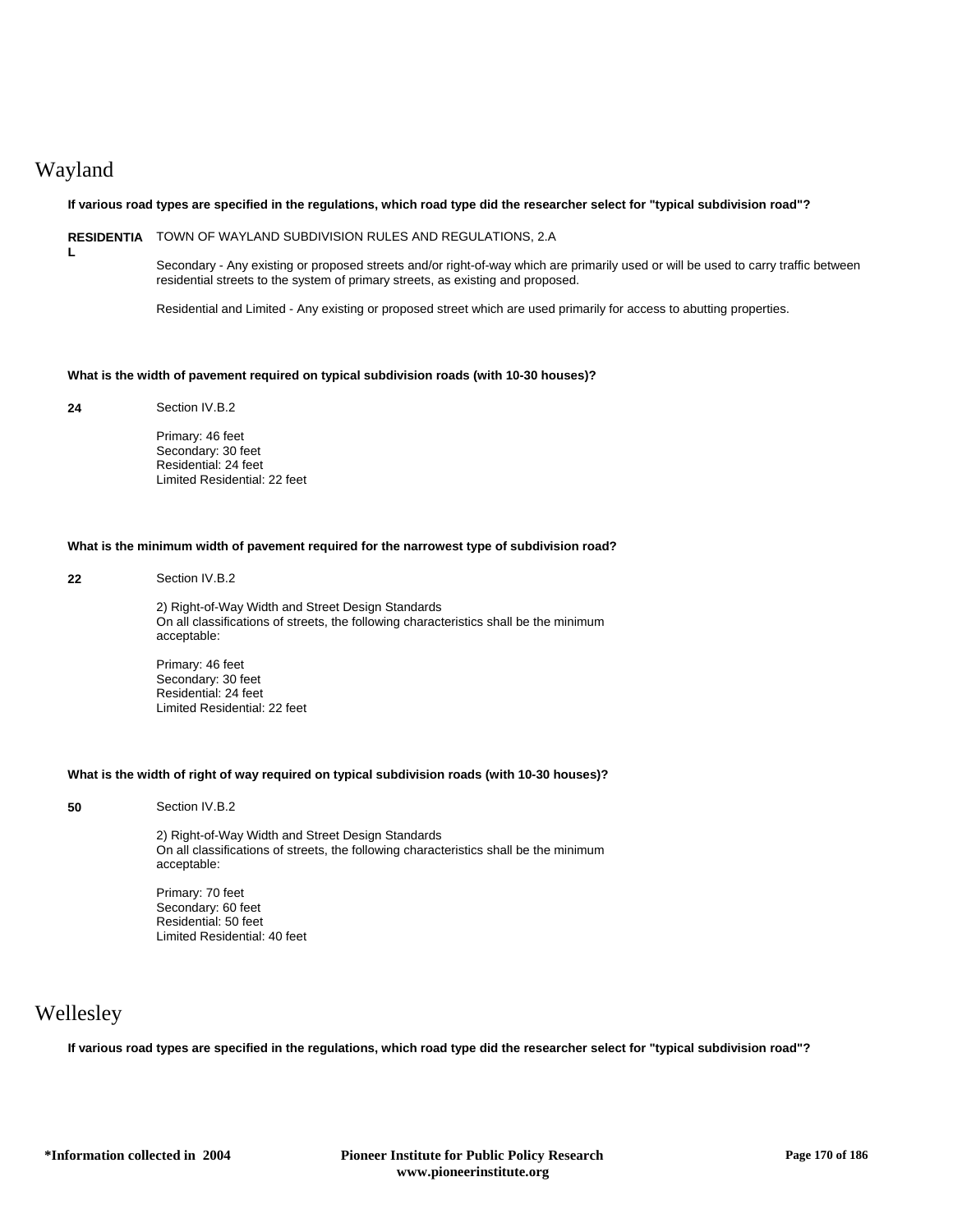## Wayland

**If various road types are specified in the regulations, which road type did the researcher select for "typical subdivision road"?**

**RESIDENTIAL**

TOWN OF WAYLAND SUBDIVISION RULES AND REGULATIONS, 2.A

Secondary - Any existing or proposed streets and/or right-of-way which are primarily used or will be used to carry traffic between residential streets to the system of primary streets, as existing and proposed.

Residential and Limited - Any existing or proposed street which are used primarily for access to abutting properties.

**What is the width of pavement required on typical subdivision roads (with 10-30 houses)?**

**24**

Section IV.B.2

Primary: 46 feet
Secondary: 30 feet
Residential: 24 feet
Limited Residential: 22 feet

**What is the minimum width of pavement required for the narrowest type of subdivision road?**

**22**

Section IV.B.2

2) Right-of-Way Width and Street Design Standards
On all classifications of streets, the following characteristics shall be the minimum acceptable:

Primary: 46 feet
Secondary: 30 feet
Residential: 24 feet
Limited Residential: 22 feet

**What is the width of right of way required on typical subdivision roads (with 10-30 houses)?**

**50**

Section IV.B.2

2) Right-of-Way Width and Street Design Standards
On all classifications of streets, the following characteristics shall be the minimum acceptable:

Primary: 70 feet
Secondary: 60 feet
Residential: 50 feet
Limited Residential: 40 feet

## Wellesley

**If various road types are specified in the regulations, which road type did the researcher select for "typical subdivision road"?**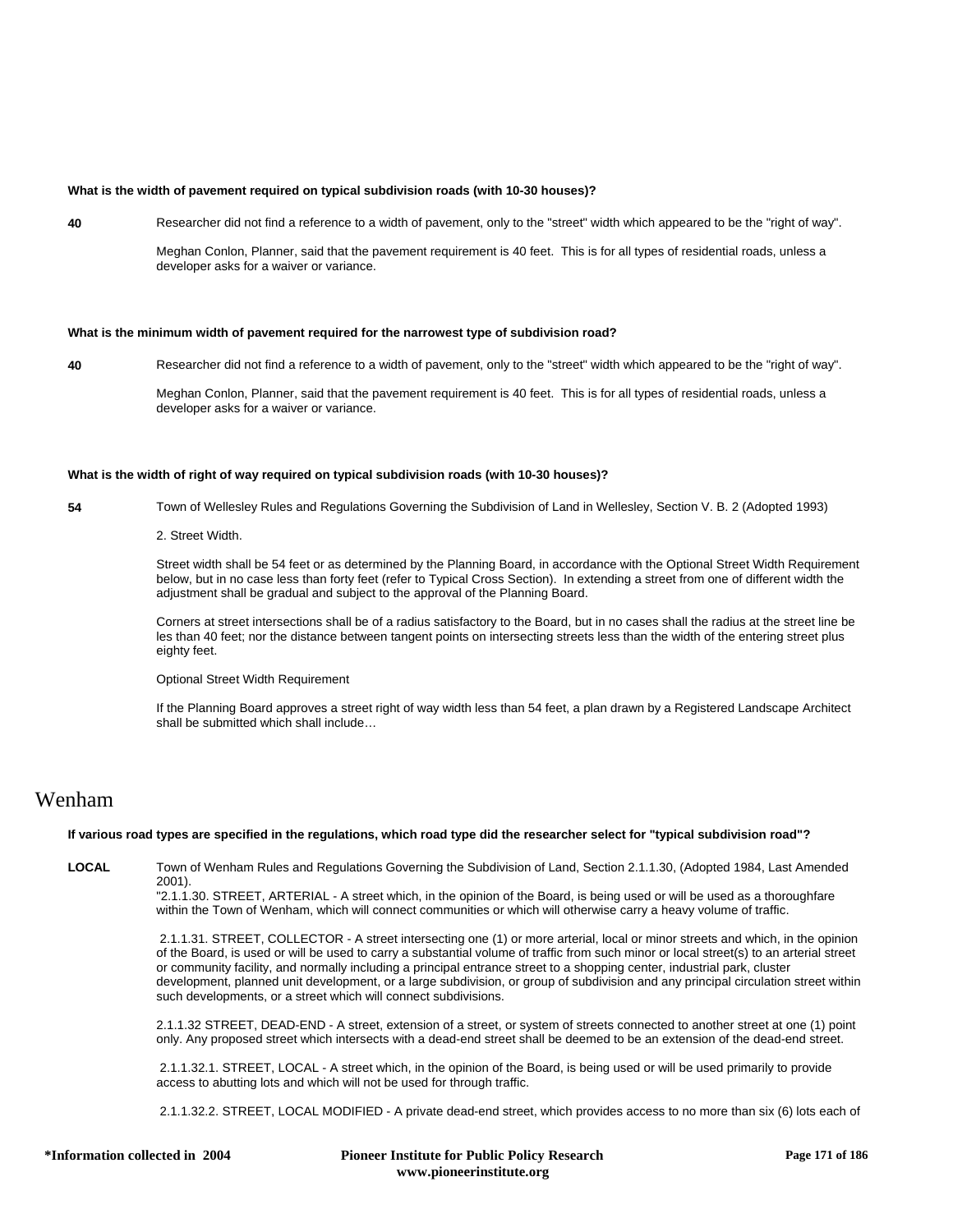**What is the width of pavement required on typical subdivision roads (with 10-30 houses)?**

**40** Researcher did not find a reference to a width of pavement, only to the "street" width which appeared to be the "right of way".

Meghan Conlon, Planner, said that the pavement requirement is 40 feet. This is for all types of residential roads, unless a developer asks for a waiver or variance.

**What is the minimum width of pavement required for the narrowest type of subdivision road?**

**40** Researcher did not find a reference to a width of pavement, only to the "street" width which appeared to be the "right of way".

Meghan Conlon, Planner, said that the pavement requirement is 40 feet. This is for all types of residential roads, unless a developer asks for a waiver or variance.

**What is the width of right of way required on typical subdivision roads (with 10-30 houses)?**

**54** Town of Wellesley Rules and Regulations Governing the Subdivision of Land in Wellesley, Section V. B. 2 (Adopted 1993)

2. Street Width.

Street width shall be 54 feet or as determined by the Planning Board, in accordance with the Optional Street Width Requirement below, but in no case less than forty feet (refer to Typical Cross Section). In extending a street from one of different width the adjustment shall be gradual and subject to the approval of the Planning Board.

Corners at street intersections shall be of a radius satisfactory to the Board, but in no cases shall the radius at the street line be les than 40 feet; nor the distance between tangent points on intersecting streets less than the width of the entering street plus eighty feet.

Optional Street Width Requirement

If the Planning Board approves a street right of way width less than 54 feet, a plan drawn by a Registered Landscape Architect shall be submitted which shall include…

# Wenham

**If various road types are specified in the regulations, which road type did the researcher select for "typical subdivision road"?**

**LOCAL** Town of Wenham Rules and Regulations Governing the Subdivision of Land, Section 2.1.1.30, (Adopted 1984, Last Amended 2001).

"2.1.1.30. STREET, ARTERIAL - A street which, in the opinion of the Board, is being used or will be used as a thoroughfare within the Town of Wenham, which will connect communities or which will otherwise carry a heavy volume of traffic.

2.1.1.31. STREET, COLLECTOR - A street intersecting one (1) or more arterial, local or minor streets and which, in the opinion of the Board, is used or will be used to carry a substantial volume of traffic from such minor or local street(s) to an arterial street or community facility, and normally including a principal entrance street to a shopping center, industrial park, cluster development, planned unit development, or a large subdivision, or group of subdivision and any principal circulation street within such developments, or a street which will connect subdivisions.

2.1.1.32 STREET, DEAD-END - A street, extension of a street, or system of streets connected to another street at one (1) point only. Any proposed street which intersects with a dead-end street shall be deemed to be an extension of the dead-end street.

2.1.1.32.1. STREET, LOCAL - A street which, in the opinion of the Board, is being used or will be used primarily to provide access to abutting lots and which will not be used for through traffic.

2.1.1.32.2. STREET, LOCAL MODIFIED - A private dead-end street, which provides access to no more than six (6) lots each of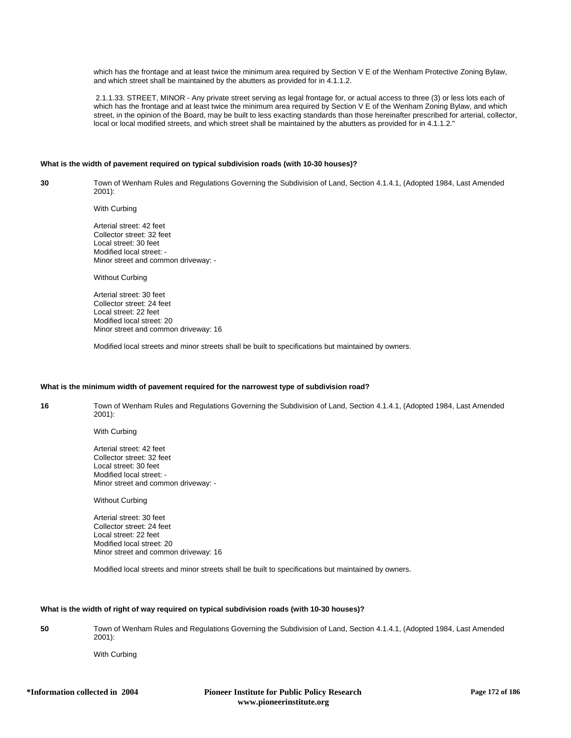which has the frontage and at least twice the minimum area required by Section V E of the Wenham Protective Zoning Bylaw, and which street shall be maintained by the abutters as provided for in 4.1.1.2.

2.1.1.33. STREET, MINOR - Any private street serving as legal frontage for, or actual access to three (3) or less lots each of which has the frontage and at least twice the minimum area required by Section V E of the Wenham Zoning Bylaw, and which street, in the opinion of the Board, may be built to less exacting standards than those hereinafter prescribed for arterial, collector, local or local modified streets, and which street shall be maintained by the abutters as provided for in 4.1.1.2."

**What is the width of pavement required on typical subdivision roads (with 10-30 houses)?**

**30**

Town of Wenham Rules and Regulations Governing the Subdivision of Land, Section 4.1.4.1, (Adopted 1984, Last Amended 2001):

With Curbing

Arterial street: 42 feet
Collector street: 32 feet
Local street: 30 feet
Modified local street: -
Minor street and common driveway: -

Without Curbing

Arterial street: 30 feet
Collector street: 24 feet
Local street: 22 feet
Modified local street: 20
Minor street and common driveway: 16

Modified local streets and minor streets shall be built to specifications but maintained by owners.

**What is the minimum width of pavement required for the narrowest type of subdivision road?**

**16**

Town of Wenham Rules and Regulations Governing the Subdivision of Land, Section 4.1.4.1, (Adopted 1984, Last Amended 2001):

With Curbing

Arterial street: 42 feet
Collector street: 32 feet
Local street: 30 feet
Modified local street: -
Minor street and common driveway: -

Without Curbing

Arterial street: 30 feet
Collector street: 24 feet
Local street: 22 feet
Modified local street: 20
Minor street and common driveway: 16

Modified local streets and minor streets shall be built to specifications but maintained by owners.

**What is the width of right of way required on typical subdivision roads (with 10-30 houses)?**

**50**

Town of Wenham Rules and Regulations Governing the Subdivision of Land, Section 4.1.4.1, (Adopted 1984, Last Amended 2001):

With Curbing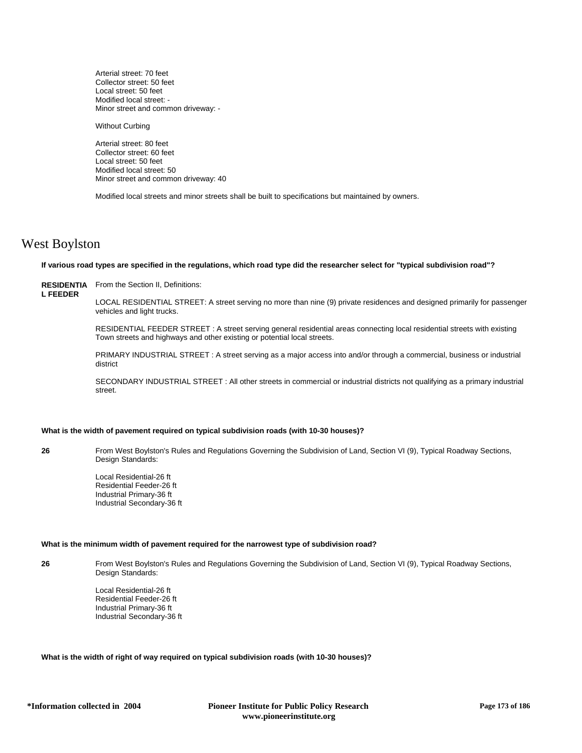Arterial street: 70 feet
Collector street: 50 feet
Local street: 50 feet
Modified local street: -
Minor street and common driveway: -

Without Curbing

Arterial street: 80 feet
Collector street: 60 feet
Local street: 50 feet
Modified local street: 50
Minor street and common driveway: 40

Modified local streets and minor streets shall be built to specifications but maintained by owners.

# West Boylston

**If various road types are specified in the regulations, which road type did the researcher select for "typical subdivision road"?**

**RESIDENTIAL FEEDER**

From the Section II, Definitions:

LOCAL RESIDENTIAL STREET: A street serving no more than nine (9) private residences and designed primarily for passenger vehicles and light trucks.

RESIDENTIAL FEEDER STREET : A street serving general residential areas connecting local residential streets with existing Town streets and highways and other existing or potential local streets.

PRIMARY INDUSTRIAL STREET : A street serving as a major access into and/or through a commercial, business or industrial district

SECONDARY INDUSTRIAL STREET : All other streets in commercial or industrial districts not qualifying as a primary industrial street.

**What is the width of pavement required on typical subdivision roads (with 10-30 houses)?**

**26**

From West Boylston's Rules and Regulations Governing the Subdivision of Land, Section VI (9), Typical Roadway Sections, Design Standards:

Local Residential-26 ft
Residential Feeder-26 ft
Industrial Primary-36 ft
Industrial Secondary-36 ft

**What is the minimum width of pavement required for the narrowest type of subdivision road?**

**26**

From West Boylston's Rules and Regulations Governing the Subdivision of Land, Section VI (9), Typical Roadway Sections, Design Standards:

Local Residential-26 ft
Residential Feeder-26 ft
Industrial Primary-36 ft
Industrial Secondary-36 ft

**What is the width of right of way required on typical subdivision roads (with 10-30 houses)?**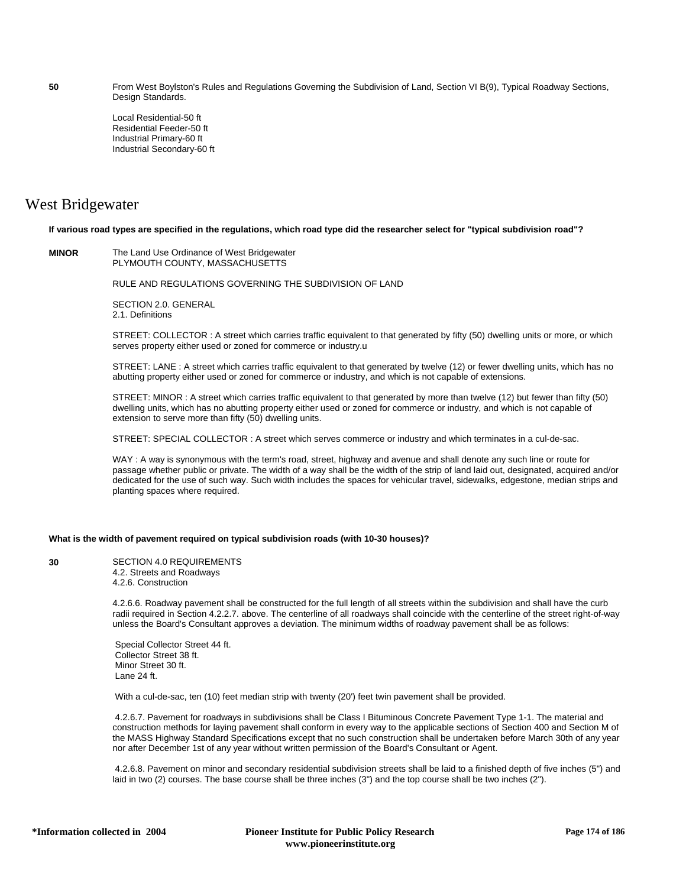**50** From West Boylston's Rules and Regulations Governing the Subdivision of Land, Section VI B(9), Typical Roadway Sections, Design Standards.

Local Residential-50 ft
Residential Feeder-50 ft
Industrial Primary-60 ft
Industrial Secondary-60 ft

## West Bridgewater

**If various road types are specified in the regulations, which road type did the researcher select for "typical subdivision road"?**

**MINOR** The Land Use Ordinance of West Bridgewater
PLYMOUTH COUNTY, MASSACHUSETTS

RULE AND REGULATIONS GOVERNING THE SUBDIVISION OF LAND

SECTION 2.0. GENERAL
2.1. Definitions

STREET: COLLECTOR : A street which carries traffic equivalent to that generated by fifty (50) dwelling units or more, or which serves property either used or zoned for commerce or industry.u

STREET: LANE : A street which carries traffic equivalent to that generated by twelve (12) or fewer dwelling units, which has no abutting property either used or zoned for commerce or industry, and which is not capable of extensions.

STREET: MINOR : A street which carries traffic equivalent to that generated by more than twelve (12) but fewer than fifty (50) dwelling units, which has no abutting property either used or zoned for commerce or industry, and which is not capable of extension to serve more than fifty (50) dwelling units.

STREET: SPECIAL COLLECTOR : A street which serves commerce or industry and which terminates in a cul-de-sac.

WAY : A way is synonymous with the term's road, street, highway and avenue and shall denote any such line or route for passage whether public or private. The width of a way shall be the width of the strip of land laid out, designated, acquired and/or dedicated for the use of such way. Such width includes the spaces for vehicular travel, sidewalks, edgestone, median strips and planting spaces where required.

**What is the width of pavement required on typical subdivision roads (with 10-30 houses)?**

**30** SECTION 4.0 REQUIREMENTS
4.2. Streets and Roadways
4.2.6. Construction

4.2.6.6. Roadway pavement shall be constructed for the full length of all streets within the subdivision and shall have the curb radii required in Section 4.2.2.7. above. The centerline of all roadways shall coincide with the centerline of the street right-of-way unless the Board's Consultant approves a deviation. The minimum widths of roadway pavement shall be as follows:

Special Collector Street 44 ft.
Collector Street 38 ft.
Minor Street 30 ft.
Lane 24 ft.

With a cul-de-sac, ten (10) feet median strip with twenty (20') feet twin pavement shall be provided.

4.2.6.7. Pavement for roadways in subdivisions shall be Class I Bituminous Concrete Pavement Type 1-1. The material and construction methods for laying pavement shall conform in every way to the applicable sections of Section 400 and Section M of the MASS Highway Standard Specifications except that no such construction shall be undertaken before March 30th of any year nor after December 1st of any year without written permission of the Board's Consultant or Agent.

4.2.6.8. Pavement on minor and secondary residential subdivision streets shall be laid to a finished depth of five inches (5") and laid in two (2) courses. The base course shall be three inches (3") and the top course shall be two inches (2").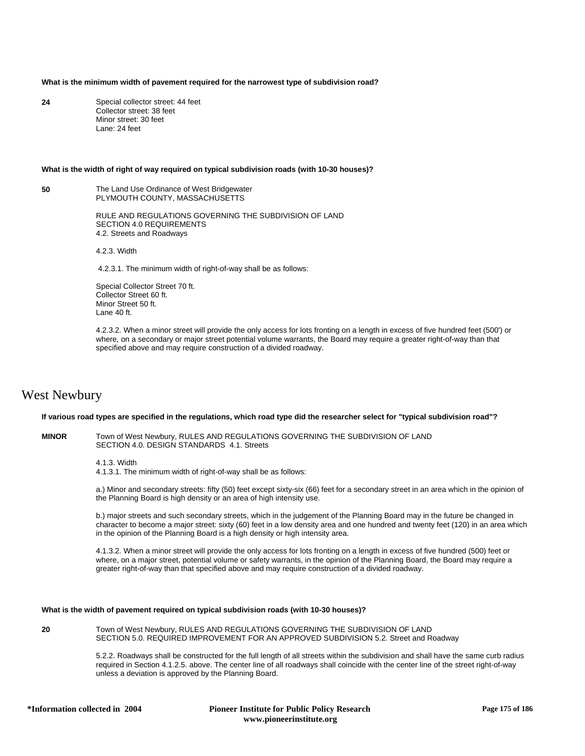**What is the minimum width of pavement required for the narrowest type of subdivision road?**

**24**

Special collector street: 44 feet
Collector street: 38 feet
Minor street: 30 feet
Lane: 24 feet

**What is the width of right of way required on typical subdivision roads (with 10-30 houses)?**

**50**

The Land Use Ordinance of West Bridgewater
PLYMOUTH COUNTY, MASSACHUSETTS

RULE AND REGULATIONS GOVERNING THE SUBDIVISION OF LAND
SECTION 4.0 REQUIREMENTS
4.2. Streets and Roadways

4.2.3. Width

4.2.3.1. The minimum width of right-of-way shall be as follows:

Special Collector Street 70 ft.
Collector Street 60 ft.
Minor Street 50 ft.
Lane 40 ft.

4.2.3.2. When a minor street will provide the only access for lots fronting on a length in excess of five hundred feet (500') or where, on a secondary or major street potential volume warrants, the Board may require a greater right-of-way than that specified above and may require construction of a divided roadway.

# West Newbury

**If various road types are specified in the regulations, which road type did the researcher select for "typical subdivision road"?**

**MINOR**

Town of West Newbury, RULES AND REGULATIONS GOVERNING THE SUBDIVISION OF LAND
SECTION 4.0. DESIGN STANDARDS 4.1. Streets

4.1.3. Width
4.1.3.1. The minimum width of right-of-way shall be as follows:

a.) Minor and secondary streets: fifty (50) feet except sixty-six (66) feet for a secondary street in an area which in the opinion of the Planning Board is high density or an area of high intensity use.

b.) major streets and such secondary streets, which in the judgement of the Planning Board may in the future be changed in character to become a major street: sixty (60) feet in a low density area and one hundred and twenty feet (120) in an area which in the opinion of the Planning Board is a high density or high intensity area.

4.1.3.2. When a minor street will provide the only access for lots fronting on a length in excess of five hundred (500) feet or where, on a major street, potential volume or safety warrants, in the opinion of the Planning Board, the Board may require a greater right-of-way than that specified above and may require construction of a divided roadway.

**What is the width of pavement required on typical subdivision roads (with 10-30 houses)?**

**20**

Town of West Newbury, RULES AND REGULATIONS GOVERNING THE SUBDIVISION OF LAND
SECTION 5.0. REQUIRED IMPROVEMENT FOR AN APPROVED SUBDIVISION 5.2. Street and Roadway

5.2.2. Roadways shall be constructed for the full length of all streets within the subdivision and shall have the same curb radius required in Section 4.1.2.5. above. The center line of all roadways shall coincide with the center line of the street right-of-way unless a deviation is approved by the Planning Board.

*Information collected in 2004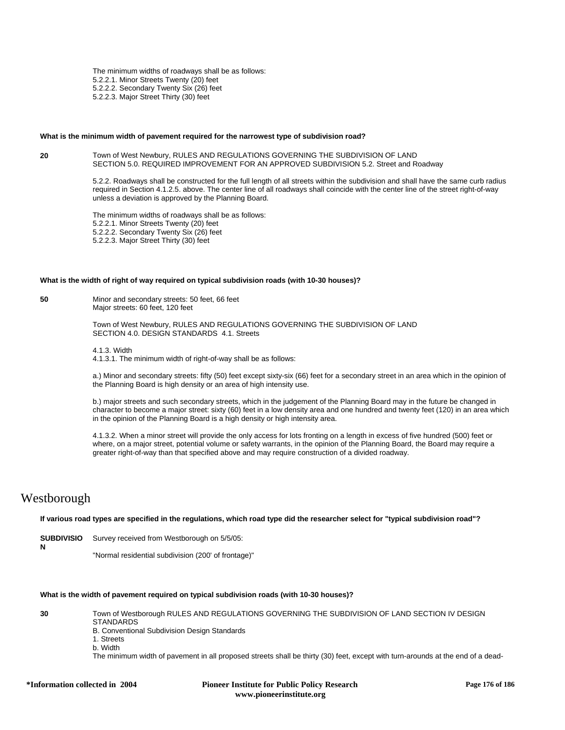The minimum widths of roadways shall be as follows:
5.2.2.1. Minor Streets Twenty (20) feet
5.2.2.2. Secondary Twenty Six (26) feet
5.2.2.3. Major Street Thirty (30) feet

**What is the minimum width of pavement required for the narrowest type of subdivision road?**

**20**

Town of West Newbury, RULES AND REGULATIONS GOVERNING THE SUBDIVISION OF LAND
SECTION 5.0. REQUIRED IMPROVEMENT FOR AN APPROVED SUBDIVISION 5.2. Street and Roadway

5.2.2. Roadways shall be constructed for the full length of all streets within the subdivision and shall have the same curb radius required in Section 4.1.2.5. above. The center line of all roadways shall coincide with the center line of the street right-of-way unless a deviation is approved by the Planning Board.

The minimum widths of roadways shall be as follows:
5.2.2.1. Minor Streets Twenty (20) feet
5.2.2.2. Secondary Twenty Six (26) feet
5.2.2.3. Major Street Thirty (30) feet

**What is the width of right of way required on typical subdivision roads (with 10-30 houses)?**

**50**

Minor and secondary streets: 50 feet, 66 feet
Major streets: 60 feet, 120 feet

Town of West Newbury, RULES AND REGULATIONS GOVERNING THE SUBDIVISION OF LAND
SECTION 4.0. DESIGN STANDARDS 4.1. Streets

4.1.3. Width
4.1.3.1. The minimum width of right-of-way shall be as follows:

a.) Minor and secondary streets: fifty (50) feet except sixty-six (66) feet for a secondary street in an area which in the opinion of the Planning Board is high density or an area of high intensity use.

b.) major streets and such secondary streets, which in the judgement of the Planning Board may in the future be changed in character to become a major street: sixty (60) feet in a low density area and one hundred and twenty feet (120) in an area which in the opinion of the Planning Board is a high density or high intensity area.

4.1.3.2. When a minor street will provide the only access for lots fronting on a length in excess of five hundred (500) feet or where, on a major street, potential volume or safety warrants, in the opinion of the Planning Board, the Board may require a greater right-of-way than that specified above and may require construction of a divided roadway.

# Westborough

**If various road types are specified in the regulations, which road type did the researcher select for "typical subdivision road"?**

**SUBDIVISION**

Survey received from Westborough on 5/5/05:

"Normal residential subdivision (200' of frontage)"

**What is the width of pavement required on typical subdivision roads (with 10-30 houses)?**

**30**

Town of Westborough RULES AND REGULATIONS GOVERNING THE SUBDIVISION OF LAND SECTION IV DESIGN STANDARDS
B. Conventional Subdivision Design Standards
1. Streets
b. Width
The minimum width of pavement in all proposed streets shall be thirty (30) feet, except with turn-arounds at the end of a dead-

*Information collected in 2004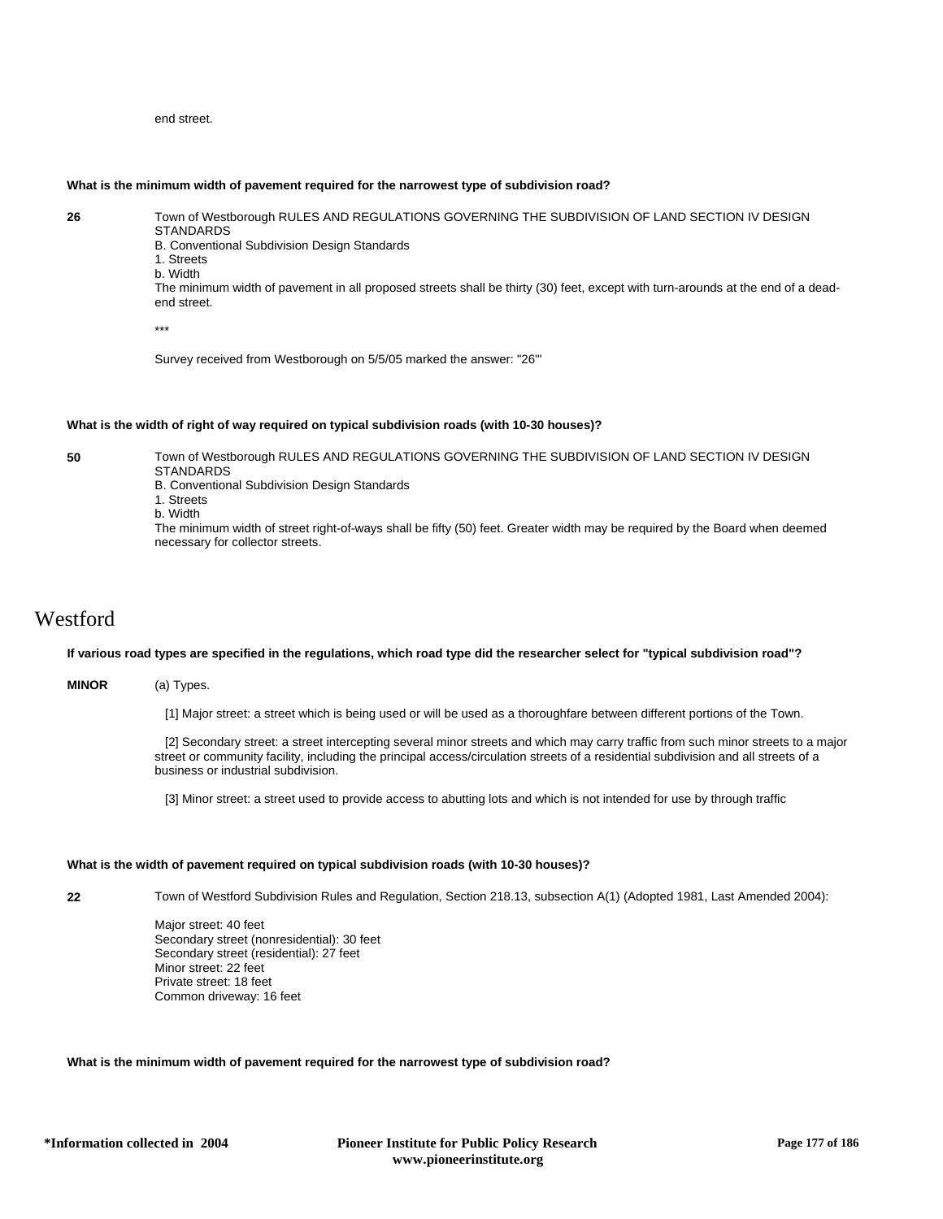end street.

**What is the minimum width of pavement required for the narrowest type of subdivision road?**

**26**

Town of Westborough RULES AND REGULATIONS GOVERNING THE SUBDIVISION OF LAND SECTION IV DESIGN STANDARDS
B. Conventional Subdivision Design Standards
1. Streets
b. Width
The minimum width of pavement in all proposed streets shall be thirty (30) feet, except with turn-arounds at the end of a dead-end street.

***

Survey received from Westborough on 5/5/05 marked the answer: "26'"

**What is the width of right of way required on typical subdivision roads (with 10-30 houses)?**

**50**

Town of Westborough RULES AND REGULATIONS GOVERNING THE SUBDIVISION OF LAND SECTION IV DESIGN STANDARDS
B. Conventional Subdivision Design Standards
1. Streets
b. Width
The minimum width of street right-of-ways shall be fifty (50) feet. Greater width may be required by the Board when deemed necessary for collector streets.

# Westford

**If various road types are specified in the regulations, which road type did the researcher select for "typical subdivision road"?**

**MINOR**

(a) Types.

[1] Major street: a street which is being used or will be used as a thoroughfare between different portions of the Town.

[2] Secondary street: a street intercepting several minor streets and which may carry traffic from such minor streets to a major street or community facility, including the principal access/circulation streets of a residential subdivision and all streets of a business or industrial subdivision.

[3] Minor street: a street used to provide access to abutting lots and which is not intended for use by through traffic

**What is the width of pavement required on typical subdivision roads (with 10-30 houses)?**

**22**

Town of Westford Subdivision Rules and Regulation, Section 218.13, subsection A(1) (Adopted 1981, Last Amended 2004):

Major street: 40 feet
Secondary street (nonresidential): 30 feet
Secondary street (residential): 27 feet
Minor street: 22 feet
Private street: 18 feet
Common driveway: 16 feet

**What is the minimum width of pavement required for the narrowest type of subdivision road?**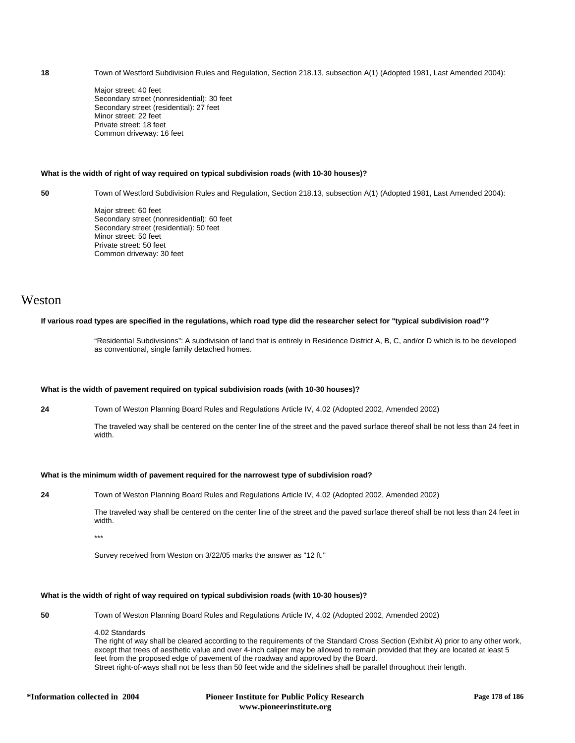**18** Town of Westford Subdivision Rules and Regulation, Section 218.13, subsection A(1) (Adopted 1981, Last Amended 2004):

Major street: 40 feet
Secondary street (nonresidential): 30 feet
Secondary street (residential): 27 feet
Minor street: 22 feet
Private street: 18 feet
Common driveway: 16 feet

**What is the width of right of way required on typical subdivision roads (with 10-30 houses)?**

**50** Town of Westford Subdivision Rules and Regulation, Section 218.13, subsection A(1) (Adopted 1981, Last Amended 2004):

Major street: 60 feet
Secondary street (nonresidential): 60 feet
Secondary street (residential): 50 feet
Minor street: 50 feet
Private street: 50 feet
Common driveway: 30 feet

# Weston

**If various road types are specified in the regulations, which road type did the researcher select for "typical subdivision road"?**

"Residential Subdivisions": A subdivision of land that is entirely in Residence District A, B, C, and/or D which is to be developed as conventional, single family detached homes.

**What is the width of pavement required on typical subdivision roads (with 10-30 houses)?**

**24** Town of Weston Planning Board Rules and Regulations Article IV, 4.02 (Adopted 2002, Amended 2002)

The traveled way shall be centered on the center line of the street and the paved surface thereof shall be not less than 24 feet in width.

**What is the minimum width of pavement required for the narrowest type of subdivision road?**

**24** Town of Weston Planning Board Rules and Regulations Article IV, 4.02 (Adopted 2002, Amended 2002)

The traveled way shall be centered on the center line of the street and the paved surface thereof shall be not less than 24 feet in width.

***

Survey received from Weston on 3/22/05 marks the answer as "12 ft."

**What is the width of right of way required on typical subdivision roads (with 10-30 houses)?**

**50** Town of Weston Planning Board Rules and Regulations Article IV, 4.02 (Adopted 2002, Amended 2002)

4.02 Standards
The right of way shall be cleared according to the requirements of the Standard Cross Section (Exhibit A) prior to any other work, except that trees of aesthetic value and over 4-inch caliper may be allowed to remain provided that they are located at least 5 feet from the proposed edge of pavement of the roadway and approved by the Board.
Street right-of-ways shall not be less than 50 feet wide and the sidelines shall be parallel throughout their length.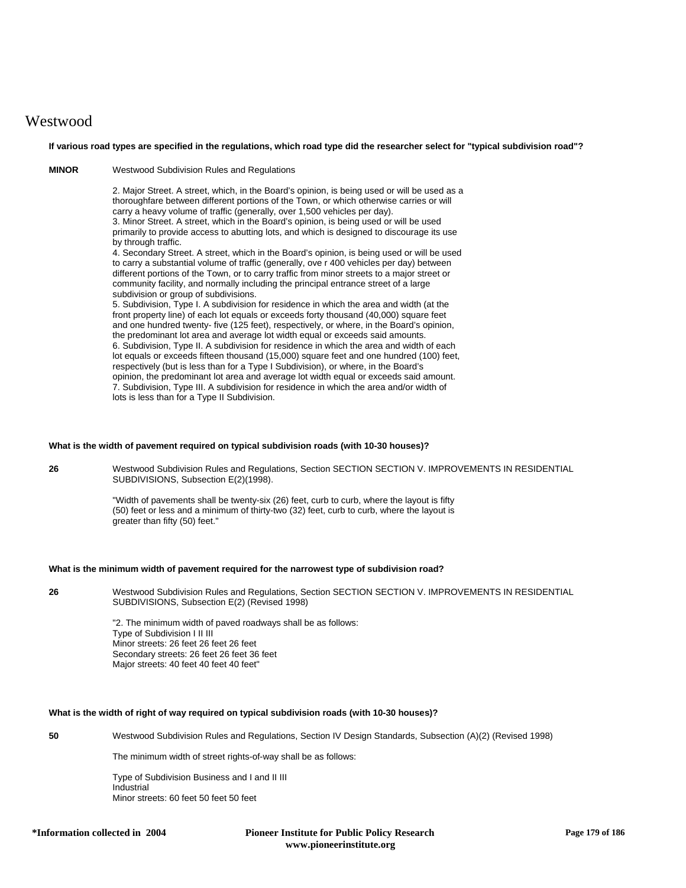# Westwood

**If various road types are specified in the regulations, which road type did the researcher select for "typical subdivision road"?**

**MINOR** Westwood Subdivision Rules and Regulations

2. Major Street. A street, which, in the Board's opinion, is being used or will be used as a thoroughfare between different portions of the Town, or which otherwise carries or will carry a heavy volume of traffic (generally, over 1,500 vehicles per day).
3. Minor Street. A street, which in the Board's opinion, is being used or will be used primarily to provide access to abutting lots, and which is designed to discourage its use by through traffic.
4. Secondary Street. A street, which in the Board's opinion, is being used or will be used to carry a substantial volume of traffic (generally, ove r 400 vehicles per day) between different portions of the Town, or to carry traffic from minor streets to a major street or community facility, and normally including the principal entrance street of a large subdivision or group of subdivisions.
5. Subdivision, Type I. A subdivision for residence in which the area and width (at the front property line) of each lot equals or exceeds forty thousand (40,000) square feet and one hundred twenty- five (125 feet), respectively, or where, in the Board's opinion, the predominant lot area and average lot width equal or exceeds said amounts.
6. Subdivision, Type II. A subdivision for residence in which the area and width of each lot equals or exceeds fifteen thousand (15,000) square feet and one hundred (100) feet, respectively (but is less than for a Type I Subdivision), or where, in the Board's opinion, the predominant lot area and average lot width equal or exceeds said amount.
7. Subdivision, Type III. A subdivision for residence in which the area and/or width of lots is less than for a Type II Subdivision.

**What is the width of pavement required on typical subdivision roads (with 10-30 houses)?**

**26** Westwood Subdivision Rules and Regulations, Section SECTION SECTION V. IMPROVEMENTS IN RESIDENTIAL SUBDIVISIONS, Subsection E(2)(1998).

"Width of pavements shall be twenty-six (26) feet, curb to curb, where the layout is fifty (50) feet or less and a minimum of thirty-two (32) feet, curb to curb, where the layout is greater than fifty (50) feet."

**What is the minimum width of pavement required for the narrowest type of subdivision road?**

**26** Westwood Subdivision Rules and Regulations, Section SECTION SECTION V. IMPROVEMENTS IN RESIDENTIAL SUBDIVISIONS, Subsection E(2) (Revised 1998)

"2. The minimum width of paved roadways shall be as follows:
Type of Subdivision I II III
Minor streets: 26 feet 26 feet 26 feet
Secondary streets: 26 feet 26 feet 36 feet
Major streets: 40 feet 40 feet 40 feet"

**What is the width of right of way required on typical subdivision roads (with 10-30 houses)?**

**50** Westwood Subdivision Rules and Regulations, Section IV Design Standards, Subsection (A)(2) (Revised 1998)

The minimum width of street rights-of-way shall be as follows:

Type of Subdivision Business and I and II III
Industrial
Minor streets: 60 feet 50 feet 50 feet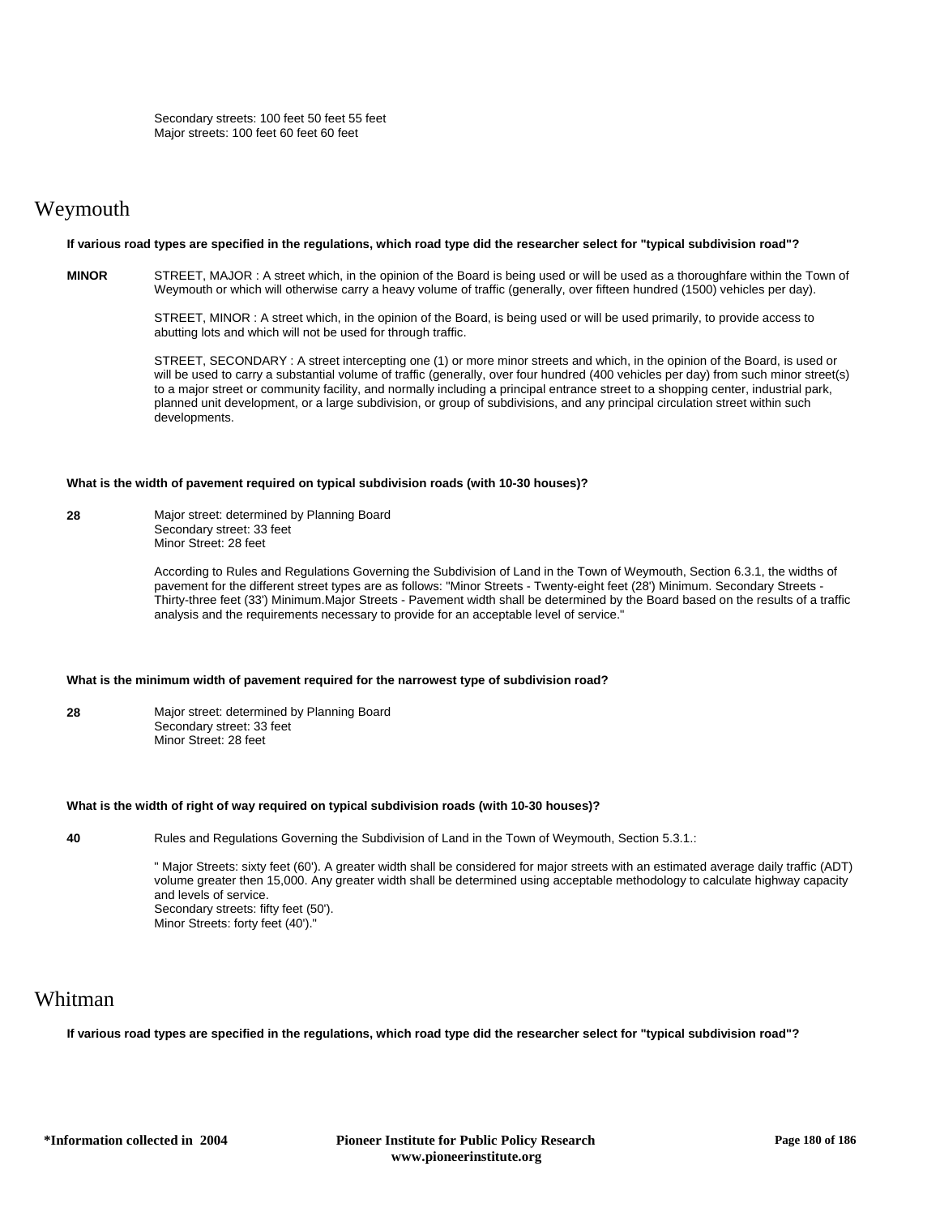Secondary streets: 100 feet 50 feet 55 feet
Major streets: 100 feet 60 feet 60 feet

## Weymouth

**If various road types are specified in the regulations, which road type did the researcher select for "typical subdivision road"?**

**MINOR**

STREET, MAJOR : A street which, in the opinion of the Board is being used or will be used as a thoroughfare within the Town of Weymouth or which will otherwise carry a heavy volume of traffic (generally, over fifteen hundred (1500) vehicles per day).

STREET, MINOR : A street which, in the opinion of the Board, is being used or will be used primarily, to provide access to abutting lots and which will not be used for through traffic.

STREET, SECONDARY : A street intercepting one (1) or more minor streets and which, in the opinion of the Board, is used or will be used to carry a substantial volume of traffic (generally, over four hundred (400 vehicles per day) from such minor street(s) to a major street or community facility, and normally including a principal entrance street to a shopping center, industrial park, planned unit development, or a large subdivision, or group of subdivisions, and any principal circulation street within such developments.

**What is the width of pavement required on typical subdivision roads (with 10-30 houses)?**

**28**

Major street: determined by Planning Board
Secondary street: 33 feet
Minor Street: 28 feet

According to Rules and Regulations Governing the Subdivision of Land in the Town of Weymouth, Section 6.3.1, the widths of pavement for the different street types are as follows: "Minor Streets - Twenty-eight feet (28') Minimum. Secondary Streets - Thirty-three feet (33') Minimum.Major Streets - Pavement width shall be determined by the Board based on the results of a traffic analysis and the requirements necessary to provide for an acceptable level of service."

**What is the minimum width of pavement required for the narrowest type of subdivision road?**

**28**

Major street: determined by Planning Board
Secondary street: 33 feet
Minor Street: 28 feet

**What is the width of right of way required on typical subdivision roads (with 10-30 houses)?**

**40**

Rules and Regulations Governing the Subdivision of Land in the Town of Weymouth, Section 5.3.1.:

" Major Streets: sixty feet (60'). A greater width shall be considered for major streets with an estimated average daily traffic (ADT) volume greater then 15,000. Any greater width shall be determined using acceptable methodology to calculate highway capacity and levels of service.
Secondary streets: fifty feet (50').
Minor Streets: forty feet (40')."

## Whitman

**If various road types are specified in the regulations, which road type did the researcher select for "typical subdivision road"?**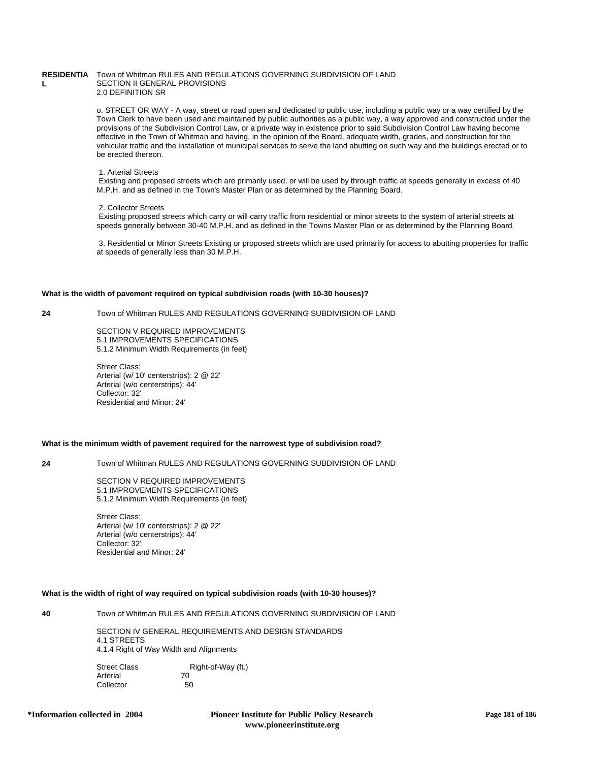**RESIDENTIAL** Town of Whitman RULES AND REGULATIONS GOVERNING SUBDIVISION OF LAND
SECTION II GENERAL PROVISIONS
2.0 DEFINITION SR

o. STREET OR WAY - A way, street or road open and dedicated to public use, including a public way or a way certified by the Town Clerk to have been used and maintained by public authorities as a public way, a way approved and constructed under the provisions of the Subdivision Control Law, or a private way in existence prior to said Subdivision Control Law having become effective in the Town of Whitman and having, in the opinion of the Board, adequate width, grades, and construction for the vehicular traffic and the installation of municipal services to serve the land abutting on such way and the buildings erected or to be erected thereon.

1. Arterial Streets
Existing and proposed streets which are primarily used, or will be used by through traffic at speeds generally in excess of 40 M.P.H. and as defined in the Town's Master Plan or as determined by the Planning Board.

2. Collector Streets
Existing proposed streets which carry or will carry traffic from residential or minor streets to the system of arterial streets at speeds generally between 30-40 M.P.H. and as defined in the Towns Master Plan or as determined by the Planning Board.

3. Residential or Minor Streets Existing or proposed streets which are used primarily for access to abutting properties for traffic at speeds of generally less than 30 M.P.H.

**What is the width of pavement required on typical subdivision roads (with 10-30 houses)?**

**24** Town of Whitman RULES AND REGULATIONS GOVERNING SUBDIVISION OF LAND

SECTION V REQUIRED IMPROVEMENTS
5.1 IMPROVEMENTS SPECIFICATIONS
5.1.2 Minimum Width Requirements (in feet)

Street Class:
Arterial (w/ 10' centerstrips): 2 @ 22'
Arterial (w/o centerstrips): 44'
Collector: 32'
Residential and Minor: 24'

**What is the minimum width of pavement required for the narrowest type of subdivision road?**

**24** Town of Whitman RULES AND REGULATIONS GOVERNING SUBDIVISION OF LAND

SECTION V REQUIRED IMPROVEMENTS
5.1 IMPROVEMENTS SPECIFICATIONS
5.1.2 Minimum Width Requirements (in feet)

Street Class:
Arterial (w/ 10' centerstrips): 2 @ 22'
Arterial (w/o centerstrips): 44'
Collector: 32'
Residential and Minor: 24'

**What is the width of right of way required on typical subdivision roads (with 10-30 houses)?**

**40** Town of Whitman RULES AND REGULATIONS GOVERNING SUBDIVISION OF LAND

SECTION IV GENERAL REQUIREMENTS AND DESIGN STANDARDS
4.1 STREETS
4.1.4 Right of Way Width and Alignments

| Street Class | Right-of-Way (ft.) |
|---|---|
| Arterial | 70 |
| Collector | 50 |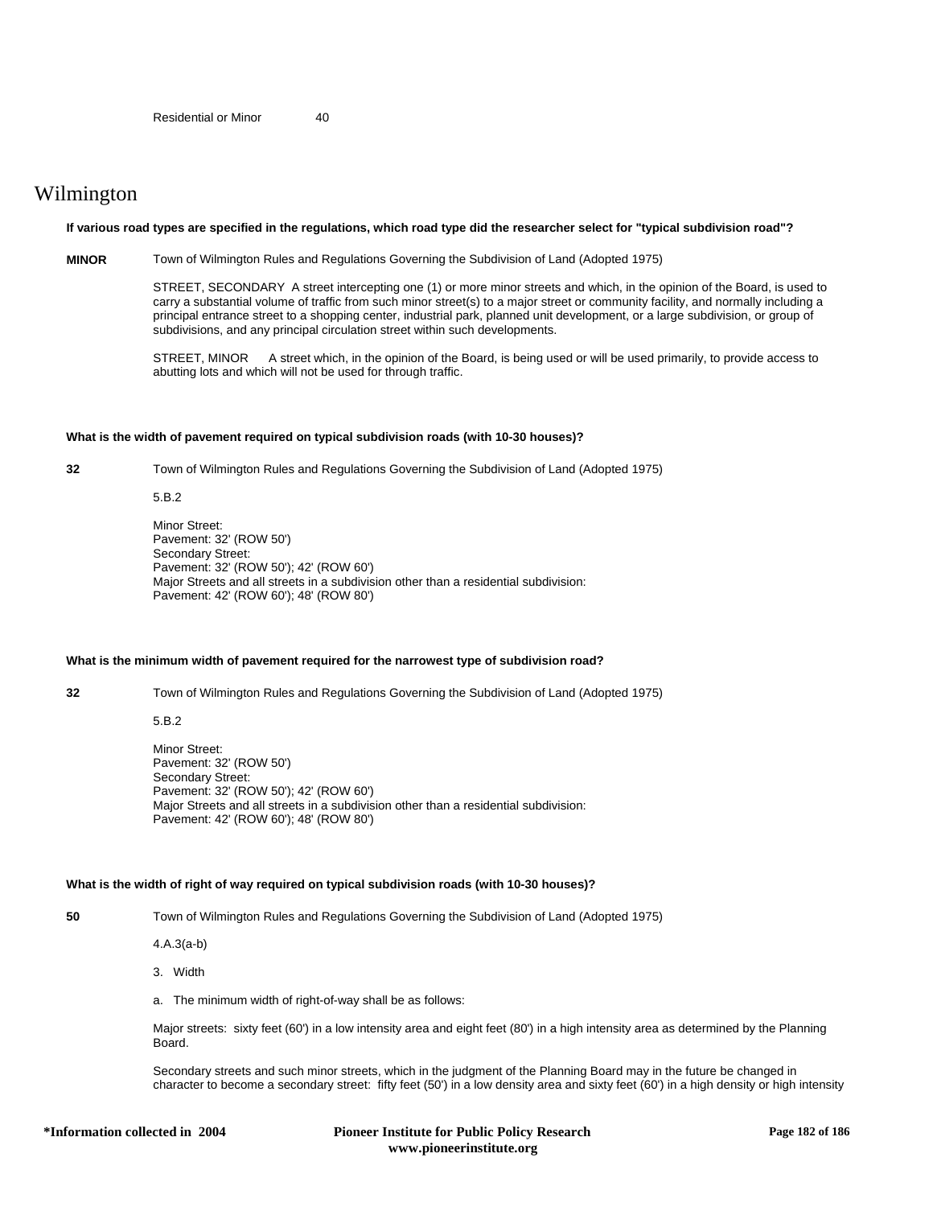Residential or Minor 40

# Wilmington

**If various road types are specified in the regulations, which road type did the researcher select for "typical subdivision road"?**

**MINOR** Town of Wilmington Rules and Regulations Governing the Subdivision of Land (Adopted 1975)

STREET, SECONDARY A street intercepting one (1) or more minor streets and which, in the opinion of the Board, is used to carry a substantial volume of traffic from such minor street(s) to a major street or community facility, and normally including a principal entrance street to a shopping center, industrial park, planned unit development, or a large subdivision, or group of subdivisions, and any principal circulation street within such developments.

STREET, MINOR A street which, in the opinion of the Board, is being used or will be used primarily, to provide access to abutting lots and which will not be used for through traffic.

**What is the width of pavement required on typical subdivision roads (with 10-30 houses)?**

**32** Town of Wilmington Rules and Regulations Governing the Subdivision of Land (Adopted 1975)

5.B.2

Minor Street:
Pavement: 32' (ROW 50')
Secondary Street:
Pavement: 32' (ROW 50'); 42' (ROW 60')
Major Streets and all streets in a subdivision other than a residential subdivision:
Pavement: 42' (ROW 60'); 48' (ROW 80')

**What is the minimum width of pavement required for the narrowest type of subdivision road?**

**32** Town of Wilmington Rules and Regulations Governing the Subdivision of Land (Adopted 1975)

5.B.2

Minor Street:
Pavement: 32' (ROW 50')
Secondary Street:
Pavement: 32' (ROW 50'); 42' (ROW 60')
Major Streets and all streets in a subdivision other than a residential subdivision:
Pavement: 42' (ROW 60'); 48' (ROW 80')

**What is the width of right of way required on typical subdivision roads (with 10-30 houses)?**

**50** Town of Wilmington Rules and Regulations Governing the Subdivision of Land (Adopted 1975)

4.A.3(a-b)

3. Width

a. The minimum width of right-of-way shall be as follows:

Major streets: sixty feet (60') in a low intensity area and eight feet (80') in a high intensity area as determined by the Planning Board.

Secondary streets and such minor streets, which in the judgment of the Planning Board may in the future be changed in character to become a secondary street: fifty feet (50') in a low density area and sixty feet (60') in a high density or high intensity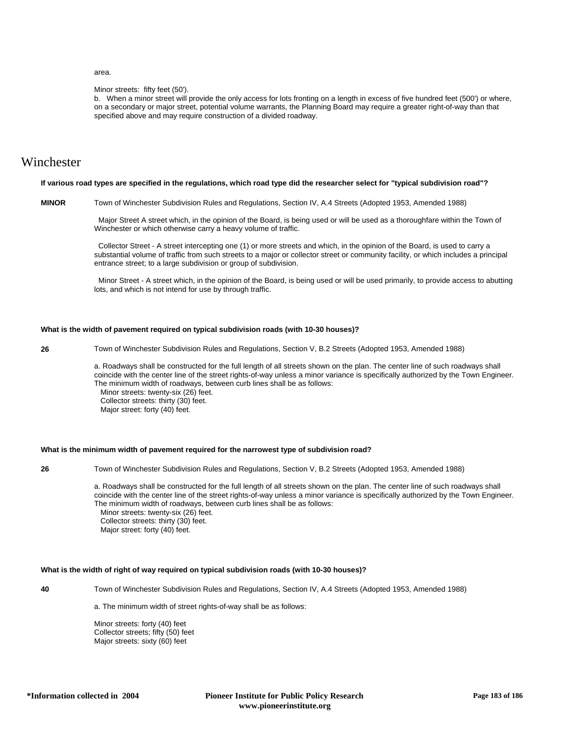area.

Minor streets: fifty feet (50').

b. When a minor street will provide the only access for lots fronting on a length in excess of five hundred feet (500') or where, on a secondary or major street, potential volume warrants, the Planning Board may require a greater right-of-way than that specified above and may require construction of a divided roadway.

# Winchester

**If various road types are specified in the regulations, which road type did the researcher select for "typical subdivision road"?**

**MINOR** Town of Winchester Subdivision Rules and Regulations, Section IV, A.4 Streets (Adopted 1953, Amended 1988)

Major Street A street which, in the opinion of the Board, is being used or will be used as a thoroughfare within the Town of Winchester or which otherwise carry a heavy volume of traffic.

Collector Street - A street intercepting one (1) or more streets and which, in the opinion of the Board, is used to carry a substantial volume of traffic from such streets to a major or collector street or community facility, or which includes a principal entrance street; to a large subdivision or group of subdivision.

Minor Street - A street which, in the opinion of the Board, is being used or will be used primarily, to provide access to abutting lots, and which is not intend for use by through traffic.

**What is the width of pavement required on typical subdivision roads (with 10-30 houses)?**

**26** Town of Winchester Subdivision Rules and Regulations, Section V, B.2 Streets (Adopted 1953, Amended 1988)

a. Roadways shall be constructed for the full length of all streets shown on the plan. The center line of such roadways shall coincide with the center line of the street rights-of-way unless a minor variance is specifically authorized by the Town Engineer. The minimum width of roadways, between curb lines shall be as follows:
Minor streets: twenty-six (26) feet.
Collector streets: thirty (30) feet.
Major street: forty (40) feet.

**What is the minimum width of pavement required for the narrowest type of subdivision road?**

**26** Town of Winchester Subdivision Rules and Regulations, Section V, B.2 Streets (Adopted 1953, Amended 1988)

a. Roadways shall be constructed for the full length of all streets shown on the plan. The center line of such roadways shall coincide with the center line of the street rights-of-way unless a minor variance is specifically authorized by the Town Engineer. The minimum width of roadways, between curb lines shall be as follows:
Minor streets: twenty-six (26) feet.
Collector streets: thirty (30) feet.
Major street: forty (40) feet.

**What is the width of right of way required on typical subdivision roads (with 10-30 houses)?**

**40** Town of Winchester Subdivision Rules and Regulations, Section IV, A.4 Streets (Adopted 1953, Amended 1988)

a. The minimum width of street rights-of-way shall be as follows:

Minor streets: forty (40) feet
Collector streets; fifty (50) feet
Major streets: sixty (60) feet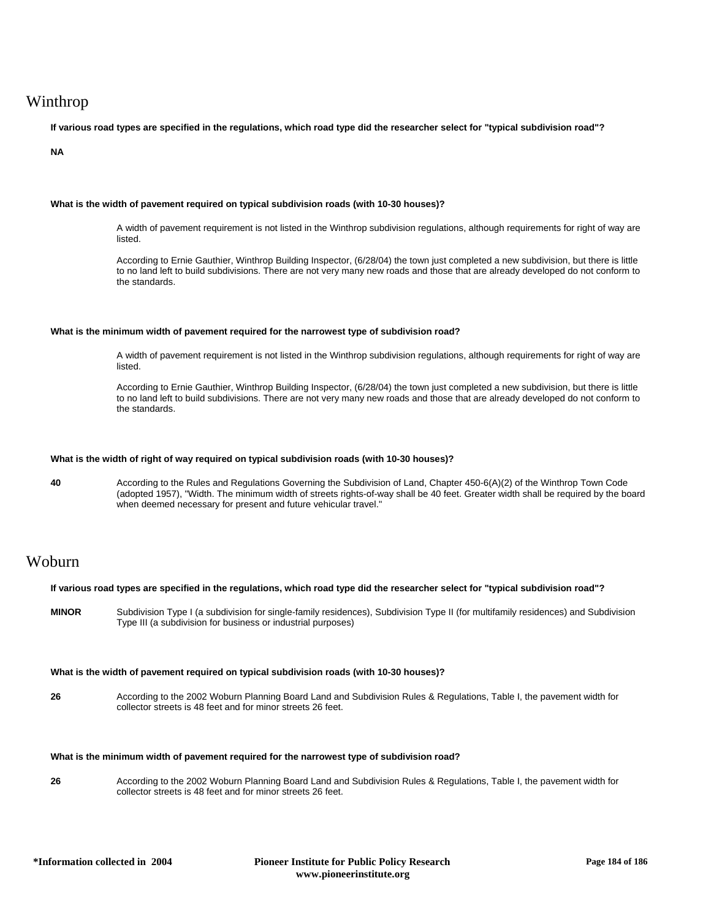## Winthrop

**If various road types are specified in the regulations, which road type did the researcher select for "typical subdivision road"?**

**NA**

**What is the width of pavement required on typical subdivision roads (with 10-30 houses)?**

A width of pavement requirement is not listed in the Winthrop subdivision regulations, although requirements for right of way are listed.

According to Ernie Gauthier, Winthrop Building Inspector, (6/28/04) the town just completed a new subdivision, but there is little to no land left to build subdivisions. There are not very many new roads and those that are already developed do not conform to the standards.

**What is the minimum width of pavement required for the narrowest type of subdivision road?**

A width of pavement requirement is not listed in the Winthrop subdivision regulations, although requirements for right of way are listed.

According to Ernie Gauthier, Winthrop Building Inspector, (6/28/04) the town just completed a new subdivision, but there is little to no land left to build subdivisions. There are not very many new roads and those that are already developed do not conform to the standards.

**What is the width of right of way required on typical subdivision roads (with 10-30 houses)?**

**40** According to the Rules and Regulations Governing the Subdivision of Land, Chapter 450-6(A)(2) of the Winthrop Town Code (adopted 1957), "Width. The minimum width of streets rights-of-way shall be 40 feet. Greater width shall be required by the board when deemed necessary for present and future vehicular travel."

## Woburn

**If various road types are specified in the regulations, which road type did the researcher select for "typical subdivision road"?**

**MINOR** Subdivision Type I (a subdivision for single-family residences), Subdivision Type II (for multifamily residences) and Subdivision Type III (a subdivision for business or industrial purposes)

**What is the width of pavement required on typical subdivision roads (with 10-30 houses)?**

**26** According to the 2002 Woburn Planning Board Land and Subdivision Rules & Regulations, Table I, the pavement width for collector streets is 48 feet and for minor streets 26 feet.

**What is the minimum width of pavement required for the narrowest type of subdivision road?**

**26** According to the 2002 Woburn Planning Board Land and Subdivision Rules & Regulations, Table I, the pavement width for collector streets is 48 feet and for minor streets 26 feet.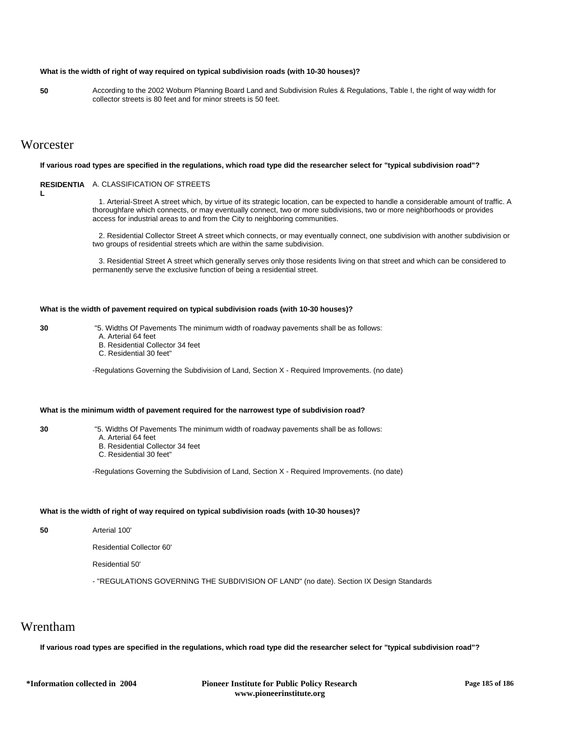**What is the width of right of way required on typical subdivision roads (with 10-30 houses)?**

**50** According to the 2002 Woburn Planning Board Land and Subdivision Rules & Regulations, Table I, the right of way width for collector streets is 80 feet and for minor streets is 50 feet.

## Worcester

**If various road types are specified in the regulations, which road type did the researcher select for "typical subdivision road"?**

**RESIDENTIAL** A. CLASSIFICATION OF STREETS

1. Arterial-Street A street which, by virtue of its strategic location, can be expected to handle a considerable amount of traffic. A thoroughfare which connects, or may eventually connect, two or more subdivisions, two or more neighborhoods or provides access for industrial areas to and from the City to neighboring communities.

2. Residential Collector Street A street which connects, or may eventually connect, one subdivision with another subdivision or two groups of residential streets which are within the same subdivision.

3. Residential Street A street which generally serves only those residents living on that street and which can be considered to permanently serve the exclusive function of being a residential street.

**What is the width of pavement required on typical subdivision roads (with 10-30 houses)?**

**30** "5. Widths Of Pavements The minimum width of roadway pavements shall be as follows:
A. Arterial 64 feet
B. Residential Collector 34 feet
C. Residential 30 feet"

-Regulations Governing the Subdivision of Land, Section X - Required Improvements. (no date)

**What is the minimum width of pavement required for the narrowest type of subdivision road?**

**30** "5. Widths Of Pavements The minimum width of roadway pavements shall be as follows:
A. Arterial 64 feet
B. Residential Collector 34 feet
C. Residential 30 feet"

-Regulations Governing the Subdivision of Land, Section X - Required Improvements. (no date)

**What is the width of right of way required on typical subdivision roads (with 10-30 houses)?**

**50** Arterial 100'

Residential Collector 60'

Residential 50'

- "REGULATIONS GOVERNING THE SUBDIVISION OF LAND" (no date). Section IX Design Standards

## Wrentham

**If various road types are specified in the regulations, which road type did the researcher select for "typical subdivision road"?**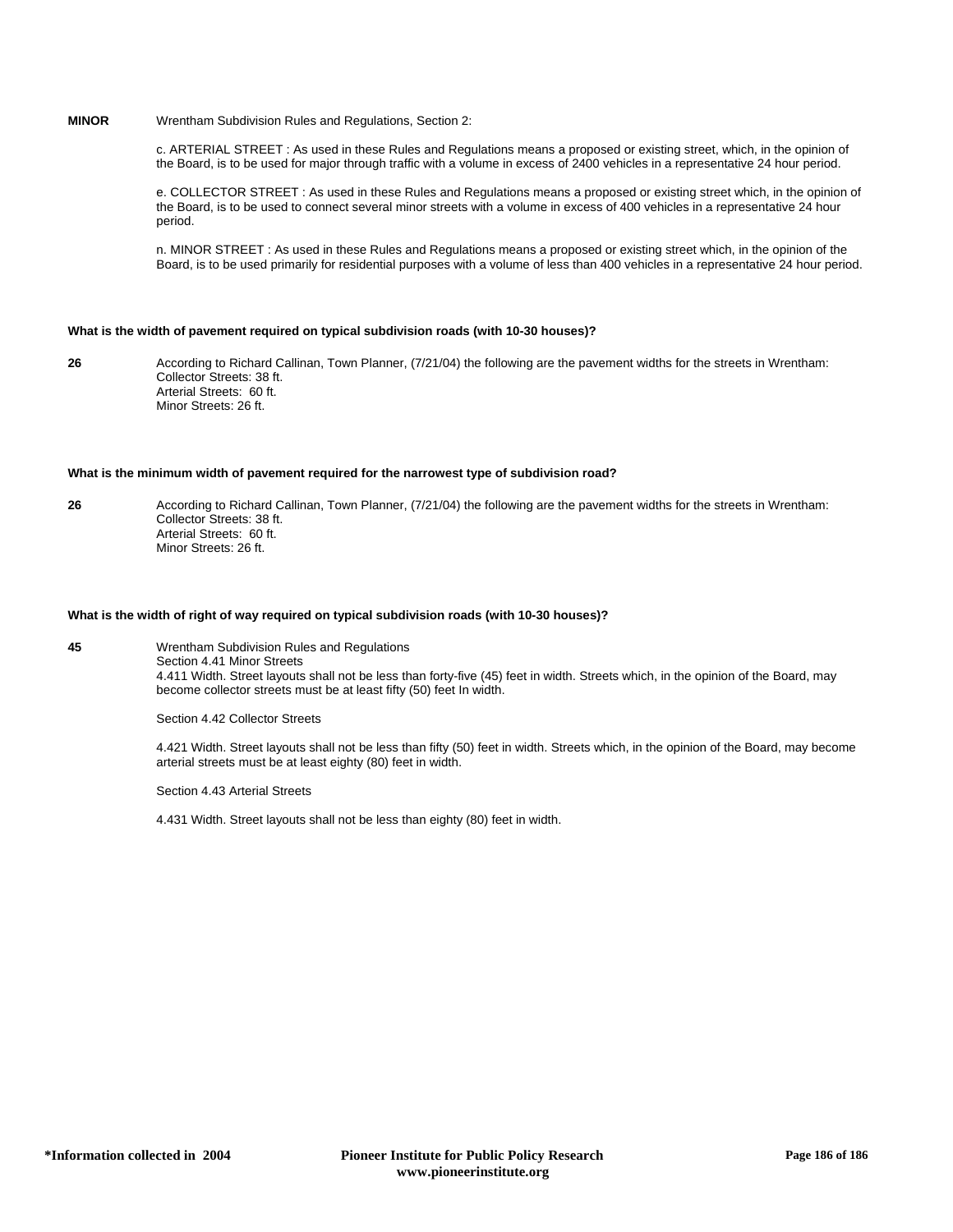**MINOR** Wrentham Subdivision Rules and Regulations, Section 2:

c. ARTERIAL STREET : As used in these Rules and Regulations means a proposed or existing street, which, in the opinion of the Board, is to be used for major through traffic with a volume in excess of 2400 vehicles in a representative 24 hour period.

e. COLLECTOR STREET : As used in these Rules and Regulations means a proposed or existing street which, in the opinion of the Board, is to be used to connect several minor streets with a volume in excess of 400 vehicles in a representative 24 hour period.

n. MINOR STREET : As used in these Rules and Regulations means a proposed or existing street which, in the opinion of the Board, is to be used primarily for residential purposes with a volume of less than 400 vehicles in a representative 24 hour period.

**What is the width of pavement required on typical subdivision roads (with 10-30 houses)?**

**26** According to Richard Callinan, Town Planner, (7/21/04) the following are the pavement widths for the streets in Wrentham:
Collector Streets: 38 ft.
Arterial Streets: 60 ft.
Minor Streets: 26 ft.

**What is the minimum width of pavement required for the narrowest type of subdivision road?**

**26** According to Richard Callinan, Town Planner, (7/21/04) the following are the pavement widths for the streets in Wrentham:
Collector Streets: 38 ft.
Arterial Streets: 60 ft.
Minor Streets: 26 ft.

**What is the width of right of way required on typical subdivision roads (with 10-30 houses)?**

**45** Wrentham Subdivision Rules and Regulations
Section 4.41 Minor Streets
4.411 Width. Street layouts shall not be less than forty-five (45) feet in width. Streets which, in the opinion of the Board, may become collector streets must be at least fifty (50) feet In width.

Section 4.42 Collector Streets

4.421 Width. Street layouts shall not be less than fifty (50) feet in width. Streets which, in the opinion of the Board, may become arterial streets must be at least eighty (80) feet in width.

Section 4.43 Arterial Streets

4.431 Width. Street layouts shall not be less than eighty (80) feet in width.